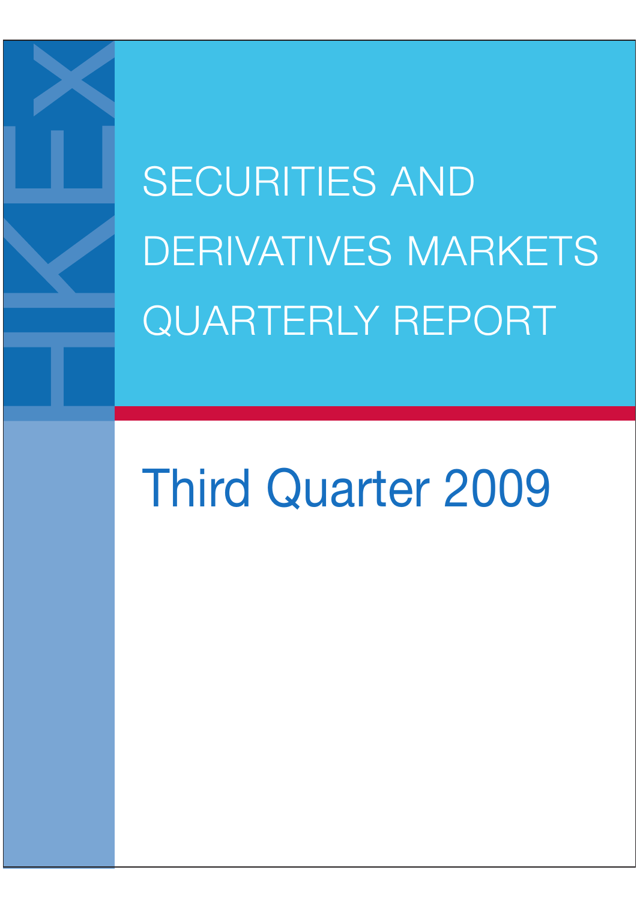# SECURITIES AND DERIVATIVES MARKETS QUARTERLY REPORT

## Third Quarter 2009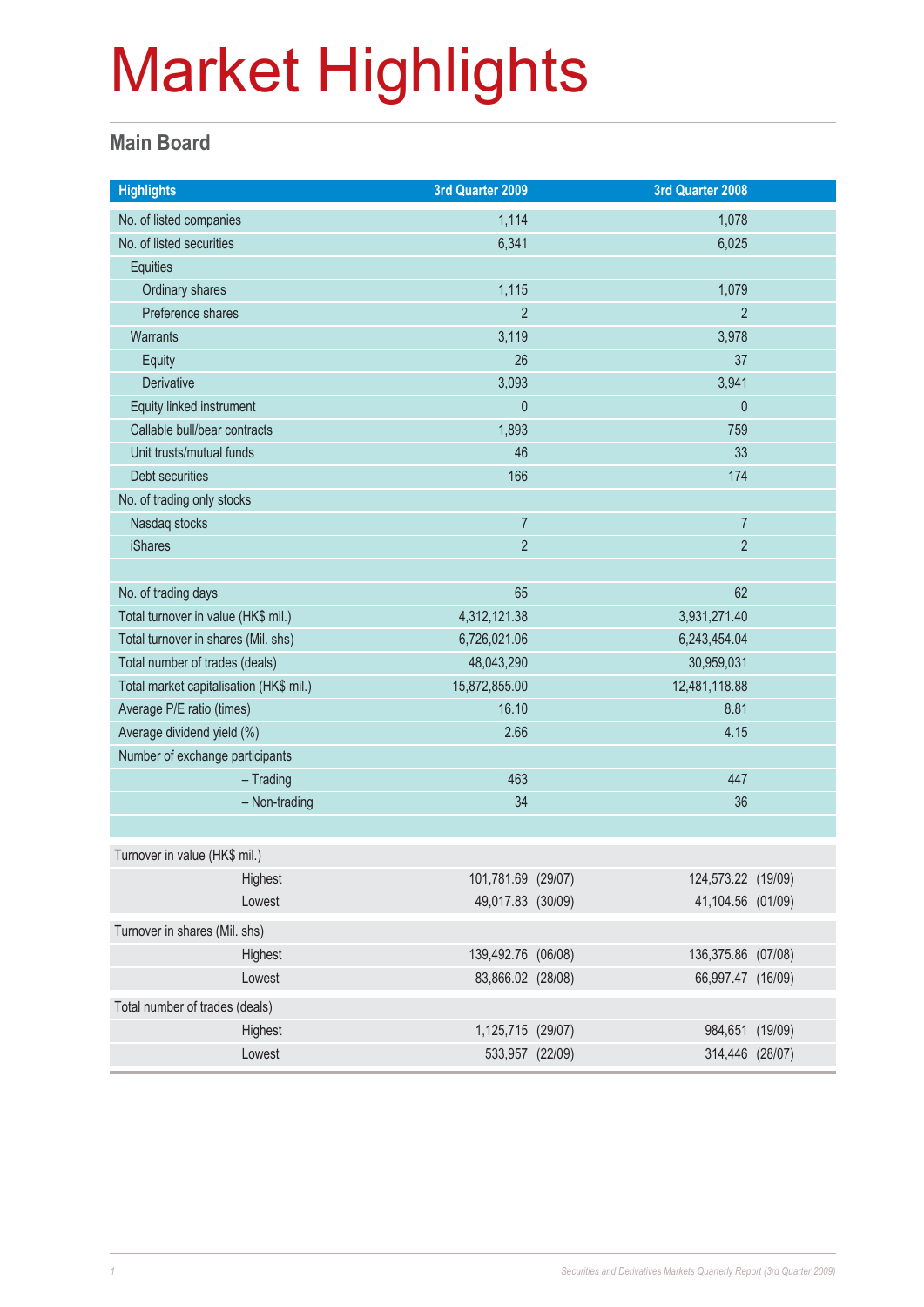# Market Highlights

## Main Board

| Highlights | 3rd Quarter 2009 | 3rd Quarter 2008 |
|---|---|---|
| No. of listed companies | 1,114 | 1,078 |
| No. of listed securities | 6,341 | 6,025 |
| Equities | | |
| Ordinary shares | 1,115 | 1,079 |
| Preference shares | 2 | 2 |
| Warrants | 3,119 | 3,978 |
| Equity | 26 | 37 |
| Derivative | 3,093 | 3,941 |
| Equity linked instrument | 0 | 0 |
| Callable bull/bear contracts | 1,893 | 759 |
| Unit trusts/mutual funds | 46 | 33 |
| Debt securities | 166 | 174 |
| No. of trading only stocks | | |
| Nasdaq stocks | 7 | 7 |
| iShares | 2 | 2 |
| | | |
| No. of trading days | 65 | 62 |
| Total turnover in value (HK$ mil.) | 4,312,121.38 | 3,931,271.40 |
| Total turnover in shares (Mil. shs) | 6,726,021.06 | 6,243,454.04 |
| Total number of trades (deals) | 48,043,290 | 30,959,031 |
| Total market capitalisation (HK$ mil.) | 15,872,855.00 | 12,481,118.88 |
| Average P/E ratio (times) | 16.10 | 8.81 |
| Average dividend yield (%) | 2.66 | 4.15 |
| Number of exchange participants | | |
| – Trading | 463 | 447 |
| – Non-trading | 34 | 36 |

| | 3rd Quarter 2009 | | 3rd Quarter 2008 | |
|---|---|---|---|---|
| **Turnover in value (HK$ mil.)** | | | | |
| Highest | 101,781.69 | (29/07) | 124,573.22 | (19/09) |
| Lowest | 49,017.83 | (30/09) | 41,104.56 | (01/09) |
| **Turnover in shares (Mil. shs)** | | | | |
| Highest | 139,492.76 | (06/08) | 136,375.86 | (07/08) |
| Lowest | 83,866.02 | (28/08) | 66,997.47 | (16/09) |
| **Total number of trades (deals)** | | | | |
| Highest | 1,125,715 | (29/07) | 984,651 | (19/09) |
| Lowest | 533,957 | (22/09) | 314,446 | (28/07) |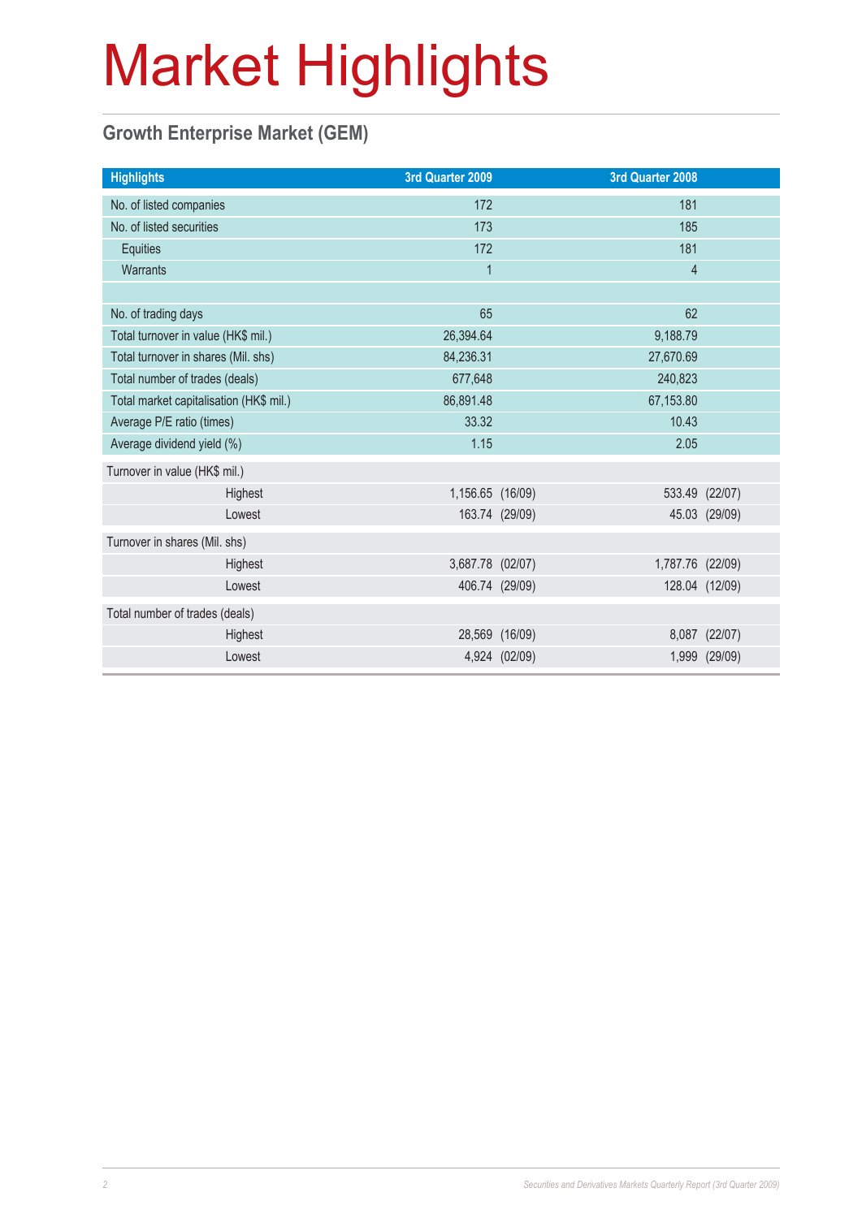# Market Highlights

## Growth Enterprise Market (GEM)

| Highlights | 3rd Quarter 2009 | 3rd Quarter 2008 |
|---|---|---|
| No. of listed companies | 172 | 181 |
| No. of listed securities | 173 | 185 |
| Equities | 172 | 181 |
| Warrants | 1 | 4 |
| | | |
| No. of trading days | 65 | 62 |
| Total turnover in value (HK$ mil.) | 26,394.64 | 9,188.79 |
| Total turnover in shares (Mil. shs) | 84,236.31 | 27,670.69 |
| Total number of trades (deals) | 677,648 | 240,823 |
| Total market capitalisation (HK$ mil.) | 86,891.48 | 67,153.80 |
| Average P/E ratio (times) | 33.32 | 10.43 |
| Average dividend yield (%) | 1.15 | 2.05 |
| Turnover in value (HK$ mil.) | | |
| Highest | 1,156.65 (16/09) | 533.49 (22/07) |
| Lowest | 163.74 (29/09) | 45.03 (29/09) |
| Turnover in shares (Mil. shs) | | |
| Highest | 3,687.78 (02/07) | 1,787.76 (22/09) |
| Lowest | 406.74 (29/09) | 128.04 (12/09) |
| Total number of trades (deals) | | |
| Highest | 28,569 (16/09) | 8,087 (22/07) |
| Lowest | 4,924 (02/09) | 1,999 (29/09) |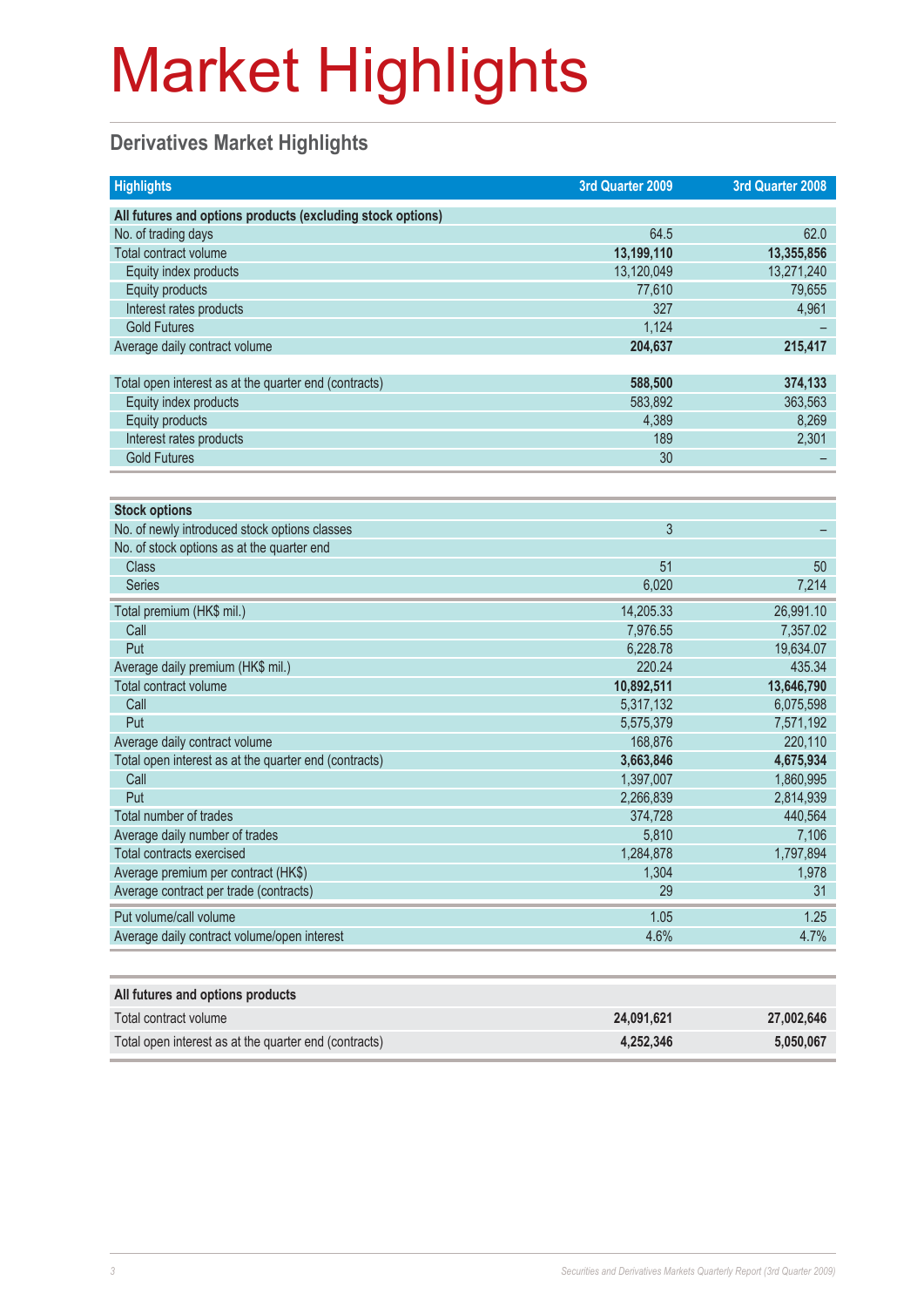# Market Highlights

## Derivatives Market Highlights

| Highlights | 3rd Quarter 2009 | 3rd Quarter 2008 |
|---|---|---|
| **All futures and options products (excluding stock options)** | | |
| No. of trading days | 64.5 | 62.0 |
| Total contract volume | **13,199,110** | **13,355,856** |
| Equity index products | 13,120,049 | 13,271,240 |
| Equity products | 77,610 | 79,655 |
| Interest rates products | 327 | 4,961 |
| Gold Futures | 1,124 | – |
| Average daily contract volume | **204,637** | **215,417** |
| Total open interest as at the quarter end (contracts) | **588,500** | **374,133** |
| Equity index products | 583,892 | 363,563 |
| Equity products | 4,389 | 8,269 |
| Interest rates products | 189 | 2,301 |
| Gold Futures | 30 | – |

| Stock options | 3rd Quarter 2009 | 3rd Quarter 2008 |
|---|---|---|
| No. of newly introduced stock options classes | 3 | – |
| No. of stock options as at the quarter end | | |
| Class | 51 | 50 |
| Series | 6,020 | 7,214 |
| Total premium (HK$ mil.) | 14,205.33 | 26,991.10 |
| Call | 7,976.55 | 7,357.02 |
| Put | 6,228.78 | 19,634.07 |
| Average daily premium (HK$ mil.) | 220.24 | 435.34 |
| Total contract volume | **10,892,511** | **13,646,790** |
| Call | 5,317,132 | 6,075,598 |
| Put | 5,575,379 | 7,571,192 |
| Average daily contract volume | 168,876 | 220,110 |
| Total open interest as at the quarter end (contracts) | **3,663,846** | **4,675,934** |
| Call | 1,397,007 | 1,860,995 |
| Put | 2,266,839 | 2,814,939 |
| Total number of trades | 374,728 | 440,564 |
| Average daily number of trades | 5,810 | 7,106 |
| Total contracts exercised | 1,284,878 | 1,797,894 |
| Average premium per contract (HK$) | 1,304 | 1,978 |
| Average contract per trade (contracts) | 29 | 31 |
| Put volume/call volume | 1.05 | 1.25 |
| Average daily contract volume/open interest | 4.6% | 4.7% |

| All futures and options products | 3rd Quarter 2009 | 3rd Quarter 2008 |
|---|---|---|
| Total contract volume | **24,091,621** | **27,002,646** |
| Total open interest as at the quarter end (contracts) | **4,252,346** | **5,050,067** |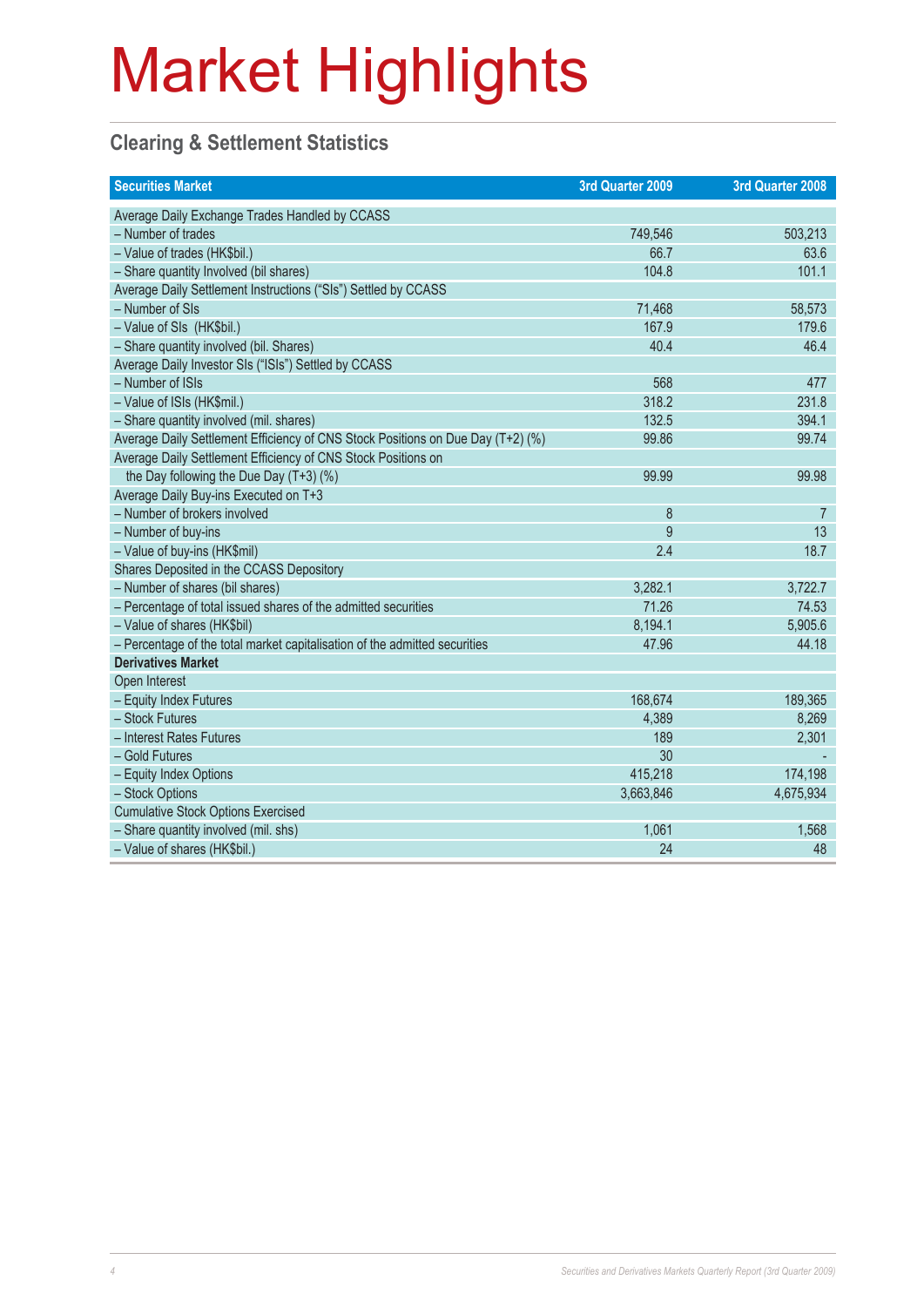# Market Highlights

## Clearing & Settlement Statistics

| Securities Market | 3rd Quarter 2009 | 3rd Quarter 2008 |
|---|---|---|
| Average Daily Exchange Trades Handled by CCASS | | |
| – Number of trades | 749,546 | 503,213 |
| – Value of trades (HK$bil.) | 66.7 | 63.6 |
| – Share quantity Involved (bil shares) | 104.8 | 101.1 |
| Average Daily Settlement Instructions ("SIs") Settled by CCASS | | |
| – Number of SIs | 71,468 | 58,573 |
| – Value of SIs (HK$bil.) | 167.9 | 179.6 |
| – Share quantity involved (bil. Shares) | 40.4 | 46.4 |
| Average Daily Investor SIs ("ISIs") Settled by CCASS | | |
| – Number of ISIs | 568 | 477 |
| – Value of ISIs (HK$mil.) | 318.2 | 231.8 |
| – Share quantity involved (mil. shares) | 132.5 | 394.1 |
| Average Daily Settlement Efficiency of CNS Stock Positions on Due Day (T+2) (%) | 99.86 | 99.74 |
| Average Daily Settlement Efficiency of CNS Stock Positions on the Day following the Due Day (T+3) (%) | 99.99 | 99.98 |
| Average Daily Buy-ins Executed on T+3 | | |
| – Number of brokers involved | 8 | 7 |
| – Number of buy-ins | 9 | 13 |
| – Value of buy-ins (HK$mil) | 2.4 | 18.7 |
| Shares Deposited in the CCASS Depository | | |
| – Number of shares (bil shares) | 3,282.1 | 3,722.7 |
| – Percentage of total issued shares of the admitted securities | 71.26 | 74.53 |
| – Value of shares (HK$bil) | 8,194.1 | 5,905.6 |
| – Percentage of the total market capitalisation of the admitted securities | 47.96 | 44.18 |
| **Derivatives Market** | | |
| Open Interest | | |
| – Equity Index Futures | 168,674 | 189,365 |
| – Stock Futures | 4,389 | 8,269 |
| – Interest Rates Futures | 189 | 2,301 |
| – Gold Futures | 30 | - |
| – Equity Index Options | 415,218 | 174,198 |
| – Stock Options | 3,663,846 | 4,675,934 |
| Cumulative Stock Options Exercised | | |
| – Share quantity involved (mil. shs) | 1,061 | 1,568 |
| – Value of shares (HK$bil.) | 24 | 48 |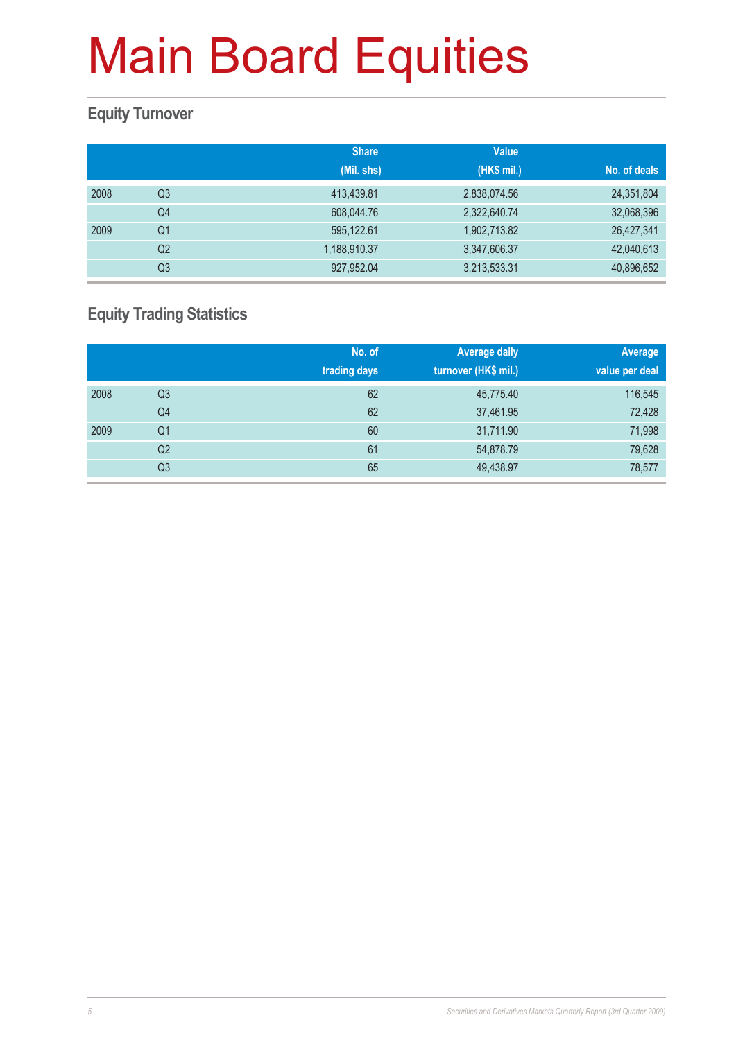# Main Board Equities

## Equity Turnover

| | | Share (Mil. shs) | Value (HK$ mil.) | No. of deals |
|---|---|---|---|---|
| 2008 | Q3 | 413,439.81 | 2,838,074.56 | 24,351,804 |
| | Q4 | 608,044.76 | 2,322,640.74 | 32,068,396 |
| 2009 | Q1 | 595,122.61 | 1,902,713.82 | 26,427,341 |
| | Q2 | 1,188,910.37 | 3,347,606.37 | 42,040,613 |
| | Q3 | 927,952.04 | 3,213,533.31 | 40,896,652 |

## Equity Trading Statistics

| | | No. of trading days | Average daily turnover (HK$ mil.) | Average value per deal |
|---|---|---|---|---|
| 2008 | Q3 | 62 | 45,775.40 | 116,545 |
| | Q4 | 62 | 37,461.95 | 72,428 |
| 2009 | Q1 | 60 | 31,711.90 | 71,998 |
| | Q2 | 61 | 54,878.79 | 79,628 |
| | Q3 | 65 | 49,438.97 | 78,577 |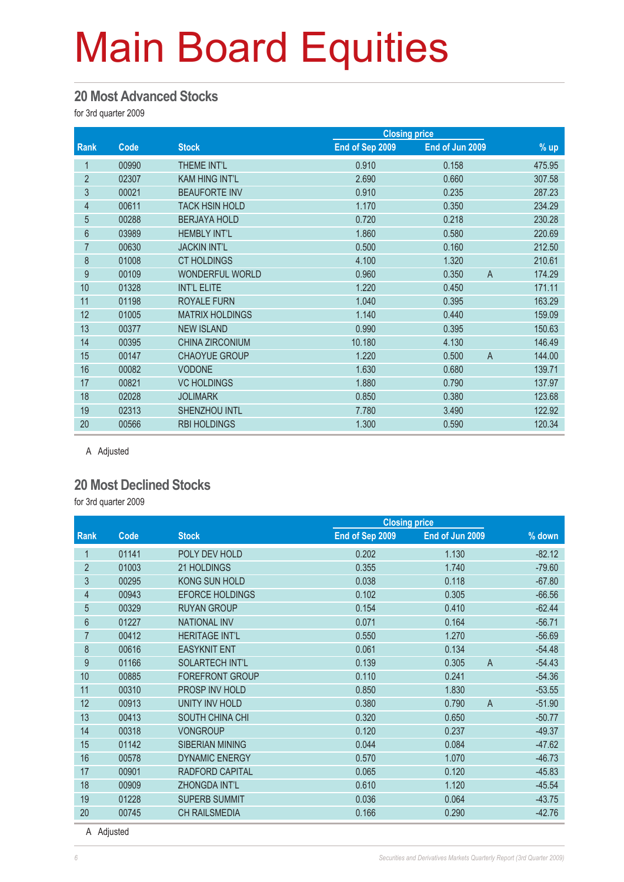# Main Board Equities

## 20 Most Advanced Stocks

for 3rd quarter 2009

| Rank | Code | Stock | Closing price | | | % up |
|---|---|---|---|---|---|---|
| | | | End of Sep 2009 | End of Jun 2009 | | |
| 1 | 00990 | THEME INT'L | 0.910 | 0.158 | | 475.95 |
| 2 | 02307 | KAM HING INT'L | 2.690 | 0.660 | | 307.58 |
| 3 | 00021 | BEAUFORTE INV | 0.910 | 0.235 | | 287.23 |
| 4 | 00611 | TACK HSIN HOLD | 1.170 | 0.350 | | 234.29 |
| 5 | 00288 | BERJAYA HOLD | 0.720 | 0.218 | | 230.28 |
| 6 | 03989 | HEMBLY INT'L | 1.860 | 0.580 | | 220.69 |
| 7 | 00630 | JACKIN INT'L | 0.500 | 0.160 | | 212.50 |
| 8 | 01008 | CT HOLDINGS | 4.100 | 1.320 | | 210.61 |
| 9 | 00109 | WONDERFUL WORLD | 0.960 | 0.350 | A | 174.29 |
| 10 | 01328 | INT'L ELITE | 1.220 | 0.450 | | 171.11 |
| 11 | 01198 | ROYALE FURN | 1.040 | 0.395 | | 163.29 |
| 12 | 01005 | MATRIX HOLDINGS | 1.140 | 0.440 | | 159.09 |
| 13 | 00377 | NEW ISLAND | 0.990 | 0.395 | | 150.63 |
| 14 | 00395 | CHINA ZIRCONIUM | 10.180 | 4.130 | | 146.49 |
| 15 | 00147 | CHAOYUE GROUP | 1.220 | 0.500 | A | 144.00 |
| 16 | 00082 | VODONE | 1.630 | 0.680 | | 139.71 |
| 17 | 00821 | VC HOLDINGS | 1.880 | 0.790 | | 137.97 |
| 18 | 02028 | JOLIMARK | 0.850 | 0.380 | | 123.68 |
| 19 | 02313 | SHENZHOU INTL | 7.780 | 3.490 | | 122.92 |
| 20 | 00566 | RBI HOLDINGS | 1.300 | 0.590 | | 120.34 |

A Adjusted

## 20 Most Declined Stocks

for 3rd quarter 2009

| Rank | Code | Stock | Closing price | | | % down |
|---|---|---|---|---|---|---|
| | | | End of Sep 2009 | End of Jun 2009 | | |
| 1 | 01141 | POLY DEV HOLD | 0.202 | 1.130 | | -82.12 |
| 2 | 01003 | 21 HOLDINGS | 0.355 | 1.740 | | -79.60 |
| 3 | 00295 | KONG SUN HOLD | 0.038 | 0.118 | | -67.80 |
| 4 | 00943 | EFORCE HOLDINGS | 0.102 | 0.305 | | -66.56 |
| 5 | 00329 | RUYAN GROUP | 0.154 | 0.410 | | -62.44 |
| 6 | 01227 | NATIONAL INV | 0.071 | 0.164 | | -56.71 |
| 7 | 00412 | HERITAGE INT'L | 0.550 | 1.270 | | -56.69 |
| 8 | 00616 | EASYKNIT ENT | 0.061 | 0.134 | | -54.48 |
| 9 | 01166 | SOLARTECH INT'L | 0.139 | 0.305 | A | -54.43 |
| 10 | 00885 | FOREFRONT GROUP | 0.110 | 0.241 | | -54.36 |
| 11 | 00310 | PROSP INV HOLD | 0.850 | 1.830 | | -53.55 |
| 12 | 00913 | UNITY INV HOLD | 0.380 | 0.790 | A | -51.90 |
| 13 | 00413 | SOUTH CHINA CHI | 0.320 | 0.650 | | -50.77 |
| 14 | 00318 | VONGROUP | 0.120 | 0.237 | | -49.37 |
| 15 | 01142 | SIBERIAN MINING | 0.044 | 0.084 | | -47.62 |
| 16 | 00578 | DYNAMIC ENERGY | 0.570 | 1.070 | | -46.73 |
| 17 | 00901 | RADFORD CAPITAL | 0.065 | 0.120 | | -45.83 |
| 18 | 00909 | ZHONGDA INT'L | 0.610 | 1.120 | | -45.54 |
| 19 | 01228 | SUPERB SUMMIT | 0.036 | 0.064 | | -43.75 |
| 20 | 00745 | CH RAILSMEDIA | 0.166 | 0.290 | | -42.76 |

A Adjusted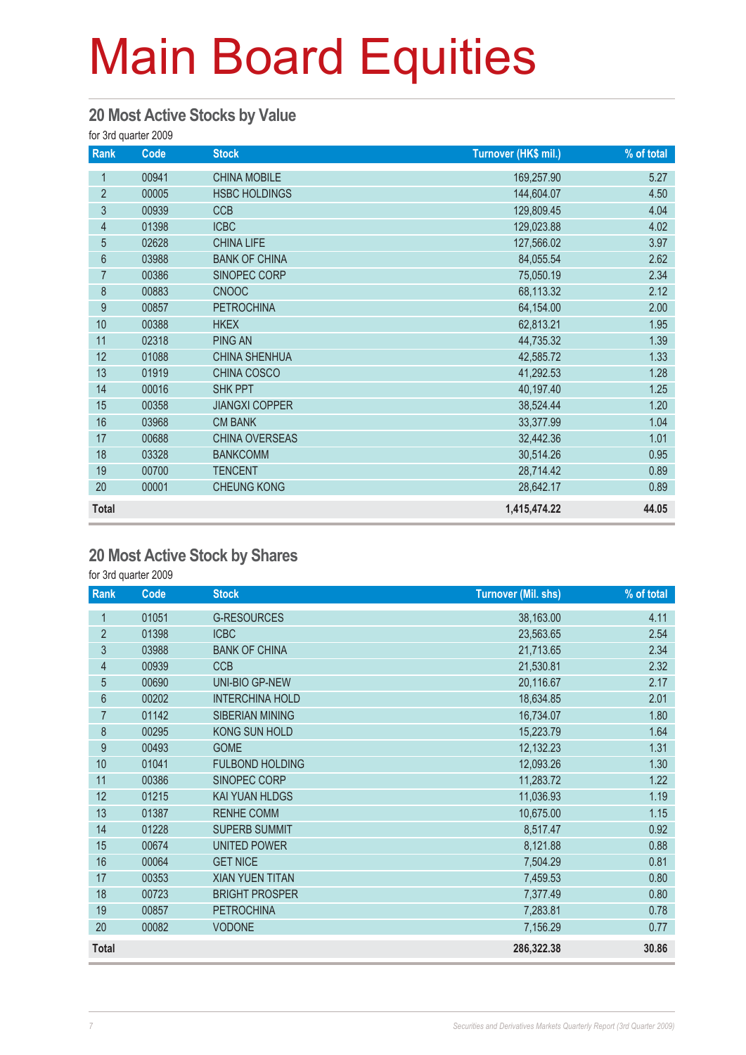# Main Board Equities

## 20 Most Active Stocks by Value

for 3rd quarter 2009

| Rank | Code | Stock | Turnover (HK$ mil.) | % of total |
|---|---|---|---|---|
| 1 | 00941 | CHINA MOBILE | 169,257.90 | 5.27 |
| 2 | 00005 | HSBC HOLDINGS | 144,604.07 | 4.50 |
| 3 | 00939 | CCB | 129,809.45 | 4.04 |
| 4 | 01398 | ICBC | 129,023.88 | 4.02 |
| 5 | 02628 | CHINA LIFE | 127,566.02 | 3.97 |
| 6 | 03988 | BANK OF CHINA | 84,055.54 | 2.62 |
| 7 | 00386 | SINOPEC CORP | 75,050.19 | 2.34 |
| 8 | 00883 | CNOOC | 68,113.32 | 2.12 |
| 9 | 00857 | PETROCHINA | 64,154.00 | 2.00 |
| 10 | 00388 | HKEX | 62,813.21 | 1.95 |
| 11 | 02318 | PING AN | 44,735.32 | 1.39 |
| 12 | 01088 | CHINA SHENHUA | 42,585.72 | 1.33 |
| 13 | 01919 | CHINA COSCO | 41,292.53 | 1.28 |
| 14 | 00016 | SHK PPT | 40,197.40 | 1.25 |
| 15 | 00358 | JIANGXI COPPER | 38,524.44 | 1.20 |
| 16 | 03968 | CM BANK | 33,377.99 | 1.04 |
| 17 | 00688 | CHINA OVERSEAS | 32,442.36 | 1.01 |
| 18 | 03328 | BANKCOMM | 30,514.26 | 0.95 |
| 19 | 00700 | TENCENT | 28,714.42 | 0.89 |
| 20 | 00001 | CHEUNG KONG | 28,642.17 | 0.89 |
| **Total** | | | **1,415,474.22** | **44.05** |

## 20 Most Active Stock by Shares

for 3rd quarter 2009

| Rank | Code | Stock | Turnover (Mil. shs) | % of total |
|---|---|---|---|---|
| 1 | 01051 | G-RESOURCES | 38,163.00 | 4.11 |
| 2 | 01398 | ICBC | 23,563.65 | 2.54 |
| 3 | 03988 | BANK OF CHINA | 21,713.65 | 2.34 |
| 4 | 00939 | CCB | 21,530.81 | 2.32 |
| 5 | 00690 | UNI-BIO GP-NEW | 20,116.67 | 2.17 |
| 6 | 00202 | INTERCHINA HOLD | 18,634.85 | 2.01 |
| 7 | 01142 | SIBERIAN MINING | 16,734.07 | 1.80 |
| 8 | 00295 | KONG SUN HOLD | 15,223.79 | 1.64 |
| 9 | 00493 | GOME | 12,132.23 | 1.31 |
| 10 | 01041 | FULBOND HOLDING | 12,093.26 | 1.30 |
| 11 | 00386 | SINOPEC CORP | 11,283.72 | 1.22 |
| 12 | 01215 | KAI YUAN HLDGS | 11,036.93 | 1.19 |
| 13 | 01387 | RENHE COMM | 10,675.00 | 1.15 |
| 14 | 01228 | SUPERB SUMMIT | 8,517.47 | 0.92 |
| 15 | 00674 | UNITED POWER | 8,121.88 | 0.88 |
| 16 | 00064 | GET NICE | 7,504.29 | 0.81 |
| 17 | 00353 | XIAN YUEN TITAN | 7,459.53 | 0.80 |
| 18 | 00723 | BRIGHT PROSPER | 7,377.49 | 0.80 |
| 19 | 00857 | PETROCHINA | 7,283.81 | 0.78 |
| 20 | 00082 | VODONE | 7,156.29 | 0.77 |
| **Total** | | | **286,322.38** | **30.86** |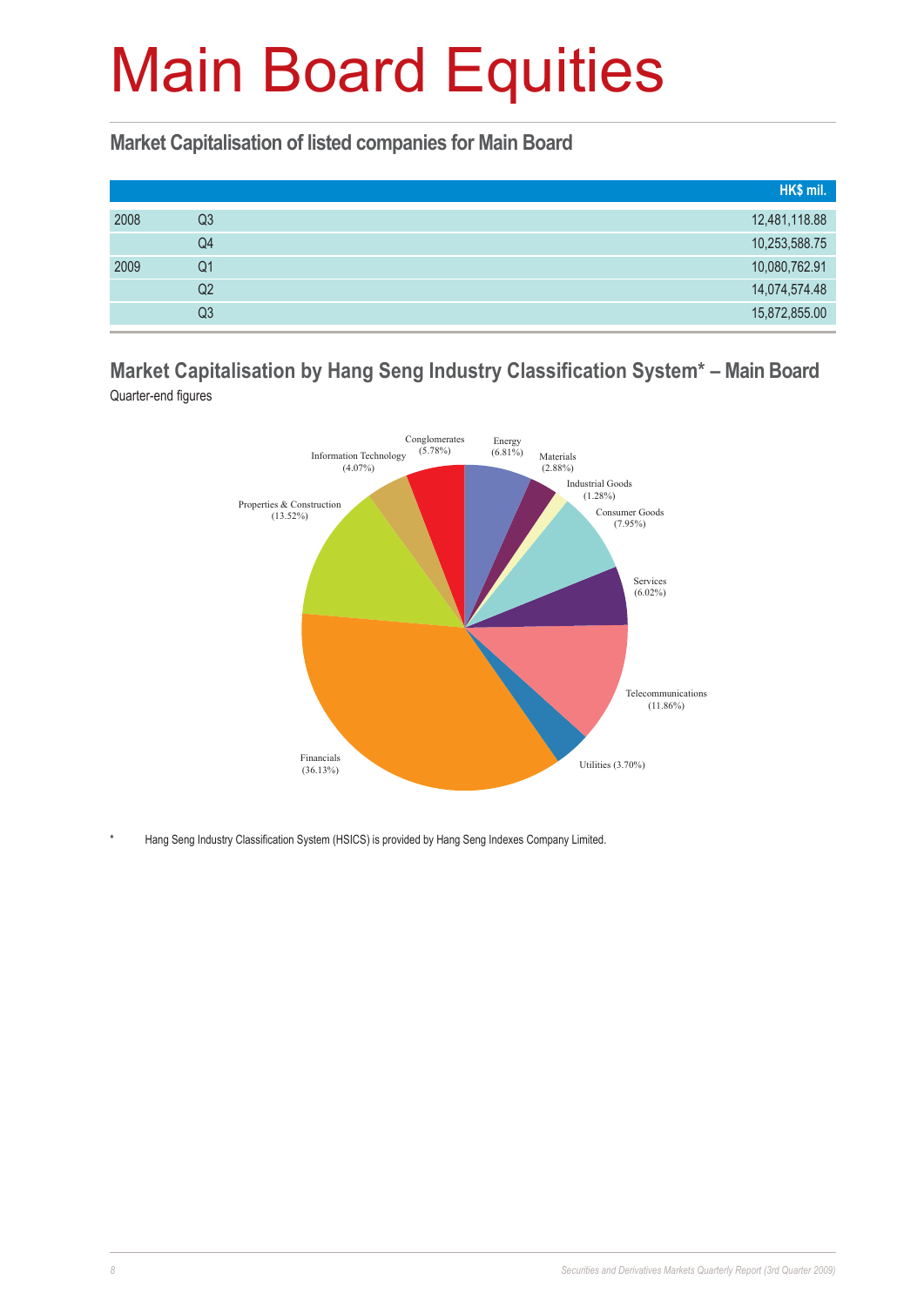# Main Board Equities

## Market Capitalisation of listed companies for Main Board

| | | HK$ mil. |
|---|---|---|
| 2008 | Q3 | 12,481,118.88 |
| | Q4 | 10,253,588.75 |
| 2009 | Q1 | 10,080,762.91 |
| | Q2 | 14,074,574.48 |
| | Q3 | 15,872,855.00 |

## Market Capitalisation by Hang Seng Industry Classification System* – Main Board

Quarter-end figures

Conglomerates (5.78%)
Energy (6.81%)
Materials (2.88%)
Industrial Goods (1.28%)
Consumer Goods (7.95%)
Services (6.02%)
Telecommunications (11.86%)
Utilities (3.70%)
Financials (36.13%)
Properties & Construction (13.52%)
Information Technology (4.07%)

\* Hang Seng Industry Classification System (HSICS) is provided by Hang Seng Indexes Company Limited.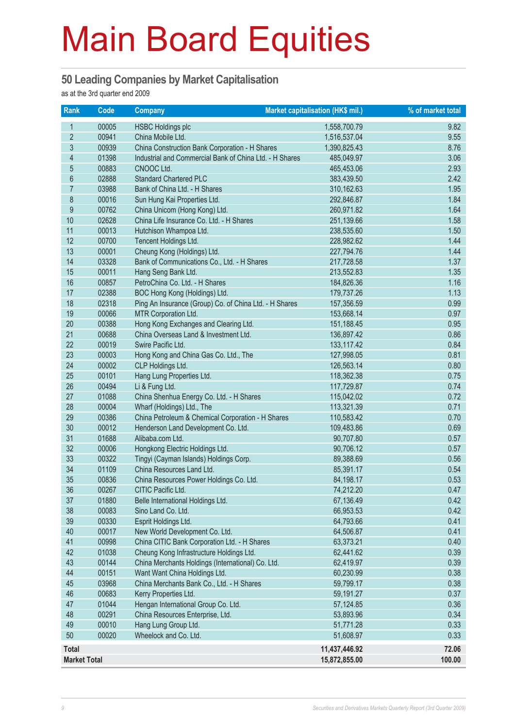# Main Board Equities

## 50 Leading Companies by Market Capitalisation

as at the 3rd quarter end 2009

| Rank | Code | Company | Market capitalisation (HK$ mil.) | % of market total |
|---|---|---|---|---|
| 1 | 00005 | HSBC Holdings plc | 1,558,700.79 | 9.82 |
| 2 | 00941 | China Mobile Ltd. | 1,516,537.04 | 9.55 |
| 3 | 00939 | China Construction Bank Corporation - H Shares | 1,390,825.43 | 8.76 |
| 4 | 01398 | Industrial and Commercial Bank of China Ltd. - H Shares | 485,049.97 | 3.06 |
| 5 | 00883 | CNOOC Ltd. | 465,453.06 | 2.93 |
| 6 | 02888 | Standard Chartered PLC | 383,439.50 | 2.42 |
| 7 | 03988 | Bank of China Ltd. - H Shares | 310,162.63 | 1.95 |
| 8 | 00016 | Sun Hung Kai Properties Ltd. | 292,846.87 | 1.84 |
| 9 | 00762 | China Unicom (Hong Kong) Ltd. | 260,971.82 | 1.64 |
| 10 | 02628 | China Life Insurance Co. Ltd. - H Shares | 251,139.66 | 1.58 |
| 11 | 00013 | Hutchison Whampoa Ltd. | 238,535.60 | 1.50 |
| 12 | 00700 | Tencent Holdings Ltd. | 228,982.62 | 1.44 |
| 13 | 00001 | Cheung Kong (Holdings) Ltd. | 227,794.76 | 1.44 |
| 14 | 03328 | Bank of Communications Co., Ltd. - H Shares | 217,728.58 | 1.37 |
| 15 | 00011 | Hang Seng Bank Ltd. | 213,552.83 | 1.35 |
| 16 | 00857 | PetroChina Co. Ltd. - H Shares | 184,826.36 | 1.16 |
| 17 | 02388 | BOC Hong Kong (Holdings) Ltd. | 179,737.26 | 1.13 |
| 18 | 02318 | Ping An Insurance (Group) Co. of China Ltd. - H Shares | 157,356.59 | 0.99 |
| 19 | 00066 | MTR Corporation Ltd. | 153,668.14 | 0.97 |
| 20 | 00388 | Hong Kong Exchanges and Clearing Ltd. | 151,188.45 | 0.95 |
| 21 | 00688 | China Overseas Land & Investment Ltd. | 136,897.42 | 0.86 |
| 22 | 00019 | Swire Pacific Ltd. | 133,117.42 | 0.84 |
| 23 | 00003 | Hong Kong and China Gas Co. Ltd., The | 127,998.05 | 0.81 |
| 24 | 00002 | CLP Holdings Ltd. | 126,563.14 | 0.80 |
| 25 | 00101 | Hang Lung Properties Ltd. | 118,362.38 | 0.75 |
| 26 | 00494 | Li & Fung Ltd. | 117,729.87 | 0.74 |
| 27 | 01088 | China Shenhua Energy Co. Ltd. - H Shares | 115,042.02 | 0.72 |
| 28 | 00004 | Wharf (Holdings) Ltd., The | 113,321.39 | 0.71 |
| 29 | 00386 | China Petroleum & Chemical Corporation - H Shares | 110,583.42 | 0.70 |
| 30 | 00012 | Henderson Land Development Co. Ltd. | 109,483.86 | 0.69 |
| 31 | 01688 | Alibaba.com Ltd. | 90,707.80 | 0.57 |
| 32 | 00006 | Hongkong Electric Holdings Ltd. | 90,706.12 | 0.57 |
| 33 | 00322 | Tingyi (Cayman Islands) Holdings Corp. | 89,388.69 | 0.56 |
| 34 | 01109 | China Resources Land Ltd. | 85,391.17 | 0.54 |
| 35 | 00836 | China Resources Power Holdings Co. Ltd. | 84,198.17 | 0.53 |
| 36 | 00267 | CITIC Pacific Ltd. | 74,212.20 | 0.47 |
| 37 | 01880 | Belle International Holdings Ltd. | 67,136.49 | 0.42 |
| 38 | 00083 | Sino Land Co. Ltd. | 66,953.53 | 0.42 |
| 39 | 00330 | Esprit Holdings Ltd. | 64,793.66 | 0.41 |
| 40 | 00017 | New World Development Co. Ltd. | 64,506.87 | 0.41 |
| 41 | 00998 | China CITIC Bank Corporation Ltd. - H Shares | 63,373.21 | 0.40 |
| 42 | 01038 | Cheung Kong Infrastructure Holdings Ltd. | 62,441.62 | 0.39 |
| 43 | 00144 | China Merchants Holdings (International) Co. Ltd. | 62,419.97 | 0.39 |
| 44 | 00151 | Want Want China Holdings Ltd. | 60,230.99 | 0.38 |
| 45 | 03968 | China Merchants Bank Co., Ltd. - H Shares | 59,799.17 | 0.38 |
| 46 | 00683 | Kerry Properties Ltd. | 59,191.27 | 0.37 |
| 47 | 01044 | Hengan International Group Co. Ltd. | 57,124.85 | 0.36 |
| 48 | 00291 | China Resources Enterprise, Ltd. | 53,893.96 | 0.34 |
| 49 | 00010 | Hang Lung Group Ltd. | 51,771.28 | 0.33 |
| 50 | 00020 | Wheelock and Co. Ltd. | 51,608.97 | 0.33 |
| **Total** | | | **11,437,446.92** | **72.06** |
| **Market Total** | | | **15,872,855.00** | **100.00** |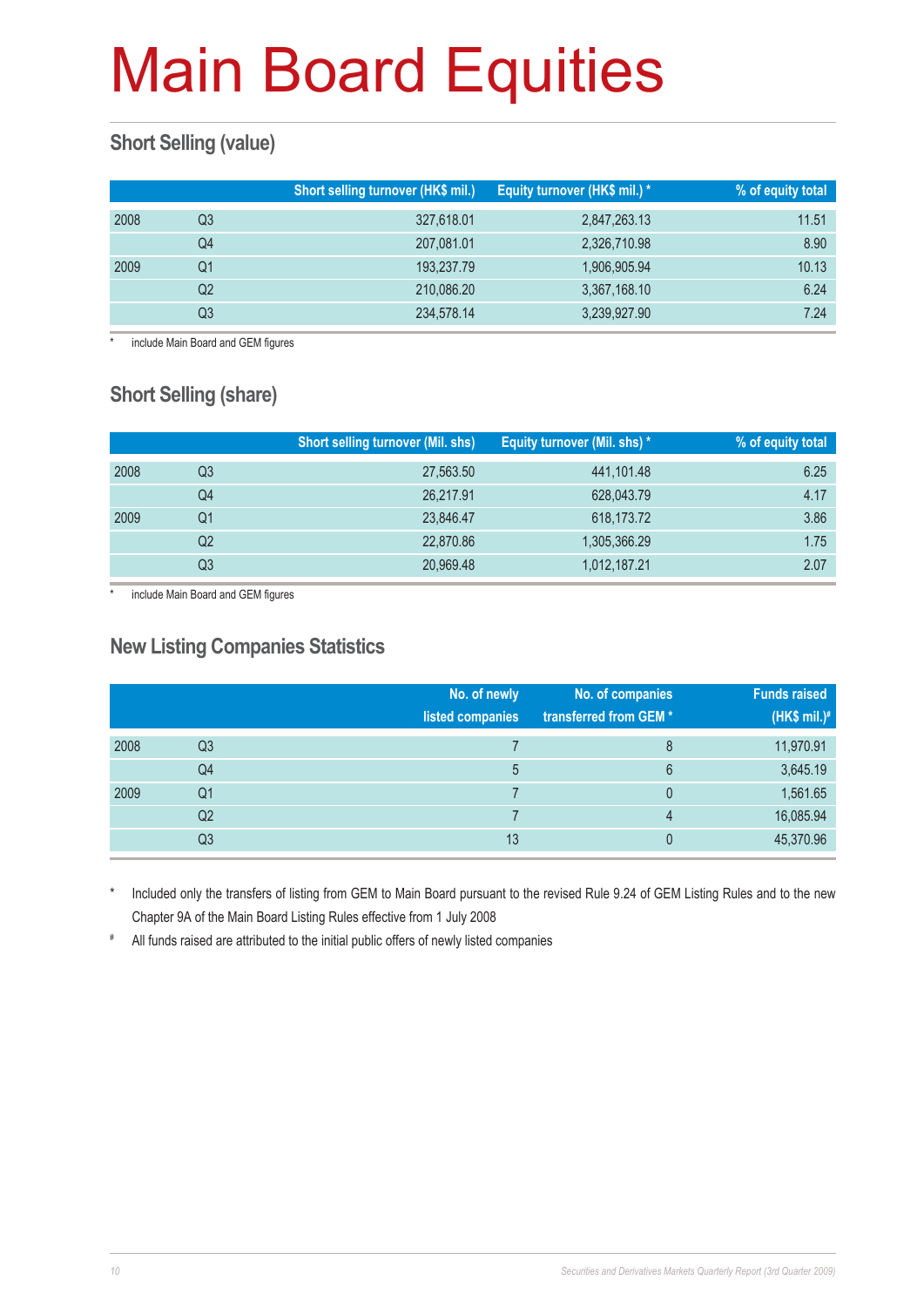# Main Board Equities

## Short Selling (value)

| | | Short selling turnover (HK$ mil.) | Equity turnover (HK$ mil.) * | % of equity total |
|---|---|---|---|---|
| 2008 | Q3 | 327,618.01 | 2,847,263.13 | 11.51 |
| | Q4 | 207,081.01 | 2,326,710.98 | 8.90 |
| 2009 | Q1 | 193,237.79 | 1,906,905.94 | 10.13 |
| | Q2 | 210,086.20 | 3,367,168.10 | 6.24 |
| | Q3 | 234,578.14 | 3,239,927.90 | 7.24 |

* include Main Board and GEM figures

## Short Selling (share)

| | | Short selling turnover (Mil. shs) | Equity turnover (Mil. shs) * | % of equity total |
|---|---|---|---|---|
| 2008 | Q3 | 27,563.50 | 441,101.48 | 6.25 |
| | Q4 | 26,217.91 | 628,043.79 | 4.17 |
| 2009 | Q1 | 23,846.47 | 618,173.72 | 3.86 |
| | Q2 | 22,870.86 | 1,305,366.29 | 1.75 |
| | Q3 | 20,969.48 | 1,012,187.21 | 2.07 |

* include Main Board and GEM figures

## New Listing Companies Statistics

| | | No. of newly listed companies | No. of companies transferred from GEM * | Funds raised (HK$ mil.)# |
|---|---|---|---|---|
| 2008 | Q3 | 7 | 8 | 11,970.91 |
| | Q4 | 5 | 6 | 3,645.19 |
| 2009 | Q1 | 7 | 0 | 1,561.65 |
| | Q2 | 7 | 4 | 16,085.94 |
| | Q3 | 13 | 0 | 45,370.96 |

* Included only the transfers of listing from GEM to Main Board pursuant to the revised Rule 9.24 of GEM Listing Rules and to the new Chapter 9A of the Main Board Listing Rules effective from 1 July 2008

# All funds raised are attributed to the initial public offers of newly listed companies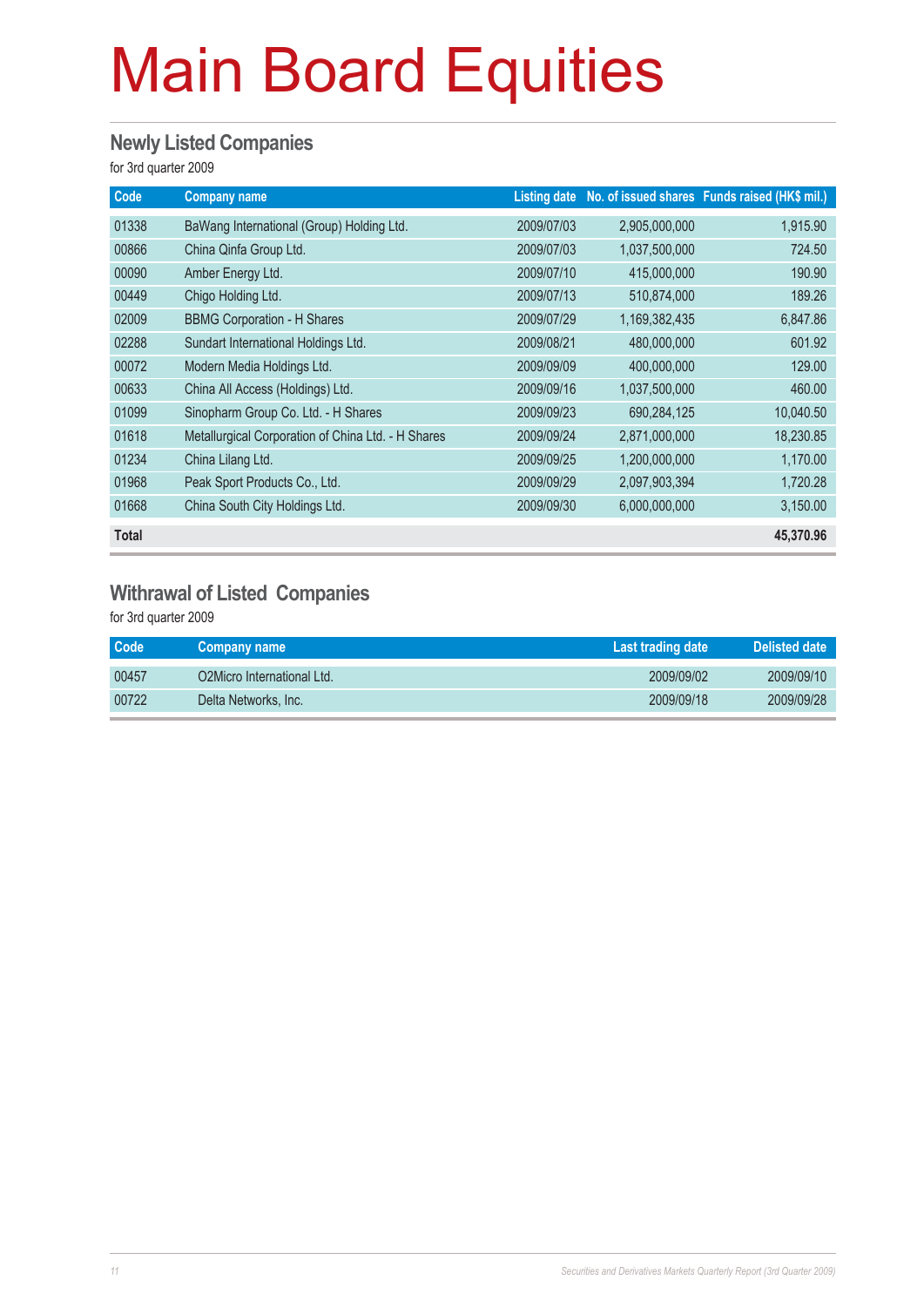# Main Board Equities

## Newly Listed Companies

for 3rd quarter 2009

| Code | Company name | Listing date | No. of issued shares | Funds raised (HK$ mil.) |
|---|---|---|---|---|
| 01338 | BaWang International (Group) Holding Ltd. | 2009/07/03 | 2,905,000,000 | 1,915.90 |
| 00866 | China Qinfa Group Ltd. | 2009/07/03 | 1,037,500,000 | 724.50 |
| 00090 | Amber Energy Ltd. | 2009/07/10 | 415,000,000 | 190.90 |
| 00449 | Chigo Holding Ltd. | 2009/07/13 | 510,874,000 | 189.26 |
| 02009 | BBMG Corporation - H Shares | 2009/07/29 | 1,169,382,435 | 6,847.86 |
| 02288 | Sundart International Holdings Ltd. | 2009/08/21 | 480,000,000 | 601.92 |
| 00072 | Modern Media Holdings Ltd. | 2009/09/09 | 400,000,000 | 129.00 |
| 00633 | China All Access (Holdings) Ltd. | 2009/09/16 | 1,037,500,000 | 460.00 |
| 01099 | Sinopharm Group Co. Ltd. - H Shares | 2009/09/23 | 690,284,125 | 10,040.50 |
| 01618 | Metallurgical Corporation of China Ltd. - H Shares | 2009/09/24 | 2,871,000,000 | 18,230.85 |
| 01234 | China Lilang Ltd. | 2009/09/25 | 1,200,000,000 | 1,170.00 |
| 01968 | Peak Sport Products Co., Ltd. | 2009/09/29 | 2,097,903,394 | 1,720.28 |
| 01668 | China South City Holdings Ltd. | 2009/09/30 | 6,000,000,000 | 3,150.00 |
| **Total** | | | | **45,370.96** |

## Withrawal of Listed Companies

for 3rd quarter 2009

| Code | Company name | Last trading date | Delisted date |
|---|---|---|---|
| 00457 | O2Micro International Ltd. | 2009/09/02 | 2009/09/10 |
| 00722 | Delta Networks, Inc. | 2009/09/18 | 2009/09/28 |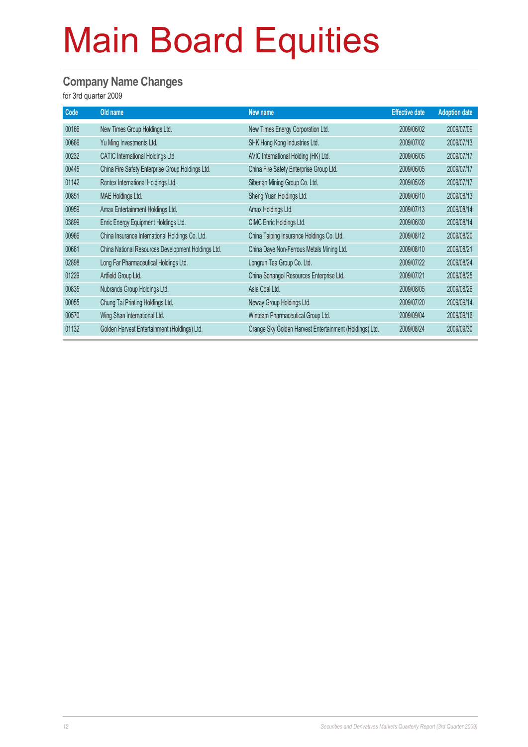# Main Board Equities

## Company Name Changes

for 3rd quarter 2009

| Code | Old name | New name | Effective date | Adoption date |
|---|---|---|---|---|
| 00166 | New Times Group Holdings Ltd. | New Times Energy Corporation Ltd. | 2009/06/02 | 2009/07/09 |
| 00666 | Yu Ming Investments Ltd. | SHK Hong Kong Industries Ltd. | 2009/07/02 | 2009/07/13 |
| 00232 | CATIC International Holdings Ltd. | AVIC International Holding (HK) Ltd. | 2009/06/05 | 2009/07/17 |
| 00445 | China Fire Safety Enterprise Group Holdings Ltd. | China Fire Safety Enterprise Group Ltd. | 2009/06/05 | 2009/07/17 |
| 01142 | Rontex International Holdings Ltd. | Siberian Mining Group Co. Ltd. | 2009/05/26 | 2009/07/17 |
| 00851 | MAE Holdings Ltd. | Sheng Yuan Holdings Ltd. | 2009/06/10 | 2009/08/13 |
| 00959 | Amax Entertainment Holdings Ltd. | Amax Holdings Ltd. | 2009/07/13 | 2009/08/14 |
| 03899 | Enric Energy Equipment Holdings Ltd. | CIMC Enric Holdings Ltd. | 2009/06/30 | 2009/08/14 |
| 00966 | China Insurance International Holdings Co. Ltd. | China Taiping Insurance Holdings Co. Ltd. | 2009/08/12 | 2009/08/20 |
| 00661 | China National Resources Development Holdings Ltd. | China Daye Non-Ferrous Metals Mining Ltd. | 2009/08/10 | 2009/08/21 |
| 02898 | Long Far Pharmaceutical Holdings Ltd. | Longrun Tea Group Co. Ltd. | 2009/07/22 | 2009/08/24 |
| 01229 | Artfield Group Ltd. | China Sonangol Resources Enterprise Ltd. | 2009/07/21 | 2009/08/25 |
| 00835 | Nubrands Group Holdings Ltd. | Asia Coal Ltd. | 2009/08/05 | 2009/08/26 |
| 00055 | Chung Tai Printing Holdings Ltd. | Neway Group Holdings Ltd. | 2009/07/20 | 2009/09/14 |
| 00570 | Wing Shan International Ltd. | Winteam Pharmaceutical Group Ltd. | 2009/09/04 | 2009/09/16 |
| 01132 | Golden Harvest Entertainment (Holdings) Ltd. | Orange Sky Golden Harvest Entertainment (Holdings) Ltd. | 2009/08/24 | 2009/09/30 |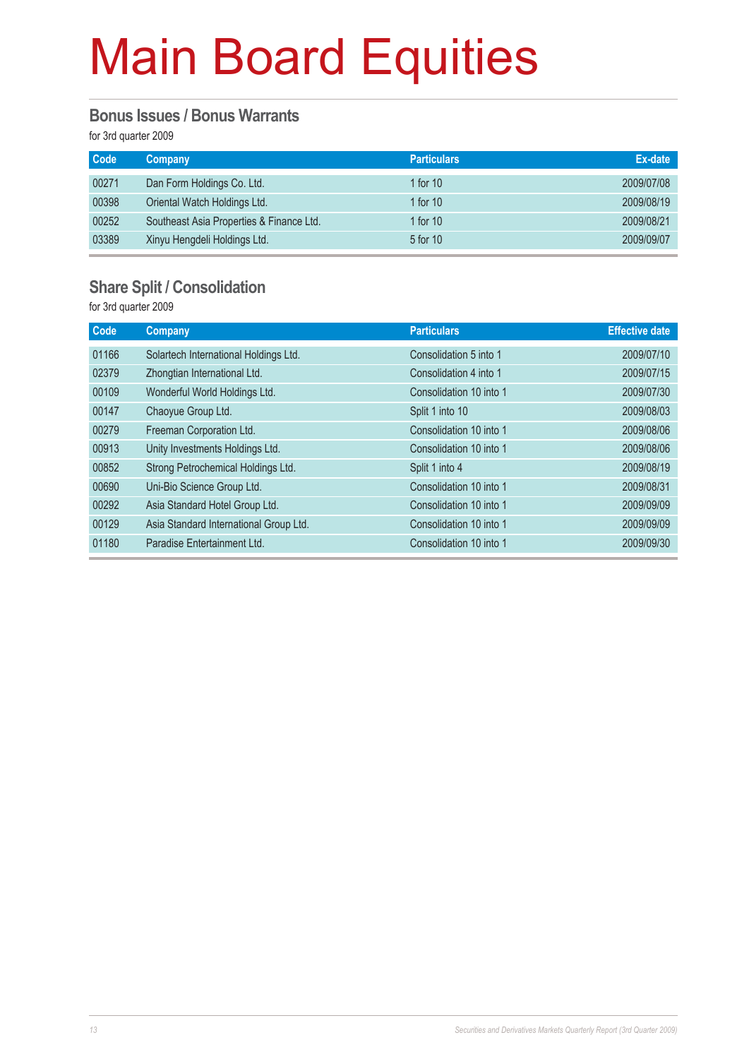# Main Board Equities

## Bonus Issues / Bonus Warrants

for 3rd quarter 2009

| Code | Company | Particulars | Ex-date |
|---|---|---|---|
| 00271 | Dan Form Holdings Co. Ltd. | 1 for 10 | 2009/07/08 |
| 00398 | Oriental Watch Holdings Ltd. | 1 for 10 | 2009/08/19 |
| 00252 | Southeast Asia Properties & Finance Ltd. | 1 for 10 | 2009/08/21 |
| 03389 | Xinyu Hengdeli Holdings Ltd. | 5 for 10 | 2009/09/07 |

## Share Split / Consolidation

for 3rd quarter 2009

| Code | Company | Particulars | Effective date |
|---|---|---|---|
| 01166 | Solartech International Holdings Ltd. | Consolidation 5 into 1 | 2009/07/10 |
| 02379 | Zhongtian International Ltd. | Consolidation 4 into 1 | 2009/07/15 |
| 00109 | Wonderful World Holdings Ltd. | Consolidation 10 into 1 | 2009/07/30 |
| 00147 | Chaoyue Group Ltd. | Split 1 into 10 | 2009/08/03 |
| 00279 | Freeman Corporation Ltd. | Consolidation 10 into 1 | 2009/08/06 |
| 00913 | Unity Investments Holdings Ltd. | Consolidation 10 into 1 | 2009/08/06 |
| 00852 | Strong Petrochemical Holdings Ltd. | Split 1 into 4 | 2009/08/19 |
| 00690 | Uni-Bio Science Group Ltd. | Consolidation 10 into 1 | 2009/08/31 |
| 00292 | Asia Standard Hotel Group Ltd. | Consolidation 10 into 1 | 2009/09/09 |
| 00129 | Asia Standard International Group Ltd. | Consolidation 10 into 1 | 2009/09/09 |
| 01180 | Paradise Entertainment Ltd. | Consolidation 10 into 1 | 2009/09/30 |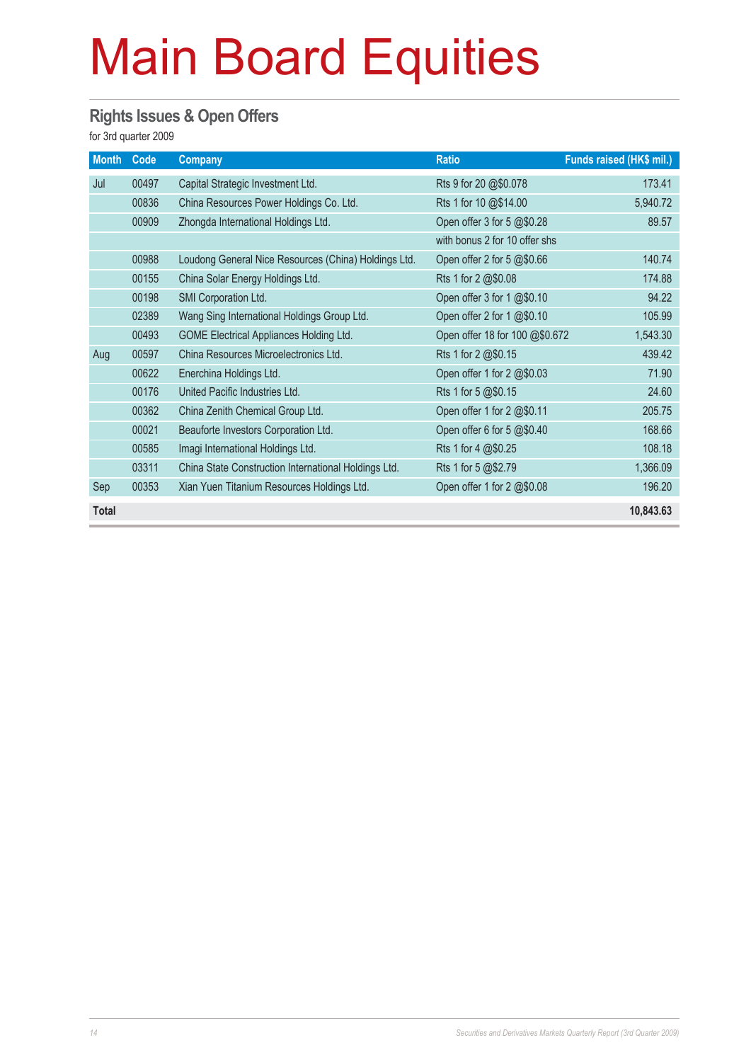# Main Board Equities

## Rights Issues & Open Offers

for 3rd quarter 2009

| Month | Code | Company | Ratio | Funds raised (HK$ mil.) |
|---|---|---|---|---|
| Jul | 00497 | Capital Strategic Investment Ltd. | Rts 9 for 20 @$0.078 | 173.41 |
| | 00836 | China Resources Power Holdings Co. Ltd. | Rts 1 for 10 @$14.00 | 5,940.72 |
| | 00909 | Zhongda International Holdings Ltd. | Open offer 3 for 5 @$0.28 | 89.57 |
| | | | with bonus 2 for 10 offer shs | |
| | 00988 | Loudong General Nice Resources (China) Holdings Ltd. | Open offer 2 for 5 @$0.66 | 140.74 |
| | 00155 | China Solar Energy Holdings Ltd. | Rts 1 for 2 @$0.08 | 174.88 |
| | 00198 | SMI Corporation Ltd. | Open offer 3 for 1 @$0.10 | 94.22 |
| | 02389 | Wang Sing International Holdings Group Ltd. | Open offer 2 for 1 @$0.10 | 105.99 |
| | 00493 | GOME Electrical Appliances Holding Ltd. | Open offer 18 for 100 @$0.672 | 1,543.30 |
| Aug | 00597 | China Resources Microelectronics Ltd. | Rts 1 for 2 @$0.15 | 439.42 |
| | 00622 | Enerchina Holdings Ltd. | Open offer 1 for 2 @$0.03 | 71.90 |
| | 00176 | United Pacific Industries Ltd. | Rts 1 for 5 @$0.15 | 24.60 |
| | 00362 | China Zenith Chemical Group Ltd. | Open offer 1 for 2 @$0.11 | 205.75 |
| | 00021 | Beauforte Investors Corporation Ltd. | Open offer 6 for 5 @$0.40 | 168.66 |
| | 00585 | Imagi International Holdings Ltd. | Rts 1 for 4 @$0.25 | 108.18 |
| | 03311 | China State Construction International Holdings Ltd. | Rts 1 for 5 @$2.79 | 1,366.09 |
| Sep | 00353 | Xian Yuen Titanium Resources Holdings Ltd. | Open offer 1 for 2 @$0.08 | 196.20 |
| **Total** | | | | **10,843.63** |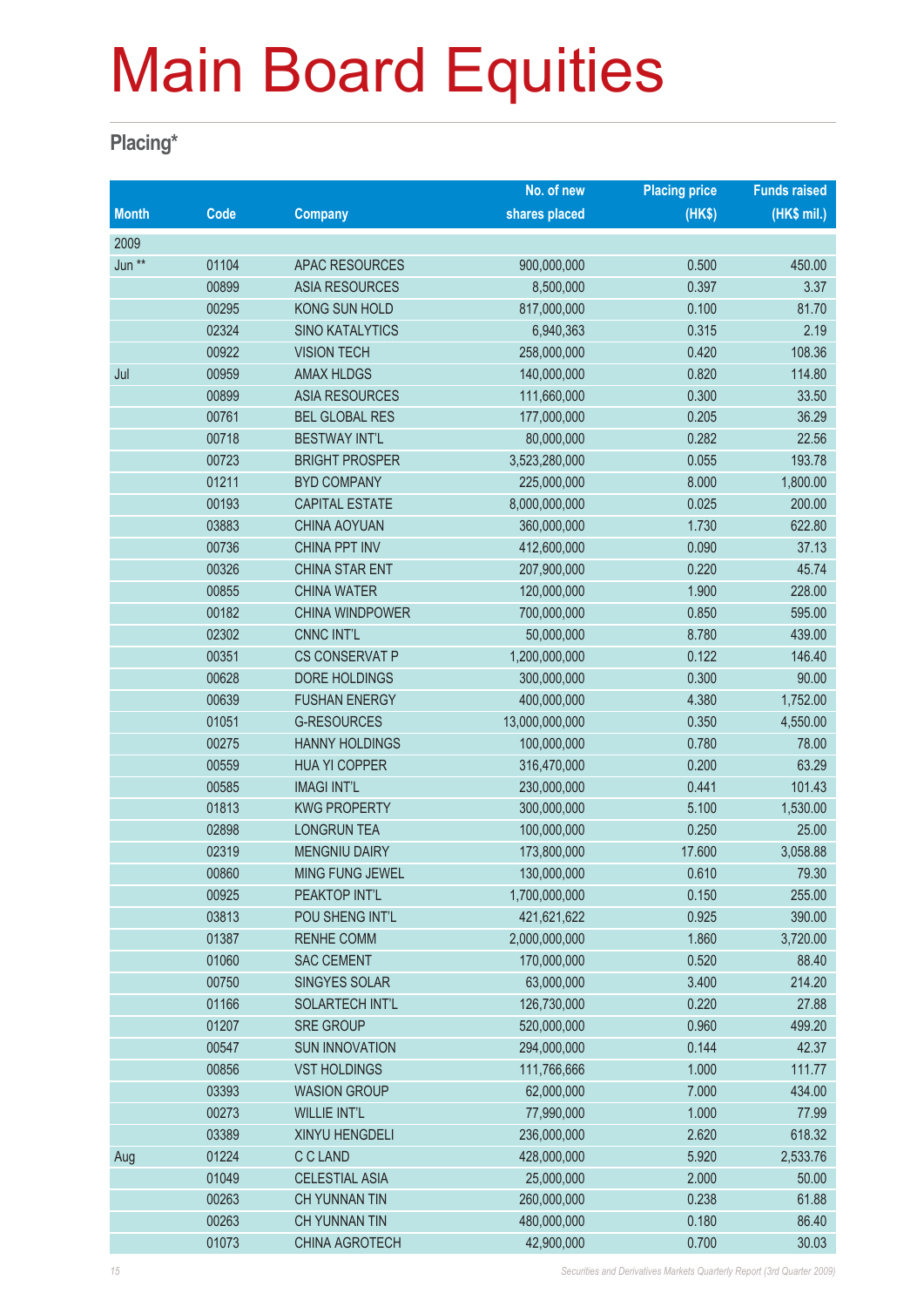# Main Board Equities

## Placing*

| Month | Code | Company | No. of new shares placed | Placing price (HK$) | Funds raised (HK$ mil.) |
|---|---|---|---|---|---|
| 2009 | | | | | |
| Jun ** | 01104 | APAC RESOURCES | 900,000,000 | 0.500 | 450.00 |
| | 00899 | ASIA RESOURCES | 8,500,000 | 0.397 | 3.37 |
| | 00295 | KONG SUN HOLD | 817,000,000 | 0.100 | 81.70 |
| | 02324 | SINO KATALYTICS | 6,940,363 | 0.315 | 2.19 |
| | 00922 | VISION TECH | 258,000,000 | 0.420 | 108.36 |
| Jul | 00959 | AMAX HLDGS | 140,000,000 | 0.820 | 114.80 |
| | 00899 | ASIA RESOURCES | 111,660,000 | 0.300 | 33.50 |
| | 00761 | BEL GLOBAL RES | 177,000,000 | 0.205 | 36.29 |
| | 00718 | BESTWAY INT'L | 80,000,000 | 0.282 | 22.56 |
| | 00723 | BRIGHT PROSPER | 3,523,280,000 | 0.055 | 193.78 |
| | 01211 | BYD COMPANY | 225,000,000 | 8.000 | 1,800.00 |
| | 00193 | CAPITAL ESTATE | 8,000,000,000 | 0.025 | 200.00 |
| | 03883 | CHINA AOYUAN | 360,000,000 | 1.730 | 622.80 |
| | 00736 | CHINA PPT INV | 412,600,000 | 0.090 | 37.13 |
| | 00326 | CHINA STAR ENT | 207,900,000 | 0.220 | 45.74 |
| | 00855 | CHINA WATER | 120,000,000 | 1.900 | 228.00 |
| | 00182 | CHINA WINDPOWER | 700,000,000 | 0.850 | 595.00 |
| | 02302 | CNNC INT'L | 50,000,000 | 8.780 | 439.00 |
| | 00351 | CS CONSERVAT P | 1,200,000,000 | 0.122 | 146.40 |
| | 00628 | DORE HOLDINGS | 300,000,000 | 0.300 | 90.00 |
| | 00639 | FUSHAN ENERGY | 400,000,000 | 4.380 | 1,752.00 |
| | 01051 | G-RESOURCES | 13,000,000,000 | 0.350 | 4,550.00 |
| | 00275 | HANNY HOLDINGS | 100,000,000 | 0.780 | 78.00 |
| | 00559 | HUA YI COPPER | 316,470,000 | 0.200 | 63.29 |
| | 00585 | IMAGI INT'L | 230,000,000 | 0.441 | 101.43 |
| | 01813 | KWG PROPERTY | 300,000,000 | 5.100 | 1,530.00 |
| | 02898 | LONGRUN TEA | 100,000,000 | 0.250 | 25.00 |
| | 02319 | MENGNIU DAIRY | 173,800,000 | 17.600 | 3,058.88 |
| | 00860 | MING FUNG JEWEL | 130,000,000 | 0.610 | 79.30 |
| | 00925 | PEAKTOP INT'L | 1,700,000,000 | 0.150 | 255.00 |
| | 03813 | POU SHENG INT'L | 421,621,622 | 0.925 | 390.00 |
| | 01387 | RENHE COMM | 2,000,000,000 | 1.860 | 3,720.00 |
| | 01060 | SAC CEMENT | 170,000,000 | 0.520 | 88.40 |
| | 00750 | SINGYES SOLAR | 63,000,000 | 3.400 | 214.20 |
| | 01166 | SOLARTECH INT'L | 126,730,000 | 0.220 | 27.88 |
| | 01207 | SRE GROUP | 520,000,000 | 0.960 | 499.20 |
| | 00547 | SUN INNOVATION | 294,000,000 | 0.144 | 42.37 |
| | 00856 | VST HOLDINGS | 111,766,666 | 1.000 | 111.77 |
| | 03393 | WASION GROUP | 62,000,000 | 7.000 | 434.00 |
| | 00273 | WILLIE INT'L | 77,990,000 | 1.000 | 77.99 |
| | 03389 | XINYU HENGDELI | 236,000,000 | 2.620 | 618.32 |
| Aug | 01224 | C C LAND | 428,000,000 | 5.920 | 2,533.76 |
| | 01049 | CELESTIAL ASIA | 25,000,000 | 2.000 | 50.00 |
| | 00263 | CH YUNNAN TIN | 260,000,000 | 0.238 | 61.88 |
| | 00263 | CH YUNNAN TIN | 480,000,000 | 0.180 | 86.40 |
| | 01073 | CHINA AGROTECH | 42,900,000 | 0.700 | 30.03 |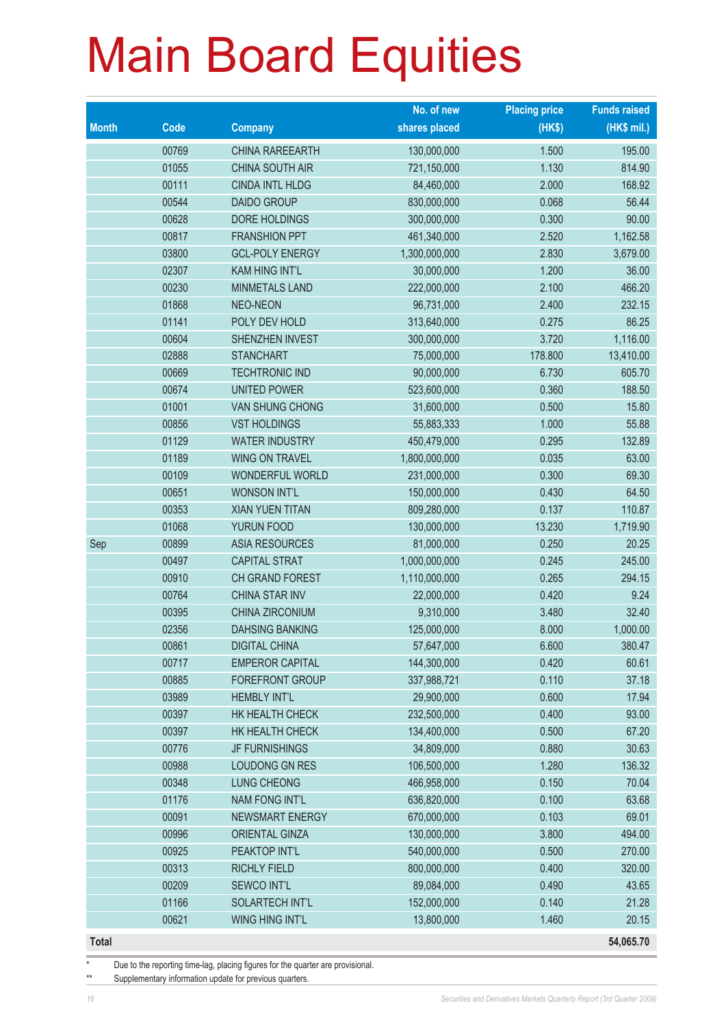# Main Board Equities

| Month | Code | Company | No. of new shares placed | Placing price (HK$) | Funds raised (HK$ mil.) |
|---|---|---|---|---|---|
| | 00769 | CHINA RAREEARTH | 130,000,000 | 1.500 | 195.00 |
| | 01055 | CHINA SOUTH AIR | 721,150,000 | 1.130 | 814.90 |
| | 00111 | CINDA INTL HLDG | 84,460,000 | 2.000 | 168.92 |
| | 00544 | DAIDO GROUP | 830,000,000 | 0.068 | 56.44 |
| | 00628 | DORE HOLDINGS | 300,000,000 | 0.300 | 90.00 |
| | 00817 | FRANSHION PPT | 461,340,000 | 2.520 | 1,162.58 |
| | 03800 | GCL-POLY ENERGY | 1,300,000,000 | 2.830 | 3,679.00 |
| | 02307 | KAM HING INT'L | 30,000,000 | 1.200 | 36.00 |
| | 00230 | MINMETALS LAND | 222,000,000 | 2.100 | 466.20 |
| | 01868 | NEO-NEON | 96,731,000 | 2.400 | 232.15 |
| | 01141 | POLY DEV HOLD | 313,640,000 | 0.275 | 86.25 |
| | 00604 | SHENZHEN INVEST | 300,000,000 | 3.720 | 1,116.00 |
| | 02888 | STANCHART | 75,000,000 | 178.800 | 13,410.00 |
| | 00669 | TECHTRONIC IND | 90,000,000 | 6.730 | 605.70 |
| | 00674 | UNITED POWER | 523,600,000 | 0.360 | 188.50 |
| | 01001 | VAN SHUNG CHONG | 31,600,000 | 0.500 | 15.80 |
| | 00856 | VST HOLDINGS | 55,883,333 | 1.000 | 55.88 |
| | 01129 | WATER INDUSTRY | 450,479,000 | 0.295 | 132.89 |
| | 01189 | WING ON TRAVEL | 1,800,000,000 | 0.035 | 63.00 |
| | 00109 | WONDERFUL WORLD | 231,000,000 | 0.300 | 69.30 |
| | 00651 | WONSON INT'L | 150,000,000 | 0.430 | 64.50 |
| | 00353 | XIAN YUEN TITAN | 809,280,000 | 0.137 | 110.87 |
| | 01068 | YURUN FOOD | 130,000,000 | 13.230 | 1,719.90 |
| Sep | 00899 | ASIA RESOURCES | 81,000,000 | 0.250 | 20.25 |
| | 00497 | CAPITAL STRAT | 1,000,000,000 | 0.245 | 245.00 |
| | 00910 | CH GRAND FOREST | 1,110,000,000 | 0.265 | 294.15 |
| | 00764 | CHINA STAR INV | 22,000,000 | 0.420 | 9.24 |
| | 00395 | CHINA ZIRCONIUM | 9,310,000 | 3.480 | 32.40 |
| | 02356 | DAHSING BANKING | 125,000,000 | 8.000 | 1,000.00 |
| | 00861 | DIGITAL CHINA | 57,647,000 | 6.600 | 380.47 |
| | 00717 | EMPEROR CAPITAL | 144,300,000 | 0.420 | 60.61 |
| | 00885 | FOREFRONT GROUP | 337,988,721 | 0.110 | 37.18 |
| | 03989 | HEMBLY INT'L | 29,900,000 | 0.600 | 17.94 |
| | 00397 | HK HEALTH CHECK | 232,500,000 | 0.400 | 93.00 |
| | 00397 | HK HEALTH CHECK | 134,400,000 | 0.500 | 67.20 |
| | 00776 | JF FURNISHINGS | 34,809,000 | 0.880 | 30.63 |
| | 00988 | LOUDONG GN RES | 106,500,000 | 1.280 | 136.32 |
| | 00348 | LUNG CHEONG | 466,958,000 | 0.150 | 70.04 |
| | 01176 | NAM FONG INT'L | 636,820,000 | 0.100 | 63.68 |
| | 00091 | NEWSMART ENERGY | 670,000,000 | 0.103 | 69.01 |
| | 00996 | ORIENTAL GINZA | 130,000,000 | 3.800 | 494.00 |
| | 00925 | PEAKTOP INT'L | 540,000,000 | 0.500 | 270.00 |
| | 00313 | RICHLY FIELD | 800,000,000 | 0.400 | 320.00 |
| | 00209 | SEWCO INT'L | 89,084,000 | 0.490 | 43.65 |
| | 01166 | SOLARTECH INT'L | 152,000,000 | 0.140 | 21.28 |
| | 00621 | WING HING INT'L | 13,800,000 | 1.460 | 20.15 |
| **Total** | | | | | **54,065.70** |

\* Due to the reporting time-lag, placing figures for the quarter are provisional.

\*\* Supplementary information update for previous quarters.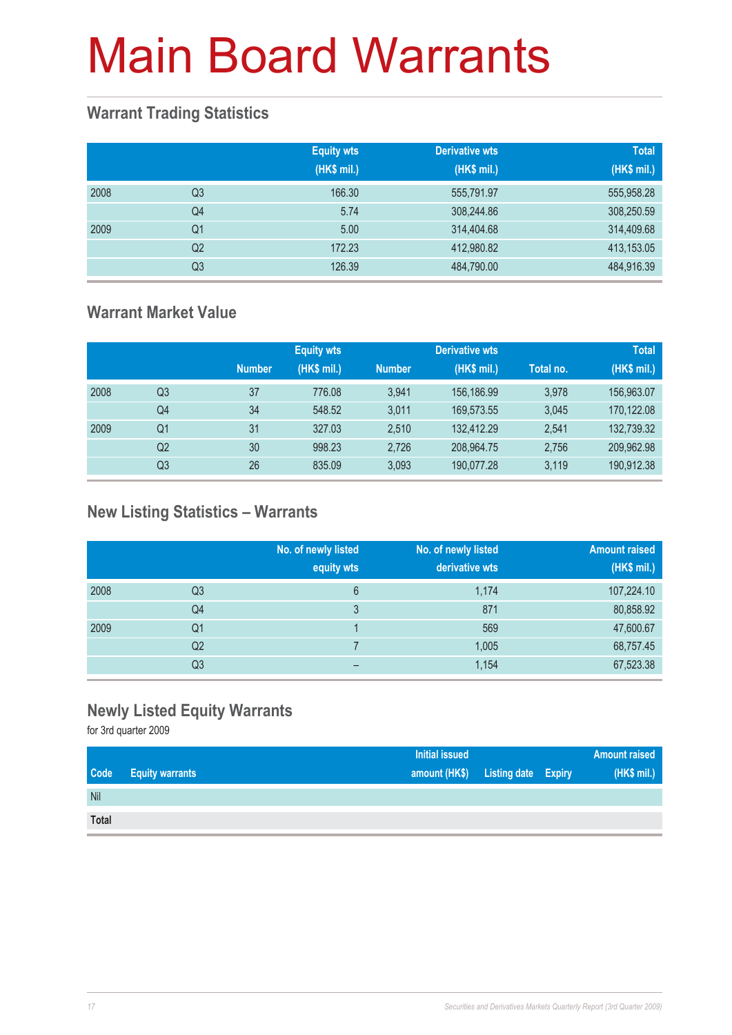# Main Board Warrants

## Warrant Trading Statistics

| | | Equity wts (HK$ mil.) | Derivative wts (HK$ mil.) | Total (HK$ mil.) |
|---|---|---|---|---|
| 2008 | Q3 | 166.30 | 555,791.97 | 555,958.28 |
| | Q4 | 5.74 | 308,244.86 | 308,250.59 |
| 2009 | Q1 | 5.00 | 314,404.68 | 314,409.68 |
| | Q2 | 172.23 | 412,980.82 | 413,153.05 |
| | Q3 | 126.39 | 484,790.00 | 484,916.39 |

## Warrant Market Value

| | | Equity wts | | Derivative wts | | | Total |
|---|---|---|---|---|---|---|---|
| | | Number | (HK$ mil.) | Number | (HK$ mil.) | Total no. | (HK$ mil.) |
| 2008 | Q3 | 37 | 776.08 | 3,941 | 156,186.99 | 3,978 | 156,963.07 |
| | Q4 | 34 | 548.52 | 3,011 | 169,573.55 | 3,045 | 170,122.08 |
| 2009 | Q1 | 31 | 327.03 | 2,510 | 132,412.29 | 2,541 | 132,739.32 |
| | Q2 | 30 | 998.23 | 2,726 | 208,964.75 | 2,756 | 209,962.98 |
| | Q3 | 26 | 835.09 | 3,093 | 190,077.28 | 3,119 | 190,912.38 |

## New Listing Statistics – Warrants

| | | No. of newly listed equity wts | No. of newly listed derivative wts | Amount raised (HK$ mil.) |
|---|---|---|---|---|
| 2008 | Q3 | 6 | 1,174 | 107,224.10 |
| | Q4 | 3 | 871 | 80,858.92 |
| 2009 | Q1 | 1 | 569 | 47,600.67 |
| | Q2 | 7 | 1,005 | 68,757.45 |
| | Q3 | – | 1,154 | 67,523.38 |

## Newly Listed Equity Warrants

for 3rd quarter 2009

| Code | Equity warrants | Initial issued amount (HK$) | Listing date | Expiry | Amount raised (HK$ mil.) |
|---|---|---|---|---|---|
| Nil | | | | | |
| **Total** | | | | | |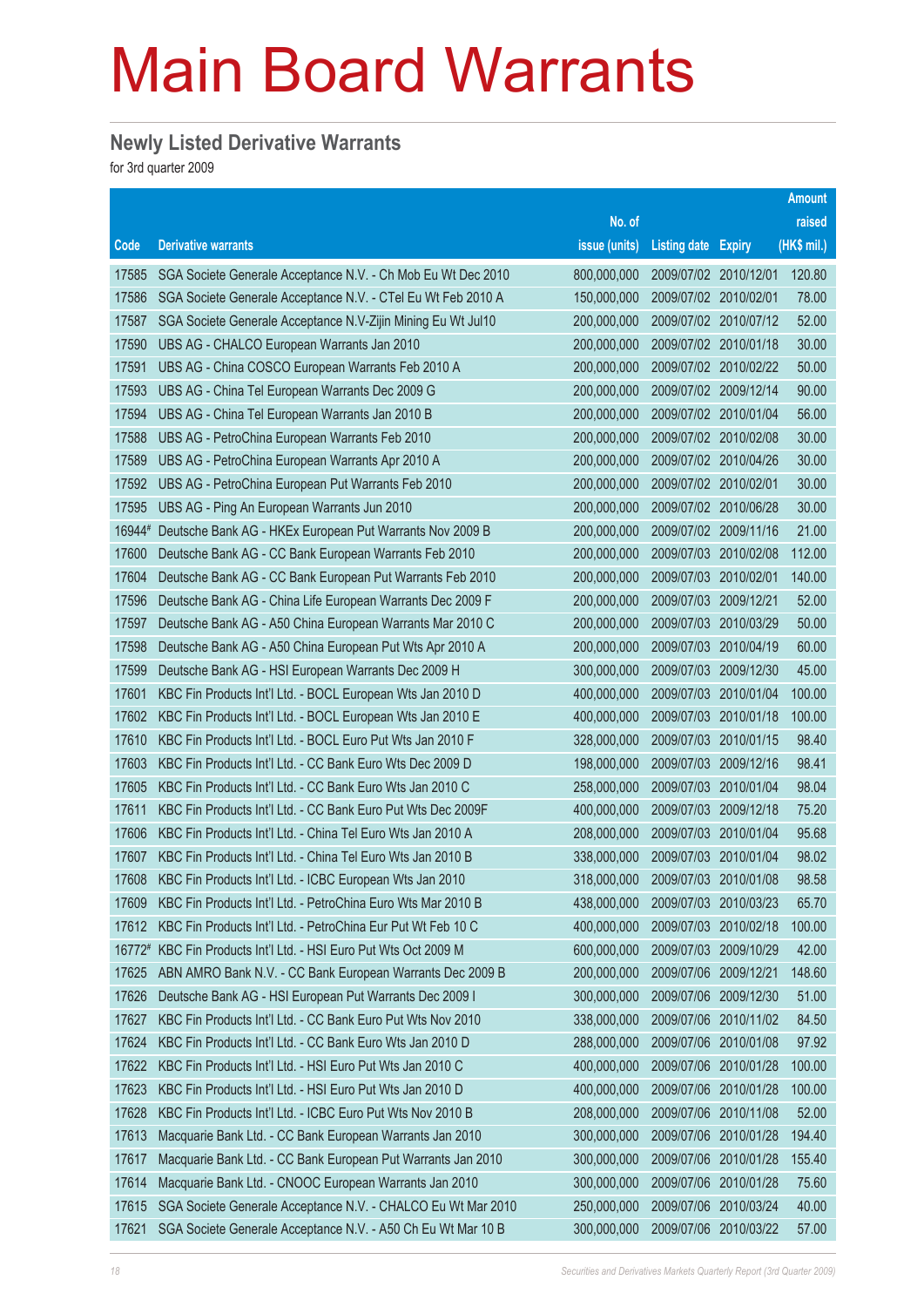# Main Board Warrants

## Newly Listed Derivative Warrants

for 3rd quarter 2009

| Code | Derivative warrants | No. of issue (units) | Listing date | Expiry | Amount raised (HK$ mil.) |
|---|---|---|---|---|---|
| 17585 | SGA Societe Generale Acceptance N.V. - Ch Mob Eu Wt Dec 2010 | 800,000,000 | 2009/07/02 | 2010/12/01 | 120.80 |
| 17586 | SGA Societe Generale Acceptance N.V. - CTel Eu Wt Feb 2010 A | 150,000,000 | 2009/07/02 | 2010/02/01 | 78.00 |
| 17587 | SGA Societe Generale Acceptance N.V-Zijin Mining Eu Wt Jul10 | 200,000,000 | 2009/07/02 | 2010/07/12 | 52.00 |
| 17590 | UBS AG - CHALCO European Warrants Jan 2010 | 200,000,000 | 2009/07/02 | 2010/01/18 | 30.00 |
| 17591 | UBS AG - China COSCO European Warrants Feb 2010 A | 200,000,000 | 2009/07/02 | 2010/02/22 | 50.00 |
| 17593 | UBS AG - China Tel European Warrants Dec 2009 G | 200,000,000 | 2009/07/02 | 2009/12/14 | 90.00 |
| 17594 | UBS AG - China Tel European Warrants Jan 2010 B | 200,000,000 | 2009/07/02 | 2010/01/04 | 56.00 |
| 17588 | UBS AG - PetroChina European Warrants Feb 2010 | 200,000,000 | 2009/07/02 | 2010/02/08 | 30.00 |
| 17589 | UBS AG - PetroChina European Warrants Apr 2010 A | 200,000,000 | 2009/07/02 | 2010/04/26 | 30.00 |
| 17592 | UBS AG - PetroChina European Put Warrants Feb 2010 | 200,000,000 | 2009/07/02 | 2010/02/01 | 30.00 |
| 17595 | UBS AG - Ping An European Warrants Jun 2010 | 200,000,000 | 2009/07/02 | 2010/06/28 | 30.00 |
| 16944# | Deutsche Bank AG - HKEx European Put Warrants Nov 2009 B | 200,000,000 | 2009/07/02 | 2009/11/16 | 21.00 |
| 17600 | Deutsche Bank AG - CC Bank European Warrants Feb 2010 | 200,000,000 | 2009/07/03 | 2010/02/08 | 112.00 |
| 17604 | Deutsche Bank AG - CC Bank European Put Warrants Feb 2010 | 200,000,000 | 2009/07/03 | 2010/02/01 | 140.00 |
| 17596 | Deutsche Bank AG - China Life European Warrants Dec 2009 F | 200,000,000 | 2009/07/03 | 2009/12/21 | 52.00 |
| 17597 | Deutsche Bank AG - A50 China European Warrants Mar 2010 C | 200,000,000 | 2009/07/03 | 2010/03/29 | 50.00 |
| 17598 | Deutsche Bank AG - A50 China European Put Wts Apr 2010 A | 200,000,000 | 2009/07/03 | 2010/04/19 | 60.00 |
| 17599 | Deutsche Bank AG - HSI European Warrants Dec 2009 H | 300,000,000 | 2009/07/03 | 2009/12/30 | 45.00 |
| 17601 | KBC Fin Products Int'l Ltd. - BOCL European Wts Jan 2010 D | 400,000,000 | 2009/07/03 | 2010/01/04 | 100.00 |
| 17602 | KBC Fin Products Int'l Ltd. - BOCL European Wts Jan 2010 E | 400,000,000 | 2009/07/03 | 2010/01/18 | 100.00 |
| 17610 | KBC Fin Products Int'l Ltd. - BOCL Euro Put Wts Jan 2010 F | 328,000,000 | 2009/07/03 | 2010/01/15 | 98.40 |
| 17603 | KBC Fin Products Int'l Ltd. - CC Bank Euro Wts Dec 2009 D | 198,000,000 | 2009/07/03 | 2009/12/16 | 98.41 |
| 17605 | KBC Fin Products Int'l Ltd. - CC Bank Euro Wts Jan 2010 C | 258,000,000 | 2009/07/03 | 2010/01/04 | 98.04 |
| 17611 | KBC Fin Products Int'l Ltd. - CC Bank Euro Put Wts Dec 2009F | 400,000,000 | 2009/07/03 | 2009/12/18 | 75.20 |
| 17606 | KBC Fin Products Int'l Ltd. - China Tel Euro Wts Jan 2010 A | 208,000,000 | 2009/07/03 | 2010/01/04 | 95.68 |
| 17607 | KBC Fin Products Int'l Ltd. - China Tel Euro Wts Jan 2010 B | 338,000,000 | 2009/07/03 | 2010/01/04 | 98.02 |
| 17608 | KBC Fin Products Int'l Ltd. - ICBC European Wts Jan 2010 | 318,000,000 | 2009/07/03 | 2010/01/08 | 98.58 |
| 17609 | KBC Fin Products Int'l Ltd. - PetroChina Euro Wts Mar 2010 B | 438,000,000 | 2009/07/03 | 2010/03/23 | 65.70 |
| 17612 | KBC Fin Products Int'l Ltd. - PetroChina Eur Put Wt Feb 10 C | 400,000,000 | 2009/07/03 | 2010/02/18 | 100.00 |
| 16772# | KBC Fin Products Int'l Ltd. - HSI Euro Put Wts Oct 2009 M | 600,000,000 | 2009/07/03 | 2009/10/29 | 42.00 |
| 17625 | ABN AMRO Bank N.V. - CC Bank European Warrants Dec 2009 B | 200,000,000 | 2009/07/06 | 2009/12/21 | 148.60 |
| 17626 | Deutsche Bank AG - HSI European Put Warrants Dec 2009 I | 300,000,000 | 2009/07/06 | 2009/12/30 | 51.00 |
| 17627 | KBC Fin Products Int'l Ltd. - CC Bank Euro Put Wts Nov 2010 | 338,000,000 | 2009/07/06 | 2010/11/02 | 84.50 |
| 17624 | KBC Fin Products Int'l Ltd. - CC Bank Euro Wts Jan 2010 D | 288,000,000 | 2009/07/06 | 2010/01/08 | 97.92 |
| 17622 | KBC Fin Products Int'l Ltd. - HSI Euro Put Wts Jan 2010 C | 400,000,000 | 2009/07/06 | 2010/01/28 | 100.00 |
| 17623 | KBC Fin Products Int'l Ltd. - HSI Euro Put Wts Jan 2010 D | 400,000,000 | 2009/07/06 | 2010/01/28 | 100.00 |
| 17628 | KBC Fin Products Int'l Ltd. - ICBC Euro Put Wts Nov 2010 B | 208,000,000 | 2009/07/06 | 2010/11/08 | 52.00 |
| 17613 | Macquarie Bank Ltd. - CC Bank European Warrants Jan 2010 | 300,000,000 | 2009/07/06 | 2010/01/28 | 194.40 |
| 17617 | Macquarie Bank Ltd. - CC Bank European Put Warrants Jan 2010 | 300,000,000 | 2009/07/06 | 2010/01/28 | 155.40 |
| 17614 | Macquarie Bank Ltd. - CNOOC European Warrants Jan 2010 | 300,000,000 | 2009/07/06 | 2010/01/28 | 75.60 |
| 17615 | SGA Societe Generale Acceptance N.V. - CHALCO Eu Wt Mar 2010 | 250,000,000 | 2009/07/06 | 2010/03/24 | 40.00 |
| 17621 | SGA Societe Generale Acceptance N.V. - A50 Ch Eu Wt Mar 10 B | 300,000,000 | 2009/07/06 | 2010/03/22 | 57.00 |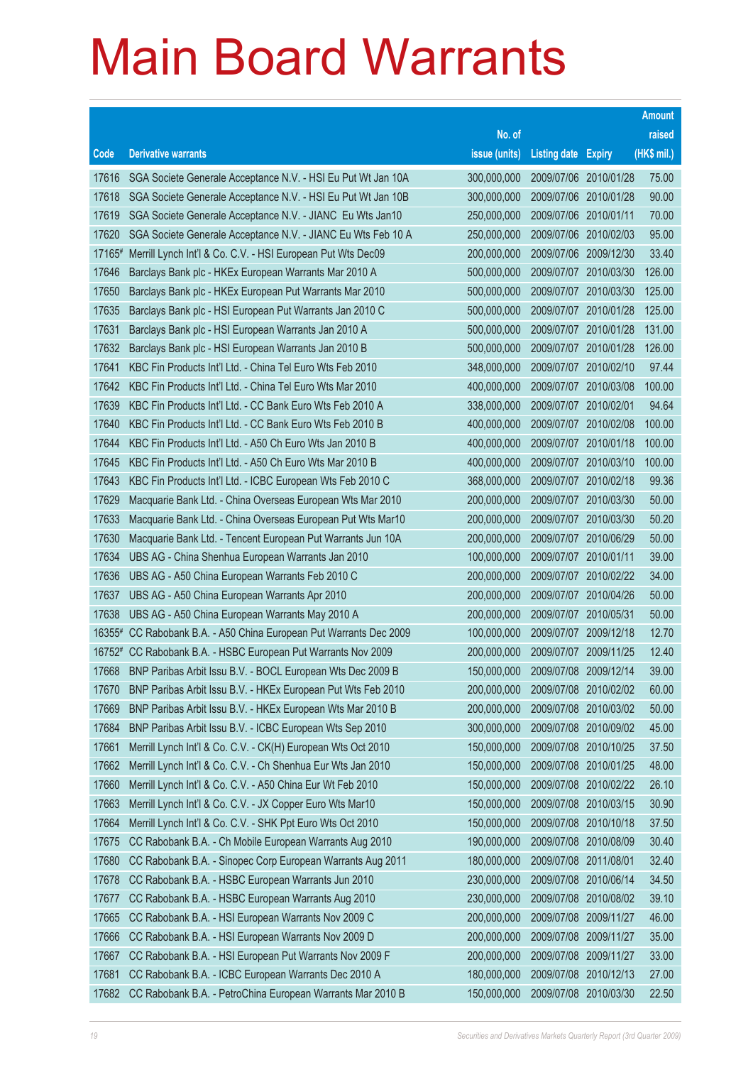# Main Board Warrants

| Code | Derivative warrants | No. of issue (units) | Listing date | Expiry | Amount raised (HK$ mil.) |
|---|---|---|---|---|---|
| 17616 | SGA Societe Generale Acceptance N.V. - HSI Eu Put Wt Jan 10A | 300,000,000 | 2009/07/06 | 2010/01/28 | 75.00 |
| 17618 | SGA Societe Generale Acceptance N.V. - HSI Eu Put Wt Jan 10B | 300,000,000 | 2009/07/06 | 2010/01/28 | 90.00 |
| 17619 | SGA Societe Generale Acceptance N.V. - JIANC Eu Wts Jan10 | 250,000,000 | 2009/07/06 | 2010/01/11 | 70.00 |
| 17620 | SGA Societe Generale Acceptance N.V. - JIANC Eu Wts Feb 10 A | 250,000,000 | 2009/07/06 | 2010/02/03 | 95.00 |
| 17165# | Merrill Lynch Int'l & Co. C.V. - HSI European Put Wts Dec09 | 200,000,000 | 2009/07/06 | 2009/12/30 | 33.40 |
| 17646 | Barclays Bank plc - HKEx European Warrants Mar 2010 A | 500,000,000 | 2009/07/07 | 2010/03/30 | 126.00 |
| 17650 | Barclays Bank plc - HKEx European Put Warrants Mar 2010 | 500,000,000 | 2009/07/07 | 2010/03/30 | 125.00 |
| 17635 | Barclays Bank plc - HSI European Put Warrants Jan 2010 C | 500,000,000 | 2009/07/07 | 2010/01/28 | 125.00 |
| 17631 | Barclays Bank plc - HSI European Warrants Jan 2010 A | 500,000,000 | 2009/07/07 | 2010/01/28 | 131.00 |
| 17632 | Barclays Bank plc - HSI European Warrants Jan 2010 B | 500,000,000 | 2009/07/07 | 2010/01/28 | 126.00 |
| 17641 | KBC Fin Products Int'l Ltd. - China Tel Euro Wts Feb 2010 | 348,000,000 | 2009/07/07 | 2010/02/10 | 97.44 |
| 17642 | KBC Fin Products Int'l Ltd. - China Tel Euro Wts Mar 2010 | 400,000,000 | 2009/07/07 | 2010/03/08 | 100.00 |
| 17639 | KBC Fin Products Int'l Ltd. - CC Bank Euro Wts Feb 2010 A | 338,000,000 | 2009/07/07 | 2010/02/01 | 94.64 |
| 17640 | KBC Fin Products Int'l Ltd. - CC Bank Euro Wts Feb 2010 B | 400,000,000 | 2009/07/07 | 2010/02/08 | 100.00 |
| 17644 | KBC Fin Products Int'l Ltd. - A50 Ch Euro Wts Jan 2010 B | 400,000,000 | 2009/07/07 | 2010/01/18 | 100.00 |
| 17645 | KBC Fin Products Int'l Ltd. - A50 Ch Euro Wts Mar 2010 B | 400,000,000 | 2009/07/07 | 2010/03/10 | 100.00 |
| 17643 | KBC Fin Products Int'l Ltd. - ICBC European Wts Feb 2010 C | 368,000,000 | 2009/07/07 | 2010/02/18 | 99.36 |
| 17629 | Macquarie Bank Ltd. - China Overseas European Wts Mar 2010 | 200,000,000 | 2009/07/07 | 2010/03/30 | 50.00 |
| 17633 | Macquarie Bank Ltd. - China Overseas European Put Wts Mar10 | 200,000,000 | 2009/07/07 | 2010/03/30 | 50.20 |
| 17630 | Macquarie Bank Ltd. - Tencent European Put Warrants Jun 10A | 200,000,000 | 2009/07/07 | 2010/06/29 | 50.00 |
| 17634 | UBS AG - China Shenhua European Warrants Jan 2010 | 100,000,000 | 2009/07/07 | 2010/01/11 | 39.00 |
| 17636 | UBS AG - A50 China European Warrants Feb 2010 C | 200,000,000 | 2009/07/07 | 2010/02/22 | 34.00 |
| 17637 | UBS AG - A50 China European Warrants Apr 2010 | 200,000,000 | 2009/07/07 | 2010/04/26 | 50.00 |
| 17638 | UBS AG - A50 China European Warrants May 2010 A | 200,000,000 | 2009/07/07 | 2010/05/31 | 50.00 |
| 16355# | CC Rabobank B.A. - A50 China European Put Warrants Dec 2009 | 100,000,000 | 2009/07/07 | 2009/12/18 | 12.70 |
| 16752# | CC Rabobank B.A. - HSBC European Put Warrants Nov 2009 | 200,000,000 | 2009/07/07 | 2009/11/25 | 12.40 |
| 17668 | BNP Paribas Arbit Issu B.V. - BOCL European Wts Dec 2009 B | 150,000,000 | 2009/07/08 | 2009/12/14 | 39.00 |
| 17670 | BNP Paribas Arbit Issu B.V. - HKEx European Put Wts Feb 2010 | 200,000,000 | 2009/07/08 | 2010/02/02 | 60.00 |
| 17669 | BNP Paribas Arbit Issu B.V. - HKEx European Wts Mar 2010 B | 200,000,000 | 2009/07/08 | 2010/03/02 | 50.00 |
| 17684 | BNP Paribas Arbit Issu B.V. - ICBC European Wts Sep 2010 | 300,000,000 | 2009/07/08 | 2010/09/02 | 45.00 |
| 17661 | Merrill Lynch Int'l & Co. C.V. - CK(H) European Wts Oct 2010 | 150,000,000 | 2009/07/08 | 2010/10/25 | 37.50 |
| 17662 | Merrill Lynch Int'l & Co. C.V. - Ch Shenhua Eur Wts Jan 2010 | 150,000,000 | 2009/07/08 | 2010/01/25 | 48.00 |
| 17660 | Merrill Lynch Int'l & Co. C.V. - A50 China Eur Wt Feb 2010 | 150,000,000 | 2009/07/08 | 2010/02/22 | 26.10 |
| 17663 | Merrill Lynch Int'l & Co. C.V. - JX Copper Euro Wts Mar10 | 150,000,000 | 2009/07/08 | 2010/03/15 | 30.90 |
| 17664 | Merrill Lynch Int'l & Co. C.V. - SHK Ppt Euro Wts Oct 2010 | 150,000,000 | 2009/07/08 | 2010/10/18 | 37.50 |
| 17675 | CC Rabobank B.A. - Ch Mobile European Warrants Aug 2010 | 190,000,000 | 2009/07/08 | 2010/08/09 | 30.40 |
| 17680 | CC Rabobank B.A. - Sinopec Corp European Warrants Aug 2011 | 180,000,000 | 2009/07/08 | 2011/08/01 | 32.40 |
| 17678 | CC Rabobank B.A. - HSBC European Warrants Jun 2010 | 230,000,000 | 2009/07/08 | 2010/06/14 | 34.50 |
| 17677 | CC Rabobank B.A. - HSBC European Warrants Aug 2010 | 230,000,000 | 2009/07/08 | 2010/08/02 | 39.10 |
| 17665 | CC Rabobank B.A. - HSI European Warrants Nov 2009 C | 200,000,000 | 2009/07/08 | 2009/11/27 | 46.00 |
| 17666 | CC Rabobank B.A. - HSI European Warrants Nov 2009 D | 200,000,000 | 2009/07/08 | 2009/11/27 | 35.00 |
| 17667 | CC Rabobank B.A. - HSI European Put Warrants Nov 2009 F | 200,000,000 | 2009/07/08 | 2009/11/27 | 33.00 |
| 17681 | CC Rabobank B.A. - ICBC European Warrants Dec 2010 A | 180,000,000 | 2009/07/08 | 2010/12/13 | 27.00 |
| 17682 | CC Rabobank B.A. - PetroChina European Warrants Mar 2010 B | 150,000,000 | 2009/07/08 | 2010/03/30 | 22.50 |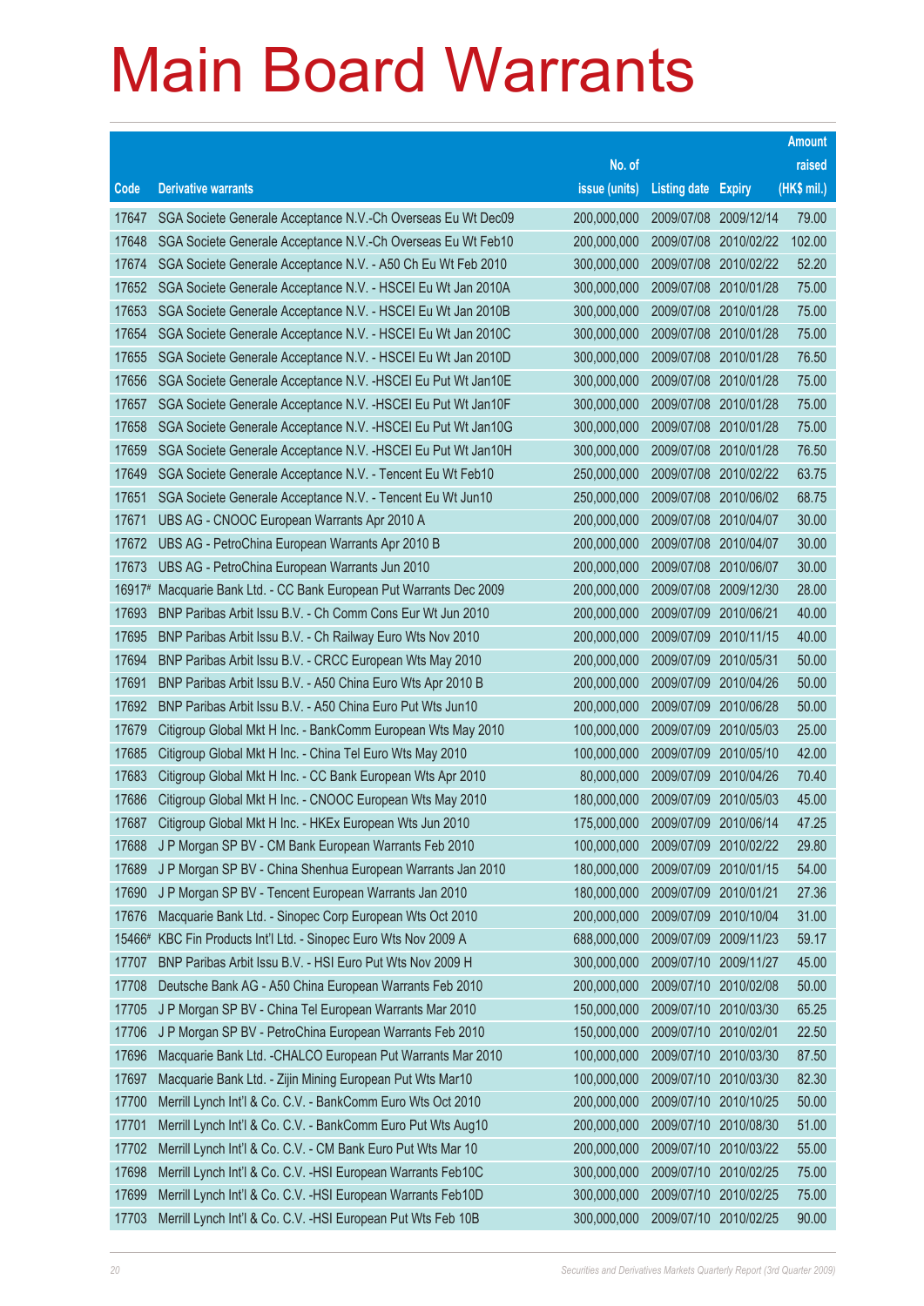# Main Board Warrants

| Code | Derivative warrants | No. of issue (units) | Listing date | Expiry | Amount raised (HK$ mil.) |
|---|---|---|---|---|---|
| 17647 | SGA Societe Generale Acceptance N.V.-Ch Overseas Eu Wt Dec09 | 200,000,000 | 2009/07/08 | 2009/12/14 | 79.00 |
| 17648 | SGA Societe Generale Acceptance N.V.-Ch Overseas Eu Wt Feb10 | 200,000,000 | 2009/07/08 | 2010/02/22 | 102.00 |
| 17674 | SGA Societe Generale Acceptance N.V. - A50 Ch Eu Wt Feb 2010 | 300,000,000 | 2009/07/08 | 2010/02/22 | 52.20 |
| 17652 | SGA Societe Generale Acceptance N.V. - HSCEI Eu Wt Jan 2010A | 300,000,000 | 2009/07/08 | 2010/01/28 | 75.00 |
| 17653 | SGA Societe Generale Acceptance N.V. - HSCEI Eu Wt Jan 2010B | 300,000,000 | 2009/07/08 | 2010/01/28 | 75.00 |
| 17654 | SGA Societe Generale Acceptance N.V. - HSCEI Eu Wt Jan 2010C | 300,000,000 | 2009/07/08 | 2010/01/28 | 75.00 |
| 17655 | SGA Societe Generale Acceptance N.V. - HSCEI Eu Wt Jan 2010D | 300,000,000 | 2009/07/08 | 2010/01/28 | 76.50 |
| 17656 | SGA Societe Generale Acceptance N.V. -HSCEI Eu Put Wt Jan10E | 300,000,000 | 2009/07/08 | 2010/01/28 | 75.00 |
| 17657 | SGA Societe Generale Acceptance N.V. -HSCEI Eu Put Wt Jan10F | 300,000,000 | 2009/07/08 | 2010/01/28 | 75.00 |
| 17658 | SGA Societe Generale Acceptance N.V. -HSCEI Eu Put Wt Jan10G | 300,000,000 | 2009/07/08 | 2010/01/28 | 75.00 |
| 17659 | SGA Societe Generale Acceptance N.V. -HSCEI Eu Put Wt Jan10H | 300,000,000 | 2009/07/08 | 2010/01/28 | 76.50 |
| 17649 | SGA Societe Generale Acceptance N.V. - Tencent Eu Wt Feb10 | 250,000,000 | 2009/07/08 | 2010/02/22 | 63.75 |
| 17651 | SGA Societe Generale Acceptance N.V. - Tencent Eu Wt Jun10 | 250,000,000 | 2009/07/08 | 2010/06/02 | 68.75 |
| 17671 | UBS AG - CNOOC European Warrants Apr 2010 A | 200,000,000 | 2009/07/08 | 2010/04/07 | 30.00 |
| 17672 | UBS AG - PetroChina European Warrants Apr 2010 B | 200,000,000 | 2009/07/08 | 2010/04/07 | 30.00 |
| 17673 | UBS AG - PetroChina European Warrants Jun 2010 | 200,000,000 | 2009/07/08 | 2010/06/07 | 30.00 |
| 16917# | Macquarie Bank Ltd. - CC Bank European Put Warrants Dec 2009 | 200,000,000 | 2009/07/08 | 2009/12/30 | 28.00 |
| 17693 | BNP Paribas Arbit Issu B.V. - Ch Comm Cons Eur Wt Jun 2010 | 200,000,000 | 2009/07/09 | 2010/06/21 | 40.00 |
| 17695 | BNP Paribas Arbit Issu B.V. - Ch Railway Euro Wts Nov 2010 | 200,000,000 | 2009/07/09 | 2010/11/15 | 40.00 |
| 17694 | BNP Paribas Arbit Issu B.V. - CRCC European Wts May 2010 | 200,000,000 | 2009/07/09 | 2010/05/31 | 50.00 |
| 17691 | BNP Paribas Arbit Issu B.V. - A50 China Euro Wts Apr 2010 B | 200,000,000 | 2009/07/09 | 2010/04/26 | 50.00 |
| 17692 | BNP Paribas Arbit Issu B.V. - A50 China Euro Put Wts Jun10 | 200,000,000 | 2009/07/09 | 2010/06/28 | 50.00 |
| 17679 | Citigroup Global Mkt H Inc. - BankComm European Wts May 2010 | 100,000,000 | 2009/07/09 | 2010/05/03 | 25.00 |
| 17685 | Citigroup Global Mkt H Inc. - China Tel Euro Wts May 2010 | 100,000,000 | 2009/07/09 | 2010/05/10 | 42.00 |
| 17683 | Citigroup Global Mkt H Inc. - CC Bank European Wts Apr 2010 | 80,000,000 | 2009/07/09 | 2010/04/26 | 70.40 |
| 17686 | Citigroup Global Mkt H Inc. - CNOOC European Wts May 2010 | 180,000,000 | 2009/07/09 | 2010/05/03 | 45.00 |
| 17687 | Citigroup Global Mkt H Inc. - HKEx European Wts Jun 2010 | 175,000,000 | 2009/07/09 | 2010/06/14 | 47.25 |
| 17688 | J P Morgan SP BV - CM Bank European Warrants Feb 2010 | 100,000,000 | 2009/07/09 | 2010/02/22 | 29.80 |
| 17689 | J P Morgan SP BV - China Shenhua European Warrants Jan 2010 | 180,000,000 | 2009/07/09 | 2010/01/15 | 54.00 |
| 17690 | J P Morgan SP BV - Tencent European Warrants Jan 2010 | 180,000,000 | 2009/07/09 | 2010/01/21 | 27.36 |
| 17676 | Macquarie Bank Ltd. - Sinopec Corp European Wts Oct 2010 | 200,000,000 | 2009/07/09 | 2010/10/04 | 31.00 |
| 15466# | KBC Fin Products Int'l Ltd. - Sinopec Euro Wts Nov 2009 A | 688,000,000 | 2009/07/09 | 2009/11/23 | 59.17 |
| 17707 | BNP Paribas Arbit Issu B.V. - HSI Euro Put Wts Nov 2009 H | 300,000,000 | 2009/07/10 | 2009/11/27 | 45.00 |
| 17708 | Deutsche Bank AG - A50 China European Warrants Feb 2010 | 200,000,000 | 2009/07/10 | 2010/02/08 | 50.00 |
| 17705 | J P Morgan SP BV - China Tel European Warrants Mar 2010 | 150,000,000 | 2009/07/10 | 2010/03/30 | 65.25 |
| 17706 | J P Morgan SP BV - PetroChina European Warrants Feb 2010 | 150,000,000 | 2009/07/10 | 2010/02/01 | 22.50 |
| 17696 | Macquarie Bank Ltd. -CHALCO European Put Warrants Mar 2010 | 100,000,000 | 2009/07/10 | 2010/03/30 | 87.50 |
| 17697 | Macquarie Bank Ltd. - Zijin Mining European Put Wts Mar10 | 100,000,000 | 2009/07/10 | 2010/03/30 | 82.30 |
| 17700 | Merrill Lynch Int'l & Co. C.V. - BankComm Euro Wts Oct 2010 | 200,000,000 | 2009/07/10 | 2010/10/25 | 50.00 |
| 17701 | Merrill Lynch Int'l & Co. C.V. - BankComm Euro Put Wts Aug10 | 200,000,000 | 2009/07/10 | 2010/08/30 | 51.00 |
| 17702 | Merrill Lynch Int'l & Co. C.V. - CM Bank Euro Put Wts Mar 10 | 200,000,000 | 2009/07/10 | 2010/03/22 | 55.00 |
| 17698 | Merrill Lynch Int'l & Co. C.V. -HSI European Warrants Feb10C | 300,000,000 | 2009/07/10 | 2010/02/25 | 75.00 |
| 17699 | Merrill Lynch Int'l & Co. C.V. -HSI European Warrants Feb10D | 300,000,000 | 2009/07/10 | 2010/02/25 | 75.00 |
| 17703 | Merrill Lynch Int'l & Co. C.V. -HSI European Put Wts Feb 10B | 300,000,000 | 2009/07/10 | 2010/02/25 | 90.00 |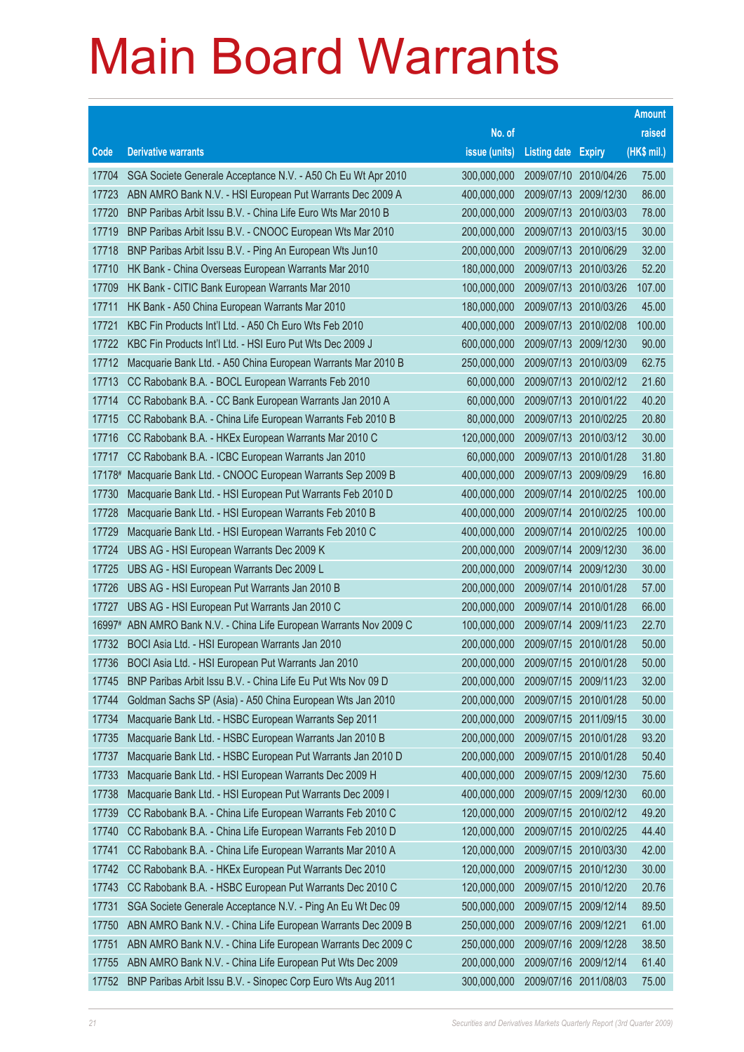# Main Board Warrants

| Code | Derivative warrants | No. of issue (units) | Listing date | Expiry | Amount raised (HK$ mil.) |
|---|---|---|---|---|---|
| 17704 | SGA Societe Generale Acceptance N.V. - A50 Ch Eu Wt Apr 2010 | 300,000,000 | 2009/07/10 | 2010/04/26 | 75.00 |
| 17723 | ABN AMRO Bank N.V. - HSI European Put Warrants Dec 2009 A | 400,000,000 | 2009/07/13 | 2009/12/30 | 86.00 |
| 17720 | BNP Paribas Arbit Issu B.V. - China Life Euro Wts Mar 2010 B | 200,000,000 | 2009/07/13 | 2010/03/03 | 78.00 |
| 17719 | BNP Paribas Arbit Issu B.V. - CNOOC European Wts Mar 2010 | 200,000,000 | 2009/07/13 | 2010/03/15 | 30.00 |
| 17718 | BNP Paribas Arbit Issu B.V. - Ping An European Wts Jun10 | 200,000,000 | 2009/07/13 | 2010/06/29 | 32.00 |
| 17710 | HK Bank - China Overseas European Warrants Mar 2010 | 180,000,000 | 2009/07/13 | 2010/03/26 | 52.20 |
| 17709 | HK Bank - CITIC Bank European Warrants Mar 2010 | 100,000,000 | 2009/07/13 | 2010/03/26 | 107.00 |
| 17711 | HK Bank - A50 China European Warrants Mar 2010 | 180,000,000 | 2009/07/13 | 2010/03/26 | 45.00 |
| 17721 | KBC Fin Products Int'l Ltd. - A50 Ch Euro Wts Feb 2010 | 400,000,000 | 2009/07/13 | 2010/02/08 | 100.00 |
| 17722 | KBC Fin Products Int'l Ltd. - HSI Euro Put Wts Dec 2009 J | 600,000,000 | 2009/07/13 | 2009/12/30 | 90.00 |
| 17712 | Macquarie Bank Ltd. - A50 China European Warrants Mar 2010 B | 250,000,000 | 2009/07/13 | 2010/03/09 | 62.75 |
| 17713 | CC Rabobank B.A. - BOCL European Warrants Feb 2010 | 60,000,000 | 2009/07/13 | 2010/02/12 | 21.60 |
| 17714 | CC Rabobank B.A. - CC Bank European Warrants Jan 2010 A | 60,000,000 | 2009/07/13 | 2010/01/22 | 40.20 |
| 17715 | CC Rabobank B.A. - China Life European Warrants Feb 2010 B | 80,000,000 | 2009/07/13 | 2010/02/25 | 20.80 |
| 17716 | CC Rabobank B.A. - HKEx European Warrants Mar 2010 C | 120,000,000 | 2009/07/13 | 2010/03/12 | 30.00 |
| 17717 | CC Rabobank B.A. - ICBC European Warrants Jan 2010 | 60,000,000 | 2009/07/13 | 2010/01/28 | 31.80 |
| 17178# | Macquarie Bank Ltd. - CNOOC European Warrants Sep 2009 B | 400,000,000 | 2009/07/13 | 2009/09/29 | 16.80 |
| 17730 | Macquarie Bank Ltd. - HSI European Put Warrants Feb 2010 D | 400,000,000 | 2009/07/14 | 2010/02/25 | 100.00 |
| 17728 | Macquarie Bank Ltd. - HSI European Warrants Feb 2010 B | 400,000,000 | 2009/07/14 | 2010/02/25 | 100.00 |
| 17729 | Macquarie Bank Ltd. - HSI European Warrants Feb 2010 C | 400,000,000 | 2009/07/14 | 2010/02/25 | 100.00 |
| 17724 | UBS AG - HSI European Warrants Dec 2009 K | 200,000,000 | 2009/07/14 | 2009/12/30 | 36.00 |
| 17725 | UBS AG - HSI European Warrants Dec 2009 L | 200,000,000 | 2009/07/14 | 2009/12/30 | 30.00 |
| 17726 | UBS AG - HSI European Put Warrants Jan 2010 B | 200,000,000 | 2009/07/14 | 2010/01/28 | 57.00 |
| 17727 | UBS AG - HSI European Put Warrants Jan 2010 C | 200,000,000 | 2009/07/14 | 2010/01/28 | 66.00 |
| 16997# | ABN AMRO Bank N.V. - China Life European Warrants Nov 2009 C | 100,000,000 | 2009/07/14 | 2009/11/23 | 22.70 |
| 17732 | BOCI Asia Ltd. - HSI European Warrants Jan 2010 | 200,000,000 | 2009/07/15 | 2010/01/28 | 50.00 |
| 17736 | BOCI Asia Ltd. - HSI European Put Warrants Jan 2010 | 200,000,000 | 2009/07/15 | 2010/01/28 | 50.00 |
| 17745 | BNP Paribas Arbit Issu B.V. - China Life Eu Put Wts Nov 09 D | 200,000,000 | 2009/07/15 | 2009/11/23 | 32.00 |
| 17744 | Goldman Sachs SP (Asia) - A50 China European Wts Jan 2010 | 200,000,000 | 2009/07/15 | 2010/01/28 | 50.00 |
| 17734 | Macquarie Bank Ltd. - HSBC European Warrants Sep 2011 | 200,000,000 | 2009/07/15 | 2011/09/15 | 30.00 |
| 17735 | Macquarie Bank Ltd. - HSBC European Warrants Jan 2010 B | 200,000,000 | 2009/07/15 | 2010/01/28 | 93.20 |
| 17737 | Macquarie Bank Ltd. - HSBC European Put Warrants Jan 2010 D | 200,000,000 | 2009/07/15 | 2010/01/28 | 50.40 |
| 17733 | Macquarie Bank Ltd. - HSI European Warrants Dec 2009 H | 400,000,000 | 2009/07/15 | 2009/12/30 | 75.60 |
| 17738 | Macquarie Bank Ltd. - HSI European Put Warrants Dec 2009 I | 400,000,000 | 2009/07/15 | 2009/12/30 | 60.00 |
| 17739 | CC Rabobank B.A. - China Life European Warrants Feb 2010 C | 120,000,000 | 2009/07/15 | 2010/02/12 | 49.20 |
| 17740 | CC Rabobank B.A. - China Life European Warrants Feb 2010 D | 120,000,000 | 2009/07/15 | 2010/02/25 | 44.40 |
| 17741 | CC Rabobank B.A. - China Life European Warrants Mar 2010 A | 120,000,000 | 2009/07/15 | 2010/03/30 | 42.00 |
| 17742 | CC Rabobank B.A. - HKEx European Put Warrants Dec 2010 | 120,000,000 | 2009/07/15 | 2010/12/30 | 30.00 |
| 17743 | CC Rabobank B.A. - HSBC European Put Warrants Dec 2010 C | 120,000,000 | 2009/07/15 | 2010/12/20 | 20.76 |
| 17731 | SGA Societe Generale Acceptance N.V. - Ping An Eu Wt Dec 09 | 500,000,000 | 2009/07/15 | 2009/12/14 | 89.50 |
| 17750 | ABN AMRO Bank N.V. - China Life European Warrants Dec 2009 B | 250,000,000 | 2009/07/16 | 2009/12/21 | 61.00 |
| 17751 | ABN AMRO Bank N.V. - China Life European Warrants Dec 2009 C | 250,000,000 | 2009/07/16 | 2009/12/28 | 38.50 |
| 17755 | ABN AMRO Bank N.V. - China Life European Put Wts Dec 2009 | 200,000,000 | 2009/07/16 | 2009/12/14 | 61.40 |
| 17752 | BNP Paribas Arbit Issu B.V. - Sinopec Corp Euro Wts Aug 2011 | 300,000,000 | 2009/07/16 | 2011/08/03 | 75.00 |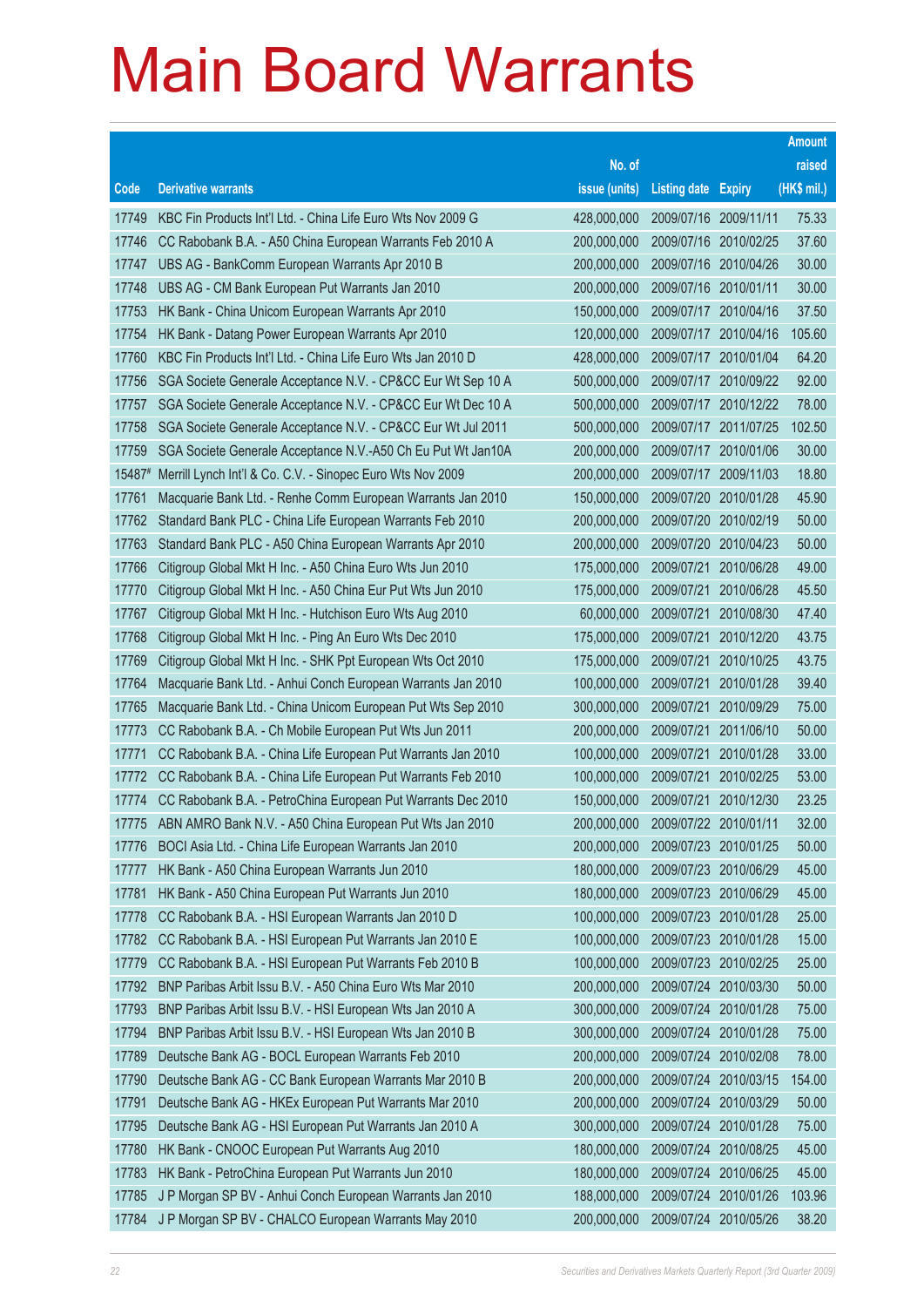# Main Board Warrants

| Code | Derivative warrants | No. of issue (units) | Listing date | Expiry | Amount raised (HK$ mil.) |
|---|---|---|---|---|---|
| 17749 | KBC Fin Products Int'l Ltd. - China Life Euro Wts Nov 2009 G | 428,000,000 | 2009/07/16 | 2009/11/11 | 75.33 |
| 17746 | CC Rabobank B.A. - A50 China European Warrants Feb 2010 A | 200,000,000 | 2009/07/16 | 2010/02/25 | 37.60 |
| 17747 | UBS AG - BankComm European Warrants Apr 2010 B | 200,000,000 | 2009/07/16 | 2010/04/26 | 30.00 |
| 17748 | UBS AG - CM Bank European Put Warrants Jan 2010 | 200,000,000 | 2009/07/16 | 2010/01/11 | 30.00 |
| 17753 | HK Bank - China Unicom European Warrants Apr 2010 | 150,000,000 | 2009/07/17 | 2010/04/16 | 37.50 |
| 17754 | HK Bank - Datang Power European Warrants Apr 2010 | 120,000,000 | 2009/07/17 | 2010/04/16 | 105.60 |
| 17760 | KBC Fin Products Int'l Ltd. - China Life Euro Wts Jan 2010 D | 428,000,000 | 2009/07/17 | 2010/01/04 | 64.20 |
| 17756 | SGA Societe Generale Acceptance N.V. - CP&CC Eur Wt Sep 10 A | 500,000,000 | 2009/07/17 | 2010/09/22 | 92.00 |
| 17757 | SGA Societe Generale Acceptance N.V. - CP&CC Eur Wt Dec 10 A | 500,000,000 | 2009/07/17 | 2010/12/22 | 78.00 |
| 17758 | SGA Societe Generale Acceptance N.V. - CP&CC Eur Wt Jul 2011 | 500,000,000 | 2009/07/17 | 2011/07/25 | 102.50 |
| 17759 | SGA Societe Generale Acceptance N.V.-A50 Ch Eu Put Wt Jan10A | 200,000,000 | 2009/07/17 | 2010/01/06 | 30.00 |
| 15487# | Merrill Lynch Int'l & Co. C.V. - Sinopec Euro Wts Nov 2009 | 200,000,000 | 2009/07/17 | 2009/11/03 | 18.80 |
| 17761 | Macquarie Bank Ltd. - Renhe Comm European Warrants Jan 2010 | 150,000,000 | 2009/07/20 | 2010/01/28 | 45.90 |
| 17762 | Standard Bank PLC - China Life European Warrants Feb 2010 | 200,000,000 | 2009/07/20 | 2010/02/19 | 50.00 |
| 17763 | Standard Bank PLC - A50 China European Warrants Apr 2010 | 200,000,000 | 2009/07/20 | 2010/04/23 | 50.00 |
| 17766 | Citigroup Global Mkt H Inc. - A50 China Euro Wts Jun 2010 | 175,000,000 | 2009/07/21 | 2010/06/28 | 49.00 |
| 17770 | Citigroup Global Mkt H Inc. - A50 China Eur Put Wts Jun 2010 | 175,000,000 | 2009/07/21 | 2010/06/28 | 45.50 |
| 17767 | Citigroup Global Mkt H Inc. - Hutchison Euro Wts Aug 2010 | 60,000,000 | 2009/07/21 | 2010/08/30 | 47.40 |
| 17768 | Citigroup Global Mkt H Inc. - Ping An Euro Wts Dec 2010 | 175,000,000 | 2009/07/21 | 2010/12/20 | 43.75 |
| 17769 | Citigroup Global Mkt H Inc. - SHK Ppt European Wts Oct 2010 | 175,000,000 | 2009/07/21 | 2010/10/25 | 43.75 |
| 17764 | Macquarie Bank Ltd. - Anhui Conch European Warrants Jan 2010 | 100,000,000 | 2009/07/21 | 2010/01/28 | 39.40 |
| 17765 | Macquarie Bank Ltd. - China Unicom European Put Wts Sep 2010 | 300,000,000 | 2009/07/21 | 2010/09/29 | 75.00 |
| 17773 | CC Rabobank B.A. - Ch Mobile European Put Wts Jun 2011 | 200,000,000 | 2009/07/21 | 2011/06/10 | 50.00 |
| 17771 | CC Rabobank B.A. - China Life European Put Warrants Jan 2010 | 100,000,000 | 2009/07/21 | 2010/01/28 | 33.00 |
| 17772 | CC Rabobank B.A. - China Life European Put Warrants Feb 2010 | 100,000,000 | 2009/07/21 | 2010/02/25 | 53.00 |
| 17774 | CC Rabobank B.A. - PetroChina European Put Warrants Dec 2010 | 150,000,000 | 2009/07/21 | 2010/12/30 | 23.25 |
| 17775 | ABN AMRO Bank N.V. - A50 China European Put Wts Jan 2010 | 200,000,000 | 2009/07/22 | 2010/01/11 | 32.00 |
| 17776 | BOCI Asia Ltd. - China Life European Warrants Jan 2010 | 200,000,000 | 2009/07/23 | 2010/01/25 | 50.00 |
| 17777 | HK Bank - A50 China European Warrants Jun 2010 | 180,000,000 | 2009/07/23 | 2010/06/29 | 45.00 |
| 17781 | HK Bank - A50 China European Put Warrants Jun 2010 | 180,000,000 | 2009/07/23 | 2010/06/29 | 45.00 |
| 17778 | CC Rabobank B.A. - HSI European Warrants Jan 2010 D | 100,000,000 | 2009/07/23 | 2010/01/28 | 25.00 |
| 17782 | CC Rabobank B.A. - HSI European Put Warrants Jan 2010 E | 100,000,000 | 2009/07/23 | 2010/01/28 | 15.00 |
| 17779 | CC Rabobank B.A. - HSI European Put Warrants Feb 2010 B | 100,000,000 | 2009/07/23 | 2010/02/25 | 25.00 |
| 17792 | BNP Paribas Arbit Issu B.V. - A50 China Euro Wts Mar 2010 | 200,000,000 | 2009/07/24 | 2010/03/30 | 50.00 |
| 17793 | BNP Paribas Arbit Issu B.V. - HSI European Wts Jan 2010 A | 300,000,000 | 2009/07/24 | 2010/01/28 | 75.00 |
| 17794 | BNP Paribas Arbit Issu B.V. - HSI European Wts Jan 2010 B | 300,000,000 | 2009/07/24 | 2010/01/28 | 75.00 |
| 17789 | Deutsche Bank AG - BOCL European Warrants Feb 2010 | 200,000,000 | 2009/07/24 | 2010/02/08 | 78.00 |
| 17790 | Deutsche Bank AG - CC Bank European Warrants Mar 2010 B | 200,000,000 | 2009/07/24 | 2010/03/15 | 154.00 |
| 17791 | Deutsche Bank AG - HKEx European Put Warrants Mar 2010 | 200,000,000 | 2009/07/24 | 2010/03/29 | 50.00 |
| 17795 | Deutsche Bank AG - HSI European Put Warrants Jan 2010 A | 300,000,000 | 2009/07/24 | 2010/01/28 | 75.00 |
| 17780 | HK Bank - CNOOC European Put Warrants Aug 2010 | 180,000,000 | 2009/07/24 | 2010/08/25 | 45.00 |
| 17783 | HK Bank - PetroChina European Put Warrants Jun 2010 | 180,000,000 | 2009/07/24 | 2010/06/25 | 45.00 |
| 17785 | J P Morgan SP BV - Anhui Conch European Warrants Jan 2010 | 188,000,000 | 2009/07/24 | 2010/01/26 | 103.96 |
| 17784 | J P Morgan SP BV - CHALCO European Warrants May 2010 | 200,000,000 | 2009/07/24 | 2010/05/26 | 38.20 |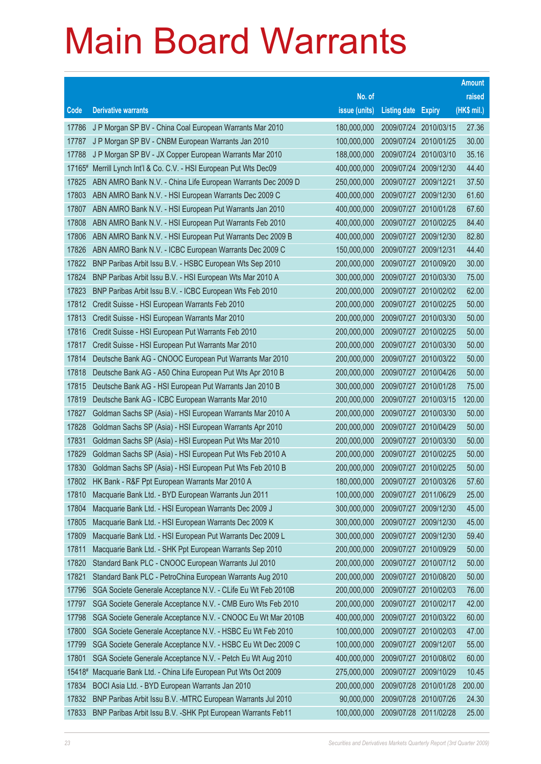# Main Board Warrants

| Code | Derivative warrants | No. of issue (units) | Listing date | Expiry | Amount raised (HK$ mil.) |
|---|---|---|---|---|---|
| 17786 | J P Morgan SP BV - China Coal European Warrants Mar 2010 | 180,000,000 | 2009/07/24 | 2010/03/15 | 27.36 |
| 17787 | J P Morgan SP BV - CNBM European Warrants Jan 2010 | 100,000,000 | 2009/07/24 | 2010/01/25 | 30.00 |
| 17788 | J P Morgan SP BV - JX Copper European Warrants Mar 2010 | 188,000,000 | 2009/07/24 | 2010/03/10 | 35.16 |
| 17165# | Merrill Lynch Int'l & Co. C.V. - HSI European Put Wts Dec09 | 400,000,000 | 2009/07/24 | 2009/12/30 | 44.40 |
| 17825 | ABN AMRO Bank N.V. - China Life European Warrants Dec 2009 D | 250,000,000 | 2009/07/27 | 2009/12/21 | 37.50 |
| 17803 | ABN AMRO Bank N.V. - HSI European Warrants Dec 2009 C | 400,000,000 | 2009/07/27 | 2009/12/30 | 61.60 |
| 17807 | ABN AMRO Bank N.V. - HSI European Put Warrants Jan 2010 | 400,000,000 | 2009/07/27 | 2010/01/28 | 67.60 |
| 17808 | ABN AMRO Bank N.V. - HSI European Put Warrants Feb 2010 | 400,000,000 | 2009/07/27 | 2010/02/25 | 84.40 |
| 17806 | ABN AMRO Bank N.V. - HSI European Put Warrants Dec 2009 B | 400,000,000 | 2009/07/27 | 2009/12/30 | 82.80 |
| 17826 | ABN AMRO Bank N.V. - ICBC European Warrants Dec 2009 C | 150,000,000 | 2009/07/27 | 2009/12/31 | 44.40 |
| 17822 | BNP Paribas Arbit Issu B.V. - HSBC European Wts Sep 2010 | 200,000,000 | 2009/07/27 | 2010/09/20 | 30.00 |
| 17824 | BNP Paribas Arbit Issu B.V. - HSI European Wts Mar 2010 A | 300,000,000 | 2009/07/27 | 2010/03/30 | 75.00 |
| 17823 | BNP Paribas Arbit Issu B.V. - ICBC European Wts Feb 2010 | 200,000,000 | 2009/07/27 | 2010/02/02 | 62.00 |
| 17812 | Credit Suisse - HSI European Warrants Feb 2010 | 200,000,000 | 2009/07/27 | 2010/02/25 | 50.00 |
| 17813 | Credit Suisse - HSI European Warrants Mar 2010 | 200,000,000 | 2009/07/27 | 2010/03/30 | 50.00 |
| 17816 | Credit Suisse - HSI European Put Warrants Feb 2010 | 200,000,000 | 2009/07/27 | 2010/02/25 | 50.00 |
| 17817 | Credit Suisse - HSI European Put Warrants Mar 2010 | 200,000,000 | 2009/07/27 | 2010/03/30 | 50.00 |
| 17814 | Deutsche Bank AG - CNOOC European Put Warrants Mar 2010 | 200,000,000 | 2009/07/27 | 2010/03/22 | 50.00 |
| 17818 | Deutsche Bank AG - A50 China European Put Wts Apr 2010 B | 200,000,000 | 2009/07/27 | 2010/04/26 | 50.00 |
| 17815 | Deutsche Bank AG - HSI European Put Warrants Jan 2010 B | 300,000,000 | 2009/07/27 | 2010/01/28 | 75.00 |
| 17819 | Deutsche Bank AG - ICBC European Warrants Mar 2010 | 200,000,000 | 2009/07/27 | 2010/03/15 | 120.00 |
| 17827 | Goldman Sachs SP (Asia) - HSI European Warrants Mar 2010 A | 200,000,000 | 2009/07/27 | 2010/03/30 | 50.00 |
| 17828 | Goldman Sachs SP (Asia) - HSI European Warrants Apr 2010 | 200,000,000 | 2009/07/27 | 2010/04/29 | 50.00 |
| 17831 | Goldman Sachs SP (Asia) - HSI European Put Wts Mar 2010 | 200,000,000 | 2009/07/27 | 2010/03/30 | 50.00 |
| 17829 | Goldman Sachs SP (Asia) - HSI European Put Wts Feb 2010 A | 200,000,000 | 2009/07/27 | 2010/02/25 | 50.00 |
| 17830 | Goldman Sachs SP (Asia) - HSI European Put Wts Feb 2010 B | 200,000,000 | 2009/07/27 | 2010/02/25 | 50.00 |
| 17802 | HK Bank - R&F Ppt European Warrants Mar 2010 A | 180,000,000 | 2009/07/27 | 2010/03/26 | 57.60 |
| 17810 | Macquarie Bank Ltd. - BYD European Warrants Jun 2011 | 100,000,000 | 2009/07/27 | 2011/06/29 | 25.00 |
| 17804 | Macquarie Bank Ltd. - HSI European Warrants Dec 2009 J | 300,000,000 | 2009/07/27 | 2009/12/30 | 45.00 |
| 17805 | Macquarie Bank Ltd. - HSI European Warrants Dec 2009 K | 300,000,000 | 2009/07/27 | 2009/12/30 | 45.00 |
| 17809 | Macquarie Bank Ltd. - HSI European Put Warrants Dec 2009 L | 300,000,000 | 2009/07/27 | 2009/12/30 | 59.40 |
| 17811 | Macquarie Bank Ltd. - SHK Ppt European Warrants Sep 2010 | 200,000,000 | 2009/07/27 | 2010/09/29 | 50.00 |
| 17820 | Standard Bank PLC - CNOOC European Warrants Jul 2010 | 200,000,000 | 2009/07/27 | 2010/07/12 | 50.00 |
| 17821 | Standard Bank PLC - PetroChina European Warrants Aug 2010 | 200,000,000 | 2009/07/27 | 2010/08/20 | 50.00 |
| 17796 | SGA Societe Generale Acceptance N.V. - CLife Eu Wt Feb 2010B | 200,000,000 | 2009/07/27 | 2010/02/03 | 76.00 |
| 17797 | SGA Societe Generale Acceptance N.V. - CMB Euro Wts Feb 2010 | 200,000,000 | 2009/07/27 | 2010/02/17 | 42.00 |
| 17798 | SGA Societe Generale Acceptance N.V. - CNOOC Eu Wt Mar 2010B | 400,000,000 | 2009/07/27 | 2010/03/22 | 60.00 |
| 17800 | SGA Societe Generale Acceptance N.V. - HSBC Eu Wt Feb 2010 | 100,000,000 | 2009/07/27 | 2010/02/03 | 47.00 |
| 17799 | SGA Societe Generale Acceptance N.V. - HSBC Eu Wt Dec 2009 C | 100,000,000 | 2009/07/27 | 2009/12/07 | 55.00 |
| 17801 | SGA Societe Generale Acceptance N.V. - Petch Eu Wt Aug 2010 | 400,000,000 | 2009/07/27 | 2010/08/02 | 60.00 |
| 15418# | Macquarie Bank Ltd. - China Life European Put Wts Oct 2009 | 275,000,000 | 2009/07/27 | 2009/10/29 | 10.45 |
| 17834 | BOCI Asia Ltd. - BYD European Warrants Jan 2010 | 200,000,000 | 2009/07/28 | 2010/01/28 | 200.00 |
| 17832 | BNP Paribas Arbit Issu B.V. -MTRC European Warrants Jul 2010 | 90,000,000 | 2009/07/28 | 2010/07/26 | 24.30 |
| 17833 | BNP Paribas Arbit Issu B.V. -SHK Ppt European Warrants Feb11 | 100,000,000 | 2009/07/28 | 2011/02/28 | 25.00 |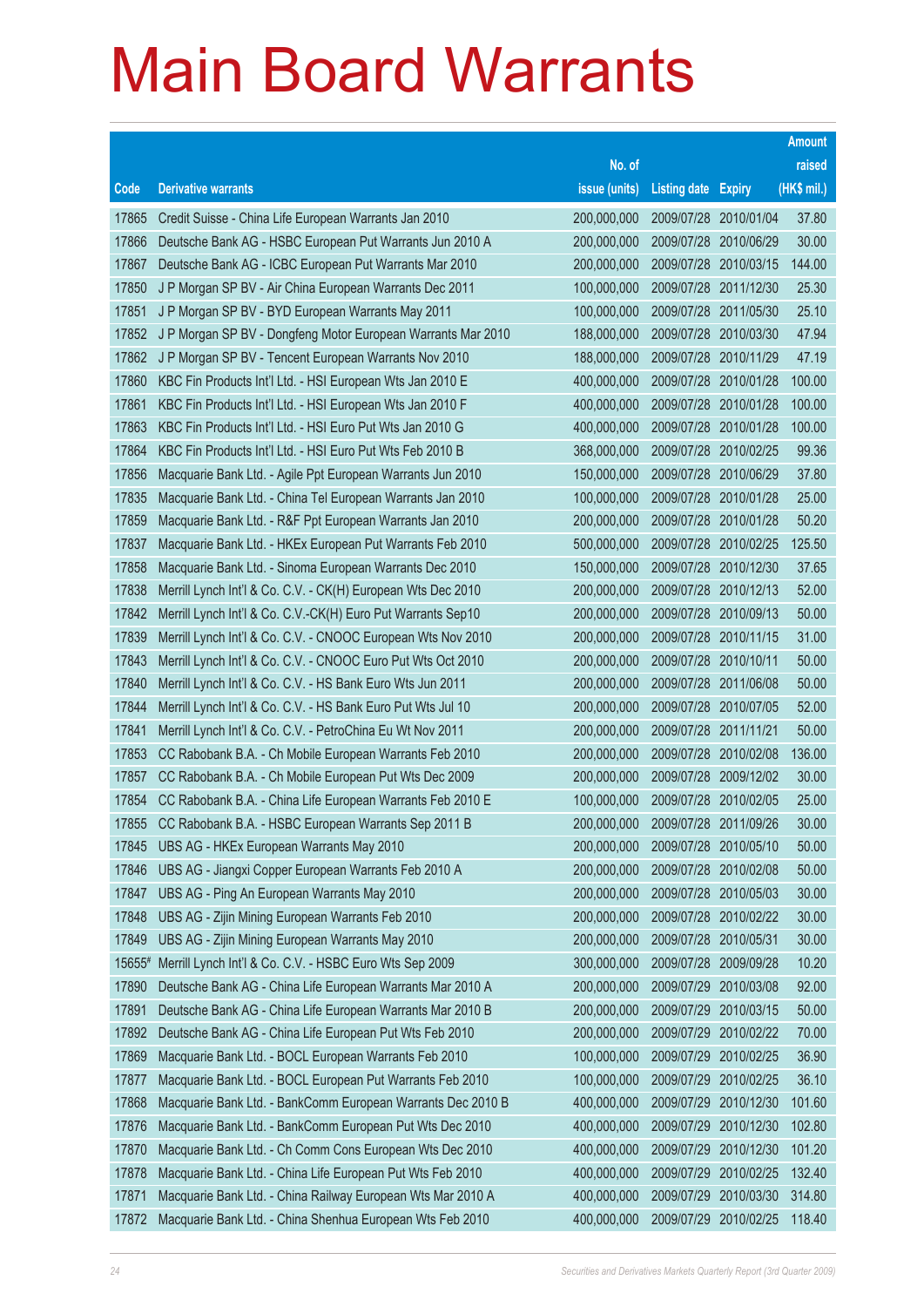# Main Board Warrants

| Code | Derivative warrants | No. of issue (units) | Listing date | Expiry | Amount raised (HK$ mil.) |
|---|---|---|---|---|---|
| 17865 | Credit Suisse - China Life European Warrants Jan 2010 | 200,000,000 | 2009/07/28 | 2010/01/04 | 37.80 |
| 17866 | Deutsche Bank AG - HSBC European Put Warrants Jun 2010 A | 200,000,000 | 2009/07/28 | 2010/06/29 | 30.00 |
| 17867 | Deutsche Bank AG - ICBC European Put Warrants Mar 2010 | 200,000,000 | 2009/07/28 | 2010/03/15 | 144.00 |
| 17850 | J P Morgan SP BV - Air China European Warrants Dec 2011 | 100,000,000 | 2009/07/28 | 2011/12/30 | 25.30 |
| 17851 | J P Morgan SP BV - BYD European Warrants May 2011 | 100,000,000 | 2009/07/28 | 2011/05/30 | 25.10 |
| 17852 | J P Morgan SP BV - Dongfeng Motor European Warrants Mar 2010 | 188,000,000 | 2009/07/28 | 2010/03/30 | 47.94 |
| 17862 | J P Morgan SP BV - Tencent European Warrants Nov 2010 | 188,000,000 | 2009/07/28 | 2010/11/29 | 47.19 |
| 17860 | KBC Fin Products Int'l Ltd. - HSI European Wts Jan 2010 E | 400,000,000 | 2009/07/28 | 2010/01/28 | 100.00 |
| 17861 | KBC Fin Products Int'l Ltd. - HSI European Wts Jan 2010 F | 400,000,000 | 2009/07/28 | 2010/01/28 | 100.00 |
| 17863 | KBC Fin Products Int'l Ltd. - HSI Euro Put Wts Jan 2010 G | 400,000,000 | 2009/07/28 | 2010/01/28 | 100.00 |
| 17864 | KBC Fin Products Int'l Ltd. - HSI Euro Put Wts Feb 2010 B | 368,000,000 | 2009/07/28 | 2010/02/25 | 99.36 |
| 17856 | Macquarie Bank Ltd. - Agile Ppt European Warrants Jun 2010 | 150,000,000 | 2009/07/28 | 2010/06/29 | 37.80 |
| 17835 | Macquarie Bank Ltd. - China Tel European Warrants Jan 2010 | 100,000,000 | 2009/07/28 | 2010/01/28 | 25.00 |
| 17859 | Macquarie Bank Ltd. - R&F Ppt European Warrants Jan 2010 | 200,000,000 | 2009/07/28 | 2010/01/28 | 50.20 |
| 17837 | Macquarie Bank Ltd. - HKEx European Put Warrants Feb 2010 | 500,000,000 | 2009/07/28 | 2010/02/25 | 125.50 |
| 17858 | Macquarie Bank Ltd. - Sinoma European Warrants Dec 2010 | 150,000,000 | 2009/07/28 | 2010/12/30 | 37.65 |
| 17838 | Merrill Lynch Int'l & Co. C.V. - CK(H) European Wts Dec 2010 | 200,000,000 | 2009/07/28 | 2010/12/13 | 52.00 |
| 17842 | Merrill Lynch Int'l & Co. C.V.-CK(H) Euro Put Warrants Sep10 | 200,000,000 | 2009/07/28 | 2010/09/13 | 50.00 |
| 17839 | Merrill Lynch Int'l & Co. C.V. - CNOOC European Wts Nov 2010 | 200,000,000 | 2009/07/28 | 2010/11/15 | 31.00 |
| 17843 | Merrill Lynch Int'l & Co. C.V. - CNOOC Euro Put Wts Oct 2010 | 200,000,000 | 2009/07/28 | 2010/10/11 | 50.00 |
| 17840 | Merrill Lynch Int'l & Co. C.V. - HS Bank Euro Wts Jun 2011 | 200,000,000 | 2009/07/28 | 2011/06/08 | 50.00 |
| 17844 | Merrill Lynch Int'l & Co. C.V. - HS Bank Euro Put Wts Jul 10 | 200,000,000 | 2009/07/28 | 2010/07/05 | 52.00 |
| 17841 | Merrill Lynch Int'l & Co. C.V. - PetroChina Eu Wt Nov 2011 | 200,000,000 | 2009/07/28 | 2011/11/21 | 50.00 |
| 17853 | CC Rabobank B.A. - Ch Mobile European Warrants Feb 2010 | 200,000,000 | 2009/07/28 | 2010/02/08 | 136.00 |
| 17857 | CC Rabobank B.A. - Ch Mobile European Put Wts Dec 2009 | 200,000,000 | 2009/07/28 | 2009/12/02 | 30.00 |
| 17854 | CC Rabobank B.A. - China Life European Warrants Feb 2010 E | 100,000,000 | 2009/07/28 | 2010/02/05 | 25.00 |
| 17855 | CC Rabobank B.A. - HSBC European Warrants Sep 2011 B | 200,000,000 | 2009/07/28 | 2011/09/26 | 30.00 |
| 17845 | UBS AG - HKEx European Warrants May 2010 | 200,000,000 | 2009/07/28 | 2010/05/10 | 50.00 |
| 17846 | UBS AG - Jiangxi Copper European Warrants Feb 2010 A | 200,000,000 | 2009/07/28 | 2010/02/08 | 50.00 |
| 17847 | UBS AG - Ping An European Warrants May 2010 | 200,000,000 | 2009/07/28 | 2010/05/03 | 30.00 |
| 17848 | UBS AG - Zijin Mining European Warrants Feb 2010 | 200,000,000 | 2009/07/28 | 2010/02/22 | 30.00 |
| 17849 | UBS AG - Zijin Mining European Warrants May 2010 | 200,000,000 | 2009/07/28 | 2010/05/31 | 30.00 |
| 15655# | Merrill Lynch Int'l & Co. C.V. - HSBC Euro Wts Sep 2009 | 300,000,000 | 2009/07/28 | 2009/09/28 | 10.20 |
| 17890 | Deutsche Bank AG - China Life European Warrants Mar 2010 A | 200,000,000 | 2009/07/29 | 2010/03/08 | 92.00 |
| 17891 | Deutsche Bank AG - China Life European Warrants Mar 2010 B | 200,000,000 | 2009/07/29 | 2010/03/15 | 50.00 |
| 17892 | Deutsche Bank AG - China Life European Put Wts Feb 2010 | 200,000,000 | 2009/07/29 | 2010/02/22 | 70.00 |
| 17869 | Macquarie Bank Ltd. - BOCL European Warrants Feb 2010 | 100,000,000 | 2009/07/29 | 2010/02/25 | 36.90 |
| 17877 | Macquarie Bank Ltd. - BOCL European Put Warrants Feb 2010 | 100,000,000 | 2009/07/29 | 2010/02/25 | 36.10 |
| 17868 | Macquarie Bank Ltd. - BankComm European Warrants Dec 2010 B | 400,000,000 | 2009/07/29 | 2010/12/30 | 101.60 |
| 17876 | Macquarie Bank Ltd. - BankComm European Put Wts Dec 2010 | 400,000,000 | 2009/07/29 | 2010/12/30 | 102.80 |
| 17870 | Macquarie Bank Ltd. - Ch Comm Cons European Wts Dec 2010 | 400,000,000 | 2009/07/29 | 2010/12/30 | 101.20 |
| 17878 | Macquarie Bank Ltd. - China Life European Put Wts Feb 2010 | 400,000,000 | 2009/07/29 | 2010/02/25 | 132.40 |
| 17871 | Macquarie Bank Ltd. - China Railway European Wts Mar 2010 A | 400,000,000 | 2009/07/29 | 2010/03/30 | 314.80 |
| 17872 | Macquarie Bank Ltd. - China Shenhua European Wts Feb 2010 | 400,000,000 | 2009/07/29 | 2010/02/25 | 118.40 |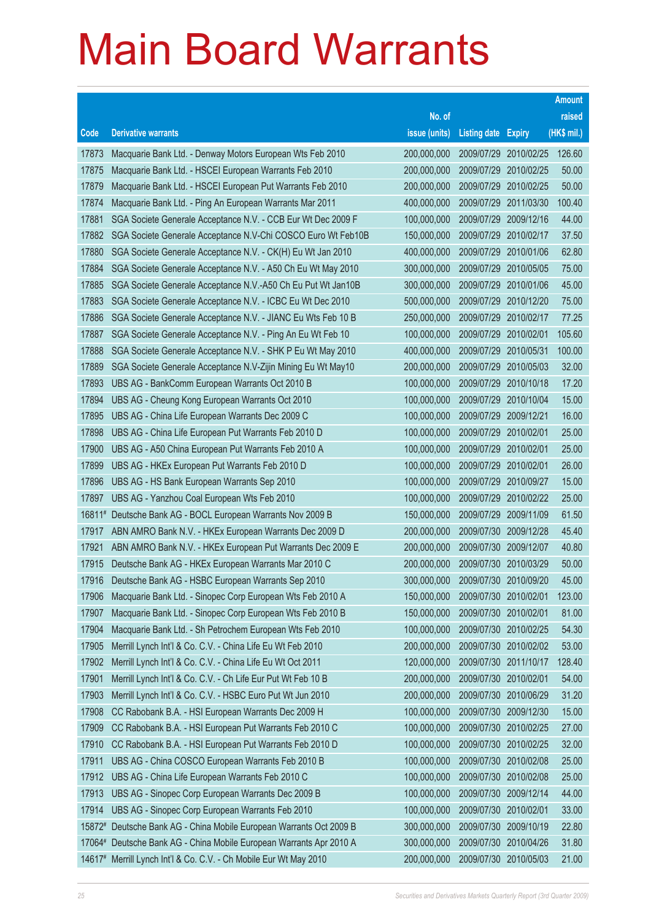# Main Board Warrants

| Code | Derivative warrants | No. of issue (units) | Listing date | Expiry | Amount raised (HK$ mil.) |
|---|---|---|---|---|---|
| 17873 | Macquarie Bank Ltd. - Denway Motors European Wts Feb 2010 | 200,000,000 | 2009/07/29 | 2010/02/25 | 126.60 |
| 17875 | Macquarie Bank Ltd. - HSCEI European Warrants Feb 2010 | 200,000,000 | 2009/07/29 | 2010/02/25 | 50.00 |
| 17879 | Macquarie Bank Ltd. - HSCEI European Put Warrants Feb 2010 | 200,000,000 | 2009/07/29 | 2010/02/25 | 50.00 |
| 17874 | Macquarie Bank Ltd. - Ping An European Warrants Mar 2011 | 400,000,000 | 2009/07/29 | 2011/03/30 | 100.40 |
| 17881 | SGA Societe Generale Acceptance N.V. - CCB Eur Wt Dec 2009 F | 100,000,000 | 2009/07/29 | 2009/12/16 | 44.00 |
| 17882 | SGA Societe Generale Acceptance N.V-Chi COSCO Euro Wt Feb10B | 150,000,000 | 2009/07/29 | 2010/02/17 | 37.50 |
| 17880 | SGA Societe Generale Acceptance N.V. - CK(H) Eu Wt Jan 2010 | 400,000,000 | 2009/07/29 | 2010/01/06 | 62.80 |
| 17884 | SGA Societe Generale Acceptance N.V. - A50 Ch Eu Wt May 2010 | 300,000,000 | 2009/07/29 | 2010/05/05 | 75.00 |
| 17885 | SGA Societe Generale Acceptance N.V.-A50 Ch Eu Put Wt Jan10B | 300,000,000 | 2009/07/29 | 2010/01/06 | 45.00 |
| 17883 | SGA Societe Generale Acceptance N.V. - ICBC Eu Wt Dec 2010 | 500,000,000 | 2009/07/29 | 2010/12/20 | 75.00 |
| 17886 | SGA Societe Generale Acceptance N.V. - JIANC Eu Wts Feb 10 B | 250,000,000 | 2009/07/29 | 2010/02/17 | 77.25 |
| 17887 | SGA Societe Generale Acceptance N.V. - Ping An Eu Wt Feb 10 | 100,000,000 | 2009/07/29 | 2010/02/01 | 105.60 |
| 17888 | SGA Societe Generale Acceptance N.V. - SHK P Eu Wt May 2010 | 400,000,000 | 2009/07/29 | 2010/05/31 | 100.00 |
| 17889 | SGA Societe Generale Acceptance N.V-Zijin Mining Eu Wt May10 | 200,000,000 | 2009/07/29 | 2010/05/03 | 32.00 |
| 17893 | UBS AG - BankComm European Warrants Oct 2010 B | 100,000,000 | 2009/07/29 | 2010/10/18 | 17.20 |
| 17894 | UBS AG - Cheung Kong European Warrants Oct 2010 | 100,000,000 | 2009/07/29 | 2010/10/04 | 15.00 |
| 17895 | UBS AG - China Life European Warrants Dec 2009 C | 100,000,000 | 2009/07/29 | 2009/12/21 | 16.00 |
| 17898 | UBS AG - China Life European Put Warrants Feb 2010 D | 100,000,000 | 2009/07/29 | 2010/02/01 | 25.00 |
| 17900 | UBS AG - A50 China European Put Warrants Feb 2010 A | 100,000,000 | 2009/07/29 | 2010/02/01 | 25.00 |
| 17899 | UBS AG - HKEx European Put Warrants Feb 2010 D | 100,000,000 | 2009/07/29 | 2010/02/01 | 26.00 |
| 17896 | UBS AG - HS Bank European Warrants Sep 2010 | 100,000,000 | 2009/07/29 | 2010/09/27 | 15.00 |
| 17897 | UBS AG - Yanzhou Coal European Wts Feb 2010 | 100,000,000 | 2009/07/29 | 2010/02/22 | 25.00 |
| 16811# | Deutsche Bank AG - BOCL European Warrants Nov 2009 B | 150,000,000 | 2009/07/29 | 2009/11/09 | 61.50 |
| 17917 | ABN AMRO Bank N.V. - HKEx European Warrants Dec 2009 D | 200,000,000 | 2009/07/30 | 2009/12/28 | 45.40 |
| 17921 | ABN AMRO Bank N.V. - HKEx European Put Warrants Dec 2009 E | 200,000,000 | 2009/07/30 | 2009/12/07 | 40.80 |
| 17915 | Deutsche Bank AG - HKEx European Warrants Mar 2010 C | 200,000,000 | 2009/07/30 | 2010/03/29 | 50.00 |
| 17916 | Deutsche Bank AG - HSBC European Warrants Sep 2010 | 300,000,000 | 2009/07/30 | 2010/09/20 | 45.00 |
| 17906 | Macquarie Bank Ltd. - Sinopec Corp European Wts Feb 2010 A | 150,000,000 | 2009/07/30 | 2010/02/01 | 123.00 |
| 17907 | Macquarie Bank Ltd. - Sinopec Corp European Wts Feb 2010 B | 150,000,000 | 2009/07/30 | 2010/02/01 | 81.00 |
| 17904 | Macquarie Bank Ltd. - Sh Petrochem European Wts Feb 2010 | 100,000,000 | 2009/07/30 | 2010/02/25 | 54.30 |
| 17905 | Merrill Lynch Int'l & Co. C.V. - China Life Eu Wt Feb 2010 | 200,000,000 | 2009/07/30 | 2010/02/02 | 53.00 |
| 17902 | Merrill Lynch Int'l & Co. C.V. - China Life Eu Wt Oct 2011 | 120,000,000 | 2009/07/30 | 2011/10/17 | 128.40 |
| 17901 | Merrill Lynch Int'l & Co. C.V. - Ch Life Eur Put Wt Feb 10 B | 200,000,000 | 2009/07/30 | 2010/02/01 | 54.00 |
| 17903 | Merrill Lynch Int'l & Co. C.V. - HSBC Euro Put Wt Jun 2010 | 200,000,000 | 2009/07/30 | 2010/06/29 | 31.20 |
| 17908 | CC Rabobank B.A. - HSI European Warrants Dec 2009 H | 100,000,000 | 2009/07/30 | 2009/12/30 | 15.00 |
| 17909 | CC Rabobank B.A. - HSI European Put Warrants Feb 2010 C | 100,000,000 | 2009/07/30 | 2010/02/25 | 27.00 |
| 17910 | CC Rabobank B.A. - HSI European Put Warrants Feb 2010 D | 100,000,000 | 2009/07/30 | 2010/02/25 | 32.00 |
| 17911 | UBS AG - China COSCO European Warrants Feb 2010 B | 100,000,000 | 2009/07/30 | 2010/02/08 | 25.00 |
| 17912 | UBS AG - China Life European Warrants Feb 2010 C | 100,000,000 | 2009/07/30 | 2010/02/08 | 25.00 |
| 17913 | UBS AG - Sinopec Corp European Warrants Dec 2009 B | 100,000,000 | 2009/07/30 | 2009/12/14 | 44.00 |
| 17914 | UBS AG - Sinopec Corp European Warrants Feb 2010 | 100,000,000 | 2009/07/30 | 2010/02/01 | 33.00 |
| 15872# | Deutsche Bank AG - China Mobile European Warrants Oct 2009 B | 300,000,000 | 2009/07/30 | 2009/10/19 | 22.80 |
| 17064# | Deutsche Bank AG - China Mobile European Warrants Apr 2010 A | 300,000,000 | 2009/07/30 | 2010/04/26 | 31.80 |
| 14617# | Merrill Lynch Int'l & Co. C.V. - Ch Mobile Eur Wt May 2010 | 200,000,000 | 2009/07/30 | 2010/05/03 | 21.00 |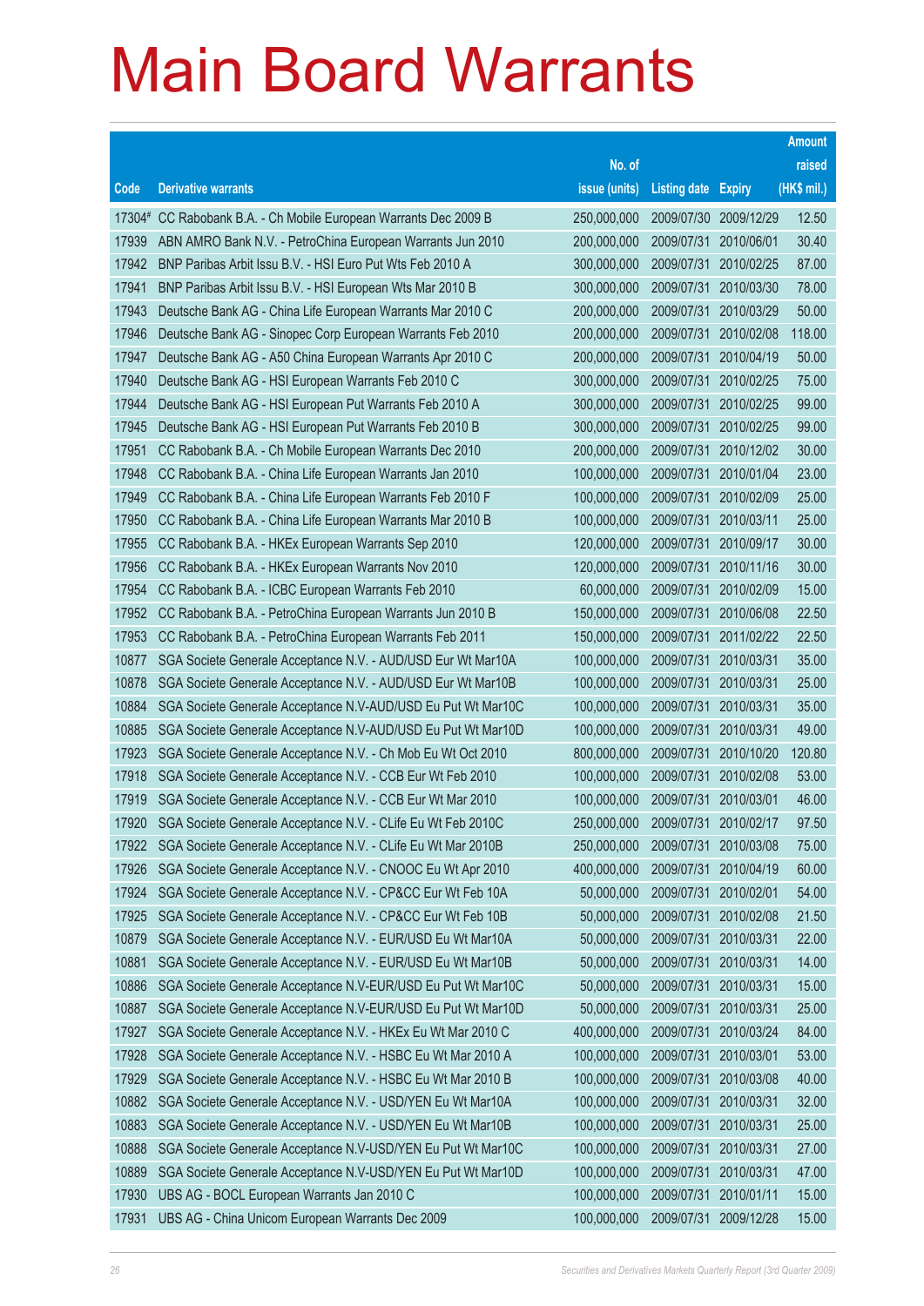# Main Board Warrants

| Code | Derivative warrants | No. of issue (units) | Listing date | Expiry | Amount raised (HK$ mil.) |
|---|---|---|---|---|---|
| 17304# | CC Rabobank B.A. - Ch Mobile European Warrants Dec 2009 B | 250,000,000 | 2009/07/30 | 2009/12/29 | 12.50 |
| 17939 | ABN AMRO Bank N.V. - PetroChina European Warrants Jun 2010 | 200,000,000 | 2009/07/31 | 2010/06/01 | 30.40 |
| 17942 | BNP Paribas Arbit Issu B.V. - HSI Euro Put Wts Feb 2010 A | 300,000,000 | 2009/07/31 | 2010/02/25 | 87.00 |
| 17941 | BNP Paribas Arbit Issu B.V. - HSI European Wts Mar 2010 B | 300,000,000 | 2009/07/31 | 2010/03/30 | 78.00 |
| 17943 | Deutsche Bank AG - China Life European Warrants Mar 2010 C | 200,000,000 | 2009/07/31 | 2010/03/29 | 50.00 |
| 17946 | Deutsche Bank AG - Sinopec Corp European Warrants Feb 2010 | 200,000,000 | 2009/07/31 | 2010/02/08 | 118.00 |
| 17947 | Deutsche Bank AG - A50 China European Warrants Apr 2010 C | 200,000,000 | 2009/07/31 | 2010/04/19 | 50.00 |
| 17940 | Deutsche Bank AG - HSI European Warrants Feb 2010 C | 300,000,000 | 2009/07/31 | 2010/02/25 | 75.00 |
| 17944 | Deutsche Bank AG - HSI European Put Warrants Feb 2010 A | 300,000,000 | 2009/07/31 | 2010/02/25 | 99.00 |
| 17945 | Deutsche Bank AG - HSI European Put Warrants Feb 2010 B | 300,000,000 | 2009/07/31 | 2010/02/25 | 99.00 |
| 17951 | CC Rabobank B.A. - Ch Mobile European Warrants Dec 2010 | 200,000,000 | 2009/07/31 | 2010/12/02 | 30.00 |
| 17948 | CC Rabobank B.A. - China Life European Warrants Jan 2010 | 100,000,000 | 2009/07/31 | 2010/01/04 | 23.00 |
| 17949 | CC Rabobank B.A. - China Life European Warrants Feb 2010 F | 100,000,000 | 2009/07/31 | 2010/02/09 | 25.00 |
| 17950 | CC Rabobank B.A. - China Life European Warrants Mar 2010 B | 100,000,000 | 2009/07/31 | 2010/03/11 | 25.00 |
| 17955 | CC Rabobank B.A. - HKEx European Warrants Sep 2010 | 120,000,000 | 2009/07/31 | 2010/09/17 | 30.00 |
| 17956 | CC Rabobank B.A. - HKEx European Warrants Nov 2010 | 120,000,000 | 2009/07/31 | 2010/11/16 | 30.00 |
| 17954 | CC Rabobank B.A. - ICBC European Warrants Feb 2010 | 60,000,000 | 2009/07/31 | 2010/02/09 | 15.00 |
| 17952 | CC Rabobank B.A. - PetroChina European Warrants Jun 2010 B | 150,000,000 | 2009/07/31 | 2010/06/08 | 22.50 |
| 17953 | CC Rabobank B.A. - PetroChina European Warrants Feb 2011 | 150,000,000 | 2009/07/31 | 2011/02/22 | 22.50 |
| 10877 | SGA Societe Generale Acceptance N.V. - AUD/USD Eur Wt Mar10A | 100,000,000 | 2009/07/31 | 2010/03/31 | 35.00 |
| 10878 | SGA Societe Generale Acceptance N.V. - AUD/USD Eur Wt Mar10B | 100,000,000 | 2009/07/31 | 2010/03/31 | 25.00 |
| 10884 | SGA Societe Generale Acceptance N.V-AUD/USD Eu Put Wt Mar10C | 100,000,000 | 2009/07/31 | 2010/03/31 | 35.00 |
| 10885 | SGA Societe Generale Acceptance N.V-AUD/USD Eu Put Wt Mar10D | 100,000,000 | 2009/07/31 | 2010/03/31 | 49.00 |
| 17923 | SGA Societe Generale Acceptance N.V. - Ch Mob Eu Wt Oct 2010 | 800,000,000 | 2009/07/31 | 2010/10/20 | 120.80 |
| 17918 | SGA Societe Generale Acceptance N.V. - CCB Eur Wt Feb 2010 | 100,000,000 | 2009/07/31 | 2010/02/08 | 53.00 |
| 17919 | SGA Societe Generale Acceptance N.V. - CCB Eur Wt Mar 2010 | 100,000,000 | 2009/07/31 | 2010/03/01 | 46.00 |
| 17920 | SGA Societe Generale Acceptance N.V. - CLife Eu Wt Feb 2010C | 250,000,000 | 2009/07/31 | 2010/02/17 | 97.50 |
| 17922 | SGA Societe Generale Acceptance N.V. - CLife Eu Wt Mar 2010B | 250,000,000 | 2009/07/31 | 2010/03/08 | 75.00 |
| 17926 | SGA Societe Generale Acceptance N.V. - CNOOC Eu Wt Apr 2010 | 400,000,000 | 2009/07/31 | 2010/04/19 | 60.00 |
| 17924 | SGA Societe Generale Acceptance N.V. - CP&CC Eur Wt Feb 10A | 50,000,000 | 2009/07/31 | 2010/02/01 | 54.00 |
| 17925 | SGA Societe Generale Acceptance N.V. - CP&CC Eur Wt Feb 10B | 50,000,000 | 2009/07/31 | 2010/02/08 | 21.50 |
| 10879 | SGA Societe Generale Acceptance N.V. - EUR/USD Eu Wt Mar10A | 50,000,000 | 2009/07/31 | 2010/03/31 | 22.00 |
| 10881 | SGA Societe Generale Acceptance N.V. - EUR/USD Eu Wt Mar10B | 50,000,000 | 2009/07/31 | 2010/03/31 | 14.00 |
| 10886 | SGA Societe Generale Acceptance N.V-EUR/USD Eu Put Wt Mar10C | 50,000,000 | 2009/07/31 | 2010/03/31 | 15.00 |
| 10887 | SGA Societe Generale Acceptance N.V-EUR/USD Eu Put Wt Mar10D | 50,000,000 | 2009/07/31 | 2010/03/31 | 25.00 |
| 17927 | SGA Societe Generale Acceptance N.V. - HKEx Eu Wt Mar 2010 C | 400,000,000 | 2009/07/31 | 2010/03/24 | 84.00 |
| 17928 | SGA Societe Generale Acceptance N.V. - HSBC Eu Wt Mar 2010 A | 100,000,000 | 2009/07/31 | 2010/03/01 | 53.00 |
| 17929 | SGA Societe Generale Acceptance N.V. - HSBC Eu Wt Mar 2010 B | 100,000,000 | 2009/07/31 | 2010/03/08 | 40.00 |
| 10882 | SGA Societe Generale Acceptance N.V. - USD/YEN Eu Wt Mar10A | 100,000,000 | 2009/07/31 | 2010/03/31 | 32.00 |
| 10883 | SGA Societe Generale Acceptance N.V. - USD/YEN Eu Wt Mar10B | 100,000,000 | 2009/07/31 | 2010/03/31 | 25.00 |
| 10888 | SGA Societe Generale Acceptance N.V-USD/YEN Eu Put Wt Mar10C | 100,000,000 | 2009/07/31 | 2010/03/31 | 27.00 |
| 10889 | SGA Societe Generale Acceptance N.V-USD/YEN Eu Put Wt Mar10D | 100,000,000 | 2009/07/31 | 2010/03/31 | 47.00 |
| 17930 | UBS AG - BOCL European Warrants Jan 2010 C | 100,000,000 | 2009/07/31 | 2010/01/11 | 15.00 |
| 17931 | UBS AG - China Unicom European Warrants Dec 2009 | 100,000,000 | 2009/07/31 | 2009/12/28 | 15.00 |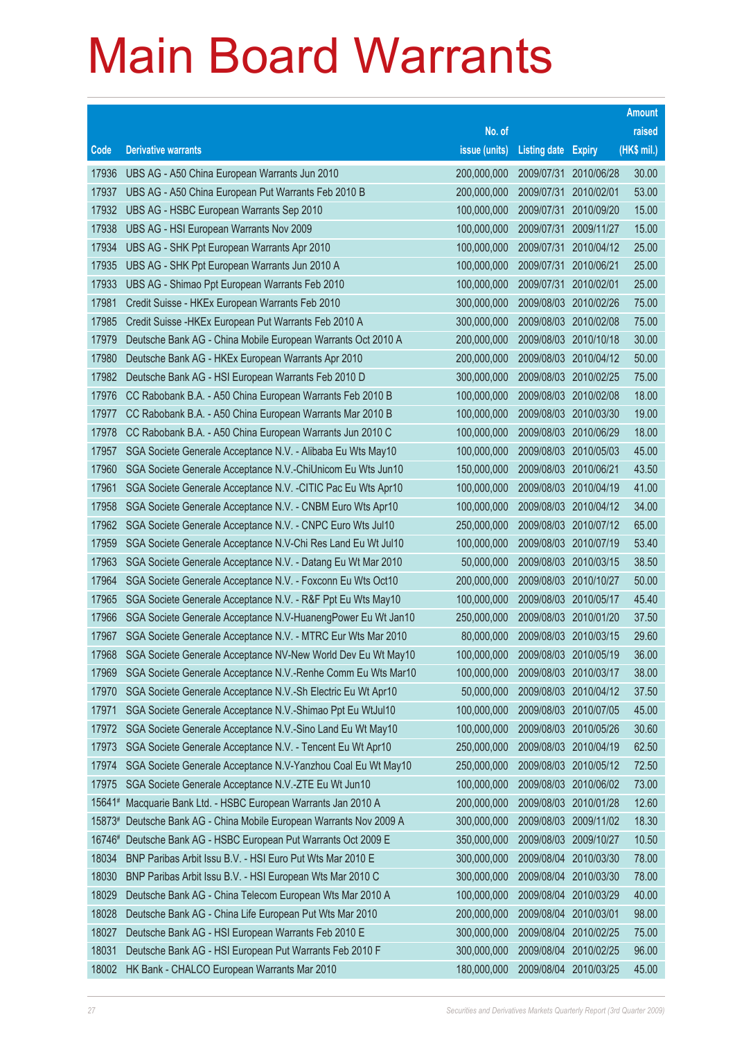# Main Board Warrants

| Code | Derivative warrants | No. of issue (units) | Listing date | Expiry | Amount raised (HK$ mil.) |
|---|---|---|---|---|---|
| 17936 | UBS AG - A50 China European Warrants Jun 2010 | 200,000,000 | 2009/07/31 | 2010/06/28 | 30.00 |
| 17937 | UBS AG - A50 China European Put Warrants Feb 2010 B | 200,000,000 | 2009/07/31 | 2010/02/01 | 53.00 |
| 17932 | UBS AG - HSBC European Warrants Sep 2010 | 100,000,000 | 2009/07/31 | 2010/09/20 | 15.00 |
| 17938 | UBS AG - HSI European Warrants Nov 2009 | 100,000,000 | 2009/07/31 | 2009/11/27 | 15.00 |
| 17934 | UBS AG - SHK Ppt European Warrants Apr 2010 | 100,000,000 | 2009/07/31 | 2010/04/12 | 25.00 |
| 17935 | UBS AG - SHK Ppt European Warrants Jun 2010 A | 100,000,000 | 2009/07/31 | 2010/06/21 | 25.00 |
| 17933 | UBS AG - Shimao Ppt European Warrants Feb 2010 | 100,000,000 | 2009/07/31 | 2010/02/01 | 25.00 |
| 17981 | Credit Suisse - HKEx European Warrants Feb 2010 | 300,000,000 | 2009/08/03 | 2010/02/26 | 75.00 |
| 17985 | Credit Suisse -HKEx European Put Warrants Feb 2010 A | 300,000,000 | 2009/08/03 | 2010/02/08 | 75.00 |
| 17979 | Deutsche Bank AG - China Mobile European Warrants Oct 2010 A | 200,000,000 | 2009/08/03 | 2010/10/18 | 30.00 |
| 17980 | Deutsche Bank AG - HKEx European Warrants Apr 2010 | 200,000,000 | 2009/08/03 | 2010/04/12 | 50.00 |
| 17982 | Deutsche Bank AG - HSI European Warrants Feb 2010 D | 300,000,000 | 2009/08/03 | 2010/02/25 | 75.00 |
| 17976 | CC Rabobank B.A. - A50 China European Warrants Feb 2010 B | 100,000,000 | 2009/08/03 | 2010/02/08 | 18.00 |
| 17977 | CC Rabobank B.A. - A50 China European Warrants Mar 2010 B | 100,000,000 | 2009/08/03 | 2010/03/30 | 19.00 |
| 17978 | CC Rabobank B.A. - A50 China European Warrants Jun 2010 C | 100,000,000 | 2009/08/03 | 2010/06/29 | 18.00 |
| 17957 | SGA Societe Generale Acceptance N.V. - Alibaba Eu Wts May10 | 100,000,000 | 2009/08/03 | 2010/05/03 | 45.00 |
| 17960 | SGA Societe Generale Acceptance N.V.-ChiUnicom Eu Wts Jun10 | 150,000,000 | 2009/08/03 | 2010/06/21 | 43.50 |
| 17961 | SGA Societe Generale Acceptance N.V. -CITIC Pac Eu Wts Apr10 | 100,000,000 | 2009/08/03 | 2010/04/19 | 41.00 |
| 17958 | SGA Societe Generale Acceptance N.V. - CNBM Euro Wts Apr10 | 100,000,000 | 2009/08/03 | 2010/04/12 | 34.00 |
| 17962 | SGA Societe Generale Acceptance N.V. - CNPC Euro Wts Jul10 | 250,000,000 | 2009/08/03 | 2010/07/12 | 65.00 |
| 17959 | SGA Societe Generale Acceptance N.V-Chi Res Land Eu Wt Jul10 | 100,000,000 | 2009/08/03 | 2010/07/19 | 53.40 |
| 17963 | SGA Societe Generale Acceptance N.V. - Datang Eu Wt Mar 2010 | 50,000,000 | 2009/08/03 | 2010/03/15 | 38.50 |
| 17964 | SGA Societe Generale Acceptance N.V. - Foxconn Eu Wts Oct10 | 200,000,000 | 2009/08/03 | 2010/10/27 | 50.00 |
| 17965 | SGA Societe Generale Acceptance N.V. - R&F Ppt Eu Wts May10 | 100,000,000 | 2009/08/03 | 2010/05/17 | 45.40 |
| 17966 | SGA Societe Generale Acceptance N.V-HuanengPower Eu Wt Jan10 | 250,000,000 | 2009/08/03 | 2010/01/20 | 37.50 |
| 17967 | SGA Societe Generale Acceptance N.V. - MTRC Eur Wts Mar 2010 | 80,000,000 | 2009/08/03 | 2010/03/15 | 29.60 |
| 17968 | SGA Societe Generale Acceptance NV-New World Dev Eu Wt May10 | 100,000,000 | 2009/08/03 | 2010/05/19 | 36.00 |
| 17969 | SGA Societe Generale Acceptance N.V.-Renhe Comm Eu Wts Mar10 | 100,000,000 | 2009/08/03 | 2010/03/17 | 38.00 |
| 17970 | SGA Societe Generale Acceptance N.V.-Sh Electric Eu Wt Apr10 | 50,000,000 | 2009/08/03 | 2010/04/12 | 37.50 |
| 17971 | SGA Societe Generale Acceptance N.V.-Shimao Ppt Eu WtJul10 | 100,000,000 | 2009/08/03 | 2010/07/05 | 45.00 |
| 17972 | SGA Societe Generale Acceptance N.V.-Sino Land Eu Wt May10 | 100,000,000 | 2009/08/03 | 2010/05/26 | 30.60 |
| 17973 | SGA Societe Generale Acceptance N.V. - Tencent Eu Wt Apr10 | 250,000,000 | 2009/08/03 | 2010/04/19 | 62.50 |
| 17974 | SGA Societe Generale Acceptance N.V-Yanzhou Coal Eu Wt May10 | 250,000,000 | 2009/08/03 | 2010/05/12 | 72.50 |
| 17975 | SGA Societe Generale Acceptance N.V.-ZTE Eu Wt Jun10 | 100,000,000 | 2009/08/03 | 2010/06/02 | 73.00 |
| 15641# | Macquarie Bank Ltd. - HSBC European Warrants Jan 2010 A | 200,000,000 | 2009/08/03 | 2010/01/28 | 12.60 |
| 15873# | Deutsche Bank AG - China Mobile European Warrants Nov 2009 A | 300,000,000 | 2009/08/03 | 2009/11/02 | 18.30 |
| 16746# | Deutsche Bank AG - HSBC European Put Warrants Oct 2009 E | 350,000,000 | 2009/08/03 | 2009/10/27 | 10.50 |
| 18034 | BNP Paribas Arbit Issu B.V. - HSI Euro Put Wts Mar 2010 E | 300,000,000 | 2009/08/04 | 2010/03/30 | 78.00 |
| 18030 | BNP Paribas Arbit Issu B.V. - HSI European Wts Mar 2010 C | 300,000,000 | 2009/08/04 | 2010/03/30 | 78.00 |
| 18029 | Deutsche Bank AG - China Telecom European Wts Mar 2010 A | 100,000,000 | 2009/08/04 | 2010/03/29 | 40.00 |
| 18028 | Deutsche Bank AG - China Life European Put Wts Mar 2010 | 200,000,000 | 2009/08/04 | 2010/03/01 | 98.00 |
| 18027 | Deutsche Bank AG - HSI European Warrants Feb 2010 E | 300,000,000 | 2009/08/04 | 2010/02/25 | 75.00 |
| 18031 | Deutsche Bank AG - HSI European Put Warrants Feb 2010 F | 300,000,000 | 2009/08/04 | 2010/02/25 | 96.00 |
| 18002 | HK Bank - CHALCO European Warrants Mar 2010 | 180,000,000 | 2009/08/04 | 2010/03/25 | 45.00 |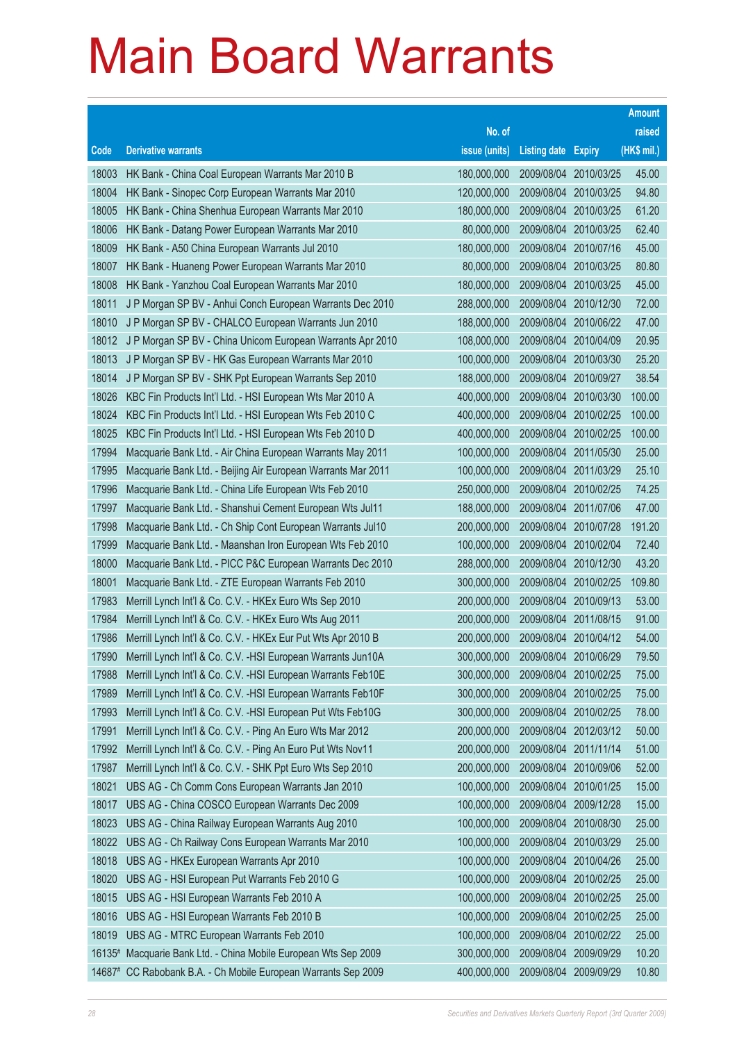# Main Board Warrants

| Code | Derivative warrants | No. of issue (units) | Listing date | Expiry | Amount raised (HK$ mil.) |
|---|---|---|---|---|---|
| 18003 | HK Bank - China Coal European Warrants Mar 2010 B | 180,000,000 | 2009/08/04 | 2010/03/25 | 45.00 |
| 18004 | HK Bank - Sinopec Corp European Warrants Mar 2010 | 120,000,000 | 2009/08/04 | 2010/03/25 | 94.80 |
| 18005 | HK Bank - China Shenhua European Warrants Mar 2010 | 180,000,000 | 2009/08/04 | 2010/03/25 | 61.20 |
| 18006 | HK Bank - Datang Power European Warrants Mar 2010 | 80,000,000 | 2009/08/04 | 2010/03/25 | 62.40 |
| 18009 | HK Bank - A50 China European Warrants Jul 2010 | 180,000,000 | 2009/08/04 | 2010/07/16 | 45.00 |
| 18007 | HK Bank - Huaneng Power European Warrants Mar 2010 | 80,000,000 | 2009/08/04 | 2010/03/25 | 80.80 |
| 18008 | HK Bank - Yanzhou Coal European Warrants Mar 2010 | 180,000,000 | 2009/08/04 | 2010/03/25 | 45.00 |
| 18011 | J P Morgan SP BV - Anhui Conch European Warrants Dec 2010 | 288,000,000 | 2009/08/04 | 2010/12/30 | 72.00 |
| 18010 | J P Morgan SP BV - CHALCO European Warrants Jun 2010 | 188,000,000 | 2009/08/04 | 2010/06/22 | 47.00 |
| 18012 | J P Morgan SP BV - China Unicom European Warrants Apr 2010 | 108,000,000 | 2009/08/04 | 2010/04/09 | 20.95 |
| 18013 | J P Morgan SP BV - HK Gas European Warrants Mar 2010 | 100,000,000 | 2009/08/04 | 2010/03/30 | 25.20 |
| 18014 | J P Morgan SP BV - SHK Ppt European Warrants Sep 2010 | 188,000,000 | 2009/08/04 | 2010/09/27 | 38.54 |
| 18026 | KBC Fin Products Int'l Ltd. - HSI European Wts Mar 2010 A | 400,000,000 | 2009/08/04 | 2010/03/30 | 100.00 |
| 18024 | KBC Fin Products Int'l Ltd. - HSI European Wts Feb 2010 C | 400,000,000 | 2009/08/04 | 2010/02/25 | 100.00 |
| 18025 | KBC Fin Products Int'l Ltd. - HSI European Wts Feb 2010 D | 400,000,000 | 2009/08/04 | 2010/02/25 | 100.00 |
| 17994 | Macquarie Bank Ltd. - Air China European Warrants May 2011 | 100,000,000 | 2009/08/04 | 2011/05/30 | 25.00 |
| 17995 | Macquarie Bank Ltd. - Beijing Air European Warrants Mar 2011 | 100,000,000 | 2009/08/04 | 2011/03/29 | 25.10 |
| 17996 | Macquarie Bank Ltd. - China Life European Wts Feb 2010 | 250,000,000 | 2009/08/04 | 2010/02/25 | 74.25 |
| 17997 | Macquarie Bank Ltd. - Shanshui Cement European Wts Jul11 | 188,000,000 | 2009/08/04 | 2011/07/06 | 47.00 |
| 17998 | Macquarie Bank Ltd. - Ch Ship Cont European Warrants Jul10 | 200,000,000 | 2009/08/04 | 2010/07/28 | 191.20 |
| 17999 | Macquarie Bank Ltd. - Maanshan Iron European Wts Feb 2010 | 100,000,000 | 2009/08/04 | 2010/02/04 | 72.40 |
| 18000 | Macquarie Bank Ltd. - PICC P&C European Warrants Dec 2010 | 288,000,000 | 2009/08/04 | 2010/12/30 | 43.20 |
| 18001 | Macquarie Bank Ltd. - ZTE European Warrants Feb 2010 | 300,000,000 | 2009/08/04 | 2010/02/25 | 109.80 |
| 17983 | Merrill Lynch Int'l & Co. C.V. - HKEx Euro Wts Sep 2010 | 200,000,000 | 2009/08/04 | 2010/09/13 | 53.00 |
| 17984 | Merrill Lynch Int'l & Co. C.V. - HKEx Euro Wts Aug 2011 | 200,000,000 | 2009/08/04 | 2011/08/15 | 91.00 |
| 17986 | Merrill Lynch Int'l & Co. C.V. - HKEx Eur Put Wts Apr 2010 B | 200,000,000 | 2009/08/04 | 2010/04/12 | 54.00 |
| 17990 | Merrill Lynch Int'l & Co. C.V. -HSI European Warrants Jun10A | 300,000,000 | 2009/08/04 | 2010/06/29 | 79.50 |
| 17988 | Merrill Lynch Int'l & Co. C.V. -HSI European Warrants Feb10E | 300,000,000 | 2009/08/04 | 2010/02/25 | 75.00 |
| 17989 | Merrill Lynch Int'l & Co. C.V. -HSI European Warrants Feb10F | 300,000,000 | 2009/08/04 | 2010/02/25 | 75.00 |
| 17993 | Merrill Lynch Int'l & Co. C.V. -HSI European Put Wts Feb10G | 300,000,000 | 2009/08/04 | 2010/02/25 | 78.00 |
| 17991 | Merrill Lynch Int'l & Co. C.V. - Ping An Euro Wts Mar 2012 | 200,000,000 | 2009/08/04 | 2012/03/12 | 50.00 |
| 17992 | Merrill Lynch Int'l & Co. C.V. - Ping An Euro Put Wts Nov11 | 200,000,000 | 2009/08/04 | 2011/11/14 | 51.00 |
| 17987 | Merrill Lynch Int'l & Co. C.V. - SHK Ppt Euro Wts Sep 2010 | 200,000,000 | 2009/08/04 | 2010/09/06 | 52.00 |
| 18021 | UBS AG - Ch Comm Cons European Warrants Jan 2010 | 100,000,000 | 2009/08/04 | 2010/01/25 | 15.00 |
| 18017 | UBS AG - China COSCO European Warrants Dec 2009 | 100,000,000 | 2009/08/04 | 2009/12/28 | 15.00 |
| 18023 | UBS AG - China Railway European Warrants Aug 2010 | 100,000,000 | 2009/08/04 | 2010/08/30 | 25.00 |
| 18022 | UBS AG - Ch Railway Cons European Warrants Mar 2010 | 100,000,000 | 2009/08/04 | 2010/03/29 | 25.00 |
| 18018 | UBS AG - HKEx European Warrants Apr 2010 | 100,000,000 | 2009/08/04 | 2010/04/26 | 25.00 |
| 18020 | UBS AG - HSI European Put Warrants Feb 2010 G | 100,000,000 | 2009/08/04 | 2010/02/25 | 25.00 |
| 18015 | UBS AG - HSI European Warrants Feb 2010 A | 100,000,000 | 2009/08/04 | 2010/02/25 | 25.00 |
| 18016 | UBS AG - HSI European Warrants Feb 2010 B | 100,000,000 | 2009/08/04 | 2010/02/25 | 25.00 |
| 18019 | UBS AG - MTRC European Warrants Feb 2010 | 100,000,000 | 2009/08/04 | 2010/02/22 | 25.00 |
| 16135# | Macquarie Bank Ltd. - China Mobile European Wts Sep 2009 | 300,000,000 | 2009/08/04 | 2009/09/29 | 10.20 |
| 14687# | CC Rabobank B.A. - Ch Mobile European Warrants Sep 2009 | 400,000,000 | 2009/08/04 | 2009/09/29 | 10.80 |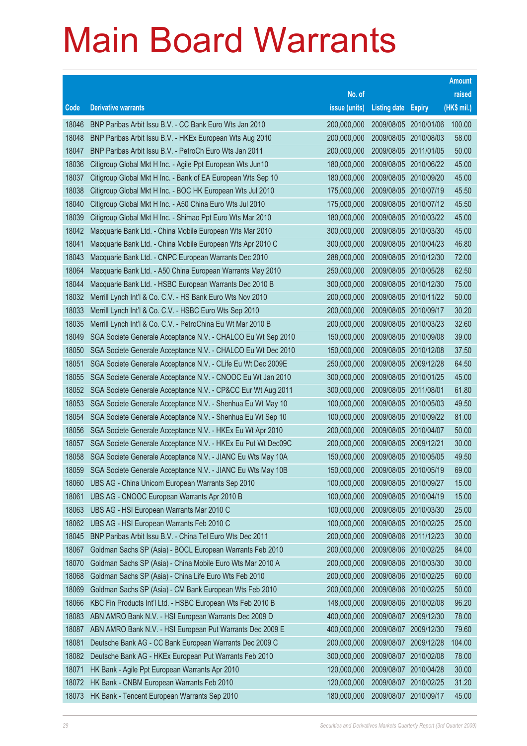# Main Board Warrants

| Code | Derivative warrants | No. of issue (units) | Listing date | Expiry | Amount raised (HK$ mil.) |
|---|---|---|---|---|---|
| 18046 | BNP Paribas Arbit Issu B.V. - CC Bank Euro Wts Jan 2010 | 200,000,000 | 2009/08/05 | 2010/01/06 | 100.00 |
| 18048 | BNP Paribas Arbit Issu B.V. - HKEx European Wts Aug 2010 | 200,000,000 | 2009/08/05 | 2010/08/03 | 58.00 |
| 18047 | BNP Paribas Arbit Issu B.V. - PetroCh Euro Wts Jan 2011 | 200,000,000 | 2009/08/05 | 2011/01/05 | 50.00 |
| 18036 | Citigroup Global Mkt H Inc. - Agile Ppt European Wts Jun10 | 180,000,000 | 2009/08/05 | 2010/06/22 | 45.00 |
| 18037 | Citigroup Global Mkt H Inc. - Bank of EA European Wts Sep 10 | 180,000,000 | 2009/08/05 | 2010/09/20 | 45.00 |
| 18038 | Citigroup Global Mkt H Inc. - BOC HK European Wts Jul 2010 | 175,000,000 | 2009/08/05 | 2010/07/19 | 45.50 |
| 18040 | Citigroup Global Mkt H Inc. - A50 China Euro Wts Jul 2010 | 175,000,000 | 2009/08/05 | 2010/07/12 | 45.50 |
| 18039 | Citigroup Global Mkt H Inc. - Shimao Ppt Euro Wts Mar 2010 | 180,000,000 | 2009/08/05 | 2010/03/22 | 45.00 |
| 18042 | Macquarie Bank Ltd. - China Mobile European Wts Mar 2010 | 300,000,000 | 2009/08/05 | 2010/03/30 | 45.00 |
| 18041 | Macquarie Bank Ltd. - China Mobile European Wts Apr 2010 C | 300,000,000 | 2009/08/05 | 2010/04/23 | 46.80 |
| 18043 | Macquarie Bank Ltd. - CNPC European Warrants Dec 2010 | 288,000,000 | 2009/08/05 | 2010/12/30 | 72.00 |
| 18064 | Macquarie Bank Ltd. - A50 China European Warrants May 2010 | 250,000,000 | 2009/08/05 | 2010/05/28 | 62.50 |
| 18044 | Macquarie Bank Ltd. - HSBC European Warrants Dec 2010 B | 300,000,000 | 2009/08/05 | 2010/12/30 | 75.00 |
| 18032 | Merrill Lynch Int'l & Co. C.V. - HS Bank Euro Wts Nov 2010 | 200,000,000 | 2009/08/05 | 2010/11/22 | 50.00 |
| 18033 | Merrill Lynch Int'l & Co. C.V. - HSBC Euro Wts Sep 2010 | 200,000,000 | 2009/08/05 | 2010/09/17 | 30.20 |
| 18035 | Merrill Lynch Int'l & Co. C.V. - PetroChina Eu Wt Mar 2010 B | 200,000,000 | 2009/08/05 | 2010/03/23 | 32.60 |
| 18049 | SGA Societe Generale Acceptance N.V. - CHALCO Eu Wt Sep 2010 | 150,000,000 | 2009/08/05 | 2010/09/08 | 39.00 |
| 18050 | SGA Societe Generale Acceptance N.V. - CHALCO Eu Wt Dec 2010 | 150,000,000 | 2009/08/05 | 2010/12/08 | 37.50 |
| 18051 | SGA Societe Generale Acceptance N.V. - CLife Eu Wt Dec 2009E | 250,000,000 | 2009/08/05 | 2009/12/28 | 64.50 |
| 18055 | SGA Societe Generale Acceptance N.V. - CNOOC Eu Wt Jan 2010 | 300,000,000 | 2009/08/05 | 2010/01/25 | 45.00 |
| 18052 | SGA Societe Generale Acceptance N.V. - CP&CC Eur Wt Aug 2011 | 300,000,000 | 2009/08/05 | 2011/08/01 | 61.80 |
| 18053 | SGA Societe Generale Acceptance N.V. - Shenhua Eu Wt May 10 | 100,000,000 | 2009/08/05 | 2010/05/03 | 49.50 |
| 18054 | SGA Societe Generale Acceptance N.V. - Shenhua Eu Wt Sep 10 | 100,000,000 | 2009/08/05 | 2010/09/22 | 81.00 |
| 18056 | SGA Societe Generale Acceptance N.V. - HKEx Eu Wt Apr 2010 | 200,000,000 | 2009/08/05 | 2010/04/07 | 50.00 |
| 18057 | SGA Societe Generale Acceptance N.V. - HKEx Eu Put Wt Dec09C | 200,000,000 | 2009/08/05 | 2009/12/21 | 30.00 |
| 18058 | SGA Societe Generale Acceptance N.V. - JIANC Eu Wts May 10A | 150,000,000 | 2009/08/05 | 2010/05/05 | 49.50 |
| 18059 | SGA Societe Generale Acceptance N.V. - JIANC Eu Wts May 10B | 150,000,000 | 2009/08/05 | 2010/05/19 | 69.00 |
| 18060 | UBS AG - China Unicom European Warrants Sep 2010 | 100,000,000 | 2009/08/05 | 2010/09/27 | 15.00 |
| 18061 | UBS AG - CNOOC European Warrants Apr 2010 B | 100,000,000 | 2009/08/05 | 2010/04/19 | 15.00 |
| 18063 | UBS AG - HSI European Warrants Mar 2010 C | 100,000,000 | 2009/08/05 | 2010/03/30 | 25.00 |
| 18062 | UBS AG - HSI European Warrants Feb 2010 C | 100,000,000 | 2009/08/05 | 2010/02/25 | 25.00 |
| 18045 | BNP Paribas Arbit Issu B.V. - China Tel Euro Wts Dec 2011 | 200,000,000 | 2009/08/06 | 2011/12/23 | 30.00 |
| 18067 | Goldman Sachs SP (Asia) - BOCL European Warrants Feb 2010 | 200,000,000 | 2009/08/06 | 2010/02/25 | 84.00 |
| 18070 | Goldman Sachs SP (Asia) - China Mobile Euro Wts Mar 2010 A | 200,000,000 | 2009/08/06 | 2010/03/30 | 30.00 |
| 18068 | Goldman Sachs SP (Asia) - China Life Euro Wts Feb 2010 | 200,000,000 | 2009/08/06 | 2010/02/25 | 60.00 |
| 18069 | Goldman Sachs SP (Asia) - CM Bank European Wts Feb 2010 | 200,000,000 | 2009/08/06 | 2010/02/25 | 50.00 |
| 18066 | KBC Fin Products Int'l Ltd. - HSBC European Wts Feb 2010 B | 148,000,000 | 2009/08/06 | 2010/02/08 | 96.20 |
| 18083 | ABN AMRO Bank N.V. - HSI European Warrants Dec 2009 D | 400,000,000 | 2009/08/07 | 2009/12/30 | 78.00 |
| 18087 | ABN AMRO Bank N.V. - HSI European Put Warrants Dec 2009 E | 400,000,000 | 2009/08/07 | 2009/12/30 | 79.60 |
| 18081 | Deutsche Bank AG - CC Bank European Warrants Dec 2009 C | 200,000,000 | 2009/08/07 | 2009/12/28 | 104.00 |
| 18082 | Deutsche Bank AG - HKEx European Put Warrants Feb 2010 | 300,000,000 | 2009/08/07 | 2010/02/08 | 78.00 |
| 18071 | HK Bank - Agile Ppt European Warrants Apr 2010 | 120,000,000 | 2009/08/07 | 2010/04/28 | 30.00 |
| 18072 | HK Bank - CNBM European Warrants Feb 2010 | 120,000,000 | 2009/08/07 | 2010/02/25 | 31.20 |
| 18073 | HK Bank - Tencent European Warrants Sep 2010 | 180,000,000 | 2009/08/07 | 2010/09/17 | 45.00 |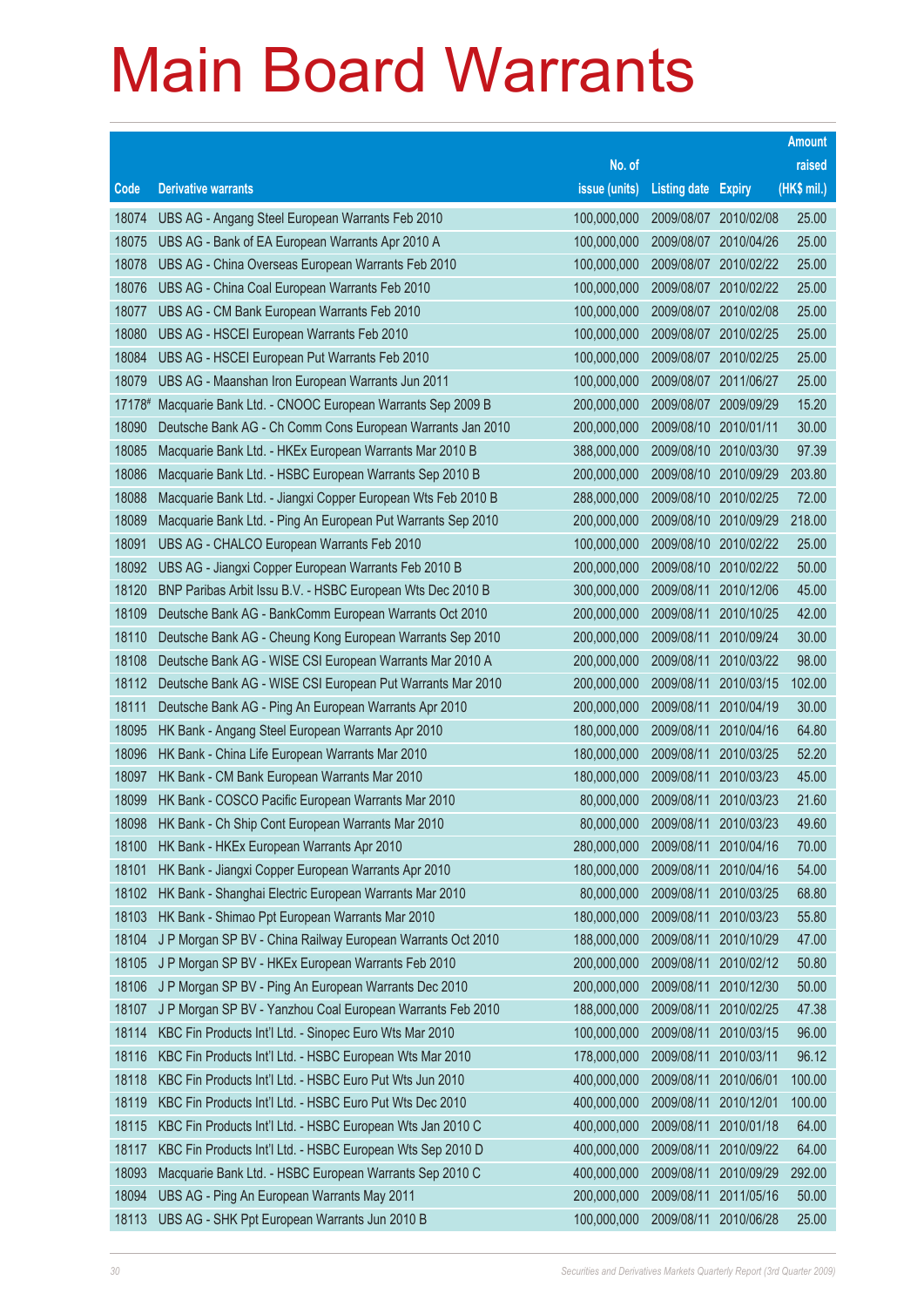# Main Board Warrants

| Code | Derivative warrants | No. of issue (units) | Listing date | Expiry | Amount raised (HK$ mil.) |
|---|---|---|---|---|---|
| 18074 | UBS AG - Angang Steel European Warrants Feb 2010 | 100,000,000 | 2009/08/07 | 2010/02/08 | 25.00 |
| 18075 | UBS AG - Bank of EA European Warrants Apr 2010 A | 100,000,000 | 2009/08/07 | 2010/04/26 | 25.00 |
| 18078 | UBS AG - China Overseas European Warrants Feb 2010 | 100,000,000 | 2009/08/07 | 2010/02/22 | 25.00 |
| 18076 | UBS AG - China Coal European Warrants Feb 2010 | 100,000,000 | 2009/08/07 | 2010/02/22 | 25.00 |
| 18077 | UBS AG - CM Bank European Warrants Feb 2010 | 100,000,000 | 2009/08/07 | 2010/02/08 | 25.00 |
| 18080 | UBS AG - HSCEI European Warrants Feb 2010 | 100,000,000 | 2009/08/07 | 2010/02/25 | 25.00 |
| 18084 | UBS AG - HSCEI European Put Warrants Feb 2010 | 100,000,000 | 2009/08/07 | 2010/02/25 | 25.00 |
| 18079 | UBS AG - Maanshan Iron European Warrants Jun 2011 | 100,000,000 | 2009/08/07 | 2011/06/27 | 25.00 |
| 17178# | Macquarie Bank Ltd. - CNOOC European Warrants Sep 2009 B | 200,000,000 | 2009/08/07 | 2009/09/29 | 15.20 |
| 18090 | Deutsche Bank AG - Ch Comm Cons European Warrants Jan 2010 | 200,000,000 | 2009/08/10 | 2010/01/11 | 30.00 |
| 18085 | Macquarie Bank Ltd. - HKEx European Warrants Mar 2010 B | 388,000,000 | 2009/08/10 | 2010/03/30 | 97.39 |
| 18086 | Macquarie Bank Ltd. - HSBC European Warrants Sep 2010 B | 200,000,000 | 2009/08/10 | 2010/09/29 | 203.80 |
| 18088 | Macquarie Bank Ltd. - Jiangxi Copper European Wts Feb 2010 B | 288,000,000 | 2009/08/10 | 2010/02/25 | 72.00 |
| 18089 | Macquarie Bank Ltd. - Ping An European Put Warrants Sep 2010 | 200,000,000 | 2009/08/10 | 2010/09/29 | 218.00 |
| 18091 | UBS AG - CHALCO European Warrants Feb 2010 | 100,000,000 | 2009/08/10 | 2010/02/22 | 25.00 |
| 18092 | UBS AG - Jiangxi Copper European Warrants Feb 2010 B | 200,000,000 | 2009/08/10 | 2010/02/22 | 50.00 |
| 18120 | BNP Paribas Arbit Issu B.V. - HSBC European Wts Dec 2010 B | 300,000,000 | 2009/08/11 | 2010/12/06 | 45.00 |
| 18109 | Deutsche Bank AG - BankComm European Warrants Oct 2010 | 200,000,000 | 2009/08/11 | 2010/10/25 | 42.00 |
| 18110 | Deutsche Bank AG - Cheung Kong European Warrants Sep 2010 | 200,000,000 | 2009/08/11 | 2010/09/24 | 30.00 |
| 18108 | Deutsche Bank AG - WISE CSI European Warrants Mar 2010 A | 200,000,000 | 2009/08/11 | 2010/03/22 | 98.00 |
| 18112 | Deutsche Bank AG - WISE CSI European Put Warrants Mar 2010 | 200,000,000 | 2009/08/11 | 2010/03/15 | 102.00 |
| 18111 | Deutsche Bank AG - Ping An European Warrants Apr 2010 | 200,000,000 | 2009/08/11 | 2010/04/19 | 30.00 |
| 18095 | HK Bank - Angang Steel European Warrants Apr 2010 | 180,000,000 | 2009/08/11 | 2010/04/16 | 64.80 |
| 18096 | HK Bank - China Life European Warrants Mar 2010 | 180,000,000 | 2009/08/11 | 2010/03/25 | 52.20 |
| 18097 | HK Bank - CM Bank European Warrants Mar 2010 | 180,000,000 | 2009/08/11 | 2010/03/23 | 45.00 |
| 18099 | HK Bank - COSCO Pacific European Warrants Mar 2010 | 80,000,000 | 2009/08/11 | 2010/03/23 | 21.60 |
| 18098 | HK Bank - Ch Ship Cont European Warrants Mar 2010 | 80,000,000 | 2009/08/11 | 2010/03/23 | 49.60 |
| 18100 | HK Bank - HKEx European Warrants Apr 2010 | 280,000,000 | 2009/08/11 | 2010/04/16 | 70.00 |
| 18101 | HK Bank - Jiangxi Copper European Warrants Apr 2010 | 180,000,000 | 2009/08/11 | 2010/04/16 | 54.00 |
| 18102 | HK Bank - Shanghai Electric European Warrants Mar 2010 | 80,000,000 | 2009/08/11 | 2010/03/25 | 68.80 |
| 18103 | HK Bank - Shimao Ppt European Warrants Mar 2010 | 180,000,000 | 2009/08/11 | 2010/03/23 | 55.80 |
| 18104 | J P Morgan SP BV - China Railway European Warrants Oct 2010 | 188,000,000 | 2009/08/11 | 2010/10/29 | 47.00 |
| 18105 | J P Morgan SP BV - HKEx European Warrants Feb 2010 | 200,000,000 | 2009/08/11 | 2010/02/12 | 50.80 |
| 18106 | J P Morgan SP BV - Ping An European Warrants Dec 2010 | 200,000,000 | 2009/08/11 | 2010/12/30 | 50.00 |
| 18107 | J P Morgan SP BV - Yanzhou Coal European Warrants Feb 2010 | 188,000,000 | 2009/08/11 | 2010/02/25 | 47.38 |
| 18114 | KBC Fin Products Int'l Ltd. - Sinopec Euro Wts Mar 2010 | 100,000,000 | 2009/08/11 | 2010/03/15 | 96.00 |
| 18116 | KBC Fin Products Int'l Ltd. - HSBC European Wts Mar 2010 | 178,000,000 | 2009/08/11 | 2010/03/11 | 96.12 |
| 18118 | KBC Fin Products Int'l Ltd. - HSBC Euro Put Wts Jun 2010 | 400,000,000 | 2009/08/11 | 2010/06/01 | 100.00 |
| 18119 | KBC Fin Products Int'l Ltd. - HSBC Euro Put Wts Dec 2010 | 400,000,000 | 2009/08/11 | 2010/12/01 | 100.00 |
| 18115 | KBC Fin Products Int'l Ltd. - HSBC European Wts Jan 2010 C | 400,000,000 | 2009/08/11 | 2010/01/18 | 64.00 |
| 18117 | KBC Fin Products Int'l Ltd. - HSBC European Wts Sep 2010 D | 400,000,000 | 2009/08/11 | 2010/09/22 | 64.00 |
| 18093 | Macquarie Bank Ltd. - HSBC European Warrants Sep 2010 C | 400,000,000 | 2009/08/11 | 2010/09/29 | 292.00 |
| 18094 | UBS AG - Ping An European Warrants May 2011 | 200,000,000 | 2009/08/11 | 2011/05/16 | 50.00 |
| 18113 | UBS AG - SHK Ppt European Warrants Jun 2010 B | 100,000,000 | 2009/08/11 | 2010/06/28 | 25.00 |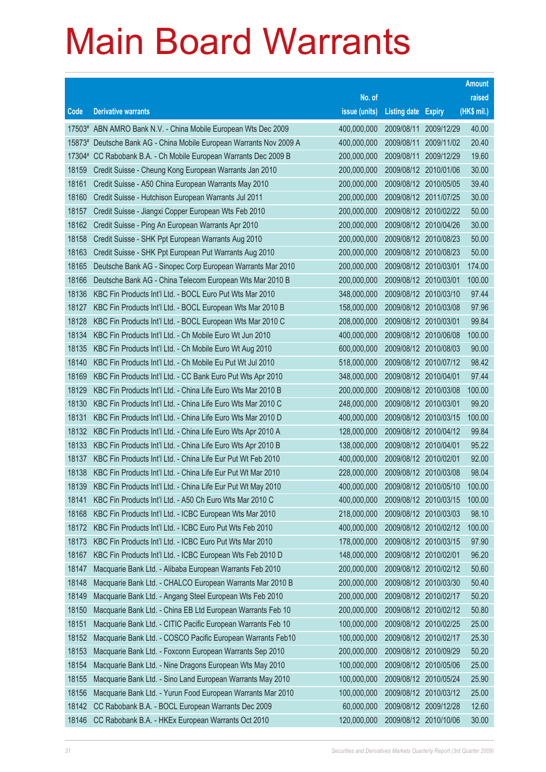# Main Board Warrants

| Code | Derivative warrants | No. of issue (units) | Listing date | Expiry | Amount raised (HK$ mil.) |
|---|---|---|---|---|---|
| 17503# | ABN AMRO Bank N.V. - China Mobile European Wts Dec 2009 | 400,000,000 | 2009/08/11 | 2009/12/29 | 40.00 |
| 15873# | Deutsche Bank AG - China Mobile European Warrants Nov 2009 A | 400,000,000 | 2009/08/11 | 2009/11/02 | 20.40 |
| 17304# | CC Rabobank B.A. - Ch Mobile European Warrants Dec 2009 B | 200,000,000 | 2009/08/11 | 2009/12/29 | 19.60 |
| 18159 | Credit Suisse - Cheung Kong European Warrants Jan 2010 | 200,000,000 | 2009/08/12 | 2010/01/06 | 30.00 |
| 18161 | Credit Suisse - A50 China European Warrants May 2010 | 200,000,000 | 2009/08/12 | 2010/05/05 | 39.40 |
| 18160 | Credit Suisse - Hutchison European Warrants Jul 2011 | 200,000,000 | 2009/08/12 | 2011/07/25 | 30.00 |
| 18157 | Credit Suisse - Jiangxi Copper European Wts Feb 2010 | 200,000,000 | 2009/08/12 | 2010/02/22 | 50.00 |
| 18162 | Credit Suisse - Ping An European Warrants Apr 2010 | 200,000,000 | 2009/08/12 | 2010/04/26 | 30.00 |
| 18158 | Credit Suisse - SHK Ppt European Warrants Aug 2010 | 200,000,000 | 2009/08/12 | 2010/08/23 | 50.00 |
| 18163 | Credit Suisse - SHK Ppt European Put Warrants Aug 2010 | 200,000,000 | 2009/08/12 | 2010/08/23 | 50.00 |
| 18165 | Deutsche Bank AG - Sinopec Corp European Warrants Mar 2010 | 200,000,000 | 2009/08/12 | 2010/03/01 | 174.00 |
| 18166 | Deutsche Bank AG - China Telecom European Wts Mar 2010 B | 200,000,000 | 2009/08/12 | 2010/03/01 | 100.00 |
| 18136 | KBC Fin Products Int'l Ltd. - BOCL Euro Put Wts Mar 2010 | 348,000,000 | 2009/08/12 | 2010/03/10 | 97.44 |
| 18127 | KBC Fin Products Int'l Ltd. - BOCL European Wts Mar 2010 B | 158,000,000 | 2009/08/12 | 2010/03/08 | 97.96 |
| 18128 | KBC Fin Products Int'l Ltd. - BOCL European Wts Mar 2010 C | 208,000,000 | 2009/08/12 | 2010/03/01 | 99.84 |
| 18134 | KBC Fin Products Int'l Ltd. - Ch Mobile Euro Wt Jun 2010 | 400,000,000 | 2009/08/12 | 2010/06/08 | 100.00 |
| 18135 | KBC Fin Products Int'l Ltd. - Ch Mobile Euro Wt Aug 2010 | 600,000,000 | 2009/08/12 | 2010/08/03 | 90.00 |
| 18140 | KBC Fin Products Int'l Ltd. - Ch Mobile Eu Put Wt Jul 2010 | 518,000,000 | 2009/08/12 | 2010/07/12 | 98.42 |
| 18169 | KBC Fin Products Int'l Ltd. - CC Bank Euro Put Wts Apr 2010 | 348,000,000 | 2009/08/12 | 2010/04/01 | 97.44 |
| 18129 | KBC Fin Products Int'l Ltd. - China Life Euro Wts Mar 2010 B | 200,000,000 | 2009/08/12 | 2010/03/08 | 100.00 |
| 18130 | KBC Fin Products Int'l Ltd. - China Life Euro Wts Mar 2010 C | 248,000,000 | 2009/08/12 | 2010/03/01 | 99.20 |
| 18131 | KBC Fin Products Int'l Ltd. - China Life Euro Wts Mar 2010 D | 400,000,000 | 2009/08/12 | 2010/03/15 | 100.00 |
| 18132 | KBC Fin Products Int'l Ltd. - China Life Euro Wts Apr 2010 A | 128,000,000 | 2009/08/12 | 2010/04/12 | 99.84 |
| 18133 | KBC Fin Products Int'l Ltd. - China Life Euro Wts Apr 2010 B | 138,000,000 | 2009/08/12 | 2010/04/01 | 95.22 |
| 18137 | KBC Fin Products Int'l Ltd. - China Life Eur Put Wt Feb 2010 | 400,000,000 | 2009/08/12 | 2010/02/01 | 92.00 |
| 18138 | KBC Fin Products Int'l Ltd. - China Life Eur Put Wt Mar 2010 | 228,000,000 | 2009/08/12 | 2010/03/08 | 98.04 |
| 18139 | KBC Fin Products Int'l Ltd. - China Life Eur Put Wt May 2010 | 400,000,000 | 2009/08/12 | 2010/05/10 | 100.00 |
| 18141 | KBC Fin Products Int'l Ltd. - A50 Ch Euro Wts Mar 2010 C | 400,000,000 | 2009/08/12 | 2010/03/15 | 100.00 |
| 18168 | KBC Fin Products Int'l Ltd. - ICBC European Wts Mar 2010 | 218,000,000 | 2009/08/12 | 2010/03/03 | 98.10 |
| 18172 | KBC Fin Products Int'l Ltd. - ICBC Euro Put Wts Feb 2010 | 400,000,000 | 2009/08/12 | 2010/02/12 | 100.00 |
| 18173 | KBC Fin Products Int'l Ltd. - ICBC Euro Put Wts Mar 2010 | 178,000,000 | 2009/08/12 | 2010/03/15 | 97.90 |
| 18167 | KBC Fin Products Int'l Ltd. - ICBC European Wts Feb 2010 D | 148,000,000 | 2009/08/12 | 2010/02/01 | 96.20 |
| 18147 | Macquarie Bank Ltd. - Alibaba European Warrants Feb 2010 | 200,000,000 | 2009/08/12 | 2010/02/12 | 50.60 |
| 18148 | Macquarie Bank Ltd. - CHALCO European Warrants Mar 2010 B | 200,000,000 | 2009/08/12 | 2010/03/30 | 50.40 |
| 18149 | Macquarie Bank Ltd. - Angang Steel European Wts Feb 2010 | 200,000,000 | 2009/08/12 | 2010/02/17 | 50.20 |
| 18150 | Macquarie Bank Ltd. - China EB Ltd European Warrants Feb 10 | 200,000,000 | 2009/08/12 | 2010/02/12 | 50.80 |
| 18151 | Macquarie Bank Ltd. - CITIC Pacific European Warrants Feb 10 | 100,000,000 | 2009/08/12 | 2010/02/25 | 25.00 |
| 18152 | Macquarie Bank Ltd. - COSCO Pacific European Warrants Feb10 | 100,000,000 | 2009/08/12 | 2010/02/17 | 25.30 |
| 18153 | Macquarie Bank Ltd. - Foxconn European Warrants Sep 2010 | 200,000,000 | 2009/08/12 | 2010/09/29 | 50.20 |
| 18154 | Macquarie Bank Ltd. - Nine Dragons European Wts May 2010 | 100,000,000 | 2009/08/12 | 2010/05/06 | 25.00 |
| 18155 | Macquarie Bank Ltd. - Sino Land European Warrants May 2010 | 100,000,000 | 2009/08/12 | 2010/05/24 | 25.90 |
| 18156 | Macquarie Bank Ltd. - Yurun Food European Warrants Mar 2010 | 100,000,000 | 2009/08/12 | 2010/03/12 | 25.00 |
| 18142 | CC Rabobank B.A. - BOCL European Warrants Dec 2009 | 60,000,000 | 2009/08/12 | 2009/12/28 | 12.60 |
| 18146 | CC Rabobank B.A. - HKEx European Warrants Oct 2010 | 120,000,000 | 2009/08/12 | 2010/10/06 | 30.00 |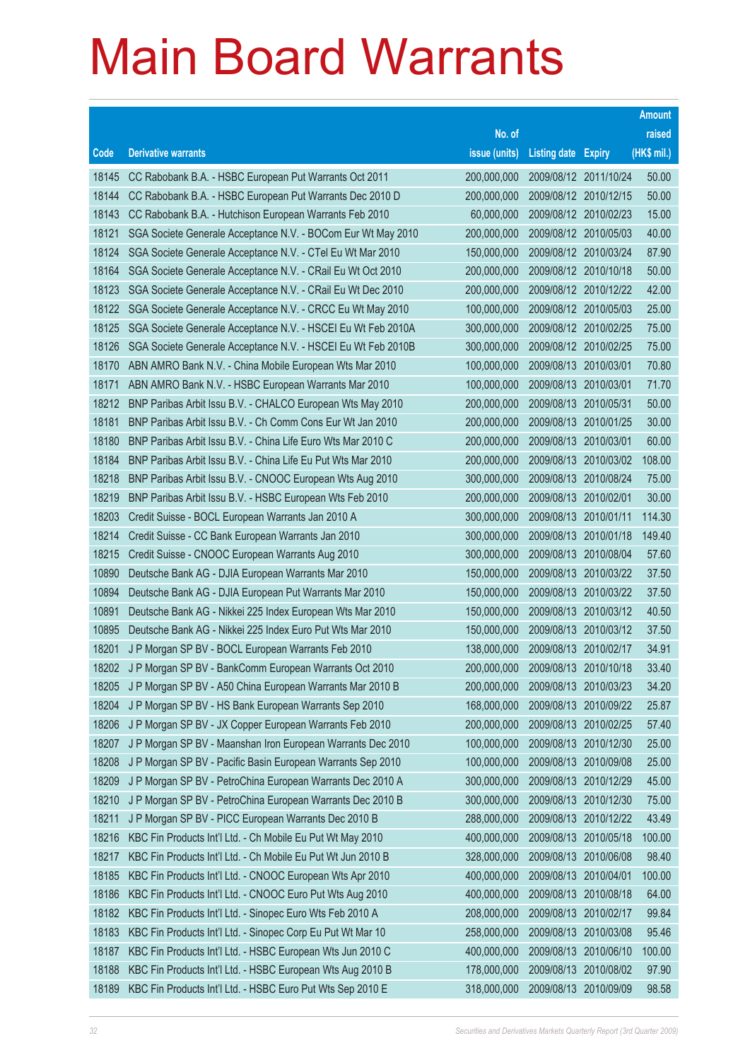# Main Board Warrants

| Code | Derivative warrants | No. of issue (units) | Listing date | Expiry | Amount raised (HK$ mil.) |
|---|---|---|---|---|---|
| 18145 | CC Rabobank B.A. - HSBC European Put Warrants Oct 2011 | 200,000,000 | 2009/08/12 | 2011/10/24 | 50.00 |
| 18144 | CC Rabobank B.A. - HSBC European Put Warrants Dec 2010 D | 200,000,000 | 2009/08/12 | 2010/12/15 | 50.00 |
| 18143 | CC Rabobank B.A. - Hutchison European Warrants Feb 2010 | 60,000,000 | 2009/08/12 | 2010/02/23 | 15.00 |
| 18121 | SGA Societe Generale Acceptance N.V. - BOCom Eur Wt May 2010 | 200,000,000 | 2009/08/12 | 2010/05/03 | 40.00 |
| 18124 | SGA Societe Generale Acceptance N.V. - CTel Eu Wt Mar 2010 | 150,000,000 | 2009/08/12 | 2010/03/24 | 87.90 |
| 18164 | SGA Societe Generale Acceptance N.V. - CRail Eu Wt Oct 2010 | 200,000,000 | 2009/08/12 | 2010/10/18 | 50.00 |
| 18123 | SGA Societe Generale Acceptance N.V. - CRail Eu Wt Dec 2010 | 200,000,000 | 2009/08/12 | 2010/12/22 | 42.00 |
| 18122 | SGA Societe Generale Acceptance N.V. - CRCC Eu Wt May 2010 | 100,000,000 | 2009/08/12 | 2010/05/03 | 25.00 |
| 18125 | SGA Societe Generale Acceptance N.V. - HSCEI Eu Wt Feb 2010A | 300,000,000 | 2009/08/12 | 2010/02/25 | 75.00 |
| 18126 | SGA Societe Generale Acceptance N.V. - HSCEI Eu Wt Feb 2010B | 300,000,000 | 2009/08/12 | 2010/02/25 | 75.00 |
| 18170 | ABN AMRO Bank N.V. - China Mobile European Wts Mar 2010 | 100,000,000 | 2009/08/13 | 2010/03/01 | 70.80 |
| 18171 | ABN AMRO Bank N.V. - HSBC European Warrants Mar 2010 | 100,000,000 | 2009/08/13 | 2010/03/01 | 71.70 |
| 18212 | BNP Paribas Arbit Issu B.V. - CHALCO European Wts May 2010 | 200,000,000 | 2009/08/13 | 2010/05/31 | 50.00 |
| 18181 | BNP Paribas Arbit Issu B.V. - Ch Comm Cons Eur Wt Jan 2010 | 200,000,000 | 2009/08/13 | 2010/01/25 | 30.00 |
| 18180 | BNP Paribas Arbit Issu B.V. - China Life Euro Wts Mar 2010 C | 200,000,000 | 2009/08/13 | 2010/03/01 | 60.00 |
| 18184 | BNP Paribas Arbit Issu B.V. - China Life Eu Put Wts Mar 2010 | 200,000,000 | 2009/08/13 | 2010/03/02 | 108.00 |
| 18218 | BNP Paribas Arbit Issu B.V. - CNOOC European Wts Aug 2010 | 300,000,000 | 2009/08/13 | 2010/08/24 | 75.00 |
| 18219 | BNP Paribas Arbit Issu B.V. - HSBC European Wts Feb 2010 | 200,000,000 | 2009/08/13 | 2010/02/01 | 30.00 |
| 18203 | Credit Suisse - BOCL European Warrants Jan 2010 A | 300,000,000 | 2009/08/13 | 2010/01/11 | 114.30 |
| 18214 | Credit Suisse - CC Bank European Warrants Jan 2010 | 300,000,000 | 2009/08/13 | 2010/01/18 | 149.40 |
| 18215 | Credit Suisse - CNOOC European Warrants Aug 2010 | 300,000,000 | 2009/08/13 | 2010/08/04 | 57.60 |
| 10890 | Deutsche Bank AG - DJIA European Warrants Mar 2010 | 150,000,000 | 2009/08/13 | 2010/03/22 | 37.50 |
| 10894 | Deutsche Bank AG - DJIA European Put Warrants Mar 2010 | 150,000,000 | 2009/08/13 | 2010/03/22 | 37.50 |
| 10891 | Deutsche Bank AG - Nikkei 225 Index European Wts Mar 2010 | 150,000,000 | 2009/08/13 | 2010/03/12 | 40.50 |
| 10895 | Deutsche Bank AG - Nikkei 225 Index Euro Put Wts Mar 2010 | 150,000,000 | 2009/08/13 | 2010/03/12 | 37.50 |
| 18201 | J P Morgan SP BV - BOCL European Warrants Feb 2010 | 138,000,000 | 2009/08/13 | 2010/02/17 | 34.91 |
| 18202 | J P Morgan SP BV - BankComm European Warrants Oct 2010 | 200,000,000 | 2009/08/13 | 2010/10/18 | 33.40 |
| 18205 | J P Morgan SP BV - A50 China European Warrants Mar 2010 B | 200,000,000 | 2009/08/13 | 2010/03/23 | 34.20 |
| 18204 | J P Morgan SP BV - HS Bank European Warrants Sep 2010 | 168,000,000 | 2009/08/13 | 2010/09/22 | 25.87 |
| 18206 | J P Morgan SP BV - JX Copper European Warrants Feb 2010 | 200,000,000 | 2009/08/13 | 2010/02/25 | 57.40 |
| 18207 | J P Morgan SP BV - Maanshan Iron European Warrants Dec 2010 | 100,000,000 | 2009/08/13 | 2010/12/30 | 25.00 |
| 18208 | J P Morgan SP BV - Pacific Basin European Warrants Sep 2010 | 100,000,000 | 2009/08/13 | 2010/09/08 | 25.00 |
| 18209 | J P Morgan SP BV - PetroChina European Warrants Dec 2010 A | 300,000,000 | 2009/08/13 | 2010/12/29 | 45.00 |
| 18210 | J P Morgan SP BV - PetroChina European Warrants Dec 2010 B | 300,000,000 | 2009/08/13 | 2010/12/30 | 75.00 |
| 18211 | J P Morgan SP BV - PICC European Warrants Dec 2010 B | 288,000,000 | 2009/08/13 | 2010/12/22 | 43.49 |
| 18216 | KBC Fin Products Int'l Ltd. - Ch Mobile Eu Put Wt May 2010 | 400,000,000 | 2009/08/13 | 2010/05/18 | 100.00 |
| 18217 | KBC Fin Products Int'l Ltd. - Ch Mobile Eu Put Wt Jun 2010 B | 328,000,000 | 2009/08/13 | 2010/06/08 | 98.40 |
| 18185 | KBC Fin Products Int'l Ltd. - CNOOC European Wts Apr 2010 | 400,000,000 | 2009/08/13 | 2010/04/01 | 100.00 |
| 18186 | KBC Fin Products Int'l Ltd. - CNOOC Euro Put Wts Aug 2010 | 400,000,000 | 2009/08/13 | 2010/08/18 | 64.00 |
| 18182 | KBC Fin Products Int'l Ltd. - Sinopec Euro Wts Feb 2010 A | 208,000,000 | 2009/08/13 | 2010/02/17 | 99.84 |
| 18183 | KBC Fin Products Int'l Ltd. - Sinopec Corp Eu Put Wt Mar 10 | 258,000,000 | 2009/08/13 | 2010/03/08 | 95.46 |
| 18187 | KBC Fin Products Int'l Ltd. - HSBC European Wts Jun 2010 C | 400,000,000 | 2009/08/13 | 2010/06/10 | 100.00 |
| 18188 | KBC Fin Products Int'l Ltd. - HSBC European Wts Aug 2010 B | 178,000,000 | 2009/08/13 | 2010/08/02 | 97.90 |
| 18189 | KBC Fin Products Int'l Ltd. - HSBC Euro Put Wts Sep 2010 E | 318,000,000 | 2009/08/13 | 2010/09/09 | 98.58 |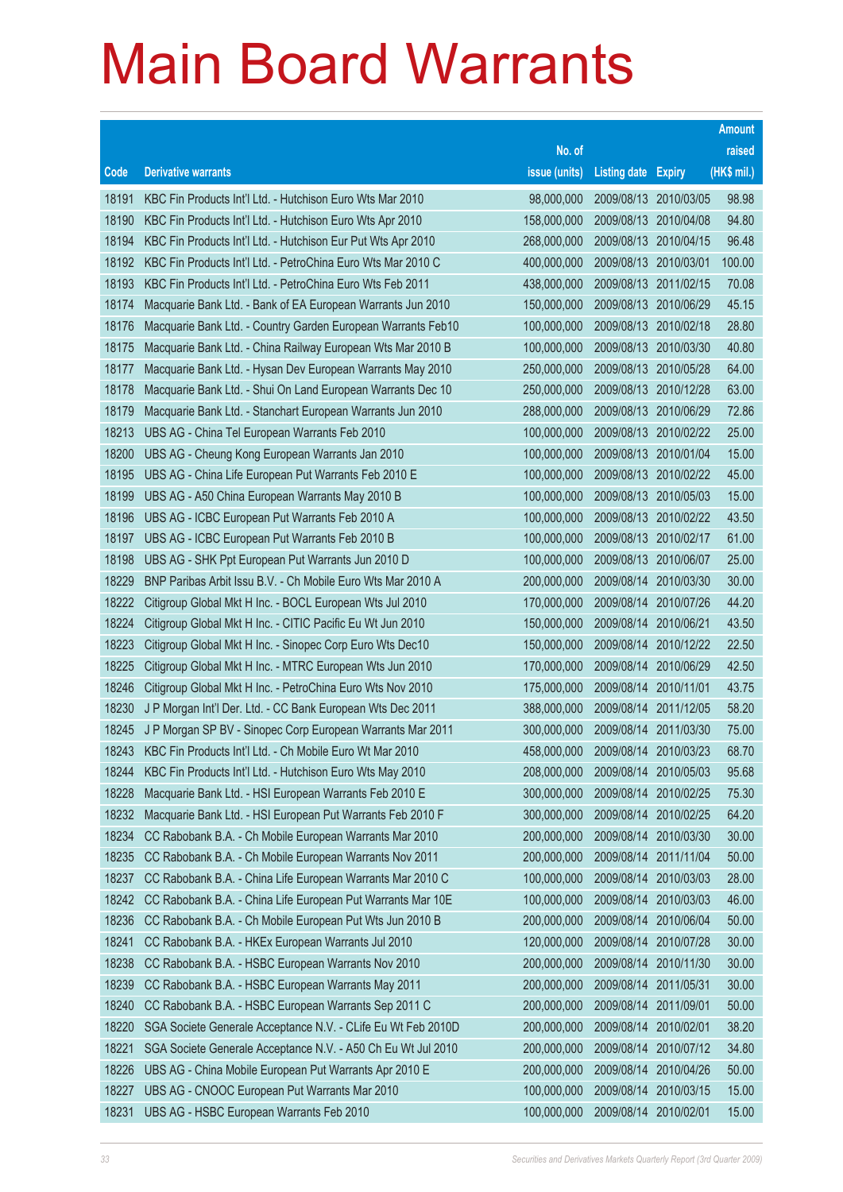# Main Board Warrants

| Code | Derivative warrants | No. of issue (units) | Listing date | Expiry | Amount raised (HK$ mil.) |
|---|---|---|---|---|---|
| 18191 | KBC Fin Products Int'l Ltd. - Hutchison Euro Wts Mar 2010 | 98,000,000 | 2009/08/13 | 2010/03/05 | 98.98 |
| 18190 | KBC Fin Products Int'l Ltd. - Hutchison Euro Wts Apr 2010 | 158,000,000 | 2009/08/13 | 2010/04/08 | 94.80 |
| 18194 | KBC Fin Products Int'l Ltd. - Hutchison Eur Put Wts Apr 2010 | 268,000,000 | 2009/08/13 | 2010/04/15 | 96.48 |
| 18192 | KBC Fin Products Int'l Ltd. - PetroChina Euro Wts Mar 2010 C | 400,000,000 | 2009/08/13 | 2010/03/01 | 100.00 |
| 18193 | KBC Fin Products Int'l Ltd. - PetroChina Euro Wts Feb 2011 | 438,000,000 | 2009/08/13 | 2011/02/15 | 70.08 |
| 18174 | Macquarie Bank Ltd. - Bank of EA European Warrants Jun 2010 | 150,000,000 | 2009/08/13 | 2010/06/29 | 45.15 |
| 18176 | Macquarie Bank Ltd. - Country Garden European Warrants Feb10 | 100,000,000 | 2009/08/13 | 2010/02/18 | 28.80 |
| 18175 | Macquarie Bank Ltd. - China Railway European Wts Mar 2010 B | 100,000,000 | 2009/08/13 | 2010/03/30 | 40.80 |
| 18177 | Macquarie Bank Ltd. - Hysan Dev European Warrants May 2010 | 250,000,000 | 2009/08/13 | 2010/05/28 | 64.00 |
| 18178 | Macquarie Bank Ltd. - Shui On Land European Warrants Dec 10 | 250,000,000 | 2009/08/13 | 2010/12/28 | 63.00 |
| 18179 | Macquarie Bank Ltd. - Stanchart European Warrants Jun 2010 | 288,000,000 | 2009/08/13 | 2010/06/29 | 72.86 |
| 18213 | UBS AG - China Tel European Warrants Feb 2010 | 100,000,000 | 2009/08/13 | 2010/02/22 | 25.00 |
| 18200 | UBS AG - Cheung Kong European Warrants Jan 2010 | 100,000,000 | 2009/08/13 | 2010/01/04 | 15.00 |
| 18195 | UBS AG - China Life European Put Warrants Feb 2010 E | 100,000,000 | 2009/08/13 | 2010/02/22 | 45.00 |
| 18199 | UBS AG - A50 China European Warrants May 2010 B | 100,000,000 | 2009/08/13 | 2010/05/03 | 15.00 |
| 18196 | UBS AG - ICBC European Put Warrants Feb 2010 A | 100,000,000 | 2009/08/13 | 2010/02/22 | 43.50 |
| 18197 | UBS AG - ICBC European Put Warrants Feb 2010 B | 100,000,000 | 2009/08/13 | 2010/02/17 | 61.00 |
| 18198 | UBS AG - SHK Ppt European Put Warrants Jun 2010 D | 100,000,000 | 2009/08/13 | 2010/06/07 | 25.00 |
| 18229 | BNP Paribas Arbit Issu B.V. - Ch Mobile Euro Wts Mar 2010 A | 200,000,000 | 2009/08/14 | 2010/03/30 | 30.00 |
| 18222 | Citigroup Global Mkt H Inc. - BOCL European Wts Jul 2010 | 170,000,000 | 2009/08/14 | 2010/07/26 | 44.20 |
| 18224 | Citigroup Global Mkt H Inc. - CITIC Pacific Eu Wt Jun 2010 | 150,000,000 | 2009/08/14 | 2010/06/21 | 43.50 |
| 18223 | Citigroup Global Mkt H Inc. - Sinopec Corp Euro Wts Dec10 | 150,000,000 | 2009/08/14 | 2010/12/22 | 22.50 |
| 18225 | Citigroup Global Mkt H Inc. - MTRC European Wts Jun 2010 | 170,000,000 | 2009/08/14 | 2010/06/29 | 42.50 |
| 18246 | Citigroup Global Mkt H Inc. - PetroChina Euro Wts Nov 2010 | 175,000,000 | 2009/08/14 | 2010/11/01 | 43.75 |
| 18230 | J P Morgan Int'l Der. Ltd. - CC Bank European Wts Dec 2011 | 388,000,000 | 2009/08/14 | 2011/12/05 | 58.20 |
| 18245 | J P Morgan SP BV - Sinopec Corp European Warrants Mar 2011 | 300,000,000 | 2009/08/14 | 2011/03/30 | 75.00 |
| 18243 | KBC Fin Products Int'l Ltd. - Ch Mobile Euro Wt Mar 2010 | 458,000,000 | 2009/08/14 | 2010/03/23 | 68.70 |
| 18244 | KBC Fin Products Int'l Ltd. - Hutchison Euro Wts May 2010 | 208,000,000 | 2009/08/14 | 2010/05/03 | 95.68 |
| 18228 | Macquarie Bank Ltd. - HSI European Warrants Feb 2010 E | 300,000,000 | 2009/08/14 | 2010/02/25 | 75.30 |
| 18232 | Macquarie Bank Ltd. - HSI European Put Warrants Feb 2010 F | 300,000,000 | 2009/08/14 | 2010/02/25 | 64.20 |
| 18234 | CC Rabobank B.A. - Ch Mobile European Warrants Mar 2010 | 200,000,000 | 2009/08/14 | 2010/03/30 | 30.00 |
| 18235 | CC Rabobank B.A. - Ch Mobile European Warrants Nov 2011 | 200,000,000 | 2009/08/14 | 2011/11/04 | 50.00 |
| 18237 | CC Rabobank B.A. - China Life European Warrants Mar 2010 C | 100,000,000 | 2009/08/14 | 2010/03/03 | 28.00 |
| 18242 | CC Rabobank B.A. - China Life European Put Warrants Mar 10E | 100,000,000 | 2009/08/14 | 2010/03/03 | 46.00 |
| 18236 | CC Rabobank B.A. - Ch Mobile European Put Wts Jun 2010 B | 200,000,000 | 2009/08/14 | 2010/06/04 | 50.00 |
| 18241 | CC Rabobank B.A. - HKEx European Warrants Jul 2010 | 120,000,000 | 2009/08/14 | 2010/07/28 | 30.00 |
| 18238 | CC Rabobank B.A. - HSBC European Warrants Nov 2010 | 200,000,000 | 2009/08/14 | 2010/11/30 | 30.00 |
| 18239 | CC Rabobank B.A. - HSBC European Warrants May 2011 | 200,000,000 | 2009/08/14 | 2011/05/31 | 30.00 |
| 18240 | CC Rabobank B.A. - HSBC European Warrants Sep 2011 C | 200,000,000 | 2009/08/14 | 2011/09/01 | 50.00 |
| 18220 | SGA Societe Generale Acceptance N.V. - CLife Eu Wt Feb 2010D | 200,000,000 | 2009/08/14 | 2010/02/01 | 38.20 |
| 18221 | SGA Societe Generale Acceptance N.V. - A50 Ch Eu Wt Jul 2010 | 200,000,000 | 2009/08/14 | 2010/07/12 | 34.80 |
| 18226 | UBS AG - China Mobile European Put Warrants Apr 2010 E | 200,000,000 | 2009/08/14 | 2010/04/26 | 50.00 |
| 18227 | UBS AG - CNOOC European Put Warrants Mar 2010 | 100,000,000 | 2009/08/14 | 2010/03/15 | 15.00 |
| 18231 | UBS AG - HSBC European Warrants Feb 2010 | 100,000,000 | 2009/08/14 | 2010/02/01 | 15.00 |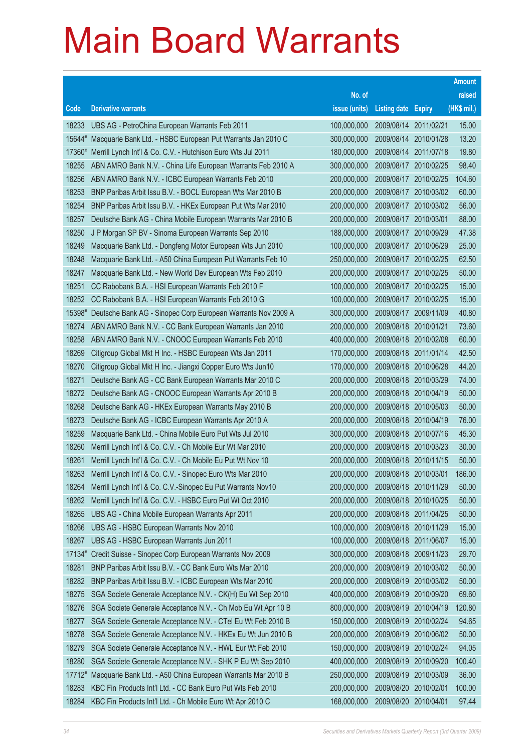# Main Board Warrants

| Code | Derivative warrants | No. of issue (units) | Listing date | Expiry | Amount raised (HK$ mil.) |
|---|---|---|---|---|---|
| 18233 | UBS AG - PetroChina European Warrants Feb 2011 | 100,000,000 | 2009/08/14 | 2011/02/21 | 15.00 |
| 15644# | Macquarie Bank Ltd. - HSBC European Put Warrants Jan 2010 C | 300,000,000 | 2009/08/14 | 2010/01/28 | 13.20 |
| 17360# | Merrill Lynch Int'l & Co. C.V. - Hutchison Euro Wts Jul 2011 | 180,000,000 | 2009/08/14 | 2011/07/18 | 19.80 |
| 18255 | ABN AMRO Bank N.V. - China Life European Warrants Feb 2010 A | 300,000,000 | 2009/08/17 | 2010/02/25 | 98.40 |
| 18256 | ABN AMRO Bank N.V. - ICBC European Warrants Feb 2010 | 200,000,000 | 2009/08/17 | 2010/02/25 | 104.60 |
| 18253 | BNP Paribas Arbit Issu B.V. - BOCL European Wts Mar 2010 B | 200,000,000 | 2009/08/17 | 2010/03/02 | 60.00 |
| 18254 | BNP Paribas Arbit Issu B.V. - HKEx European Put Wts Mar 2010 | 200,000,000 | 2009/08/17 | 2010/03/02 | 56.00 |
| 18257 | Deutsche Bank AG - China Mobile European Warrants Mar 2010 B | 200,000,000 | 2009/08/17 | 2010/03/01 | 88.00 |
| 18250 | J P Morgan SP BV - Sinoma European Warrants Sep 2010 | 188,000,000 | 2009/08/17 | 2010/09/29 | 47.38 |
| 18249 | Macquarie Bank Ltd. - Dongfeng Motor European Wts Jun 2010 | 100,000,000 | 2009/08/17 | 2010/06/29 | 25.00 |
| 18248 | Macquarie Bank Ltd. - A50 China European Put Warrants Feb 10 | 250,000,000 | 2009/08/17 | 2010/02/25 | 62.50 |
| 18247 | Macquarie Bank Ltd. - New World Dev European Wts Feb 2010 | 200,000,000 | 2009/08/17 | 2010/02/25 | 50.00 |
| 18251 | CC Rabobank B.A. - HSI European Warrants Feb 2010 F | 100,000,000 | 2009/08/17 | 2010/02/25 | 15.00 |
| 18252 | CC Rabobank B.A. - HSI European Warrants Feb 2010 G | 100,000,000 | 2009/08/17 | 2010/02/25 | 15.00 |
| 15398# | Deutsche Bank AG - Sinopec Corp European Warrants Nov 2009 A | 300,000,000 | 2009/08/17 | 2009/11/09 | 40.80 |
| 18274 | ABN AMRO Bank N.V. - CC Bank European Warrants Jan 2010 | 200,000,000 | 2009/08/18 | 2010/01/21 | 73.60 |
| 18258 | ABN AMRO Bank N.V. - CNOOC European Warrants Feb 2010 | 400,000,000 | 2009/08/18 | 2010/02/08 | 60.00 |
| 18269 | Citigroup Global Mkt H Inc. - HSBC European Wts Jan 2011 | 170,000,000 | 2009/08/18 | 2011/01/14 | 42.50 |
| 18270 | Citigroup Global Mkt H Inc. - Jiangxi Copper Euro Wts Jun10 | 170,000,000 | 2009/08/18 | 2010/06/28 | 44.20 |
| 18271 | Deutsche Bank AG - CC Bank European Warrants Mar 2010 C | 200,000,000 | 2009/08/18 | 2010/03/29 | 74.00 |
| 18272 | Deutsche Bank AG - CNOOC European Warrants Apr 2010 B | 200,000,000 | 2009/08/18 | 2010/04/19 | 50.00 |
| 18268 | Deutsche Bank AG - HKEx European Warrants May 2010 B | 200,000,000 | 2009/08/18 | 2010/05/03 | 50.00 |
| 18273 | Deutsche Bank AG - ICBC European Warrants Apr 2010 A | 200,000,000 | 2009/08/18 | 2010/04/19 | 76.00 |
| 18259 | Macquarie Bank Ltd. - China Mobile Euro Put Wts Jul 2010 | 300,000,000 | 2009/08/18 | 2010/07/16 | 45.30 |
| 18260 | Merrill Lynch Int'l & Co. C.V. - Ch Mobile Eur Wt Mar 2010 | 200,000,000 | 2009/08/18 | 2010/03/23 | 30.00 |
| 18261 | Merrill Lynch Int'l & Co. C.V. - Ch Mobile Eu Put Wt Nov 10 | 200,000,000 | 2009/08/18 | 2010/11/15 | 50.00 |
| 18263 | Merrill Lynch Int'l & Co. C.V. - Sinopec Euro Wts Mar 2010 | 200,000,000 | 2009/08/18 | 2010/03/01 | 186.00 |
| 18264 | Merrill Lynch Int'l & Co. C.V.-Sinopec Eu Put Warrants Nov10 | 200,000,000 | 2009/08/18 | 2010/11/29 | 50.00 |
| 18262 | Merrill Lynch Int'l & Co. C.V. - HSBC Euro Put Wt Oct 2010 | 200,000,000 | 2009/08/18 | 2010/10/25 | 50.00 |
| 18265 | UBS AG - China Mobile European Warrants Apr 2011 | 200,000,000 | 2009/08/18 | 2011/04/25 | 50.00 |
| 18266 | UBS AG - HSBC European Warrants Nov 2010 | 100,000,000 | 2009/08/18 | 2010/11/29 | 15.00 |
| 18267 | UBS AG - HSBC European Warrants Jun 2011 | 100,000,000 | 2009/08/18 | 2011/06/07 | 15.00 |
| 17134# | Credit Suisse - Sinopec Corp European Warrants Nov 2009 | 300,000,000 | 2009/08/18 | 2009/11/23 | 29.70 |
| 18281 | BNP Paribas Arbit Issu B.V. - CC Bank Euro Wts Mar 2010 | 200,000,000 | 2009/08/19 | 2010/03/02 | 50.00 |
| 18282 | BNP Paribas Arbit Issu B.V. - ICBC European Wts Mar 2010 | 200,000,000 | 2009/08/19 | 2010/03/02 | 50.00 |
| 18275 | SGA Societe Generale Acceptance N.V. - CK(H) Eu Wt Sep 2010 | 400,000,000 | 2009/08/19 | 2010/09/20 | 69.60 |
| 18276 | SGA Societe Generale Acceptance N.V. - Ch Mob Eu Wt Apr 10 B | 800,000,000 | 2009/08/19 | 2010/04/19 | 120.80 |
| 18277 | SGA Societe Generale Acceptance N.V. - CTel Eu Wt Feb 2010 B | 150,000,000 | 2009/08/19 | 2010/02/24 | 94.65 |
| 18278 | SGA Societe Generale Acceptance N.V. - HKEx Eu Wt Jun 2010 B | 200,000,000 | 2009/08/19 | 2010/06/02 | 50.00 |
| 18279 | SGA Societe Generale Acceptance N.V. - HWL Eur Wt Feb 2010 | 150,000,000 | 2009/08/19 | 2010/02/24 | 94.05 |
| 18280 | SGA Societe Generale Acceptance N.V. - SHK P Eu Wt Sep 2010 | 400,000,000 | 2009/08/19 | 2010/09/20 | 100.40 |
| 17712# | Macquarie Bank Ltd. - A50 China European Warrants Mar 2010 B | 250,000,000 | 2009/08/19 | 2010/03/09 | 36.00 |
| 18283 | KBC Fin Products Int'l Ltd. - CC Bank Euro Put Wts Feb 2010 | 200,000,000 | 2009/08/20 | 2010/02/01 | 100.00 |
| 18284 | KBC Fin Products Int'l Ltd. - Ch Mobile Euro Wt Apr 2010 C | 168,000,000 | 2009/08/20 | 2010/04/01 | 97.44 |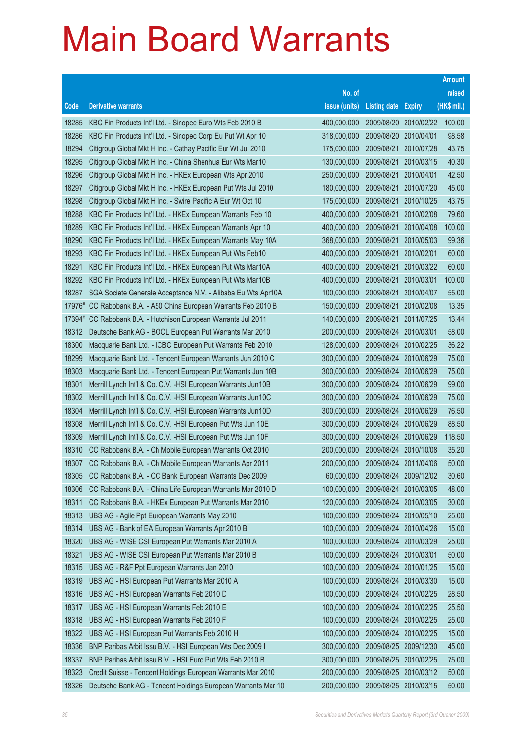# Main Board Warrants

| Code | Derivative warrants | No. of issue (units) | Listing date | Expiry | Amount raised (HK$ mil.) |
|---|---|---|---|---|---|
| 18285 | KBC Fin Products Int'l Ltd. - Sinopec Euro Wts Feb 2010 B | 400,000,000 | 2009/08/20 | 2010/02/22 | 100.00 |
| 18286 | KBC Fin Products Int'l Ltd. - Sinopec Corp Eu Put Wt Apr 10 | 318,000,000 | 2009/08/20 | 2010/04/01 | 98.58 |
| 18294 | Citigroup Global Mkt H Inc. - Cathay Pacific Eur Wt Jul 2010 | 175,000,000 | 2009/08/21 | 2010/07/28 | 43.75 |
| 18295 | Citigroup Global Mkt H Inc. - China Shenhua Eur Wts Mar10 | 130,000,000 | 2009/08/21 | 2010/03/15 | 40.30 |
| 18296 | Citigroup Global Mkt H Inc. - HKEx European Wts Apr 2010 | 250,000,000 | 2009/08/21 | 2010/04/01 | 42.50 |
| 18297 | Citigroup Global Mkt H Inc. - HKEx European Put Wts Jul 2010 | 180,000,000 | 2009/08/21 | 2010/07/20 | 45.00 |
| 18298 | Citigroup Global Mkt H Inc. - Swire Pacific A Eur Wt Oct 10 | 175,000,000 | 2009/08/21 | 2010/10/25 | 43.75 |
| 18288 | KBC Fin Products Int'l Ltd. - HKEx European Warrants Feb 10 | 400,000,000 | 2009/08/21 | 2010/02/08 | 79.60 |
| 18289 | KBC Fin Products Int'l Ltd. - HKEx European Warrants Apr 10 | 400,000,000 | 2009/08/21 | 2010/04/08 | 100.00 |
| 18290 | KBC Fin Products Int'l Ltd. - HKEx European Warrants May 10A | 368,000,000 | 2009/08/21 | 2010/05/03 | 99.36 |
| 18293 | KBC Fin Products Int'l Ltd. - HKEx European Put Wts Feb10 | 400,000,000 | 2009/08/21 | 2010/02/01 | 60.00 |
| 18291 | KBC Fin Products Int'l Ltd. - HKEx European Put Wts Mar10A | 400,000,000 | 2009/08/21 | 2010/03/22 | 60.00 |
| 18292 | KBC Fin Products Int'l Ltd. - HKEx European Put Wts Mar10B | 400,000,000 | 2009/08/21 | 2010/03/01 | 100.00 |
| 18287 | SGA Societe Generale Acceptance N.V. - Alibaba Eu Wts Apr10A | 100,000,000 | 2009/08/21 | 2010/04/07 | 55.00 |
| 17976# | CC Rabobank B.A. - A50 China European Warrants Feb 2010 B | 150,000,000 | 2009/08/21 | 2010/02/08 | 13.35 |
| 17394# | CC Rabobank B.A. - Hutchison European Warrants Jul 2011 | 140,000,000 | 2009/08/21 | 2011/07/25 | 13.44 |
| 18312 | Deutsche Bank AG - BOCL European Put Warrants Mar 2010 | 200,000,000 | 2009/08/24 | 2010/03/01 | 58.00 |
| 18300 | Macquarie Bank Ltd. - ICBC European Put Warrants Feb 2010 | 128,000,000 | 2009/08/24 | 2010/02/25 | 36.22 |
| 18299 | Macquarie Bank Ltd. - Tencent European Warrants Jun 2010 C | 300,000,000 | 2009/08/24 | 2010/06/29 | 75.00 |
| 18303 | Macquarie Bank Ltd. - Tencent European Put Warrants Jun 10B | 300,000,000 | 2009/08/24 | 2010/06/29 | 75.00 |
| 18301 | Merrill Lynch Int'l & Co. C.V. -HSI European Warrants Jun10B | 300,000,000 | 2009/08/24 | 2010/06/29 | 99.00 |
| 18302 | Merrill Lynch Int'l & Co. C.V. -HSI European Warrants Jun10C | 300,000,000 | 2009/08/24 | 2010/06/29 | 75.00 |
| 18304 | Merrill Lynch Int'l & Co. C.V. -HSI European Warrants Jun10D | 300,000,000 | 2009/08/24 | 2010/06/29 | 76.50 |
| 18308 | Merrill Lynch Int'l & Co. C.V. -HSI European Put Wts Jun 10E | 300,000,000 | 2009/08/24 | 2010/06/29 | 88.50 |
| 18309 | Merrill Lynch Int'l & Co. C.V. -HSI European Put Wts Jun 10F | 300,000,000 | 2009/08/24 | 2010/06/29 | 118.50 |
| 18310 | CC Rabobank B.A. - Ch Mobile European Warrants Oct 2010 | 200,000,000 | 2009/08/24 | 2010/10/08 | 35.20 |
| 18307 | CC Rabobank B.A. - Ch Mobile European Warrants Apr 2011 | 200,000,000 | 2009/08/24 | 2011/04/06 | 50.00 |
| 18305 | CC Rabobank B.A. - CC Bank European Warrants Dec 2009 | 60,000,000 | 2009/08/24 | 2009/12/02 | 30.60 |
| 18306 | CC Rabobank B.A. - China Life European Warrants Mar 2010 D | 100,000,000 | 2009/08/24 | 2010/03/05 | 48.00 |
| 18311 | CC Rabobank B.A. - HKEx European Put Warrants Mar 2010 | 120,000,000 | 2009/08/24 | 2010/03/05 | 30.00 |
| 18313 | UBS AG - Agile Ppt European Warrants May 2010 | 100,000,000 | 2009/08/24 | 2010/05/10 | 25.00 |
| 18314 | UBS AG - Bank of EA European Warrants Apr 2010 B | 100,000,000 | 2009/08/24 | 2010/04/26 | 15.00 |
| 18320 | UBS AG - WISE CSI European Put Warrants Mar 2010 A | 100,000,000 | 2009/08/24 | 2010/03/29 | 25.00 |
| 18321 | UBS AG - WISE CSI European Put Warrants Mar 2010 B | 100,000,000 | 2009/08/24 | 2010/03/01 | 50.00 |
| 18315 | UBS AG - R&F Ppt European Warrants Jan 2010 | 100,000,000 | 2009/08/24 | 2010/01/25 | 15.00 |
| 18319 | UBS AG - HSI European Put Warrants Mar 2010 A | 100,000,000 | 2009/08/24 | 2010/03/30 | 15.00 |
| 18316 | UBS AG - HSI European Warrants Feb 2010 D | 100,000,000 | 2009/08/24 | 2010/02/25 | 28.50 |
| 18317 | UBS AG - HSI European Warrants Feb 2010 E | 100,000,000 | 2009/08/24 | 2010/02/25 | 25.50 |
| 18318 | UBS AG - HSI European Warrants Feb 2010 F | 100,000,000 | 2009/08/24 | 2010/02/25 | 25.00 |
| 18322 | UBS AG - HSI European Put Warrants Feb 2010 H | 100,000,000 | 2009/08/24 | 2010/02/25 | 15.00 |
| 18336 | BNP Paribas Arbit Issu B.V. - HSI European Wts Dec 2009 I | 300,000,000 | 2009/08/25 | 2009/12/30 | 45.00 |
| 18337 | BNP Paribas Arbit Issu B.V. - HSI Euro Put Wts Feb 2010 B | 300,000,000 | 2009/08/25 | 2010/02/25 | 75.00 |
| 18323 | Credit Suisse - Tencent Holdings European Warrants Mar 2010 | 200,000,000 | 2009/08/25 | 2010/03/12 | 50.00 |
| 18326 | Deutsche Bank AG - Tencent Holdings European Warrants Mar 10 | 200,000,000 | 2009/08/25 | 2010/03/15 | 50.00 |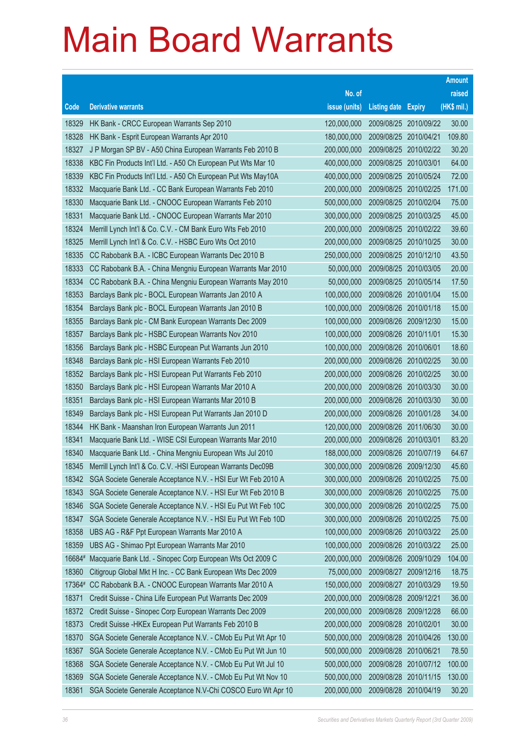# Main Board Warrants

| Code | Derivative warrants | No. of issue (units) | Listing date | Expiry | Amount raised (HK$ mil.) |
|---|---|---|---|---|---|
| 18329 | HK Bank - CRCC European Warrants Sep 2010 | 120,000,000 | 2009/08/25 | 2010/09/22 | 30.00 |
| 18328 | HK Bank - Esprit European Warrants Apr 2010 | 180,000,000 | 2009/08/25 | 2010/04/21 | 109.80 |
| 18327 | J P Morgan SP BV - A50 China European Warrants Feb 2010 B | 200,000,000 | 2009/08/25 | 2010/02/22 | 30.20 |
| 18338 | KBC Fin Products Int'l Ltd. - A50 Ch European Put Wts Mar 10 | 400,000,000 | 2009/08/25 | 2010/03/01 | 64.00 |
| 18339 | KBC Fin Products Int'l Ltd. - A50 Ch European Put Wts May10A | 400,000,000 | 2009/08/25 | 2010/05/24 | 72.00 |
| 18332 | Macquarie Bank Ltd. - CC Bank European Warrants Feb 2010 | 200,000,000 | 2009/08/25 | 2010/02/25 | 171.00 |
| 18330 | Macquarie Bank Ltd. - CNOOC European Warrants Feb 2010 | 500,000,000 | 2009/08/25 | 2010/02/04 | 75.00 |
| 18331 | Macquarie Bank Ltd. - CNOOC European Warrants Mar 2010 | 300,000,000 | 2009/08/25 | 2010/03/25 | 45.00 |
| 18324 | Merrill Lynch Int'l & Co. C.V. - CM Bank Euro Wts Feb 2010 | 200,000,000 | 2009/08/25 | 2010/02/22 | 39.60 |
| 18325 | Merrill Lynch Int'l & Co. C.V. - HSBC Euro Wts Oct 2010 | 200,000,000 | 2009/08/25 | 2010/10/25 | 30.00 |
| 18335 | CC Rabobank B.A. - ICBC European Warrants Dec 2010 B | 250,000,000 | 2009/08/25 | 2010/12/10 | 43.50 |
| 18333 | CC Rabobank B.A. - China Mengniu European Warrants Mar 2010 | 50,000,000 | 2009/08/25 | 2010/03/05 | 20.00 |
| 18334 | CC Rabobank B.A. - China Mengniu European Warrants May 2010 | 50,000,000 | 2009/08/25 | 2010/05/14 | 17.50 |
| 18353 | Barclays Bank plc - BOCL European Warrants Jan 2010 A | 100,000,000 | 2009/08/26 | 2010/01/04 | 15.00 |
| 18354 | Barclays Bank plc - BOCL European Warrants Jan 2010 B | 100,000,000 | 2009/08/26 | 2010/01/18 | 15.00 |
| 18355 | Barclays Bank plc - CM Bank European Warrants Dec 2009 | 100,000,000 | 2009/08/26 | 2009/12/30 | 15.00 |
| 18357 | Barclays Bank plc - HSBC European Warrants Nov 2010 | 100,000,000 | 2009/08/26 | 2010/11/01 | 15.30 |
| 18356 | Barclays Bank plc - HSBC European Put Warrants Jun 2010 | 100,000,000 | 2009/08/26 | 2010/06/01 | 18.60 |
| 18348 | Barclays Bank plc - HSI European Warrants Feb 2010 | 200,000,000 | 2009/08/26 | 2010/02/25 | 30.00 |
| 18352 | Barclays Bank plc - HSI European Put Warrants Feb 2010 | 200,000,000 | 2009/08/26 | 2010/02/25 | 30.00 |
| 18350 | Barclays Bank plc - HSI European Warrants Mar 2010 A | 200,000,000 | 2009/08/26 | 2010/03/30 | 30.00 |
| 18351 | Barclays Bank plc - HSI European Warrants Mar 2010 B | 200,000,000 | 2009/08/26 | 2010/03/30 | 30.00 |
| 18349 | Barclays Bank plc - HSI European Put Warrants Jan 2010 D | 200,000,000 | 2009/08/26 | 2010/01/28 | 34.00 |
| 18344 | HK Bank - Maanshan Iron European Warrants Jun 2011 | 120,000,000 | 2009/08/26 | 2011/06/30 | 30.00 |
| 18341 | Macquarie Bank Ltd. - WISE CSI European Warrants Mar 2010 | 200,000,000 | 2009/08/26 | 2010/03/01 | 83.20 |
| 18340 | Macquarie Bank Ltd. - China Mengniu European Wts Jul 2010 | 188,000,000 | 2009/08/26 | 2010/07/19 | 64.67 |
| 18345 | Merrill Lynch Int'l & Co. C.V. -HSI European Warrants Dec09B | 300,000,000 | 2009/08/26 | 2009/12/30 | 45.60 |
| 18342 | SGA Societe Generale Acceptance N.V. - HSI Eur Wt Feb 2010 A | 300,000,000 | 2009/08/26 | 2010/02/25 | 75.00 |
| 18343 | SGA Societe Generale Acceptance N.V. - HSI Eur Wt Feb 2010 B | 300,000,000 | 2009/08/26 | 2010/02/25 | 75.00 |
| 18346 | SGA Societe Generale Acceptance N.V. - HSI Eu Put Wt Feb 10C | 300,000,000 | 2009/08/26 | 2010/02/25 | 75.00 |
| 18347 | SGA Societe Generale Acceptance N.V. - HSI Eu Put Wt Feb 10D | 300,000,000 | 2009/08/26 | 2010/02/25 | 75.00 |
| 18358 | UBS AG - R&F Ppt European Warrants Mar 2010 A | 100,000,000 | 2009/08/26 | 2010/03/22 | 25.00 |
| 18359 | UBS AG - Shimao Ppt European Warrants Mar 2010 | 100,000,000 | 2009/08/26 | 2010/03/22 | 25.00 |
| 16684# | Macquarie Bank Ltd. - Sinopec Corp European Wts Oct 2009 C | 200,000,000 | 2009/08/26 | 2009/10/29 | 104.00 |
| 18360 | Citigroup Global Mkt H Inc. - CC Bank European Wts Dec 2009 | 75,000,000 | 2009/08/27 | 2009/12/16 | 18.75 |
| 17364# | CC Rabobank B.A. - CNOOC European Warrants Mar 2010 A | 150,000,000 | 2009/08/27 | 2010/03/29 | 19.50 |
| 18371 | Credit Suisse - China Life European Put Warrants Dec 2009 | 200,000,000 | 2009/08/28 | 2009/12/21 | 36.00 |
| 18372 | Credit Suisse - Sinopec Corp European Warrants Dec 2009 | 200,000,000 | 2009/08/28 | 2009/12/28 | 66.00 |
| 18373 | Credit Suisse -HKEx European Put Warrants Feb 2010 B | 200,000,000 | 2009/08/28 | 2010/02/01 | 30.00 |
| 18370 | SGA Societe Generale Acceptance N.V. - CMob Eu Put Wt Apr 10 | 500,000,000 | 2009/08/28 | 2010/04/26 | 130.00 |
| 18367 | SGA Societe Generale Acceptance N.V. - CMob Eu Put Wt Jun 10 | 500,000,000 | 2009/08/28 | 2010/06/21 | 78.50 |
| 18368 | SGA Societe Generale Acceptance N.V. - CMob Eu Put Wt Jul 10 | 500,000,000 | 2009/08/28 | 2010/07/12 | 100.00 |
| 18369 | SGA Societe Generale Acceptance N.V. - CMob Eu Put Wt Nov 10 | 500,000,000 | 2009/08/28 | 2010/11/15 | 130.00 |
| 18361 | SGA Societe Generale Acceptance N.V-Chi COSCO Euro Wt Apr 10 | 200,000,000 | 2009/08/28 | 2010/04/19 | 30.20 |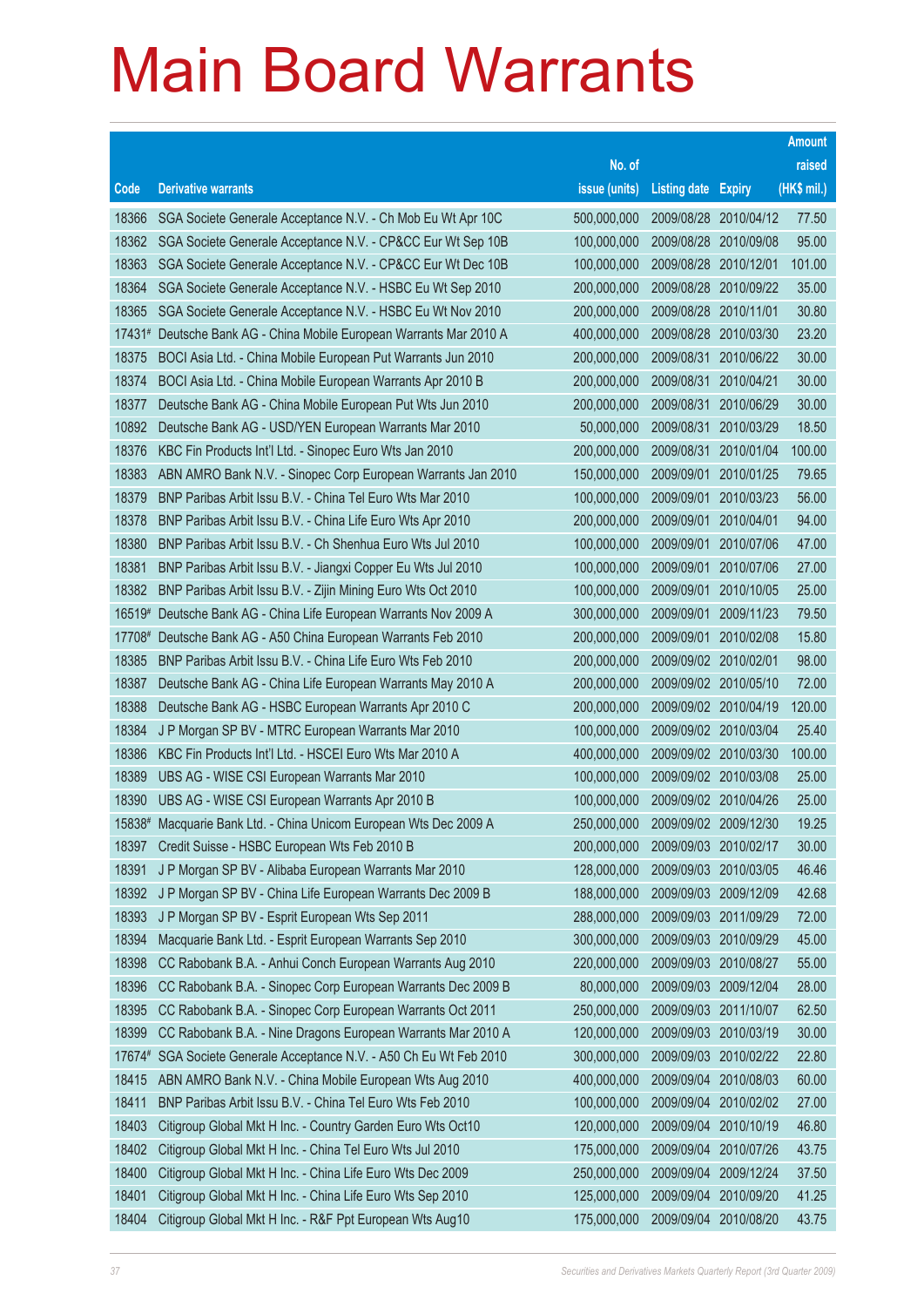# Main Board Warrants

| Code | Derivative warrants | No. of issue (units) | Listing date | Expiry | Amount raised (HK$ mil.) |
|---|---|---|---|---|---|
| 18366 | SGA Societe Generale Acceptance N.V. - Ch Mob Eu Wt Apr 10C | 500,000,000 | 2009/08/28 | 2010/04/12 | 77.50 |
| 18362 | SGA Societe Generale Acceptance N.V. - CP&CC Eur Wt Sep 10B | 100,000,000 | 2009/08/28 | 2010/09/08 | 95.00 |
| 18363 | SGA Societe Generale Acceptance N.V. - CP&CC Eur Wt Dec 10B | 100,000,000 | 2009/08/28 | 2010/12/01 | 101.00 |
| 18364 | SGA Societe Generale Acceptance N.V. - HSBC Eu Wt Sep 2010 | 200,000,000 | 2009/08/28 | 2010/09/22 | 35.00 |
| 18365 | SGA Societe Generale Acceptance N.V. - HSBC Eu Wt Nov 2010 | 200,000,000 | 2009/08/28 | 2010/11/01 | 30.80 |
| 17431# | Deutsche Bank AG - China Mobile European Warrants Mar 2010 A | 400,000,000 | 2009/08/28 | 2010/03/30 | 23.20 |
| 18375 | BOCI Asia Ltd. - China Mobile European Put Warrants Jun 2010 | 200,000,000 | 2009/08/31 | 2010/06/22 | 30.00 |
| 18374 | BOCI Asia Ltd. - China Mobile European Warrants Apr 2010 B | 200,000,000 | 2009/08/31 | 2010/04/21 | 30.00 |
| 18377 | Deutsche Bank AG - China Mobile European Put Wts Jun 2010 | 200,000,000 | 2009/08/31 | 2010/06/29 | 30.00 |
| 10892 | Deutsche Bank AG - USD/YEN European Warrants Mar 2010 | 50,000,000 | 2009/08/31 | 2010/03/29 | 18.50 |
| 18376 | KBC Fin Products Int'l Ltd. - Sinopec Euro Wts Jan 2010 | 200,000,000 | 2009/08/31 | 2010/01/04 | 100.00 |
| 18383 | ABN AMRO Bank N.V. - Sinopec Corp European Warrants Jan 2010 | 150,000,000 | 2009/09/01 | 2010/01/25 | 79.65 |
| 18379 | BNP Paribas Arbit Issu B.V. - China Tel Euro Wts Mar 2010 | 100,000,000 | 2009/09/01 | 2010/03/23 | 56.00 |
| 18378 | BNP Paribas Arbit Issu B.V. - China Life Euro Wts Apr 2010 | 200,000,000 | 2009/09/01 | 2010/04/01 | 94.00 |
| 18380 | BNP Paribas Arbit Issu B.V. - Ch Shenhua Euro Wts Jul 2010 | 100,000,000 | 2009/09/01 | 2010/07/06 | 47.00 |
| 18381 | BNP Paribas Arbit Issu B.V. - Jiangxi Copper Eu Wts Jul 2010 | 100,000,000 | 2009/09/01 | 2010/07/06 | 27.00 |
| 18382 | BNP Paribas Arbit Issu B.V. - Zijin Mining Euro Wts Oct 2010 | 100,000,000 | 2009/09/01 | 2010/10/05 | 25.00 |
| 16519# | Deutsche Bank AG - China Life European Warrants Nov 2009 A | 300,000,000 | 2009/09/01 | 2009/11/23 | 79.50 |
| 17708# | Deutsche Bank AG - A50 China European Warrants Feb 2010 | 200,000,000 | 2009/09/01 | 2010/02/08 | 15.80 |
| 18385 | BNP Paribas Arbit Issu B.V. - China Life Euro Wts Feb 2010 | 200,000,000 | 2009/09/02 | 2010/02/01 | 98.00 |
| 18387 | Deutsche Bank AG - China Life European Warrants May 2010 A | 200,000,000 | 2009/09/02 | 2010/05/10 | 72.00 |
| 18388 | Deutsche Bank AG - HSBC European Warrants Apr 2010 C | 200,000,000 | 2009/09/02 | 2010/04/19 | 120.00 |
| 18384 | J P Morgan SP BV - MTRC European Warrants Mar 2010 | 100,000,000 | 2009/09/02 | 2010/03/04 | 25.40 |
| 18386 | KBC Fin Products Int'l Ltd. - HSCEI Euro Wts Mar 2010 A | 400,000,000 | 2009/09/02 | 2010/03/30 | 100.00 |
| 18389 | UBS AG - WISE CSI European Warrants Mar 2010 | 100,000,000 | 2009/09/02 | 2010/03/08 | 25.00 |
| 18390 | UBS AG - WISE CSI European Warrants Apr 2010 B | 100,000,000 | 2009/09/02 | 2010/04/26 | 25.00 |
| 15838# | Macquarie Bank Ltd. - China Unicom European Wts Dec 2009 A | 250,000,000 | 2009/09/02 | 2009/12/30 | 19.25 |
| 18397 | Credit Suisse - HSBC European Wts Feb 2010 B | 200,000,000 | 2009/09/03 | 2010/02/17 | 30.00 |
| 18391 | J P Morgan SP BV - Alibaba European Warrants Mar 2010 | 128,000,000 | 2009/09/03 | 2010/03/05 | 46.46 |
| 18392 | J P Morgan SP BV - China Life European Warrants Dec 2009 B | 188,000,000 | 2009/09/03 | 2009/12/09 | 42.68 |
| 18393 | J P Morgan SP BV - Esprit European Wts Sep 2011 | 288,000,000 | 2009/09/03 | 2011/09/29 | 72.00 |
| 18394 | Macquarie Bank Ltd. - Esprit European Warrants Sep 2010 | 300,000,000 | 2009/09/03 | 2010/09/29 | 45.00 |
| 18398 | CC Rabobank B.A. - Anhui Conch European Warrants Aug 2010 | 220,000,000 | 2009/09/03 | 2010/08/27 | 55.00 |
| 18396 | CC Rabobank B.A. - Sinopec Corp European Warrants Dec 2009 B | 80,000,000 | 2009/09/03 | 2009/12/04 | 28.00 |
| 18395 | CC Rabobank B.A. - Sinopec Corp European Warrants Oct 2011 | 250,000,000 | 2009/09/03 | 2011/10/07 | 62.50 |
| 18399 | CC Rabobank B.A. - Nine Dragons European Warrants Mar 2010 A | 120,000,000 | 2009/09/03 | 2010/03/19 | 30.00 |
| 17674# | SGA Societe Generale Acceptance N.V. - A50 Ch Eu Wt Feb 2010 | 300,000,000 | 2009/09/03 | 2010/02/22 | 22.80 |
| 18415 | ABN AMRO Bank N.V. - China Mobile European Wts Aug 2010 | 400,000,000 | 2009/09/04 | 2010/08/03 | 60.00 |
| 18411 | BNP Paribas Arbit Issu B.V. - China Tel Euro Wts Feb 2010 | 100,000,000 | 2009/09/04 | 2010/02/02 | 27.00 |
| 18403 | Citigroup Global Mkt H Inc. - Country Garden Euro Wts Oct10 | 120,000,000 | 2009/09/04 | 2010/10/19 | 46.80 |
| 18402 | Citigroup Global Mkt H Inc. - China Tel Euro Wts Jul 2010 | 175,000,000 | 2009/09/04 | 2010/07/26 | 43.75 |
| 18400 | Citigroup Global Mkt H Inc. - China Life Euro Wts Dec 2009 | 250,000,000 | 2009/09/04 | 2009/12/24 | 37.50 |
| 18401 | Citigroup Global Mkt H Inc. - China Life Euro Wts Sep 2010 | 125,000,000 | 2009/09/04 | 2010/09/20 | 41.25 |
| 18404 | Citigroup Global Mkt H Inc. - R&F Ppt European Wts Aug10 | 175,000,000 | 2009/09/04 | 2010/08/20 | 43.75 |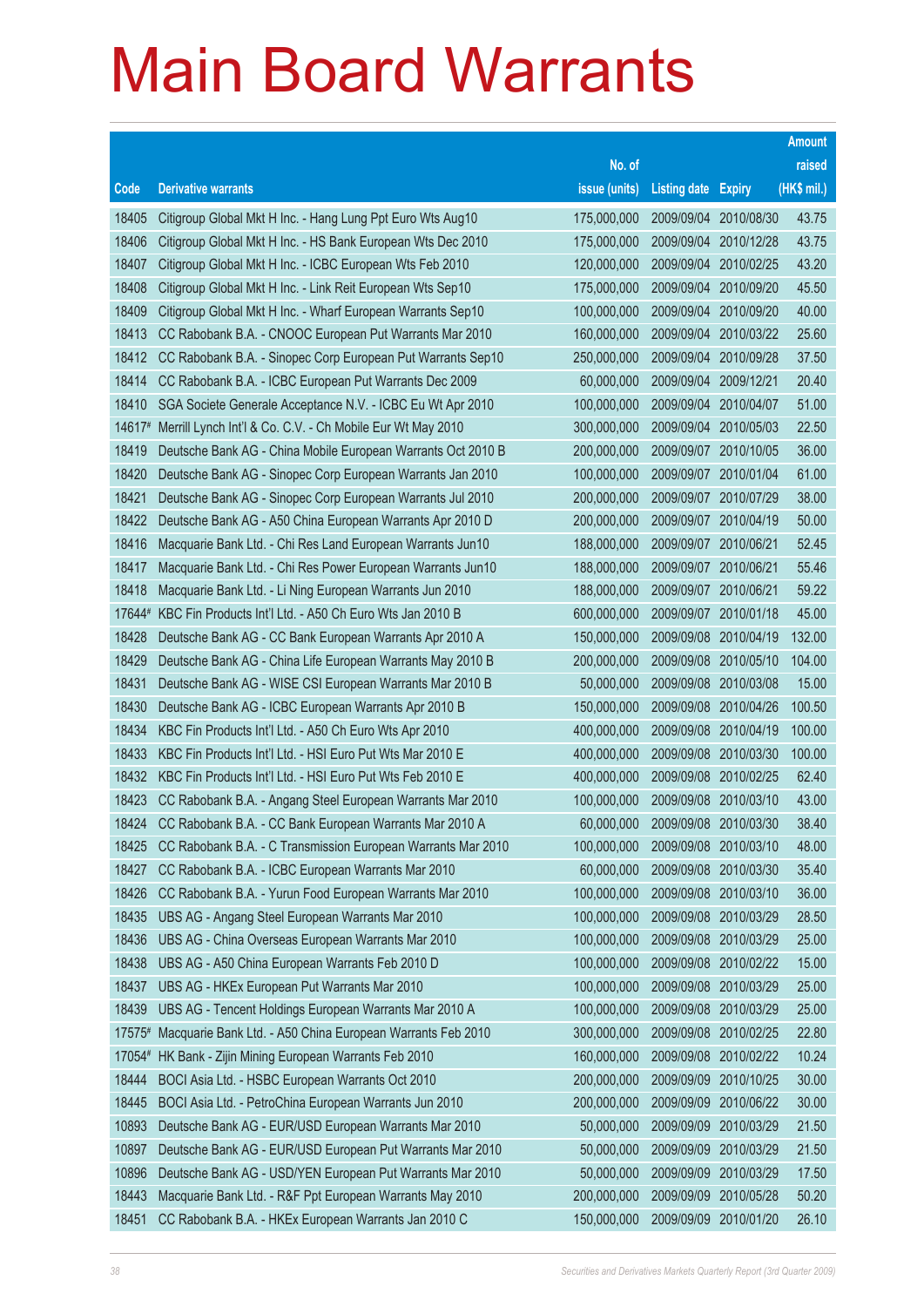# Main Board Warrants

| Code | Derivative warrants | No. of issue (units) | Listing date | Expiry | Amount raised (HK$ mil.) |
|---|---|---|---|---|---|
| 18405 | Citigroup Global Mkt H Inc. - Hang Lung Ppt Euro Wts Aug10 | 175,000,000 | 2009/09/04 | 2010/08/30 | 43.75 |
| 18406 | Citigroup Global Mkt H Inc. - HS Bank European Wts Dec 2010 | 175,000,000 | 2009/09/04 | 2010/12/28 | 43.75 |
| 18407 | Citigroup Global Mkt H Inc. - ICBC European Wts Feb 2010 | 120,000,000 | 2009/09/04 | 2010/02/25 | 43.20 |
| 18408 | Citigroup Global Mkt H Inc. - Link Reit European Wts Sep10 | 175,000,000 | 2009/09/04 | 2010/09/20 | 45.50 |
| 18409 | Citigroup Global Mkt H Inc. - Wharf European Warrants Sep10 | 100,000,000 | 2009/09/04 | 2010/09/20 | 40.00 |
| 18413 | CC Rabobank B.A. - CNOOC European Put Warrants Mar 2010 | 160,000,000 | 2009/09/04 | 2010/03/22 | 25.60 |
| 18412 | CC Rabobank B.A. - Sinopec Corp European Put Warrants Sep10 | 250,000,000 | 2009/09/04 | 2010/09/28 | 37.50 |
| 18414 | CC Rabobank B.A. - ICBC European Put Warrants Dec 2009 | 60,000,000 | 2009/09/04 | 2009/12/21 | 20.40 |
| 18410 | SGA Societe Generale Acceptance N.V. - ICBC Eu Wt Apr 2010 | 100,000,000 | 2009/09/04 | 2010/04/07 | 51.00 |
| 14617# | Merrill Lynch Int'l & Co. C.V. - Ch Mobile Eur Wt May 2010 | 300,000,000 | 2009/09/04 | 2010/05/03 | 22.50 |
| 18419 | Deutsche Bank AG - China Mobile European Warrants Oct 2010 B | 200,000,000 | 2009/09/07 | 2010/10/05 | 36.00 |
| 18420 | Deutsche Bank AG - Sinopec Corp European Warrants Jan 2010 | 100,000,000 | 2009/09/07 | 2010/01/04 | 61.00 |
| 18421 | Deutsche Bank AG - Sinopec Corp European Warrants Jul 2010 | 200,000,000 | 2009/09/07 | 2010/07/29 | 38.00 |
| 18422 | Deutsche Bank AG - A50 China European Warrants Apr 2010 D | 200,000,000 | 2009/09/07 | 2010/04/19 | 50.00 |
| 18416 | Macquarie Bank Ltd. - Chi Res Land European Warrants Jun10 | 188,000,000 | 2009/09/07 | 2010/06/21 | 52.45 |
| 18417 | Macquarie Bank Ltd. - Chi Res Power European Warrants Jun10 | 188,000,000 | 2009/09/07 | 2010/06/21 | 55.46 |
| 18418 | Macquarie Bank Ltd. - Li Ning European Warrants Jun 2010 | 188,000,000 | 2009/09/07 | 2010/06/21 | 59.22 |
| 17644# | KBC Fin Products Int'l Ltd. - A50 Ch Euro Wts Jan 2010 B | 600,000,000 | 2009/09/07 | 2010/01/18 | 45.00 |
| 18428 | Deutsche Bank AG - CC Bank European Warrants Apr 2010 A | 150,000,000 | 2009/09/08 | 2010/04/19 | 132.00 |
| 18429 | Deutsche Bank AG - China Life European Warrants May 2010 B | 200,000,000 | 2009/09/08 | 2010/05/10 | 104.00 |
| 18431 | Deutsche Bank AG - WISE CSI European Warrants Mar 2010 B | 50,000,000 | 2009/09/08 | 2010/03/08 | 15.00 |
| 18430 | Deutsche Bank AG - ICBC European Warrants Apr 2010 B | 150,000,000 | 2009/09/08 | 2010/04/26 | 100.50 |
| 18434 | KBC Fin Products Int'l Ltd. - A50 Ch Euro Wts Apr 2010 | 400,000,000 | 2009/09/08 | 2010/04/19 | 100.00 |
| 18433 | KBC Fin Products Int'l Ltd. - HSI Euro Put Wts Mar 2010 E | 400,000,000 | 2009/09/08 | 2010/03/30 | 100.00 |
| 18432 | KBC Fin Products Int'l Ltd. - HSI Euro Put Wts Feb 2010 E | 400,000,000 | 2009/09/08 | 2010/02/25 | 62.40 |
| 18423 | CC Rabobank B.A. - Angang Steel European Warrants Mar 2010 | 100,000,000 | 2009/09/08 | 2010/03/10 | 43.00 |
| 18424 | CC Rabobank B.A. - CC Bank European Warrants Mar 2010 A | 60,000,000 | 2009/09/08 | 2010/03/30 | 38.40 |
| 18425 | CC Rabobank B.A. - C Transmission European Warrants Mar 2010 | 100,000,000 | 2009/09/08 | 2010/03/10 | 48.00 |
| 18427 | CC Rabobank B.A. - ICBC European Warrants Mar 2010 | 60,000,000 | 2009/09/08 | 2010/03/30 | 35.40 |
| 18426 | CC Rabobank B.A. - Yurun Food European Warrants Mar 2010 | 100,000,000 | 2009/09/08 | 2010/03/10 | 36.00 |
| 18435 | UBS AG - Angang Steel European Warrants Mar 2010 | 100,000,000 | 2009/09/08 | 2010/03/29 | 28.50 |
| 18436 | UBS AG - China Overseas European Warrants Mar 2010 | 100,000,000 | 2009/09/08 | 2010/03/29 | 25.00 |
| 18438 | UBS AG - A50 China European Warrants Feb 2010 D | 100,000,000 | 2009/09/08 | 2010/02/22 | 15.00 |
| 18437 | UBS AG - HKEx European Put Warrants Mar 2010 | 100,000,000 | 2009/09/08 | 2010/03/29 | 25.00 |
| 18439 | UBS AG - Tencent Holdings European Warrants Mar 2010 A | 100,000,000 | 2009/09/08 | 2010/03/29 | 25.00 |
| 17575# | Macquarie Bank Ltd. - A50 China European Warrants Feb 2010 | 300,000,000 | 2009/09/08 | 2010/02/25 | 22.80 |
| 17054# | HK Bank - Zijin Mining European Warrants Feb 2010 | 160,000,000 | 2009/09/08 | 2010/02/22 | 10.24 |
| 18444 | BOCI Asia Ltd. - HSBC European Warrants Oct 2010 | 200,000,000 | 2009/09/09 | 2010/10/25 | 30.00 |
| 18445 | BOCI Asia Ltd. - PetroChina European Warrants Jun 2010 | 200,000,000 | 2009/09/09 | 2010/06/22 | 30.00 |
| 10893 | Deutsche Bank AG - EUR/USD European Warrants Mar 2010 | 50,000,000 | 2009/09/09 | 2010/03/29 | 21.50 |
| 10897 | Deutsche Bank AG - EUR/USD European Put Warrants Mar 2010 | 50,000,000 | 2009/09/09 | 2010/03/29 | 21.50 |
| 10896 | Deutsche Bank AG - USD/YEN European Put Warrants Mar 2010 | 50,000,000 | 2009/09/09 | 2010/03/29 | 17.50 |
| 18443 | Macquarie Bank Ltd. - R&F Ppt European Warrants May 2010 | 200,000,000 | 2009/09/09 | 2010/05/28 | 50.20 |
| 18451 | CC Rabobank B.A. - HKEx European Warrants Jan 2010 C | 150,000,000 | 2009/09/09 | 2010/01/20 | 26.10 |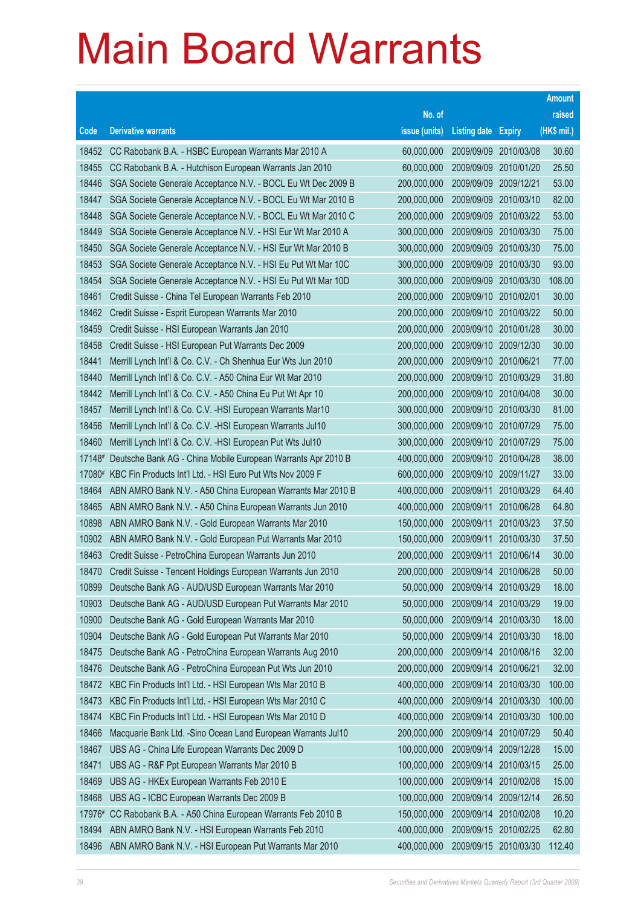# Main Board Warrants

| Code | Derivative warrants | No. of issue (units) | Listing date | Expiry | Amount raised (HK$ mil.) |
|---|---|---|---|---|---|
| 18452 | CC Rabobank B.A. - HSBC European Warrants Mar 2010 A | 60,000,000 | 2009/09/09 | 2010/03/08 | 30.60 |
| 18455 | CC Rabobank B.A. - Hutchison European Warrants Jan 2010 | 60,000,000 | 2009/09/09 | 2010/01/20 | 25.50 |
| 18446 | SGA Societe Generale Acceptance N.V. - BOCL Eu Wt Dec 2009 B | 200,000,000 | 2009/09/09 | 2009/12/21 | 53.00 |
| 18447 | SGA Societe Generale Acceptance N.V. - BOCL Eu Wt Mar 2010 B | 200,000,000 | 2009/09/09 | 2010/03/10 | 82.00 |
| 18448 | SGA Societe Generale Acceptance N.V. - BOCL Eu Wt Mar 2010 C | 200,000,000 | 2009/09/09 | 2010/03/22 | 53.00 |
| 18449 | SGA Societe Generale Acceptance N.V. - HSI Eur Wt Mar 2010 A | 300,000,000 | 2009/09/09 | 2010/03/30 | 75.00 |
| 18450 | SGA Societe Generale Acceptance N.V. - HSI Eur Wt Mar 2010 B | 300,000,000 | 2009/09/09 | 2010/03/30 | 75.00 |
| 18453 | SGA Societe Generale Acceptance N.V. - HSI Eu Put Wt Mar 10C | 300,000,000 | 2009/09/09 | 2010/03/30 | 93.00 |
| 18454 | SGA Societe Generale Acceptance N.V. - HSI Eu Put Wt Mar 10D | 300,000,000 | 2009/09/09 | 2010/03/30 | 108.00 |
| 18461 | Credit Suisse - China Tel European Warrants Feb 2010 | 200,000,000 | 2009/09/10 | 2010/02/01 | 30.00 |
| 18462 | Credit Suisse - Esprit European Warrants Mar 2010 | 200,000,000 | 2009/09/10 | 2010/03/22 | 50.00 |
| 18459 | Credit Suisse - HSI European Warrants Jan 2010 | 200,000,000 | 2009/09/10 | 2010/01/28 | 30.00 |
| 18458 | Credit Suisse - HSI European Put Warrants Dec 2009 | 200,000,000 | 2009/09/10 | 2009/12/30 | 30.00 |
| 18441 | Merrill Lynch Int'l & Co. C.V. - Ch Shenhua Eur Wts Jun 2010 | 200,000,000 | 2009/09/10 | 2010/06/21 | 77.00 |
| 18440 | Merrill Lynch Int'l & Co. C.V. - A50 China Eur Wt Mar 2010 | 200,000,000 | 2009/09/10 | 2010/03/29 | 31.80 |
| 18442 | Merrill Lynch Int'l & Co. C.V. - A50 China Eu Put Wt Apr 10 | 200,000,000 | 2009/09/10 | 2010/04/08 | 30.00 |
| 18457 | Merrill Lynch Int'l & Co. C.V. -HSI European Warrants Mar10 | 300,000,000 | 2009/09/10 | 2010/03/30 | 81.00 |
| 18456 | Merrill Lynch Int'l & Co. C.V. -HSI European Warrants Jul10 | 300,000,000 | 2009/09/10 | 2010/07/29 | 75.00 |
| 18460 | Merrill Lynch Int'l & Co. C.V. -HSI European Put Wts Jul10 | 300,000,000 | 2009/09/10 | 2010/07/29 | 75.00 |
| 17148# | Deutsche Bank AG - China Mobile European Warrants Apr 2010 B | 400,000,000 | 2009/09/10 | 2010/04/28 | 38.00 |
| 17080# | KBC Fin Products Int'l Ltd. - HSI Euro Put Wts Nov 2009 F | 600,000,000 | 2009/09/10 | 2009/11/27 | 33.00 |
| 18464 | ABN AMRO Bank N.V. - A50 China European Warrants Mar 2010 B | 400,000,000 | 2009/09/11 | 2010/03/29 | 64.40 |
| 18465 | ABN AMRO Bank N.V. - A50 China European Warrants Jun 2010 | 400,000,000 | 2009/09/11 | 2010/06/28 | 64.80 |
| 10898 | ABN AMRO Bank N.V. - Gold European Warrants Mar 2010 | 150,000,000 | 2009/09/11 | 2010/03/23 | 37.50 |
| 10902 | ABN AMRO Bank N.V. - Gold European Put Warrants Mar 2010 | 150,000,000 | 2009/09/11 | 2010/03/30 | 37.50 |
| 18463 | Credit Suisse - PetroChina European Warrants Jun 2010 | 200,000,000 | 2009/09/11 | 2010/06/14 | 30.00 |
| 18470 | Credit Suisse - Tencent Holdings European Warrants Jun 2010 | 200,000,000 | 2009/09/14 | 2010/06/28 | 50.00 |
| 10899 | Deutsche Bank AG - AUD/USD European Warrants Mar 2010 | 50,000,000 | 2009/09/14 | 2010/03/29 | 18.00 |
| 10903 | Deutsche Bank AG - AUD/USD European Put Warrants Mar 2010 | 50,000,000 | 2009/09/14 | 2010/03/29 | 19.00 |
| 10900 | Deutsche Bank AG - Gold European Warrants Mar 2010 | 50,000,000 | 2009/09/14 | 2010/03/30 | 18.00 |
| 10904 | Deutsche Bank AG - Gold European Put Warrants Mar 2010 | 50,000,000 | 2009/09/14 | 2010/03/30 | 18.00 |
| 18475 | Deutsche Bank AG - PetroChina European Warrants Aug 2010 | 200,000,000 | 2009/09/14 | 2010/08/16 | 32.00 |
| 18476 | Deutsche Bank AG - PetroChina European Put Wts Jun 2010 | 200,000,000 | 2009/09/14 | 2010/06/21 | 32.00 |
| 18472 | KBC Fin Products Int'l Ltd. - HSI European Wts Mar 2010 B | 400,000,000 | 2009/09/14 | 2010/03/30 | 100.00 |
| 18473 | KBC Fin Products Int'l Ltd. - HSI European Wts Mar 2010 C | 400,000,000 | 2009/09/14 | 2010/03/30 | 100.00 |
| 18474 | KBC Fin Products Int'l Ltd. - HSI European Wts Mar 2010 D | 400,000,000 | 2009/09/14 | 2010/03/30 | 100.00 |
| 18466 | Macquarie Bank Ltd. -Sino Ocean Land European Warrants Jul10 | 200,000,000 | 2009/09/14 | 2010/07/29 | 50.40 |
| 18467 | UBS AG - China Life European Warrants Dec 2009 D | 100,000,000 | 2009/09/14 | 2009/12/28 | 15.00 |
| 18471 | UBS AG - R&F Ppt European Warrants Mar 2010 B | 100,000,000 | 2009/09/14 | 2010/03/15 | 25.00 |
| 18469 | UBS AG - HKEx European Warrants Feb 2010 E | 100,000,000 | 2009/09/14 | 2010/02/08 | 15.00 |
| 18468 | UBS AG - ICBC European Warrants Dec 2009 B | 100,000,000 | 2009/09/14 | 2009/12/14 | 26.50 |
| 17976# | CC Rabobank B.A. - A50 China European Warrants Feb 2010 B | 150,000,000 | 2009/09/14 | 2010/02/08 | 10.20 |
| 18494 | ABN AMRO Bank N.V. - HSI European Warrants Feb 2010 | 400,000,000 | 2009/09/15 | 2010/02/25 | 62.80 |
| 18496 | ABN AMRO Bank N.V. - HSI European Put Warrants Mar 2010 | 400,000,000 | 2009/09/15 | 2010/03/30 | 112.40 |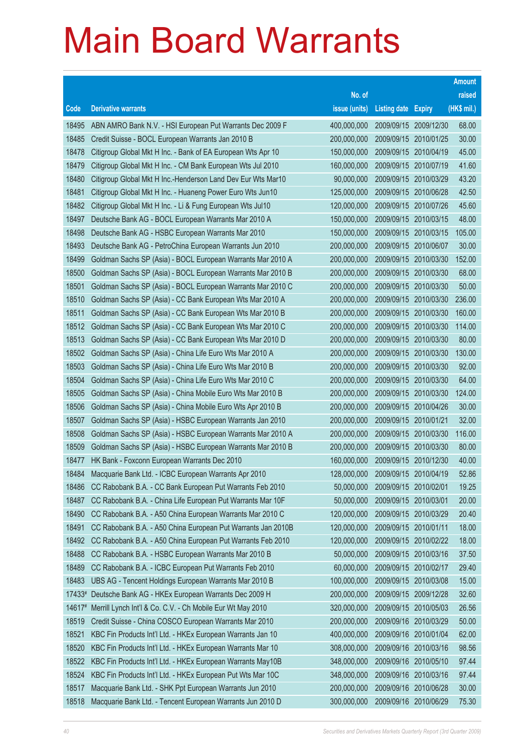# Main Board Warrants

| Code | Derivative warrants | No. of issue (units) | Listing date | Expiry | Amount raised (HK$ mil.) |
|---|---|---|---|---|---|
| 18495 | ABN AMRO Bank N.V. - HSI European Put Warrants Dec 2009 F | 400,000,000 | 2009/09/15 | 2009/12/30 | 68.00 |
| 18485 | Credit Suisse - BOCL European Warrants Jan 2010 B | 200,000,000 | 2009/09/15 | 2010/01/25 | 30.00 |
| 18478 | Citigroup Global Mkt H Inc. - Bank of EA European Wts Apr 10 | 150,000,000 | 2009/09/15 | 2010/04/19 | 45.00 |
| 18479 | Citigroup Global Mkt H Inc. - CM Bank European Wts Jul 2010 | 160,000,000 | 2009/09/15 | 2010/07/19 | 41.60 |
| 18480 | Citigroup Global Mkt H Inc.-Henderson Land Dev Eur Wts Mar10 | 90,000,000 | 2009/09/15 | 2010/03/29 | 43.20 |
| 18481 | Citigroup Global Mkt H Inc. - Huaneng Power Euro Wts Jun10 | 125,000,000 | 2009/09/15 | 2010/06/28 | 42.50 |
| 18482 | Citigroup Global Mkt H Inc. - Li & Fung European Wts Jul10 | 120,000,000 | 2009/09/15 | 2010/07/26 | 45.60 |
| 18497 | Deutsche Bank AG - BOCL European Warrants Mar 2010 A | 150,000,000 | 2009/09/15 | 2010/03/15 | 48.00 |
| 18498 | Deutsche Bank AG - HSBC European Warrants Mar 2010 | 150,000,000 | 2009/09/15 | 2010/03/15 | 105.00 |
| 18493 | Deutsche Bank AG - PetroChina European Warrants Jun 2010 | 200,000,000 | 2009/09/15 | 2010/06/07 | 30.00 |
| 18499 | Goldman Sachs SP (Asia) - BOCL European Warrants Mar 2010 A | 200,000,000 | 2009/09/15 | 2010/03/30 | 152.00 |
| 18500 | Goldman Sachs SP (Asia) - BOCL European Warrants Mar 2010 B | 200,000,000 | 2009/09/15 | 2010/03/30 | 68.00 |
| 18501 | Goldman Sachs SP (Asia) - BOCL European Warrants Mar 2010 C | 200,000,000 | 2009/09/15 | 2010/03/30 | 50.00 |
| 18510 | Goldman Sachs SP (Asia) - CC Bank European Wts Mar 2010 A | 200,000,000 | 2009/09/15 | 2010/03/30 | 236.00 |
| 18511 | Goldman Sachs SP (Asia) - CC Bank European Wts Mar 2010 B | 200,000,000 | 2009/09/15 | 2010/03/30 | 160.00 |
| 18512 | Goldman Sachs SP (Asia) - CC Bank European Wts Mar 2010 C | 200,000,000 | 2009/09/15 | 2010/03/30 | 114.00 |
| 18513 | Goldman Sachs SP (Asia) - CC Bank European Wts Mar 2010 D | 200,000,000 | 2009/09/15 | 2010/03/30 | 80.00 |
| 18502 | Goldman Sachs SP (Asia) - China Life Euro Wts Mar 2010 A | 200,000,000 | 2009/09/15 | 2010/03/30 | 130.00 |
| 18503 | Goldman Sachs SP (Asia) - China Life Euro Wts Mar 2010 B | 200,000,000 | 2009/09/15 | 2010/03/30 | 92.00 |
| 18504 | Goldman Sachs SP (Asia) - China Life Euro Wts Mar 2010 C | 200,000,000 | 2009/09/15 | 2010/03/30 | 64.00 |
| 18505 | Goldman Sachs SP (Asia) - China Mobile Euro Wts Mar 2010 B | 200,000,000 | 2009/09/15 | 2010/03/30 | 124.00 |
| 18506 | Goldman Sachs SP (Asia) - China Mobile Euro Wts Apr 2010 B | 200,000,000 | 2009/09/15 | 2010/04/26 | 30.00 |
| 18507 | Goldman Sachs SP (Asia) - HSBC European Warrants Jan 2010 | 200,000,000 | 2009/09/15 | 2010/01/21 | 32.00 |
| 18508 | Goldman Sachs SP (Asia) - HSBC European Warrants Mar 2010 A | 200,000,000 | 2009/09/15 | 2010/03/30 | 116.00 |
| 18509 | Goldman Sachs SP (Asia) - HSBC European Warrants Mar 2010 B | 200,000,000 | 2009/09/15 | 2010/03/30 | 80.00 |
| 18477 | HK Bank - Foxconn European Warrants Dec 2010 | 160,000,000 | 2009/09/15 | 2010/12/30 | 40.00 |
| 18484 | Macquarie Bank Ltd. - ICBC European Warrants Apr 2010 | 128,000,000 | 2009/09/15 | 2010/04/19 | 52.86 |
| 18486 | CC Rabobank B.A. - CC Bank European Put Warrants Feb 2010 | 50,000,000 | 2009/09/15 | 2010/02/01 | 19.25 |
| 18487 | CC Rabobank B.A. - China Life European Put Warrants Mar 10F | 50,000,000 | 2009/09/15 | 2010/03/01 | 20.00 |
| 18490 | CC Rabobank B.A. - A50 China European Warrants Mar 2010 C | 120,000,000 | 2009/09/15 | 2010/03/29 | 20.40 |
| 18491 | CC Rabobank B.A. - A50 China European Put Warrants Jan 2010B | 120,000,000 | 2009/09/15 | 2010/01/11 | 18.00 |
| 18492 | CC Rabobank B.A. - A50 China European Put Warrants Feb 2010 | 120,000,000 | 2009/09/15 | 2010/02/22 | 18.00 |
| 18488 | CC Rabobank B.A. - HSBC European Warrants Mar 2010 B | 50,000,000 | 2009/09/15 | 2010/03/16 | 37.50 |
| 18489 | CC Rabobank B.A. - ICBC European Put Warrants Feb 2010 | 60,000,000 | 2009/09/15 | 2010/02/17 | 29.40 |
| 18483 | UBS AG - Tencent Holdings European Warrants Mar 2010 B | 100,000,000 | 2009/09/15 | 2010/03/08 | 15.00 |
| 17433# | Deutsche Bank AG - HKEx European Warrants Dec 2009 H | 200,000,000 | 2009/09/15 | 2009/12/28 | 32.60 |
| 14617# | Merrill Lynch Int'l & Co. C.V. - Ch Mobile Eur Wt May 2010 | 320,000,000 | 2009/09/15 | 2010/05/03 | 26.56 |
| 18519 | Credit Suisse - China COSCO European Warrants Mar 2010 | 200,000,000 | 2009/09/16 | 2010/03/29 | 50.00 |
| 18521 | KBC Fin Products Int'l Ltd. - HKEx European Warrants Jan 10 | 400,000,000 | 2009/09/16 | 2010/01/04 | 62.00 |
| 18520 | KBC Fin Products Int'l Ltd. - HKEx European Warrants Mar 10 | 308,000,000 | 2009/09/16 | 2010/03/16 | 98.56 |
| 18522 | KBC Fin Products Int'l Ltd. - HKEx European Warrants May10B | 348,000,000 | 2009/09/16 | 2010/05/10 | 97.44 |
| 18524 | KBC Fin Products Int'l Ltd. - HKEx European Put Wts Mar 10C | 348,000,000 | 2009/09/16 | 2010/03/16 | 97.44 |
| 18517 | Macquarie Bank Ltd. - SHK Ppt European Warrants Jun 2010 | 200,000,000 | 2009/09/16 | 2010/06/28 | 30.00 |
| 18518 | Macquarie Bank Ltd. - Tencent European Warrants Jun 2010 D | 300,000,000 | 2009/09/16 | 2010/06/29 | 75.30 |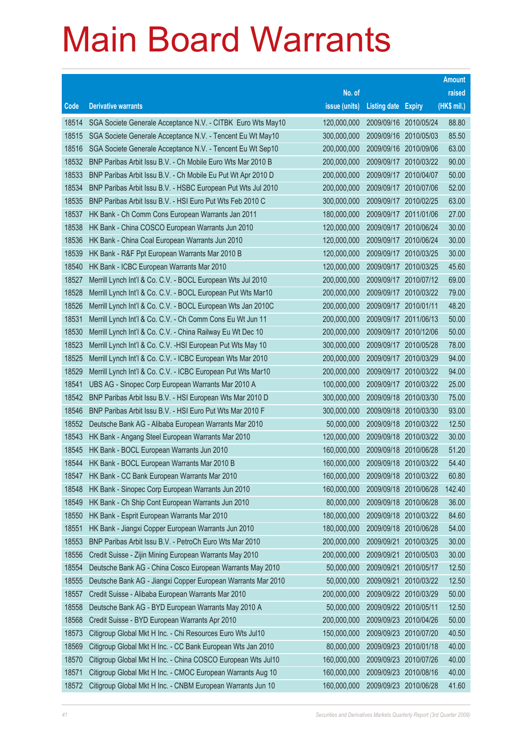# Main Board Warrants

| Code | Derivative warrants | No. of issue (units) | Listing date | Expiry | Amount raised (HK$ mil.) |
|---|---|---|---|---|---|
| 18514 | SGA Societe Generale Acceptance N.V. - CITBK Euro Wts May10 | 120,000,000 | 2009/09/16 | 2010/05/24 | 88.80 |
| 18515 | SGA Societe Generale Acceptance N.V. - Tencent Eu Wt May10 | 300,000,000 | 2009/09/16 | 2010/05/03 | 85.50 |
| 18516 | SGA Societe Generale Acceptance N.V. - Tencent Eu Wt Sep10 | 200,000,000 | 2009/09/16 | 2010/09/06 | 63.00 |
| 18532 | BNP Paribas Arbit Issu B.V. - Ch Mobile Euro Wts Mar 2010 B | 200,000,000 | 2009/09/17 | 2010/03/22 | 90.00 |
| 18533 | BNP Paribas Arbit Issu B.V. - Ch Mobile Eu Put Wt Apr 2010 D | 200,000,000 | 2009/09/17 | 2010/04/07 | 50.00 |
| 18534 | BNP Paribas Arbit Issu B.V. - HSBC European Put Wts Jul 2010 | 200,000,000 | 2009/09/17 | 2010/07/06 | 52.00 |
| 18535 | BNP Paribas Arbit Issu B.V. - HSI Euro Put Wts Feb 2010 C | 300,000,000 | 2009/09/17 | 2010/02/25 | 63.00 |
| 18537 | HK Bank - Ch Comm Cons European Warrants Jan 2011 | 180,000,000 | 2009/09/17 | 2011/01/06 | 27.00 |
| 18538 | HK Bank - China COSCO European Warrants Jun 2010 | 120,000,000 | 2009/09/17 | 2010/06/24 | 30.00 |
| 18536 | HK Bank - China Coal European Warrants Jun 2010 | 120,000,000 | 2009/09/17 | 2010/06/24 | 30.00 |
| 18539 | HK Bank - R&F Ppt European Warrants Mar 2010 B | 120,000,000 | 2009/09/17 | 2010/03/25 | 30.00 |
| 18540 | HK Bank - ICBC European Warrants Mar 2010 | 120,000,000 | 2009/09/17 | 2010/03/25 | 45.60 |
| 18527 | Merrill Lynch Int'l & Co. C.V. - BOCL European Wts Jul 2010 | 200,000,000 | 2009/09/17 | 2010/07/12 | 69.00 |
| 18528 | Merrill Lynch Int'l & Co. C.V. - BOCL European Put Wts Mar10 | 200,000,000 | 2009/09/17 | 2010/03/22 | 79.00 |
| 18526 | Merrill Lynch Int'l & Co. C.V. - BOCL European Wts Jan 2010C | 200,000,000 | 2009/09/17 | 2010/01/11 | 48.20 |
| 18531 | Merrill Lynch Int'l & Co. C.V. - Ch Comm Cons Eu Wt Jun 11 | 200,000,000 | 2009/09/17 | 2011/06/13 | 50.00 |
| 18530 | Merrill Lynch Int'l & Co. C.V. - China Railway Eu Wt Dec 10 | 200,000,000 | 2009/09/17 | 2010/12/06 | 50.00 |
| 18523 | Merrill Lynch Int'l & Co. C.V. -HSI European Put Wts May 10 | 300,000,000 | 2009/09/17 | 2010/05/28 | 78.00 |
| 18525 | Merrill Lynch Int'l & Co. C.V. - ICBC European Wts Mar 2010 | 200,000,000 | 2009/09/17 | 2010/03/29 | 94.00 |
| 18529 | Merrill Lynch Int'l & Co. C.V. - ICBC European Put Wts Mar10 | 200,000,000 | 2009/09/17 | 2010/03/22 | 94.00 |
| 18541 | UBS AG - Sinopec Corp European Warrants Mar 2010 A | 100,000,000 | 2009/09/17 | 2010/03/22 | 25.00 |
| 18542 | BNP Paribas Arbit Issu B.V. - HSI European Wts Mar 2010 D | 300,000,000 | 2009/09/18 | 2010/03/30 | 75.00 |
| 18546 | BNP Paribas Arbit Issu B.V. - HSI Euro Put Wts Mar 2010 F | 300,000,000 | 2009/09/18 | 2010/03/30 | 93.00 |
| 18552 | Deutsche Bank AG - Alibaba European Warrants Mar 2010 | 50,000,000 | 2009/09/18 | 2010/03/22 | 12.50 |
| 18543 | HK Bank - Angang Steel European Warrants Mar 2010 | 120,000,000 | 2009/09/18 | 2010/03/22 | 30.00 |
| 18545 | HK Bank - BOCL European Warrants Jun 2010 | 160,000,000 | 2009/09/18 | 2010/06/28 | 51.20 |
| 18544 | HK Bank - BOCL European Warrants Mar 2010 B | 160,000,000 | 2009/09/18 | 2010/03/22 | 54.40 |
| 18547 | HK Bank - CC Bank European Warrants Mar 2010 | 160,000,000 | 2009/09/18 | 2010/03/22 | 60.80 |
| 18548 | HK Bank - Sinopec Corp European Warrants Jun 2010 | 160,000,000 | 2009/09/18 | 2010/06/28 | 142.40 |
| 18549 | HK Bank - Ch Ship Cont European Warrants Jun 2010 | 80,000,000 | 2009/09/18 | 2010/06/28 | 36.00 |
| 18550 | HK Bank - Esprit European Warrants Mar 2010 | 180,000,000 | 2009/09/18 | 2010/03/22 | 84.60 |
| 18551 | HK Bank - Jiangxi Copper European Warrants Jun 2010 | 180,000,000 | 2009/09/18 | 2010/06/28 | 54.00 |
| 18553 | BNP Paribas Arbit Issu B.V. - PetroCh Euro Wts Mar 2010 | 200,000,000 | 2009/09/21 | 2010/03/25 | 30.00 |
| 18556 | Credit Suisse - Zijin Mining European Warrants May 2010 | 200,000,000 | 2009/09/21 | 2010/05/03 | 30.00 |
| 18554 | Deutsche Bank AG - China Cosco European Warrants May 2010 | 50,000,000 | 2009/09/21 | 2010/05/17 | 12.50 |
| 18555 | Deutsche Bank AG - Jiangxi Copper European Warrants Mar 2010 | 50,000,000 | 2009/09/21 | 2010/03/22 | 12.50 |
| 18557 | Credit Suisse - Alibaba European Warrants Mar 2010 | 200,000,000 | 2009/09/22 | 2010/03/29 | 50.00 |
| 18558 | Deutsche Bank AG - BYD European Warrants May 2010 A | 50,000,000 | 2009/09/22 | 2010/05/11 | 12.50 |
| 18568 | Credit Suisse - BYD European Warrants Apr 2010 | 200,000,000 | 2009/09/23 | 2010/04/26 | 50.00 |
| 18573 | Citigroup Global Mkt H Inc. - Chi Resources Euro Wts Jul10 | 150,000,000 | 2009/09/23 | 2010/07/20 | 40.50 |
| 18569 | Citigroup Global Mkt H Inc. - CC Bank European Wts Jan 2010 | 80,000,000 | 2009/09/23 | 2010/01/18 | 40.00 |
| 18570 | Citigroup Global Mkt H Inc. - China COSCO European Wts Jul10 | 160,000,000 | 2009/09/23 | 2010/07/26 | 40.00 |
| 18571 | Citigroup Global Mkt H Inc. - CMOC European Warrants Aug 10 | 160,000,000 | 2009/09/23 | 2010/08/16 | 40.00 |
| 18572 | Citigroup Global Mkt H Inc. - CNBM European Warrants Jun 10 | 160,000,000 | 2009/09/23 | 2010/06/28 | 41.60 |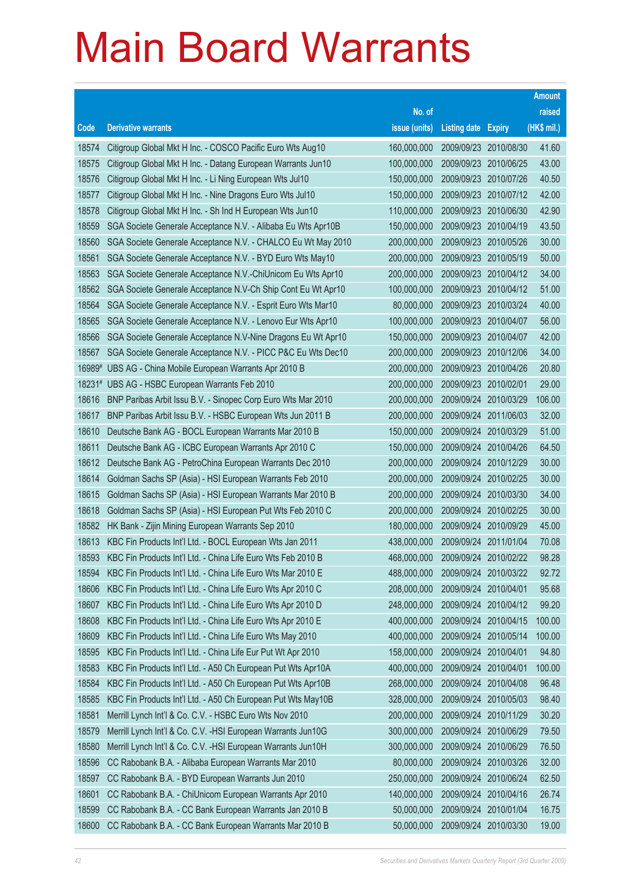# Main Board Warrants

| Code | Derivative warrants | No. of issue (units) | Listing date | Expiry | Amount raised (HK$ mil.) |
|---|---|---|---|---|---|
| 18574 | Citigroup Global Mkt H Inc. - COSCO Pacific Euro Wts Aug10 | 160,000,000 | 2009/09/23 | 2010/08/30 | 41.60 |
| 18575 | Citigroup Global Mkt H Inc. - Datang European Warrants Jun10 | 100,000,000 | 2009/09/23 | 2010/06/25 | 43.00 |
| 18576 | Citigroup Global Mkt H Inc. - Li Ning European Wts Jul10 | 150,000,000 | 2009/09/23 | 2010/07/26 | 40.50 |
| 18577 | Citigroup Global Mkt H Inc. - Nine Dragons Euro Wts Jul10 | 150,000,000 | 2009/09/23 | 2010/07/12 | 42.00 |
| 18578 | Citigroup Global Mkt H Inc. - Sh Ind H European Wts Jun10 | 110,000,000 | 2009/09/23 | 2010/06/30 | 42.90 |
| 18559 | SGA Societe Generale Acceptance N.V. - Alibaba Eu Wts Apr10B | 150,000,000 | 2009/09/23 | 2010/04/19 | 43.50 |
| 18560 | SGA Societe Generale Acceptance N.V. - CHALCO Eu Wt May 2010 | 200,000,000 | 2009/09/23 | 2010/05/26 | 30.00 |
| 18561 | SGA Societe Generale Acceptance N.V. - BYD Euro Wts May10 | 200,000,000 | 2009/09/23 | 2010/05/19 | 50.00 |
| 18563 | SGA Societe Generale Acceptance N.V.-ChiUnicom Eu Wts Apr10 | 200,000,000 | 2009/09/23 | 2010/04/12 | 34.00 |
| 18562 | SGA Societe Generale Acceptance N.V-Ch Ship Cont Eu Wt Apr10 | 100,000,000 | 2009/09/23 | 2010/04/12 | 51.00 |
| 18564 | SGA Societe Generale Acceptance N.V. - Esprit Euro Wts Mar10 | 80,000,000 | 2009/09/23 | 2010/03/24 | 40.00 |
| 18565 | SGA Societe Generale Acceptance N.V. - Lenovo Eur Wts Apr10 | 100,000,000 | 2009/09/23 | 2010/04/07 | 56.00 |
| 18566 | SGA Societe Generale Acceptance N.V-Nine Dragons Eu Wt Apr10 | 150,000,000 | 2009/09/23 | 2010/04/07 | 42.00 |
| 18567 | SGA Societe Generale Acceptance N.V. - PICC P&C Eu Wts Dec10 | 200,000,000 | 2009/09/23 | 2010/12/06 | 34.00 |
| 16989# | UBS AG - China Mobile European Warrants Apr 2010 B | 200,000,000 | 2009/09/23 | 2010/04/26 | 20.80 |
| 18231# | UBS AG - HSBC European Warrants Feb 2010 | 200,000,000 | 2009/09/23 | 2010/02/01 | 29.00 |
| 18616 | BNP Paribas Arbit Issu B.V. - Sinopec Corp Euro Wts Mar 2010 | 200,000,000 | 2009/09/24 | 2010/03/29 | 106.00 |
| 18617 | BNP Paribas Arbit Issu B.V. - HSBC European Wts Jun 2011 B | 200,000,000 | 2009/09/24 | 2011/06/03 | 32.00 |
| 18610 | Deutsche Bank AG - BOCL European Warrants Mar 2010 B | 150,000,000 | 2009/09/24 | 2010/03/29 | 51.00 |
| 18611 | Deutsche Bank AG - ICBC European Warrants Apr 2010 C | 150,000,000 | 2009/09/24 | 2010/04/26 | 64.50 |
| 18612 | Deutsche Bank AG - PetroChina European Warrants Dec 2010 | 200,000,000 | 2009/09/24 | 2010/12/29 | 30.00 |
| 18614 | Goldman Sachs SP (Asia) - HSI European Warrants Feb 2010 | 200,000,000 | 2009/09/24 | 2010/02/25 | 30.00 |
| 18615 | Goldman Sachs SP (Asia) - HSI European Warrants Mar 2010 B | 200,000,000 | 2009/09/24 | 2010/03/30 | 34.00 |
| 18618 | Goldman Sachs SP (Asia) - HSI European Put Wts Feb 2010 C | 200,000,000 | 2009/09/24 | 2010/02/25 | 30.00 |
| 18582 | HK Bank - Zijin Mining European Warrants Sep 2010 | 180,000,000 | 2009/09/24 | 2010/09/29 | 45.00 |
| 18613 | KBC Fin Products Int'l Ltd. - BOCL European Wts Jan 2011 | 438,000,000 | 2009/09/24 | 2011/01/04 | 70.08 |
| 18593 | KBC Fin Products Int'l Ltd. - China Life Euro Wts Feb 2010 B | 468,000,000 | 2009/09/24 | 2010/02/22 | 98.28 |
| 18594 | KBC Fin Products Int'l Ltd. - China Life Euro Wts Mar 2010 E | 488,000,000 | 2009/09/24 | 2010/03/22 | 92.72 |
| 18606 | KBC Fin Products Int'l Ltd. - China Life Euro Wts Apr 2010 C | 208,000,000 | 2009/09/24 | 2010/04/01 | 95.68 |
| 18607 | KBC Fin Products Int'l Ltd. - China Life Euro Wts Apr 2010 D | 248,000,000 | 2009/09/24 | 2010/04/12 | 99.20 |
| 18608 | KBC Fin Products Int'l Ltd. - China Life Euro Wts Apr 2010 E | 400,000,000 | 2009/09/24 | 2010/04/15 | 100.00 |
| 18609 | KBC Fin Products Int'l Ltd. - China Life Euro Wts May 2010 | 400,000,000 | 2009/09/24 | 2010/05/14 | 100.00 |
| 18595 | KBC Fin Products Int'l Ltd. - China Life Eur Put Wt Apr 2010 | 158,000,000 | 2009/09/24 | 2010/04/01 | 94.80 |
| 18583 | KBC Fin Products Int'l Ltd. - A50 Ch European Put Wts Apr10A | 400,000,000 | 2009/09/24 | 2010/04/01 | 100.00 |
| 18584 | KBC Fin Products Int'l Ltd. - A50 Ch European Put Wts Apr10B | 268,000,000 | 2009/09/24 | 2010/04/08 | 96.48 |
| 18585 | KBC Fin Products Int'l Ltd. - A50 Ch European Put Wts May10B | 328,000,000 | 2009/09/24 | 2010/05/03 | 98.40 |
| 18581 | Merrill Lynch Int'l & Co. C.V. - HSBC Euro Wts Nov 2010 | 200,000,000 | 2009/09/24 | 2010/11/29 | 30.20 |
| 18579 | Merrill Lynch Int'l & Co. C.V. -HSI European Warrants Jun10G | 300,000,000 | 2009/09/24 | 2010/06/29 | 79.50 |
| 18580 | Merrill Lynch Int'l & Co. C.V. -HSI European Warrants Jun10H | 300,000,000 | 2009/09/24 | 2010/06/29 | 76.50 |
| 18596 | CC Rabobank B.A. - Alibaba European Warrants Mar 2010 | 80,000,000 | 2009/09/24 | 2010/03/26 | 32.00 |
| 18597 | CC Rabobank B.A. - BYD European Warrants Jun 2010 | 250,000,000 | 2009/09/24 | 2010/06/24 | 62.50 |
| 18601 | CC Rabobank B.A. - ChiUnicom European Warrants Apr 2010 | 140,000,000 | 2009/09/24 | 2010/04/16 | 26.74 |
| 18599 | CC Rabobank B.A. - CC Bank European Warrants Jan 2010 B | 50,000,000 | 2009/09/24 | 2010/01/04 | 16.75 |
| 18600 | CC Rabobank B.A. - CC Bank European Warrants Mar 2010 B | 50,000,000 | 2009/09/24 | 2010/03/30 | 19.00 |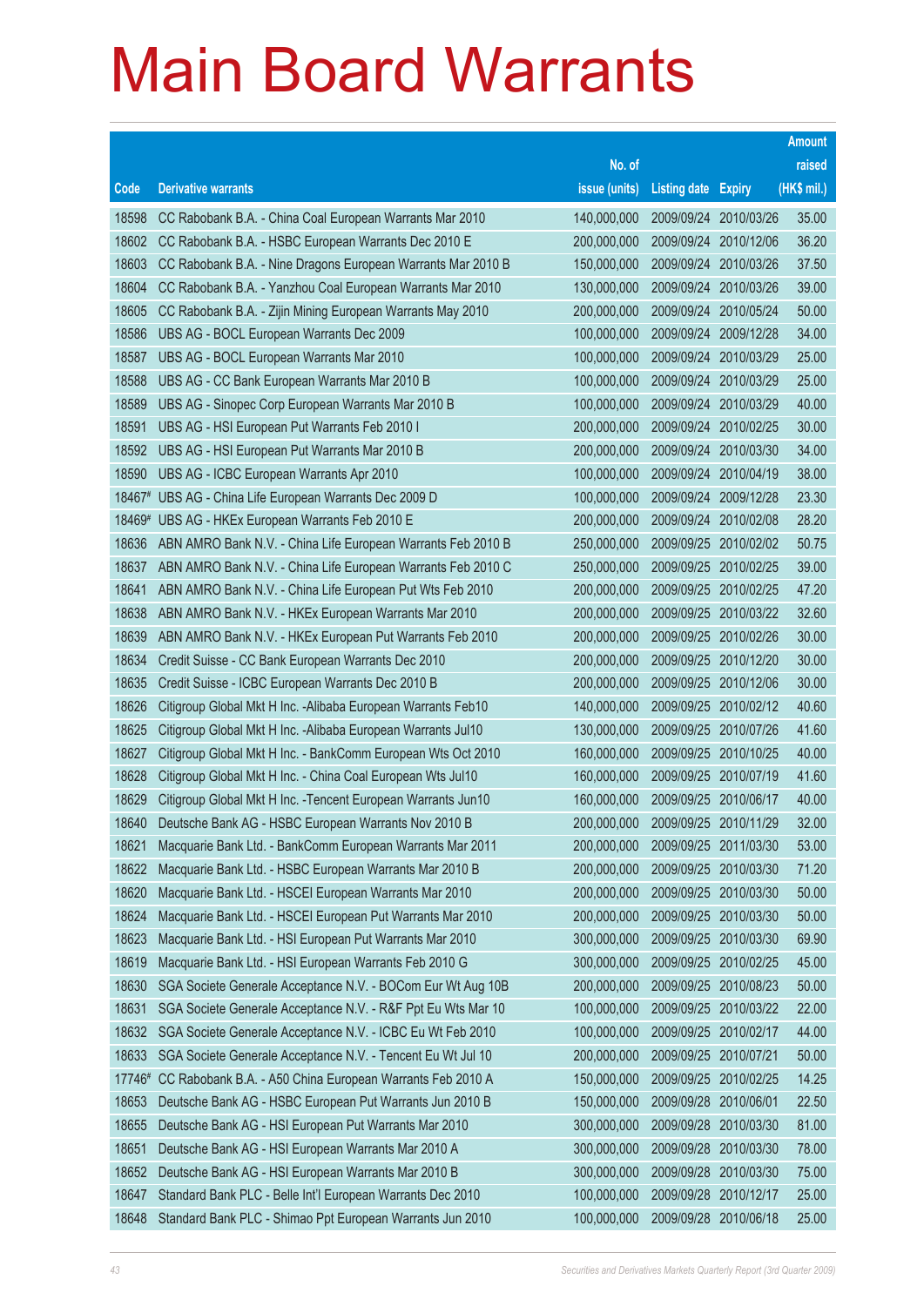# Main Board Warrants

| Code | Derivative warrants | No. of issue (units) | Listing date | Expiry | Amount raised (HK$ mil.) |
|---|---|---|---|---|---|
| 18598 | CC Rabobank B.A. - China Coal European Warrants Mar 2010 | 140,000,000 | 2009/09/24 | 2010/03/26 | 35.00 |
| 18602 | CC Rabobank B.A. - HSBC European Warrants Dec 2010 E | 200,000,000 | 2009/09/24 | 2010/12/06 | 36.20 |
| 18603 | CC Rabobank B.A. - Nine Dragons European Warrants Mar 2010 B | 150,000,000 | 2009/09/24 | 2010/03/26 | 37.50 |
| 18604 | CC Rabobank B.A. - Yanzhou Coal European Warrants Mar 2010 | 130,000,000 | 2009/09/24 | 2010/03/26 | 39.00 |
| 18605 | CC Rabobank B.A. - Zijin Mining European Warrants May 2010 | 200,000,000 | 2009/09/24 | 2010/05/24 | 50.00 |
| 18586 | UBS AG - BOCL European Warrants Dec 2009 | 100,000,000 | 2009/09/24 | 2009/12/28 | 34.00 |
| 18587 | UBS AG - BOCL European Warrants Mar 2010 | 100,000,000 | 2009/09/24 | 2010/03/29 | 25.00 |
| 18588 | UBS AG - CC Bank European Warrants Mar 2010 B | 100,000,000 | 2009/09/24 | 2010/03/29 | 25.00 |
| 18589 | UBS AG - Sinopec Corp European Warrants Mar 2010 B | 100,000,000 | 2009/09/24 | 2010/03/29 | 40.00 |
| 18591 | UBS AG - HSI European Put Warrants Feb 2010 I | 200,000,000 | 2009/09/24 | 2010/02/25 | 30.00 |
| 18592 | UBS AG - HSI European Put Warrants Mar 2010 B | 200,000,000 | 2009/09/24 | 2010/03/30 | 34.00 |
| 18590 | UBS AG - ICBC European Warrants Apr 2010 | 100,000,000 | 2009/09/24 | 2010/04/19 | 38.00 |
| 18467# | UBS AG - China Life European Warrants Dec 2009 D | 100,000,000 | 2009/09/24 | 2009/12/28 | 23.30 |
| 18469# | UBS AG - HKEx European Warrants Feb 2010 E | 200,000,000 | 2009/09/24 | 2010/02/08 | 28.20 |
| 18636 | ABN AMRO Bank N.V. - China Life European Warrants Feb 2010 B | 250,000,000 | 2009/09/25 | 2010/02/02 | 50.75 |
| 18637 | ABN AMRO Bank N.V. - China Life European Warrants Feb 2010 C | 250,000,000 | 2009/09/25 | 2010/02/25 | 39.00 |
| 18641 | ABN AMRO Bank N.V. - China Life European Put Wts Feb 2010 | 200,000,000 | 2009/09/25 | 2010/02/25 | 47.20 |
| 18638 | ABN AMRO Bank N.V. - HKEx European Warrants Mar 2010 | 200,000,000 | 2009/09/25 | 2010/03/22 | 32.60 |
| 18639 | ABN AMRO Bank N.V. - HKEx European Put Warrants Feb 2010 | 200,000,000 | 2009/09/25 | 2010/02/26 | 30.00 |
| 18634 | Credit Suisse - CC Bank European Warrants Dec 2010 | 200,000,000 | 2009/09/25 | 2010/12/20 | 30.00 |
| 18635 | Credit Suisse - ICBC European Warrants Dec 2010 B | 200,000,000 | 2009/09/25 | 2010/12/06 | 30.00 |
| 18626 | Citigroup Global Mkt H Inc. -Alibaba European Warrants Feb10 | 140,000,000 | 2009/09/25 | 2010/02/12 | 40.60 |
| 18625 | Citigroup Global Mkt H Inc. -Alibaba European Warrants Jul10 | 130,000,000 | 2009/09/25 | 2010/07/26 | 41.60 |
| 18627 | Citigroup Global Mkt H Inc. - BankComm European Wts Oct 2010 | 160,000,000 | 2009/09/25 | 2010/10/25 | 40.00 |
| 18628 | Citigroup Global Mkt H Inc. - China Coal European Wts Jul10 | 160,000,000 | 2009/09/25 | 2010/07/19 | 41.60 |
| 18629 | Citigroup Global Mkt H Inc. -Tencent European Warrants Jun10 | 160,000,000 | 2009/09/25 | 2010/06/17 | 40.00 |
| 18640 | Deutsche Bank AG - HSBC European Warrants Nov 2010 B | 200,000,000 | 2009/09/25 | 2010/11/29 | 32.00 |
| 18621 | Macquarie Bank Ltd. - BankComm European Warrants Mar 2011 | 200,000,000 | 2009/09/25 | 2011/03/30 | 53.00 |
| 18622 | Macquarie Bank Ltd. - HSBC European Warrants Mar 2010 B | 200,000,000 | 2009/09/25 | 2010/03/30 | 71.20 |
| 18620 | Macquarie Bank Ltd. - HSCEI European Warrants Mar 2010 | 200,000,000 | 2009/09/25 | 2010/03/30 | 50.00 |
| 18624 | Macquarie Bank Ltd. - HSCEI European Put Warrants Mar 2010 | 200,000,000 | 2009/09/25 | 2010/03/30 | 50.00 |
| 18623 | Macquarie Bank Ltd. - HSI European Put Warrants Mar 2010 | 300,000,000 | 2009/09/25 | 2010/03/30 | 69.90 |
| 18619 | Macquarie Bank Ltd. - HSI European Warrants Feb 2010 G | 300,000,000 | 2009/09/25 | 2010/02/25 | 45.00 |
| 18630 | SGA Societe Generale Acceptance N.V. - BOCom Eur Wt Aug 10B | 200,000,000 | 2009/09/25 | 2010/08/23 | 50.00 |
| 18631 | SGA Societe Generale Acceptance N.V. - R&F Ppt Eu Wts Mar 10 | 100,000,000 | 2009/09/25 | 2010/03/22 | 22.00 |
| 18632 | SGA Societe Generale Acceptance N.V. - ICBC Eu Wt Feb 2010 | 100,000,000 | 2009/09/25 | 2010/02/17 | 44.00 |
| 18633 | SGA Societe Generale Acceptance N.V. - Tencent Eu Wt Jul 10 | 200,000,000 | 2009/09/25 | 2010/07/21 | 50.00 |
| 17746# | CC Rabobank B.A. - A50 China European Warrants Feb 2010 A | 150,000,000 | 2009/09/25 | 2010/02/25 | 14.25 |
| 18653 | Deutsche Bank AG - HSBC European Put Warrants Jun 2010 B | 150,000,000 | 2009/09/28 | 2010/06/01 | 22.50 |
| 18655 | Deutsche Bank AG - HSI European Put Warrants Mar 2010 | 300,000,000 | 2009/09/28 | 2010/03/30 | 81.00 |
| 18651 | Deutsche Bank AG - HSI European Warrants Mar 2010 A | 300,000,000 | 2009/09/28 | 2010/03/30 | 78.00 |
| 18652 | Deutsche Bank AG - HSI European Warrants Mar 2010 B | 300,000,000 | 2009/09/28 | 2010/03/30 | 75.00 |
| 18647 | Standard Bank PLC - Belle Int'l European Warrants Dec 2010 | 100,000,000 | 2009/09/28 | 2010/12/17 | 25.00 |
| 18648 | Standard Bank PLC - Shimao Ppt European Warrants Jun 2010 | 100,000,000 | 2009/09/28 | 2010/06/18 | 25.00 |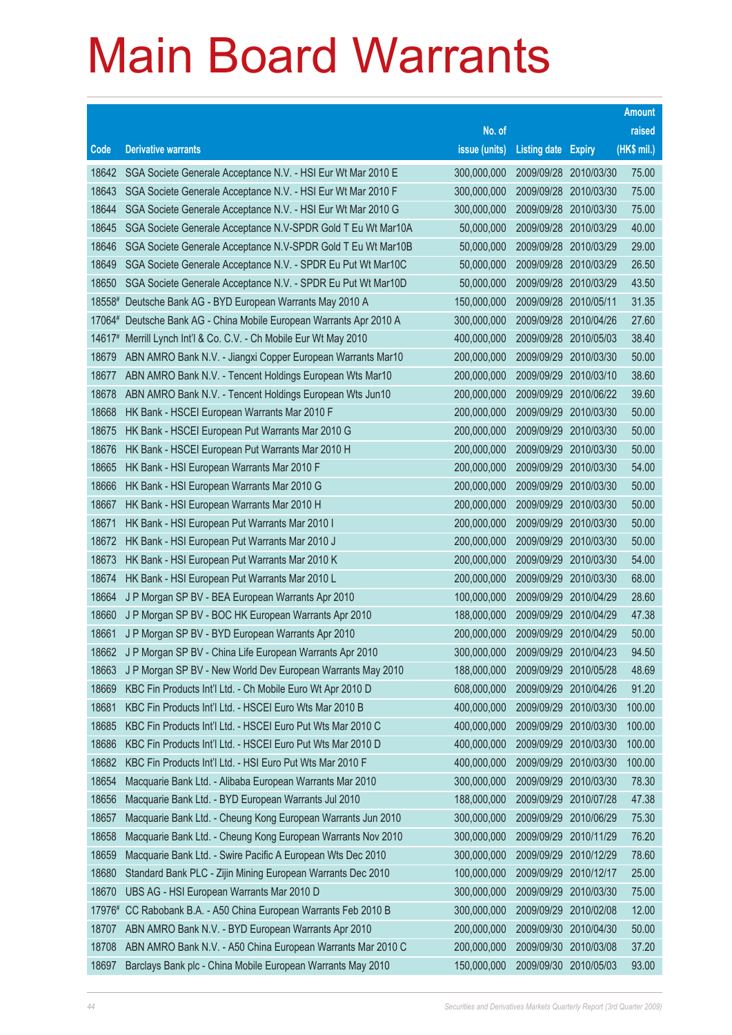# Main Board Warrants

| Code | Derivative warrants | No. of issue (units) | Listing date | Expiry | Amount raised (HK$ mil.) |
|---|---|---|---|---|---|
| 18642 | SGA Societe Generale Acceptance N.V. - HSI Eur Wt Mar 2010 E | 300,000,000 | 2009/09/28 | 2010/03/30 | 75.00 |
| 18643 | SGA Societe Generale Acceptance N.V. - HSI Eur Wt Mar 2010 F | 300,000,000 | 2009/09/28 | 2010/03/30 | 75.00 |
| 18644 | SGA Societe Generale Acceptance N.V. - HSI Eur Wt Mar 2010 G | 300,000,000 | 2009/09/28 | 2010/03/30 | 75.00 |
| 18645 | SGA Societe Generale Acceptance N.V-SPDR Gold T Eu Wt Mar10A | 50,000,000 | 2009/09/28 | 2010/03/29 | 40.00 |
| 18646 | SGA Societe Generale Acceptance N.V-SPDR Gold T Eu Wt Mar10B | 50,000,000 | 2009/09/28 | 2010/03/29 | 29.00 |
| 18649 | SGA Societe Generale Acceptance N.V. - SPDR Eu Put Wt Mar10C | 50,000,000 | 2009/09/28 | 2010/03/29 | 26.50 |
| 18650 | SGA Societe Generale Acceptance N.V. - SPDR Eu Put Wt Mar10D | 50,000,000 | 2009/09/28 | 2010/03/29 | 43.50 |
| 18558# | Deutsche Bank AG - BYD European Warrants May 2010 A | 150,000,000 | 2009/09/28 | 2010/05/11 | 31.35 |
| 17064# | Deutsche Bank AG - China Mobile European Warrants Apr 2010 A | 300,000,000 | 2009/09/28 | 2010/04/26 | 27.60 |
| 14617# | Merrill Lynch Int'l & Co. C.V. - Ch Mobile Eur Wt May 2010 | 400,000,000 | 2009/09/28 | 2010/05/03 | 38.40 |
| 18679 | ABN AMRO Bank N.V. - Jiangxi Copper European Warrants Mar10 | 200,000,000 | 2009/09/29 | 2010/03/30 | 50.00 |
| 18677 | ABN AMRO Bank N.V. - Tencent Holdings European Wts Mar10 | 200,000,000 | 2009/09/29 | 2010/03/10 | 38.60 |
| 18678 | ABN AMRO Bank N.V. - Tencent Holdings European Wts Jun10 | 200,000,000 | 2009/09/29 | 2010/06/22 | 39.60 |
| 18668 | HK Bank - HSCEI European Warrants Mar 2010 F | 200,000,000 | 2009/09/29 | 2010/03/30 | 50.00 |
| 18675 | HK Bank - HSCEI European Put Warrants Mar 2010 G | 200,000,000 | 2009/09/29 | 2010/03/30 | 50.00 |
| 18676 | HK Bank - HSCEI European Put Warrants Mar 2010 H | 200,000,000 | 2009/09/29 | 2010/03/30 | 50.00 |
| 18665 | HK Bank - HSI European Warrants Mar 2010 F | 200,000,000 | 2009/09/29 | 2010/03/30 | 54.00 |
| 18666 | HK Bank - HSI European Warrants Mar 2010 G | 200,000,000 | 2009/09/29 | 2010/03/30 | 50.00 |
| 18667 | HK Bank - HSI European Warrants Mar 2010 H | 200,000,000 | 2009/09/29 | 2010/03/30 | 50.00 |
| 18671 | HK Bank - HSI European Put Warrants Mar 2010 I | 200,000,000 | 2009/09/29 | 2010/03/30 | 50.00 |
| 18672 | HK Bank - HSI European Put Warrants Mar 2010 J | 200,000,000 | 2009/09/29 | 2010/03/30 | 50.00 |
| 18673 | HK Bank - HSI European Put Warrants Mar 2010 K | 200,000,000 | 2009/09/29 | 2010/03/30 | 54.00 |
| 18674 | HK Bank - HSI European Put Warrants Mar 2010 L | 200,000,000 | 2009/09/29 | 2010/03/30 | 68.00 |
| 18664 | J P Morgan SP BV - BEA European Warrants Apr 2010 | 100,000,000 | 2009/09/29 | 2010/04/29 | 28.60 |
| 18660 | J P Morgan SP BV - BOC HK European Warrants Apr 2010 | 188,000,000 | 2009/09/29 | 2010/04/29 | 47.38 |
| 18661 | J P Morgan SP BV - BYD European Warrants Apr 2010 | 200,000,000 | 2009/09/29 | 2010/04/29 | 50.00 |
| 18662 | J P Morgan SP BV - China Life European Warrants Apr 2010 | 300,000,000 | 2009/09/29 | 2010/04/23 | 94.50 |
| 18663 | J P Morgan SP BV - New World Dev European Warrants May 2010 | 188,000,000 | 2009/09/29 | 2010/05/28 | 48.69 |
| 18669 | KBC Fin Products Int'l Ltd. - Ch Mobile Euro Wt Apr 2010 D | 608,000,000 | 2009/09/29 | 2010/04/26 | 91.20 |
| 18681 | KBC Fin Products Int'l Ltd. - HSCEI Euro Wts Mar 2010 B | 400,000,000 | 2009/09/29 | 2010/03/30 | 100.00 |
| 18685 | KBC Fin Products Int'l Ltd. - HSCEI Euro Put Wts Mar 2010 C | 400,000,000 | 2009/09/29 | 2010/03/30 | 100.00 |
| 18686 | KBC Fin Products Int'l Ltd. - HSCEI Euro Put Wts Mar 2010 D | 400,000,000 | 2009/09/29 | 2010/03/30 | 100.00 |
| 18682 | KBC Fin Products Int'l Ltd. - HSI Euro Put Wts Mar 2010 F | 400,000,000 | 2009/09/29 | 2010/03/30 | 100.00 |
| 18654 | Macquarie Bank Ltd. - Alibaba European Warrants Mar 2010 | 300,000,000 | 2009/09/29 | 2010/03/30 | 78.30 |
| 18656 | Macquarie Bank Ltd. - BYD European Warrants Jul 2010 | 188,000,000 | 2009/09/29 | 2010/07/28 | 47.38 |
| 18657 | Macquarie Bank Ltd. - Cheung Kong European Warrants Jun 2010 | 300,000,000 | 2009/09/29 | 2010/06/29 | 75.30 |
| 18658 | Macquarie Bank Ltd. - Cheung Kong European Warrants Nov 2010 | 300,000,000 | 2009/09/29 | 2010/11/29 | 76.20 |
| 18659 | Macquarie Bank Ltd. - Swire Pacific A European Wts Dec 2010 | 300,000,000 | 2009/09/29 | 2010/12/29 | 78.60 |
| 18680 | Standard Bank PLC - Zijin Mining European Warrants Dec 2010 | 100,000,000 | 2009/09/29 | 2010/12/17 | 25.00 |
| 18670 | UBS AG - HSI European Warrants Mar 2010 D | 300,000,000 | 2009/09/29 | 2010/03/30 | 75.00 |
| 17976# | CC Rabobank B.A. - A50 China European Warrants Feb 2010 B | 300,000,000 | 2009/09/29 | 2010/02/08 | 12.00 |
| 18707 | ABN AMRO Bank N.V. - BYD European Warrants Apr 2010 | 200,000,000 | 2009/09/30 | 2010/04/30 | 50.00 |
| 18708 | ABN AMRO Bank N.V. - A50 China European Warrants Mar 2010 C | 200,000,000 | 2009/09/30 | 2010/03/08 | 37.20 |
| 18697 | Barclays Bank plc - China Mobile European Warrants May 2010 | 150,000,000 | 2009/09/30 | 2010/05/03 | 93.00 |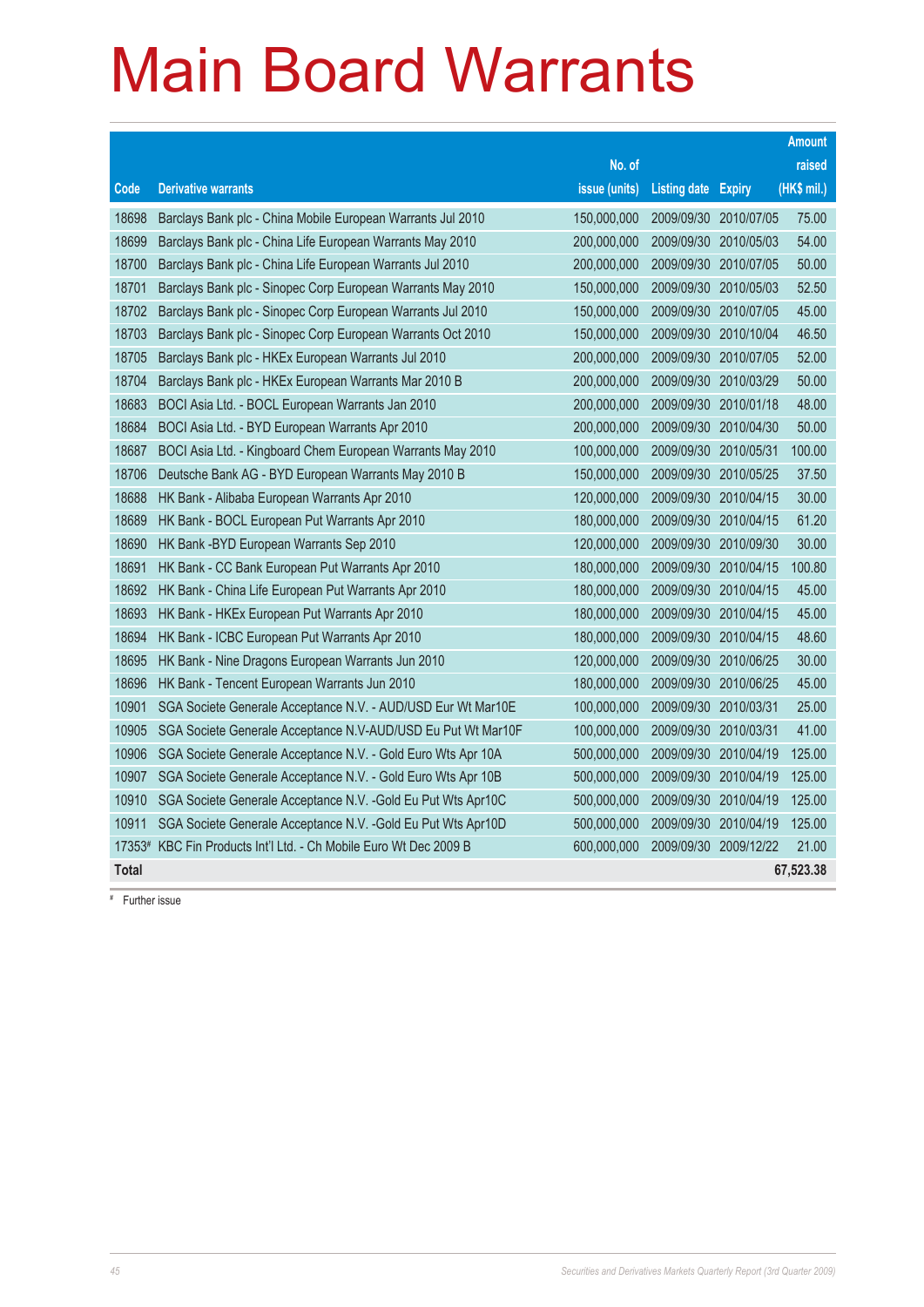# Main Board Warrants

| Code | Derivative warrants | No. of issue (units) | Listing date | Expiry | Amount raised (HK$ mil.) |
|---|---|---|---|---|---|
| 18698 | Barclays Bank plc - China Mobile European Warrants Jul 2010 | 150,000,000 | 2009/09/30 | 2010/07/05 | 75.00 |
| 18699 | Barclays Bank plc - China Life European Warrants May 2010 | 200,000,000 | 2009/09/30 | 2010/05/03 | 54.00 |
| 18700 | Barclays Bank plc - China Life European Warrants Jul 2010 | 200,000,000 | 2009/09/30 | 2010/07/05 | 50.00 |
| 18701 | Barclays Bank plc - Sinopec Corp European Warrants May 2010 | 150,000,000 | 2009/09/30 | 2010/05/03 | 52.50 |
| 18702 | Barclays Bank plc - Sinopec Corp European Warrants Jul 2010 | 150,000,000 | 2009/09/30 | 2010/07/05 | 45.00 |
| 18703 | Barclays Bank plc - Sinopec Corp European Warrants Oct 2010 | 150,000,000 | 2009/09/30 | 2010/10/04 | 46.50 |
| 18705 | Barclays Bank plc - HKEx European Warrants Jul 2010 | 200,000,000 | 2009/09/30 | 2010/07/05 | 52.00 |
| 18704 | Barclays Bank plc - HKEx European Warrants Mar 2010 B | 200,000,000 | 2009/09/30 | 2010/03/29 | 50.00 |
| 18683 | BOCI Asia Ltd. - BOCL European Warrants Jan 2010 | 200,000,000 | 2009/09/30 | 2010/01/18 | 48.00 |
| 18684 | BOCI Asia Ltd. - BYD European Warrants Apr 2010 | 200,000,000 | 2009/09/30 | 2010/04/30 | 50.00 |
| 18687 | BOCI Asia Ltd. - Kingboard Chem European Warrants May 2010 | 100,000,000 | 2009/09/30 | 2010/05/31 | 100.00 |
| 18706 | Deutsche Bank AG - BYD European Warrants May 2010 B | 150,000,000 | 2009/09/30 | 2010/05/25 | 37.50 |
| 18688 | HK Bank - Alibaba European Warrants Apr 2010 | 120,000,000 | 2009/09/30 | 2010/04/15 | 30.00 |
| 18689 | HK Bank - BOCL European Put Warrants Apr 2010 | 180,000,000 | 2009/09/30 | 2010/04/15 | 61.20 |
| 18690 | HK Bank -BYD European Warrants Sep 2010 | 120,000,000 | 2009/09/30 | 2010/09/30 | 30.00 |
| 18691 | HK Bank - CC Bank European Put Warrants Apr 2010 | 180,000,000 | 2009/09/30 | 2010/04/15 | 100.80 |
| 18692 | HK Bank - China Life European Put Warrants Apr 2010 | 180,000,000 | 2009/09/30 | 2010/04/15 | 45.00 |
| 18693 | HK Bank - HKEx European Put Warrants Apr 2010 | 180,000,000 | 2009/09/30 | 2010/04/15 | 45.00 |
| 18694 | HK Bank - ICBC European Put Warrants Apr 2010 | 180,000,000 | 2009/09/30 | 2010/04/15 | 48.60 |
| 18695 | HK Bank - Nine Dragons European Warrants Jun 2010 | 120,000,000 | 2009/09/30 | 2010/06/25 | 30.00 |
| 18696 | HK Bank - Tencent European Warrants Jun 2010 | 180,000,000 | 2009/09/30 | 2010/06/25 | 45.00 |
| 10901 | SGA Societe Generale Acceptance N.V. - AUD/USD Eur Wt Mar10E | 100,000,000 | 2009/09/30 | 2010/03/31 | 25.00 |
| 10905 | SGA Societe Generale Acceptance N.V-AUD/USD Eu Put Wt Mar10F | 100,000,000 | 2009/09/30 | 2010/03/31 | 41.00 |
| 10906 | SGA Societe Generale Acceptance N.V. - Gold Euro Wts Apr 10A | 500,000,000 | 2009/09/30 | 2010/04/19 | 125.00 |
| 10907 | SGA Societe Generale Acceptance N.V. - Gold Euro Wts Apr 10B | 500,000,000 | 2009/09/30 | 2010/04/19 | 125.00 |
| 10910 | SGA Societe Generale Acceptance N.V. -Gold Eu Put Wts Apr10C | 500,000,000 | 2009/09/30 | 2010/04/19 | 125.00 |
| 10911 | SGA Societe Generale Acceptance N.V. -Gold Eu Put Wts Apr10D | 500,000,000 | 2009/09/30 | 2010/04/19 | 125.00 |
| 17353# | KBC Fin Products Int'l Ltd. - Ch Mobile Euro Wt Dec 2009 B | 600,000,000 | 2009/09/30 | 2009/12/22 | 21.00 |
| **Total** | | | | | **67,523.38** |

# Further issue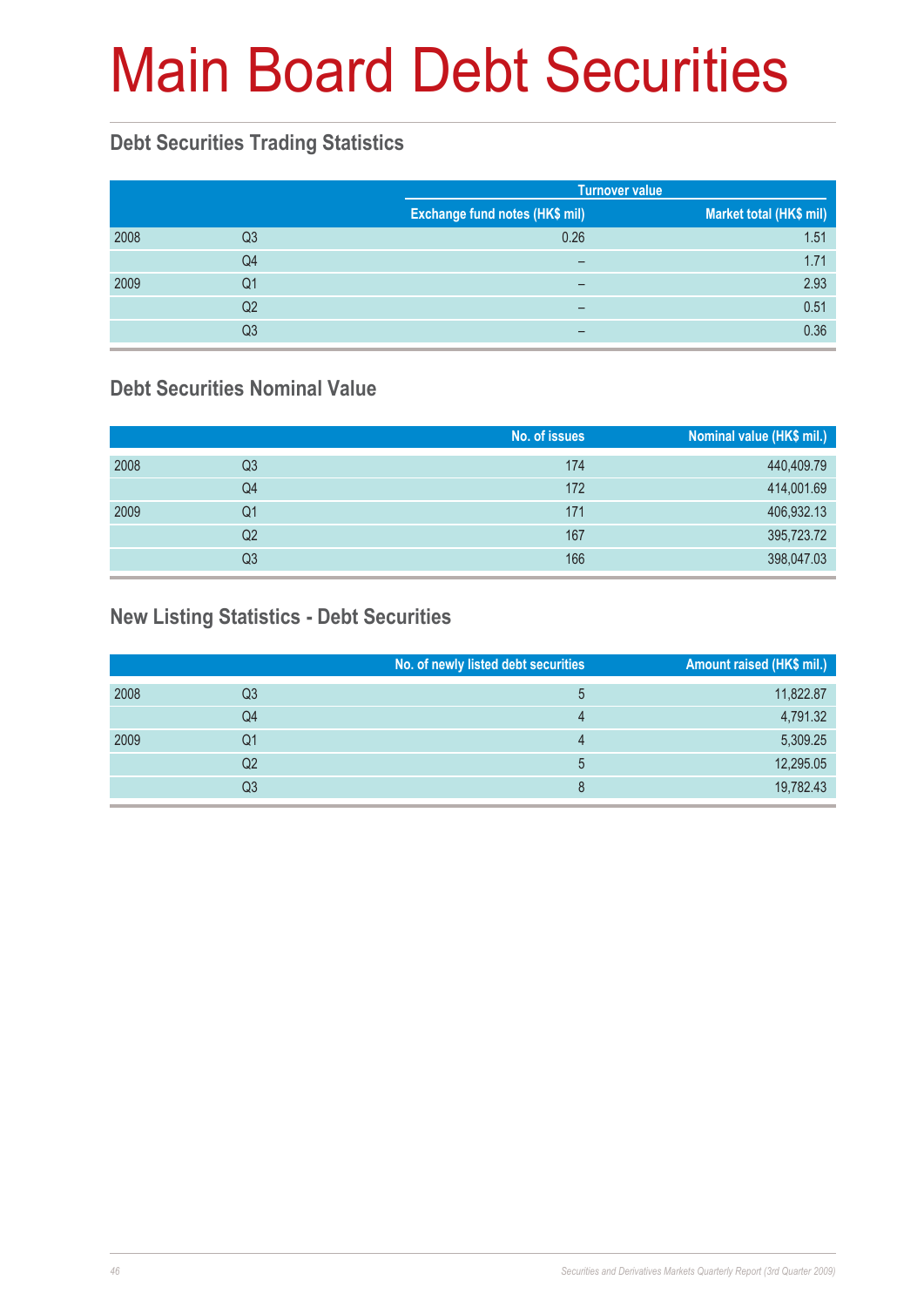# Main Board Debt Securities

## Debt Securities Trading Statistics

| | | Turnover value | |
|---|---|---|---|
| | | Exchange fund notes (HK$ mil) | Market total (HK$ mil) |
| 2008 | Q3 | 0.26 | 1.51 |
| | Q4 | – | 1.71 |
| 2009 | Q1 | – | 2.93 |
| | Q2 | – | 0.51 |
| | Q3 | – | 0.36 |

## Debt Securities Nominal Value

| | | No. of issues | Nominal value (HK$ mil.) |
|---|---|---|---|
| 2008 | Q3 | 174 | 440,409.79 |
| | Q4 | 172 | 414,001.69 |
| 2009 | Q1 | 171 | 406,932.13 |
| | Q2 | 167 | 395,723.72 |
| | Q3 | 166 | 398,047.03 |

## New Listing Statistics - Debt Securities

| | | No. of newly listed debt securities | Amount raised (HK$ mil.) |
|---|---|---|---|
| 2008 | Q3 | 5 | 11,822.87 |
| | Q4 | 4 | 4,791.32 |
| 2009 | Q1 | 4 | 5,309.25 |
| | Q2 | 5 | 12,295.05 |
| | Q3 | 8 | 19,782.43 |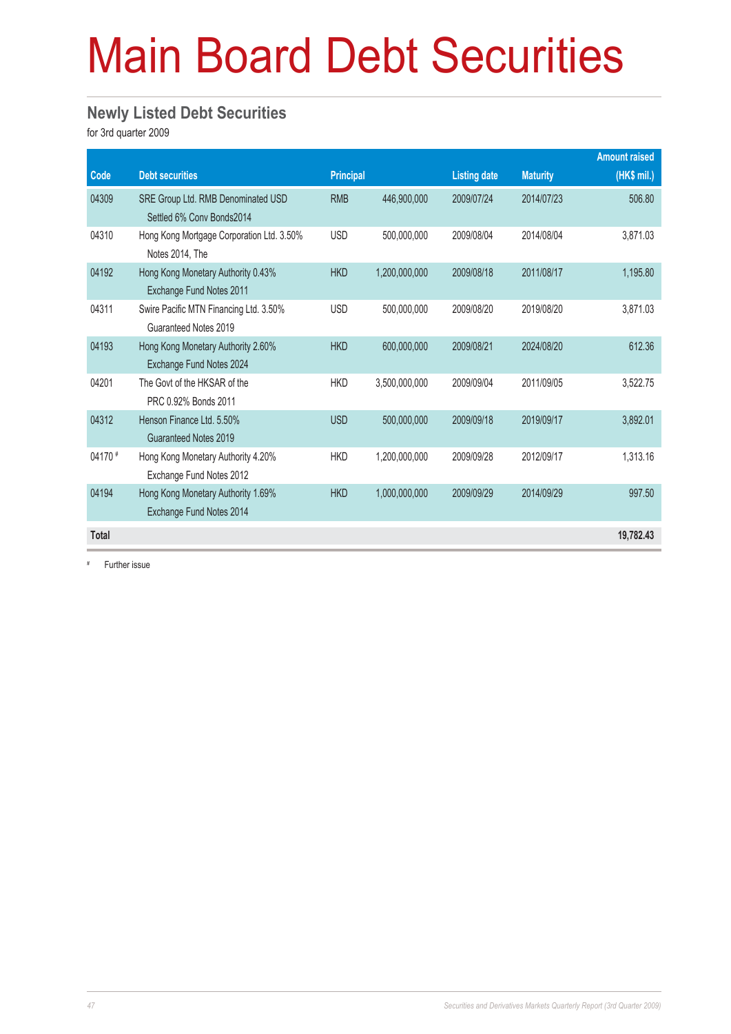# Main Board Debt Securities

## Newly Listed Debt Securities

for 3rd quarter 2009

| Code | Debt securities | Principal | | Listing date | Maturity | Amount raised (HK$ mil.) |
|---|---|---|---|---|---|---|
| 04309 | SRE Group Ltd. RMB Denominated USD Settled 6% Conv Bonds2014 | RMB | 446,900,000 | 2009/07/24 | 2014/07/23 | 506.80 |
| 04310 | Hong Kong Mortgage Corporation Ltd. 3.50% Notes 2014, The | USD | 500,000,000 | 2009/08/04 | 2014/08/04 | 3,871.03 |
| 04192 | Hong Kong Monetary Authority 0.43% Exchange Fund Notes 2011 | HKD | 1,200,000,000 | 2009/08/18 | 2011/08/17 | 1,195.80 |
| 04311 | Swire Pacific MTN Financing Ltd. 3.50% Guaranteed Notes 2019 | USD | 500,000,000 | 2009/08/20 | 2019/08/20 | 3,871.03 |
| 04193 | Hong Kong Monetary Authority 2.60% Exchange Fund Notes 2024 | HKD | 600,000,000 | 2009/08/21 | 2024/08/20 | 612.36 |
| 04201 | The Govt of the HKSAR of the PRC 0.92% Bonds 2011 | HKD | 3,500,000,000 | 2009/09/04 | 2011/09/05 | 3,522.75 |
| 04312 | Henson Finance Ltd. 5.50% Guaranteed Notes 2019 | USD | 500,000,000 | 2009/09/18 | 2019/09/17 | 3,892.01 |
| 04170 # | Hong Kong Monetary Authority 4.20% Exchange Fund Notes 2012 | HKD | 1,200,000,000 | 2009/09/28 | 2012/09/17 | 1,313.16 |
| 04194 | Hong Kong Monetary Authority 1.69% Exchange Fund Notes 2014 | HKD | 1,000,000,000 | 2009/09/29 | 2014/09/29 | 997.50 |
| **Total** | | | | | | **19,782.43** |

# Further issue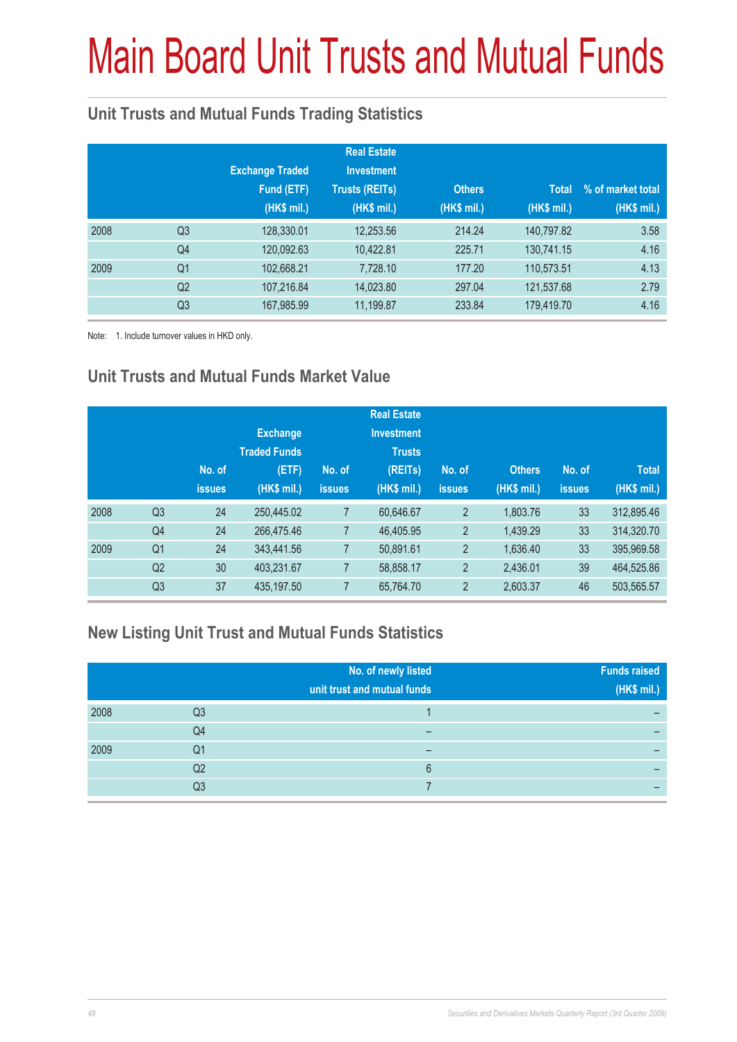# Main Board Unit Trusts and Mutual Funds

## Unit Trusts and Mutual Funds Trading Statistics

| | | Exchange Traded Fund (ETF) (HK$ mil.) | Real Estate Investment Trusts (REITs) (HK$ mil.) | Others (HK$ mil.) | Total (HK$ mil.) | % of market total (HK$ mil.) |
|---|---|---|---|---|---|---|
| 2008 | Q3 | 128,330.01 | 12,253.56 | 214.24 | 140,797.82 | 3.58 |
| | Q4 | 120,092.63 | 10,422.81 | 225.71 | 130,741.15 | 4.16 |
| 2009 | Q1 | 102,668.21 | 7,728.10 | 177.20 | 110,573.51 | 4.13 |
| | Q2 | 107,216.84 | 14,023.80 | 297.04 | 121,537.68 | 2.79 |
| | Q3 | 167,985.99 | 11,199.87 | 233.84 | 179,419.70 | 4.16 |

Note: 1. Include turnover values in HKD only.

## Unit Trusts and Mutual Funds Market Value

| | | No. of issues | Exchange Traded Funds (ETF) (HK$ mil.) | No. of issues | Real Estate Investment Trusts (REITs) (HK$ mil.) | No. of issues | Others (HK$ mil.) | No. of issues | Total (HK$ mil.) |
|---|---|---|---|---|---|---|---|---|---|
| 2008 | Q3 | 24 | 250,445.02 | 7 | 60,646.67 | 2 | 1,803.76 | 33 | 312,895.46 |
| | Q4 | 24 | 266,475.46 | 7 | 46,405.95 | 2 | 1,439.29 | 33 | 314,320.70 |
| 2009 | Q1 | 24 | 343,441.56 | 7 | 50,891.61 | 2 | 1,636.40 | 33 | 395,969.58 |
| | Q2 | 30 | 403,231.67 | 7 | 58,858.17 | 2 | 2,436.01 | 39 | 464,525.86 |
| | Q3 | 37 | 435,197.50 | 7 | 65,764.70 | 2 | 2,603.37 | 46 | 503,565.57 |

## New Listing Unit Trust and Mutual Funds Statistics

| | | No. of newly listed unit trust and mutual funds | Funds raised (HK$ mil.) |
|---|---|---|---|
| 2008 | Q3 | 1 | – |
| | Q4 | – | – |
| 2009 | Q1 | – | – |
| | Q2 | 6 | – |
| | Q3 | 7 | – |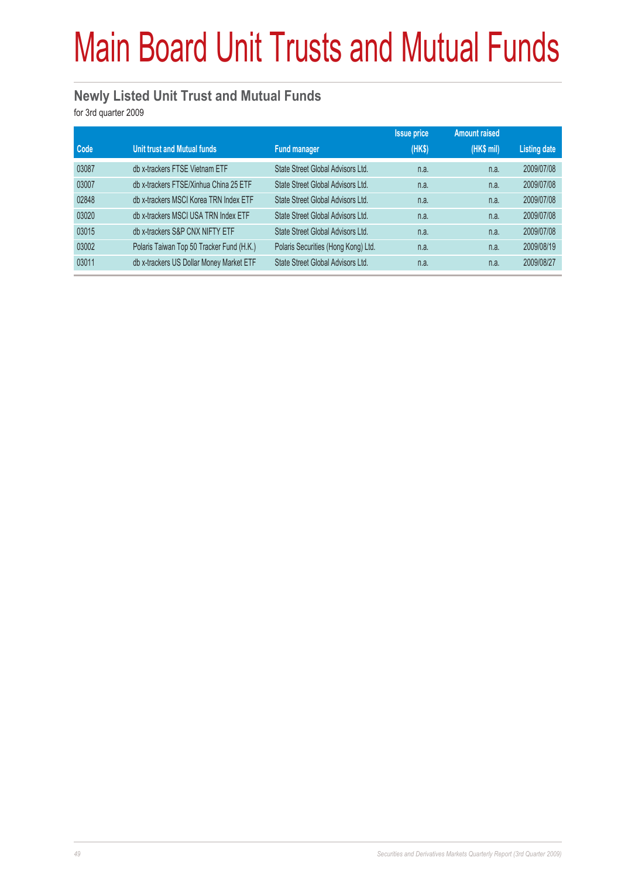# Main Board Unit Trusts and Mutual Funds

## Newly Listed Unit Trust and Mutual Funds

for 3rd quarter 2009

| Code | Unit trust and Mutual funds | Fund manager | Issue price (HK$) | Amount raised (HK$ mil) | Listing date |
|---|---|---|---|---|---|
| 03087 | db x-trackers FTSE Vietnam ETF | State Street Global Advisors Ltd. | n.a. | n.a. | 2009/07/08 |
| 03007 | db x-trackers FTSE/Xinhua China 25 ETF | State Street Global Advisors Ltd. | n.a. | n.a. | 2009/07/08 |
| 02848 | db x-trackers MSCI Korea TRN Index ETF | State Street Global Advisors Ltd. | n.a. | n.a. | 2009/07/08 |
| 03020 | db x-trackers MSCI USA TRN Index ETF | State Street Global Advisors Ltd. | n.a. | n.a. | 2009/07/08 |
| 03015 | db x-trackers S&P CNX NIFTY ETF | State Street Global Advisors Ltd. | n.a. | n.a. | 2009/07/08 |
| 03002 | Polaris Taiwan Top 50 Tracker Fund (H.K.) | Polaris Securities (Hong Kong) Ltd. | n.a. | n.a. | 2009/08/19 |
| 03011 | db x-trackers US Dollar Money Market ETF | State Street Global Advisors Ltd. | n.a. | n.a. | 2009/08/27 |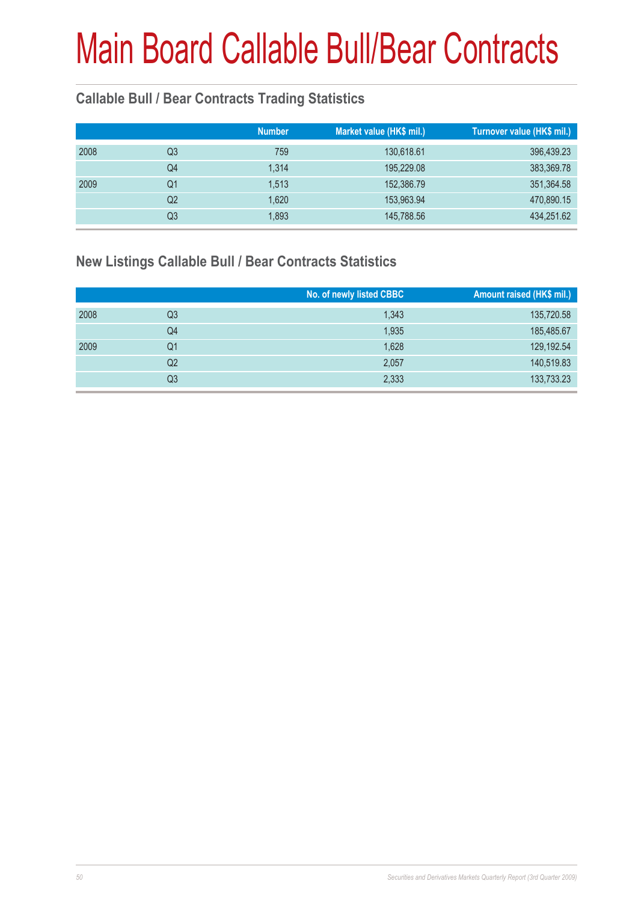# Main Board Callable Bull/Bear Contracts

## Callable Bull / Bear Contracts Trading Statistics

| | | Number | Market value (HK$ mil.) | Turnover value (HK$ mil.) |
|---|---|---|---|---|
| 2008 | Q3 | 759 | 130,618.61 | 396,439.23 |
| | Q4 | 1,314 | 195,229.08 | 383,369.78 |
| 2009 | Q1 | 1,513 | 152,386.79 | 351,364.58 |
| | Q2 | 1,620 | 153,963.94 | 470,890.15 |
| | Q3 | 1,893 | 145,788.56 | 434,251.62 |

## New Listings Callable Bull / Bear Contracts Statistics

| | | No. of newly listed CBBC | Amount raised (HK$ mil.) |
|---|---|---|---|
| 2008 | Q3 | 1,343 | 135,720.58 |
| | Q4 | 1,935 | 185,485.67 |
| 2009 | Q1 | 1,628 | 129,192.54 |
| | Q2 | 2,057 | 140,519.83 |
| | Q3 | 2,333 | 133,733.23 |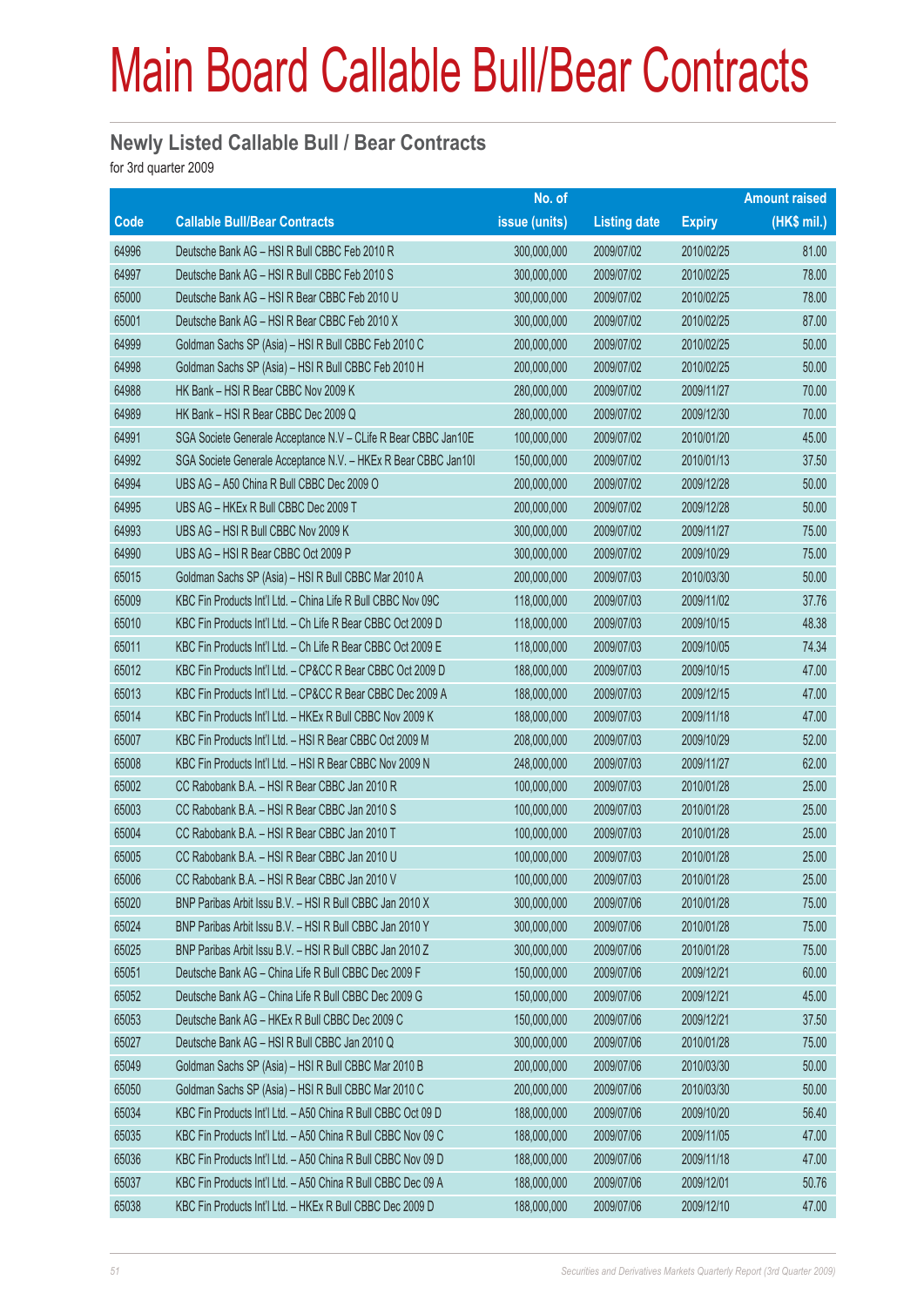# Main Board Callable Bull/Bear Contracts

## Newly Listed Callable Bull / Bear Contracts

for 3rd quarter 2009

| Code | Callable Bull/Bear Contracts | No. of issue (units) | Listing date | Expiry | Amount raised (HK$ mil.) |
|---|---|---|---|---|---|
| 64996 | Deutsche Bank AG – HSI R Bull CBBC Feb 2010 R | 300,000,000 | 2009/07/02 | 2010/02/25 | 81.00 |
| 64997 | Deutsche Bank AG – HSI R Bull CBBC Feb 2010 S | 300,000,000 | 2009/07/02 | 2010/02/25 | 78.00 |
| 65000 | Deutsche Bank AG – HSI R Bear CBBC Feb 2010 U | 300,000,000 | 2009/07/02 | 2010/02/25 | 78.00 |
| 65001 | Deutsche Bank AG – HSI R Bear CBBC Feb 2010 X | 300,000,000 | 2009/07/02 | 2010/02/25 | 87.00 |
| 64999 | Goldman Sachs SP (Asia) – HSI R Bull CBBC Feb 2010 C | 200,000,000 | 2009/07/02 | 2010/02/25 | 50.00 |
| 64998 | Goldman Sachs SP (Asia) – HSI R Bull CBBC Feb 2010 H | 200,000,000 | 2009/07/02 | 2010/02/25 | 50.00 |
| 64988 | HK Bank – HSI R Bear CBBC Nov 2009 K | 280,000,000 | 2009/07/02 | 2009/11/27 | 70.00 |
| 64989 | HK Bank – HSI R Bear CBBC Dec 2009 Q | 280,000,000 | 2009/07/02 | 2009/12/30 | 70.00 |
| 64991 | SGA Societe Generale Acceptance N.V – CLife R Bear CBBC Jan10E | 100,000,000 | 2009/07/02 | 2010/01/20 | 45.00 |
| 64992 | SGA Societe Generale Acceptance N.V. – HKEx R Bear CBBC Jan10I | 150,000,000 | 2009/07/02 | 2010/01/13 | 37.50 |
| 64994 | UBS AG – A50 China R Bull CBBC Dec 2009 O | 200,000,000 | 2009/07/02 | 2009/12/28 | 50.00 |
| 64995 | UBS AG – HKEx R Bull CBBC Dec 2009 T | 200,000,000 | 2009/07/02 | 2009/12/28 | 50.00 |
| 64993 | UBS AG – HSI R Bull CBBC Nov 2009 K | 300,000,000 | 2009/07/02 | 2009/11/27 | 75.00 |
| 64990 | UBS AG – HSI R Bear CBBC Oct 2009 P | 300,000,000 | 2009/07/02 | 2009/10/29 | 75.00 |
| 65015 | Goldman Sachs SP (Asia) – HSI R Bull CBBC Mar 2010 A | 200,000,000 | 2009/07/03 | 2010/03/30 | 50.00 |
| 65009 | KBC Fin Products Int'l Ltd. – China Life R Bull CBBC Nov 09C | 118,000,000 | 2009/07/03 | 2009/11/02 | 37.76 |
| 65010 | KBC Fin Products Int'l Ltd. – Ch Life R Bear CBBC Oct 2009 D | 118,000,000 | 2009/07/03 | 2009/10/15 | 48.38 |
| 65011 | KBC Fin Products Int'l Ltd. – Ch Life R Bear CBBC Oct 2009 E | 118,000,000 | 2009/07/03 | 2009/10/05 | 74.34 |
| 65012 | KBC Fin Products Int'l Ltd. – CP&CC R Bear CBBC Oct 2009 D | 188,000,000 | 2009/07/03 | 2009/10/15 | 47.00 |
| 65013 | KBC Fin Products Int'l Ltd. – CP&CC R Bear CBBC Dec 2009 A | 188,000,000 | 2009/07/03 | 2009/12/15 | 47.00 |
| 65014 | KBC Fin Products Int'l Ltd. – HKEx R Bull CBBC Nov 2009 K | 188,000,000 | 2009/07/03 | 2009/11/18 | 47.00 |
| 65007 | KBC Fin Products Int'l Ltd. – HSI R Bear CBBC Oct 2009 M | 208,000,000 | 2009/07/03 | 2009/10/29 | 52.00 |
| 65008 | KBC Fin Products Int'l Ltd. – HSI R Bear CBBC Nov 2009 N | 248,000,000 | 2009/07/03 | 2009/11/27 | 62.00 |
| 65002 | CC Rabobank B.A. – HSI R Bear CBBC Jan 2010 R | 100,000,000 | 2009/07/03 | 2010/01/28 | 25.00 |
| 65003 | CC Rabobank B.A. – HSI R Bear CBBC Jan 2010 S | 100,000,000 | 2009/07/03 | 2010/01/28 | 25.00 |
| 65004 | CC Rabobank B.A. – HSI R Bear CBBC Jan 2010 T | 100,000,000 | 2009/07/03 | 2010/01/28 | 25.00 |
| 65005 | CC Rabobank B.A. – HSI R Bear CBBC Jan 2010 U | 100,000,000 | 2009/07/03 | 2010/01/28 | 25.00 |
| 65006 | CC Rabobank B.A. – HSI R Bear CBBC Jan 2010 V | 100,000,000 | 2009/07/03 | 2010/01/28 | 25.00 |
| 65020 | BNP Paribas Arbit Issu B.V. – HSI R Bull CBBC Jan 2010 X | 300,000,000 | 2009/07/06 | 2010/01/28 | 75.00 |
| 65024 | BNP Paribas Arbit Issu B.V. – HSI R Bull CBBC Jan 2010 Y | 300,000,000 | 2009/07/06 | 2010/01/28 | 75.00 |
| 65025 | BNP Paribas Arbit Issu B.V. – HSI R Bull CBBC Jan 2010 Z | 300,000,000 | 2009/07/06 | 2010/01/28 | 75.00 |
| 65051 | Deutsche Bank AG – China Life R Bull CBBC Dec 2009 F | 150,000,000 | 2009/07/06 | 2009/12/21 | 60.00 |
| 65052 | Deutsche Bank AG – China Life R Bull CBBC Dec 2009 G | 150,000,000 | 2009/07/06 | 2009/12/21 | 45.00 |
| 65053 | Deutsche Bank AG – HKEx R Bull CBBC Dec 2009 C | 150,000,000 | 2009/07/06 | 2009/12/21 | 37.50 |
| 65027 | Deutsche Bank AG – HSI R Bull CBBC Jan 2010 Q | 300,000,000 | 2009/07/06 | 2010/01/28 | 75.00 |
| 65049 | Goldman Sachs SP (Asia) – HSI R Bull CBBC Mar 2010 B | 200,000,000 | 2009/07/06 | 2010/03/30 | 50.00 |
| 65050 | Goldman Sachs SP (Asia) – HSI R Bull CBBC Mar 2010 C | 200,000,000 | 2009/07/06 | 2010/03/30 | 50.00 |
| 65034 | KBC Fin Products Int'l Ltd. – A50 China R Bull CBBC Oct 09 D | 188,000,000 | 2009/07/06 | 2009/10/20 | 56.40 |
| 65035 | KBC Fin Products Int'l Ltd. – A50 China R Bull CBBC Nov 09 C | 188,000,000 | 2009/07/06 | 2009/11/05 | 47.00 |
| 65036 | KBC Fin Products Int'l Ltd. – A50 China R Bull CBBC Nov 09 D | 188,000,000 | 2009/07/06 | 2009/11/18 | 47.00 |
| 65037 | KBC Fin Products Int'l Ltd. – A50 China R Bull CBBC Dec 09 A | 188,000,000 | 2009/07/06 | 2009/12/01 | 50.76 |
| 65038 | KBC Fin Products Int'l Ltd. – HKEx R Bull CBBC Dec 2009 D | 188,000,000 | 2009/07/06 | 2009/12/10 | 47.00 |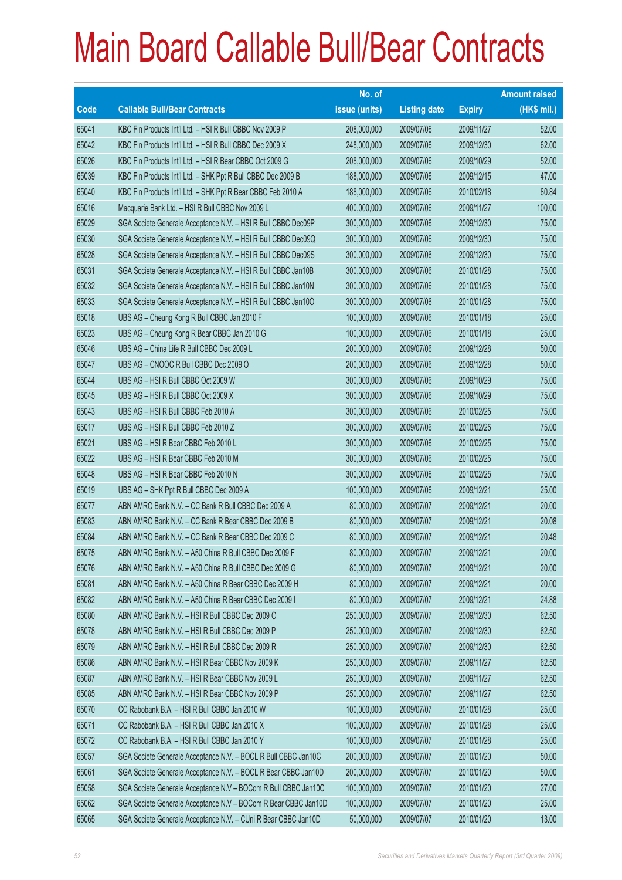# Main Board Callable Bull/Bear Contracts

| Code | Callable Bull/Bear Contracts | No. of issue (units) | Listing date | Expiry | Amount raised (HK$ mil.) |
|---|---|---|---|---|---|
| 65041 | KBC Fin Products Int'l Ltd. – HSI R Bull CBBC Nov 2009 P | 208,000,000 | 2009/07/06 | 2009/11/27 | 52.00 |
| 65042 | KBC Fin Products Int'l Ltd. – HSI R Bull CBBC Dec 2009 X | 248,000,000 | 2009/07/06 | 2009/12/30 | 62.00 |
| 65026 | KBC Fin Products Int'l Ltd. – HSI R Bear CBBC Oct 2009 G | 208,000,000 | 2009/07/06 | 2009/10/29 | 52.00 |
| 65039 | KBC Fin Products Int'l Ltd. – SHK Ppt R Bull CBBC Dec 2009 B | 188,000,000 | 2009/07/06 | 2009/12/15 | 47.00 |
| 65040 | KBC Fin Products Int'l Ltd. – SHK Ppt R Bear CBBC Feb 2010 A | 188,000,000 | 2009/07/06 | 2010/02/18 | 80.84 |
| 65016 | Macquarie Bank Ltd. – HSI R Bull CBBC Nov 2009 L | 400,000,000 | 2009/07/06 | 2009/11/27 | 100.00 |
| 65029 | SGA Societe Generale Acceptance N.V. – HSI R Bull CBBC Dec09P | 300,000,000 | 2009/07/06 | 2009/12/30 | 75.00 |
| 65030 | SGA Societe Generale Acceptance N.V. – HSI R Bull CBBC Dec09Q | 300,000,000 | 2009/07/06 | 2009/12/30 | 75.00 |
| 65028 | SGA Societe Generale Acceptance N.V. – HSI R Bull CBBC Dec09S | 300,000,000 | 2009/07/06 | 2009/12/30 | 75.00 |
| 65031 | SGA Societe Generale Acceptance N.V. – HSI R Bull CBBC Jan10B | 300,000,000 | 2009/07/06 | 2010/01/28 | 75.00 |
| 65032 | SGA Societe Generale Acceptance N.V. – HSI R Bull CBBC Jan10N | 300,000,000 | 2009/07/06 | 2010/01/28 | 75.00 |
| 65033 | SGA Societe Generale Acceptance N.V. – HSI R Bull CBBC Jan10O | 300,000,000 | 2009/07/06 | 2010/01/28 | 75.00 |
| 65018 | UBS AG – Cheung Kong R Bull CBBC Jan 2010 F | 100,000,000 | 2009/07/06 | 2010/01/18 | 25.00 |
| 65023 | UBS AG – Cheung Kong R Bear CBBC Jan 2010 G | 100,000,000 | 2009/07/06 | 2010/01/18 | 25.00 |
| 65046 | UBS AG – China Life R Bull CBBC Dec 2009 L | 200,000,000 | 2009/07/06 | 2009/12/28 | 50.00 |
| 65047 | UBS AG – CNOOC R Bull CBBC Dec 2009 O | 200,000,000 | 2009/07/06 | 2009/12/28 | 50.00 |
| 65044 | UBS AG – HSI R Bull CBBC Oct 2009 W | 300,000,000 | 2009/07/06 | 2009/10/29 | 75.00 |
| 65045 | UBS AG – HSI R Bull CBBC Oct 2009 X | 300,000,000 | 2009/07/06 | 2009/10/29 | 75.00 |
| 65043 | UBS AG – HSI R Bull CBBC Feb 2010 A | 300,000,000 | 2009/07/06 | 2010/02/25 | 75.00 |
| 65017 | UBS AG – HSI R Bull CBBC Feb 2010 Z | 300,000,000 | 2009/07/06 | 2010/02/25 | 75.00 |
| 65021 | UBS AG – HSI R Bear CBBC Feb 2010 L | 300,000,000 | 2009/07/06 | 2010/02/25 | 75.00 |
| 65022 | UBS AG – HSI R Bear CBBC Feb 2010 M | 300,000,000 | 2009/07/06 | 2010/02/25 | 75.00 |
| 65048 | UBS AG – HSI R Bear CBBC Feb 2010 N | 300,000,000 | 2009/07/06 | 2010/02/25 | 75.00 |
| 65019 | UBS AG – SHK Ppt R Bull CBBC Dec 2009 A | 100,000,000 | 2009/07/06 | 2009/12/21 | 25.00 |
| 65077 | ABN AMRO Bank N.V. – CC Bank R Bull CBBC Dec 2009 A | 80,000,000 | 2009/07/07 | 2009/12/21 | 20.00 |
| 65083 | ABN AMRO Bank N.V. – CC Bank R Bear CBBC Dec 2009 B | 80,000,000 | 2009/07/07 | 2009/12/21 | 20.08 |
| 65084 | ABN AMRO Bank N.V. – CC Bank R Bear CBBC Dec 2009 C | 80,000,000 | 2009/07/07 | 2009/12/21 | 20.48 |
| 65075 | ABN AMRO Bank N.V. – A50 China R Bull CBBC Dec 2009 F | 80,000,000 | 2009/07/07 | 2009/12/21 | 20.00 |
| 65076 | ABN AMRO Bank N.V. – A50 China R Bull CBBC Dec 2009 G | 80,000,000 | 2009/07/07 | 2009/12/21 | 20.00 |
| 65081 | ABN AMRO Bank N.V. – A50 China R Bear CBBC Dec 2009 H | 80,000,000 | 2009/07/07 | 2009/12/21 | 20.00 |
| 65082 | ABN AMRO Bank N.V. – A50 China R Bear CBBC Dec 2009 I | 80,000,000 | 2009/07/07 | 2009/12/21 | 24.88 |
| 65080 | ABN AMRO Bank N.V. – HSI R Bull CBBC Dec 2009 O | 250,000,000 | 2009/07/07 | 2009/12/30 | 62.50 |
| 65078 | ABN AMRO Bank N.V. – HSI R Bull CBBC Dec 2009 P | 250,000,000 | 2009/07/07 | 2009/12/30 | 62.50 |
| 65079 | ABN AMRO Bank N.V. – HSI R Bull CBBC Dec 2009 R | 250,000,000 | 2009/07/07 | 2009/12/30 | 62.50 |
| 65086 | ABN AMRO Bank N.V. – HSI R Bear CBBC Nov 2009 K | 250,000,000 | 2009/07/07 | 2009/11/27 | 62.50 |
| 65087 | ABN AMRO Bank N.V. – HSI R Bear CBBC Nov 2009 L | 250,000,000 | 2009/07/07 | 2009/11/27 | 62.50 |
| 65085 | ABN AMRO Bank N.V. – HSI R Bear CBBC Nov 2009 P | 250,000,000 | 2009/07/07 | 2009/11/27 | 62.50 |
| 65070 | CC Rabobank B.A. – HSI R Bull CBBC Jan 2010 W | 100,000,000 | 2009/07/07 | 2010/01/28 | 25.00 |
| 65071 | CC Rabobank B.A. – HSI R Bull CBBC Jan 2010 X | 100,000,000 | 2009/07/07 | 2010/01/28 | 25.00 |
| 65072 | CC Rabobank B.A. – HSI R Bull CBBC Jan 2010 Y | 100,000,000 | 2009/07/07 | 2010/01/28 | 25.00 |
| 65057 | SGA Societe Generale Acceptance N.V. – BOCL R Bull CBBC Jan10C | 200,000,000 | 2009/07/07 | 2010/01/20 | 50.00 |
| 65061 | SGA Societe Generale Acceptance N.V. – BOCL R Bear CBBC Jan10D | 200,000,000 | 2009/07/07 | 2010/01/20 | 50.00 |
| 65058 | SGA Societe Generale Acceptance N.V – BOCom R Bull CBBC Jan10C | 100,000,000 | 2009/07/07 | 2010/01/20 | 27.00 |
| 65062 | SGA Societe Generale Acceptance N.V – BOCom R Bear CBBC Jan10D | 100,000,000 | 2009/07/07 | 2010/01/20 | 25.00 |
| 65065 | SGA Societe Generale Acceptance N.V. – CUni R Bear CBBC Jan10D | 50,000,000 | 2009/07/07 | 2010/01/20 | 13.00 |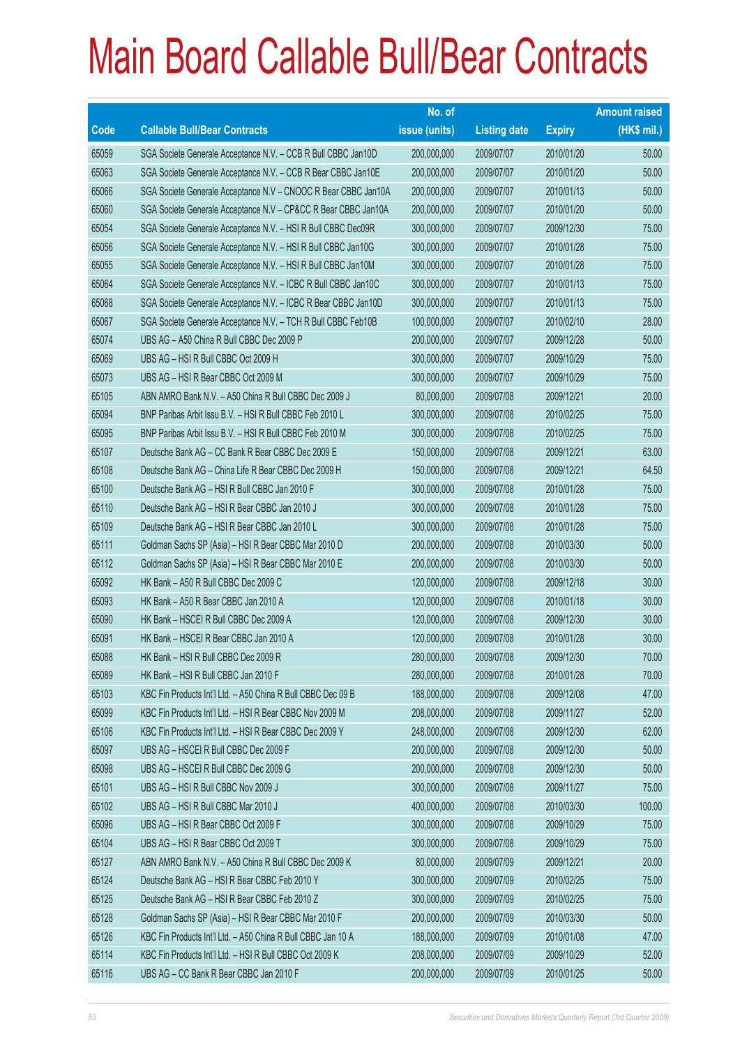# Main Board Callable Bull/Bear Contracts

| Code | Callable Bull/Bear Contracts | No. of issue (units) | Listing date | Expiry | Amount raised (HK$ mil.) |
|---|---|---|---|---|---|
| 65059 | SGA Societe Generale Acceptance N.V. – CCB R Bull CBBC Jan10D | 200,000,000 | 2009/07/07 | 2010/01/20 | 50.00 |
| 65063 | SGA Societe Generale Acceptance N.V. – CCB R Bear CBBC Jan10E | 200,000,000 | 2009/07/07 | 2010/01/20 | 50.00 |
| 65066 | SGA Societe Generale Acceptance N.V – CNOOC R Bear CBBC Jan10A | 200,000,000 | 2009/07/07 | 2010/01/13 | 50.00 |
| 65060 | SGA Societe Generale Acceptance N.V – CP&CC R Bear CBBC Jan10A | 200,000,000 | 2009/07/07 | 2010/01/20 | 50.00 |
| 65054 | SGA Societe Generale Acceptance N.V. – HSI R Bull CBBC Dec09R | 300,000,000 | 2009/07/07 | 2009/12/30 | 75.00 |
| 65056 | SGA Societe Generale Acceptance N.V. – HSI R Bull CBBC Jan10G | 300,000,000 | 2009/07/07 | 2010/01/28 | 75.00 |
| 65055 | SGA Societe Generale Acceptance N.V. – HSI R Bull CBBC Jan10M | 300,000,000 | 2009/07/07 | 2010/01/28 | 75.00 |
| 65064 | SGA Societe Generale Acceptance N.V. – ICBC R Bull CBBC Jan10C | 300,000,000 | 2009/07/07 | 2010/01/13 | 75.00 |
| 65068 | SGA Societe Generale Acceptance N.V. – ICBC R Bear CBBC Jan10D | 300,000,000 | 2009/07/07 | 2010/01/13 | 75.00 |
| 65067 | SGA Societe Generale Acceptance N.V. – TCH R Bull CBBC Feb10B | 100,000,000 | 2009/07/07 | 2010/02/10 | 28.00 |
| 65074 | UBS AG – A50 China R Bull CBBC Dec 2009 P | 200,000,000 | 2009/07/07 | 2009/12/28 | 50.00 |
| 65069 | UBS AG – HSI R Bull CBBC Oct 2009 H | 300,000,000 | 2009/07/07 | 2009/10/29 | 75.00 |
| 65073 | UBS AG – HSI R Bear CBBC Oct 2009 M | 300,000,000 | 2009/07/07 | 2009/10/29 | 75.00 |
| 65105 | ABN AMRO Bank N.V. – A50 China R Bull CBBC Dec 2009 J | 80,000,000 | 2009/07/08 | 2009/12/21 | 20.00 |
| 65094 | BNP Paribas Arbit Issu B.V. – HSI R Bull CBBC Feb 2010 L | 300,000,000 | 2009/07/08 | 2010/02/25 | 75.00 |
| 65095 | BNP Paribas Arbit Issu B.V. – HSI R Bull CBBC Feb 2010 M | 300,000,000 | 2009/07/08 | 2010/02/25 | 75.00 |
| 65107 | Deutsche Bank AG – CC Bank R Bear CBBC Dec 2009 E | 150,000,000 | 2009/07/08 | 2009/12/21 | 63.00 |
| 65108 | Deutsche Bank AG – China Life R Bear CBBC Dec 2009 H | 150,000,000 | 2009/07/08 | 2009/12/21 | 64.50 |
| 65100 | Deutsche Bank AG – HSI R Bull CBBC Jan 2010 F | 300,000,000 | 2009/07/08 | 2010/01/28 | 75.00 |
| 65110 | Deutsche Bank AG – HSI R Bear CBBC Jan 2010 J | 300,000,000 | 2009/07/08 | 2010/01/28 | 75.00 |
| 65109 | Deutsche Bank AG – HSI R Bear CBBC Jan 2010 L | 300,000,000 | 2009/07/08 | 2010/01/28 | 75.00 |
| 65111 | Goldman Sachs SP (Asia) – HSI R Bear CBBC Mar 2010 D | 200,000,000 | 2009/07/08 | 2010/03/30 | 50.00 |
| 65112 | Goldman Sachs SP (Asia) – HSI R Bear CBBC Mar 2010 E | 200,000,000 | 2009/07/08 | 2010/03/30 | 50.00 |
| 65092 | HK Bank – A50 R Bull CBBC Dec 2009 C | 120,000,000 | 2009/07/08 | 2009/12/18 | 30.00 |
| 65093 | HK Bank – A50 R Bear CBBC Jan 2010 A | 120,000,000 | 2009/07/08 | 2010/01/18 | 30.00 |
| 65090 | HK Bank – HSCEI R Bull CBBC Dec 2009 A | 120,000,000 | 2009/07/08 | 2009/12/30 | 30.00 |
| 65091 | HK Bank – HSCEI R Bear CBBC Jan 2010 A | 120,000,000 | 2009/07/08 | 2010/01/28 | 30.00 |
| 65088 | HK Bank – HSI R Bull CBBC Dec 2009 R | 280,000,000 | 2009/07/08 | 2009/12/30 | 70.00 |
| 65089 | HK Bank – HSI R Bull CBBC Jan 2010 F | 280,000,000 | 2009/07/08 | 2010/01/28 | 70.00 |
| 65103 | KBC Fin Products Int'l Ltd. – A50 China R Bull CBBC Dec 09 B | 188,000,000 | 2009/07/08 | 2009/12/08 | 47.00 |
| 65099 | KBC Fin Products Int'l Ltd. – HSI R Bear CBBC Nov 2009 M | 208,000,000 | 2009/07/08 | 2009/11/27 | 52.00 |
| 65106 | KBC Fin Products Int'l Ltd. – HSI R Bear CBBC Dec 2009 Y | 248,000,000 | 2009/07/08 | 2009/12/30 | 62.00 |
| 65097 | UBS AG – HSCEI R Bull CBBC Dec 2009 F | 200,000,000 | 2009/07/08 | 2009/12/30 | 50.00 |
| 65098 | UBS AG – HSCEI R Bull CBBC Dec 2009 G | 200,000,000 | 2009/07/08 | 2009/12/30 | 50.00 |
| 65101 | UBS AG – HSI R Bull CBBC Nov 2009 J | 300,000,000 | 2009/07/08 | 2009/11/27 | 75.00 |
| 65102 | UBS AG – HSI R Bull CBBC Mar 2010 J | 400,000,000 | 2009/07/08 | 2010/03/30 | 100.00 |
| 65096 | UBS AG – HSI R Bear CBBC Oct 2009 F | 300,000,000 | 2009/07/08 | 2009/10/29 | 75.00 |
| 65104 | UBS AG – HSI R Bear CBBC Oct 2009 T | 300,000,000 | 2009/07/08 | 2009/10/29 | 75.00 |
| 65127 | ABN AMRO Bank N.V. – A50 China R Bull CBBC Dec 2009 K | 80,000,000 | 2009/07/09 | 2009/12/21 | 20.00 |
| 65124 | Deutsche Bank AG – HSI R Bear CBBC Feb 2010 Y | 300,000,000 | 2009/07/09 | 2010/02/25 | 75.00 |
| 65125 | Deutsche Bank AG – HSI R Bear CBBC Feb 2010 Z | 300,000,000 | 2009/07/09 | 2010/02/25 | 75.00 |
| 65128 | Goldman Sachs SP (Asia) – HSI R Bear CBBC Mar 2010 F | 200,000,000 | 2009/07/09 | 2010/03/30 | 50.00 |
| 65126 | KBC Fin Products Int'l Ltd. – A50 China R Bull CBBC Jan 10 A | 188,000,000 | 2009/07/09 | 2010/01/08 | 47.00 |
| 65114 | KBC Fin Products Int'l Ltd. – HSI R Bull CBBC Oct 2009 K | 208,000,000 | 2009/07/09 | 2009/10/29 | 52.00 |
| 65116 | UBS AG – CC Bank R Bear CBBC Jan 2010 F | 200,000,000 | 2009/07/09 | 2010/01/25 | 50.00 |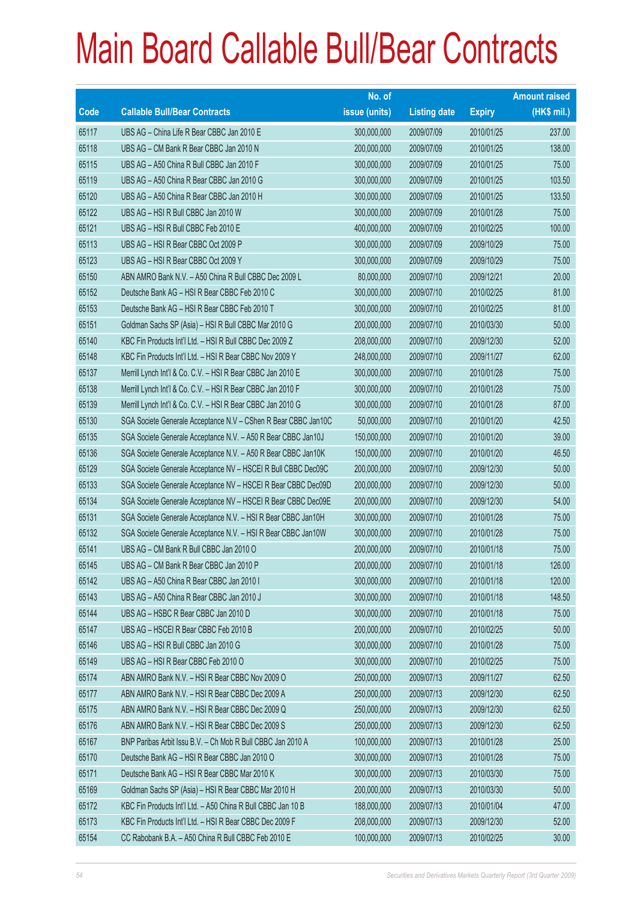# Main Board Callable Bull/Bear Contracts

| Code | Callable Bull/Bear Contracts | No. of issue (units) | Listing date | Expiry | Amount raised (HK$ mil.) |
|---|---|---|---|---|---|
| 65117 | UBS AG – China Life R Bear CBBC Jan 2010 E | 300,000,000 | 2009/07/09 | 2010/01/25 | 237.00 |
| 65118 | UBS AG – CM Bank R Bear CBBC Jan 2010 N | 200,000,000 | 2009/07/09 | 2010/01/25 | 138.00 |
| 65115 | UBS AG – A50 China R Bull CBBC Jan 2010 F | 300,000,000 | 2009/07/09 | 2010/01/25 | 75.00 |
| 65119 | UBS AG – A50 China R Bear CBBC Jan 2010 G | 300,000,000 | 2009/07/09 | 2010/01/25 | 103.50 |
| 65120 | UBS AG – A50 China R Bear CBBC Jan 2010 H | 300,000,000 | 2009/07/09 | 2010/01/25 | 133.50 |
| 65122 | UBS AG – HSI R Bull CBBC Jan 2010 W | 300,000,000 | 2009/07/09 | 2010/01/28 | 75.00 |
| 65121 | UBS AG – HSI R Bull CBBC Feb 2010 E | 400,000,000 | 2009/07/09 | 2010/02/25 | 100.00 |
| 65113 | UBS AG – HSI R Bear CBBC Oct 2009 P | 300,000,000 | 2009/07/09 | 2009/10/29 | 75.00 |
| 65123 | UBS AG – HSI R Bear CBBC Oct 2009 Y | 300,000,000 | 2009/07/09 | 2009/10/29 | 75.00 |
| 65150 | ABN AMRO Bank N.V. – A50 China R Bull CBBC Dec 2009 L | 80,000,000 | 2009/07/10 | 2009/12/21 | 20.00 |
| 65152 | Deutsche Bank AG – HSI R Bear CBBC Feb 2010 C | 300,000,000 | 2009/07/10 | 2010/02/25 | 81.00 |
| 65153 | Deutsche Bank AG – HSI R Bear CBBC Feb 2010 T | 300,000,000 | 2009/07/10 | 2010/02/25 | 81.00 |
| 65151 | Goldman Sachs SP (Asia) – HSI R Bull CBBC Mar 2010 G | 200,000,000 | 2009/07/10 | 2010/03/30 | 50.00 |
| 65140 | KBC Fin Products Int'l Ltd. – HSI R Bull CBBC Dec 2009 Z | 208,000,000 | 2009/07/10 | 2009/12/30 | 52.00 |
| 65148 | KBC Fin Products Int'l Ltd. – HSI R Bear CBBC Nov 2009 Y | 248,000,000 | 2009/07/10 | 2009/11/27 | 62.00 |
| 65137 | Merrill Lynch Int'l & Co. C.V. – HSI R Bear CBBC Jan 2010 E | 300,000,000 | 2009/07/10 | 2010/01/28 | 75.00 |
| 65138 | Merrill Lynch Int'l & Co. C.V. – HSI R Bear CBBC Jan 2010 F | 300,000,000 | 2009/07/10 | 2010/01/28 | 75.00 |
| 65139 | Merrill Lynch Int'l & Co. C.V. – HSI R Bear CBBC Jan 2010 G | 300,000,000 | 2009/07/10 | 2010/01/28 | 87.00 |
| 65130 | SGA Societe Generale Acceptance N.V – CShen R Bear CBBC Jan10C | 50,000,000 | 2009/07/10 | 2010/01/20 | 42.50 |
| 65135 | SGA Societe Generale Acceptance N.V. – A50 R Bear CBBC Jan10J | 150,000,000 | 2009/07/10 | 2010/01/20 | 39.00 |
| 65136 | SGA Societe Generale Acceptance N.V. – A50 R Bear CBBC Jan10K | 150,000,000 | 2009/07/10 | 2010/01/20 | 46.50 |
| 65129 | SGA Societe Generale Acceptance NV – HSCEI R Bull CBBC Dec09C | 200,000,000 | 2009/07/10 | 2009/12/30 | 50.00 |
| 65133 | SGA Societe Generale Acceptance NV – HSCEI R Bear CBBC Dec09D | 200,000,000 | 2009/07/10 | 2009/12/30 | 50.00 |
| 65134 | SGA Societe Generale Acceptance NV – HSCEI R Bear CBBC Dec09E | 200,000,000 | 2009/07/10 | 2009/12/30 | 54.00 |
| 65131 | SGA Societe Generale Acceptance N.V. – HSI R Bear CBBC Jan10H | 300,000,000 | 2009/07/10 | 2010/01/28 | 75.00 |
| 65132 | SGA Societe Generale Acceptance N.V. – HSI R Bear CBBC Jan10W | 300,000,000 | 2009/07/10 | 2010/01/28 | 75.00 |
| 65141 | UBS AG – CM Bank R Bull CBBC Jan 2010 O | 200,000,000 | 2009/07/10 | 2010/01/18 | 75.00 |
| 65145 | UBS AG – CM Bank R Bear CBBC Jan 2010 P | 200,000,000 | 2009/07/10 | 2010/01/18 | 126.00 |
| 65142 | UBS AG – A50 China R Bear CBBC Jan 2010 I | 300,000,000 | 2009/07/10 | 2010/01/18 | 120.00 |
| 65143 | UBS AG – A50 China R Bear CBBC Jan 2010 J | 300,000,000 | 2009/07/10 | 2010/01/18 | 148.50 |
| 65144 | UBS AG – HSBC R Bear CBBC Jan 2010 D | 300,000,000 | 2009/07/10 | 2010/01/18 | 75.00 |
| 65147 | UBS AG – HSCEI R Bear CBBC Feb 2010 B | 200,000,000 | 2009/07/10 | 2010/02/25 | 50.00 |
| 65146 | UBS AG – HSI R Bull CBBC Jan 2010 G | 300,000,000 | 2009/07/10 | 2010/01/28 | 75.00 |
| 65149 | UBS AG – HSI R Bear CBBC Feb 2010 O | 300,000,000 | 2009/07/10 | 2010/02/25 | 75.00 |
| 65174 | ABN AMRO Bank N.V. – HSI R Bear CBBC Nov 2009 O | 250,000,000 | 2009/07/13 | 2009/11/27 | 62.50 |
| 65177 | ABN AMRO Bank N.V. – HSI R Bear CBBC Dec 2009 A | 250,000,000 | 2009/07/13 | 2009/12/30 | 62.50 |
| 65175 | ABN AMRO Bank N.V. – HSI R Bear CBBC Dec 2009 Q | 250,000,000 | 2009/07/13 | 2009/12/30 | 62.50 |
| 65176 | ABN AMRO Bank N.V. – HSI R Bear CBBC Dec 2009 S | 250,000,000 | 2009/07/13 | 2009/12/30 | 62.50 |
| 65167 | BNP Paribas Arbit Issu B.V. – Ch Mob R Bull CBBC Jan 2010 A | 100,000,000 | 2009/07/13 | 2010/01/28 | 25.00 |
| 65170 | Deutsche Bank AG – HSI R Bear CBBC Jan 2010 O | 300,000,000 | 2009/07/13 | 2010/01/28 | 75.00 |
| 65171 | Deutsche Bank AG – HSI R Bear CBBC Mar 2010 K | 300,000,000 | 2009/07/13 | 2010/03/30 | 75.00 |
| 65169 | Goldman Sachs SP (Asia) – HSI R Bear CBBC Mar 2010 H | 200,000,000 | 2009/07/13 | 2010/03/30 | 50.00 |
| 65172 | KBC Fin Products Int'l Ltd. – A50 China R Bull CBBC Jan 10 B | 188,000,000 | 2009/07/13 | 2010/01/04 | 47.00 |
| 65173 | KBC Fin Products Int'l Ltd. – HSI R Bear CBBC Dec 2009 F | 208,000,000 | 2009/07/13 | 2009/12/30 | 52.00 |
| 65154 | CC Rabobank B.A. – A50 China R Bull CBBC Feb 2010 E | 100,000,000 | 2009/07/13 | 2010/02/25 | 30.00 |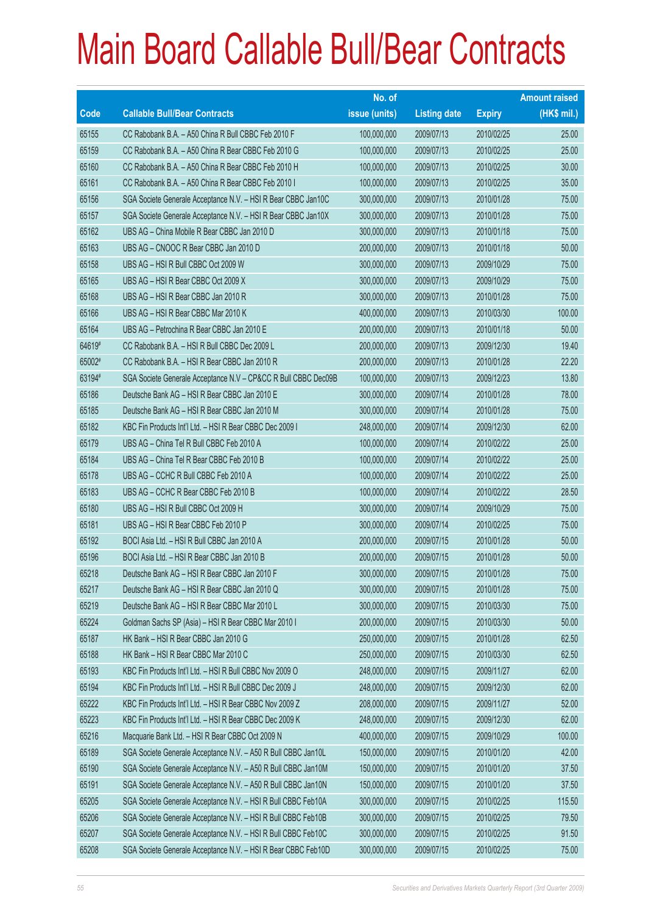# Main Board Callable Bull/Bear Contracts

| Code | Callable Bull/Bear Contracts | No. of issue (units) | Listing date | Expiry | Amount raised (HK$ mil.) |
|---|---|---|---|---|---|
| 65155 | CC Rabobank B.A. – A50 China R Bull CBBC Feb 2010 F | 100,000,000 | 2009/07/13 | 2010/02/25 | 25.00 |
| 65159 | CC Rabobank B.A. – A50 China R Bear CBBC Feb 2010 G | 100,000,000 | 2009/07/13 | 2010/02/25 | 25.00 |
| 65160 | CC Rabobank B.A. – A50 China R Bear CBBC Feb 2010 H | 100,000,000 | 2009/07/13 | 2010/02/25 | 30.00 |
| 65161 | CC Rabobank B.A. – A50 China R Bear CBBC Feb 2010 I | 100,000,000 | 2009/07/13 | 2010/02/25 | 35.00 |
| 65156 | SGA Societe Generale Acceptance N.V. – HSI R Bear CBBC Jan10C | 300,000,000 | 2009/07/13 | 2010/01/28 | 75.00 |
| 65157 | SGA Societe Generale Acceptance N.V. – HSI R Bear CBBC Jan10X | 300,000,000 | 2009/07/13 | 2010/01/28 | 75.00 |
| 65162 | UBS AG – China Mobile R Bear CBBC Jan 2010 D | 300,000,000 | 2009/07/13 | 2010/01/18 | 75.00 |
| 65163 | UBS AG – CNOOC R Bear CBBC Jan 2010 D | 200,000,000 | 2009/07/13 | 2010/01/18 | 50.00 |
| 65158 | UBS AG – HSI R Bull CBBC Oct 2009 W | 300,000,000 | 2009/07/13 | 2009/10/29 | 75.00 |
| 65165 | UBS AG – HSI R Bear CBBC Oct 2009 X | 300,000,000 | 2009/07/13 | 2009/10/29 | 75.00 |
| 65168 | UBS AG – HSI R Bear CBBC Jan 2010 R | 300,000,000 | 2009/07/13 | 2010/01/28 | 75.00 |
| 65166 | UBS AG – HSI R Bear CBBC Mar 2010 K | 400,000,000 | 2009/07/13 | 2010/03/30 | 100.00 |
| 65164 | UBS AG – Petrochina R Bear CBBC Jan 2010 E | 200,000,000 | 2009/07/13 | 2010/01/18 | 50.00 |
| 64619# | CC Rabobank B.A. – HSI R Bull CBBC Dec 2009 L | 200,000,000 | 2009/07/13 | 2009/12/30 | 19.40 |
| 65002# | CC Rabobank B.A. – HSI R Bear CBBC Jan 2010 R | 200,000,000 | 2009/07/13 | 2010/01/28 | 22.20 |
| 63194# | SGA Societe Generale Acceptance N.V – CP&CC R Bull CBBC Dec09B | 100,000,000 | 2009/07/13 | 2009/12/23 | 13.80 |
| 65186 | Deutsche Bank AG – HSI R Bear CBBC Jan 2010 E | 300,000,000 | 2009/07/14 | 2010/01/28 | 78.00 |
| 65185 | Deutsche Bank AG – HSI R Bear CBBC Jan 2010 M | 300,000,000 | 2009/07/14 | 2010/01/28 | 75.00 |
| 65182 | KBC Fin Products Int'l Ltd. – HSI R Bear CBBC Dec 2009 I | 248,000,000 | 2009/07/14 | 2009/12/30 | 62.00 |
| 65179 | UBS AG – China Tel R Bull CBBC Feb 2010 A | 100,000,000 | 2009/07/14 | 2010/02/22 | 25.00 |
| 65184 | UBS AG – China Tel R Bear CBBC Feb 2010 B | 100,000,000 | 2009/07/14 | 2010/02/22 | 25.00 |
| 65178 | UBS AG – CCHC R Bull CBBC Feb 2010 A | 100,000,000 | 2009/07/14 | 2010/02/22 | 25.00 |
| 65183 | UBS AG – CCHC R Bear CBBC Feb 2010 B | 100,000,000 | 2009/07/14 | 2010/02/22 | 28.50 |
| 65180 | UBS AG – HSI R Bull CBBC Oct 2009 H | 300,000,000 | 2009/07/14 | 2009/10/29 | 75.00 |
| 65181 | UBS AG – HSI R Bear CBBC Feb 2010 P | 300,000,000 | 2009/07/14 | 2010/02/25 | 75.00 |
| 65192 | BOCI Asia Ltd. – HSI R Bull CBBC Jan 2010 A | 200,000,000 | 2009/07/15 | 2010/01/28 | 50.00 |
| 65196 | BOCI Asia Ltd. – HSI R Bear CBBC Jan 2010 B | 200,000,000 | 2009/07/15 | 2010/01/28 | 50.00 |
| 65218 | Deutsche Bank AG – HSI R Bear CBBC Jan 2010 F | 300,000,000 | 2009/07/15 | 2010/01/28 | 75.00 |
| 65217 | Deutsche Bank AG – HSI R Bear CBBC Jan 2010 Q | 300,000,000 | 2009/07/15 | 2010/01/28 | 75.00 |
| 65219 | Deutsche Bank AG – HSI R Bear CBBC Mar 2010 L | 300,000,000 | 2009/07/15 | 2010/03/30 | 75.00 |
| 65224 | Goldman Sachs SP (Asia) – HSI R Bear CBBC Mar 2010 I | 200,000,000 | 2009/07/15 | 2010/03/30 | 50.00 |
| 65187 | HK Bank – HSI R Bear CBBC Jan 2010 G | 250,000,000 | 2009/07/15 | 2010/01/28 | 62.50 |
| 65188 | HK Bank – HSI R Bear CBBC Mar 2010 C | 250,000,000 | 2009/07/15 | 2010/03/30 | 62.50 |
| 65193 | KBC Fin Products Int'l Ltd. – HSI R Bull CBBC Nov 2009 O | 248,000,000 | 2009/07/15 | 2009/11/27 | 62.00 |
| 65194 | KBC Fin Products Int'l Ltd. – HSI R Bull CBBC Dec 2009 J | 248,000,000 | 2009/07/15 | 2009/12/30 | 62.00 |
| 65222 | KBC Fin Products Int'l Ltd. – HSI R Bear CBBC Nov 2009 Z | 208,000,000 | 2009/07/15 | 2009/11/27 | 52.00 |
| 65223 | KBC Fin Products Int'l Ltd. – HSI R Bear CBBC Dec 2009 K | 248,000,000 | 2009/07/15 | 2009/12/30 | 62.00 |
| 65216 | Macquarie Bank Ltd. – HSI R Bear CBBC Oct 2009 N | 400,000,000 | 2009/07/15 | 2009/10/29 | 100.00 |
| 65189 | SGA Societe Generale Acceptance N.V. – A50 R Bull CBBC Jan10L | 150,000,000 | 2009/07/15 | 2010/01/20 | 42.00 |
| 65190 | SGA Societe Generale Acceptance N.V. – A50 R Bull CBBC Jan10M | 150,000,000 | 2009/07/15 | 2010/01/20 | 37.50 |
| 65191 | SGA Societe Generale Acceptance N.V. – A50 R Bull CBBC Jan10N | 150,000,000 | 2009/07/15 | 2010/01/20 | 37.50 |
| 65205 | SGA Societe Generale Acceptance N.V. – HSI R Bull CBBC Feb10A | 300,000,000 | 2009/07/15 | 2010/02/25 | 115.50 |
| 65206 | SGA Societe Generale Acceptance N.V. – HSI R Bull CBBC Feb10B | 300,000,000 | 2009/07/15 | 2010/02/25 | 79.50 |
| 65207 | SGA Societe Generale Acceptance N.V. – HSI R Bull CBBC Feb10C | 300,000,000 | 2009/07/15 | 2010/02/25 | 91.50 |
| 65208 | SGA Societe Generale Acceptance N.V. – HSI R Bear CBBC Feb10D | 300,000,000 | 2009/07/15 | 2010/02/25 | 75.00 |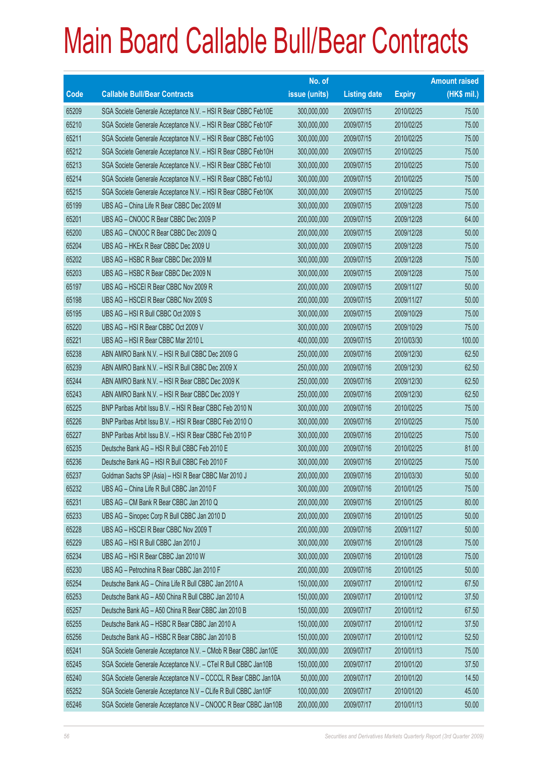# Main Board Callable Bull/Bear Contracts

| Code | Callable Bull/Bear Contracts | No. of issue (units) | Listing date | Expiry | Amount raised (HK$ mil.) |
|---|---|---|---|---|---|
| 65209 | SGA Societe Generale Acceptance N.V. – HSI R Bear CBBC Feb10E | 300,000,000 | 2009/07/15 | 2010/02/25 | 75.00 |
| 65210 | SGA Societe Generale Acceptance N.V. – HSI R Bear CBBC Feb10F | 300,000,000 | 2009/07/15 | 2010/02/25 | 75.00 |
| 65211 | SGA Societe Generale Acceptance N.V. – HSI R Bear CBBC Feb10G | 300,000,000 | 2009/07/15 | 2010/02/25 | 75.00 |
| 65212 | SGA Societe Generale Acceptance N.V. – HSI R Bear CBBC Feb10H | 300,000,000 | 2009/07/15 | 2010/02/25 | 75.00 |
| 65213 | SGA Societe Generale Acceptance N.V. – HSI R Bear CBBC Feb10I | 300,000,000 | 2009/07/15 | 2010/02/25 | 75.00 |
| 65214 | SGA Societe Generale Acceptance N.V. – HSI R Bear CBBC Feb10J | 300,000,000 | 2009/07/15 | 2010/02/25 | 75.00 |
| 65215 | SGA Societe Generale Acceptance N.V. – HSI R Bear CBBC Feb10K | 300,000,000 | 2009/07/15 | 2010/02/25 | 75.00 |
| 65199 | UBS AG – China Life R Bear CBBC Dec 2009 M | 300,000,000 | 2009/07/15 | 2009/12/28 | 75.00 |
| 65201 | UBS AG – CNOOC R Bear CBBC Dec 2009 P | 200,000,000 | 2009/07/15 | 2009/12/28 | 64.00 |
| 65200 | UBS AG – CNOOC R Bear CBBC Dec 2009 Q | 200,000,000 | 2009/07/15 | 2009/12/28 | 50.00 |
| 65204 | UBS AG – HKEx R Bear CBBC Dec 2009 U | 300,000,000 | 2009/07/15 | 2009/12/28 | 75.00 |
| 65202 | UBS AG – HSBC R Bear CBBC Dec 2009 M | 300,000,000 | 2009/07/15 | 2009/12/28 | 75.00 |
| 65203 | UBS AG – HSBC R Bear CBBC Dec 2009 N | 300,000,000 | 2009/07/15 | 2009/12/28 | 75.00 |
| 65197 | UBS AG – HSCEI R Bear CBBC Nov 2009 R | 200,000,000 | 2009/07/15 | 2009/11/27 | 50.00 |
| 65198 | UBS AG – HSCEI R Bear CBBC Nov 2009 S | 200,000,000 | 2009/07/15 | 2009/11/27 | 50.00 |
| 65195 | UBS AG – HSI R Bull CBBC Oct 2009 S | 300,000,000 | 2009/07/15 | 2009/10/29 | 75.00 |
| 65220 | UBS AG – HSI R Bear CBBC Oct 2009 V | 300,000,000 | 2009/07/15 | 2009/10/29 | 75.00 |
| 65221 | UBS AG – HSI R Bear CBBC Mar 2010 L | 400,000,000 | 2009/07/15 | 2010/03/30 | 100.00 |
| 65238 | ABN AMRO Bank N.V. – HSI R Bull CBBC Dec 2009 G | 250,000,000 | 2009/07/16 | 2009/12/30 | 62.50 |
| 65239 | ABN AMRO Bank N.V. – HSI R Bull CBBC Dec 2009 X | 250,000,000 | 2009/07/16 | 2009/12/30 | 62.50 |
| 65244 | ABN AMRO Bank N.V. – HSI R Bear CBBC Dec 2009 K | 250,000,000 | 2009/07/16 | 2009/12/30 | 62.50 |
| 65243 | ABN AMRO Bank N.V. – HSI R Bear CBBC Dec 2009 Y | 250,000,000 | 2009/07/16 | 2009/12/30 | 62.50 |
| 65225 | BNP Paribas Arbit Issu B.V. – HSI R Bear CBBC Feb 2010 N | 300,000,000 | 2009/07/16 | 2010/02/25 | 75.00 |
| 65226 | BNP Paribas Arbit Issu B.V. – HSI R Bear CBBC Feb 2010 O | 300,000,000 | 2009/07/16 | 2010/02/25 | 75.00 |
| 65227 | BNP Paribas Arbit Issu B.V. – HSI R Bear CBBC Feb 2010 P | 300,000,000 | 2009/07/16 | 2010/02/25 | 75.00 |
| 65235 | Deutsche Bank AG – HSI R Bull CBBC Feb 2010 E | 300,000,000 | 2009/07/16 | 2010/02/25 | 81.00 |
| 65236 | Deutsche Bank AG – HSI R Bull CBBC Feb 2010 F | 300,000,000 | 2009/07/16 | 2010/02/25 | 75.00 |
| 65237 | Goldman Sachs SP (Asia) – HSI R Bear CBBC Mar 2010 J | 200,000,000 | 2009/07/16 | 2010/03/30 | 50.00 |
| 65232 | UBS AG – China Life R Bull CBBC Jan 2010 F | 300,000,000 | 2009/07/16 | 2010/01/25 | 75.00 |
| 65231 | UBS AG – CM Bank R Bear CBBC Jan 2010 Q | 200,000,000 | 2009/07/16 | 2010/01/25 | 80.00 |
| 65233 | UBS AG – Sinopec Corp R Bull CBBC Jan 2010 D | 200,000,000 | 2009/07/16 | 2010/01/25 | 50.00 |
| 65228 | UBS AG – HSCEI R Bear CBBC Nov 2009 T | 200,000,000 | 2009/07/16 | 2009/11/27 | 50.00 |
| 65229 | UBS AG – HSI R Bull CBBC Jan 2010 J | 300,000,000 | 2009/07/16 | 2010/01/28 | 75.00 |
| 65234 | UBS AG – HSI R Bear CBBC Jan 2010 W | 300,000,000 | 2009/07/16 | 2010/01/28 | 75.00 |
| 65230 | UBS AG – Petrochina R Bear CBBC Jan 2010 F | 200,000,000 | 2009/07/16 | 2010/01/25 | 50.00 |
| 65254 | Deutsche Bank AG – China Life R Bull CBBC Jan 2010 A | 150,000,000 | 2009/07/17 | 2010/01/12 | 67.50 |
| 65253 | Deutsche Bank AG – A50 China R Bull CBBC Jan 2010 A | 150,000,000 | 2009/07/17 | 2010/01/12 | 37.50 |
| 65257 | Deutsche Bank AG – A50 China R Bear CBBC Jan 2010 B | 150,000,000 | 2009/07/17 | 2010/01/12 | 67.50 |
| 65255 | Deutsche Bank AG – HSBC R Bear CBBC Jan 2010 A | 150,000,000 | 2009/07/17 | 2010/01/12 | 37.50 |
| 65256 | Deutsche Bank AG – HSBC R Bear CBBC Jan 2010 B | 150,000,000 | 2009/07/17 | 2010/01/12 | 52.50 |
| 65241 | SGA Societe Generale Acceptance N.V. – CMob R Bear CBBC Jan10E | 300,000,000 | 2009/07/17 | 2010/01/13 | 75.00 |
| 65245 | SGA Societe Generale Acceptance N.V. – CTel R Bull CBBC Jan10B | 150,000,000 | 2009/07/17 | 2010/01/20 | 37.50 |
| 65240 | SGA Societe Generale Acceptance N.V – CCCCL R Bear CBBC Jan10A | 50,000,000 | 2009/07/17 | 2010/01/20 | 14.50 |
| 65252 | SGA Societe Generale Acceptance N.V – CLife R Bull CBBC Jan10F | 100,000,000 | 2009/07/17 | 2010/01/20 | 45.00 |
| 65246 | SGA Societe Generale Acceptance N.V – CNOOC R Bear CBBC Jan10B | 200,000,000 | 2009/07/17 | 2010/01/13 | 50.00 |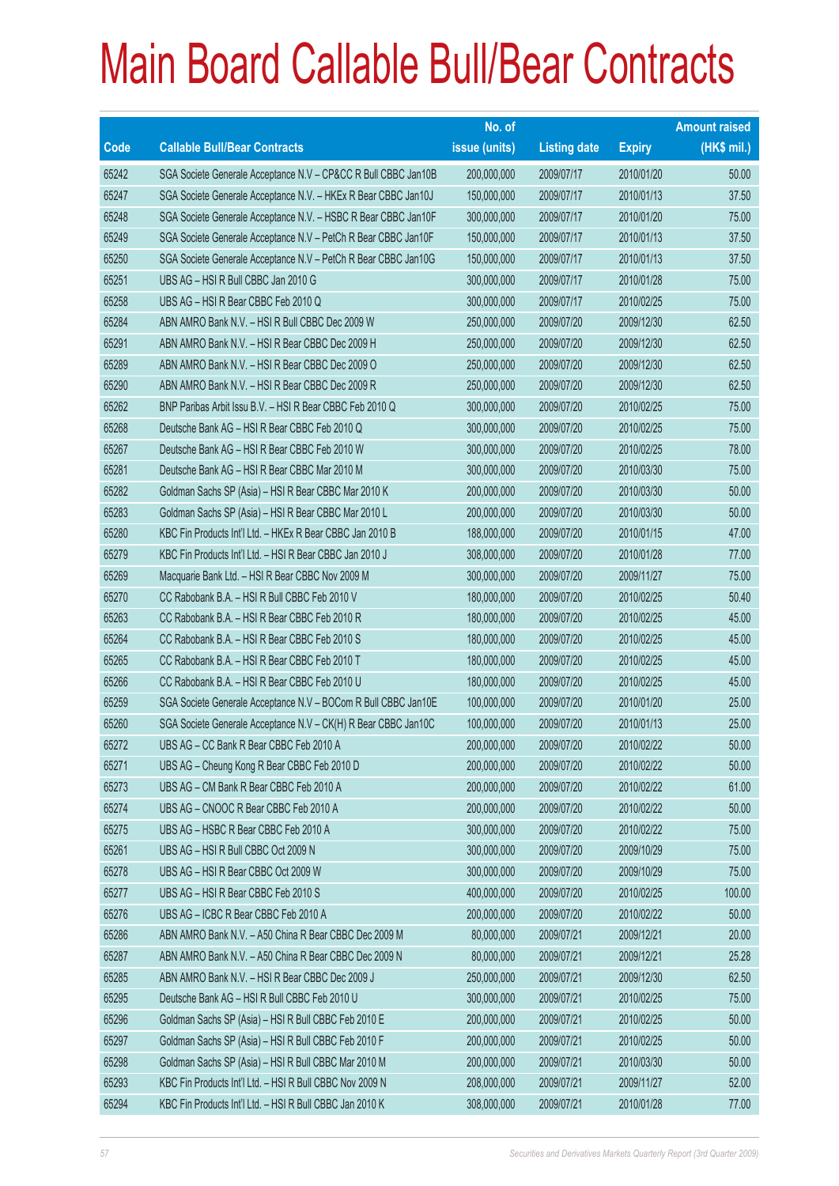# Main Board Callable Bull/Bear Contracts

| Code | Callable Bull/Bear Contracts | No. of issue (units) | Listing date | Expiry | Amount raised (HK$ mil.) |
|---|---|---|---|---|---|
| 65242 | SGA Societe Generale Acceptance N.V – CP&CC R Bull CBBC Jan10B | 200,000,000 | 2009/07/17 | 2010/01/20 | 50.00 |
| 65247 | SGA Societe Generale Acceptance N.V. – HKEx R Bear CBBC Jan10J | 150,000,000 | 2009/07/17 | 2010/01/13 | 37.50 |
| 65248 | SGA Societe Generale Acceptance N.V. – HSBC R Bear CBBC Jan10F | 300,000,000 | 2009/07/17 | 2010/01/20 | 75.00 |
| 65249 | SGA Societe Generale Acceptance N.V – PetCh R Bear CBBC Jan10F | 150,000,000 | 2009/07/17 | 2010/01/13 | 37.50 |
| 65250 | SGA Societe Generale Acceptance N.V – PetCh R Bear CBBC Jan10G | 150,000,000 | 2009/07/17 | 2010/01/13 | 37.50 |
| 65251 | UBS AG – HSI R Bull CBBC Jan 2010 G | 300,000,000 | 2009/07/17 | 2010/01/28 | 75.00 |
| 65258 | UBS AG – HSI R Bear CBBC Feb 2010 Q | 300,000,000 | 2009/07/17 | 2010/02/25 | 75.00 |
| 65284 | ABN AMRO Bank N.V. – HSI R Bull CBBC Dec 2009 W | 250,000,000 | 2009/07/20 | 2009/12/30 | 62.50 |
| 65291 | ABN AMRO Bank N.V. – HSI R Bear CBBC Dec 2009 H | 250,000,000 | 2009/07/20 | 2009/12/30 | 62.50 |
| 65289 | ABN AMRO Bank N.V. – HSI R Bear CBBC Dec 2009 O | 250,000,000 | 2009/07/20 | 2009/12/30 | 62.50 |
| 65290 | ABN AMRO Bank N.V. – HSI R Bear CBBC Dec 2009 R | 250,000,000 | 2009/07/20 | 2009/12/30 | 62.50 |
| 65262 | BNP Paribas Arbit Issu B.V. – HSI R Bear CBBC Feb 2010 Q | 300,000,000 | 2009/07/20 | 2010/02/25 | 75.00 |
| 65268 | Deutsche Bank AG – HSI R Bear CBBC Feb 2010 Q | 300,000,000 | 2009/07/20 | 2010/02/25 | 75.00 |
| 65267 | Deutsche Bank AG – HSI R Bear CBBC Feb 2010 W | 300,000,000 | 2009/07/20 | 2010/02/25 | 78.00 |
| 65281 | Deutsche Bank AG – HSI R Bear CBBC Mar 2010 M | 300,000,000 | 2009/07/20 | 2010/03/30 | 75.00 |
| 65282 | Goldman Sachs SP (Asia) – HSI R Bear CBBC Mar 2010 K | 200,000,000 | 2009/07/20 | 2010/03/30 | 50.00 |
| 65283 | Goldman Sachs SP (Asia) – HSI R Bear CBBC Mar 2010 L | 200,000,000 | 2009/07/20 | 2010/03/30 | 50.00 |
| 65280 | KBC Fin Products Int'l Ltd. – HKEx R Bear CBBC Jan 2010 B | 188,000,000 | 2009/07/20 | 2010/01/15 | 47.00 |
| 65279 | KBC Fin Products Int'l Ltd. – HSI R Bear CBBC Jan 2010 J | 308,000,000 | 2009/07/20 | 2010/01/28 | 77.00 |
| 65269 | Macquarie Bank Ltd. – HSI R Bear CBBC Nov 2009 M | 300,000,000 | 2009/07/20 | 2009/11/27 | 75.00 |
| 65270 | CC Rabobank B.A. – HSI R Bull CBBC Feb 2010 V | 180,000,000 | 2009/07/20 | 2010/02/25 | 50.40 |
| 65263 | CC Rabobank B.A. – HSI R Bear CBBC Feb 2010 R | 180,000,000 | 2009/07/20 | 2010/02/25 | 45.00 |
| 65264 | CC Rabobank B.A. – HSI R Bear CBBC Feb 2010 S | 180,000,000 | 2009/07/20 | 2010/02/25 | 45.00 |
| 65265 | CC Rabobank B.A. – HSI R Bear CBBC Feb 2010 T | 180,000,000 | 2009/07/20 | 2010/02/25 | 45.00 |
| 65266 | CC Rabobank B.A. – HSI R Bear CBBC Feb 2010 U | 180,000,000 | 2009/07/20 | 2010/02/25 | 45.00 |
| 65259 | SGA Societe Generale Acceptance N.V – BOCom R Bull CBBC Jan10E | 100,000,000 | 2009/07/20 | 2010/01/20 | 25.00 |
| 65260 | SGA Societe Generale Acceptance N.V – CK(H) R Bear CBBC Jan10C | 100,000,000 | 2009/07/20 | 2010/01/13 | 25.00 |
| 65272 | UBS AG – CC Bank R Bear CBBC Feb 2010 A | 200,000,000 | 2009/07/20 | 2010/02/22 | 50.00 |
| 65271 | UBS AG – Cheung Kong R Bear CBBC Feb 2010 D | 200,000,000 | 2009/07/20 | 2010/02/22 | 50.00 |
| 65273 | UBS AG – CM Bank R Bear CBBC Feb 2010 A | 200,000,000 | 2009/07/20 | 2010/02/22 | 61.00 |
| 65274 | UBS AG – CNOOC R Bear CBBC Feb 2010 A | 200,000,000 | 2009/07/20 | 2010/02/22 | 50.00 |
| 65275 | UBS AG – HSBC R Bear CBBC Feb 2010 A | 300,000,000 | 2009/07/20 | 2010/02/22 | 75.00 |
| 65261 | UBS AG – HSI R Bull CBBC Oct 2009 N | 300,000,000 | 2009/07/20 | 2009/10/29 | 75.00 |
| 65278 | UBS AG – HSI R Bear CBBC Oct 2009 W | 300,000,000 | 2009/07/20 | 2009/10/29 | 75.00 |
| 65277 | UBS AG – HSI R Bear CBBC Feb 2010 S | 400,000,000 | 2009/07/20 | 2010/02/25 | 100.00 |
| 65276 | UBS AG – ICBC R Bear CBBC Feb 2010 A | 200,000,000 | 2009/07/20 | 2010/02/22 | 50.00 |
| 65286 | ABN AMRO Bank N.V. – A50 China R Bear CBBC Dec 2009 M | 80,000,000 | 2009/07/21 | 2009/12/21 | 20.00 |
| 65287 | ABN AMRO Bank N.V. – A50 China R Bear CBBC Dec 2009 N | 80,000,000 | 2009/07/21 | 2009/12/21 | 25.28 |
| 65285 | ABN AMRO Bank N.V. – HSI R Bear CBBC Dec 2009 J | 250,000,000 | 2009/07/21 | 2009/12/30 | 62.50 |
| 65295 | Deutsche Bank AG – HSI R Bull CBBC Feb 2010 U | 300,000,000 | 2009/07/21 | 2010/02/25 | 75.00 |
| 65296 | Goldman Sachs SP (Asia) – HSI R Bull CBBC Feb 2010 E | 200,000,000 | 2009/07/21 | 2010/02/25 | 50.00 |
| 65297 | Goldman Sachs SP (Asia) – HSI R Bull CBBC Feb 2010 F | 200,000,000 | 2009/07/21 | 2010/02/25 | 50.00 |
| 65298 | Goldman Sachs SP (Asia) – HSI R Bull CBBC Mar 2010 M | 200,000,000 | 2009/07/21 | 2010/03/30 | 50.00 |
| 65293 | KBC Fin Products Int'l Ltd. – HSI R Bull CBBC Nov 2009 N | 208,000,000 | 2009/07/21 | 2009/11/27 | 52.00 |
| 65294 | KBC Fin Products Int'l Ltd. – HSI R Bull CBBC Jan 2010 K | 308,000,000 | 2009/07/21 | 2010/01/28 | 77.00 |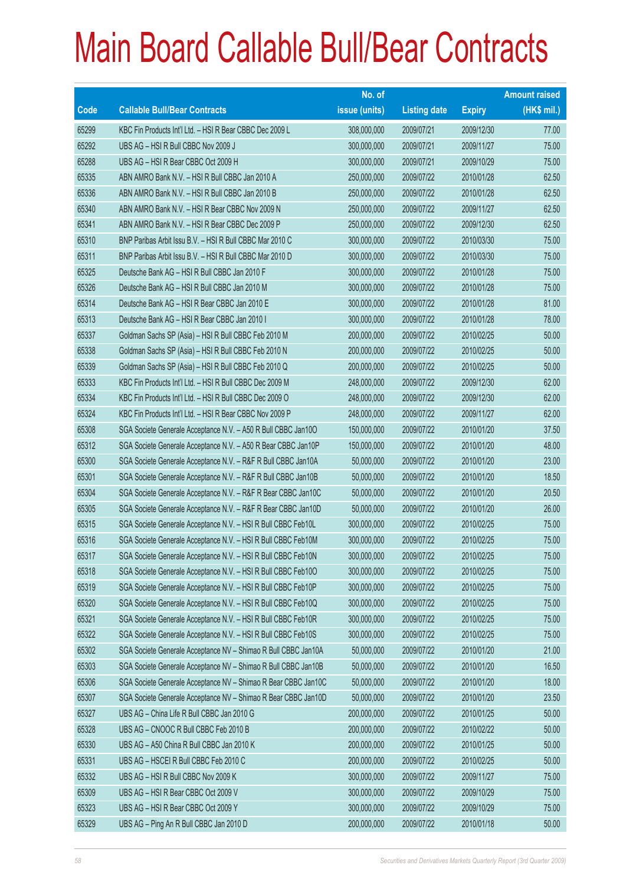# Main Board Callable Bull/Bear Contracts

| Code | Callable Bull/Bear Contracts | No. of issue (units) | Listing date | Expiry | Amount raised (HK$ mil.) |
|---|---|---|---|---|---|
| 65299 | KBC Fin Products Int'l Ltd. – HSI R Bear CBBC Dec 2009 L | 308,000,000 | 2009/07/21 | 2009/12/30 | 77.00 |
| 65292 | UBS AG – HSI R Bull CBBC Nov 2009 J | 300,000,000 | 2009/07/21 | 2009/11/27 | 75.00 |
| 65288 | UBS AG – HSI R Bear CBBC Oct 2009 H | 300,000,000 | 2009/07/21 | 2009/10/29 | 75.00 |
| 65335 | ABN AMRO Bank N.V. – HSI R Bull CBBC Jan 2010 A | 250,000,000 | 2009/07/22 | 2010/01/28 | 62.50 |
| 65336 | ABN AMRO Bank N.V. – HSI R Bull CBBC Jan 2010 B | 250,000,000 | 2009/07/22 | 2010/01/28 | 62.50 |
| 65340 | ABN AMRO Bank N.V. – HSI R Bear CBBC Nov 2009 N | 250,000,000 | 2009/07/22 | 2009/11/27 | 62.50 |
| 65341 | ABN AMRO Bank N.V. – HSI R Bear CBBC Dec 2009 P | 250,000,000 | 2009/07/22 | 2009/12/30 | 62.50 |
| 65310 | BNP Paribas Arbit Issu B.V. – HSI R Bull CBBC Mar 2010 C | 300,000,000 | 2009/07/22 | 2010/03/30 | 75.00 |
| 65311 | BNP Paribas Arbit Issu B.V. – HSI R Bull CBBC Mar 2010 D | 300,000,000 | 2009/07/22 | 2010/03/30 | 75.00 |
| 65325 | Deutsche Bank AG – HSI R Bull CBBC Jan 2010 F | 300,000,000 | 2009/07/22 | 2010/01/28 | 75.00 |
| 65326 | Deutsche Bank AG – HSI R Bull CBBC Jan 2010 M | 300,000,000 | 2009/07/22 | 2010/01/28 | 75.00 |
| 65314 | Deutsche Bank AG – HSI R Bear CBBC Jan 2010 E | 300,000,000 | 2009/07/22 | 2010/01/28 | 81.00 |
| 65313 | Deutsche Bank AG – HSI R Bear CBBC Jan 2010 I | 300,000,000 | 2009/07/22 | 2010/01/28 | 78.00 |
| 65337 | Goldman Sachs SP (Asia) – HSI R Bull CBBC Feb 2010 M | 200,000,000 | 2009/07/22 | 2010/02/25 | 50.00 |
| 65338 | Goldman Sachs SP (Asia) – HSI R Bull CBBC Feb 2010 N | 200,000,000 | 2009/07/22 | 2010/02/25 | 50.00 |
| 65339 | Goldman Sachs SP (Asia) – HSI R Bull CBBC Feb 2010 Q | 200,000,000 | 2009/07/22 | 2010/02/25 | 50.00 |
| 65333 | KBC Fin Products Int'l Ltd. – HSI R Bull CBBC Dec 2009 M | 248,000,000 | 2009/07/22 | 2009/12/30 | 62.00 |
| 65334 | KBC Fin Products Int'l Ltd. – HSI R Bull CBBC Dec 2009 O | 248,000,000 | 2009/07/22 | 2009/12/30 | 62.00 |
| 65324 | KBC Fin Products Int'l Ltd. – HSI R Bear CBBC Nov 2009 P | 248,000,000 | 2009/07/22 | 2009/11/27 | 62.00 |
| 65308 | SGA Societe Generale Acceptance N.V. – A50 R Bull CBBC Jan10O | 150,000,000 | 2009/07/22 | 2010/01/20 | 37.50 |
| 65312 | SGA Societe Generale Acceptance N.V. – A50 R Bear CBBC Jan10P | 150,000,000 | 2009/07/22 | 2010/01/20 | 48.00 |
| 65300 | SGA Societe Generale Acceptance N.V. – R&F R Bull CBBC Jan10A | 50,000,000 | 2009/07/22 | 2010/01/20 | 23.00 |
| 65301 | SGA Societe Generale Acceptance N.V. – R&F R Bull CBBC Jan10B | 50,000,000 | 2009/07/22 | 2010/01/20 | 18.50 |
| 65304 | SGA Societe Generale Acceptance N.V. – R&F R Bear CBBC Jan10C | 50,000,000 | 2009/07/22 | 2010/01/20 | 20.50 |
| 65305 | SGA Societe Generale Acceptance N.V. – R&F R Bear CBBC Jan10D | 50,000,000 | 2009/07/22 | 2010/01/20 | 26.00 |
| 65315 | SGA Societe Generale Acceptance N.V. – HSI R Bull CBBC Feb10L | 300,000,000 | 2009/07/22 | 2010/02/25 | 75.00 |
| 65316 | SGA Societe Generale Acceptance N.V. – HSI R Bull CBBC Feb10M | 300,000,000 | 2009/07/22 | 2010/02/25 | 75.00 |
| 65317 | SGA Societe Generale Acceptance N.V. – HSI R Bull CBBC Feb10N | 300,000,000 | 2009/07/22 | 2010/02/25 | 75.00 |
| 65318 | SGA Societe Generale Acceptance N.V. – HSI R Bull CBBC Feb10O | 300,000,000 | 2009/07/22 | 2010/02/25 | 75.00 |
| 65319 | SGA Societe Generale Acceptance N.V. – HSI R Bull CBBC Feb10P | 300,000,000 | 2009/07/22 | 2010/02/25 | 75.00 |
| 65320 | SGA Societe Generale Acceptance N.V. – HSI R Bull CBBC Feb10Q | 300,000,000 | 2009/07/22 | 2010/02/25 | 75.00 |
| 65321 | SGA Societe Generale Acceptance N.V. – HSI R Bull CBBC Feb10R | 300,000,000 | 2009/07/22 | 2010/02/25 | 75.00 |
| 65322 | SGA Societe Generale Acceptance N.V. – HSI R Bull CBBC Feb10S | 300,000,000 | 2009/07/22 | 2010/02/25 | 75.00 |
| 65302 | SGA Societe Generale Acceptance NV – Shimao R Bull CBBC Jan10A | 50,000,000 | 2009/07/22 | 2010/01/20 | 21.00 |
| 65303 | SGA Societe Generale Acceptance NV – Shimao R Bull CBBC Jan10B | 50,000,000 | 2009/07/22 | 2010/01/20 | 16.50 |
| 65306 | SGA Societe Generale Acceptance NV – Shimao R Bear CBBC Jan10C | 50,000,000 | 2009/07/22 | 2010/01/20 | 18.00 |
| 65307 | SGA Societe Generale Acceptance NV – Shimao R Bear CBBC Jan10D | 50,000,000 | 2009/07/22 | 2010/01/20 | 23.50 |
| 65327 | UBS AG – China Life R Bull CBBC Jan 2010 G | 200,000,000 | 2009/07/22 | 2010/01/25 | 50.00 |
| 65328 | UBS AG – CNOOC R Bull CBBC Feb 2010 B | 200,000,000 | 2009/07/22 | 2010/02/22 | 50.00 |
| 65330 | UBS AG – A50 China R Bull CBBC Jan 2010 K | 200,000,000 | 2009/07/22 | 2010/01/25 | 50.00 |
| 65331 | UBS AG – HSCEI R Bull CBBC Feb 2010 C | 200,000,000 | 2009/07/22 | 2010/02/25 | 50.00 |
| 65332 | UBS AG – HSI R Bull CBBC Nov 2009 K | 300,000,000 | 2009/07/22 | 2009/11/27 | 75.00 |
| 65309 | UBS AG – HSI R Bear CBBC Oct 2009 V | 300,000,000 | 2009/07/22 | 2009/10/29 | 75.00 |
| 65323 | UBS AG – HSI R Bear CBBC Oct 2009 Y | 300,000,000 | 2009/07/22 | 2009/10/29 | 75.00 |
| 65329 | UBS AG – Ping An R Bull CBBC Jan 2010 D | 200,000,000 | 2009/07/22 | 2010/01/18 | 50.00 |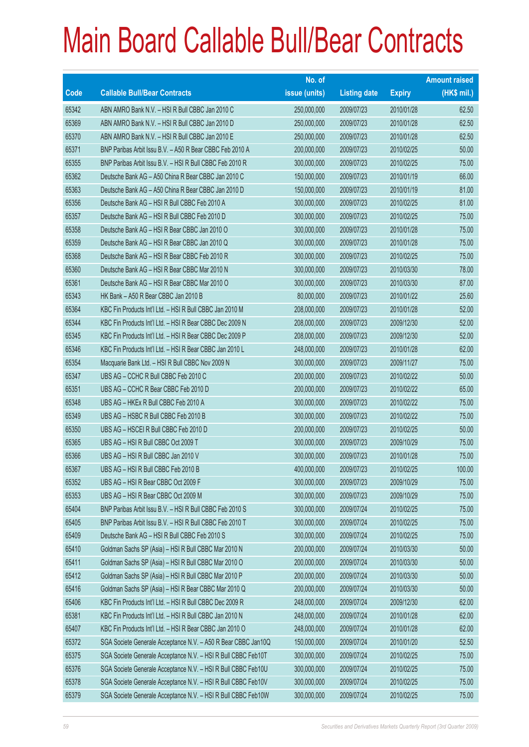# Main Board Callable Bull/Bear Contracts

| Code | Callable Bull/Bear Contracts | No. of issue (units) | Listing date | Expiry | Amount raised (HK$ mil.) |
|---|---|---|---|---|---|
| 65342 | ABN AMRO Bank N.V. – HSI R Bull CBBC Jan 2010 C | 250,000,000 | 2009/07/23 | 2010/01/28 | 62.50 |
| 65369 | ABN AMRO Bank N.V. – HSI R Bull CBBC Jan 2010 D | 250,000,000 | 2009/07/23 | 2010/01/28 | 62.50 |
| 65370 | ABN AMRO Bank N.V. – HSI R Bull CBBC Jan 2010 E | 250,000,000 | 2009/07/23 | 2010/01/28 | 62.50 |
| 65371 | BNP Paribas Arbit Issu B.V. – A50 R Bear CBBC Feb 2010 A | 200,000,000 | 2009/07/23 | 2010/02/25 | 50.00 |
| 65355 | BNP Paribas Arbit Issu B.V. – HSI R Bull CBBC Feb 2010 R | 300,000,000 | 2009/07/23 | 2010/02/25 | 75.00 |
| 65362 | Deutsche Bank AG – A50 China R Bear CBBC Jan 2010 C | 150,000,000 | 2009/07/23 | 2010/01/19 | 66.00 |
| 65363 | Deutsche Bank AG – A50 China R Bear CBBC Jan 2010 D | 150,000,000 | 2009/07/23 | 2010/01/19 | 81.00 |
| 65356 | Deutsche Bank AG – HSI R Bull CBBC Feb 2010 A | 300,000,000 | 2009/07/23 | 2010/02/25 | 81.00 |
| 65357 | Deutsche Bank AG – HSI R Bull CBBC Feb 2010 D | 300,000,000 | 2009/07/23 | 2010/02/25 | 75.00 |
| 65358 | Deutsche Bank AG – HSI R Bear CBBC Jan 2010 O | 300,000,000 | 2009/07/23 | 2010/01/28 | 75.00 |
| 65359 | Deutsche Bank AG – HSI R Bear CBBC Jan 2010 Q | 300,000,000 | 2009/07/23 | 2010/01/28 | 75.00 |
| 65368 | Deutsche Bank AG – HSI R Bear CBBC Feb 2010 R | 300,000,000 | 2009/07/23 | 2010/02/25 | 75.00 |
| 65360 | Deutsche Bank AG – HSI R Bear CBBC Mar 2010 N | 300,000,000 | 2009/07/23 | 2010/03/30 | 78.00 |
| 65361 | Deutsche Bank AG – HSI R Bear CBBC Mar 2010 O | 300,000,000 | 2009/07/23 | 2010/03/30 | 87.00 |
| 65343 | HK Bank – A50 R Bear CBBC Jan 2010 B | 80,000,000 | 2009/07/23 | 2010/01/22 | 25.60 |
| 65364 | KBC Fin Products Int'l Ltd. – HSI R Bull CBBC Jan 2010 M | 208,000,000 | 2009/07/23 | 2010/01/28 | 52.00 |
| 65344 | KBC Fin Products Int'l Ltd. – HSI R Bear CBBC Dec 2009 N | 208,000,000 | 2009/07/23 | 2009/12/30 | 52.00 |
| 65345 | KBC Fin Products Int'l Ltd. – HSI R Bear CBBC Dec 2009 P | 208,000,000 | 2009/07/23 | 2009/12/30 | 52.00 |
| 65346 | KBC Fin Products Int'l Ltd. – HSI R Bear CBBC Jan 2010 L | 248,000,000 | 2009/07/23 | 2010/01/28 | 62.00 |
| 65354 | Macquarie Bank Ltd. – HSI R Bull CBBC Nov 2009 N | 300,000,000 | 2009/07/23 | 2009/11/27 | 75.00 |
| 65347 | UBS AG – CCHC R Bull CBBC Feb 2010 C | 200,000,000 | 2009/07/23 | 2010/02/22 | 50.00 |
| 65351 | UBS AG – CCHC R Bear CBBC Feb 2010 D | 200,000,000 | 2009/07/23 | 2010/02/22 | 65.00 |
| 65348 | UBS AG – HKEx R Bull CBBC Feb 2010 A | 300,000,000 | 2009/07/23 | 2010/02/22 | 75.00 |
| 65349 | UBS AG – HSBC R Bull CBBC Feb 2010 B | 300,000,000 | 2009/07/23 | 2010/02/22 | 75.00 |
| 65350 | UBS AG – HSCEI R Bull CBBC Feb 2010 D | 200,000,000 | 2009/07/23 | 2010/02/25 | 50.00 |
| 65365 | UBS AG – HSI R Bull CBBC Oct 2009 T | 300,000,000 | 2009/07/23 | 2009/10/29 | 75.00 |
| 65366 | UBS AG – HSI R Bull CBBC Jan 2010 V | 300,000,000 | 2009/07/23 | 2010/01/28 | 75.00 |
| 65367 | UBS AG – HSI R Bull CBBC Feb 2010 B | 400,000,000 | 2009/07/23 | 2010/02/25 | 100.00 |
| 65352 | UBS AG – HSI R Bear CBBC Oct 2009 F | 300,000,000 | 2009/07/23 | 2009/10/29 | 75.00 |
| 65353 | UBS AG – HSI R Bear CBBC Oct 2009 M | 300,000,000 | 2009/07/23 | 2009/10/29 | 75.00 |
| 65404 | BNP Paribas Arbit Issu B.V. – HSI R Bull CBBC Feb 2010 S | 300,000,000 | 2009/07/24 | 2010/02/25 | 75.00 |
| 65405 | BNP Paribas Arbit Issu B.V. – HSI R Bull CBBC Feb 2010 T | 300,000,000 | 2009/07/24 | 2010/02/25 | 75.00 |
| 65409 | Deutsche Bank AG – HSI R Bull CBBC Feb 2010 S | 300,000,000 | 2009/07/24 | 2010/02/25 | 75.00 |
| 65410 | Goldman Sachs SP (Asia) – HSI R Bull CBBC Mar 2010 N | 200,000,000 | 2009/07/24 | 2010/03/30 | 50.00 |
| 65411 | Goldman Sachs SP (Asia) – HSI R Bull CBBC Mar 2010 O | 200,000,000 | 2009/07/24 | 2010/03/30 | 50.00 |
| 65412 | Goldman Sachs SP (Asia) – HSI R Bull CBBC Mar 2010 P | 200,000,000 | 2009/07/24 | 2010/03/30 | 50.00 |
| 65416 | Goldman Sachs SP (Asia) – HSI R Bear CBBC Mar 2010 Q | 200,000,000 | 2009/07/24 | 2010/03/30 | 50.00 |
| 65406 | KBC Fin Products Int'l Ltd. – HSI R Bull CBBC Dec 2009 R | 248,000,000 | 2009/07/24 | 2009/12/30 | 62.00 |
| 65381 | KBC Fin Products Int'l Ltd. – HSI R Bull CBBC Jan 2010 N | 248,000,000 | 2009/07/24 | 2010/01/28 | 62.00 |
| 65407 | KBC Fin Products Int'l Ltd. – HSI R Bear CBBC Jan 2010 O | 248,000,000 | 2009/07/24 | 2010/01/28 | 62.00 |
| 65372 | SGA Societe Generale Acceptance N.V. – A50 R Bear CBBC Jan10Q | 150,000,000 | 2009/07/24 | 2010/01/20 | 52.50 |
| 65375 | SGA Societe Generale Acceptance N.V. – HSI R Bull CBBC Feb10T | 300,000,000 | 2009/07/24 | 2010/02/25 | 75.00 |
| 65376 | SGA Societe Generale Acceptance N.V. – HSI R Bull CBBC Feb10U | 300,000,000 | 2009/07/24 | 2010/02/25 | 75.00 |
| 65378 | SGA Societe Generale Acceptance N.V. – HSI R Bull CBBC Feb10V | 300,000,000 | 2009/07/24 | 2010/02/25 | 75.00 |
| 65379 | SGA Societe Generale Acceptance N.V. – HSI R Bull CBBC Feb10W | 300,000,000 | 2009/07/24 | 2010/02/25 | 75.00 |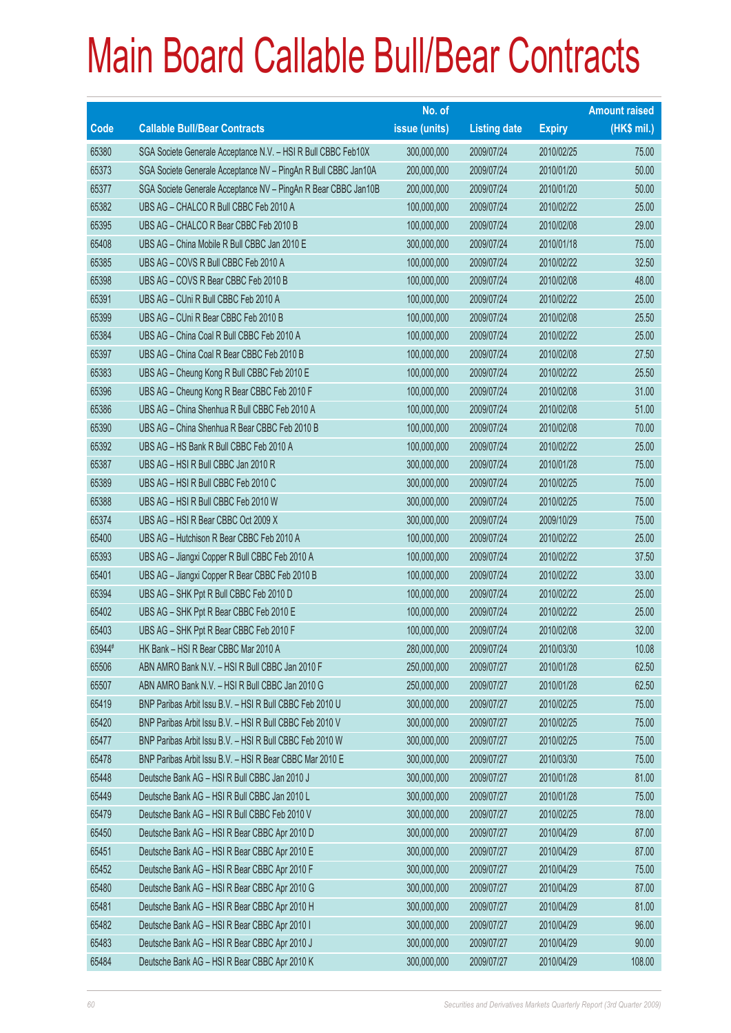# Main Board Callable Bull/Bear Contracts

| Code | Callable Bull/Bear Contracts | No. of issue (units) | Listing date | Expiry | Amount raised (HK$ mil.) |
|---|---|---|---|---|---|
| 65380 | SGA Societe Generale Acceptance N.V. – HSI R Bull CBBC Feb10X | 300,000,000 | 2009/07/24 | 2010/02/25 | 75.00 |
| 65373 | SGA Societe Generale Acceptance NV – PingAn R Bull CBBC Jan10A | 200,000,000 | 2009/07/24 | 2010/01/20 | 50.00 |
| 65377 | SGA Societe Generale Acceptance NV – PingAn R Bear CBBC Jan10B | 200,000,000 | 2009/07/24 | 2010/01/20 | 50.00 |
| 65382 | UBS AG – CHALCO R Bull CBBC Feb 2010 A | 100,000,000 | 2009/07/24 | 2010/02/22 | 25.00 |
| 65395 | UBS AG – CHALCO R Bear CBBC Feb 2010 B | 100,000,000 | 2009/07/24 | 2010/02/08 | 29.00 |
| 65408 | UBS AG – China Mobile R Bull CBBC Jan 2010 E | 300,000,000 | 2009/07/24 | 2010/01/18 | 75.00 |
| 65385 | UBS AG – COVS R Bull CBBC Feb 2010 A | 100,000,000 | 2009/07/24 | 2010/02/22 | 32.50 |
| 65398 | UBS AG – COVS R Bear CBBC Feb 2010 B | 100,000,000 | 2009/07/24 | 2010/02/08 | 48.00 |
| 65391 | UBS AG – CUni R Bull CBBC Feb 2010 A | 100,000,000 | 2009/07/24 | 2010/02/22 | 25.00 |
| 65399 | UBS AG – CUni R Bear CBBC Feb 2010 B | 100,000,000 | 2009/07/24 | 2010/02/08 | 25.50 |
| 65384 | UBS AG – China Coal R Bull CBBC Feb 2010 A | 100,000,000 | 2009/07/24 | 2010/02/22 | 25.00 |
| 65397 | UBS AG – China Coal R Bear CBBC Feb 2010 B | 100,000,000 | 2009/07/24 | 2010/02/08 | 27.50 |
| 65383 | UBS AG – Cheung Kong R Bull CBBC Feb 2010 E | 100,000,000 | 2009/07/24 | 2010/02/22 | 25.50 |
| 65396 | UBS AG – Cheung Kong R Bear CBBC Feb 2010 F | 100,000,000 | 2009/07/24 | 2010/02/08 | 31.00 |
| 65386 | UBS AG – China Shenhua R Bull CBBC Feb 2010 A | 100,000,000 | 2009/07/24 | 2010/02/08 | 51.00 |
| 65390 | UBS AG – China Shenhua R Bear CBBC Feb 2010 B | 100,000,000 | 2009/07/24 | 2010/02/08 | 70.00 |
| 65392 | UBS AG – HS Bank R Bull CBBC Feb 2010 A | 100,000,000 | 2009/07/24 | 2010/02/22 | 25.00 |
| 65387 | UBS AG – HSI R Bull CBBC Jan 2010 R | 300,000,000 | 2009/07/24 | 2010/01/28 | 75.00 |
| 65389 | UBS AG – HSI R Bull CBBC Feb 2010 C | 300,000,000 | 2009/07/24 | 2010/02/25 | 75.00 |
| 65388 | UBS AG – HSI R Bull CBBC Feb 2010 W | 300,000,000 | 2009/07/24 | 2010/02/25 | 75.00 |
| 65374 | UBS AG – HSI R Bear CBBC Oct 2009 X | 300,000,000 | 2009/07/24 | 2009/10/29 | 75.00 |
| 65400 | UBS AG – Hutchison R Bear CBBC Feb 2010 A | 100,000,000 | 2009/07/24 | 2010/02/22 | 25.00 |
| 65393 | UBS AG – Jiangxi Copper R Bull CBBC Feb 2010 A | 100,000,000 | 2009/07/24 | 2010/02/22 | 37.50 |
| 65401 | UBS AG – Jiangxi Copper R Bear CBBC Feb 2010 B | 100,000,000 | 2009/07/24 | 2010/02/22 | 33.00 |
| 65394 | UBS AG – SHK Ppt R Bull CBBC Feb 2010 D | 100,000,000 | 2009/07/24 | 2010/02/22 | 25.00 |
| 65402 | UBS AG – SHK Ppt R Bear CBBC Feb 2010 E | 100,000,000 | 2009/07/24 | 2010/02/22 | 25.00 |
| 65403 | UBS AG – SHK Ppt R Bear CBBC Feb 2010 F | 100,000,000 | 2009/07/24 | 2010/02/08 | 32.00 |
| 63944# | HK Bank – HSI R Bear CBBC Mar 2010 A | 280,000,000 | 2009/07/24 | 2010/03/30 | 10.08 |
| 65506 | ABN AMRO Bank N.V. – HSI R Bull CBBC Jan 2010 F | 250,000,000 | 2009/07/27 | 2010/01/28 | 62.50 |
| 65507 | ABN AMRO Bank N.V. – HSI R Bull CBBC Jan 2010 G | 250,000,000 | 2009/07/27 | 2010/01/28 | 62.50 |
| 65419 | BNP Paribas Arbit Issu B.V. – HSI R Bull CBBC Feb 2010 U | 300,000,000 | 2009/07/27 | 2010/02/25 | 75.00 |
| 65420 | BNP Paribas Arbit Issu B.V. – HSI R Bull CBBC Feb 2010 V | 300,000,000 | 2009/07/27 | 2010/02/25 | 75.00 |
| 65477 | BNP Paribas Arbit Issu B.V. – HSI R Bull CBBC Feb 2010 W | 300,000,000 | 2009/07/27 | 2010/02/25 | 75.00 |
| 65478 | BNP Paribas Arbit Issu B.V. – HSI R Bear CBBC Mar 2010 E | 300,000,000 | 2009/07/27 | 2010/03/30 | 75.00 |
| 65448 | Deutsche Bank AG – HSI R Bull CBBC Jan 2010 J | 300,000,000 | 2009/07/27 | 2010/01/28 | 81.00 |
| 65449 | Deutsche Bank AG – HSI R Bull CBBC Jan 2010 L | 300,000,000 | 2009/07/27 | 2010/01/28 | 75.00 |
| 65479 | Deutsche Bank AG – HSI R Bull CBBC Feb 2010 V | 300,000,000 | 2009/07/27 | 2010/02/25 | 78.00 |
| 65450 | Deutsche Bank AG – HSI R Bear CBBC Apr 2010 D | 300,000,000 | 2009/07/27 | 2010/04/29 | 87.00 |
| 65451 | Deutsche Bank AG – HSI R Bear CBBC Apr 2010 E | 300,000,000 | 2009/07/27 | 2010/04/29 | 87.00 |
| 65452 | Deutsche Bank AG – HSI R Bear CBBC Apr 2010 F | 300,000,000 | 2009/07/27 | 2010/04/29 | 75.00 |
| 65480 | Deutsche Bank AG – HSI R Bear CBBC Apr 2010 G | 300,000,000 | 2009/07/27 | 2010/04/29 | 87.00 |
| 65481 | Deutsche Bank AG – HSI R Bear CBBC Apr 2010 H | 300,000,000 | 2009/07/27 | 2010/04/29 | 81.00 |
| 65482 | Deutsche Bank AG – HSI R Bear CBBC Apr 2010 I | 300,000,000 | 2009/07/27 | 2010/04/29 | 96.00 |
| 65483 | Deutsche Bank AG – HSI R Bear CBBC Apr 2010 J | 300,000,000 | 2009/07/27 | 2010/04/29 | 90.00 |
| 65484 | Deutsche Bank AG – HSI R Bear CBBC Apr 2010 K | 300,000,000 | 2009/07/27 | 2010/04/29 | 108.00 |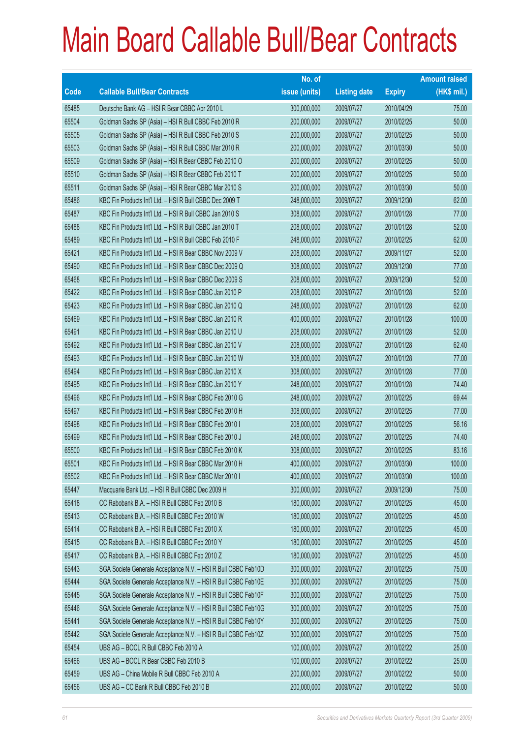# Main Board Callable Bull/Bear Contracts

| Code | Callable Bull/Bear Contracts | No. of issue (units) | Listing date | Expiry | Amount raised (HK$ mil.) |
|---|---|---|---|---|---|
| 65485 | Deutsche Bank AG – HSI R Bear CBBC Apr 2010 L | 300,000,000 | 2009/07/27 | 2010/04/29 | 75.00 |
| 65504 | Goldman Sachs SP (Asia) – HSI R Bull CBBC Feb 2010 R | 200,000,000 | 2009/07/27 | 2010/02/25 | 50.00 |
| 65505 | Goldman Sachs SP (Asia) – HSI R Bull CBBC Feb 2010 S | 200,000,000 | 2009/07/27 | 2010/02/25 | 50.00 |
| 65503 | Goldman Sachs SP (Asia) – HSI R Bull CBBC Mar 2010 R | 200,000,000 | 2009/07/27 | 2010/03/30 | 50.00 |
| 65509 | Goldman Sachs SP (Asia) – HSI R Bear CBBC Feb 2010 O | 200,000,000 | 2009/07/27 | 2010/02/25 | 50.00 |
| 65510 | Goldman Sachs SP (Asia) – HSI R Bear CBBC Feb 2010 T | 200,000,000 | 2009/07/27 | 2010/02/25 | 50.00 |
| 65511 | Goldman Sachs SP (Asia) – HSI R Bear CBBC Mar 2010 S | 200,000,000 | 2009/07/27 | 2010/03/30 | 50.00 |
| 65486 | KBC Fin Products Int'l Ltd. – HSI R Bull CBBC Dec 2009 T | 248,000,000 | 2009/07/27 | 2009/12/30 | 62.00 |
| 65487 | KBC Fin Products Int'l Ltd. – HSI R Bull CBBC Jan 2010 S | 308,000,000 | 2009/07/27 | 2010/01/28 | 77.00 |
| 65488 | KBC Fin Products Int'l Ltd. – HSI R Bull CBBC Jan 2010 T | 208,000,000 | 2009/07/27 | 2010/01/28 | 52.00 |
| 65489 | KBC Fin Products Int'l Ltd. – HSI R Bull CBBC Feb 2010 F | 248,000,000 | 2009/07/27 | 2010/02/25 | 62.00 |
| 65421 | KBC Fin Products Int'l Ltd. – HSI R Bear CBBC Nov 2009 V | 208,000,000 | 2009/07/27 | 2009/11/27 | 52.00 |
| 65490 | KBC Fin Products Int'l Ltd. – HSI R Bear CBBC Dec 2009 Q | 308,000,000 | 2009/07/27 | 2009/12/30 | 77.00 |
| 65468 | KBC Fin Products Int'l Ltd. – HSI R Bear CBBC Dec 2009 S | 208,000,000 | 2009/07/27 | 2009/12/30 | 52.00 |
| 65422 | KBC Fin Products Int'l Ltd. – HSI R Bear CBBC Jan 2010 P | 208,000,000 | 2009/07/27 | 2010/01/28 | 52.00 |
| 65423 | KBC Fin Products Int'l Ltd. – HSI R Bear CBBC Jan 2010 Q | 248,000,000 | 2009/07/27 | 2010/01/28 | 62.00 |
| 65469 | KBC Fin Products Int'l Ltd. – HSI R Bear CBBC Jan 2010 R | 400,000,000 | 2009/07/27 | 2010/01/28 | 100.00 |
| 65491 | KBC Fin Products Int'l Ltd. – HSI R Bear CBBC Jan 2010 U | 208,000,000 | 2009/07/27 | 2010/01/28 | 52.00 |
| 65492 | KBC Fin Products Int'l Ltd. – HSI R Bear CBBC Jan 2010 V | 208,000,000 | 2009/07/27 | 2010/01/28 | 62.40 |
| 65493 | KBC Fin Products Int'l Ltd. – HSI R Bear CBBC Jan 2010 W | 308,000,000 | 2009/07/27 | 2010/01/28 | 77.00 |
| 65494 | KBC Fin Products Int'l Ltd. – HSI R Bear CBBC Jan 2010 X | 308,000,000 | 2009/07/27 | 2010/01/28 | 77.00 |
| 65495 | KBC Fin Products Int'l Ltd. – HSI R Bear CBBC Jan 2010 Y | 248,000,000 | 2009/07/27 | 2010/01/28 | 74.40 |
| 65496 | KBC Fin Products Int'l Ltd. – HSI R Bear CBBC Feb 2010 G | 248,000,000 | 2009/07/27 | 2010/02/25 | 69.44 |
| 65497 | KBC Fin Products Int'l Ltd. – HSI R Bear CBBC Feb 2010 H | 308,000,000 | 2009/07/27 | 2010/02/25 | 77.00 |
| 65498 | KBC Fin Products Int'l Ltd. – HSI R Bear CBBC Feb 2010 I | 208,000,000 | 2009/07/27 | 2010/02/25 | 56.16 |
| 65499 | KBC Fin Products Int'l Ltd. – HSI R Bear CBBC Feb 2010 J | 248,000,000 | 2009/07/27 | 2010/02/25 | 74.40 |
| 65500 | KBC Fin Products Int'l Ltd. – HSI R Bear CBBC Feb 2010 K | 308,000,000 | 2009/07/27 | 2010/02/25 | 83.16 |
| 65501 | KBC Fin Products Int'l Ltd. – HSI R Bear CBBC Mar 2010 H | 400,000,000 | 2009/07/27 | 2010/03/30 | 100.00 |
| 65502 | KBC Fin Products Int'l Ltd. – HSI R Bear CBBC Mar 2010 I | 400,000,000 | 2009/07/27 | 2010/03/30 | 100.00 |
| 65447 | Macquarie Bank Ltd. – HSI R Bull CBBC Dec 2009 H | 300,000,000 | 2009/07/27 | 2009/12/30 | 75.00 |
| 65418 | CC Rabobank B.A. – HSI R Bull CBBC Feb 2010 B | 180,000,000 | 2009/07/27 | 2010/02/25 | 45.00 |
| 65413 | CC Rabobank B.A. – HSI R Bull CBBC Feb 2010 W | 180,000,000 | 2009/07/27 | 2010/02/25 | 45.00 |
| 65414 | CC Rabobank B.A. – HSI R Bull CBBC Feb 2010 X | 180,000,000 | 2009/07/27 | 2010/02/25 | 45.00 |
| 65415 | CC Rabobank B.A. – HSI R Bull CBBC Feb 2010 Y | 180,000,000 | 2009/07/27 | 2010/02/25 | 45.00 |
| 65417 | CC Rabobank B.A. – HSI R Bull CBBC Feb 2010 Z | 180,000,000 | 2009/07/27 | 2010/02/25 | 45.00 |
| 65443 | SGA Societe Generale Acceptance N.V. – HSI R Bull CBBC Feb10D | 300,000,000 | 2009/07/27 | 2010/02/25 | 75.00 |
| 65444 | SGA Societe Generale Acceptance N.V. – HSI R Bull CBBC Feb10E | 300,000,000 | 2009/07/27 | 2010/02/25 | 75.00 |
| 65445 | SGA Societe Generale Acceptance N.V. – HSI R Bull CBBC Feb10F | 300,000,000 | 2009/07/27 | 2010/02/25 | 75.00 |
| 65446 | SGA Societe Generale Acceptance N.V. – HSI R Bull CBBC Feb10G | 300,000,000 | 2009/07/27 | 2010/02/25 | 75.00 |
| 65441 | SGA Societe Generale Acceptance N.V. – HSI R Bull CBBC Feb10Y | 300,000,000 | 2009/07/27 | 2010/02/25 | 75.00 |
| 65442 | SGA Societe Generale Acceptance N.V. – HSI R Bull CBBC Feb10Z | 300,000,000 | 2009/07/27 | 2010/02/25 | 75.00 |
| 65454 | UBS AG – BOCL R Bull CBBC Feb 2010 A | 100,000,000 | 2009/07/27 | 2010/02/22 | 25.00 |
| 65466 | UBS AG – BOCL R Bear CBBC Feb 2010 B | 100,000,000 | 2009/07/27 | 2010/02/22 | 25.00 |
| 65459 | UBS AG – China Mobile R Bull CBBC Feb 2010 A | 200,000,000 | 2009/07/27 | 2010/02/22 | 50.00 |
| 65456 | UBS AG – CC Bank R Bull CBBC Feb 2010 B | 200,000,000 | 2009/07/27 | 2010/02/22 | 50.00 |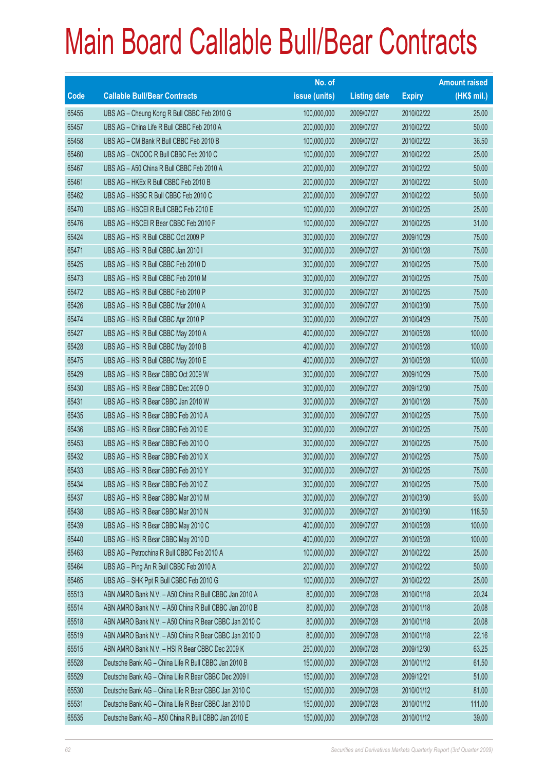# Main Board Callable Bull/Bear Contracts

| Code | Callable Bull/Bear Contracts | No. of issue (units) | Listing date | Expiry | Amount raised (HK$ mil.) |
|---|---|---|---|---|---|
| 65455 | UBS AG – Cheung Kong R Bull CBBC Feb 2010 G | 100,000,000 | 2009/07/27 | 2010/02/22 | 25.00 |
| 65457 | UBS AG – China Life R Bull CBBC Feb 2010 A | 200,000,000 | 2009/07/27 | 2010/02/22 | 50.00 |
| 65458 | UBS AG – CM Bank R Bull CBBC Feb 2010 B | 100,000,000 | 2009/07/27 | 2010/02/22 | 36.50 |
| 65460 | UBS AG – CNOOC R Bull CBBC Feb 2010 C | 100,000,000 | 2009/07/27 | 2010/02/22 | 25.00 |
| 65467 | UBS AG – A50 China R Bull CBBC Feb 2010 A | 200,000,000 | 2009/07/27 | 2010/02/22 | 50.00 |
| 65461 | UBS AG – HKEx R Bull CBBC Feb 2010 B | 200,000,000 | 2009/07/27 | 2010/02/22 | 50.00 |
| 65462 | UBS AG – HSBC R Bull CBBC Feb 2010 C | 200,000,000 | 2009/07/27 | 2010/02/22 | 50.00 |
| 65470 | UBS AG – HSCEI R Bull CBBC Feb 2010 E | 100,000,000 | 2009/07/27 | 2010/02/25 | 25.00 |
| 65476 | UBS AG – HSCEI R Bear CBBC Feb 2010 F | 100,000,000 | 2009/07/27 | 2010/02/25 | 31.00 |
| 65424 | UBS AG – HSI R Bull CBBC Oct 2009 P | 300,000,000 | 2009/07/27 | 2009/10/29 | 75.00 |
| 65471 | UBS AG – HSI R Bull CBBC Jan 2010 I | 300,000,000 | 2009/07/27 | 2010/01/28 | 75.00 |
| 65425 | UBS AG – HSI R Bull CBBC Feb 2010 D | 300,000,000 | 2009/07/27 | 2010/02/25 | 75.00 |
| 65473 | UBS AG – HSI R Bull CBBC Feb 2010 M | 300,000,000 | 2009/07/27 | 2010/02/25 | 75.00 |
| 65472 | UBS AG – HSI R Bull CBBC Feb 2010 P | 300,000,000 | 2009/07/27 | 2010/02/25 | 75.00 |
| 65426 | UBS AG – HSI R Bull CBBC Mar 2010 A | 300,000,000 | 2009/07/27 | 2010/03/30 | 75.00 |
| 65474 | UBS AG – HSI R Bull CBBC Apr 2010 P | 300,000,000 | 2009/07/27 | 2010/04/29 | 75.00 |
| 65427 | UBS AG – HSI R Bull CBBC May 2010 A | 400,000,000 | 2009/07/27 | 2010/05/28 | 100.00 |
| 65428 | UBS AG – HSI R Bull CBBC May 2010 B | 400,000,000 | 2009/07/27 | 2010/05/28 | 100.00 |
| 65475 | UBS AG – HSI R Bull CBBC May 2010 E | 400,000,000 | 2009/07/27 | 2010/05/28 | 100.00 |
| 65429 | UBS AG – HSI R Bear CBBC Oct 2009 W | 300,000,000 | 2009/07/27 | 2009/10/29 | 75.00 |
| 65430 | UBS AG – HSI R Bear CBBC Dec 2009 O | 300,000,000 | 2009/07/27 | 2009/12/30 | 75.00 |
| 65431 | UBS AG – HSI R Bear CBBC Jan 2010 W | 300,000,000 | 2009/07/27 | 2010/01/28 | 75.00 |
| 65435 | UBS AG – HSI R Bear CBBC Feb 2010 A | 300,000,000 | 2009/07/27 | 2010/02/25 | 75.00 |
| 65436 | UBS AG – HSI R Bear CBBC Feb 2010 E | 300,000,000 | 2009/07/27 | 2010/02/25 | 75.00 |
| 65453 | UBS AG – HSI R Bear CBBC Feb 2010 O | 300,000,000 | 2009/07/27 | 2010/02/25 | 75.00 |
| 65432 | UBS AG – HSI R Bear CBBC Feb 2010 X | 300,000,000 | 2009/07/27 | 2010/02/25 | 75.00 |
| 65433 | UBS AG – HSI R Bear CBBC Feb 2010 Y | 300,000,000 | 2009/07/27 | 2010/02/25 | 75.00 |
| 65434 | UBS AG – HSI R Bear CBBC Feb 2010 Z | 300,000,000 | 2009/07/27 | 2010/02/25 | 75.00 |
| 65437 | UBS AG – HSI R Bear CBBC Mar 2010 M | 300,000,000 | 2009/07/27 | 2010/03/30 | 93.00 |
| 65438 | UBS AG – HSI R Bear CBBC Mar 2010 N | 300,000,000 | 2009/07/27 | 2010/03/30 | 118.50 |
| 65439 | UBS AG – HSI R Bear CBBC May 2010 C | 400,000,000 | 2009/07/27 | 2010/05/28 | 100.00 |
| 65440 | UBS AG – HSI R Bear CBBC May 2010 D | 400,000,000 | 2009/07/27 | 2010/05/28 | 100.00 |
| 65463 | UBS AG – Petrochina R Bull CBBC Feb 2010 A | 100,000,000 | 2009/07/27 | 2010/02/22 | 25.00 |
| 65464 | UBS AG – Ping An R Bull CBBC Feb 2010 A | 200,000,000 | 2009/07/27 | 2010/02/22 | 50.00 |
| 65465 | UBS AG – SHK Ppt R Bull CBBC Feb 2010 G | 100,000,000 | 2009/07/27 | 2010/02/22 | 25.00 |
| 65513 | ABN AMRO Bank N.V. – A50 China R Bull CBBC Jan 2010 A | 80,000,000 | 2009/07/28 | 2010/01/18 | 20.24 |
| 65514 | ABN AMRO Bank N.V. – A50 China R Bull CBBC Jan 2010 B | 80,000,000 | 2009/07/28 | 2010/01/18 | 20.08 |
| 65518 | ABN AMRO Bank N.V. – A50 China R Bear CBBC Jan 2010 C | 80,000,000 | 2009/07/28 | 2010/01/18 | 20.08 |
| 65519 | ABN AMRO Bank N.V. – A50 China R Bear CBBC Jan 2010 D | 80,000,000 | 2009/07/28 | 2010/01/18 | 22.16 |
| 65515 | ABN AMRO Bank N.V. – HSI R Bear CBBC Dec 2009 K | 250,000,000 | 2009/07/28 | 2009/12/30 | 63.25 |
| 65528 | Deutsche Bank AG – China Life R Bull CBBC Jan 2010 B | 150,000,000 | 2009/07/28 | 2010/01/12 | 61.50 |
| 65529 | Deutsche Bank AG – China Life R Bear CBBC Dec 2009 I | 150,000,000 | 2009/07/28 | 2009/12/21 | 51.00 |
| 65530 | Deutsche Bank AG – China Life R Bear CBBC Jan 2010 C | 150,000,000 | 2009/07/28 | 2010/01/12 | 81.00 |
| 65531 | Deutsche Bank AG – China Life R Bear CBBC Jan 2010 D | 150,000,000 | 2009/07/28 | 2010/01/12 | 111.00 |
| 65535 | Deutsche Bank AG – A50 China R Bull CBBC Jan 2010 E | 150,000,000 | 2009/07/28 | 2010/01/12 | 39.00 |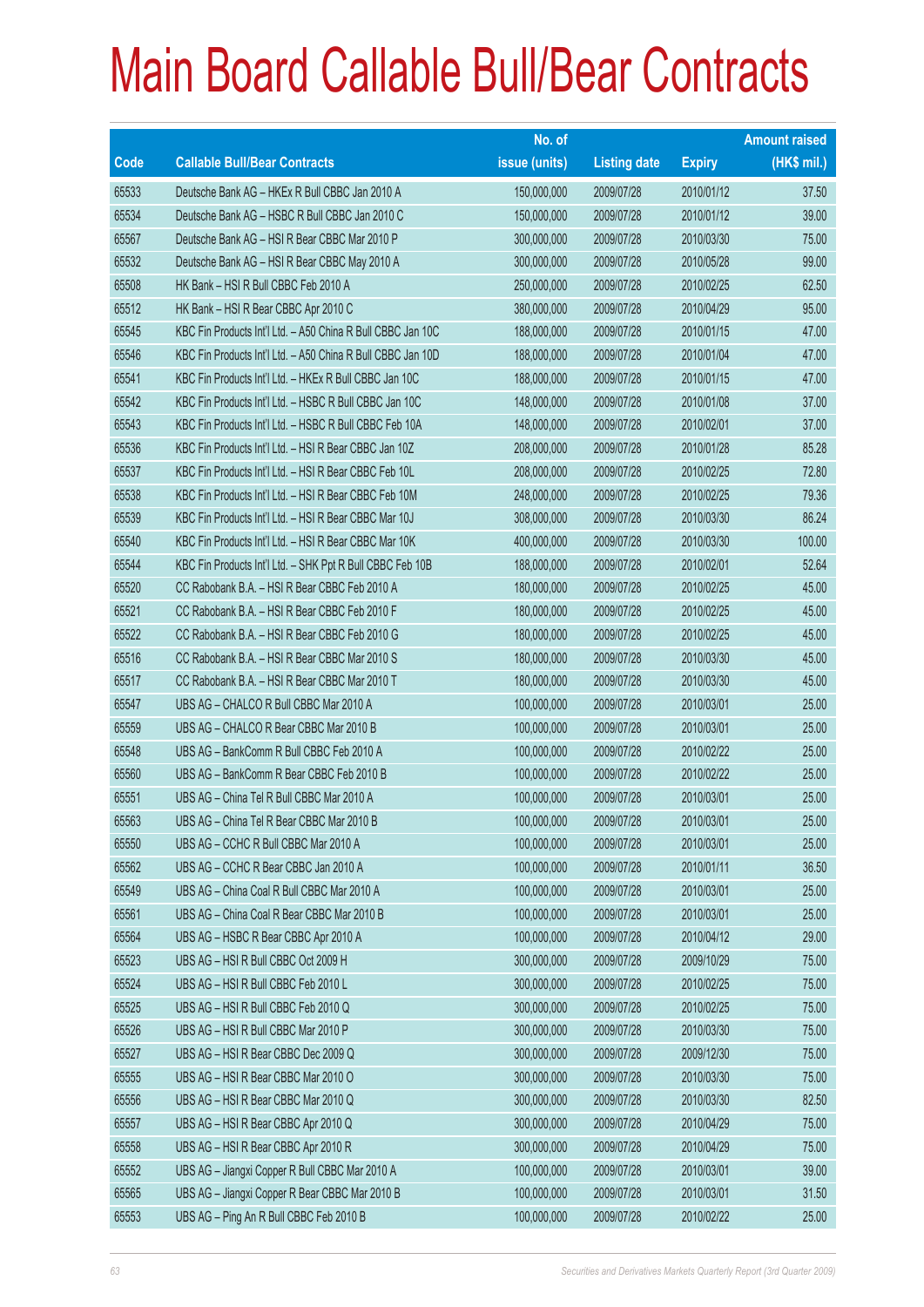# Main Board Callable Bull/Bear Contracts

| Code | Callable Bull/Bear Contracts | No. of issue (units) | Listing date | Expiry | Amount raised (HK$ mil.) |
|---|---|---|---|---|---|
| 65533 | Deutsche Bank AG – HKEx R Bull CBBC Jan 2010 A | 150,000,000 | 2009/07/28 | 2010/01/12 | 37.50 |
| 65534 | Deutsche Bank AG – HSBC R Bull CBBC Jan 2010 C | 150,000,000 | 2009/07/28 | 2010/01/12 | 39.00 |
| 65567 | Deutsche Bank AG – HSI R Bear CBBC Mar 2010 P | 300,000,000 | 2009/07/28 | 2010/03/30 | 75.00 |
| 65532 | Deutsche Bank AG – HSI R Bear CBBC May 2010 A | 300,000,000 | 2009/07/28 | 2010/05/28 | 99.00 |
| 65508 | HK Bank – HSI R Bull CBBC Feb 2010 A | 250,000,000 | 2009/07/28 | 2010/02/25 | 62.50 |
| 65512 | HK Bank – HSI R Bear CBBC Apr 2010 C | 380,000,000 | 2009/07/28 | 2010/04/29 | 95.00 |
| 65545 | KBC Fin Products Int'l Ltd. – A50 China R Bull CBBC Jan 10C | 188,000,000 | 2009/07/28 | 2010/01/15 | 47.00 |
| 65546 | KBC Fin Products Int'l Ltd. – A50 China R Bull CBBC Jan 10D | 188,000,000 | 2009/07/28 | 2010/01/04 | 47.00 |
| 65541 | KBC Fin Products Int'l Ltd. – HKEx R Bull CBBC Jan 10C | 188,000,000 | 2009/07/28 | 2010/01/15 | 47.00 |
| 65542 | KBC Fin Products Int'l Ltd. – HSBC R Bull CBBC Jan 10C | 148,000,000 | 2009/07/28 | 2010/01/08 | 37.00 |
| 65543 | KBC Fin Products Int'l Ltd. – HSBC R Bull CBBC Feb 10A | 148,000,000 | 2009/07/28 | 2010/02/01 | 37.00 |
| 65536 | KBC Fin Products Int'l Ltd. – HSI R Bear CBBC Jan 10Z | 208,000,000 | 2009/07/28 | 2010/01/28 | 85.28 |
| 65537 | KBC Fin Products Int'l Ltd. – HSI R Bear CBBC Feb 10L | 208,000,000 | 2009/07/28 | 2010/02/25 | 72.80 |
| 65538 | KBC Fin Products Int'l Ltd. – HSI R Bear CBBC Feb 10M | 248,000,000 | 2009/07/28 | 2010/02/25 | 79.36 |
| 65539 | KBC Fin Products Int'l Ltd. – HSI R Bear CBBC Mar 10J | 308,000,000 | 2009/07/28 | 2010/03/30 | 86.24 |
| 65540 | KBC Fin Products Int'l Ltd. – HSI R Bear CBBC Mar 10K | 400,000,000 | 2009/07/28 | 2010/03/30 | 100.00 |
| 65544 | KBC Fin Products Int'l Ltd. – SHK Ppt R Bull CBBC Feb 10B | 188,000,000 | 2009/07/28 | 2010/02/01 | 52.64 |
| 65520 | CC Rabobank B.A. – HSI R Bear CBBC Feb 2010 A | 180,000,000 | 2009/07/28 | 2010/02/25 | 45.00 |
| 65521 | CC Rabobank B.A. – HSI R Bear CBBC Feb 2010 F | 180,000,000 | 2009/07/28 | 2010/02/25 | 45.00 |
| 65522 | CC Rabobank B.A. – HSI R Bear CBBC Feb 2010 G | 180,000,000 | 2009/07/28 | 2010/02/25 | 45.00 |
| 65516 | CC Rabobank B.A. – HSI R Bear CBBC Mar 2010 S | 180,000,000 | 2009/07/28 | 2010/03/30 | 45.00 |
| 65517 | CC Rabobank B.A. – HSI R Bear CBBC Mar 2010 T | 180,000,000 | 2009/07/28 | 2010/03/30 | 45.00 |
| 65547 | UBS AG – CHALCO R Bull CBBC Mar 2010 A | 100,000,000 | 2009/07/28 | 2010/03/01 | 25.00 |
| 65559 | UBS AG – CHALCO R Bear CBBC Mar 2010 B | 100,000,000 | 2009/07/28 | 2010/03/01 | 25.00 |
| 65548 | UBS AG – BankComm R Bull CBBC Feb 2010 A | 100,000,000 | 2009/07/28 | 2010/02/22 | 25.00 |
| 65560 | UBS AG – BankComm R Bear CBBC Feb 2010 B | 100,000,000 | 2009/07/28 | 2010/02/22 | 25.00 |
| 65551 | UBS AG – China Tel R Bull CBBC Mar 2010 A | 100,000,000 | 2009/07/28 | 2010/03/01 | 25.00 |
| 65563 | UBS AG – China Tel R Bear CBBC Mar 2010 B | 100,000,000 | 2009/07/28 | 2010/03/01 | 25.00 |
| 65550 | UBS AG – CCHC R Bull CBBC Mar 2010 A | 100,000,000 | 2009/07/28 | 2010/03/01 | 25.00 |
| 65562 | UBS AG – CCHC R Bear CBBC Jan 2010 A | 100,000,000 | 2009/07/28 | 2010/01/11 | 36.50 |
| 65549 | UBS AG – China Coal R Bull CBBC Mar 2010 A | 100,000,000 | 2009/07/28 | 2010/03/01 | 25.00 |
| 65561 | UBS AG – China Coal R Bear CBBC Mar 2010 B | 100,000,000 | 2009/07/28 | 2010/03/01 | 25.00 |
| 65564 | UBS AG – HSBC R Bear CBBC Apr 2010 A | 100,000,000 | 2009/07/28 | 2010/04/12 | 29.00 |
| 65523 | UBS AG – HSI R Bull CBBC Oct 2009 H | 300,000,000 | 2009/07/28 | 2009/10/29 | 75.00 |
| 65524 | UBS AG – HSI R Bull CBBC Feb 2010 L | 300,000,000 | 2009/07/28 | 2010/02/25 | 75.00 |
| 65525 | UBS AG – HSI R Bull CBBC Feb 2010 Q | 300,000,000 | 2009/07/28 | 2010/02/25 | 75.00 |
| 65526 | UBS AG – HSI R Bull CBBC Mar 2010 P | 300,000,000 | 2009/07/28 | 2010/03/30 | 75.00 |
| 65527 | UBS AG – HSI R Bear CBBC Dec 2009 Q | 300,000,000 | 2009/07/28 | 2009/12/30 | 75.00 |
| 65555 | UBS AG – HSI R Bear CBBC Mar 2010 O | 300,000,000 | 2009/07/28 | 2010/03/30 | 75.00 |
| 65556 | UBS AG – HSI R Bear CBBC Mar 2010 Q | 300,000,000 | 2009/07/28 | 2010/03/30 | 82.50 |
| 65557 | UBS AG – HSI R Bear CBBC Apr 2010 Q | 300,000,000 | 2009/07/28 | 2010/04/29 | 75.00 |
| 65558 | UBS AG – HSI R Bear CBBC Apr 2010 R | 300,000,000 | 2009/07/28 | 2010/04/29 | 75.00 |
| 65552 | UBS AG – Jiangxi Copper R Bull CBBC Mar 2010 A | 100,000,000 | 2009/07/28 | 2010/03/01 | 39.00 |
| 65565 | UBS AG – Jiangxi Copper R Bear CBBC Mar 2010 B | 100,000,000 | 2009/07/28 | 2010/03/01 | 31.50 |
| 65553 | UBS AG – Ping An R Bull CBBC Feb 2010 B | 100,000,000 | 2009/07/28 | 2010/02/22 | 25.00 |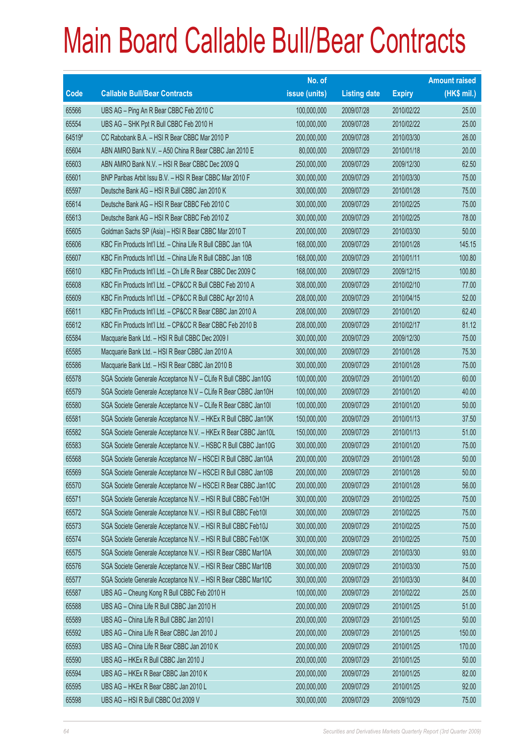# Main Board Callable Bull/Bear Contracts

| Code | Callable Bull/Bear Contracts | No. of issue (units) | Listing date | Expiry | Amount raised (HK$ mil.) |
|---|---|---|---|---|---|
| 65566 | UBS AG – Ping An R Bear CBBC Feb 2010 C | 100,000,000 | 2009/07/28 | 2010/02/22 | 25.00 |
| 65554 | UBS AG – SHK Ppt R Bull CBBC Feb 2010 H | 100,000,000 | 2009/07/28 | 2010/02/22 | 25.00 |
| 64519# | CC Rabobank B.A. – HSI R Bear CBBC Mar 2010 P | 200,000,000 | 2009/07/28 | 2010/03/30 | 26.00 |
| 65604 | ABN AMRO Bank N.V. – A50 China R Bear CBBC Jan 2010 E | 80,000,000 | 2009/07/29 | 2010/01/18 | 20.00 |
| 65603 | ABN AMRO Bank N.V. – HSI R Bear CBBC Dec 2009 Q | 250,000,000 | 2009/07/29 | 2009/12/30 | 62.50 |
| 65601 | BNP Paribas Arbit Issu B.V. – HSI R Bear CBBC Mar 2010 F | 300,000,000 | 2009/07/29 | 2010/03/30 | 75.00 |
| 65597 | Deutsche Bank AG – HSI R Bull CBBC Jan 2010 K | 300,000,000 | 2009/07/29 | 2010/01/28 | 75.00 |
| 65614 | Deutsche Bank AG – HSI R Bear CBBC Feb 2010 C | 300,000,000 | 2009/07/29 | 2010/02/25 | 75.00 |
| 65613 | Deutsche Bank AG – HSI R Bear CBBC Feb 2010 Z | 300,000,000 | 2009/07/29 | 2010/02/25 | 78.00 |
| 65605 | Goldman Sachs SP (Asia) – HSI R Bear CBBC Mar 2010 T | 200,000,000 | 2009/07/29 | 2010/03/30 | 50.00 |
| 65606 | KBC Fin Products Int'l Ltd. – China Life R Bull CBBC Jan 10A | 168,000,000 | 2009/07/29 | 2010/01/28 | 145.15 |
| 65607 | KBC Fin Products Int'l Ltd. – China Life R Bull CBBC Jan 10B | 168,000,000 | 2009/07/29 | 2010/01/11 | 100.80 |
| 65610 | KBC Fin Products Int'l Ltd. – Ch Life R Bear CBBC Dec 2009 C | 168,000,000 | 2009/07/29 | 2009/12/15 | 100.80 |
| 65608 | KBC Fin Products Int'l Ltd. – CP&CC R Bull CBBC Feb 2010 A | 308,000,000 | 2009/07/29 | 2010/02/10 | 77.00 |
| 65609 | KBC Fin Products Int'l Ltd. – CP&CC R Bull CBBC Apr 2010 A | 208,000,000 | 2009/07/29 | 2010/04/15 | 52.00 |
| 65611 | KBC Fin Products Int'l Ltd. – CP&CC R Bear CBBC Jan 2010 A | 208,000,000 | 2009/07/29 | 2010/01/20 | 62.40 |
| 65612 | KBC Fin Products Int'l Ltd. – CP&CC R Bear CBBC Feb 2010 B | 208,000,000 | 2009/07/29 | 2010/02/17 | 81.12 |
| 65584 | Macquarie Bank Ltd. – HSI R Bull CBBC Dec 2009 I | 300,000,000 | 2009/07/29 | 2009/12/30 | 75.00 |
| 65585 | Macquarie Bank Ltd. – HSI R Bear CBBC Jan 2010 A | 300,000,000 | 2009/07/29 | 2010/01/28 | 75.30 |
| 65586 | Macquarie Bank Ltd. – HSI R Bear CBBC Jan 2010 B | 300,000,000 | 2009/07/29 | 2010/01/28 | 75.00 |
| 65578 | SGA Societe Generale Acceptance N.V – CLife R Bull CBBC Jan10G | 100,000,000 | 2009/07/29 | 2010/01/20 | 60.00 |
| 65579 | SGA Societe Generale Acceptance N.V – CLife R Bear CBBC Jan10H | 100,000,000 | 2009/07/29 | 2010/01/20 | 40.00 |
| 65580 | SGA Societe Generale Acceptance N.V – CLife R Bear CBBC Jan10I | 100,000,000 | 2009/07/29 | 2010/01/20 | 50.00 |
| 65581 | SGA Societe Generale Acceptance N.V. – HKEx R Bull CBBC Jan10K | 150,000,000 | 2009/07/29 | 2010/01/13 | 37.50 |
| 65582 | SGA Societe Generale Acceptance N.V. – HKEx R Bear CBBC Jan10L | 150,000,000 | 2009/07/29 | 2010/01/13 | 51.00 |
| 65583 | SGA Societe Generale Acceptance N.V. – HSBC R Bull CBBC Jan10G | 300,000,000 | 2009/07/29 | 2010/01/20 | 75.00 |
| 65568 | SGA Societe Generale Acceptance NV – HSCEI R Bull CBBC Jan10A | 200,000,000 | 2009/07/29 | 2010/01/28 | 50.00 |
| 65569 | SGA Societe Generale Acceptance NV – HSCEI R Bull CBBC Jan10B | 200,000,000 | 2009/07/29 | 2010/01/28 | 50.00 |
| 65570 | SGA Societe Generale Acceptance NV – HSCEI R Bear CBBC Jan10C | 200,000,000 | 2009/07/29 | 2010/01/28 | 56.00 |
| 65571 | SGA Societe Generale Acceptance N.V. – HSI R Bull CBBC Feb10H | 300,000,000 | 2009/07/29 | 2010/02/25 | 75.00 |
| 65572 | SGA Societe Generale Acceptance N.V. – HSI R Bull CBBC Feb10I | 300,000,000 | 2009/07/29 | 2010/02/25 | 75.00 |
| 65573 | SGA Societe Generale Acceptance N.V. – HSI R Bull CBBC Feb10J | 300,000,000 | 2009/07/29 | 2010/02/25 | 75.00 |
| 65574 | SGA Societe Generale Acceptance N.V. – HSI R Bull CBBC Feb10K | 300,000,000 | 2009/07/29 | 2010/02/25 | 75.00 |
| 65575 | SGA Societe Generale Acceptance N.V. – HSI R Bear CBBC Mar10A | 300,000,000 | 2009/07/29 | 2010/03/30 | 93.00 |
| 65576 | SGA Societe Generale Acceptance N.V. – HSI R Bear CBBC Mar10B | 300,000,000 | 2009/07/29 | 2010/03/30 | 75.00 |
| 65577 | SGA Societe Generale Acceptance N.V. – HSI R Bear CBBC Mar10C | 300,000,000 | 2009/07/29 | 2010/03/30 | 84.00 |
| 65587 | UBS AG – Cheung Kong R Bull CBBC Feb 2010 H | 100,000,000 | 2009/07/29 | 2010/02/22 | 25.00 |
| 65588 | UBS AG – China Life R Bull CBBC Jan 2010 H | 200,000,000 | 2009/07/29 | 2010/01/25 | 51.00 |
| 65589 | UBS AG – China Life R Bull CBBC Jan 2010 I | 200,000,000 | 2009/07/29 | 2010/01/25 | 50.00 |
| 65592 | UBS AG – China Life R Bear CBBC Jan 2010 J | 200,000,000 | 2009/07/29 | 2010/01/25 | 150.00 |
| 65593 | UBS AG – China Life R Bear CBBC Jan 2010 K | 200,000,000 | 2009/07/29 | 2010/01/25 | 170.00 |
| 65590 | UBS AG – HKEx R Bull CBBC Jan 2010 J | 200,000,000 | 2009/07/29 | 2010/01/25 | 50.00 |
| 65594 | UBS AG – HKEx R Bear CBBC Jan 2010 K | 200,000,000 | 2009/07/29 | 2010/01/25 | 82.00 |
| 65595 | UBS AG – HKEx R Bear CBBC Jan 2010 L | 200,000,000 | 2009/07/29 | 2010/01/25 | 92.00 |
| 65598 | UBS AG – HSI R Bull CBBC Oct 2009 V | 300,000,000 | 2009/07/29 | 2009/10/29 | 75.00 |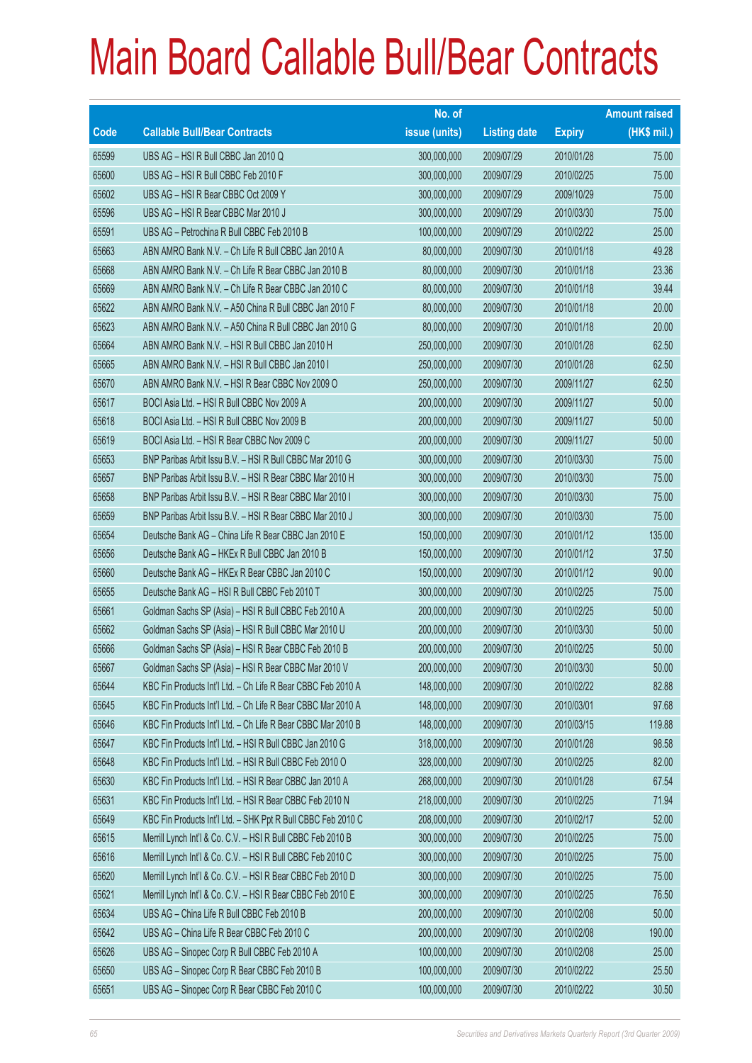# Main Board Callable Bull/Bear Contracts

| Code | Callable Bull/Bear Contracts | No. of issue (units) | Listing date | Expiry | Amount raised (HK$ mil.) |
|---|---|---|---|---|---|
| 65599 | UBS AG – HSI R Bull CBBC Jan 2010 Q | 300,000,000 | 2009/07/29 | 2010/01/28 | 75.00 |
| 65600 | UBS AG – HSI R Bull CBBC Feb 2010 F | 300,000,000 | 2009/07/29 | 2010/02/25 | 75.00 |
| 65602 | UBS AG – HSI R Bear CBBC Oct 2009 Y | 300,000,000 | 2009/07/29 | 2009/10/29 | 75.00 |
| 65596 | UBS AG – HSI R Bear CBBC Mar 2010 J | 300,000,000 | 2009/07/29 | 2010/03/30 | 75.00 |
| 65591 | UBS AG – Petrochina R Bull CBBC Feb 2010 B | 100,000,000 | 2009/07/29 | 2010/02/22 | 25.00 |
| 65663 | ABN AMRO Bank N.V. – Ch Life R Bull CBBC Jan 2010 A | 80,000,000 | 2009/07/30 | 2010/01/18 | 49.28 |
| 65668 | ABN AMRO Bank N.V. – Ch Life R Bear CBBC Jan 2010 B | 80,000,000 | 2009/07/30 | 2010/01/18 | 23.36 |
| 65669 | ABN AMRO Bank N.V. – Ch Life R Bear CBBC Jan 2010 C | 80,000,000 | 2009/07/30 | 2010/01/18 | 39.44 |
| 65622 | ABN AMRO Bank N.V. – A50 China R Bull CBBC Jan 2010 F | 80,000,000 | 2009/07/30 | 2010/01/18 | 20.00 |
| 65623 | ABN AMRO Bank N.V. – A50 China R Bull CBBC Jan 2010 G | 80,000,000 | 2009/07/30 | 2010/01/18 | 20.00 |
| 65664 | ABN AMRO Bank N.V. – HSI R Bull CBBC Jan 2010 H | 250,000,000 | 2009/07/30 | 2010/01/28 | 62.50 |
| 65665 | ABN AMRO Bank N.V. – HSI R Bull CBBC Jan 2010 I | 250,000,000 | 2009/07/30 | 2010/01/28 | 62.50 |
| 65670 | ABN AMRO Bank N.V. – HSI R Bear CBBC Nov 2009 O | 250,000,000 | 2009/07/30 | 2009/11/27 | 62.50 |
| 65617 | BOCI Asia Ltd. – HSI R Bull CBBC Nov 2009 A | 200,000,000 | 2009/07/30 | 2009/11/27 | 50.00 |
| 65618 | BOCI Asia Ltd. – HSI R Bull CBBC Nov 2009 B | 200,000,000 | 2009/07/30 | 2009/11/27 | 50.00 |
| 65619 | BOCI Asia Ltd. – HSI R Bear CBBC Nov 2009 C | 200,000,000 | 2009/07/30 | 2009/11/27 | 50.00 |
| 65653 | BNP Paribas Arbit Issu B.V. – HSI R Bull CBBC Mar 2010 G | 300,000,000 | 2009/07/30 | 2010/03/30 | 75.00 |
| 65657 | BNP Paribas Arbit Issu B.V. – HSI R Bear CBBC Mar 2010 H | 300,000,000 | 2009/07/30 | 2010/03/30 | 75.00 |
| 65658 | BNP Paribas Arbit Issu B.V. – HSI R Bear CBBC Mar 2010 I | 300,000,000 | 2009/07/30 | 2010/03/30 | 75.00 |
| 65659 | BNP Paribas Arbit Issu B.V. – HSI R Bear CBBC Mar 2010 J | 300,000,000 | 2009/07/30 | 2010/03/30 | 75.00 |
| 65654 | Deutsche Bank AG – China Life R Bear CBBC Jan 2010 E | 150,000,000 | 2009/07/30 | 2010/01/12 | 135.00 |
| 65656 | Deutsche Bank AG – HKEx R Bull CBBC Jan 2010 B | 150,000,000 | 2009/07/30 | 2010/01/12 | 37.50 |
| 65660 | Deutsche Bank AG – HKEx R Bear CBBC Jan 2010 C | 150,000,000 | 2009/07/30 | 2010/01/12 | 90.00 |
| 65655 | Deutsche Bank AG – HSI R Bull CBBC Feb 2010 T | 300,000,000 | 2009/07/30 | 2010/02/25 | 75.00 |
| 65661 | Goldman Sachs SP (Asia) – HSI R Bull CBBC Feb 2010 A | 200,000,000 | 2009/07/30 | 2010/02/25 | 50.00 |
| 65662 | Goldman Sachs SP (Asia) – HSI R Bull CBBC Mar 2010 U | 200,000,000 | 2009/07/30 | 2010/03/30 | 50.00 |
| 65666 | Goldman Sachs SP (Asia) – HSI R Bear CBBC Feb 2010 B | 200,000,000 | 2009/07/30 | 2010/02/25 | 50.00 |
| 65667 | Goldman Sachs SP (Asia) – HSI R Bear CBBC Mar 2010 V | 200,000,000 | 2009/07/30 | 2010/03/30 | 50.00 |
| 65644 | KBC Fin Products Int'l Ltd. – Ch Life R Bear CBBC Feb 2010 A | 148,000,000 | 2009/07/30 | 2010/02/22 | 82.88 |
| 65645 | KBC Fin Products Int'l Ltd. – Ch Life R Bear CBBC Mar 2010 A | 148,000,000 | 2009/07/30 | 2010/03/01 | 97.68 |
| 65646 | KBC Fin Products Int'l Ltd. – Ch Life R Bear CBBC Mar 2010 B | 148,000,000 | 2009/07/30 | 2010/03/15 | 119.88 |
| 65647 | KBC Fin Products Int'l Ltd. – HSI R Bull CBBC Jan 2010 G | 318,000,000 | 2009/07/30 | 2010/01/28 | 98.58 |
| 65648 | KBC Fin Products Int'l Ltd. – HSI R Bull CBBC Feb 2010 O | 328,000,000 | 2009/07/30 | 2010/02/25 | 82.00 |
| 65630 | KBC Fin Products Int'l Ltd. – HSI R Bear CBBC Jan 2010 A | 268,000,000 | 2009/07/30 | 2010/01/28 | 67.54 |
| 65631 | KBC Fin Products Int'l Ltd. – HSI R Bear CBBC Feb 2010 N | 218,000,000 | 2009/07/30 | 2010/02/25 | 71.94 |
| 65649 | KBC Fin Products Int'l Ltd. – SHK Ppt R Bull CBBC Feb 2010 C | 208,000,000 | 2009/07/30 | 2010/02/17 | 52.00 |
| 65615 | Merrill Lynch Int'l & Co. C.V. – HSI R Bull CBBC Feb 2010 B | 300,000,000 | 2009/07/30 | 2010/02/25 | 75.00 |
| 65616 | Merrill Lynch Int'l & Co. C.V. – HSI R Bull CBBC Feb 2010 C | 300,000,000 | 2009/07/30 | 2010/02/25 | 75.00 |
| 65620 | Merrill Lynch Int'l & Co. C.V. – HSI R Bear CBBC Feb 2010 D | 300,000,000 | 2009/07/30 | 2010/02/25 | 75.00 |
| 65621 | Merrill Lynch Int'l & Co. C.V. – HSI R Bear CBBC Feb 2010 E | 300,000,000 | 2009/07/30 | 2010/02/25 | 76.50 |
| 65634 | UBS AG – China Life R Bull CBBC Feb 2010 B | 200,000,000 | 2009/07/30 | 2010/02/08 | 50.00 |
| 65642 | UBS AG – China Life R Bear CBBC Feb 2010 C | 200,000,000 | 2009/07/30 | 2010/02/08 | 190.00 |
| 65626 | UBS AG – Sinopec Corp R Bull CBBC Feb 2010 A | 100,000,000 | 2009/07/30 | 2010/02/08 | 25.00 |
| 65650 | UBS AG – Sinopec Corp R Bear CBBC Feb 2010 B | 100,000,000 | 2009/07/30 | 2010/02/22 | 25.50 |
| 65651 | UBS AG – Sinopec Corp R Bear CBBC Feb 2010 C | 100,000,000 | 2009/07/30 | 2010/02/22 | 30.50 |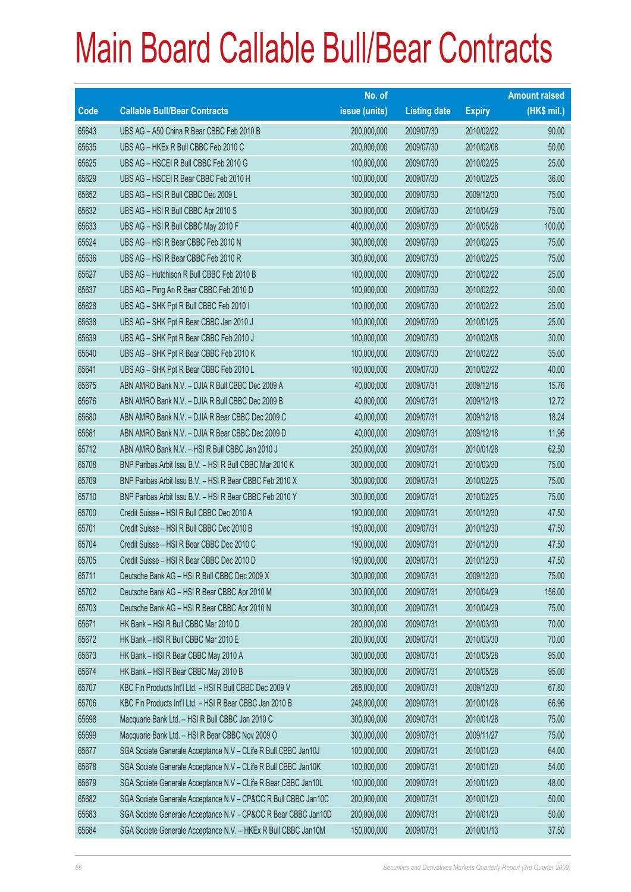# Main Board Callable Bull/Bear Contracts

| Code | Callable Bull/Bear Contracts | No. of issue (units) | Listing date | Expiry | Amount raised (HK$ mil.) |
|---|---|---|---|---|---|
| 65643 | UBS AG – A50 China R Bear CBBC Feb 2010 B | 200,000,000 | 2009/07/30 | 2010/02/22 | 90.00 |
| 65635 | UBS AG – HKEx R Bull CBBC Feb 2010 C | 200,000,000 | 2009/07/30 | 2010/02/08 | 50.00 |
| 65625 | UBS AG – HSCEI R Bull CBBC Feb 2010 G | 100,000,000 | 2009/07/30 | 2010/02/25 | 25.00 |
| 65629 | UBS AG – HSCEI R Bear CBBC Feb 2010 H | 100,000,000 | 2009/07/30 | 2010/02/25 | 36.00 |
| 65652 | UBS AG – HSI R Bull CBBC Dec 2009 L | 300,000,000 | 2009/07/30 | 2009/12/30 | 75.00 |
| 65632 | UBS AG – HSI R Bull CBBC Apr 2010 S | 300,000,000 | 2009/07/30 | 2010/04/29 | 75.00 |
| 65633 | UBS AG – HSI R Bull CBBC May 2010 F | 400,000,000 | 2009/07/30 | 2010/05/28 | 100.00 |
| 65624 | UBS AG – HSI R Bear CBBC Feb 2010 N | 300,000,000 | 2009/07/30 | 2010/02/25 | 75.00 |
| 65636 | UBS AG – HSI R Bear CBBC Feb 2010 R | 300,000,000 | 2009/07/30 | 2010/02/25 | 75.00 |
| 65627 | UBS AG – Hutchison R Bull CBBC Feb 2010 B | 100,000,000 | 2009/07/30 | 2010/02/22 | 25.00 |
| 65637 | UBS AG – Ping An R Bear CBBC Feb 2010 D | 100,000,000 | 2009/07/30 | 2010/02/22 | 30.00 |
| 65628 | UBS AG – SHK Ppt R Bull CBBC Feb 2010 I | 100,000,000 | 2009/07/30 | 2010/02/22 | 25.00 |
| 65638 | UBS AG – SHK Ppt R Bear CBBC Jan 2010 J | 100,000,000 | 2009/07/30 | 2010/01/25 | 25.00 |
| 65639 | UBS AG – SHK Ppt R Bear CBBC Feb 2010 J | 100,000,000 | 2009/07/30 | 2010/02/08 | 30.00 |
| 65640 | UBS AG – SHK Ppt R Bear CBBC Feb 2010 K | 100,000,000 | 2009/07/30 | 2010/02/22 | 35.00 |
| 65641 | UBS AG – SHK Ppt R Bear CBBC Feb 2010 L | 100,000,000 | 2009/07/30 | 2010/02/22 | 40.00 |
| 65675 | ABN AMRO Bank N.V. – DJIA R Bull CBBC Dec 2009 A | 40,000,000 | 2009/07/31 | 2009/12/18 | 15.76 |
| 65676 | ABN AMRO Bank N.V. – DJIA R Bull CBBC Dec 2009 B | 40,000,000 | 2009/07/31 | 2009/12/18 | 12.72 |
| 65680 | ABN AMRO Bank N.V. – DJIA R Bear CBBC Dec 2009 C | 40,000,000 | 2009/07/31 | 2009/12/18 | 18.24 |
| 65681 | ABN AMRO Bank N.V. – DJIA R Bear CBBC Dec 2009 D | 40,000,000 | 2009/07/31 | 2009/12/18 | 11.96 |
| 65712 | ABN AMRO Bank N.V. – HSI R Bull CBBC Jan 2010 J | 250,000,000 | 2009/07/31 | 2010/01/28 | 62.50 |
| 65708 | BNP Paribas Arbit Issu B.V. – HSI R Bull CBBC Mar 2010 K | 300,000,000 | 2009/07/31 | 2010/03/30 | 75.00 |
| 65709 | BNP Paribas Arbit Issu B.V. – HSI R Bear CBBC Feb 2010 X | 300,000,000 | 2009/07/31 | 2010/02/25 | 75.00 |
| 65710 | BNP Paribas Arbit Issu B.V. – HSI R Bear CBBC Feb 2010 Y | 300,000,000 | 2009/07/31 | 2010/02/25 | 75.00 |
| 65700 | Credit Suisse – HSI R Bull CBBC Dec 2010 A | 190,000,000 | 2009/07/31 | 2010/12/30 | 47.50 |
| 65701 | Credit Suisse – HSI R Bull CBBC Dec 2010 B | 190,000,000 | 2009/07/31 | 2010/12/30 | 47.50 |
| 65704 | Credit Suisse – HSI R Bear CBBC Dec 2010 C | 190,000,000 | 2009/07/31 | 2010/12/30 | 47.50 |
| 65705 | Credit Suisse – HSI R Bear CBBC Dec 2010 D | 190,000,000 | 2009/07/31 | 2010/12/30 | 47.50 |
| 65711 | Deutsche Bank AG – HSI R Bull CBBC Dec 2009 X | 300,000,000 | 2009/07/31 | 2009/12/30 | 75.00 |
| 65702 | Deutsche Bank AG – HSI R Bear CBBC Apr 2010 M | 300,000,000 | 2009/07/31 | 2010/04/29 | 156.00 |
| 65703 | Deutsche Bank AG – HSI R Bear CBBC Apr 2010 N | 300,000,000 | 2009/07/31 | 2010/04/29 | 75.00 |
| 65671 | HK Bank – HSI R Bull CBBC Mar 2010 D | 280,000,000 | 2009/07/31 | 2010/03/30 | 70.00 |
| 65672 | HK Bank – HSI R Bull CBBC Mar 2010 E | 280,000,000 | 2009/07/31 | 2010/03/30 | 70.00 |
| 65673 | HK Bank – HSI R Bear CBBC May 2010 A | 380,000,000 | 2009/07/31 | 2010/05/28 | 95.00 |
| 65674 | HK Bank – HSI R Bear CBBC May 2010 B | 380,000,000 | 2009/07/31 | 2010/05/28 | 95.00 |
| 65707 | KBC Fin Products Int'l Ltd. – HSI R Bull CBBC Dec 2009 V | 268,000,000 | 2009/07/31 | 2009/12/30 | 67.80 |
| 65706 | KBC Fin Products Int'l Ltd. – HSI R Bear CBBC Jan 2010 B | 248,000,000 | 2009/07/31 | 2010/01/28 | 66.96 |
| 65698 | Macquarie Bank Ltd. – HSI R Bull CBBC Jan 2010 C | 300,000,000 | 2009/07/31 | 2010/01/28 | 75.00 |
| 65699 | Macquarie Bank Ltd. – HSI R Bear CBBC Nov 2009 O | 300,000,000 | 2009/07/31 | 2009/11/27 | 75.00 |
| 65677 | SGA Societe Generale Acceptance N.V – CLife R Bull CBBC Jan10J | 100,000,000 | 2009/07/31 | 2010/01/20 | 64.00 |
| 65678 | SGA Societe Generale Acceptance N.V – CLife R Bull CBBC Jan10K | 100,000,000 | 2009/07/31 | 2010/01/20 | 54.00 |
| 65679 | SGA Societe Generale Acceptance N.V – CLife R Bear CBBC Jan10L | 100,000,000 | 2009/07/31 | 2010/01/20 | 48.00 |
| 65682 | SGA Societe Generale Acceptance N.V – CP&CC R Bull CBBC Jan10C | 200,000,000 | 2009/07/31 | 2010/01/20 | 50.00 |
| 65683 | SGA Societe Generale Acceptance N.V – CP&CC R Bear CBBC Jan10D | 200,000,000 | 2009/07/31 | 2010/01/20 | 50.00 |
| 65684 | SGA Societe Generale Acceptance N.V. – HKEx R Bull CBBC Jan10M | 150,000,000 | 2009/07/31 | 2010/01/13 | 37.50 |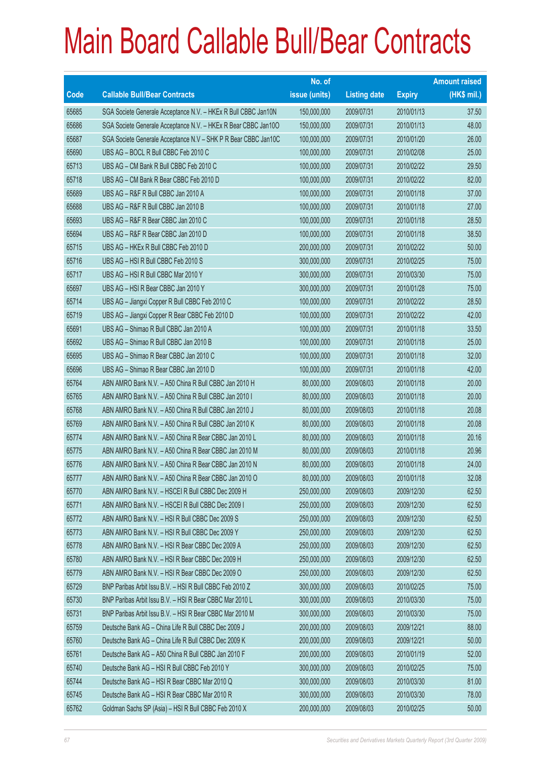# Main Board Callable Bull/Bear Contracts

| Code | Callable Bull/Bear Contracts | No. of issue (units) | Listing date | Expiry | Amount raised (HK$ mil.) |
|---|---|---|---|---|---|
| 65685 | SGA Societe Generale Acceptance N.V. – HKEx R Bull CBBC Jan10N | 150,000,000 | 2009/07/31 | 2010/01/13 | 37.50 |
| 65686 | SGA Societe Generale Acceptance N.V. – HKEx R Bear CBBC Jan10O | 150,000,000 | 2009/07/31 | 2010/01/13 | 48.00 |
| 65687 | SGA Societe Generale Acceptance N.V – SHK P R Bear CBBC Jan10C | 100,000,000 | 2009/07/31 | 2010/01/20 | 26.00 |
| 65690 | UBS AG – BOCL R Bull CBBC Feb 2010 C | 100,000,000 | 2009/07/31 | 2010/02/08 | 25.00 |
| 65713 | UBS AG – CM Bank R Bull CBBC Feb 2010 C | 100,000,000 | 2009/07/31 | 2010/02/22 | 29.50 |
| 65718 | UBS AG – CM Bank R Bear CBBC Feb 2010 D | 100,000,000 | 2009/07/31 | 2010/02/22 | 82.00 |
| 65689 | UBS AG – R&F R Bull CBBC Jan 2010 A | 100,000,000 | 2009/07/31 | 2010/01/18 | 37.00 |
| 65688 | UBS AG – R&F R Bull CBBC Jan 2010 B | 100,000,000 | 2009/07/31 | 2010/01/18 | 27.00 |
| 65693 | UBS AG – R&F R Bear CBBC Jan 2010 C | 100,000,000 | 2009/07/31 | 2010/01/18 | 28.50 |
| 65694 | UBS AG – R&F R Bear CBBC Jan 2010 D | 100,000,000 | 2009/07/31 | 2010/01/18 | 38.50 |
| 65715 | UBS AG – HKEx R Bull CBBC Feb 2010 D | 200,000,000 | 2009/07/31 | 2010/02/22 | 50.00 |
| 65716 | UBS AG – HSI R Bull CBBC Feb 2010 S | 300,000,000 | 2009/07/31 | 2010/02/25 | 75.00 |
| 65717 | UBS AG – HSI R Bull CBBC Mar 2010 Y | 300,000,000 | 2009/07/31 | 2010/03/30 | 75.00 |
| 65697 | UBS AG – HSI R Bear CBBC Jan 2010 Y | 300,000,000 | 2009/07/31 | 2010/01/28 | 75.00 |
| 65714 | UBS AG – Jiangxi Copper R Bull CBBC Feb 2010 C | 100,000,000 | 2009/07/31 | 2010/02/22 | 28.50 |
| 65719 | UBS AG – Jiangxi Copper R Bear CBBC Feb 2010 D | 100,000,000 | 2009/07/31 | 2010/02/22 | 42.00 |
| 65691 | UBS AG – Shimao R Bull CBBC Jan 2010 A | 100,000,000 | 2009/07/31 | 2010/01/18 | 33.50 |
| 65692 | UBS AG – Shimao R Bull CBBC Jan 2010 B | 100,000,000 | 2009/07/31 | 2010/01/18 | 25.00 |
| 65695 | UBS AG – Shimao R Bear CBBC Jan 2010 C | 100,000,000 | 2009/07/31 | 2010/01/18 | 32.00 |
| 65696 | UBS AG – Shimao R Bear CBBC Jan 2010 D | 100,000,000 | 2009/07/31 | 2010/01/18 | 42.00 |
| 65764 | ABN AMRO Bank N.V. – A50 China R Bull CBBC Jan 2010 H | 80,000,000 | 2009/08/03 | 2010/01/18 | 20.00 |
| 65765 | ABN AMRO Bank N.V. – A50 China R Bull CBBC Jan 2010 I | 80,000,000 | 2009/08/03 | 2010/01/18 | 20.00 |
| 65768 | ABN AMRO Bank N.V. – A50 China R Bull CBBC Jan 2010 J | 80,000,000 | 2009/08/03 | 2010/01/18 | 20.08 |
| 65769 | ABN AMRO Bank N.V. – A50 China R Bull CBBC Jan 2010 K | 80,000,000 | 2009/08/03 | 2010/01/18 | 20.08 |
| 65774 | ABN AMRO Bank N.V. – A50 China R Bear CBBC Jan 2010 L | 80,000,000 | 2009/08/03 | 2010/01/18 | 20.16 |
| 65775 | ABN AMRO Bank N.V. – A50 China R Bear CBBC Jan 2010 M | 80,000,000 | 2009/08/03 | 2010/01/18 | 20.96 |
| 65776 | ABN AMRO Bank N.V. – A50 China R Bear CBBC Jan 2010 N | 80,000,000 | 2009/08/03 | 2010/01/18 | 24.00 |
| 65777 | ABN AMRO Bank N.V. – A50 China R Bear CBBC Jan 2010 O | 80,000,000 | 2009/08/03 | 2010/01/18 | 32.08 |
| 65770 | ABN AMRO Bank N.V. – HSCEI R Bull CBBC Dec 2009 H | 250,000,000 | 2009/08/03 | 2009/12/30 | 62.50 |
| 65771 | ABN AMRO Bank N.V. – HSCEI R Bull CBBC Dec 2009 I | 250,000,000 | 2009/08/03 | 2009/12/30 | 62.50 |
| 65772 | ABN AMRO Bank N.V. – HSI R Bull CBBC Dec 2009 S | 250,000,000 | 2009/08/03 | 2009/12/30 | 62.50 |
| 65773 | ABN AMRO Bank N.V. – HSI R Bull CBBC Dec 2009 Y | 250,000,000 | 2009/08/03 | 2009/12/30 | 62.50 |
| 65778 | ABN AMRO Bank N.V. – HSI R Bear CBBC Dec 2009 A | 250,000,000 | 2009/08/03 | 2009/12/30 | 62.50 |
| 65780 | ABN AMRO Bank N.V. – HSI R Bear CBBC Dec 2009 H | 250,000,000 | 2009/08/03 | 2009/12/30 | 62.50 |
| 65779 | ABN AMRO Bank N.V. – HSI R Bear CBBC Dec 2009 O | 250,000,000 | 2009/08/03 | 2009/12/30 | 62.50 |
| 65729 | BNP Paribas Arbit Issu B.V. – HSI R Bull CBBC Feb 2010 Z | 300,000,000 | 2009/08/03 | 2010/02/25 | 75.00 |
| 65730 | BNP Paribas Arbit Issu B.V. – HSI R Bear CBBC Mar 2010 L | 300,000,000 | 2009/08/03 | 2010/03/30 | 75.00 |
| 65731 | BNP Paribas Arbit Issu B.V. – HSI R Bear CBBC Mar 2010 M | 300,000,000 | 2009/08/03 | 2010/03/30 | 75.00 |
| 65759 | Deutsche Bank AG – China Life R Bull CBBC Dec 2009 J | 200,000,000 | 2009/08/03 | 2009/12/21 | 88.00 |
| 65760 | Deutsche Bank AG – China Life R Bull CBBC Dec 2009 K | 200,000,000 | 2009/08/03 | 2009/12/21 | 50.00 |
| 65761 | Deutsche Bank AG – A50 China R Bull CBBC Jan 2010 F | 200,000,000 | 2009/08/03 | 2010/01/19 | 52.00 |
| 65740 | Deutsche Bank AG – HSI R Bull CBBC Feb 2010 Y | 300,000,000 | 2009/08/03 | 2010/02/25 | 75.00 |
| 65744 | Deutsche Bank AG – HSI R Bear CBBC Mar 2010 Q | 300,000,000 | 2009/08/03 | 2010/03/30 | 81.00 |
| 65745 | Deutsche Bank AG – HSI R Bear CBBC Mar 2010 R | 300,000,000 | 2009/08/03 | 2010/03/30 | 78.00 |
| 65762 | Goldman Sachs SP (Asia) – HSI R Bull CBBC Feb 2010 X | 200,000,000 | 2009/08/03 | 2010/02/25 | 50.00 |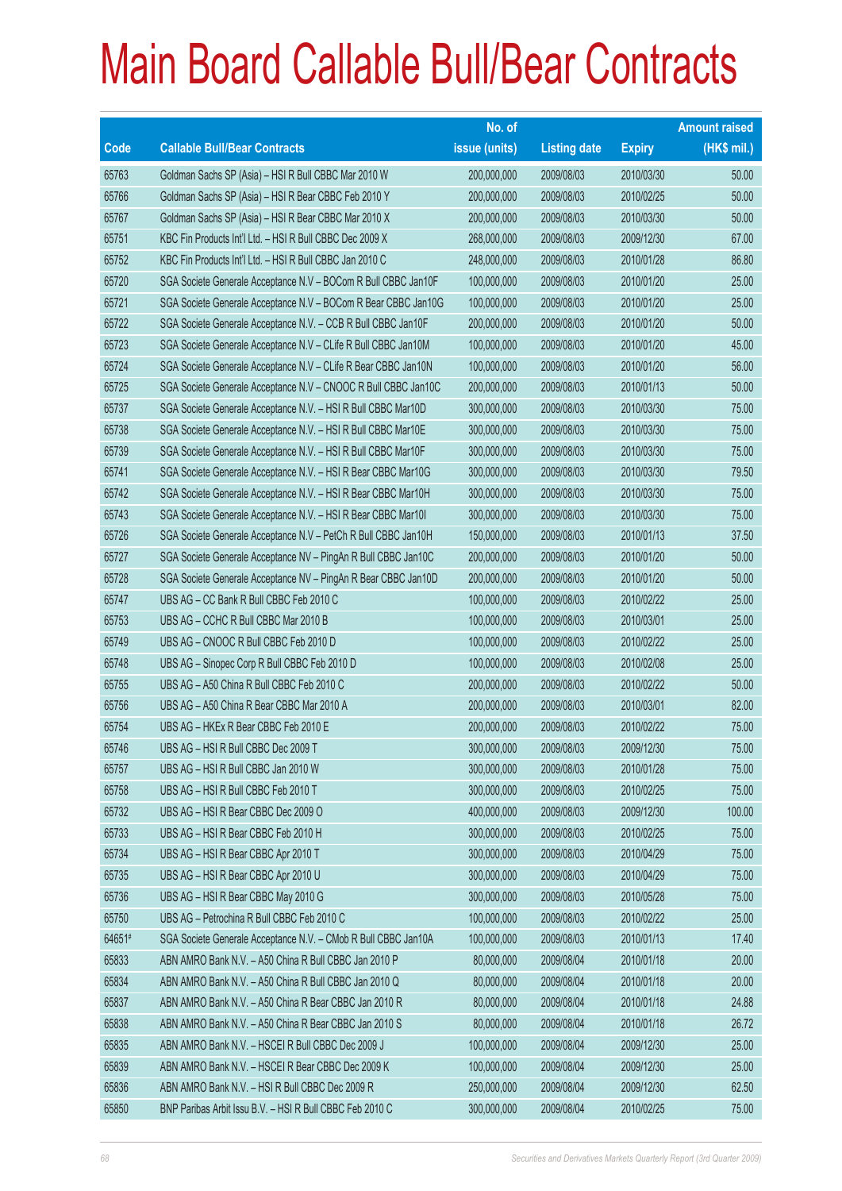# Main Board Callable Bull/Bear Contracts

| Code | Callable Bull/Bear Contracts | No. of issue (units) | Listing date | Expiry | Amount raised (HK$ mil.) |
|---|---|---|---|---|---|
| 65763 | Goldman Sachs SP (Asia) – HSI R Bull CBBC Mar 2010 W | 200,000,000 | 2009/08/03 | 2010/03/30 | 50.00 |
| 65766 | Goldman Sachs SP (Asia) – HSI R Bear CBBC Feb 2010 Y | 200,000,000 | 2009/08/03 | 2010/02/25 | 50.00 |
| 65767 | Goldman Sachs SP (Asia) – HSI R Bear CBBC Mar 2010 X | 200,000,000 | 2009/08/03 | 2010/03/30 | 50.00 |
| 65751 | KBC Fin Products Int'l Ltd. – HSI R Bull CBBC Dec 2009 X | 268,000,000 | 2009/08/03 | 2009/12/30 | 67.00 |
| 65752 | KBC Fin Products Int'l Ltd. – HSI R Bull CBBC Jan 2010 C | 248,000,000 | 2009/08/03 | 2010/01/28 | 86.80 |
| 65720 | SGA Societe Generale Acceptance N.V – BOCom R Bull CBBC Jan10F | 100,000,000 | 2009/08/03 | 2010/01/20 | 25.00 |
| 65721 | SGA Societe Generale Acceptance N.V – BOCom R Bear CBBC Jan10G | 100,000,000 | 2009/08/03 | 2010/01/20 | 25.00 |
| 65722 | SGA Societe Generale Acceptance N.V. – CCB R Bull CBBC Jan10F | 200,000,000 | 2009/08/03 | 2010/01/20 | 50.00 |
| 65723 | SGA Societe Generale Acceptance N.V – CLife R Bull CBBC Jan10M | 100,000,000 | 2009/08/03 | 2010/01/20 | 45.00 |
| 65724 | SGA Societe Generale Acceptance N.V – CLife R Bear CBBC Jan10N | 100,000,000 | 2009/08/03 | 2010/01/20 | 56.00 |
| 65725 | SGA Societe Generale Acceptance N.V – CNOOC R Bull CBBC Jan10C | 200,000,000 | 2009/08/03 | 2010/01/13 | 50.00 |
| 65737 | SGA Societe Generale Acceptance N.V. – HSI R Bull CBBC Mar10D | 300,000,000 | 2009/08/03 | 2010/03/30 | 75.00 |
| 65738 | SGA Societe Generale Acceptance N.V. – HSI R Bull CBBC Mar10E | 300,000,000 | 2009/08/03 | 2010/03/30 | 75.00 |
| 65739 | SGA Societe Generale Acceptance N.V. – HSI R Bull CBBC Mar10F | 300,000,000 | 2009/08/03 | 2010/03/30 | 75.00 |
| 65741 | SGA Societe Generale Acceptance N.V. – HSI R Bear CBBC Mar10G | 300,000,000 | 2009/08/03 | 2010/03/30 | 79.50 |
| 65742 | SGA Societe Generale Acceptance N.V. – HSI R Bear CBBC Mar10H | 300,000,000 | 2009/08/03 | 2010/03/30 | 75.00 |
| 65743 | SGA Societe Generale Acceptance N.V. – HSI R Bear CBBC Mar10I | 300,000,000 | 2009/08/03 | 2010/03/30 | 75.00 |
| 65726 | SGA Societe Generale Acceptance N.V – PetCh R Bull CBBC Jan10H | 150,000,000 | 2009/08/03 | 2010/01/13 | 37.50 |
| 65727 | SGA Societe Generale Acceptance NV – PingAn R Bull CBBC Jan10C | 200,000,000 | 2009/08/03 | 2010/01/20 | 50.00 |
| 65728 | SGA Societe Generale Acceptance NV – PingAn R Bear CBBC Jan10D | 200,000,000 | 2009/08/03 | 2010/01/20 | 50.00 |
| 65747 | UBS AG – CC Bank R Bull CBBC Feb 2010 C | 100,000,000 | 2009/08/03 | 2010/02/22 | 25.00 |
| 65753 | UBS AG – CCHC R Bull CBBC Mar 2010 B | 100,000,000 | 2009/08/03 | 2010/03/01 | 25.00 |
| 65749 | UBS AG – CNOOC R Bull CBBC Feb 2010 D | 100,000,000 | 2009/08/03 | 2010/02/22 | 25.00 |
| 65748 | UBS AG – Sinopec Corp R Bull CBBC Feb 2010 D | 100,000,000 | 2009/08/03 | 2010/02/08 | 25.00 |
| 65755 | UBS AG – A50 China R Bull CBBC Feb 2010 C | 200,000,000 | 2009/08/03 | 2010/02/22 | 50.00 |
| 65756 | UBS AG – A50 China R Bear CBBC Mar 2010 A | 200,000,000 | 2009/08/03 | 2010/03/01 | 82.00 |
| 65754 | UBS AG – HKEx R Bear CBBC Feb 2010 E | 200,000,000 | 2009/08/03 | 2010/02/22 | 75.00 |
| 65746 | UBS AG – HSI R Bull CBBC Dec 2009 T | 300,000,000 | 2009/08/03 | 2009/12/30 | 75.00 |
| 65757 | UBS AG – HSI R Bull CBBC Jan 2010 W | 300,000,000 | 2009/08/03 | 2010/01/28 | 75.00 |
| 65758 | UBS AG – HSI R Bull CBBC Feb 2010 T | 300,000,000 | 2009/08/03 | 2010/02/25 | 75.00 |
| 65732 | UBS AG – HSI R Bear CBBC Dec 2009 O | 400,000,000 | 2009/08/03 | 2009/12/30 | 100.00 |
| 65733 | UBS AG – HSI R Bear CBBC Feb 2010 H | 300,000,000 | 2009/08/03 | 2010/02/25 | 75.00 |
| 65734 | UBS AG – HSI R Bear CBBC Apr 2010 T | 300,000,000 | 2009/08/03 | 2010/04/29 | 75.00 |
| 65735 | UBS AG – HSI R Bear CBBC Apr 2010 U | 300,000,000 | 2009/08/03 | 2010/04/29 | 75.00 |
| 65736 | UBS AG – HSI R Bear CBBC May 2010 G | 300,000,000 | 2009/08/03 | 2010/05/28 | 75.00 |
| 65750 | UBS AG – Petrochina R Bull CBBC Feb 2010 C | 100,000,000 | 2009/08/03 | 2010/02/22 | 25.00 |
| 64651# | SGA Societe Generale Acceptance N.V. – CMob R Bull CBBC Jan10A | 100,000,000 | 2009/08/03 | 2010/01/13 | 17.40 |
| 65833 | ABN AMRO Bank N.V. – A50 China R Bull CBBC Jan 2010 P | 80,000,000 | 2009/08/04 | 2010/01/18 | 20.00 |
| 65834 | ABN AMRO Bank N.V. – A50 China R Bull CBBC Jan 2010 Q | 80,000,000 | 2009/08/04 | 2010/01/18 | 20.00 |
| 65837 | ABN AMRO Bank N.V. – A50 China R Bear CBBC Jan 2010 R | 80,000,000 | 2009/08/04 | 2010/01/18 | 24.88 |
| 65838 | ABN AMRO Bank N.V. – A50 China R Bear CBBC Jan 2010 S | 80,000,000 | 2009/08/04 | 2010/01/18 | 26.72 |
| 65835 | ABN AMRO Bank N.V. – HSCEI R Bull CBBC Dec 2009 J | 100,000,000 | 2009/08/04 | 2009/12/30 | 25.00 |
| 65839 | ABN AMRO Bank N.V. – HSCEI R Bear CBBC Dec 2009 K | 100,000,000 | 2009/08/04 | 2009/12/30 | 25.00 |
| 65836 | ABN AMRO Bank N.V. – HSI R Bull CBBC Dec 2009 R | 250,000,000 | 2009/08/04 | 2009/12/30 | 62.50 |
| 65850 | BNP Paribas Arbit Issu B.V. – HSI R Bull CBBC Feb 2010 C | 300,000,000 | 2009/08/04 | 2010/02/25 | 75.00 |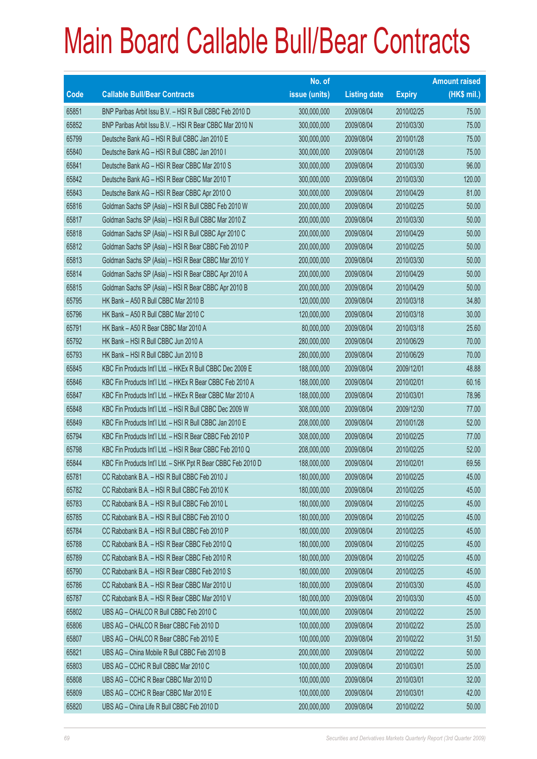# Main Board Callable Bull/Bear Contracts

| Code | Callable Bull/Bear Contracts | No. of issue (units) | Listing date | Expiry | Amount raised (HK$ mil.) |
|---|---|---|---|---|---|
| 65851 | BNP Paribas Arbit Issu B.V. – HSI R Bull CBBC Feb 2010 D | 300,000,000 | 2009/08/04 | 2010/02/25 | 75.00 |
| 65852 | BNP Paribas Arbit Issu B.V. – HSI R Bear CBBC Mar 2010 N | 300,000,000 | 2009/08/04 | 2010/03/30 | 75.00 |
| 65799 | Deutsche Bank AG – HSI R Bull CBBC Jan 2010 E | 300,000,000 | 2009/08/04 | 2010/01/28 | 75.00 |
| 65840 | Deutsche Bank AG – HSI R Bull CBBC Jan 2010 I | 300,000,000 | 2009/08/04 | 2010/01/28 | 75.00 |
| 65841 | Deutsche Bank AG – HSI R Bear CBBC Mar 2010 S | 300,000,000 | 2009/08/04 | 2010/03/30 | 96.00 |
| 65842 | Deutsche Bank AG – HSI R Bear CBBC Mar 2010 T | 300,000,000 | 2009/08/04 | 2010/03/30 | 120.00 |
| 65843 | Deutsche Bank AG – HSI R Bear CBBC Apr 2010 O | 300,000,000 | 2009/08/04 | 2010/04/29 | 81.00 |
| 65816 | Goldman Sachs SP (Asia) – HSI R Bull CBBC Feb 2010 W | 200,000,000 | 2009/08/04 | 2010/02/25 | 50.00 |
| 65817 | Goldman Sachs SP (Asia) – HSI R Bull CBBC Mar 2010 Z | 200,000,000 | 2009/08/04 | 2010/03/30 | 50.00 |
| 65818 | Goldman Sachs SP (Asia) – HSI R Bull CBBC Apr 2010 C | 200,000,000 | 2009/08/04 | 2010/04/29 | 50.00 |
| 65812 | Goldman Sachs SP (Asia) – HSI R Bear CBBC Feb 2010 P | 200,000,000 | 2009/08/04 | 2010/02/25 | 50.00 |
| 65813 | Goldman Sachs SP (Asia) – HSI R Bear CBBC Mar 2010 Y | 200,000,000 | 2009/08/04 | 2010/03/30 | 50.00 |
| 65814 | Goldman Sachs SP (Asia) – HSI R Bear CBBC Apr 2010 A | 200,000,000 | 2009/08/04 | 2010/04/29 | 50.00 |
| 65815 | Goldman Sachs SP (Asia) – HSI R Bear CBBC Apr 2010 B | 200,000,000 | 2009/08/04 | 2010/04/29 | 50.00 |
| 65795 | HK Bank – A50 R Bull CBBC Mar 2010 B | 120,000,000 | 2009/08/04 | 2010/03/18 | 34.80 |
| 65796 | HK Bank – A50 R Bull CBBC Mar 2010 C | 120,000,000 | 2009/08/04 | 2010/03/18 | 30.00 |
| 65791 | HK Bank – A50 R Bear CBBC Mar 2010 A | 80,000,000 | 2009/08/04 | 2010/03/18 | 25.60 |
| 65792 | HK Bank – HSI R Bull CBBC Jun 2010 A | 280,000,000 | 2009/08/04 | 2010/06/29 | 70.00 |
| 65793 | HK Bank – HSI R Bull CBBC Jun 2010 B | 280,000,000 | 2009/08/04 | 2010/06/29 | 70.00 |
| 65845 | KBC Fin Products Int'l Ltd. – HKEx R Bull CBBC Dec 2009 E | 188,000,000 | 2009/08/04 | 2009/12/01 | 48.88 |
| 65846 | KBC Fin Products Int'l Ltd. – HKEx R Bear CBBC Feb 2010 A | 188,000,000 | 2009/08/04 | 2010/02/01 | 60.16 |
| 65847 | KBC Fin Products Int'l Ltd. – HKEx R Bear CBBC Mar 2010 A | 188,000,000 | 2009/08/04 | 2010/03/01 | 78.96 |
| 65848 | KBC Fin Products Int'l Ltd. – HSI R Bull CBBC Dec 2009 W | 308,000,000 | 2009/08/04 | 2009/12/30 | 77.00 |
| 65849 | KBC Fin Products Int'l Ltd. – HSI R Bull CBBC Jan 2010 E | 208,000,000 | 2009/08/04 | 2010/01/28 | 52.00 |
| 65794 | KBC Fin Products Int'l Ltd. – HSI R Bear CBBC Feb 2010 P | 308,000,000 | 2009/08/04 | 2010/02/25 | 77.00 |
| 65798 | KBC Fin Products Int'l Ltd. – HSI R Bear CBBC Feb 2010 Q | 208,000,000 | 2009/08/04 | 2010/02/25 | 52.00 |
| 65844 | KBC Fin Products Int'l Ltd. – SHK Ppt R Bear CBBC Feb 2010 D | 188,000,000 | 2009/08/04 | 2010/02/01 | 69.56 |
| 65781 | CC Rabobank B.A. – HSI R Bull CBBC Feb 2010 J | 180,000,000 | 2009/08/04 | 2010/02/25 | 45.00 |
| 65782 | CC Rabobank B.A. – HSI R Bull CBBC Feb 2010 K | 180,000,000 | 2009/08/04 | 2010/02/25 | 45.00 |
| 65783 | CC Rabobank B.A. – HSI R Bull CBBC Feb 2010 L | 180,000,000 | 2009/08/04 | 2010/02/25 | 45.00 |
| 65785 | CC Rabobank B.A. – HSI R Bull CBBC Feb 2010 O | 180,000,000 | 2009/08/04 | 2010/02/25 | 45.00 |
| 65784 | CC Rabobank B.A. – HSI R Bull CBBC Feb 2010 P | 180,000,000 | 2009/08/04 | 2010/02/25 | 45.00 |
| 65788 | CC Rabobank B.A. – HSI R Bear CBBC Feb 2010 Q | 180,000,000 | 2009/08/04 | 2010/02/25 | 45.00 |
| 65789 | CC Rabobank B.A. – HSI R Bear CBBC Feb 2010 R | 180,000,000 | 2009/08/04 | 2010/02/25 | 45.00 |
| 65790 | CC Rabobank B.A. – HSI R Bear CBBC Feb 2010 S | 180,000,000 | 2009/08/04 | 2010/02/25 | 45.00 |
| 65786 | CC Rabobank B.A. – HSI R Bear CBBC Mar 2010 U | 180,000,000 | 2009/08/04 | 2010/03/30 | 45.00 |
| 65787 | CC Rabobank B.A. – HSI R Bear CBBC Mar 2010 V | 180,000,000 | 2009/08/04 | 2010/03/30 | 45.00 |
| 65802 | UBS AG – CHALCO R Bull CBBC Feb 2010 C | 100,000,000 | 2009/08/04 | 2010/02/22 | 25.00 |
| 65806 | UBS AG – CHALCO R Bear CBBC Feb 2010 D | 100,000,000 | 2009/08/04 | 2010/02/22 | 25.00 |
| 65807 | UBS AG – CHALCO R Bear CBBC Feb 2010 E | 100,000,000 | 2009/08/04 | 2010/02/22 | 31.50 |
| 65821 | UBS AG – China Mobile R Bull CBBC Feb 2010 B | 200,000,000 | 2009/08/04 | 2010/02/22 | 50.00 |
| 65803 | UBS AG – CCHC R Bull CBBC Mar 2010 C | 100,000,000 | 2009/08/04 | 2010/03/01 | 25.00 |
| 65808 | UBS AG – CCHC R Bear CBBC Mar 2010 D | 100,000,000 | 2009/08/04 | 2010/03/01 | 32.00 |
| 65809 | UBS AG – CCHC R Bear CBBC Mar 2010 E | 100,000,000 | 2009/08/04 | 2010/03/01 | 42.00 |
| 65820 | UBS AG – China Life R Bull CBBC Feb 2010 D | 200,000,000 | 2009/08/04 | 2010/02/22 | 50.00 |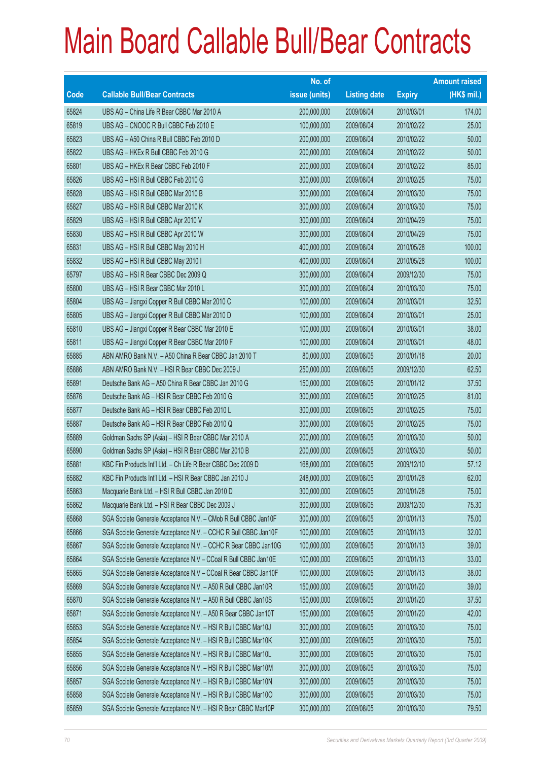# Main Board Callable Bull/Bear Contracts

| Code | Callable Bull/Bear Contracts | No. of issue (units) | Listing date | Expiry | Amount raised (HK$ mil.) |
|---|---|---|---|---|---|
| 65824 | UBS AG – China Life R Bear CBBC Mar 2010 A | 200,000,000 | 2009/08/04 | 2010/03/01 | 174.00 |
| 65819 | UBS AG – CNOOC R Bull CBBC Feb 2010 E | 100,000,000 | 2009/08/04 | 2010/02/22 | 25.00 |
| 65823 | UBS AG – A50 China R Bull CBBC Feb 2010 D | 200,000,000 | 2009/08/04 | 2010/02/22 | 50.00 |
| 65822 | UBS AG – HKEx R Bull CBBC Feb 2010 G | 200,000,000 | 2009/08/04 | 2010/02/22 | 50.00 |
| 65801 | UBS AG – HKEx R Bear CBBC Feb 2010 F | 200,000,000 | 2009/08/04 | 2010/02/22 | 85.00 |
| 65826 | UBS AG – HSI R Bull CBBC Feb 2010 G | 300,000,000 | 2009/08/04 | 2010/02/25 | 75.00 |
| 65828 | UBS AG – HSI R Bull CBBC Mar 2010 B | 300,000,000 | 2009/08/04 | 2010/03/30 | 75.00 |
| 65827 | UBS AG – HSI R Bull CBBC Mar 2010 K | 300,000,000 | 2009/08/04 | 2010/03/30 | 75.00 |
| 65829 | UBS AG – HSI R Bull CBBC Apr 2010 V | 300,000,000 | 2009/08/04 | 2010/04/29 | 75.00 |
| 65830 | UBS AG – HSI R Bull CBBC Apr 2010 W | 300,000,000 | 2009/08/04 | 2010/04/29 | 75.00 |
| 65831 | UBS AG – HSI R Bull CBBC May 2010 H | 400,000,000 | 2009/08/04 | 2010/05/28 | 100.00 |
| 65832 | UBS AG – HSI R Bull CBBC May 2010 I | 400,000,000 | 2009/08/04 | 2010/05/28 | 100.00 |
| 65797 | UBS AG – HSI R Bear CBBC Dec 2009 Q | 300,000,000 | 2009/08/04 | 2009/12/30 | 75.00 |
| 65800 | UBS AG – HSI R Bear CBBC Mar 2010 L | 300,000,000 | 2009/08/04 | 2010/03/30 | 75.00 |
| 65804 | UBS AG – Jiangxi Copper R Bull CBBC Mar 2010 C | 100,000,000 | 2009/08/04 | 2010/03/01 | 32.50 |
| 65805 | UBS AG – Jiangxi Copper R Bull CBBC Mar 2010 D | 100,000,000 | 2009/08/04 | 2010/03/01 | 25.00 |
| 65810 | UBS AG – Jiangxi Copper R Bear CBBC Mar 2010 E | 100,000,000 | 2009/08/04 | 2010/03/01 | 38.00 |
| 65811 | UBS AG – Jiangxi Copper R Bear CBBC Mar 2010 F | 100,000,000 | 2009/08/04 | 2010/03/01 | 48.00 |
| 65885 | ABN AMRO Bank N.V. – A50 China R Bear CBBC Jan 2010 T | 80,000,000 | 2009/08/05 | 2010/01/18 | 20.00 |
| 65886 | ABN AMRO Bank N.V. – HSI R Bear CBBC Dec 2009 J | 250,000,000 | 2009/08/05 | 2009/12/30 | 62.50 |
| 65891 | Deutsche Bank AG – A50 China R Bear CBBC Jan 2010 G | 150,000,000 | 2009/08/05 | 2010/01/12 | 37.50 |
| 65876 | Deutsche Bank AG – HSI R Bear CBBC Feb 2010 G | 300,000,000 | 2009/08/05 | 2010/02/25 | 81.00 |
| 65877 | Deutsche Bank AG – HSI R Bear CBBC Feb 2010 L | 300,000,000 | 2009/08/05 | 2010/02/25 | 75.00 |
| 65887 | Deutsche Bank AG – HSI R Bear CBBC Feb 2010 Q | 300,000,000 | 2009/08/05 | 2010/02/25 | 75.00 |
| 65889 | Goldman Sachs SP (Asia) – HSI R Bear CBBC Mar 2010 A | 200,000,000 | 2009/08/05 | 2010/03/30 | 50.00 |
| 65890 | Goldman Sachs SP (Asia) – HSI R Bear CBBC Mar 2010 B | 200,000,000 | 2009/08/05 | 2010/03/30 | 50.00 |
| 65881 | KBC Fin Products Int'l Ltd. – Ch Life R Bear CBBC Dec 2009 D | 168,000,000 | 2009/08/05 | 2009/12/10 | 57.12 |
| 65882 | KBC Fin Products Int'l Ltd. – HSI R Bear CBBC Jan 2010 J | 248,000,000 | 2009/08/05 | 2010/01/28 | 62.00 |
| 65863 | Macquarie Bank Ltd. – HSI R Bull CBBC Jan 2010 D | 300,000,000 | 2009/08/05 | 2010/01/28 | 75.00 |
| 65862 | Macquarie Bank Ltd. – HSI R Bear CBBC Dec 2009 J | 300,000,000 | 2009/08/05 | 2009/12/30 | 75.30 |
| 65868 | SGA Societe Generale Acceptance N.V. – CMob R Bull CBBC Jan10F | 300,000,000 | 2009/08/05 | 2010/01/13 | 75.00 |
| 65866 | SGA Societe Generale Acceptance N.V. – CCHC R Bull CBBC Jan10F | 100,000,000 | 2009/08/05 | 2010/01/13 | 32.00 |
| 65867 | SGA Societe Generale Acceptance N.V. – CCHC R Bear CBBC Jan10G | 100,000,000 | 2009/08/05 | 2010/01/13 | 39.00 |
| 65864 | SGA Societe Generale Acceptance N.V – CCoal R Bull CBBC Jan10E | 100,000,000 | 2009/08/05 | 2010/01/13 | 33.00 |
| 65865 | SGA Societe Generale Acceptance N.V – CCoal R Bear CBBC Jan10F | 100,000,000 | 2009/08/05 | 2010/01/13 | 38.00 |
| 65869 | SGA Societe Generale Acceptance N.V. – A50 R Bull CBBC Jan10R | 150,000,000 | 2009/08/05 | 2010/01/20 | 39.00 |
| 65870 | SGA Societe Generale Acceptance N.V. – A50 R Bull CBBC Jan10S | 150,000,000 | 2009/08/05 | 2010/01/20 | 37.50 |
| 65871 | SGA Societe Generale Acceptance N.V. – A50 R Bear CBBC Jan10T | 150,000,000 | 2009/08/05 | 2010/01/20 | 42.00 |
| 65853 | SGA Societe Generale Acceptance N.V. – HSI R Bull CBBC Mar10J | 300,000,000 | 2009/08/05 | 2010/03/30 | 75.00 |
| 65854 | SGA Societe Generale Acceptance N.V. – HSI R Bull CBBC Mar10K | 300,000,000 | 2009/08/05 | 2010/03/30 | 75.00 |
| 65855 | SGA Societe Generale Acceptance N.V. – HSI R Bull CBBC Mar10L | 300,000,000 | 2009/08/05 | 2010/03/30 | 75.00 |
| 65856 | SGA Societe Generale Acceptance N.V. – HSI R Bull CBBC Mar10M | 300,000,000 | 2009/08/05 | 2010/03/30 | 75.00 |
| 65857 | SGA Societe Generale Acceptance N.V. – HSI R Bull CBBC Mar10N | 300,000,000 | 2009/08/05 | 2010/03/30 | 75.00 |
| 65858 | SGA Societe Generale Acceptance N.V. – HSI R Bull CBBC Mar10O | 300,000,000 | 2009/08/05 | 2010/03/30 | 75.00 |
| 65859 | SGA Societe Generale Acceptance N.V. – HSI R Bear CBBC Mar10P | 300,000,000 | 2009/08/05 | 2010/03/30 | 79.50 |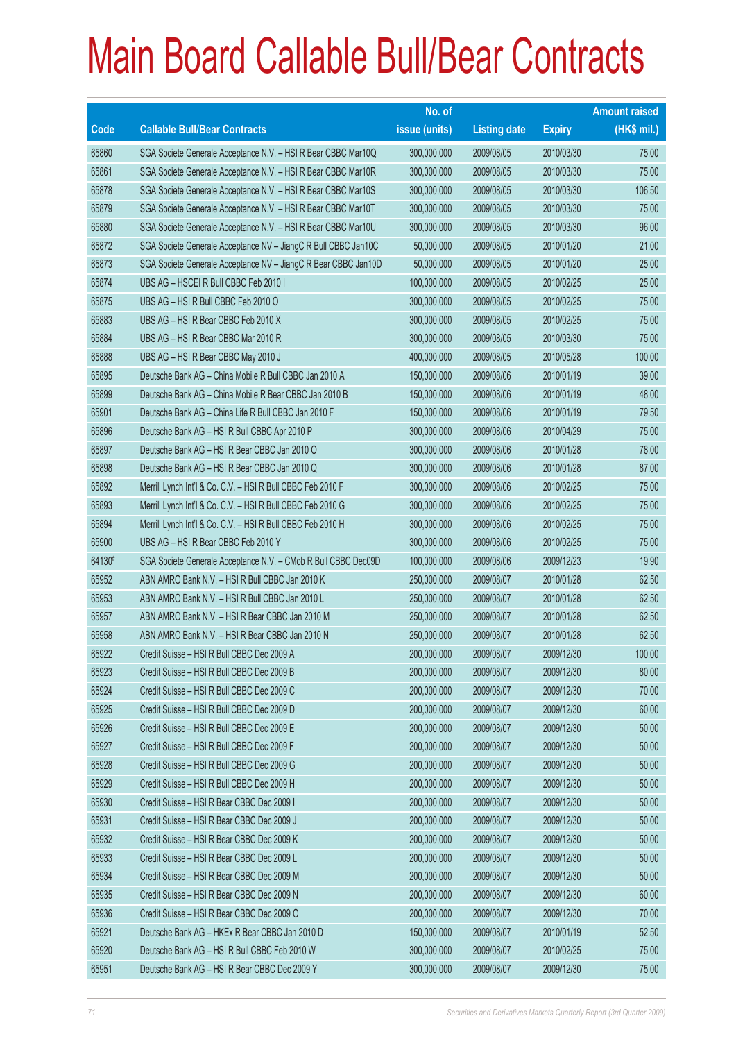# Main Board Callable Bull/Bear Contracts

| Code | Callable Bull/Bear Contracts | No. of issue (units) | Listing date | Expiry | Amount raised (HK$ mil.) |
|---|---|---|---|---|---|
| 65860 | SGA Societe Generale Acceptance N.V. – HSI R Bear CBBC Mar10Q | 300,000,000 | 2009/08/05 | 2010/03/30 | 75.00 |
| 65861 | SGA Societe Generale Acceptance N.V. – HSI R Bear CBBC Mar10R | 300,000,000 | 2009/08/05 | 2010/03/30 | 75.00 |
| 65878 | SGA Societe Generale Acceptance N.V. – HSI R Bear CBBC Mar10S | 300,000,000 | 2009/08/05 | 2010/03/30 | 106.50 |
| 65879 | SGA Societe Generale Acceptance N.V. – HSI R Bear CBBC Mar10T | 300,000,000 | 2009/08/05 | 2010/03/30 | 75.00 |
| 65880 | SGA Societe Generale Acceptance N.V. – HSI R Bear CBBC Mar10U | 300,000,000 | 2009/08/05 | 2010/03/30 | 96.00 |
| 65872 | SGA Societe Generale Acceptance NV – JiangC R Bull CBBC Jan10C | 50,000,000 | 2009/08/05 | 2010/01/20 | 21.00 |
| 65873 | SGA Societe Generale Acceptance NV – JiangC R Bear CBBC Jan10D | 50,000,000 | 2009/08/05 | 2010/01/20 | 25.00 |
| 65874 | UBS AG – HSCEI R Bull CBBC Feb 2010 I | 100,000,000 | 2009/08/05 | 2010/02/25 | 25.00 |
| 65875 | UBS AG – HSI R Bull CBBC Feb 2010 O | 300,000,000 | 2009/08/05 | 2010/02/25 | 75.00 |
| 65883 | UBS AG – HSI R Bear CBBC Feb 2010 X | 300,000,000 | 2009/08/05 | 2010/02/25 | 75.00 |
| 65884 | UBS AG – HSI R Bear CBBC Mar 2010 R | 300,000,000 | 2009/08/05 | 2010/03/30 | 75.00 |
| 65888 | UBS AG – HSI R Bear CBBC May 2010 J | 400,000,000 | 2009/08/05 | 2010/05/28 | 100.00 |
| 65895 | Deutsche Bank AG – China Mobile R Bull CBBC Jan 2010 A | 150,000,000 | 2009/08/06 | 2010/01/19 | 39.00 |
| 65899 | Deutsche Bank AG – China Mobile R Bear CBBC Jan 2010 B | 150,000,000 | 2009/08/06 | 2010/01/19 | 48.00 |
| 65901 | Deutsche Bank AG – China Life R Bull CBBC Jan 2010 F | 150,000,000 | 2009/08/06 | 2010/01/19 | 79.50 |
| 65896 | Deutsche Bank AG – HSI R Bull CBBC Apr 2010 P | 300,000,000 | 2009/08/06 | 2010/04/29 | 75.00 |
| 65897 | Deutsche Bank AG – HSI R Bear CBBC Jan 2010 O | 300,000,000 | 2009/08/06 | 2010/01/28 | 78.00 |
| 65898 | Deutsche Bank AG – HSI R Bear CBBC Jan 2010 Q | 300,000,000 | 2009/08/06 | 2010/01/28 | 87.00 |
| 65892 | Merrill Lynch Int'l & Co. C.V. – HSI R Bull CBBC Feb 2010 F | 300,000,000 | 2009/08/06 | 2010/02/25 | 75.00 |
| 65893 | Merrill Lynch Int'l & Co. C.V. – HSI R Bull CBBC Feb 2010 G | 300,000,000 | 2009/08/06 | 2010/02/25 | 75.00 |
| 65894 | Merrill Lynch Int'l & Co. C.V. – HSI R Bull CBBC Feb 2010 H | 300,000,000 | 2009/08/06 | 2010/02/25 | 75.00 |
| 65900 | UBS AG – HSI R Bear CBBC Feb 2010 Y | 300,000,000 | 2009/08/06 | 2010/02/25 | 75.00 |
| 64130# | SGA Societe Generale Acceptance N.V. – CMob R Bull CBBC Dec09D | 100,000,000 | 2009/08/06 | 2009/12/23 | 19.90 |
| 65952 | ABN AMRO Bank N.V. – HSI R Bull CBBC Jan 2010 K | 250,000,000 | 2009/08/07 | 2010/01/28 | 62.50 |
| 65953 | ABN AMRO Bank N.V. – HSI R Bull CBBC Jan 2010 L | 250,000,000 | 2009/08/07 | 2010/01/28 | 62.50 |
| 65957 | ABN AMRO Bank N.V. – HSI R Bear CBBC Jan 2010 M | 250,000,000 | 2009/08/07 | 2010/01/28 | 62.50 |
| 65958 | ABN AMRO Bank N.V. – HSI R Bear CBBC Jan 2010 N | 250,000,000 | 2009/08/07 | 2010/01/28 | 62.50 |
| 65922 | Credit Suisse – HSI R Bull CBBC Dec 2009 A | 200,000,000 | 2009/08/07 | 2009/12/30 | 100.00 |
| 65923 | Credit Suisse – HSI R Bull CBBC Dec 2009 B | 200,000,000 | 2009/08/07 | 2009/12/30 | 80.00 |
| 65924 | Credit Suisse – HSI R Bull CBBC Dec 2009 C | 200,000,000 | 2009/08/07 | 2009/12/30 | 70.00 |
| 65925 | Credit Suisse – HSI R Bull CBBC Dec 2009 D | 200,000,000 | 2009/08/07 | 2009/12/30 | 60.00 |
| 65926 | Credit Suisse – HSI R Bull CBBC Dec 2009 E | 200,000,000 | 2009/08/07 | 2009/12/30 | 50.00 |
| 65927 | Credit Suisse – HSI R Bull CBBC Dec 2009 F | 200,000,000 | 2009/08/07 | 2009/12/30 | 50.00 |
| 65928 | Credit Suisse – HSI R Bull CBBC Dec 2009 G | 200,000,000 | 2009/08/07 | 2009/12/30 | 50.00 |
| 65929 | Credit Suisse – HSI R Bull CBBC Dec 2009 H | 200,000,000 | 2009/08/07 | 2009/12/30 | 50.00 |
| 65930 | Credit Suisse – HSI R Bear CBBC Dec 2009 I | 200,000,000 | 2009/08/07 | 2009/12/30 | 50.00 |
| 65931 | Credit Suisse – HSI R Bear CBBC Dec 2009 J | 200,000,000 | 2009/08/07 | 2009/12/30 | 50.00 |
| 65932 | Credit Suisse – HSI R Bear CBBC Dec 2009 K | 200,000,000 | 2009/08/07 | 2009/12/30 | 50.00 |
| 65933 | Credit Suisse – HSI R Bear CBBC Dec 2009 L | 200,000,000 | 2009/08/07 | 2009/12/30 | 50.00 |
| 65934 | Credit Suisse – HSI R Bear CBBC Dec 2009 M | 200,000,000 | 2009/08/07 | 2009/12/30 | 50.00 |
| 65935 | Credit Suisse – HSI R Bear CBBC Dec 2009 N | 200,000,000 | 2009/08/07 | 2009/12/30 | 60.00 |
| 65936 | Credit Suisse – HSI R Bear CBBC Dec 2009 O | 200,000,000 | 2009/08/07 | 2009/12/30 | 70.00 |
| 65921 | Deutsche Bank AG – HKEx R Bear CBBC Jan 2010 D | 150,000,000 | 2009/08/07 | 2010/01/19 | 52.50 |
| 65920 | Deutsche Bank AG – HSI R Bull CBBC Feb 2010 W | 300,000,000 | 2009/08/07 | 2010/02/25 | 75.00 |
| 65951 | Deutsche Bank AG – HSI R Bear CBBC Dec 2009 Y | 300,000,000 | 2009/08/07 | 2009/12/30 | 75.00 |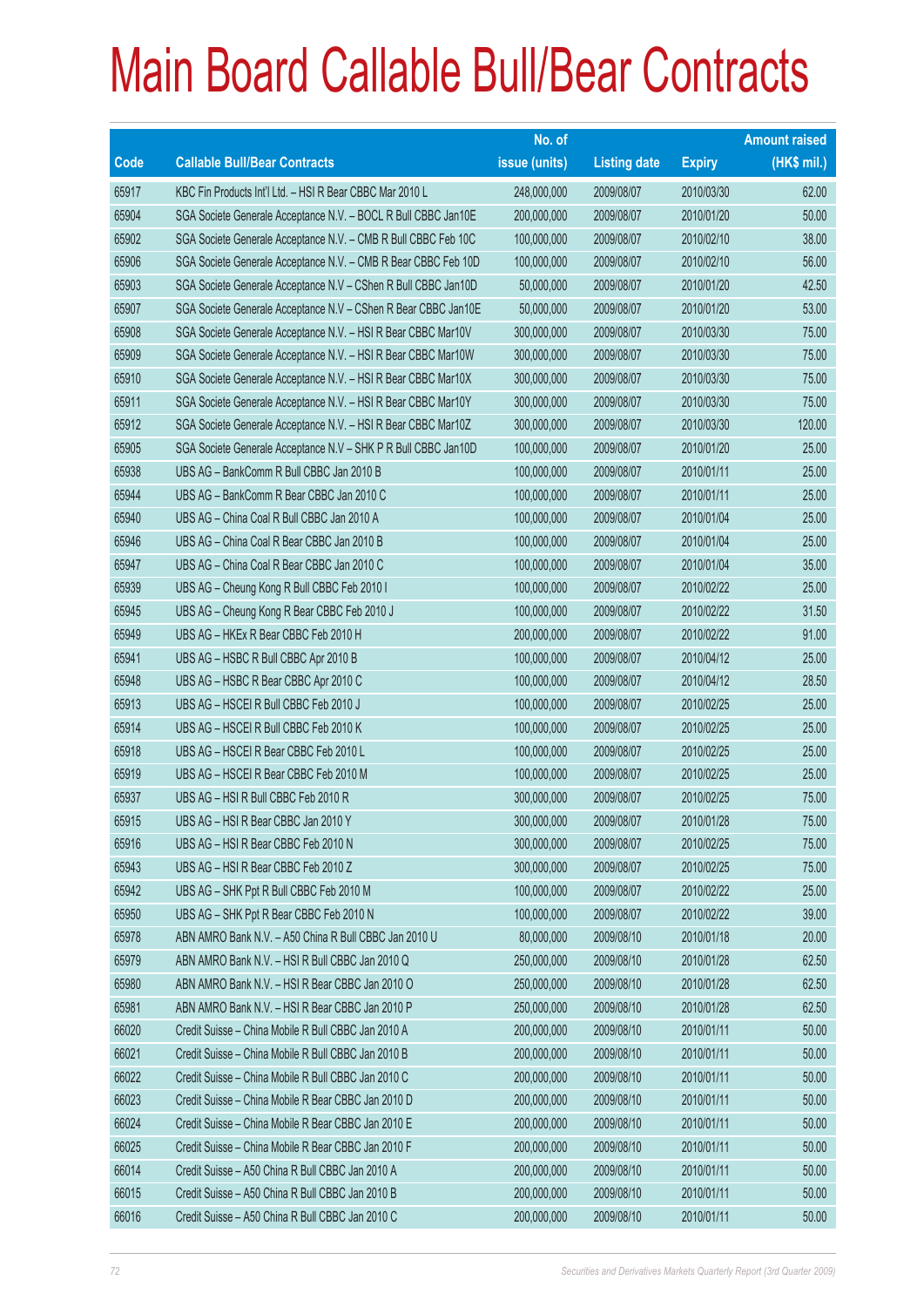# Main Board Callable Bull/Bear Contracts

| Code | Callable Bull/Bear Contracts | No. of issue (units) | Listing date | Expiry | Amount raised (HK$ mil.) |
|---|---|---|---|---|---|
| 65917 | KBC Fin Products Int'l Ltd. – HSI R Bear CBBC Mar 2010 L | 248,000,000 | 2009/08/07 | 2010/03/30 | 62.00 |
| 65904 | SGA Societe Generale Acceptance N.V. – BOCL R Bull CBBC Jan10E | 200,000,000 | 2009/08/07 | 2010/01/20 | 50.00 |
| 65902 | SGA Societe Generale Acceptance N.V. – CMB R Bull CBBC Feb 10C | 100,000,000 | 2009/08/07 | 2010/02/10 | 38.00 |
| 65906 | SGA Societe Generale Acceptance N.V. – CMB R Bear CBBC Feb 10D | 100,000,000 | 2009/08/07 | 2010/02/10 | 56.00 |
| 65903 | SGA Societe Generale Acceptance N.V – CShen R Bull CBBC Jan10D | 50,000,000 | 2009/08/07 | 2010/01/20 | 42.50 |
| 65907 | SGA Societe Generale Acceptance N.V – CShen R Bear CBBC Jan10E | 50,000,000 | 2009/08/07 | 2010/01/20 | 53.00 |
| 65908 | SGA Societe Generale Acceptance N.V. – HSI R Bear CBBC Mar10V | 300,000,000 | 2009/08/07 | 2010/03/30 | 75.00 |
| 65909 | SGA Societe Generale Acceptance N.V. – HSI R Bear CBBC Mar10W | 300,000,000 | 2009/08/07 | 2010/03/30 | 75.00 |
| 65910 | SGA Societe Generale Acceptance N.V. – HSI R Bear CBBC Mar10X | 300,000,000 | 2009/08/07 | 2010/03/30 | 75.00 |
| 65911 | SGA Societe Generale Acceptance N.V. – HSI R Bear CBBC Mar10Y | 300,000,000 | 2009/08/07 | 2010/03/30 | 75.00 |
| 65912 | SGA Societe Generale Acceptance N.V. – HSI R Bear CBBC Mar10Z | 300,000,000 | 2009/08/07 | 2010/03/30 | 120.00 |
| 65905 | SGA Societe Generale Acceptance N.V – SHK P R Bull CBBC Jan10D | 100,000,000 | 2009/08/07 | 2010/01/20 | 25.00 |
| 65938 | UBS AG – BankComm R Bull CBBC Jan 2010 B | 100,000,000 | 2009/08/07 | 2010/01/11 | 25.00 |
| 65944 | UBS AG – BankComm R Bear CBBC Jan 2010 C | 100,000,000 | 2009/08/07 | 2010/01/11 | 25.00 |
| 65940 | UBS AG – China Coal R Bull CBBC Jan 2010 A | 100,000,000 | 2009/08/07 | 2010/01/04 | 25.00 |
| 65946 | UBS AG – China Coal R Bear CBBC Jan 2010 B | 100,000,000 | 2009/08/07 | 2010/01/04 | 25.00 |
| 65947 | UBS AG – China Coal R Bear CBBC Jan 2010 C | 100,000,000 | 2009/08/07 | 2010/01/04 | 35.00 |
| 65939 | UBS AG – Cheung Kong R Bull CBBC Feb 2010 I | 100,000,000 | 2009/08/07 | 2010/02/22 | 25.00 |
| 65945 | UBS AG – Cheung Kong R Bear CBBC Feb 2010 J | 100,000,000 | 2009/08/07 | 2010/02/22 | 31.50 |
| 65949 | UBS AG – HKEx R Bear CBBC Feb 2010 H | 200,000,000 | 2009/08/07 | 2010/02/22 | 91.00 |
| 65941 | UBS AG – HSBC R Bull CBBC Apr 2010 B | 100,000,000 | 2009/08/07 | 2010/04/12 | 25.00 |
| 65948 | UBS AG – HSBC R Bear CBBC Apr 2010 C | 100,000,000 | 2009/08/07 | 2010/04/12 | 28.50 |
| 65913 | UBS AG – HSCEI R Bull CBBC Feb 2010 J | 100,000,000 | 2009/08/07 | 2010/02/25 | 25.00 |
| 65914 | UBS AG – HSCEI R Bull CBBC Feb 2010 K | 100,000,000 | 2009/08/07 | 2010/02/25 | 25.00 |
| 65918 | UBS AG – HSCEI R Bear CBBC Feb 2010 L | 100,000,000 | 2009/08/07 | 2010/02/25 | 25.00 |
| 65919 | UBS AG – HSCEI R Bear CBBC Feb 2010 M | 100,000,000 | 2009/08/07 | 2010/02/25 | 25.00 |
| 65937 | UBS AG – HSI R Bull CBBC Feb 2010 R | 300,000,000 | 2009/08/07 | 2010/02/25 | 75.00 |
| 65915 | UBS AG – HSI R Bear CBBC Jan 2010 Y | 300,000,000 | 2009/08/07 | 2010/01/28 | 75.00 |
| 65916 | UBS AG – HSI R Bear CBBC Feb 2010 N | 300,000,000 | 2009/08/07 | 2010/02/25 | 75.00 |
| 65943 | UBS AG – HSI R Bear CBBC Feb 2010 Z | 300,000,000 | 2009/08/07 | 2010/02/25 | 75.00 |
| 65942 | UBS AG – SHK Ppt R Bull CBBC Feb 2010 M | 100,000,000 | 2009/08/07 | 2010/02/22 | 25.00 |
| 65950 | UBS AG – SHK Ppt R Bear CBBC Feb 2010 N | 100,000,000 | 2009/08/07 | 2010/02/22 | 39.00 |
| 65978 | ABN AMRO Bank N.V. – A50 China R Bull CBBC Jan 2010 U | 80,000,000 | 2009/08/10 | 2010/01/18 | 20.00 |
| 65979 | ABN AMRO Bank N.V. – HSI R Bull CBBC Jan 2010 Q | 250,000,000 | 2009/08/10 | 2010/01/28 | 62.50 |
| 65980 | ABN AMRO Bank N.V. – HSI R Bear CBBC Jan 2010 O | 250,000,000 | 2009/08/10 | 2010/01/28 | 62.50 |
| 65981 | ABN AMRO Bank N.V. – HSI R Bear CBBC Jan 2010 P | 250,000,000 | 2009/08/10 | 2010/01/28 | 62.50 |
| 66020 | Credit Suisse – China Mobile R Bull CBBC Jan 2010 A | 200,000,000 | 2009/08/10 | 2010/01/11 | 50.00 |
| 66021 | Credit Suisse – China Mobile R Bull CBBC Jan 2010 B | 200,000,000 | 2009/08/10 | 2010/01/11 | 50.00 |
| 66022 | Credit Suisse – China Mobile R Bull CBBC Jan 2010 C | 200,000,000 | 2009/08/10 | 2010/01/11 | 50.00 |
| 66023 | Credit Suisse – China Mobile R Bear CBBC Jan 2010 D | 200,000,000 | 2009/08/10 | 2010/01/11 | 50.00 |
| 66024 | Credit Suisse – China Mobile R Bear CBBC Jan 2010 E | 200,000,000 | 2009/08/10 | 2010/01/11 | 50.00 |
| 66025 | Credit Suisse – China Mobile R Bear CBBC Jan 2010 F | 200,000,000 | 2009/08/10 | 2010/01/11 | 50.00 |
| 66014 | Credit Suisse – A50 China R Bull CBBC Jan 2010 A | 200,000,000 | 2009/08/10 | 2010/01/11 | 50.00 |
| 66015 | Credit Suisse – A50 China R Bull CBBC Jan 2010 B | 200,000,000 | 2009/08/10 | 2010/01/11 | 50.00 |
| 66016 | Credit Suisse – A50 China R Bull CBBC Jan 2010 C | 200,000,000 | 2009/08/10 | 2010/01/11 | 50.00 |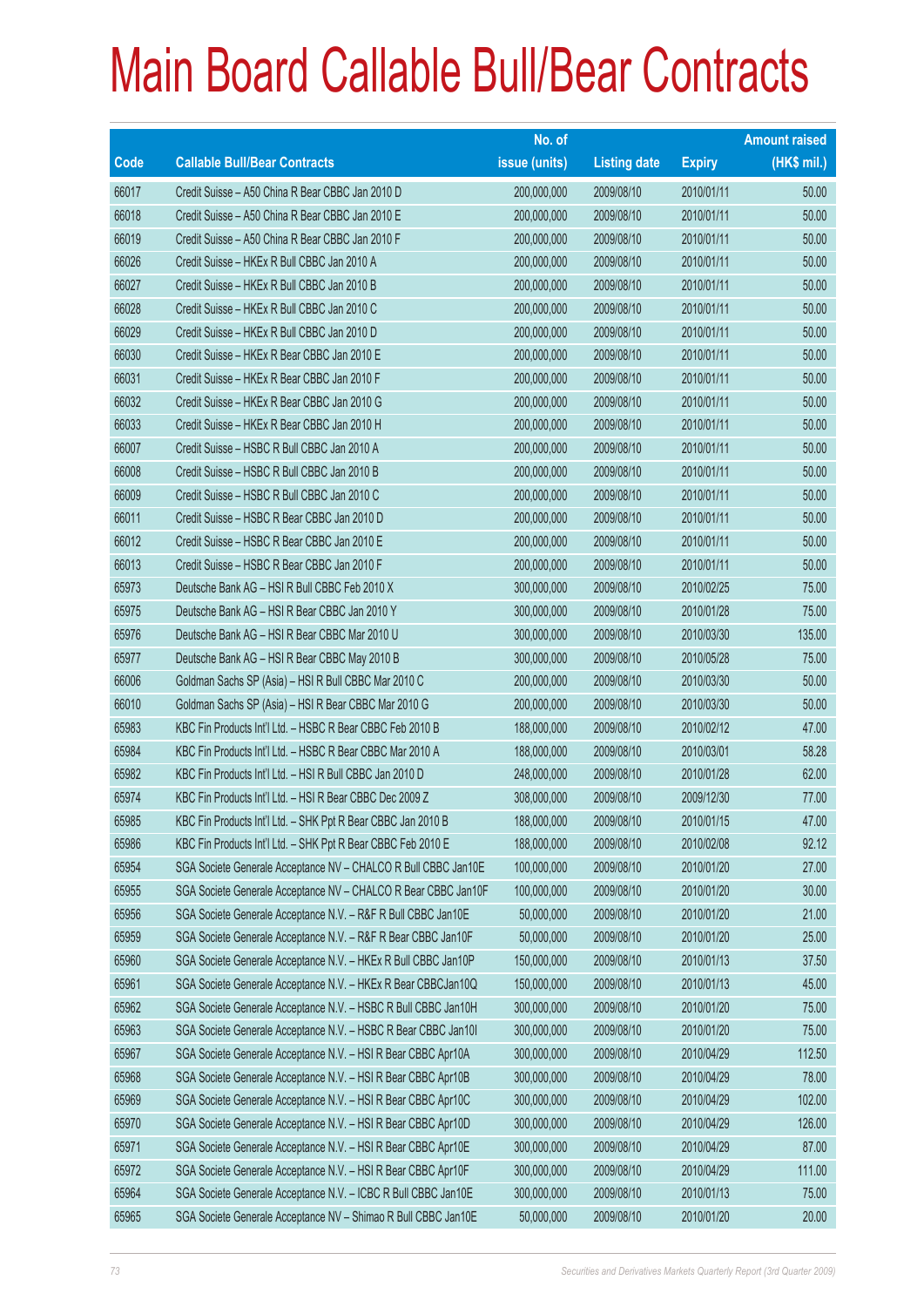# Main Board Callable Bull/Bear Contracts

| Code | Callable Bull/Bear Contracts | No. of issue (units) | Listing date | Expiry | Amount raised (HK$ mil.) |
|---|---|---|---|---|---|
| 66017 | Credit Suisse – A50 China R Bear CBBC Jan 2010 D | 200,000,000 | 2009/08/10 | 2010/01/11 | 50.00 |
| 66018 | Credit Suisse – A50 China R Bear CBBC Jan 2010 E | 200,000,000 | 2009/08/10 | 2010/01/11 | 50.00 |
| 66019 | Credit Suisse – A50 China R Bear CBBC Jan 2010 F | 200,000,000 | 2009/08/10 | 2010/01/11 | 50.00 |
| 66026 | Credit Suisse – HKEx R Bull CBBC Jan 2010 A | 200,000,000 | 2009/08/10 | 2010/01/11 | 50.00 |
| 66027 | Credit Suisse – HKEx R Bull CBBC Jan 2010 B | 200,000,000 | 2009/08/10 | 2010/01/11 | 50.00 |
| 66028 | Credit Suisse – HKEx R Bull CBBC Jan 2010 C | 200,000,000 | 2009/08/10 | 2010/01/11 | 50.00 |
| 66029 | Credit Suisse – HKEx R Bull CBBC Jan 2010 D | 200,000,000 | 2009/08/10 | 2010/01/11 | 50.00 |
| 66030 | Credit Suisse – HKEx R Bear CBBC Jan 2010 E | 200,000,000 | 2009/08/10 | 2010/01/11 | 50.00 |
| 66031 | Credit Suisse – HKEx R Bear CBBC Jan 2010 F | 200,000,000 | 2009/08/10 | 2010/01/11 | 50.00 |
| 66032 | Credit Suisse – HKEx R Bear CBBC Jan 2010 G | 200,000,000 | 2009/08/10 | 2010/01/11 | 50.00 |
| 66033 | Credit Suisse – HKEx R Bear CBBC Jan 2010 H | 200,000,000 | 2009/08/10 | 2010/01/11 | 50.00 |
| 66007 | Credit Suisse – HSBC R Bull CBBC Jan 2010 A | 200,000,000 | 2009/08/10 | 2010/01/11 | 50.00 |
| 66008 | Credit Suisse – HSBC R Bull CBBC Jan 2010 B | 200,000,000 | 2009/08/10 | 2010/01/11 | 50.00 |
| 66009 | Credit Suisse – HSBC R Bull CBBC Jan 2010 C | 200,000,000 | 2009/08/10 | 2010/01/11 | 50.00 |
| 66011 | Credit Suisse – HSBC R Bear CBBC Jan 2010 D | 200,000,000 | 2009/08/10 | 2010/01/11 | 50.00 |
| 66012 | Credit Suisse – HSBC R Bear CBBC Jan 2010 E | 200,000,000 | 2009/08/10 | 2010/01/11 | 50.00 |
| 66013 | Credit Suisse – HSBC R Bear CBBC Jan 2010 F | 200,000,000 | 2009/08/10 | 2010/01/11 | 50.00 |
| 65973 | Deutsche Bank AG – HSI R Bull CBBC Feb 2010 X | 300,000,000 | 2009/08/10 | 2010/02/25 | 75.00 |
| 65975 | Deutsche Bank AG – HSI R Bear CBBC Jan 2010 Y | 300,000,000 | 2009/08/10 | 2010/01/28 | 75.00 |
| 65976 | Deutsche Bank AG – HSI R Bear CBBC Mar 2010 U | 300,000,000 | 2009/08/10 | 2010/03/30 | 135.00 |
| 65977 | Deutsche Bank AG – HSI R Bear CBBC May 2010 B | 300,000,000 | 2009/08/10 | 2010/05/28 | 75.00 |
| 66006 | Goldman Sachs SP (Asia) – HSI R Bull CBBC Mar 2010 C | 200,000,000 | 2009/08/10 | 2010/03/30 | 50.00 |
| 66010 | Goldman Sachs SP (Asia) – HSI R Bear CBBC Mar 2010 G | 200,000,000 | 2009/08/10 | 2010/03/30 | 50.00 |
| 65983 | KBC Fin Products Int'l Ltd. – HSBC R Bear CBBC Feb 2010 B | 188,000,000 | 2009/08/10 | 2010/02/12 | 47.00 |
| 65984 | KBC Fin Products Int'l Ltd. – HSBC R Bear CBBC Mar 2010 A | 188,000,000 | 2009/08/10 | 2010/03/01 | 58.28 |
| 65982 | KBC Fin Products Int'l Ltd. – HSI R Bull CBBC Jan 2010 D | 248,000,000 | 2009/08/10 | 2010/01/28 | 62.00 |
| 65974 | KBC Fin Products Int'l Ltd. – HSI R Bear CBBC Dec 2009 Z | 308,000,000 | 2009/08/10 | 2009/12/30 | 77.00 |
| 65985 | KBC Fin Products Int'l Ltd. – SHK Ppt R Bear CBBC Jan 2010 B | 188,000,000 | 2009/08/10 | 2010/01/15 | 47.00 |
| 65986 | KBC Fin Products Int'l Ltd. – SHK Ppt R Bear CBBC Feb 2010 E | 188,000,000 | 2009/08/10 | 2010/02/08 | 92.12 |
| 65954 | SGA Societe Generale Acceptance NV – CHALCO R Bull CBBC Jan10E | 100,000,000 | 2009/08/10 | 2010/01/20 | 27.00 |
| 65955 | SGA Societe Generale Acceptance NV – CHALCO R Bear CBBC Jan10F | 100,000,000 | 2009/08/10 | 2010/01/20 | 30.00 |
| 65956 | SGA Societe Generale Acceptance N.V. – R&F R Bull CBBC Jan10E | 50,000,000 | 2009/08/10 | 2010/01/20 | 21.00 |
| 65959 | SGA Societe Generale Acceptance N.V. – R&F R Bear CBBC Jan10F | 50,000,000 | 2009/08/10 | 2010/01/20 | 25.00 |
| 65960 | SGA Societe Generale Acceptance N.V. – HKEx R Bull CBBC Jan10P | 150,000,000 | 2009/08/10 | 2010/01/13 | 37.50 |
| 65961 | SGA Societe Generale Acceptance N.V. – HKEx R Bear CBBCJan10Q | 150,000,000 | 2009/08/10 | 2010/01/13 | 45.00 |
| 65962 | SGA Societe Generale Acceptance N.V. – HSBC R Bull CBBC Jan10H | 300,000,000 | 2009/08/10 | 2010/01/20 | 75.00 |
| 65963 | SGA Societe Generale Acceptance N.V. – HSBC R Bear CBBC Jan10I | 300,000,000 | 2009/08/10 | 2010/01/20 | 75.00 |
| 65967 | SGA Societe Generale Acceptance N.V. – HSI R Bear CBBC Apr10A | 300,000,000 | 2009/08/10 | 2010/04/29 | 112.50 |
| 65968 | SGA Societe Generale Acceptance N.V. – HSI R Bear CBBC Apr10B | 300,000,000 | 2009/08/10 | 2010/04/29 | 78.00 |
| 65969 | SGA Societe Generale Acceptance N.V. – HSI R Bear CBBC Apr10C | 300,000,000 | 2009/08/10 | 2010/04/29 | 102.00 |
| 65970 | SGA Societe Generale Acceptance N.V. – HSI R Bear CBBC Apr10D | 300,000,000 | 2009/08/10 | 2010/04/29 | 126.00 |
| 65971 | SGA Societe Generale Acceptance N.V. – HSI R Bear CBBC Apr10E | 300,000,000 | 2009/08/10 | 2010/04/29 | 87.00 |
| 65972 | SGA Societe Generale Acceptance N.V. – HSI R Bear CBBC Apr10F | 300,000,000 | 2009/08/10 | 2010/04/29 | 111.00 |
| 65964 | SGA Societe Generale Acceptance N.V. – ICBC R Bull CBBC Jan10E | 300,000,000 | 2009/08/10 | 2010/01/13 | 75.00 |
| 65965 | SGA Societe Generale Acceptance NV – Shimao R Bull CBBC Jan10E | 50,000,000 | 2009/08/10 | 2010/01/20 | 20.00 |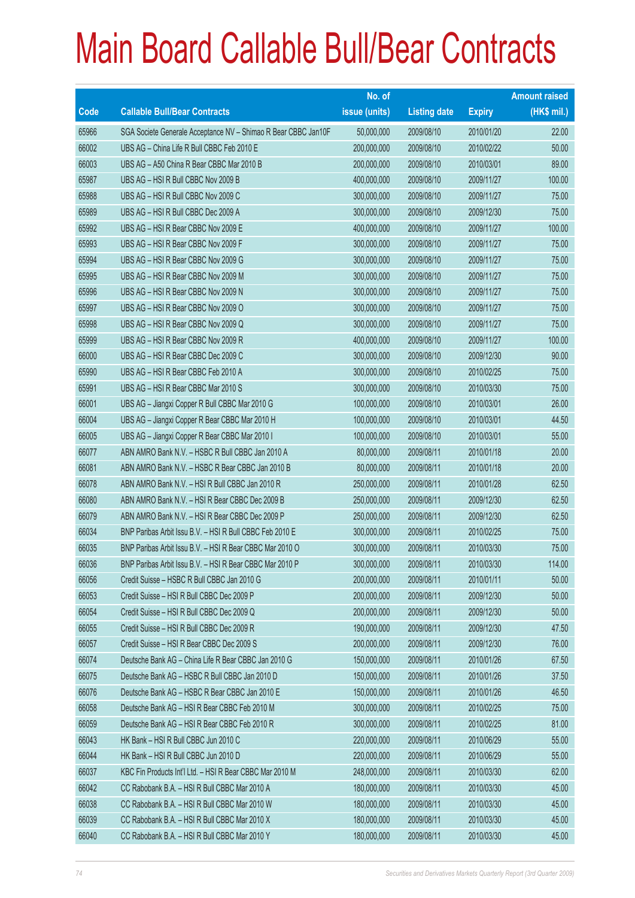# Main Board Callable Bull/Bear Contracts

| Code | Callable Bull/Bear Contracts | No. of issue (units) | Listing date | Expiry | Amount raised (HK$ mil.) |
|---|---|---|---|---|---|
| 65966 | SGA Societe Generale Acceptance NV – Shimao R Bear CBBC Jan10F | 50,000,000 | 2009/08/10 | 2010/01/20 | 22.00 |
| 66002 | UBS AG – China Life R Bull CBBC Feb 2010 E | 200,000,000 | 2009/08/10 | 2010/02/22 | 50.00 |
| 66003 | UBS AG – A50 China R Bear CBBC Mar 2010 B | 200,000,000 | 2009/08/10 | 2010/03/01 | 89.00 |
| 65987 | UBS AG – HSI R Bull CBBC Nov 2009 B | 400,000,000 | 2009/08/10 | 2009/11/27 | 100.00 |
| 65988 | UBS AG – HSI R Bull CBBC Nov 2009 C | 300,000,000 | 2009/08/10 | 2009/11/27 | 75.00 |
| 65989 | UBS AG – HSI R Bull CBBC Dec 2009 A | 300,000,000 | 2009/08/10 | 2009/12/30 | 75.00 |
| 65992 | UBS AG – HSI R Bear CBBC Nov 2009 E | 400,000,000 | 2009/08/10 | 2009/11/27 | 100.00 |
| 65993 | UBS AG – HSI R Bear CBBC Nov 2009 F | 300,000,000 | 2009/08/10 | 2009/11/27 | 75.00 |
| 65994 | UBS AG – HSI R Bear CBBC Nov 2009 G | 300,000,000 | 2009/08/10 | 2009/11/27 | 75.00 |
| 65995 | UBS AG – HSI R Bear CBBC Nov 2009 M | 300,000,000 | 2009/08/10 | 2009/11/27 | 75.00 |
| 65996 | UBS AG – HSI R Bear CBBC Nov 2009 N | 300,000,000 | 2009/08/10 | 2009/11/27 | 75.00 |
| 65997 | UBS AG – HSI R Bear CBBC Nov 2009 O | 300,000,000 | 2009/08/10 | 2009/11/27 | 75.00 |
| 65998 | UBS AG – HSI R Bear CBBC Nov 2009 Q | 300,000,000 | 2009/08/10 | 2009/11/27 | 75.00 |
| 65999 | UBS AG – HSI R Bear CBBC Nov 2009 R | 400,000,000 | 2009/08/10 | 2009/11/27 | 100.00 |
| 66000 | UBS AG – HSI R Bear CBBC Dec 2009 C | 300,000,000 | 2009/08/10 | 2009/12/30 | 90.00 |
| 65990 | UBS AG – HSI R Bear CBBC Feb 2010 A | 300,000,000 | 2009/08/10 | 2010/02/25 | 75.00 |
| 65991 | UBS AG – HSI R Bear CBBC Mar 2010 S | 300,000,000 | 2009/08/10 | 2010/03/30 | 75.00 |
| 66001 | UBS AG – Jiangxi Copper R Bull CBBC Mar 2010 G | 100,000,000 | 2009/08/10 | 2010/03/01 | 26.00 |
| 66004 | UBS AG – Jiangxi Copper R Bear CBBC Mar 2010 H | 100,000,000 | 2009/08/10 | 2010/03/01 | 44.50 |
| 66005 | UBS AG – Jiangxi Copper R Bear CBBC Mar 2010 I | 100,000,000 | 2009/08/10 | 2010/03/01 | 55.00 |
| 66077 | ABN AMRO Bank N.V. – HSBC R Bull CBBC Jan 2010 A | 80,000,000 | 2009/08/11 | 2010/01/18 | 20.00 |
| 66081 | ABN AMRO Bank N.V. – HSBC R Bear CBBC Jan 2010 B | 80,000,000 | 2009/08/11 | 2010/01/18 | 20.00 |
| 66078 | ABN AMRO Bank N.V. – HSI R Bull CBBC Jan 2010 R | 250,000,000 | 2009/08/11 | 2010/01/28 | 62.50 |
| 66080 | ABN AMRO Bank N.V. – HSI R Bear CBBC Dec 2009 B | 250,000,000 | 2009/08/11 | 2009/12/30 | 62.50 |
| 66079 | ABN AMRO Bank N.V. – HSI R Bear CBBC Dec 2009 P | 250,000,000 | 2009/08/11 | 2009/12/30 | 62.50 |
| 66034 | BNP Paribas Arbit Issu B.V. – HSI R Bull CBBC Feb 2010 E | 300,000,000 | 2009/08/11 | 2010/02/25 | 75.00 |
| 66035 | BNP Paribas Arbit Issu B.V. – HSI R Bear CBBC Mar 2010 O | 300,000,000 | 2009/08/11 | 2010/03/30 | 75.00 |
| 66036 | BNP Paribas Arbit Issu B.V. – HSI R Bear CBBC Mar 2010 P | 300,000,000 | 2009/08/11 | 2010/03/30 | 114.00 |
| 66056 | Credit Suisse – HSBC R Bull CBBC Jan 2010 G | 200,000,000 | 2009/08/11 | 2010/01/11 | 50.00 |
| 66053 | Credit Suisse – HSI R Bull CBBC Dec 2009 P | 200,000,000 | 2009/08/11 | 2009/12/30 | 50.00 |
| 66054 | Credit Suisse – HSI R Bull CBBC Dec 2009 Q | 200,000,000 | 2009/08/11 | 2009/12/30 | 50.00 |
| 66055 | Credit Suisse – HSI R Bull CBBC Dec 2009 R | 190,000,000 | 2009/08/11 | 2009/12/30 | 47.50 |
| 66057 | Credit Suisse – HSI R Bear CBBC Dec 2009 S | 200,000,000 | 2009/08/11 | 2009/12/30 | 76.00 |
| 66074 | Deutsche Bank AG – China Life R Bear CBBC Jan 2010 G | 150,000,000 | 2009/08/11 | 2010/01/26 | 67.50 |
| 66075 | Deutsche Bank AG – HSBC R Bull CBBC Jan 2010 D | 150,000,000 | 2009/08/11 | 2010/01/26 | 37.50 |
| 66076 | Deutsche Bank AG – HSBC R Bear CBBC Jan 2010 E | 150,000,000 | 2009/08/11 | 2010/01/26 | 46.50 |
| 66058 | Deutsche Bank AG – HSI R Bear CBBC Feb 2010 M | 300,000,000 | 2009/08/11 | 2010/02/25 | 75.00 |
| 66059 | Deutsche Bank AG – HSI R Bear CBBC Feb 2010 R | 300,000,000 | 2009/08/11 | 2010/02/25 | 81.00 |
| 66043 | HK Bank – HSI R Bull CBBC Jun 2010 C | 220,000,000 | 2009/08/11 | 2010/06/29 | 55.00 |
| 66044 | HK Bank – HSI R Bull CBBC Jun 2010 D | 220,000,000 | 2009/08/11 | 2010/06/29 | 55.00 |
| 66037 | KBC Fin Products Int'l Ltd. – HSI R Bear CBBC Mar 2010 M | 248,000,000 | 2009/08/11 | 2010/03/30 | 62.00 |
| 66042 | CC Rabobank B.A. – HSI R Bull CBBC Mar 2010 A | 180,000,000 | 2009/08/11 | 2010/03/30 | 45.00 |
| 66038 | CC Rabobank B.A. – HSI R Bull CBBC Mar 2010 W | 180,000,000 | 2009/08/11 | 2010/03/30 | 45.00 |
| 66039 | CC Rabobank B.A. – HSI R Bull CBBC Mar 2010 X | 180,000,000 | 2009/08/11 | 2010/03/30 | 45.00 |
| 66040 | CC Rabobank B.A. – HSI R Bull CBBC Mar 2010 Y | 180,000,000 | 2009/08/11 | 2010/03/30 | 45.00 |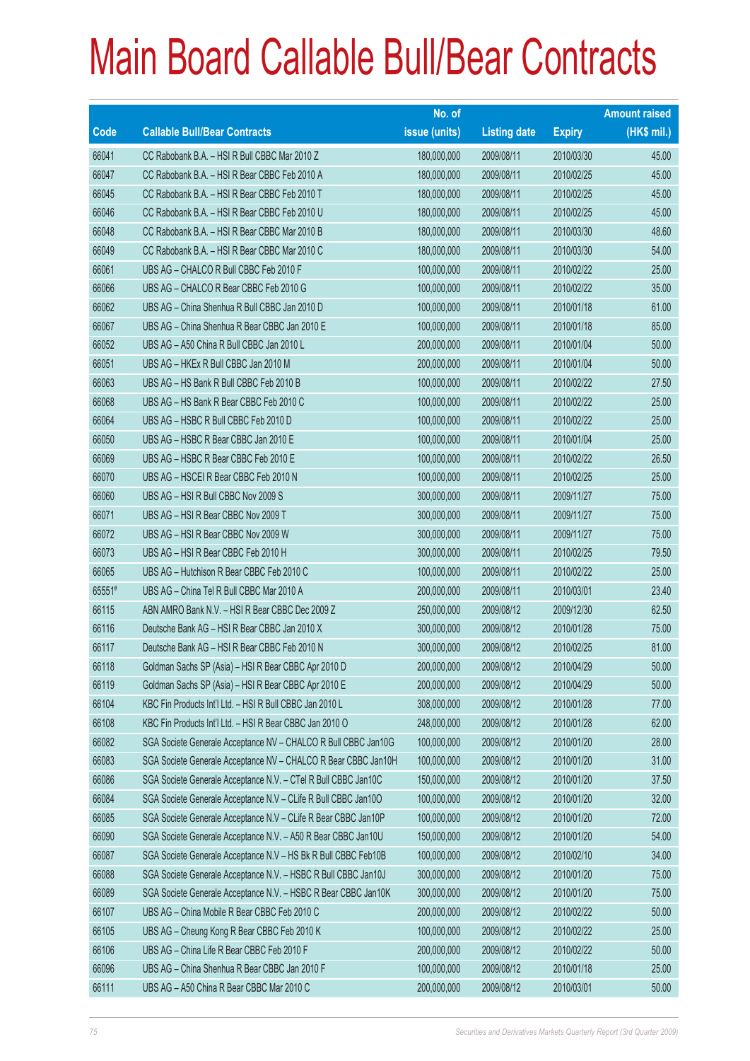# Main Board Callable Bull/Bear Contracts

| Code | Callable Bull/Bear Contracts | No. of issue (units) | Listing date | Expiry | Amount raised (HK$ mil.) |
|---|---|---|---|---|---|
| 66041 | CC Rabobank B.A. – HSI R Bull CBBC Mar 2010 Z | 180,000,000 | 2009/08/11 | 2010/03/30 | 45.00 |
| 66047 | CC Rabobank B.A. – HSI R Bear CBBC Feb 2010 A | 180,000,000 | 2009/08/11 | 2010/02/25 | 45.00 |
| 66045 | CC Rabobank B.A. – HSI R Bear CBBC Feb 2010 T | 180,000,000 | 2009/08/11 | 2010/02/25 | 45.00 |
| 66046 | CC Rabobank B.A. – HSI R Bear CBBC Feb 2010 U | 180,000,000 | 2009/08/11 | 2010/02/25 | 45.00 |
| 66048 | CC Rabobank B.A. – HSI R Bear CBBC Mar 2010 B | 180,000,000 | 2009/08/11 | 2010/03/30 | 48.60 |
| 66049 | CC Rabobank B.A. – HSI R Bear CBBC Mar 2010 C | 180,000,000 | 2009/08/11 | 2010/03/30 | 54.00 |
| 66061 | UBS AG – CHALCO R Bull CBBC Feb 2010 F | 100,000,000 | 2009/08/11 | 2010/02/22 | 25.00 |
| 66066 | UBS AG – CHALCO R Bear CBBC Feb 2010 G | 100,000,000 | 2009/08/11 | 2010/02/22 | 35.00 |
| 66062 | UBS AG – China Shenhua R Bull CBBC Jan 2010 D | 100,000,000 | 2009/08/11 | 2010/01/18 | 61.00 |
| 66067 | UBS AG – China Shenhua R Bear CBBC Jan 2010 E | 100,000,000 | 2009/08/11 | 2010/01/18 | 85.00 |
| 66052 | UBS AG – A50 China R Bull CBBC Jan 2010 L | 200,000,000 | 2009/08/11 | 2010/01/04 | 50.00 |
| 66051 | UBS AG – HKEx R Bull CBBC Jan 2010 M | 200,000,000 | 2009/08/11 | 2010/01/04 | 50.00 |
| 66063 | UBS AG – HS Bank R Bull CBBC Feb 2010 B | 100,000,000 | 2009/08/11 | 2010/02/22 | 27.50 |
| 66068 | UBS AG – HS Bank R Bear CBBC Feb 2010 C | 100,000,000 | 2009/08/11 | 2010/02/22 | 25.00 |
| 66064 | UBS AG – HSBC R Bull CBBC Feb 2010 D | 100,000,000 | 2009/08/11 | 2010/02/22 | 25.00 |
| 66050 | UBS AG – HSBC R Bear CBBC Jan 2010 E | 100,000,000 | 2009/08/11 | 2010/01/04 | 25.00 |
| 66069 | UBS AG – HSBC R Bear CBBC Feb 2010 E | 100,000,000 | 2009/08/11 | 2010/02/22 | 26.50 |
| 66070 | UBS AG – HSCEI R Bear CBBC Feb 2010 N | 100,000,000 | 2009/08/11 | 2010/02/25 | 25.00 |
| 66060 | UBS AG – HSI R Bull CBBC Nov 2009 S | 300,000,000 | 2009/08/11 | 2009/11/27 | 75.00 |
| 66071 | UBS AG – HSI R Bear CBBC Nov 2009 T | 300,000,000 | 2009/08/11 | 2009/11/27 | 75.00 |
| 66072 | UBS AG – HSI R Bear CBBC Nov 2009 W | 300,000,000 | 2009/08/11 | 2009/11/27 | 75.00 |
| 66073 | UBS AG – HSI R Bear CBBC Feb 2010 H | 300,000,000 | 2009/08/11 | 2010/02/25 | 79.50 |
| 66065 | UBS AG – Hutchison R Bear CBBC Feb 2010 C | 100,000,000 | 2009/08/11 | 2010/02/22 | 25.00 |
| 65551# | UBS AG – China Tel R Bull CBBC Mar 2010 A | 200,000,000 | 2009/08/11 | 2010/03/01 | 23.40 |
| 66115 | ABN AMRO Bank N.V. – HSI R Bear CBBC Dec 2009 Z | 250,000,000 | 2009/08/12 | 2009/12/30 | 62.50 |
| 66116 | Deutsche Bank AG – HSI R Bear CBBC Jan 2010 X | 300,000,000 | 2009/08/12 | 2010/01/28 | 75.00 |
| 66117 | Deutsche Bank AG – HSI R Bear CBBC Feb 2010 N | 300,000,000 | 2009/08/12 | 2010/02/25 | 81.00 |
| 66118 | Goldman Sachs SP (Asia) – HSI R Bear CBBC Apr 2010 D | 200,000,000 | 2009/08/12 | 2010/04/29 | 50.00 |
| 66119 | Goldman Sachs SP (Asia) – HSI R Bear CBBC Apr 2010 E | 200,000,000 | 2009/08/12 | 2010/04/29 | 50.00 |
| 66104 | KBC Fin Products Int'l Ltd. – HSI R Bull CBBC Jan 2010 L | 308,000,000 | 2009/08/12 | 2010/01/28 | 77.00 |
| 66108 | KBC Fin Products Int'l Ltd. – HSI R Bear CBBC Jan 2010 O | 248,000,000 | 2009/08/12 | 2010/01/28 | 62.00 |
| 66082 | SGA Societe Generale Acceptance NV – CHALCO R Bull CBBC Jan10G | 100,000,000 | 2009/08/12 | 2010/01/20 | 28.00 |
| 66083 | SGA Societe Generale Acceptance NV – CHALCO R Bear CBBC Jan10H | 100,000,000 | 2009/08/12 | 2010/01/20 | 31.00 |
| 66086 | SGA Societe Generale Acceptance N.V. – CTel R Bull CBBC Jan10C | 150,000,000 | 2009/08/12 | 2010/01/20 | 37.50 |
| 66084 | SGA Societe Generale Acceptance N.V – CLife R Bull CBBC Jan10O | 100,000,000 | 2009/08/12 | 2010/01/20 | 32.00 |
| 66085 | SGA Societe Generale Acceptance N.V – CLife R Bear CBBC Jan10P | 100,000,000 | 2009/08/12 | 2010/01/20 | 72.00 |
| 66090 | SGA Societe Generale Acceptance N.V. – A50 R Bear CBBC Jan10U | 150,000,000 | 2009/08/12 | 2010/01/20 | 54.00 |
| 66087 | SGA Societe Generale Acceptance N.V – HS Bk R Bull CBBC Feb10B | 100,000,000 | 2009/08/12 | 2010/02/10 | 34.00 |
| 66088 | SGA Societe Generale Acceptance N.V. – HSBC R Bull CBBC Jan10J | 300,000,000 | 2009/08/12 | 2010/01/20 | 75.00 |
| 66089 | SGA Societe Generale Acceptance N.V. – HSBC R Bear CBBC Jan10K | 300,000,000 | 2009/08/12 | 2010/01/20 | 75.00 |
| 66107 | UBS AG – China Mobile R Bear CBBC Feb 2010 C | 200,000,000 | 2009/08/12 | 2010/02/22 | 50.00 |
| 66105 | UBS AG – Cheung Kong R Bear CBBC Feb 2010 K | 100,000,000 | 2009/08/12 | 2010/02/22 | 25.00 |
| 66106 | UBS AG – China Life R Bear CBBC Feb 2010 F | 200,000,000 | 2009/08/12 | 2010/02/22 | 50.00 |
| 66096 | UBS AG – China Shenhua R Bear CBBC Jan 2010 F | 100,000,000 | 2009/08/12 | 2010/01/18 | 25.00 |
| 66111 | UBS AG – A50 China R Bear CBBC Mar 2010 C | 200,000,000 | 2009/08/12 | 2010/03/01 | 50.00 |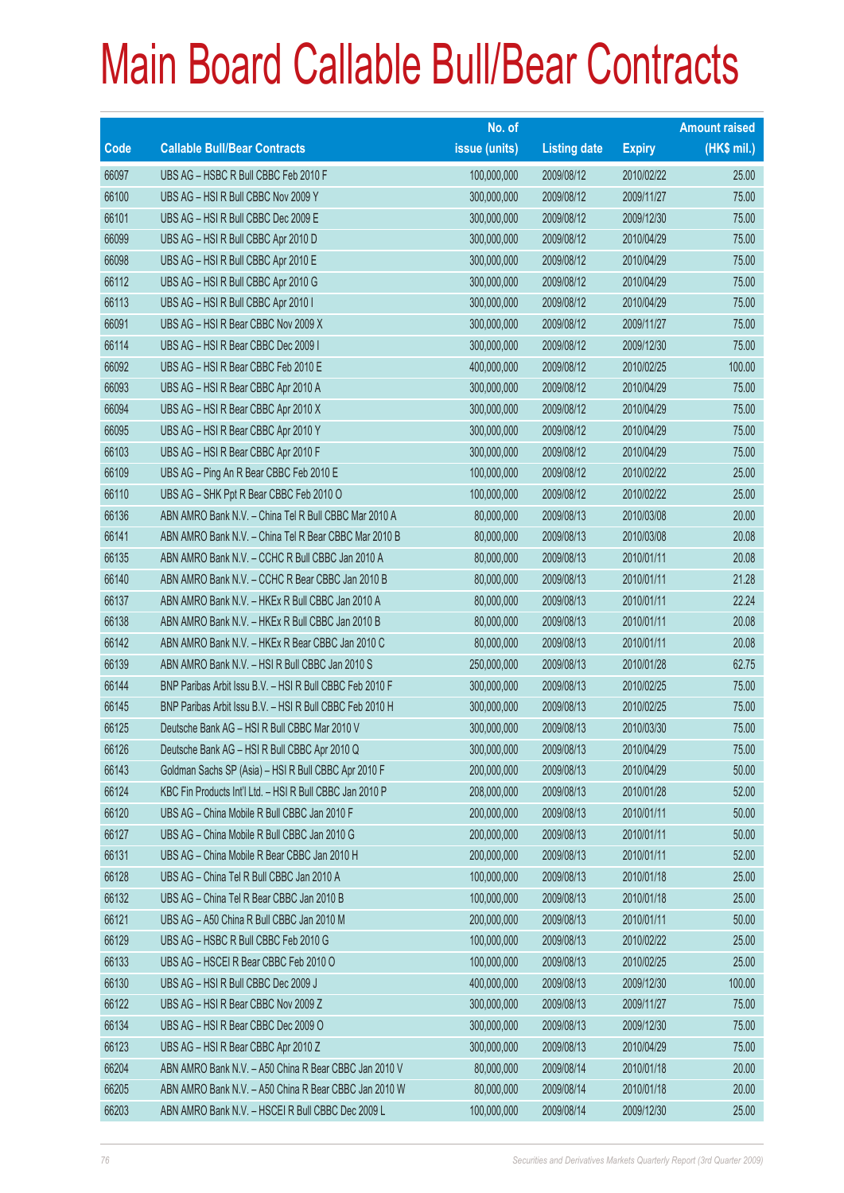# Main Board Callable Bull/Bear Contracts

| Code | Callable Bull/Bear Contracts | No. of issue (units) | Listing date | Expiry | Amount raised (HK$ mil.) |
|---|---|---|---|---|---|
| 66097 | UBS AG – HSBC R Bull CBBC Feb 2010 F | 100,000,000 | 2009/08/12 | 2010/02/22 | 25.00 |
| 66100 | UBS AG – HSI R Bull CBBC Nov 2009 Y | 300,000,000 | 2009/08/12 | 2009/11/27 | 75.00 |
| 66101 | UBS AG – HSI R Bull CBBC Dec 2009 E | 300,000,000 | 2009/08/12 | 2009/12/30 | 75.00 |
| 66099 | UBS AG – HSI R Bull CBBC Apr 2010 D | 300,000,000 | 2009/08/12 | 2010/04/29 | 75.00 |
| 66098 | UBS AG – HSI R Bull CBBC Apr 2010 E | 300,000,000 | 2009/08/12 | 2010/04/29 | 75.00 |
| 66112 | UBS AG – HSI R Bull CBBC Apr 2010 G | 300,000,000 | 2009/08/12 | 2010/04/29 | 75.00 |
| 66113 | UBS AG – HSI R Bull CBBC Apr 2010 I | 300,000,000 | 2009/08/12 | 2010/04/29 | 75.00 |
| 66091 | UBS AG – HSI R Bear CBBC Nov 2009 X | 300,000,000 | 2009/08/12 | 2009/11/27 | 75.00 |
| 66114 | UBS AG – HSI R Bear CBBC Dec 2009 I | 300,000,000 | 2009/08/12 | 2009/12/30 | 75.00 |
| 66092 | UBS AG – HSI R Bear CBBC Feb 2010 E | 400,000,000 | 2009/08/12 | 2010/02/25 | 100.00 |
| 66093 | UBS AG – HSI R Bear CBBC Apr 2010 A | 300,000,000 | 2009/08/12 | 2010/04/29 | 75.00 |
| 66094 | UBS AG – HSI R Bear CBBC Apr 2010 X | 300,000,000 | 2009/08/12 | 2010/04/29 | 75.00 |
| 66095 | UBS AG – HSI R Bear CBBC Apr 2010 Y | 300,000,000 | 2009/08/12 | 2010/04/29 | 75.00 |
| 66103 | UBS AG – HSI R Bear CBBC Apr 2010 F | 300,000,000 | 2009/08/12 | 2010/04/29 | 75.00 |
| 66109 | UBS AG – Ping An R Bear CBBC Feb 2010 E | 100,000,000 | 2009/08/12 | 2010/02/22 | 25.00 |
| 66110 | UBS AG – SHK Ppt R Bear CBBC Feb 2010 O | 100,000,000 | 2009/08/12 | 2010/02/22 | 25.00 |
| 66136 | ABN AMRO Bank N.V. – China Tel R Bull CBBC Mar 2010 A | 80,000,000 | 2009/08/13 | 2010/03/08 | 20.00 |
| 66141 | ABN AMRO Bank N.V. – China Tel R Bear CBBC Mar 2010 B | 80,000,000 | 2009/08/13 | 2010/03/08 | 20.08 |
| 66135 | ABN AMRO Bank N.V. – CCHC R Bull CBBC Jan 2010 A | 80,000,000 | 2009/08/13 | 2010/01/11 | 20.08 |
| 66140 | ABN AMRO Bank N.V. – CCHC R Bear CBBC Jan 2010 B | 80,000,000 | 2009/08/13 | 2010/01/11 | 21.28 |
| 66137 | ABN AMRO Bank N.V. – HKEx R Bull CBBC Jan 2010 A | 80,000,000 | 2009/08/13 | 2010/01/11 | 22.24 |
| 66138 | ABN AMRO Bank N.V. – HKEx R Bull CBBC Jan 2010 B | 80,000,000 | 2009/08/13 | 2010/01/11 | 20.08 |
| 66142 | ABN AMRO Bank N.V. – HKEx R Bear CBBC Jan 2010 C | 80,000,000 | 2009/08/13 | 2010/01/11 | 20.08 |
| 66139 | ABN AMRO Bank N.V. – HSI R Bull CBBC Jan 2010 S | 250,000,000 | 2009/08/13 | 2010/01/28 | 62.75 |
| 66144 | BNP Paribas Arbit Issu B.V. – HSI R Bull CBBC Feb 2010 F | 300,000,000 | 2009/08/13 | 2010/02/25 | 75.00 |
| 66145 | BNP Paribas Arbit Issu B.V. – HSI R Bull CBBC Feb 2010 H | 300,000,000 | 2009/08/13 | 2010/02/25 | 75.00 |
| 66125 | Deutsche Bank AG – HSI R Bull CBBC Mar 2010 V | 300,000,000 | 2009/08/13 | 2010/03/30 | 75.00 |
| 66126 | Deutsche Bank AG – HSI R Bull CBBC Apr 2010 Q | 300,000,000 | 2009/08/13 | 2010/04/29 | 75.00 |
| 66143 | Goldman Sachs SP (Asia) – HSI R Bull CBBC Apr 2010 F | 200,000,000 | 2009/08/13 | 2010/04/29 | 50.00 |
| 66124 | KBC Fin Products Int'l Ltd. – HSI R Bull CBBC Jan 2010 P | 208,000,000 | 2009/08/13 | 2010/01/28 | 52.00 |
| 66120 | UBS AG – China Mobile R Bull CBBC Jan 2010 F | 200,000,000 | 2009/08/13 | 2010/01/11 | 50.00 |
| 66127 | UBS AG – China Mobile R Bull CBBC Jan 2010 G | 200,000,000 | 2009/08/13 | 2010/01/11 | 50.00 |
| 66131 | UBS AG – China Mobile R Bear CBBC Jan 2010 H | 200,000,000 | 2009/08/13 | 2010/01/11 | 52.00 |
| 66128 | UBS AG – China Tel R Bull CBBC Jan 2010 A | 100,000,000 | 2009/08/13 | 2010/01/18 | 25.00 |
| 66132 | UBS AG – China Tel R Bear CBBC Jan 2010 B | 100,000,000 | 2009/08/13 | 2010/01/18 | 25.00 |
| 66121 | UBS AG – A50 China R Bull CBBC Jan 2010 M | 200,000,000 | 2009/08/13 | 2010/01/11 | 50.00 |
| 66129 | UBS AG – HSBC R Bull CBBC Feb 2010 G | 100,000,000 | 2009/08/13 | 2010/02/22 | 25.00 |
| 66133 | UBS AG – HSCEI R Bear CBBC Feb 2010 O | 100,000,000 | 2009/08/13 | 2010/02/25 | 25.00 |
| 66130 | UBS AG – HSI R Bull CBBC Dec 2009 J | 400,000,000 | 2009/08/13 | 2009/12/30 | 100.00 |
| 66122 | UBS AG – HSI R Bear CBBC Nov 2009 Z | 300,000,000 | 2009/08/13 | 2009/11/27 | 75.00 |
| 66134 | UBS AG – HSI R Bear CBBC Dec 2009 O | 300,000,000 | 2009/08/13 | 2009/12/30 | 75.00 |
| 66123 | UBS AG – HSI R Bear CBBC Apr 2010 Z | 300,000,000 | 2009/08/13 | 2010/04/29 | 75.00 |
| 66204 | ABN AMRO Bank N.V. – A50 China R Bear CBBC Jan 2010 V | 80,000,000 | 2009/08/14 | 2010/01/18 | 20.00 |
| 66205 | ABN AMRO Bank N.V. – A50 China R Bear CBBC Jan 2010 W | 80,000,000 | 2009/08/14 | 2010/01/18 | 20.00 |
| 66203 | ABN AMRO Bank N.V. – HSCEI R Bull CBBC Dec 2009 L | 100,000,000 | 2009/08/14 | 2009/12/30 | 25.00 |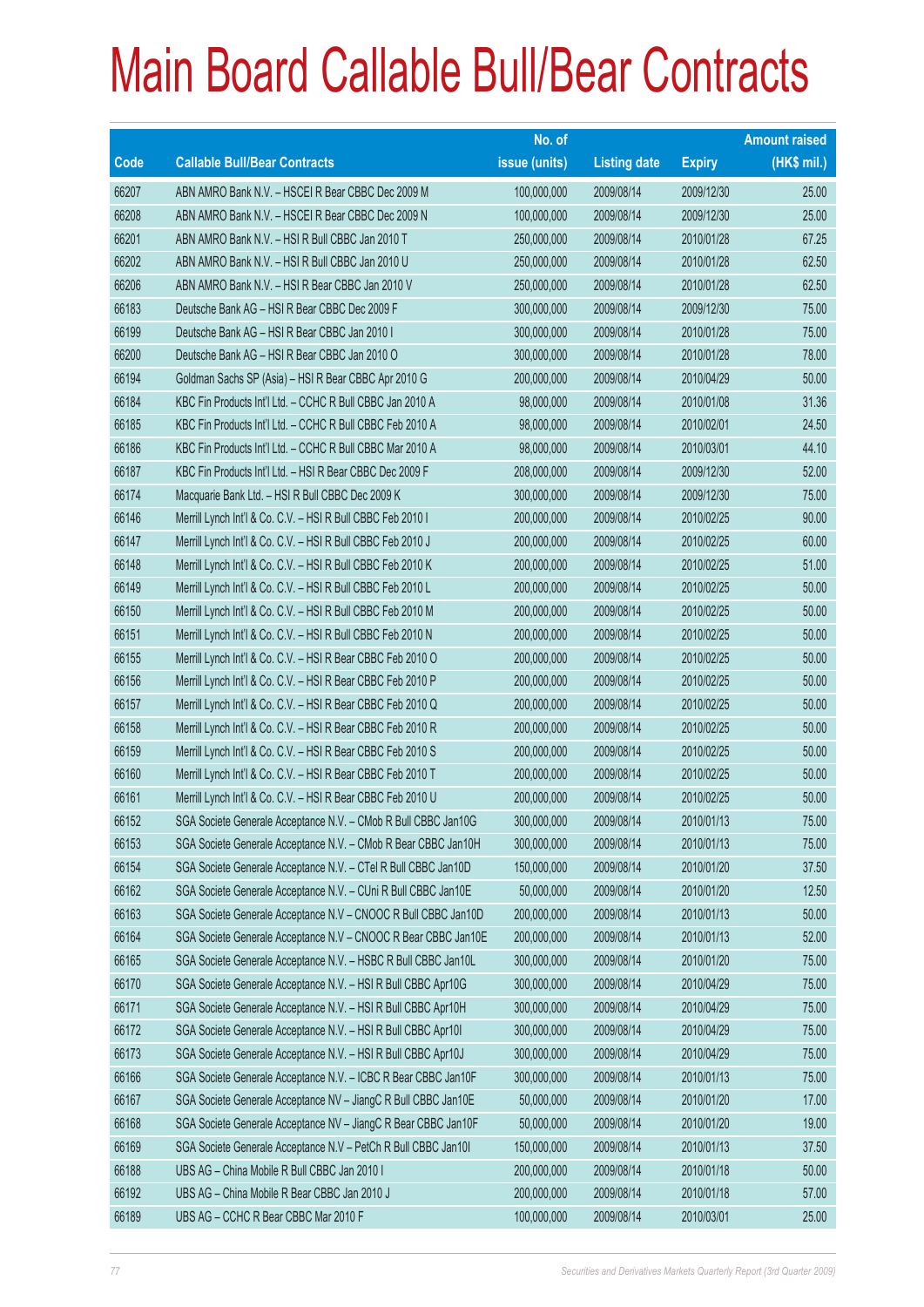# Main Board Callable Bull/Bear Contracts

| Code | Callable Bull/Bear Contracts | No. of issue (units) | Listing date | Expiry | Amount raised (HK$ mil.) |
|---|---|---|---|---|---|
| 66207 | ABN AMRO Bank N.V. – HSCEI R Bear CBBC Dec 2009 M | 100,000,000 | 2009/08/14 | 2009/12/30 | 25.00 |
| 66208 | ABN AMRO Bank N.V. – HSCEI R Bear CBBC Dec 2009 N | 100,000,000 | 2009/08/14 | 2009/12/30 | 25.00 |
| 66201 | ABN AMRO Bank N.V. – HSI R Bull CBBC Jan 2010 T | 250,000,000 | 2009/08/14 | 2010/01/28 | 67.25 |
| 66202 | ABN AMRO Bank N.V. – HSI R Bull CBBC Jan 2010 U | 250,000,000 | 2009/08/14 | 2010/01/28 | 62.50 |
| 66206 | ABN AMRO Bank N.V. – HSI R Bear CBBC Jan 2010 V | 250,000,000 | 2009/08/14 | 2010/01/28 | 62.50 |
| 66183 | Deutsche Bank AG – HSI R Bear CBBC Dec 2009 F | 300,000,000 | 2009/08/14 | 2009/12/30 | 75.00 |
| 66199 | Deutsche Bank AG – HSI R Bear CBBC Jan 2010 I | 300,000,000 | 2009/08/14 | 2010/01/28 | 75.00 |
| 66200 | Deutsche Bank AG – HSI R Bear CBBC Jan 2010 O | 300,000,000 | 2009/08/14 | 2010/01/28 | 78.00 |
| 66194 | Goldman Sachs SP (Asia) – HSI R Bear CBBC Apr 2010 G | 200,000,000 | 2009/08/14 | 2010/04/29 | 50.00 |
| 66184 | KBC Fin Products Int'l Ltd. – CCHC R Bull CBBC Jan 2010 A | 98,000,000 | 2009/08/14 | 2010/01/08 | 31.36 |
| 66185 | KBC Fin Products Int'l Ltd. – CCHC R Bull CBBC Feb 2010 A | 98,000,000 | 2009/08/14 | 2010/02/01 | 24.50 |
| 66186 | KBC Fin Products Int'l Ltd. – CCHC R Bull CBBC Mar 2010 A | 98,000,000 | 2009/08/14 | 2010/03/01 | 44.10 |
| 66187 | KBC Fin Products Int'l Ltd. – HSI R Bear CBBC Dec 2009 F | 208,000,000 | 2009/08/14 | 2009/12/30 | 52.00 |
| 66174 | Macquarie Bank Ltd. – HSI R Bull CBBC Dec 2009 K | 300,000,000 | 2009/08/14 | 2009/12/30 | 75.00 |
| 66146 | Merrill Lynch Int'l & Co. C.V. – HSI R Bull CBBC Feb 2010 I | 200,000,000 | 2009/08/14 | 2010/02/25 | 90.00 |
| 66147 | Merrill Lynch Int'l & Co. C.V. – HSI R Bull CBBC Feb 2010 J | 200,000,000 | 2009/08/14 | 2010/02/25 | 60.00 |
| 66148 | Merrill Lynch Int'l & Co. C.V. – HSI R Bull CBBC Feb 2010 K | 200,000,000 | 2009/08/14 | 2010/02/25 | 51.00 |
| 66149 | Merrill Lynch Int'l & Co. C.V. – HSI R Bull CBBC Feb 2010 L | 200,000,000 | 2009/08/14 | 2010/02/25 | 50.00 |
| 66150 | Merrill Lynch Int'l & Co. C.V. – HSI R Bull CBBC Feb 2010 M | 200,000,000 | 2009/08/14 | 2010/02/25 | 50.00 |
| 66151 | Merrill Lynch Int'l & Co. C.V. – HSI R Bull CBBC Feb 2010 N | 200,000,000 | 2009/08/14 | 2010/02/25 | 50.00 |
| 66155 | Merrill Lynch Int'l & Co. C.V. – HSI R Bear CBBC Feb 2010 O | 200,000,000 | 2009/08/14 | 2010/02/25 | 50.00 |
| 66156 | Merrill Lynch Int'l & Co. C.V. – HSI R Bear CBBC Feb 2010 P | 200,000,000 | 2009/08/14 | 2010/02/25 | 50.00 |
| 66157 | Merrill Lynch Int'l & Co. C.V. – HSI R Bear CBBC Feb 2010 Q | 200,000,000 | 2009/08/14 | 2010/02/25 | 50.00 |
| 66158 | Merrill Lynch Int'l & Co. C.V. – HSI R Bear CBBC Feb 2010 R | 200,000,000 | 2009/08/14 | 2010/02/25 | 50.00 |
| 66159 | Merrill Lynch Int'l & Co. C.V. – HSI R Bear CBBC Feb 2010 S | 200,000,000 | 2009/08/14 | 2010/02/25 | 50.00 |
| 66160 | Merrill Lynch Int'l & Co. C.V. – HSI R Bear CBBC Feb 2010 T | 200,000,000 | 2009/08/14 | 2010/02/25 | 50.00 |
| 66161 | Merrill Lynch Int'l & Co. C.V. – HSI R Bear CBBC Feb 2010 U | 200,000,000 | 2009/08/14 | 2010/02/25 | 50.00 |
| 66152 | SGA Societe Generale Acceptance N.V. – CMob R Bull CBBC Jan10G | 300,000,000 | 2009/08/14 | 2010/01/13 | 75.00 |
| 66153 | SGA Societe Generale Acceptance N.V. – CMob R Bear CBBC Jan10H | 300,000,000 | 2009/08/14 | 2010/01/13 | 75.00 |
| 66154 | SGA Societe Generale Acceptance N.V. – CTel R Bull CBBC Jan10D | 150,000,000 | 2009/08/14 | 2010/01/20 | 37.50 |
| 66162 | SGA Societe Generale Acceptance N.V. – CUni R Bull CBBC Jan10E | 50,000,000 | 2009/08/14 | 2010/01/20 | 12.50 |
| 66163 | SGA Societe Generale Acceptance N.V – CNOOC R Bull CBBC Jan10D | 200,000,000 | 2009/08/14 | 2010/01/13 | 50.00 |
| 66164 | SGA Societe Generale Acceptance N.V – CNOOC R Bear CBBC Jan10E | 200,000,000 | 2009/08/14 | 2010/01/13 | 52.00 |
| 66165 | SGA Societe Generale Acceptance N.V. – HSBC R Bull CBBC Jan10L | 300,000,000 | 2009/08/14 | 2010/01/20 | 75.00 |
| 66170 | SGA Societe Generale Acceptance N.V. – HSI R Bull CBBC Apr10G | 300,000,000 | 2009/08/14 | 2010/04/29 | 75.00 |
| 66171 | SGA Societe Generale Acceptance N.V. – HSI R Bull CBBC Apr10H | 300,000,000 | 2009/08/14 | 2010/04/29 | 75.00 |
| 66172 | SGA Societe Generale Acceptance N.V. – HSI R Bull CBBC Apr10I | 300,000,000 | 2009/08/14 | 2010/04/29 | 75.00 |
| 66173 | SGA Societe Generale Acceptance N.V. – HSI R Bull CBBC Apr10J | 300,000,000 | 2009/08/14 | 2010/04/29 | 75.00 |
| 66166 | SGA Societe Generale Acceptance N.V. – ICBC R Bear CBBC Jan10F | 300,000,000 | 2009/08/14 | 2010/01/13 | 75.00 |
| 66167 | SGA Societe Generale Acceptance NV – JiangC R Bull CBBC Jan10E | 50,000,000 | 2009/08/14 | 2010/01/20 | 17.00 |
| 66168 | SGA Societe Generale Acceptance NV – JiangC R Bear CBBC Jan10F | 50,000,000 | 2009/08/14 | 2010/01/20 | 19.00 |
| 66169 | SGA Societe Generale Acceptance N.V – PetCh R Bull CBBC Jan10I | 150,000,000 | 2009/08/14 | 2010/01/13 | 37.50 |
| 66188 | UBS AG – China Mobile R Bull CBBC Jan 2010 I | 200,000,000 | 2009/08/14 | 2010/01/18 | 50.00 |
| 66192 | UBS AG – China Mobile R Bear CBBC Jan 2010 J | 200,000,000 | 2009/08/14 | 2010/01/18 | 57.00 |
| 66189 | UBS AG – CCHC R Bear CBBC Mar 2010 F | 100,000,000 | 2009/08/14 | 2010/03/01 | 25.00 |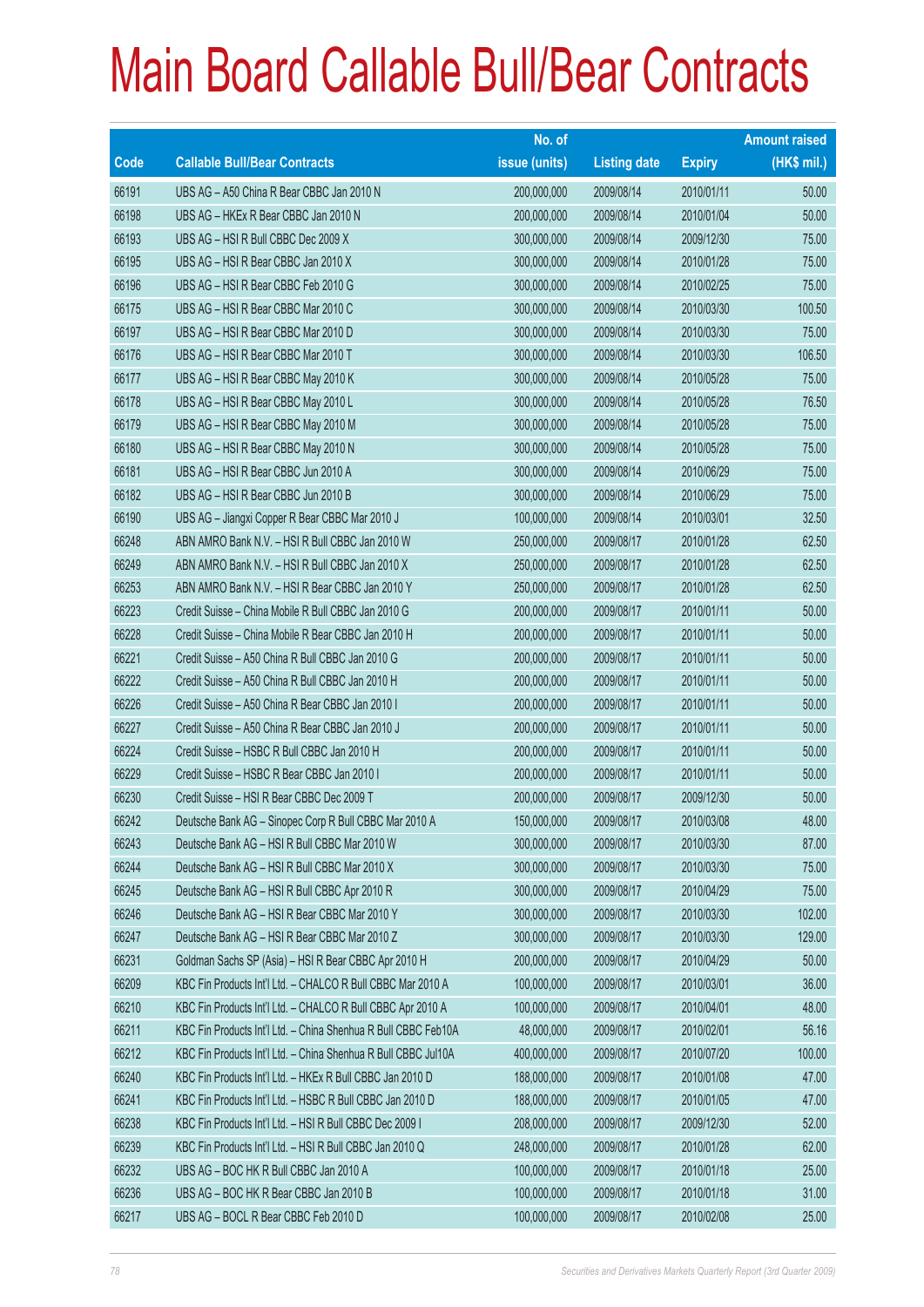# Main Board Callable Bull/Bear Contracts

| Code | Callable Bull/Bear Contracts | No. of issue (units) | Listing date | Expiry | Amount raised (HK$ mil.) |
|---|---|---|---|---|---|
| 66191 | UBS AG – A50 China R Bear CBBC Jan 2010 N | 200,000,000 | 2009/08/14 | 2010/01/11 | 50.00 |
| 66198 | UBS AG – HKEx R Bear CBBC Jan 2010 N | 200,000,000 | 2009/08/14 | 2010/01/04 | 50.00 |
| 66193 | UBS AG – HSI R Bull CBBC Dec 2009 X | 300,000,000 | 2009/08/14 | 2009/12/30 | 75.00 |
| 66195 | UBS AG – HSI R Bear CBBC Jan 2010 X | 300,000,000 | 2009/08/14 | 2010/01/28 | 75.00 |
| 66196 | UBS AG – HSI R Bear CBBC Feb 2010 G | 300,000,000 | 2009/08/14 | 2010/02/25 | 75.00 |
| 66175 | UBS AG – HSI R Bear CBBC Mar 2010 C | 300,000,000 | 2009/08/14 | 2010/03/30 | 100.50 |
| 66197 | UBS AG – HSI R Bear CBBC Mar 2010 D | 300,000,000 | 2009/08/14 | 2010/03/30 | 75.00 |
| 66176 | UBS AG – HSI R Bear CBBC Mar 2010 T | 300,000,000 | 2009/08/14 | 2010/03/30 | 106.50 |
| 66177 | UBS AG – HSI R Bear CBBC May 2010 K | 300,000,000 | 2009/08/14 | 2010/05/28 | 75.00 |
| 66178 | UBS AG – HSI R Bear CBBC May 2010 L | 300,000,000 | 2009/08/14 | 2010/05/28 | 76.50 |
| 66179 | UBS AG – HSI R Bear CBBC May 2010 M | 300,000,000 | 2009/08/14 | 2010/05/28 | 75.00 |
| 66180 | UBS AG – HSI R Bear CBBC May 2010 N | 300,000,000 | 2009/08/14 | 2010/05/28 | 75.00 |
| 66181 | UBS AG – HSI R Bear CBBC Jun 2010 A | 300,000,000 | 2009/08/14 | 2010/06/29 | 75.00 |
| 66182 | UBS AG – HSI R Bear CBBC Jun 2010 B | 300,000,000 | 2009/08/14 | 2010/06/29 | 75.00 |
| 66190 | UBS AG – Jiangxi Copper R Bear CBBC Mar 2010 J | 100,000,000 | 2009/08/14 | 2010/03/01 | 32.50 |
| 66248 | ABN AMRO Bank N.V. – HSI R Bull CBBC Jan 2010 W | 250,000,000 | 2009/08/17 | 2010/01/28 | 62.50 |
| 66249 | ABN AMRO Bank N.V. – HSI R Bull CBBC Jan 2010 X | 250,000,000 | 2009/08/17 | 2010/01/28 | 62.50 |
| 66253 | ABN AMRO Bank N.V. – HSI R Bear CBBC Jan 2010 Y | 250,000,000 | 2009/08/17 | 2010/01/28 | 62.50 |
| 66223 | Credit Suisse – China Mobile R Bull CBBC Jan 2010 G | 200,000,000 | 2009/08/17 | 2010/01/11 | 50.00 |
| 66228 | Credit Suisse – China Mobile R Bear CBBC Jan 2010 H | 200,000,000 | 2009/08/17 | 2010/01/11 | 50.00 |
| 66221 | Credit Suisse – A50 China R Bull CBBC Jan 2010 G | 200,000,000 | 2009/08/17 | 2010/01/11 | 50.00 |
| 66222 | Credit Suisse – A50 China R Bull CBBC Jan 2010 H | 200,000,000 | 2009/08/17 | 2010/01/11 | 50.00 |
| 66226 | Credit Suisse – A50 China R Bear CBBC Jan 2010 I | 200,000,000 | 2009/08/17 | 2010/01/11 | 50.00 |
| 66227 | Credit Suisse – A50 China R Bear CBBC Jan 2010 J | 200,000,000 | 2009/08/17 | 2010/01/11 | 50.00 |
| 66224 | Credit Suisse – HSBC R Bull CBBC Jan 2010 H | 200,000,000 | 2009/08/17 | 2010/01/11 | 50.00 |
| 66229 | Credit Suisse – HSBC R Bear CBBC Jan 2010 I | 200,000,000 | 2009/08/17 | 2010/01/11 | 50.00 |
| 66230 | Credit Suisse – HSI R Bear CBBC Dec 2009 T | 200,000,000 | 2009/08/17 | 2009/12/30 | 50.00 |
| 66242 | Deutsche Bank AG – Sinopec Corp R Bull CBBC Mar 2010 A | 150,000,000 | 2009/08/17 | 2010/03/08 | 48.00 |
| 66243 | Deutsche Bank AG – HSI R Bull CBBC Mar 2010 W | 300,000,000 | 2009/08/17 | 2010/03/30 | 87.00 |
| 66244 | Deutsche Bank AG – HSI R Bull CBBC Mar 2010 X | 300,000,000 | 2009/08/17 | 2010/03/30 | 75.00 |
| 66245 | Deutsche Bank AG – HSI R Bull CBBC Apr 2010 R | 300,000,000 | 2009/08/17 | 2010/04/29 | 75.00 |
| 66246 | Deutsche Bank AG – HSI R Bear CBBC Mar 2010 Y | 300,000,000 | 2009/08/17 | 2010/03/30 | 102.00 |
| 66247 | Deutsche Bank AG – HSI R Bear CBBC Mar 2010 Z | 300,000,000 | 2009/08/17 | 2010/03/30 | 129.00 |
| 66231 | Goldman Sachs SP (Asia) – HSI R Bear CBBC Apr 2010 H | 200,000,000 | 2009/08/17 | 2010/04/29 | 50.00 |
| 66209 | KBC Fin Products Int'l Ltd. – CHALCO R Bull CBBC Mar 2010 A | 100,000,000 | 2009/08/17 | 2010/03/01 | 36.00 |
| 66210 | KBC Fin Products Int'l Ltd. – CHALCO R Bull CBBC Apr 2010 A | 100,000,000 | 2009/08/17 | 2010/04/01 | 48.00 |
| 66211 | KBC Fin Products Int'l Ltd. – China Shenhua R Bull CBBC Feb10A | 48,000,000 | 2009/08/17 | 2010/02/01 | 56.16 |
| 66212 | KBC Fin Products Int'l Ltd. – China Shenhua R Bull CBBC Jul10A | 400,000,000 | 2009/08/17 | 2010/07/20 | 100.00 |
| 66240 | KBC Fin Products Int'l Ltd. – HKEx R Bull CBBC Jan 2010 D | 188,000,000 | 2009/08/17 | 2010/01/08 | 47.00 |
| 66241 | KBC Fin Products Int'l Ltd. – HSBC R Bull CBBC Jan 2010 D | 188,000,000 | 2009/08/17 | 2010/01/05 | 47.00 |
| 66238 | KBC Fin Products Int'l Ltd. – HSI R Bull CBBC Dec 2009 I | 208,000,000 | 2009/08/17 | 2009/12/30 | 52.00 |
| 66239 | KBC Fin Products Int'l Ltd. – HSI R Bull CBBC Jan 2010 Q | 248,000,000 | 2009/08/17 | 2010/01/28 | 62.00 |
| 66232 | UBS AG – BOC HK R Bull CBBC Jan 2010 A | 100,000,000 | 2009/08/17 | 2010/01/18 | 25.00 |
| 66236 | UBS AG – BOC HK R Bear CBBC Jan 2010 B | 100,000,000 | 2009/08/17 | 2010/01/18 | 31.00 |
| 66217 | UBS AG – BOCL R Bear CBBC Feb 2010 D | 100,000,000 | 2009/08/17 | 2010/02/08 | 25.00 |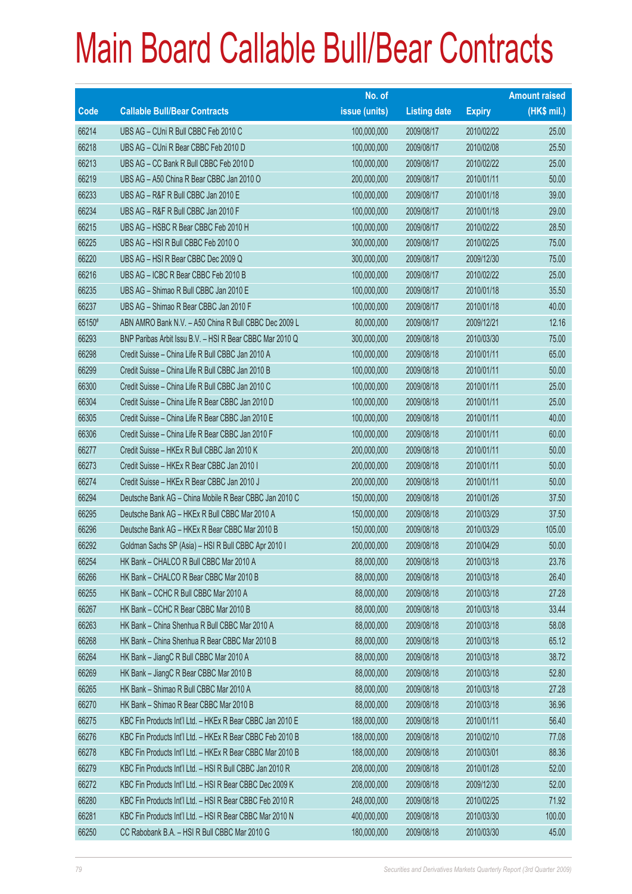# Main Board Callable Bull/Bear Contracts

| Code | Callable Bull/Bear Contracts | No. of issue (units) | Listing date | Expiry | Amount raised (HK$ mil.) |
|---|---|---|---|---|---|
| 66214 | UBS AG – CUni R Bull CBBC Feb 2010 C | 100,000,000 | 2009/08/17 | 2010/02/22 | 25.00 |
| 66218 | UBS AG – CUni R Bear CBBC Feb 2010 D | 100,000,000 | 2009/08/17 | 2010/02/08 | 25.50 |
| 66213 | UBS AG – CC Bank R Bull CBBC Feb 2010 D | 100,000,000 | 2009/08/17 | 2010/02/22 | 25.00 |
| 66219 | UBS AG – A50 China R Bear CBBC Jan 2010 O | 200,000,000 | 2009/08/17 | 2010/01/11 | 50.00 |
| 66233 | UBS AG – R&F R Bull CBBC Jan 2010 E | 100,000,000 | 2009/08/17 | 2010/01/18 | 39.00 |
| 66234 | UBS AG – R&F R Bull CBBC Jan 2010 F | 100,000,000 | 2009/08/17 | 2010/01/18 | 29.00 |
| 66215 | UBS AG – HSBC R Bear CBBC Feb 2010 H | 100,000,000 | 2009/08/17 | 2010/02/22 | 28.50 |
| 66225 | UBS AG – HSI R Bull CBBC Feb 2010 O | 300,000,000 | 2009/08/17 | 2010/02/25 | 75.00 |
| 66220 | UBS AG – HSI R Bear CBBC Dec 2009 Q | 300,000,000 | 2009/08/17 | 2009/12/30 | 75.00 |
| 66216 | UBS AG – ICBC R Bear CBBC Feb 2010 B | 100,000,000 | 2009/08/17 | 2010/02/22 | 25.00 |
| 66235 | UBS AG – Shimao R Bull CBBC Jan 2010 E | 100,000,000 | 2009/08/17 | 2010/01/18 | 35.50 |
| 66237 | UBS AG – Shimao R Bear CBBC Jan 2010 F | 100,000,000 | 2009/08/17 | 2010/01/18 | 40.00 |
| 65150# | ABN AMRO Bank N.V. – A50 China R Bull CBBC Dec 2009 L | 80,000,000 | 2009/08/17 | 2009/12/21 | 12.16 |
| 66293 | BNP Paribas Arbit Issu B.V. – HSI R Bear CBBC Mar 2010 Q | 300,000,000 | 2009/08/18 | 2010/03/30 | 75.00 |
| 66298 | Credit Suisse – China Life R Bull CBBC Jan 2010 A | 100,000,000 | 2009/08/18 | 2010/01/11 | 65.00 |
| 66299 | Credit Suisse – China Life R Bull CBBC Jan 2010 B | 100,000,000 | 2009/08/18 | 2010/01/11 | 50.00 |
| 66300 | Credit Suisse – China Life R Bull CBBC Jan 2010 C | 100,000,000 | 2009/08/18 | 2010/01/11 | 25.00 |
| 66304 | Credit Suisse – China Life R Bear CBBC Jan 2010 D | 100,000,000 | 2009/08/18 | 2010/01/11 | 25.00 |
| 66305 | Credit Suisse – China Life R Bear CBBC Jan 2010 E | 100,000,000 | 2009/08/18 | 2010/01/11 | 40.00 |
| 66306 | Credit Suisse – China Life R Bear CBBC Jan 2010 F | 100,000,000 | 2009/08/18 | 2010/01/11 | 60.00 |
| 66277 | Credit Suisse – HKEx R Bull CBBC Jan 2010 K | 200,000,000 | 2009/08/18 | 2010/01/11 | 50.00 |
| 66273 | Credit Suisse – HKEx R Bear CBBC Jan 2010 I | 200,000,000 | 2009/08/18 | 2010/01/11 | 50.00 |
| 66274 | Credit Suisse – HKEx R Bear CBBC Jan 2010 J | 200,000,000 | 2009/08/18 | 2010/01/11 | 50.00 |
| 66294 | Deutsche Bank AG – China Mobile R Bear CBBC Jan 2010 C | 150,000,000 | 2009/08/18 | 2010/01/26 | 37.50 |
| 66295 | Deutsche Bank AG – HKEx R Bull CBBC Mar 2010 A | 150,000,000 | 2009/08/18 | 2010/03/29 | 37.50 |
| 66296 | Deutsche Bank AG – HKEx R Bear CBBC Mar 2010 B | 150,000,000 | 2009/08/18 | 2010/03/29 | 105.00 |
| 66292 | Goldman Sachs SP (Asia) – HSI R Bull CBBC Apr 2010 I | 200,000,000 | 2009/08/18 | 2010/04/29 | 50.00 |
| 66254 | HK Bank – CHALCO R Bull CBBC Mar 2010 A | 88,000,000 | 2009/08/18 | 2010/03/18 | 23.76 |
| 66266 | HK Bank – CHALCO R Bear CBBC Mar 2010 B | 88,000,000 | 2009/08/18 | 2010/03/18 | 26.40 |
| 66255 | HK Bank – CCHC R Bull CBBC Mar 2010 A | 88,000,000 | 2009/08/18 | 2010/03/18 | 27.28 |
| 66267 | HK Bank – CCHC R Bear CBBC Mar 2010 B | 88,000,000 | 2009/08/18 | 2010/03/18 | 33.44 |
| 66263 | HK Bank – China Shenhua R Bull CBBC Mar 2010 A | 88,000,000 | 2009/08/18 | 2010/03/18 | 58.08 |
| 66268 | HK Bank – China Shenhua R Bear CBBC Mar 2010 B | 88,000,000 | 2009/08/18 | 2010/03/18 | 65.12 |
| 66264 | HK Bank – JiangC R Bull CBBC Mar 2010 A | 88,000,000 | 2009/08/18 | 2010/03/18 | 38.72 |
| 66269 | HK Bank – JiangC R Bear CBBC Mar 2010 B | 88,000,000 | 2009/08/18 | 2010/03/18 | 52.80 |
| 66265 | HK Bank – Shimao R Bull CBBC Mar 2010 A | 88,000,000 | 2009/08/18 | 2010/03/18 | 27.28 |
| 66270 | HK Bank – Shimao R Bear CBBC Mar 2010 B | 88,000,000 | 2009/08/18 | 2010/03/18 | 36.96 |
| 66275 | KBC Fin Products Int'l Ltd. – HKEx R Bear CBBC Jan 2010 E | 188,000,000 | 2009/08/18 | 2010/01/11 | 56.40 |
| 66276 | KBC Fin Products Int'l Ltd. – HKEx R Bear CBBC Feb 2010 B | 188,000,000 | 2009/08/18 | 2010/02/10 | 77.08 |
| 66278 | KBC Fin Products Int'l Ltd. – HKEx R Bear CBBC Mar 2010 B | 188,000,000 | 2009/08/18 | 2010/03/01 | 88.36 |
| 66279 | KBC Fin Products Int'l Ltd. – HSI R Bull CBBC Jan 2010 R | 208,000,000 | 2009/08/18 | 2010/01/28 | 52.00 |
| 66272 | KBC Fin Products Int'l Ltd. – HSI R Bear CBBC Dec 2009 K | 208,000,000 | 2009/08/18 | 2009/12/30 | 52.00 |
| 66280 | KBC Fin Products Int'l Ltd. – HSI R Bear CBBC Feb 2010 R | 248,000,000 | 2009/08/18 | 2010/02/25 | 71.92 |
| 66281 | KBC Fin Products Int'l Ltd. – HSI R Bear CBBC Mar 2010 N | 400,000,000 | 2009/08/18 | 2010/03/30 | 100.00 |
| 66250 | CC Rabobank B.A. – HSI R Bull CBBC Mar 2010 G | 180,000,000 | 2009/08/18 | 2010/03/30 | 45.00 |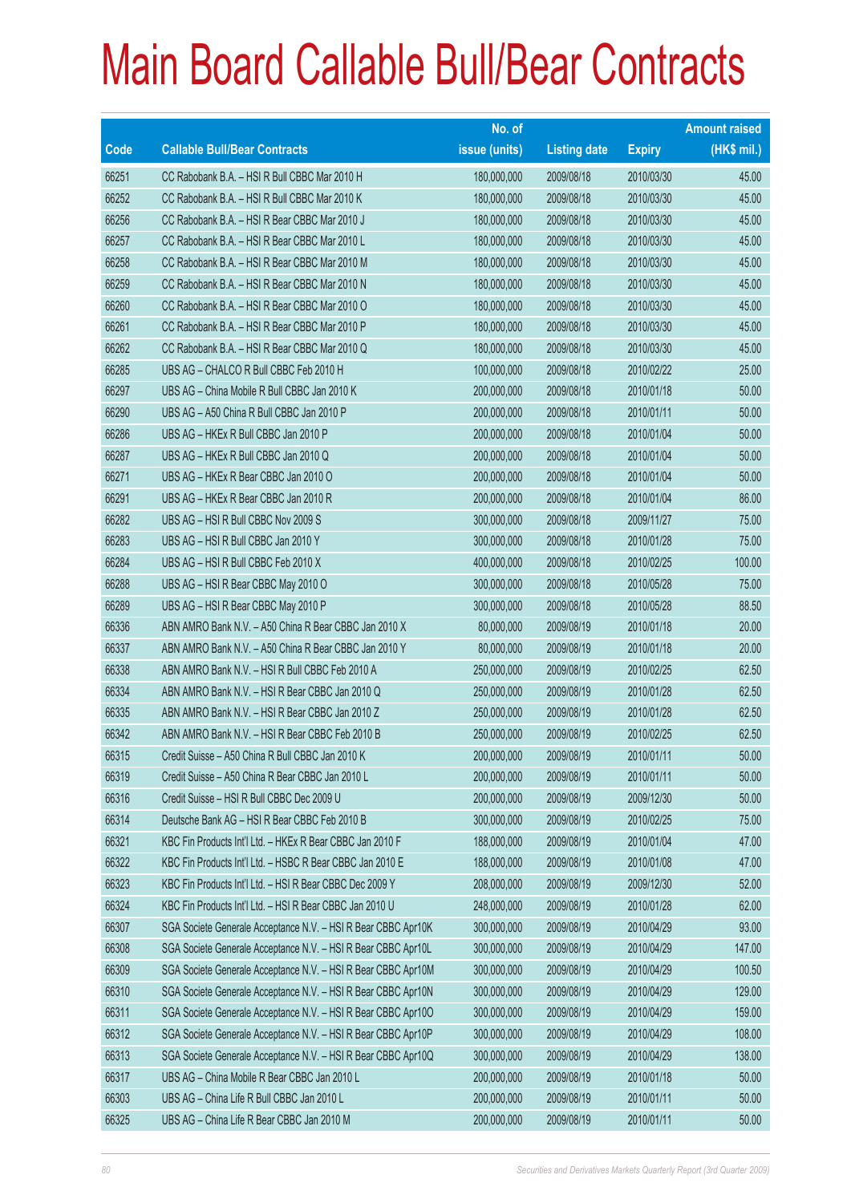# Main Board Callable Bull/Bear Contracts

| Code | Callable Bull/Bear Contracts | No. of issue (units) | Listing date | Expiry | Amount raised (HK$ mil.) |
|---|---|---|---|---|---|
| 66251 | CC Rabobank B.A. – HSI R Bull CBBC Mar 2010 H | 180,000,000 | 2009/08/18 | 2010/03/30 | 45.00 |
| 66252 | CC Rabobank B.A. – HSI R Bull CBBC Mar 2010 K | 180,000,000 | 2009/08/18 | 2010/03/30 | 45.00 |
| 66256 | CC Rabobank B.A. – HSI R Bear CBBC Mar 2010 J | 180,000,000 | 2009/08/18 | 2010/03/30 | 45.00 |
| 66257 | CC Rabobank B.A. – HSI R Bear CBBC Mar 2010 L | 180,000,000 | 2009/08/18 | 2010/03/30 | 45.00 |
| 66258 | CC Rabobank B.A. – HSI R Bear CBBC Mar 2010 M | 180,000,000 | 2009/08/18 | 2010/03/30 | 45.00 |
| 66259 | CC Rabobank B.A. – HSI R Bear CBBC Mar 2010 N | 180,000,000 | 2009/08/18 | 2010/03/30 | 45.00 |
| 66260 | CC Rabobank B.A. – HSI R Bear CBBC Mar 2010 O | 180,000,000 | 2009/08/18 | 2010/03/30 | 45.00 |
| 66261 | CC Rabobank B.A. – HSI R Bear CBBC Mar 2010 P | 180,000,000 | 2009/08/18 | 2010/03/30 | 45.00 |
| 66262 | CC Rabobank B.A. – HSI R Bear CBBC Mar 2010 Q | 180,000,000 | 2009/08/18 | 2010/03/30 | 45.00 |
| 66285 | UBS AG – CHALCO R Bull CBBC Feb 2010 H | 100,000,000 | 2009/08/18 | 2010/02/22 | 25.00 |
| 66297 | UBS AG – China Mobile R Bull CBBC Jan 2010 K | 200,000,000 | 2009/08/18 | 2010/01/18 | 50.00 |
| 66290 | UBS AG – A50 China R Bull CBBC Jan 2010 P | 200,000,000 | 2009/08/18 | 2010/01/11 | 50.00 |
| 66286 | UBS AG – HKEx R Bull CBBC Jan 2010 P | 200,000,000 | 2009/08/18 | 2010/01/04 | 50.00 |
| 66287 | UBS AG – HKEx R Bull CBBC Jan 2010 Q | 200,000,000 | 2009/08/18 | 2010/01/04 | 50.00 |
| 66271 | UBS AG – HKEx R Bear CBBC Jan 2010 O | 200,000,000 | 2009/08/18 | 2010/01/04 | 50.00 |
| 66291 | UBS AG – HKEx R Bear CBBC Jan 2010 R | 200,000,000 | 2009/08/18 | 2010/01/04 | 86.00 |
| 66282 | UBS AG – HSI R Bull CBBC Nov 2009 S | 300,000,000 | 2009/08/18 | 2009/11/27 | 75.00 |
| 66283 | UBS AG – HSI R Bull CBBC Jan 2010 Y | 300,000,000 | 2009/08/18 | 2010/01/28 | 75.00 |
| 66284 | UBS AG – HSI R Bull CBBC Feb 2010 X | 400,000,000 | 2009/08/18 | 2010/02/25 | 100.00 |
| 66288 | UBS AG – HSI R Bear CBBC May 2010 O | 300,000,000 | 2009/08/18 | 2010/05/28 | 75.00 |
| 66289 | UBS AG – HSI R Bear CBBC May 2010 P | 300,000,000 | 2009/08/18 | 2010/05/28 | 88.50 |
| 66336 | ABN AMRO Bank N.V. – A50 China R Bear CBBC Jan 2010 X | 80,000,000 | 2009/08/19 | 2010/01/18 | 20.00 |
| 66337 | ABN AMRO Bank N.V. – A50 China R Bear CBBC Jan 2010 Y | 80,000,000 | 2009/08/19 | 2010/01/18 | 20.00 |
| 66338 | ABN AMRO Bank N.V. – HSI R Bull CBBC Feb 2010 A | 250,000,000 | 2009/08/19 | 2010/02/25 | 62.50 |
| 66334 | ABN AMRO Bank N.V. – HSI R Bear CBBC Jan 2010 Q | 250,000,000 | 2009/08/19 | 2010/01/28 | 62.50 |
| 66335 | ABN AMRO Bank N.V. – HSI R Bear CBBC Jan 2010 Z | 250,000,000 | 2009/08/19 | 2010/01/28 | 62.50 |
| 66342 | ABN AMRO Bank N.V. – HSI R Bear CBBC Feb 2010 B | 250,000,000 | 2009/08/19 | 2010/02/25 | 62.50 |
| 66315 | Credit Suisse – A50 China R Bull CBBC Jan 2010 K | 200,000,000 | 2009/08/19 | 2010/01/11 | 50.00 |
| 66319 | Credit Suisse – A50 China R Bear CBBC Jan 2010 L | 200,000,000 | 2009/08/19 | 2010/01/11 | 50.00 |
| 66316 | Credit Suisse – HSI R Bull CBBC Dec 2009 U | 200,000,000 | 2009/08/19 | 2009/12/30 | 50.00 |
| 66314 | Deutsche Bank AG – HSI R Bear CBBC Feb 2010 B | 300,000,000 | 2009/08/19 | 2010/02/25 | 75.00 |
| 66321 | KBC Fin Products Int'l Ltd. – HKEx R Bear CBBC Jan 2010 F | 188,000,000 | 2009/08/19 | 2010/01/04 | 47.00 |
| 66322 | KBC Fin Products Int'l Ltd. – HSBC R Bear CBBC Jan 2010 E | 188,000,000 | 2009/08/19 | 2010/01/08 | 47.00 |
| 66323 | KBC Fin Products Int'l Ltd. – HSI R Bear CBBC Dec 2009 Y | 208,000,000 | 2009/08/19 | 2009/12/30 | 52.00 |
| 66324 | KBC Fin Products Int'l Ltd. – HSI R Bear CBBC Jan 2010 U | 248,000,000 | 2009/08/19 | 2010/01/28 | 62.00 |
| 66307 | SGA Societe Generale Acceptance N.V. – HSI R Bear CBBC Apr10K | 300,000,000 | 2009/08/19 | 2010/04/29 | 93.00 |
| 66308 | SGA Societe Generale Acceptance N.V. – HSI R Bear CBBC Apr10L | 300,000,000 | 2009/08/19 | 2010/04/29 | 147.00 |
| 66309 | SGA Societe Generale Acceptance N.V. – HSI R Bear CBBC Apr10M | 300,000,000 | 2009/08/19 | 2010/04/29 | 100.50 |
| 66310 | SGA Societe Generale Acceptance N.V. – HSI R Bear CBBC Apr10N | 300,000,000 | 2009/08/19 | 2010/04/29 | 129.00 |
| 66311 | SGA Societe Generale Acceptance N.V. – HSI R Bear CBBC Apr10O | 300,000,000 | 2009/08/19 | 2010/04/29 | 159.00 |
| 66312 | SGA Societe Generale Acceptance N.V. – HSI R Bear CBBC Apr10P | 300,000,000 | 2009/08/19 | 2010/04/29 | 108.00 |
| 66313 | SGA Societe Generale Acceptance N.V. – HSI R Bear CBBC Apr10Q | 300,000,000 | 2009/08/19 | 2010/04/29 | 138.00 |
| 66317 | UBS AG – China Mobile R Bear CBBC Jan 2010 L | 200,000,000 | 2009/08/19 | 2010/01/18 | 50.00 |
| 66303 | UBS AG – China Life R Bull CBBC Jan 2010 L | 200,000,000 | 2009/08/19 | 2010/01/11 | 50.00 |
| 66325 | UBS AG – China Life R Bear CBBC Jan 2010 M | 200,000,000 | 2009/08/19 | 2010/01/11 | 50.00 |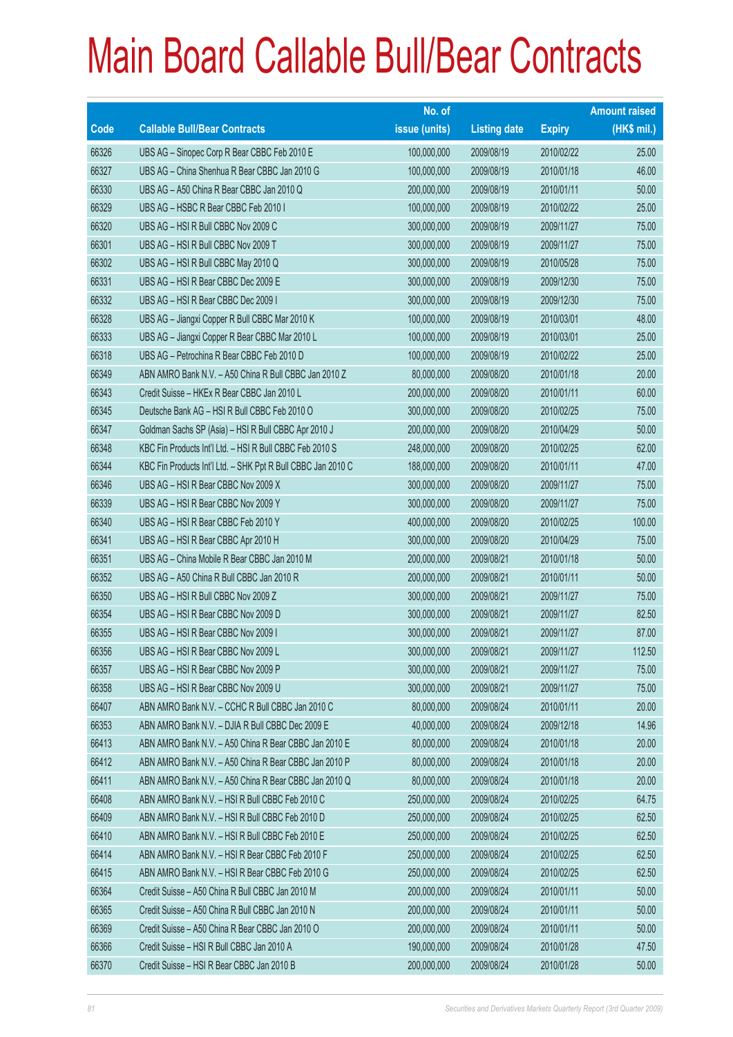# Main Board Callable Bull/Bear Contracts

| Code | Callable Bull/Bear Contracts | No. of issue (units) | Listing date | Expiry | Amount raised (HK$ mil.) |
|---|---|---|---|---|---|
| 66326 | UBS AG – Sinopec Corp R Bear CBBC Feb 2010 E | 100,000,000 | 2009/08/19 | 2010/02/22 | 25.00 |
| 66327 | UBS AG – China Shenhua R Bear CBBC Jan 2010 G | 100,000,000 | 2009/08/19 | 2010/01/18 | 46.00 |
| 66330 | UBS AG – A50 China R Bear CBBC Jan 2010 Q | 200,000,000 | 2009/08/19 | 2010/01/11 | 50.00 |
| 66329 | UBS AG – HSBC R Bear CBBC Feb 2010 I | 100,000,000 | 2009/08/19 | 2010/02/22 | 25.00 |
| 66320 | UBS AG – HSI R Bull CBBC Nov 2009 C | 300,000,000 | 2009/08/19 | 2009/11/27 | 75.00 |
| 66301 | UBS AG – HSI R Bull CBBC Nov 2009 T | 300,000,000 | 2009/08/19 | 2009/11/27 | 75.00 |
| 66302 | UBS AG – HSI R Bull CBBC May 2010 Q | 300,000,000 | 2009/08/19 | 2010/05/28 | 75.00 |
| 66331 | UBS AG – HSI R Bear CBBC Dec 2009 E | 300,000,000 | 2009/08/19 | 2009/12/30 | 75.00 |
| 66332 | UBS AG – HSI R Bear CBBC Dec 2009 I | 300,000,000 | 2009/08/19 | 2009/12/30 | 75.00 |
| 66328 | UBS AG – Jiangxi Copper R Bull CBBC Mar 2010 K | 100,000,000 | 2009/08/19 | 2010/03/01 | 48.00 |
| 66333 | UBS AG – Jiangxi Copper R Bear CBBC Mar 2010 L | 100,000,000 | 2009/08/19 | 2010/03/01 | 25.00 |
| 66318 | UBS AG – Petrochina R Bear CBBC Feb 2010 D | 100,000,000 | 2009/08/19 | 2010/02/22 | 25.00 |
| 66349 | ABN AMRO Bank N.V. – A50 China R Bull CBBC Jan 2010 Z | 80,000,000 | 2009/08/20 | 2010/01/18 | 20.00 |
| 66343 | Credit Suisse – HKEx R Bear CBBC Jan 2010 L | 200,000,000 | 2009/08/20 | 2010/01/11 | 60.00 |
| 66345 | Deutsche Bank AG – HSI R Bull CBBC Feb 2010 O | 300,000,000 | 2009/08/20 | 2010/02/25 | 75.00 |
| 66347 | Goldman Sachs SP (Asia) – HSI R Bull CBBC Apr 2010 J | 200,000,000 | 2009/08/20 | 2010/04/29 | 50.00 |
| 66348 | KBC Fin Products Int'l Ltd. – HSI R Bull CBBC Feb 2010 S | 248,000,000 | 2009/08/20 | 2010/02/25 | 62.00 |
| 66344 | KBC Fin Products Int'l Ltd. – SHK Ppt R Bull CBBC Jan 2010 C | 188,000,000 | 2009/08/20 | 2010/01/11 | 47.00 |
| 66346 | UBS AG – HSI R Bear CBBC Nov 2009 X | 300,000,000 | 2009/08/20 | 2009/11/27 | 75.00 |
| 66339 | UBS AG – HSI R Bear CBBC Nov 2009 Y | 300,000,000 | 2009/08/20 | 2009/11/27 | 75.00 |
| 66340 | UBS AG – HSI R Bear CBBC Feb 2010 Y | 400,000,000 | 2009/08/20 | 2010/02/25 | 100.00 |
| 66341 | UBS AG – HSI R Bear CBBC Apr 2010 H | 300,000,000 | 2009/08/20 | 2010/04/29 | 75.00 |
| 66351 | UBS AG – China Mobile R Bear CBBC Jan 2010 M | 200,000,000 | 2009/08/21 | 2010/01/18 | 50.00 |
| 66352 | UBS AG – A50 China R Bull CBBC Jan 2010 R | 200,000,000 | 2009/08/21 | 2010/01/11 | 50.00 |
| 66350 | UBS AG – HSI R Bull CBBC Nov 2009 Z | 300,000,000 | 2009/08/21 | 2009/11/27 | 75.00 |
| 66354 | UBS AG – HSI R Bear CBBC Nov 2009 D | 300,000,000 | 2009/08/21 | 2009/11/27 | 82.50 |
| 66355 | UBS AG – HSI R Bear CBBC Nov 2009 I | 300,000,000 | 2009/08/21 | 2009/11/27 | 87.00 |
| 66356 | UBS AG – HSI R Bear CBBC Nov 2009 L | 300,000,000 | 2009/08/21 | 2009/11/27 | 112.50 |
| 66357 | UBS AG – HSI R Bear CBBC Nov 2009 P | 300,000,000 | 2009/08/21 | 2009/11/27 | 75.00 |
| 66358 | UBS AG – HSI R Bear CBBC Nov 2009 U | 300,000,000 | 2009/08/21 | 2009/11/27 | 75.00 |
| 66407 | ABN AMRO Bank N.V. – CCHC R Bull CBBC Jan 2010 C | 80,000,000 | 2009/08/24 | 2010/01/11 | 20.00 |
| 66353 | ABN AMRO Bank N.V. – DJIA R Bull CBBC Dec 2009 E | 40,000,000 | 2009/08/24 | 2009/12/18 | 14.96 |
| 66413 | ABN AMRO Bank N.V. – A50 China R Bear CBBC Jan 2010 E | 80,000,000 | 2009/08/24 | 2010/01/18 | 20.00 |
| 66412 | ABN AMRO Bank N.V. – A50 China R Bear CBBC Jan 2010 P | 80,000,000 | 2009/08/24 | 2010/01/18 | 20.00 |
| 66411 | ABN AMRO Bank N.V. – A50 China R Bear CBBC Jan 2010 Q | 80,000,000 | 2009/08/24 | 2010/01/18 | 20.00 |
| 66408 | ABN AMRO Bank N.V. – HSI R Bull CBBC Feb 2010 C | 250,000,000 | 2009/08/24 | 2010/02/25 | 64.75 |
| 66409 | ABN AMRO Bank N.V. – HSI R Bull CBBC Feb 2010 D | 250,000,000 | 2009/08/24 | 2010/02/25 | 62.50 |
| 66410 | ABN AMRO Bank N.V. – HSI R Bull CBBC Feb 2010 E | 250,000,000 | 2009/08/24 | 2010/02/25 | 62.50 |
| 66414 | ABN AMRO Bank N.V. – HSI R Bear CBBC Feb 2010 F | 250,000,000 | 2009/08/24 | 2010/02/25 | 62.50 |
| 66415 | ABN AMRO Bank N.V. – HSI R Bear CBBC Feb 2010 G | 250,000,000 | 2009/08/24 | 2010/02/25 | 62.50 |
| 66364 | Credit Suisse – A50 China R Bull CBBC Jan 2010 M | 200,000,000 | 2009/08/24 | 2010/01/11 | 50.00 |
| 66365 | Credit Suisse – A50 China R Bull CBBC Jan 2010 N | 200,000,000 | 2009/08/24 | 2010/01/11 | 50.00 |
| 66369 | Credit Suisse – A50 China R Bear CBBC Jan 2010 O | 200,000,000 | 2009/08/24 | 2010/01/11 | 50.00 |
| 66366 | Credit Suisse – HSI R Bull CBBC Jan 2010 A | 190,000,000 | 2009/08/24 | 2010/01/28 | 47.50 |
| 66370 | Credit Suisse – HSI R Bear CBBC Jan 2010 B | 200,000,000 | 2009/08/24 | 2010/01/28 | 50.00 |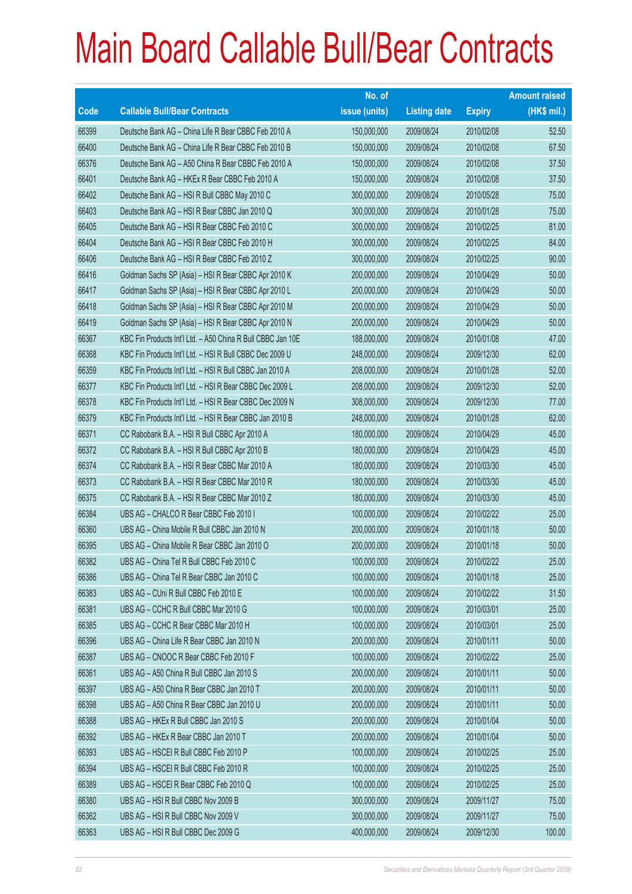# Main Board Callable Bull/Bear Contracts

| Code | Callable Bull/Bear Contracts | No. of issue (units) | Listing date | Expiry | Amount raised (HK$ mil.) |
|---|---|---|---|---|---|
| 66399 | Deutsche Bank AG – China Life R Bear CBBC Feb 2010 A | 150,000,000 | 2009/08/24 | 2010/02/08 | 52.50 |
| 66400 | Deutsche Bank AG – China Life R Bear CBBC Feb 2010 B | 150,000,000 | 2009/08/24 | 2010/02/08 | 67.50 |
| 66376 | Deutsche Bank AG – A50 China R Bear CBBC Feb 2010 A | 150,000,000 | 2009/08/24 | 2010/02/08 | 37.50 |
| 66401 | Deutsche Bank AG – HKEx R Bear CBBC Feb 2010 A | 150,000,000 | 2009/08/24 | 2010/02/08 | 37.50 |
| 66402 | Deutsche Bank AG – HSI R Bull CBBC May 2010 C | 300,000,000 | 2009/08/24 | 2010/05/28 | 75.00 |
| 66403 | Deutsche Bank AG – HSI R Bear CBBC Jan 2010 Q | 300,000,000 | 2009/08/24 | 2010/01/28 | 75.00 |
| 66405 | Deutsche Bank AG – HSI R Bear CBBC Feb 2010 C | 300,000,000 | 2009/08/24 | 2010/02/25 | 81.00 |
| 66404 | Deutsche Bank AG – HSI R Bear CBBC Feb 2010 H | 300,000,000 | 2009/08/24 | 2010/02/25 | 84.00 |
| 66406 | Deutsche Bank AG – HSI R Bear CBBC Feb 2010 Z | 300,000,000 | 2009/08/24 | 2010/02/25 | 90.00 |
| 66416 | Goldman Sachs SP (Asia) – HSI R Bear CBBC Apr 2010 K | 200,000,000 | 2009/08/24 | 2010/04/29 | 50.00 |
| 66417 | Goldman Sachs SP (Asia) – HSI R Bear CBBC Apr 2010 L | 200,000,000 | 2009/08/24 | 2010/04/29 | 50.00 |
| 66418 | Goldman Sachs SP (Asia) – HSI R Bear CBBC Apr 2010 M | 200,000,000 | 2009/08/24 | 2010/04/29 | 50.00 |
| 66419 | Goldman Sachs SP (Asia) – HSI R Bear CBBC Apr 2010 N | 200,000,000 | 2009/08/24 | 2010/04/29 | 50.00 |
| 66367 | KBC Fin Products Int'l Ltd. – A50 China R Bull CBBC Jan 10E | 188,000,000 | 2009/08/24 | 2010/01/08 | 47.00 |
| 66368 | KBC Fin Products Int'l Ltd. – HSI R Bull CBBC Dec 2009 U | 248,000,000 | 2009/08/24 | 2009/12/30 | 62.00 |
| 66359 | KBC Fin Products Int'l Ltd. – HSI R Bull CBBC Jan 2010 A | 208,000,000 | 2009/08/24 | 2010/01/28 | 52.00 |
| 66377 | KBC Fin Products Int'l Ltd. – HSI R Bear CBBC Dec 2009 L | 208,000,000 | 2009/08/24 | 2009/12/30 | 52.00 |
| 66378 | KBC Fin Products Int'l Ltd. – HSI R Bear CBBC Dec 2009 N | 308,000,000 | 2009/08/24 | 2009/12/30 | 77.00 |
| 66379 | KBC Fin Products Int'l Ltd. – HSI R Bear CBBC Jan 2010 B | 248,000,000 | 2009/08/24 | 2010/01/28 | 62.00 |
| 66371 | CC Rabobank B.A. – HSI R Bull CBBC Apr 2010 A | 180,000,000 | 2009/08/24 | 2010/04/29 | 45.00 |
| 66372 | CC Rabobank B.A. – HSI R Bull CBBC Apr 2010 B | 180,000,000 | 2009/08/24 | 2010/04/29 | 45.00 |
| 66374 | CC Rabobank B.A. – HSI R Bear CBBC Mar 2010 A | 180,000,000 | 2009/08/24 | 2010/03/30 | 45.00 |
| 66373 | CC Rabobank B.A. – HSI R Bear CBBC Mar 2010 R | 180,000,000 | 2009/08/24 | 2010/03/30 | 45.00 |
| 66375 | CC Rabobank B.A. – HSI R Bear CBBC Mar 2010 Z | 180,000,000 | 2009/08/24 | 2010/03/30 | 45.00 |
| 66384 | UBS AG – CHALCO R Bear CBBC Feb 2010 I | 100,000,000 | 2009/08/24 | 2010/02/22 | 25.00 |
| 66360 | UBS AG – China Mobile R Bull CBBC Jan 2010 N | 200,000,000 | 2009/08/24 | 2010/01/18 | 50.00 |
| 66395 | UBS AG – China Mobile R Bear CBBC Jan 2010 O | 200,000,000 | 2009/08/24 | 2010/01/18 | 50.00 |
| 66382 | UBS AG – China Tel R Bull CBBC Feb 2010 C | 100,000,000 | 2009/08/24 | 2010/02/22 | 25.00 |
| 66386 | UBS AG – China Tel R Bear CBBC Jan 2010 C | 100,000,000 | 2009/08/24 | 2010/01/18 | 25.00 |
| 66383 | UBS AG – CUni R Bull CBBC Feb 2010 E | 100,000,000 | 2009/08/24 | 2010/02/22 | 31.50 |
| 66381 | UBS AG – CCHC R Bull CBBC Mar 2010 G | 100,000,000 | 2009/08/24 | 2010/03/01 | 25.00 |
| 66385 | UBS AG – CCHC R Bear CBBC Mar 2010 H | 100,000,000 | 2009/08/24 | 2010/03/01 | 25.00 |
| 66396 | UBS AG – China Life R Bear CBBC Jan 2010 N | 200,000,000 | 2009/08/24 | 2010/01/11 | 50.00 |
| 66387 | UBS AG – CNOOC R Bear CBBC Feb 2010 F | 100,000,000 | 2009/08/24 | 2010/02/22 | 25.00 |
| 66361 | UBS AG – A50 China R Bull CBBC Jan 2010 S | 200,000,000 | 2009/08/24 | 2010/01/11 | 50.00 |
| 66397 | UBS AG – A50 China R Bear CBBC Jan 2010 T | 200,000,000 | 2009/08/24 | 2010/01/11 | 50.00 |
| 66398 | UBS AG – A50 China R Bear CBBC Jan 2010 U | 200,000,000 | 2009/08/24 | 2010/01/11 | 50.00 |
| 66388 | UBS AG – HKEx R Bull CBBC Jan 2010 S | 200,000,000 | 2009/08/24 | 2010/01/04 | 50.00 |
| 66392 | UBS AG – HKEx R Bear CBBC Jan 2010 T | 200,000,000 | 2009/08/24 | 2010/01/04 | 50.00 |
| 66393 | UBS AG – HSCEI R Bull CBBC Feb 2010 P | 100,000,000 | 2009/08/24 | 2010/02/25 | 25.00 |
| 66394 | UBS AG – HSCEI R Bull CBBC Feb 2010 R | 100,000,000 | 2009/08/24 | 2010/02/25 | 25.00 |
| 66389 | UBS AG – HSCEI R Bear CBBC Feb 2010 Q | 100,000,000 | 2009/08/24 | 2010/02/25 | 25.00 |
| 66380 | UBS AG – HSI R Bull CBBC Nov 2009 B | 300,000,000 | 2009/08/24 | 2009/11/27 | 75.00 |
| 66362 | UBS AG – HSI R Bull CBBC Nov 2009 V | 300,000,000 | 2009/08/24 | 2009/11/27 | 75.00 |
| 66363 | UBS AG – HSI R Bull CBBC Dec 2009 G | 400,000,000 | 2009/08/24 | 2009/12/30 | 100.00 |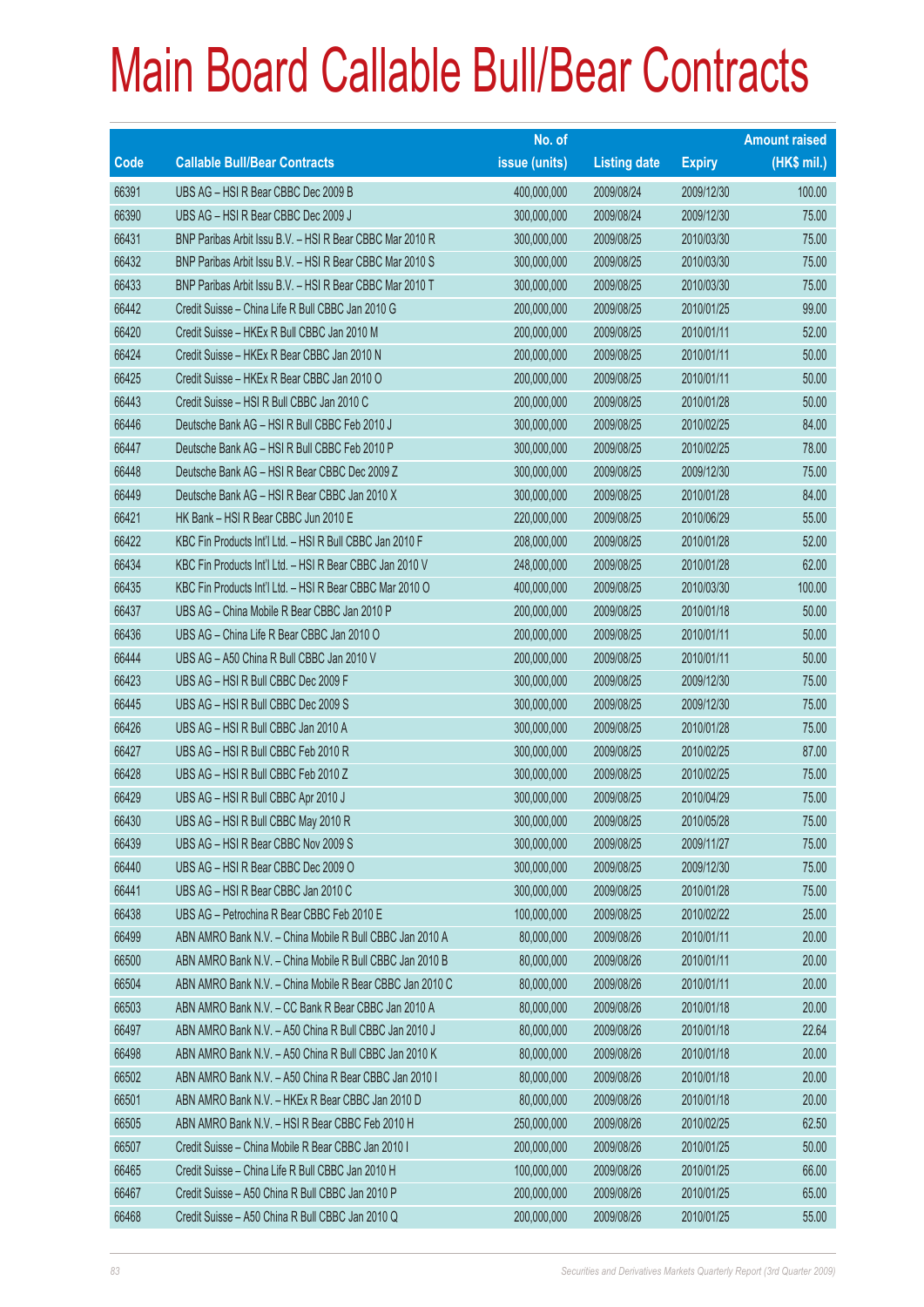# Main Board Callable Bull/Bear Contracts

| Code | Callable Bull/Bear Contracts | No. of issue (units) | Listing date | Expiry | Amount raised (HK$ mil.) |
|---|---|---|---|---|---|
| 66391 | UBS AG – HSI R Bear CBBC Dec 2009 B | 400,000,000 | 2009/08/24 | 2009/12/30 | 100.00 |
| 66390 | UBS AG – HSI R Bear CBBC Dec 2009 J | 300,000,000 | 2009/08/24 | 2009/12/30 | 75.00 |
| 66431 | BNP Paribas Arbit Issu B.V. – HSI R Bear CBBC Mar 2010 R | 300,000,000 | 2009/08/25 | 2010/03/30 | 75.00 |
| 66432 | BNP Paribas Arbit Issu B.V. – HSI R Bear CBBC Mar 2010 S | 300,000,000 | 2009/08/25 | 2010/03/30 | 75.00 |
| 66433 | BNP Paribas Arbit Issu B.V. – HSI R Bear CBBC Mar 2010 T | 300,000,000 | 2009/08/25 | 2010/03/30 | 75.00 |
| 66442 | Credit Suisse – China Life R Bull CBBC Jan 2010 G | 200,000,000 | 2009/08/25 | 2010/01/25 | 99.00 |
| 66420 | Credit Suisse – HKEx R Bull CBBC Jan 2010 M | 200,000,000 | 2009/08/25 | 2010/01/11 | 52.00 |
| 66424 | Credit Suisse – HKEx R Bear CBBC Jan 2010 N | 200,000,000 | 2009/08/25 | 2010/01/11 | 50.00 |
| 66425 | Credit Suisse – HKEx R Bear CBBC Jan 2010 O | 200,000,000 | 2009/08/25 | 2010/01/11 | 50.00 |
| 66443 | Credit Suisse – HSI R Bull CBBC Jan 2010 C | 200,000,000 | 2009/08/25 | 2010/01/28 | 50.00 |
| 66446 | Deutsche Bank AG – HSI R Bull CBBC Feb 2010 J | 300,000,000 | 2009/08/25 | 2010/02/25 | 84.00 |
| 66447 | Deutsche Bank AG – HSI R Bull CBBC Feb 2010 P | 300,000,000 | 2009/08/25 | 2010/02/25 | 78.00 |
| 66448 | Deutsche Bank AG – HSI R Bear CBBC Dec 2009 Z | 300,000,000 | 2009/08/25 | 2009/12/30 | 75.00 |
| 66449 | Deutsche Bank AG – HSI R Bear CBBC Jan 2010 X | 300,000,000 | 2009/08/25 | 2010/01/28 | 84.00 |
| 66421 | HK Bank – HSI R Bear CBBC Jun 2010 E | 220,000,000 | 2009/08/25 | 2010/06/29 | 55.00 |
| 66422 | KBC Fin Products Int'l Ltd. – HSI R Bull CBBC Jan 2010 F | 208,000,000 | 2009/08/25 | 2010/01/28 | 52.00 |
| 66434 | KBC Fin Products Int'l Ltd. – HSI R Bear CBBC Jan 2010 V | 248,000,000 | 2009/08/25 | 2010/01/28 | 62.00 |
| 66435 | KBC Fin Products Int'l Ltd. – HSI R Bear CBBC Mar 2010 O | 400,000,000 | 2009/08/25 | 2010/03/30 | 100.00 |
| 66437 | UBS AG – China Mobile R Bear CBBC Jan 2010 P | 200,000,000 | 2009/08/25 | 2010/01/18 | 50.00 |
| 66436 | UBS AG – China Life R Bear CBBC Jan 2010 O | 200,000,000 | 2009/08/25 | 2010/01/11 | 50.00 |
| 66444 | UBS AG – A50 China R Bull CBBC Jan 2010 V | 200,000,000 | 2009/08/25 | 2010/01/11 | 50.00 |
| 66423 | UBS AG – HSI R Bull CBBC Dec 2009 F | 300,000,000 | 2009/08/25 | 2009/12/30 | 75.00 |
| 66445 | UBS AG – HSI R Bull CBBC Dec 2009 S | 300,000,000 | 2009/08/25 | 2009/12/30 | 75.00 |
| 66426 | UBS AG – HSI R Bull CBBC Jan 2010 A | 300,000,000 | 2009/08/25 | 2010/01/28 | 75.00 |
| 66427 | UBS AG – HSI R Bull CBBC Feb 2010 R | 300,000,000 | 2009/08/25 | 2010/02/25 | 87.00 |
| 66428 | UBS AG – HSI R Bull CBBC Feb 2010 Z | 300,000,000 | 2009/08/25 | 2010/02/25 | 75.00 |
| 66429 | UBS AG – HSI R Bull CBBC Apr 2010 J | 300,000,000 | 2009/08/25 | 2010/04/29 | 75.00 |
| 66430 | UBS AG – HSI R Bull CBBC May 2010 R | 300,000,000 | 2009/08/25 | 2010/05/28 | 75.00 |
| 66439 | UBS AG – HSI R Bear CBBC Nov 2009 S | 300,000,000 | 2009/08/25 | 2009/11/27 | 75.00 |
| 66440 | UBS AG – HSI R Bear CBBC Dec 2009 O | 300,000,000 | 2009/08/25 | 2009/12/30 | 75.00 |
| 66441 | UBS AG – HSI R Bear CBBC Jan 2010 C | 300,000,000 | 2009/08/25 | 2010/01/28 | 75.00 |
| 66438 | UBS AG – Petrochina R Bear CBBC Feb 2010 E | 100,000,000 | 2009/08/25 | 2010/02/22 | 25.00 |
| 66499 | ABN AMRO Bank N.V. – China Mobile R Bull CBBC Jan 2010 A | 80,000,000 | 2009/08/26 | 2010/01/11 | 20.00 |
| 66500 | ABN AMRO Bank N.V. – China Mobile R Bull CBBC Jan 2010 B | 80,000,000 | 2009/08/26 | 2010/01/11 | 20.00 |
| 66504 | ABN AMRO Bank N.V. – China Mobile R Bear CBBC Jan 2010 C | 80,000,000 | 2009/08/26 | 2010/01/11 | 20.00 |
| 66503 | ABN AMRO Bank N.V. – CC Bank R Bear CBBC Jan 2010 A | 80,000,000 | 2009/08/26 | 2010/01/18 | 20.00 |
| 66497 | ABN AMRO Bank N.V. – A50 China R Bull CBBC Jan 2010 J | 80,000,000 | 2009/08/26 | 2010/01/18 | 22.64 |
| 66498 | ABN AMRO Bank N.V. – A50 China R Bull CBBC Jan 2010 K | 80,000,000 | 2009/08/26 | 2010/01/18 | 20.00 |
| 66502 | ABN AMRO Bank N.V. – A50 China R Bear CBBC Jan 2010 I | 80,000,000 | 2009/08/26 | 2010/01/18 | 20.00 |
| 66501 | ABN AMRO Bank N.V. – HKEx R Bear CBBC Jan 2010 D | 80,000,000 | 2009/08/26 | 2010/01/18 | 20.00 |
| 66505 | ABN AMRO Bank N.V. – HSI R Bear CBBC Feb 2010 H | 250,000,000 | 2009/08/26 | 2010/02/25 | 62.50 |
| 66507 | Credit Suisse – China Mobile R Bear CBBC Jan 2010 I | 200,000,000 | 2009/08/26 | 2010/01/25 | 50.00 |
| 66465 | Credit Suisse – China Life R Bull CBBC Jan 2010 H | 100,000,000 | 2009/08/26 | 2010/01/25 | 66.00 |
| 66467 | Credit Suisse – A50 China R Bull CBBC Jan 2010 P | 200,000,000 | 2009/08/26 | 2010/01/25 | 65.00 |
| 66468 | Credit Suisse – A50 China R Bull CBBC Jan 2010 Q | 200,000,000 | 2009/08/26 | 2010/01/25 | 55.00 |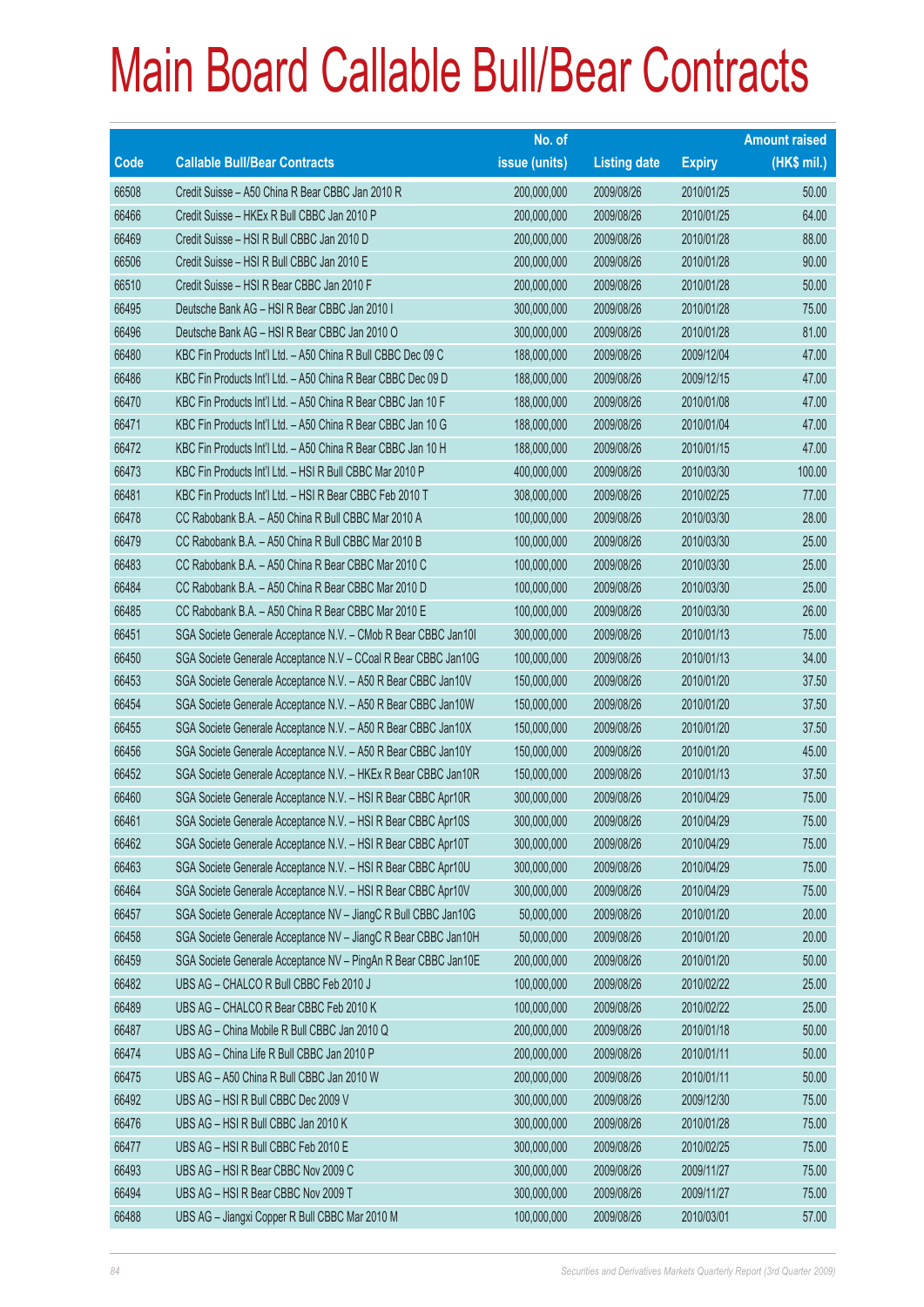# Main Board Callable Bull/Bear Contracts

| Code | Callable Bull/Bear Contracts | No. of issue (units) | Listing date | Expiry | Amount raised (HK$ mil.) |
|---|---|---|---|---|---|
| 66508 | Credit Suisse – A50 China R Bear CBBC Jan 2010 R | 200,000,000 | 2009/08/26 | 2010/01/25 | 50.00 |
| 66466 | Credit Suisse – HKEx R Bull CBBC Jan 2010 P | 200,000,000 | 2009/08/26 | 2010/01/25 | 64.00 |
| 66469 | Credit Suisse – HSI R Bull CBBC Jan 2010 D | 200,000,000 | 2009/08/26 | 2010/01/28 | 88.00 |
| 66506 | Credit Suisse – HSI R Bull CBBC Jan 2010 E | 200,000,000 | 2009/08/26 | 2010/01/28 | 90.00 |
| 66510 | Credit Suisse – HSI R Bear CBBC Jan 2010 F | 200,000,000 | 2009/08/26 | 2010/01/28 | 50.00 |
| 66495 | Deutsche Bank AG – HSI R Bear CBBC Jan 2010 I | 300,000,000 | 2009/08/26 | 2010/01/28 | 75.00 |
| 66496 | Deutsche Bank AG – HSI R Bear CBBC Jan 2010 O | 300,000,000 | 2009/08/26 | 2010/01/28 | 81.00 |
| 66480 | KBC Fin Products Int'l Ltd. – A50 China R Bull CBBC Dec 09 C | 188,000,000 | 2009/08/26 | 2009/12/04 | 47.00 |
| 66486 | KBC Fin Products Int'l Ltd. – A50 China R Bear CBBC Dec 09 D | 188,000,000 | 2009/08/26 | 2009/12/15 | 47.00 |
| 66470 | KBC Fin Products Int'l Ltd. – A50 China R Bear CBBC Jan 10 F | 188,000,000 | 2009/08/26 | 2010/01/08 | 47.00 |
| 66471 | KBC Fin Products Int'l Ltd. – A50 China R Bear CBBC Jan 10 G | 188,000,000 | 2009/08/26 | 2010/01/04 | 47.00 |
| 66472 | KBC Fin Products Int'l Ltd. – A50 China R Bear CBBC Jan 10 H | 188,000,000 | 2009/08/26 | 2010/01/15 | 47.00 |
| 66473 | KBC Fin Products Int'l Ltd. – HSI R Bull CBBC Mar 2010 P | 400,000,000 | 2009/08/26 | 2010/03/30 | 100.00 |
| 66481 | KBC Fin Products Int'l Ltd. – HSI R Bear CBBC Feb 2010 T | 308,000,000 | 2009/08/26 | 2010/02/25 | 77.00 |
| 66478 | CC Rabobank B.A. – A50 China R Bull CBBC Mar 2010 A | 100,000,000 | 2009/08/26 | 2010/03/30 | 28.00 |
| 66479 | CC Rabobank B.A. – A50 China R Bull CBBC Mar 2010 B | 100,000,000 | 2009/08/26 | 2010/03/30 | 25.00 |
| 66483 | CC Rabobank B.A. – A50 China R Bear CBBC Mar 2010 C | 100,000,000 | 2009/08/26 | 2010/03/30 | 25.00 |
| 66484 | CC Rabobank B.A. – A50 China R Bear CBBC Mar 2010 D | 100,000,000 | 2009/08/26 | 2010/03/30 | 25.00 |
| 66485 | CC Rabobank B.A. – A50 China R Bear CBBC Mar 2010 E | 100,000,000 | 2009/08/26 | 2010/03/30 | 26.00 |
| 66451 | SGA Societe Generale Acceptance N.V. – CMob R Bear CBBC Jan10I | 300,000,000 | 2009/08/26 | 2010/01/13 | 75.00 |
| 66450 | SGA Societe Generale Acceptance N.V – CCoal R Bear CBBC Jan10G | 100,000,000 | 2009/08/26 | 2010/01/13 | 34.00 |
| 66453 | SGA Societe Generale Acceptance N.V. – A50 R Bear CBBC Jan10V | 150,000,000 | 2009/08/26 | 2010/01/20 | 37.50 |
| 66454 | SGA Societe Generale Acceptance N.V. – A50 R Bear CBBC Jan10W | 150,000,000 | 2009/08/26 | 2010/01/20 | 37.50 |
| 66455 | SGA Societe Generale Acceptance N.V. – A50 R Bear CBBC Jan10X | 150,000,000 | 2009/08/26 | 2010/01/20 | 37.50 |
| 66456 | SGA Societe Generale Acceptance N.V. – A50 R Bear CBBC Jan10Y | 150,000,000 | 2009/08/26 | 2010/01/20 | 45.00 |
| 66452 | SGA Societe Generale Acceptance N.V. – HKEx R Bear CBBC Jan10R | 150,000,000 | 2009/08/26 | 2010/01/13 | 37.50 |
| 66460 | SGA Societe Generale Acceptance N.V. – HSI R Bear CBBC Apr10R | 300,000,000 | 2009/08/26 | 2010/04/29 | 75.00 |
| 66461 | SGA Societe Generale Acceptance N.V. – HSI R Bear CBBC Apr10S | 300,000,000 | 2009/08/26 | 2010/04/29 | 75.00 |
| 66462 | SGA Societe Generale Acceptance N.V. – HSI R Bear CBBC Apr10T | 300,000,000 | 2009/08/26 | 2010/04/29 | 75.00 |
| 66463 | SGA Societe Generale Acceptance N.V. – HSI R Bear CBBC Apr10U | 300,000,000 | 2009/08/26 | 2010/04/29 | 75.00 |
| 66464 | SGA Societe Generale Acceptance N.V. – HSI R Bear CBBC Apr10V | 300,000,000 | 2009/08/26 | 2010/04/29 | 75.00 |
| 66457 | SGA Societe Generale Acceptance NV – JiangC R Bull CBBC Jan10G | 50,000,000 | 2009/08/26 | 2010/01/20 | 20.00 |
| 66458 | SGA Societe Generale Acceptance NV – JiangC R Bear CBBC Jan10H | 50,000,000 | 2009/08/26 | 2010/01/20 | 20.00 |
| 66459 | SGA Societe Generale Acceptance NV – PingAn R Bear CBBC Jan10E | 200,000,000 | 2009/08/26 | 2010/01/20 | 50.00 |
| 66482 | UBS AG – CHALCO R Bull CBBC Feb 2010 J | 100,000,000 | 2009/08/26 | 2010/02/22 | 25.00 |
| 66489 | UBS AG – CHALCO R Bear CBBC Feb 2010 K | 100,000,000 | 2009/08/26 | 2010/02/22 | 25.00 |
| 66487 | UBS AG – China Mobile R Bull CBBC Jan 2010 Q | 200,000,000 | 2009/08/26 | 2010/01/18 | 50.00 |
| 66474 | UBS AG – China Life R Bull CBBC Jan 2010 P | 200,000,000 | 2009/08/26 | 2010/01/11 | 50.00 |
| 66475 | UBS AG – A50 China R Bull CBBC Jan 2010 W | 200,000,000 | 2009/08/26 | 2010/01/11 | 50.00 |
| 66492 | UBS AG – HSI R Bull CBBC Dec 2009 V | 300,000,000 | 2009/08/26 | 2009/12/30 | 75.00 |
| 66476 | UBS AG – HSI R Bull CBBC Jan 2010 K | 300,000,000 | 2009/08/26 | 2010/01/28 | 75.00 |
| 66477 | UBS AG – HSI R Bull CBBC Feb 2010 E | 300,000,000 | 2009/08/26 | 2010/02/25 | 75.00 |
| 66493 | UBS AG – HSI R Bear CBBC Nov 2009 C | 300,000,000 | 2009/08/26 | 2009/11/27 | 75.00 |
| 66494 | UBS AG – HSI R Bear CBBC Nov 2009 T | 300,000,000 | 2009/08/26 | 2009/11/27 | 75.00 |
| 66488 | UBS AG – Jiangxi Copper R Bull CBBC Mar 2010 M | 100,000,000 | 2009/08/26 | 2010/03/01 | 57.00 |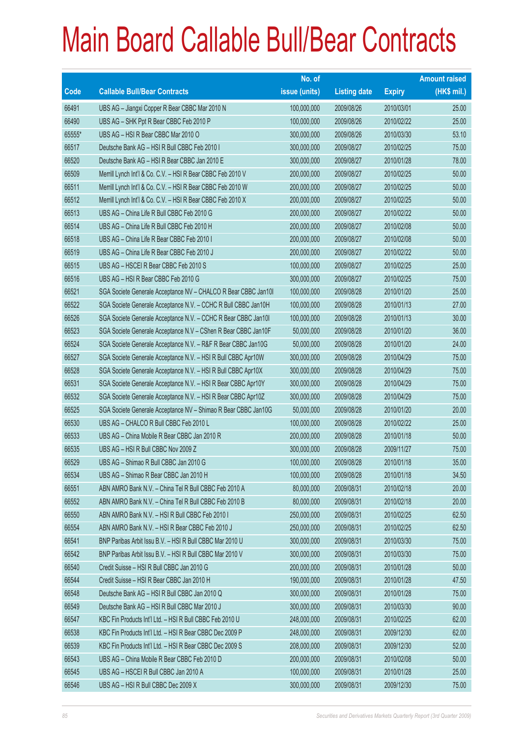# Main Board Callable Bull/Bear Contracts

| Code | Callable Bull/Bear Contracts | No. of issue (units) | Listing date | Expiry | Amount raised (HK$ mil.) |
|---|---|---|---|---|---|
| 66491 | UBS AG – Jiangxi Copper R Bear CBBC Mar 2010 N | 100,000,000 | 2009/08/26 | 2010/03/01 | 25.00 |
| 66490 | UBS AG – SHK Ppt R Bear CBBC Feb 2010 P | 100,000,000 | 2009/08/26 | 2010/02/22 | 25.00 |
| 65555* | UBS AG – HSI R Bear CBBC Mar 2010 O | 300,000,000 | 2009/08/26 | 2010/03/30 | 53.10 |
| 66517 | Deutsche Bank AG – HSI R Bull CBBC Feb 2010 I | 300,000,000 | 2009/08/27 | 2010/02/25 | 75.00 |
| 66520 | Deutsche Bank AG – HSI R Bear CBBC Jan 2010 E | 300,000,000 | 2009/08/27 | 2010/01/28 | 78.00 |
| 66509 | Merrill Lynch Int'l & Co. C.V. – HSI R Bear CBBC Feb 2010 V | 200,000,000 | 2009/08/27 | 2010/02/25 | 50.00 |
| 66511 | Merrill Lynch Int'l & Co. C.V. – HSI R Bear CBBC Feb 2010 W | 200,000,000 | 2009/08/27 | 2010/02/25 | 50.00 |
| 66512 | Merrill Lynch Int'l & Co. C.V. – HSI R Bear CBBC Feb 2010 X | 200,000,000 | 2009/08/27 | 2010/02/25 | 50.00 |
| 66513 | UBS AG – China Life R Bull CBBC Feb 2010 G | 200,000,000 | 2009/08/27 | 2010/02/22 | 50.00 |
| 66514 | UBS AG – China Life R Bull CBBC Feb 2010 H | 200,000,000 | 2009/08/27 | 2010/02/08 | 50.00 |
| 66518 | UBS AG – China Life R Bear CBBC Feb 2010 I | 200,000,000 | 2009/08/27 | 2010/02/08 | 50.00 |
| 66519 | UBS AG – China Life R Bear CBBC Feb 2010 J | 200,000,000 | 2009/08/27 | 2010/02/22 | 50.00 |
| 66515 | UBS AG – HSCEI R Bear CBBC Feb 2010 S | 100,000,000 | 2009/08/27 | 2010/02/25 | 25.00 |
| 66516 | UBS AG – HSI R Bear CBBC Feb 2010 G | 300,000,000 | 2009/08/27 | 2010/02/25 | 75.00 |
| 66521 | SGA Societe Generale Acceptance NV – CHALCO R Bear CBBC Jan10I | 100,000,000 | 2009/08/28 | 2010/01/20 | 25.00 |
| 66522 | SGA Societe Generale Acceptance N.V. – CCHC R Bull CBBC Jan10H | 100,000,000 | 2009/08/28 | 2010/01/13 | 27.00 |
| 66526 | SGA Societe Generale Acceptance N.V. – CCHC R Bear CBBC Jan10I | 100,000,000 | 2009/08/28 | 2010/01/13 | 30.00 |
| 66523 | SGA Societe Generale Acceptance N.V – CShen R Bear CBBC Jan10F | 50,000,000 | 2009/08/28 | 2010/01/20 | 36.00 |
| 66524 | SGA Societe Generale Acceptance N.V. – R&F R Bear CBBC Jan10G | 50,000,000 | 2009/08/28 | 2010/01/20 | 24.00 |
| 66527 | SGA Societe Generale Acceptance N.V. – HSI R Bull CBBC Apr10W | 300,000,000 | 2009/08/28 | 2010/04/29 | 75.00 |
| 66528 | SGA Societe Generale Acceptance N.V. – HSI R Bull CBBC Apr10X | 300,000,000 | 2009/08/28 | 2010/04/29 | 75.00 |
| 66531 | SGA Societe Generale Acceptance N.V. – HSI R Bear CBBC Apr10Y | 300,000,000 | 2009/08/28 | 2010/04/29 | 75.00 |
| 66532 | SGA Societe Generale Acceptance N.V. – HSI R Bear CBBC Apr10Z | 300,000,000 | 2009/08/28 | 2010/04/29 | 75.00 |
| 66525 | SGA Societe Generale Acceptance NV – Shimao R Bear CBBC Jan10G | 50,000,000 | 2009/08/28 | 2010/01/20 | 20.00 |
| 66530 | UBS AG – CHALCO R Bull CBBC Feb 2010 L | 100,000,000 | 2009/08/28 | 2010/02/22 | 25.00 |
| 66533 | UBS AG – China Mobile R Bear CBBC Jan 2010 R | 200,000,000 | 2009/08/28 | 2010/01/18 | 50.00 |
| 66535 | UBS AG – HSI R Bull CBBC Nov 2009 Z | 300,000,000 | 2009/08/28 | 2009/11/27 | 75.00 |
| 66529 | UBS AG – Shimao R Bull CBBC Jan 2010 G | 100,000,000 | 2009/08/28 | 2010/01/18 | 35.00 |
| 66534 | UBS AG – Shimao R Bear CBBC Jan 2010 H | 100,000,000 | 2009/08/28 | 2010/01/18 | 34.50 |
| 66551 | ABN AMRO Bank N.V. – China Tel R Bull CBBC Feb 2010 A | 80,000,000 | 2009/08/31 | 2010/02/18 | 20.00 |
| 66552 | ABN AMRO Bank N.V. – China Tel R Bull CBBC Feb 2010 B | 80,000,000 | 2009/08/31 | 2010/02/18 | 20.00 |
| 66550 | ABN AMRO Bank N.V. – HSI R Bull CBBC Feb 2010 I | 250,000,000 | 2009/08/31 | 2010/02/25 | 62.50 |
| 66554 | ABN AMRO Bank N.V. – HSI R Bear CBBC Feb 2010 J | 250,000,000 | 2009/08/31 | 2010/02/25 | 62.50 |
| 66541 | BNP Paribas Arbit Issu B.V. – HSI R Bull CBBC Mar 2010 U | 300,000,000 | 2009/08/31 | 2010/03/30 | 75.00 |
| 66542 | BNP Paribas Arbit Issu B.V. – HSI R Bull CBBC Mar 2010 V | 300,000,000 | 2009/08/31 | 2010/03/30 | 75.00 |
| 66540 | Credit Suisse – HSI R Bull CBBC Jan 2010 G | 200,000,000 | 2009/08/31 | 2010/01/28 | 50.00 |
| 66544 | Credit Suisse – HSI R Bear CBBC Jan 2010 H | 190,000,000 | 2009/08/31 | 2010/01/28 | 47.50 |
| 66548 | Deutsche Bank AG – HSI R Bull CBBC Jan 2010 Q | 300,000,000 | 2009/08/31 | 2010/01/28 | 75.00 |
| 66549 | Deutsche Bank AG – HSI R Bull CBBC Mar 2010 J | 300,000,000 | 2009/08/31 | 2010/03/30 | 90.00 |
| 66547 | KBC Fin Products Int'l Ltd. – HSI R Bull CBBC Feb 2010 U | 248,000,000 | 2009/08/31 | 2010/02/25 | 62.00 |
| 66538 | KBC Fin Products Int'l Ltd. – HSI R Bear CBBC Dec 2009 P | 248,000,000 | 2009/08/31 | 2009/12/30 | 62.00 |
| 66539 | KBC Fin Products Int'l Ltd. – HSI R Bear CBBC Dec 2009 S | 208,000,000 | 2009/08/31 | 2009/12/30 | 52.00 |
| 66543 | UBS AG – China Mobile R Bear CBBC Feb 2010 D | 200,000,000 | 2009/08/31 | 2010/02/08 | 50.00 |
| 66545 | UBS AG – HSCEI R Bull CBBC Jan 2010 A | 100,000,000 | 2009/08/31 | 2010/01/28 | 25.00 |
| 66546 | UBS AG – HSI R Bull CBBC Dec 2009 X | 300,000,000 | 2009/08/31 | 2009/12/30 | 75.00 |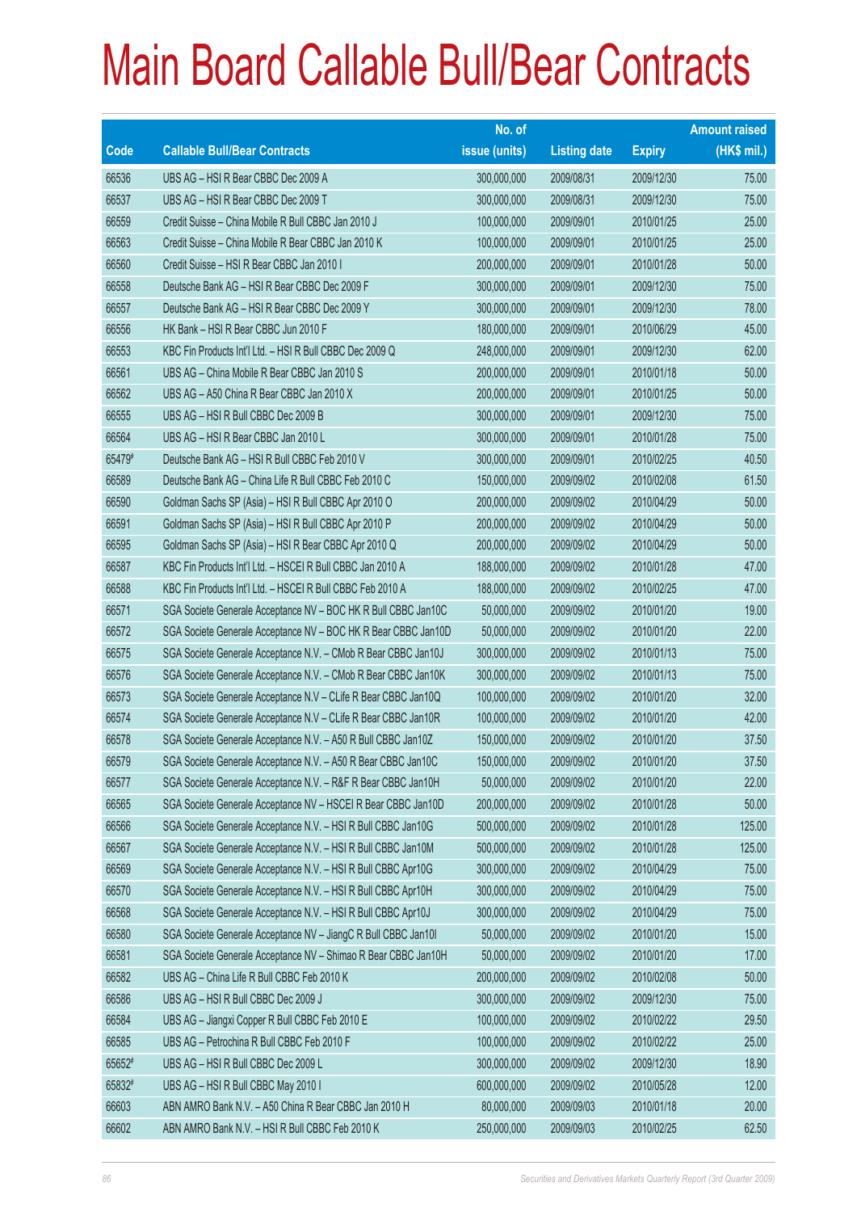# Main Board Callable Bull/Bear Contracts

| Code | Callable Bull/Bear Contracts | No. of issue (units) | Listing date | Expiry | Amount raised (HK$ mil.) |
|---|---|---|---|---|---|
| 66536 | UBS AG – HSI R Bear CBBC Dec 2009 A | 300,000,000 | 2009/08/31 | 2009/12/30 | 75.00 |
| 66537 | UBS AG – HSI R Bear CBBC Dec 2009 T | 300,000,000 | 2009/08/31 | 2009/12/30 | 75.00 |
| 66559 | Credit Suisse – China Mobile R Bull CBBC Jan 2010 J | 100,000,000 | 2009/09/01 | 2010/01/25 | 25.00 |
| 66563 | Credit Suisse – China Mobile R Bear CBBC Jan 2010 K | 100,000,000 | 2009/09/01 | 2010/01/25 | 25.00 |
| 66560 | Credit Suisse – HSI R Bear CBBC Jan 2010 I | 200,000,000 | 2009/09/01 | 2010/01/28 | 50.00 |
| 66558 | Deutsche Bank AG – HSI R Bear CBBC Dec 2009 F | 300,000,000 | 2009/09/01 | 2009/12/30 | 75.00 |
| 66557 | Deutsche Bank AG – HSI R Bear CBBC Dec 2009 Y | 300,000,000 | 2009/09/01 | 2009/12/30 | 78.00 |
| 66556 | HK Bank – HSI R Bear CBBC Jun 2010 F | 180,000,000 | 2009/09/01 | 2010/06/29 | 45.00 |
| 66553 | KBC Fin Products Int'l Ltd. – HSI R Bull CBBC Dec 2009 Q | 248,000,000 | 2009/09/01 | 2009/12/30 | 62.00 |
| 66561 | UBS AG – China Mobile R Bear CBBC Jan 2010 S | 200,000,000 | 2009/09/01 | 2010/01/18 | 50.00 |
| 66562 | UBS AG – A50 China R Bear CBBC Jan 2010 X | 200,000,000 | 2009/09/01 | 2010/01/25 | 50.00 |
| 66555 | UBS AG – HSI R Bull CBBC Dec 2009 B | 300,000,000 | 2009/09/01 | 2009/12/30 | 75.00 |
| 66564 | UBS AG – HSI R Bear CBBC Jan 2010 L | 300,000,000 | 2009/09/01 | 2010/01/28 | 75.00 |
| 65479# | Deutsche Bank AG – HSI R Bull CBBC Feb 2010 V | 300,000,000 | 2009/09/01 | 2010/02/25 | 40.50 |
| 66589 | Deutsche Bank AG – China Life R Bull CBBC Feb 2010 C | 150,000,000 | 2009/09/02 | 2010/02/08 | 61.50 |
| 66590 | Goldman Sachs SP (Asia) – HSI R Bull CBBC Apr 2010 O | 200,000,000 | 2009/09/02 | 2010/04/29 | 50.00 |
| 66591 | Goldman Sachs SP (Asia) – HSI R Bull CBBC Apr 2010 P | 200,000,000 | 2009/09/02 | 2010/04/29 | 50.00 |
| 66595 | Goldman Sachs SP (Asia) – HSI R Bear CBBC Apr 2010 Q | 200,000,000 | 2009/09/02 | 2010/04/29 | 50.00 |
| 66587 | KBC Fin Products Int'l Ltd. – HSCEI R Bull CBBC Jan 2010 A | 188,000,000 | 2009/09/02 | 2010/01/28 | 47.00 |
| 66588 | KBC Fin Products Int'l Ltd. – HSCEI R Bull CBBC Feb 2010 A | 188,000,000 | 2009/09/02 | 2010/02/25 | 47.00 |
| 66571 | SGA Societe Generale Acceptance NV – BOC HK R Bull CBBC Jan10C | 50,000,000 | 2009/09/02 | 2010/01/20 | 19.00 |
| 66572 | SGA Societe Generale Acceptance NV – BOC HK R Bear CBBC Jan10D | 50,000,000 | 2009/09/02 | 2010/01/20 | 22.00 |
| 66575 | SGA Societe Generale Acceptance N.V. – CMob R Bear CBBC Jan10J | 300,000,000 | 2009/09/02 | 2010/01/13 | 75.00 |
| 66576 | SGA Societe Generale Acceptance N.V. – CMob R Bear CBBC Jan10K | 300,000,000 | 2009/09/02 | 2010/01/13 | 75.00 |
| 66573 | SGA Societe Generale Acceptance N.V – CLife R Bear CBBC Jan10Q | 100,000,000 | 2009/09/02 | 2010/01/20 | 32.00 |
| 66574 | SGA Societe Generale Acceptance N.V – CLife R Bear CBBC Jan10R | 100,000,000 | 2009/09/02 | 2010/01/20 | 42.00 |
| 66578 | SGA Societe Generale Acceptance N.V. – A50 R Bull CBBC Jan10Z | 150,000,000 | 2009/09/02 | 2010/01/20 | 37.50 |
| 66579 | SGA Societe Generale Acceptance N.V. – A50 R Bear CBBC Jan10C | 150,000,000 | 2009/09/02 | 2010/01/20 | 37.50 |
| 66577 | SGA Societe Generale Acceptance N.V. – R&F R Bear CBBC Jan10H | 50,000,000 | 2009/09/02 | 2010/01/20 | 22.00 |
| 66565 | SGA Societe Generale Acceptance NV – HSCEI R Bear CBBC Jan10D | 200,000,000 | 2009/09/02 | 2010/01/28 | 50.00 |
| 66566 | SGA Societe Generale Acceptance N.V. – HSI R Bull CBBC Jan10G | 500,000,000 | 2009/09/02 | 2010/01/28 | 125.00 |
| 66567 | SGA Societe Generale Acceptance N.V. – HSI R Bull CBBC Jan10M | 500,000,000 | 2009/09/02 | 2010/01/28 | 125.00 |
| 66569 | SGA Societe Generale Acceptance N.V. – HSI R Bull CBBC Apr10G | 300,000,000 | 2009/09/02 | 2010/04/29 | 75.00 |
| 66570 | SGA Societe Generale Acceptance N.V. – HSI R Bull CBBC Apr10H | 300,000,000 | 2009/09/02 | 2010/04/29 | 75.00 |
| 66568 | SGA Societe Generale Acceptance N.V. – HSI R Bull CBBC Apr10J | 300,000,000 | 2009/09/02 | 2010/04/29 | 75.00 |
| 66580 | SGA Societe Generale Acceptance NV – JiangC R Bull CBBC Jan10I | 50,000,000 | 2009/09/02 | 2010/01/20 | 15.00 |
| 66581 | SGA Societe Generale Acceptance NV – Shimao R Bear CBBC Jan10H | 50,000,000 | 2009/09/02 | 2010/01/20 | 17.00 |
| 66582 | UBS AG – China Life R Bull CBBC Feb 2010 K | 200,000,000 | 2009/09/02 | 2010/02/08 | 50.00 |
| 66586 | UBS AG – HSI R Bull CBBC Dec 2009 J | 300,000,000 | 2009/09/02 | 2009/12/30 | 75.00 |
| 66584 | UBS AG – Jiangxi Copper R Bull CBBC Feb 2010 E | 100,000,000 | 2009/09/02 | 2010/02/22 | 29.50 |
| 66585 | UBS AG – Petrochina R Bull CBBC Feb 2010 F | 100,000,000 | 2009/09/02 | 2010/02/22 | 25.00 |
| 65652# | UBS AG – HSI R Bull CBBC Dec 2009 L | 300,000,000 | 2009/09/02 | 2009/12/30 | 18.90 |
| 65832# | UBS AG – HSI R Bull CBBC May 2010 I | 600,000,000 | 2009/09/02 | 2010/05/28 | 12.00 |
| 66603 | ABN AMRO Bank N.V. – A50 China R Bear CBBC Jan 2010 H | 80,000,000 | 2009/09/03 | 2010/01/18 | 20.00 |
| 66602 | ABN AMRO Bank N.V. – HSI R Bull CBBC Feb 2010 K | 250,000,000 | 2009/09/03 | 2010/02/25 | 62.50 |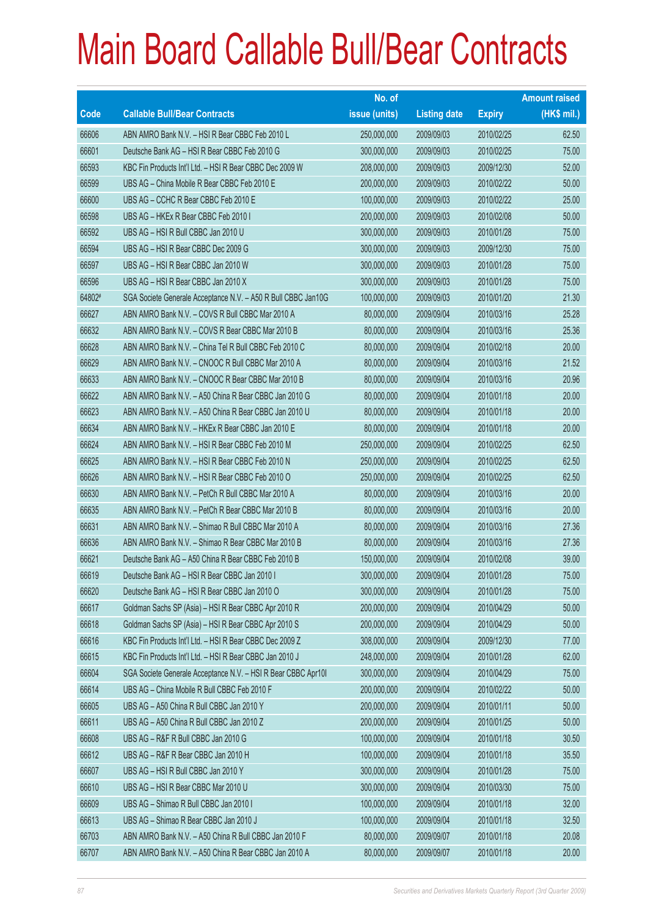# Main Board Callable Bull/Bear Contracts

| Code | Callable Bull/Bear Contracts | No. of issue (units) | Listing date | Expiry | Amount raised (HK$ mil.) |
|---|---|---|---|---|---|
| 66606 | ABN AMRO Bank N.V. – HSI R Bear CBBC Feb 2010 L | 250,000,000 | 2009/09/03 | 2010/02/25 | 62.50 |
| 66601 | Deutsche Bank AG – HSI R Bear CBBC Feb 2010 G | 300,000,000 | 2009/09/03 | 2010/02/25 | 75.00 |
| 66593 | KBC Fin Products Int'l Ltd. – HSI R Bear CBBC Dec 2009 W | 208,000,000 | 2009/09/03 | 2009/12/30 | 52.00 |
| 66599 | UBS AG – China Mobile R Bear CBBC Feb 2010 E | 200,000,000 | 2009/09/03 | 2010/02/22 | 50.00 |
| 66600 | UBS AG – CCHC R Bear CBBC Feb 2010 E | 100,000,000 | 2009/09/03 | 2010/02/22 | 25.00 |
| 66598 | UBS AG – HKEx R Bear CBBC Feb 2010 I | 200,000,000 | 2009/09/03 | 2010/02/08 | 50.00 |
| 66592 | UBS AG – HSI R Bull CBBC Jan 2010 U | 300,000,000 | 2009/09/03 | 2010/01/28 | 75.00 |
| 66594 | UBS AG – HSI R Bear CBBC Dec 2009 G | 300,000,000 | 2009/09/03 | 2009/12/30 | 75.00 |
| 66597 | UBS AG – HSI R Bear CBBC Jan 2010 W | 300,000,000 | 2009/09/03 | 2010/01/28 | 75.00 |
| 66596 | UBS AG – HSI R Bear CBBC Jan 2010 X | 300,000,000 | 2009/09/03 | 2010/01/28 | 75.00 |
| 64802# | SGA Societe Generale Acceptance N.V. – A50 R Bull CBBC Jan10G | 100,000,000 | 2009/09/03 | 2010/01/20 | 21.30 |
| 66627 | ABN AMRO Bank N.V. – COVS R Bull CBBC Mar 2010 A | 80,000,000 | 2009/09/04 | 2010/03/16 | 25.28 |
| 66632 | ABN AMRO Bank N.V. – COVS R Bear CBBC Mar 2010 B | 80,000,000 | 2009/09/04 | 2010/03/16 | 25.36 |
| 66628 | ABN AMRO Bank N.V. – China Tel R Bull CBBC Feb 2010 C | 80,000,000 | 2009/09/04 | 2010/02/18 | 20.00 |
| 66629 | ABN AMRO Bank N.V. – CNOOC R Bull CBBC Mar 2010 A | 80,000,000 | 2009/09/04 | 2010/03/16 | 21.52 |
| 66633 | ABN AMRO Bank N.V. – CNOOC R Bear CBBC Mar 2010 B | 80,000,000 | 2009/09/04 | 2010/03/16 | 20.96 |
| 66622 | ABN AMRO Bank N.V. – A50 China R Bear CBBC Jan 2010 G | 80,000,000 | 2009/09/04 | 2010/01/18 | 20.00 |
| 66623 | ABN AMRO Bank N.V. – A50 China R Bear CBBC Jan 2010 U | 80,000,000 | 2009/09/04 | 2010/01/18 | 20.00 |
| 66634 | ABN AMRO Bank N.V. – HKEx R Bear CBBC Jan 2010 E | 80,000,000 | 2009/09/04 | 2010/01/18 | 20.00 |
| 66624 | ABN AMRO Bank N.V. – HSI R Bear CBBC Feb 2010 M | 250,000,000 | 2009/09/04 | 2010/02/25 | 62.50 |
| 66625 | ABN AMRO Bank N.V. – HSI R Bear CBBC Feb 2010 N | 250,000,000 | 2009/09/04 | 2010/02/25 | 62.50 |
| 66626 | ABN AMRO Bank N.V. – HSI R Bear CBBC Feb 2010 O | 250,000,000 | 2009/09/04 | 2010/02/25 | 62.50 |
| 66630 | ABN AMRO Bank N.V. – PetCh R Bull CBBC Mar 2010 A | 80,000,000 | 2009/09/04 | 2010/03/16 | 20.00 |
| 66635 | ABN AMRO Bank N.V. – PetCh R Bear CBBC Mar 2010 B | 80,000,000 | 2009/09/04 | 2010/03/16 | 20.00 |
| 66631 | ABN AMRO Bank N.V. – Shimao R Bull CBBC Mar 2010 A | 80,000,000 | 2009/09/04 | 2010/03/16 | 27.36 |
| 66636 | ABN AMRO Bank N.V. – Shimao R Bear CBBC Mar 2010 B | 80,000,000 | 2009/09/04 | 2010/03/16 | 27.36 |
| 66621 | Deutsche Bank AG – A50 China R Bear CBBC Feb 2010 B | 150,000,000 | 2009/09/04 | 2010/02/08 | 39.00 |
| 66619 | Deutsche Bank AG – HSI R Bear CBBC Jan 2010 I | 300,000,000 | 2009/09/04 | 2010/01/28 | 75.00 |
| 66620 | Deutsche Bank AG – HSI R Bear CBBC Jan 2010 O | 300,000,000 | 2009/09/04 | 2010/01/28 | 75.00 |
| 66617 | Goldman Sachs SP (Asia) – HSI R Bear CBBC Apr 2010 R | 200,000,000 | 2009/09/04 | 2010/04/29 | 50.00 |
| 66618 | Goldman Sachs SP (Asia) – HSI R Bear CBBC Apr 2010 S | 200,000,000 | 2009/09/04 | 2010/04/29 | 50.00 |
| 66616 | KBC Fin Products Int'l Ltd. – HSI R Bear CBBC Dec 2009 Z | 308,000,000 | 2009/09/04 | 2009/12/30 | 77.00 |
| 66615 | KBC Fin Products Int'l Ltd. – HSI R Bear CBBC Jan 2010 J | 248,000,000 | 2009/09/04 | 2010/01/28 | 62.00 |
| 66604 | SGA Societe Generale Acceptance N.V. – HSI R Bear CBBC Apr10I | 300,000,000 | 2009/09/04 | 2010/04/29 | 75.00 |
| 66614 | UBS AG – China Mobile R Bull CBBC Feb 2010 F | 200,000,000 | 2009/09/04 | 2010/02/22 | 50.00 |
| 66605 | UBS AG – A50 China R Bull CBBC Jan 2010 Y | 200,000,000 | 2009/09/04 | 2010/01/11 | 50.00 |
| 66611 | UBS AG – A50 China R Bull CBBC Jan 2010 Z | 200,000,000 | 2009/09/04 | 2010/01/25 | 50.00 |
| 66608 | UBS AG – R&F R Bull CBBC Jan 2010 G | 100,000,000 | 2009/09/04 | 2010/01/18 | 30.50 |
| 66612 | UBS AG – R&F R Bear CBBC Jan 2010 H | 100,000,000 | 2009/09/04 | 2010/01/18 | 35.50 |
| 66607 | UBS AG – HSI R Bull CBBC Jan 2010 Y | 300,000,000 | 2009/09/04 | 2010/01/28 | 75.00 |
| 66610 | UBS AG – HSI R Bear CBBC Mar 2010 U | 300,000,000 | 2009/09/04 | 2010/03/30 | 75.00 |
| 66609 | UBS AG – Shimao R Bull CBBC Jan 2010 I | 100,000,000 | 2009/09/04 | 2010/01/18 | 32.00 |
| 66613 | UBS AG – Shimao R Bear CBBC Jan 2010 J | 100,000,000 | 2009/09/04 | 2010/01/18 | 32.50 |
| 66703 | ABN AMRO Bank N.V. – A50 China R Bull CBBC Jan 2010 F | 80,000,000 | 2009/09/07 | 2010/01/18 | 20.08 |
| 66707 | ABN AMRO Bank N.V. – A50 China R Bear CBBC Jan 2010 A | 80,000,000 | 2009/09/07 | 2010/01/18 | 20.00 |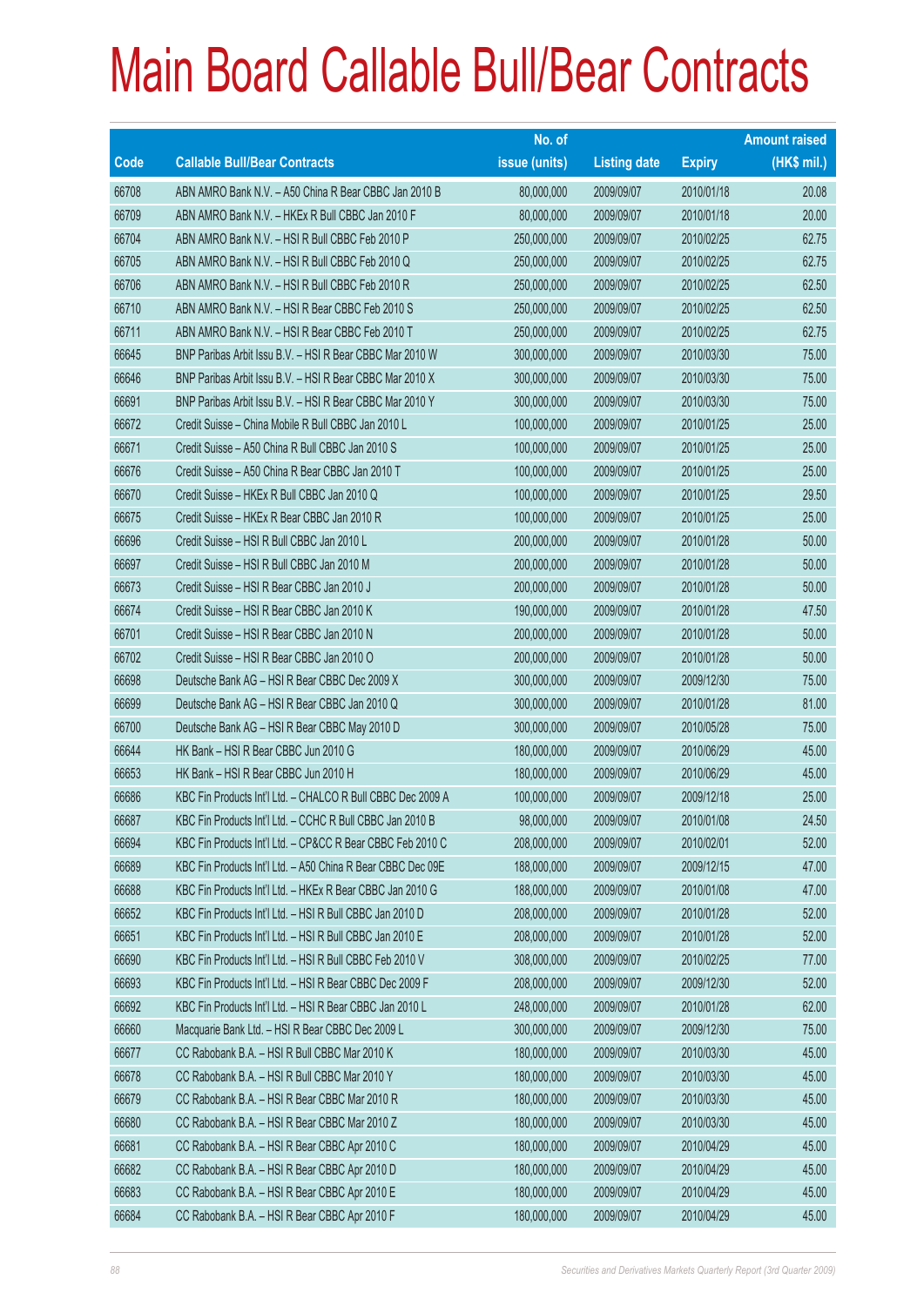# Main Board Callable Bull/Bear Contracts

| Code | Callable Bull/Bear Contracts | No. of issue (units) | Listing date | Expiry | Amount raised (HK$ mil.) |
|---|---|---|---|---|---|
| 66708 | ABN AMRO Bank N.V. – A50 China R Bear CBBC Jan 2010 B | 80,000,000 | 2009/09/07 | 2010/01/18 | 20.08 |
| 66709 | ABN AMRO Bank N.V. – HKEx R Bull CBBC Jan 2010 F | 80,000,000 | 2009/09/07 | 2010/01/18 | 20.00 |
| 66704 | ABN AMRO Bank N.V. – HSI R Bull CBBC Feb 2010 P | 250,000,000 | 2009/09/07 | 2010/02/25 | 62.75 |
| 66705 | ABN AMRO Bank N.V. – HSI R Bull CBBC Feb 2010 Q | 250,000,000 | 2009/09/07 | 2010/02/25 | 62.75 |
| 66706 | ABN AMRO Bank N.V. – HSI R Bull CBBC Feb 2010 R | 250,000,000 | 2009/09/07 | 2010/02/25 | 62.50 |
| 66710 | ABN AMRO Bank N.V. – HSI R Bear CBBC Feb 2010 S | 250,000,000 | 2009/09/07 | 2010/02/25 | 62.50 |
| 66711 | ABN AMRO Bank N.V. – HSI R Bear CBBC Feb 2010 T | 250,000,000 | 2009/09/07 | 2010/02/25 | 62.75 |
| 66645 | BNP Paribas Arbit Issu B.V. – HSI R Bear CBBC Mar 2010 W | 300,000,000 | 2009/09/07 | 2010/03/30 | 75.00 |
| 66646 | BNP Paribas Arbit Issu B.V. – HSI R Bear CBBC Mar 2010 X | 300,000,000 | 2009/09/07 | 2010/03/30 | 75.00 |
| 66691 | BNP Paribas Arbit Issu B.V. – HSI R Bear CBBC Mar 2010 Y | 300,000,000 | 2009/09/07 | 2010/03/30 | 75.00 |
| 66672 | Credit Suisse – China Mobile R Bull CBBC Jan 2010 L | 100,000,000 | 2009/09/07 | 2010/01/25 | 25.00 |
| 66671 | Credit Suisse – A50 China R Bull CBBC Jan 2010 S | 100,000,000 | 2009/09/07 | 2010/01/25 | 25.00 |
| 66676 | Credit Suisse – A50 China R Bear CBBC Jan 2010 T | 100,000,000 | 2009/09/07 | 2010/01/25 | 25.00 |
| 66670 | Credit Suisse – HKEx R Bull CBBC Jan 2010 Q | 100,000,000 | 2009/09/07 | 2010/01/25 | 29.50 |
| 66675 | Credit Suisse – HKEx R Bear CBBC Jan 2010 R | 100,000,000 | 2009/09/07 | 2010/01/25 | 25.00 |
| 66696 | Credit Suisse – HSI R Bull CBBC Jan 2010 L | 200,000,000 | 2009/09/07 | 2010/01/28 | 50.00 |
| 66697 | Credit Suisse – HSI R Bull CBBC Jan 2010 M | 200,000,000 | 2009/09/07 | 2010/01/28 | 50.00 |
| 66673 | Credit Suisse – HSI R Bear CBBC Jan 2010 J | 200,000,000 | 2009/09/07 | 2010/01/28 | 50.00 |
| 66674 | Credit Suisse – HSI R Bear CBBC Jan 2010 K | 190,000,000 | 2009/09/07 | 2010/01/28 | 47.50 |
| 66701 | Credit Suisse – HSI R Bear CBBC Jan 2010 N | 200,000,000 | 2009/09/07 | 2010/01/28 | 50.00 |
| 66702 | Credit Suisse – HSI R Bear CBBC Jan 2010 O | 200,000,000 | 2009/09/07 | 2010/01/28 | 50.00 |
| 66698 | Deutsche Bank AG – HSI R Bear CBBC Dec 2009 X | 300,000,000 | 2009/09/07 | 2009/12/30 | 75.00 |
| 66699 | Deutsche Bank AG – HSI R Bear CBBC Jan 2010 Q | 300,000,000 | 2009/09/07 | 2010/01/28 | 81.00 |
| 66700 | Deutsche Bank AG – HSI R Bear CBBC May 2010 D | 300,000,000 | 2009/09/07 | 2010/05/28 | 75.00 |
| 66644 | HK Bank – HSI R Bear CBBC Jun 2010 G | 180,000,000 | 2009/09/07 | 2010/06/29 | 45.00 |
| 66653 | HK Bank – HSI R Bear CBBC Jun 2010 H | 180,000,000 | 2009/09/07 | 2010/06/29 | 45.00 |
| 66686 | KBC Fin Products Int'l Ltd. – CHALCO R Bull CBBC Dec 2009 A | 100,000,000 | 2009/09/07 | 2009/12/18 | 25.00 |
| 66687 | KBC Fin Products Int'l Ltd. – CCHC R Bull CBBC Jan 2010 B | 98,000,000 | 2009/09/07 | 2010/01/08 | 24.50 |
| 66694 | KBC Fin Products Int'l Ltd. – CP&CC R Bear CBBC Feb 2010 C | 208,000,000 | 2009/09/07 | 2010/02/01 | 52.00 |
| 66689 | KBC Fin Products Int'l Ltd. – A50 China R Bear CBBC Dec 09E | 188,000,000 | 2009/09/07 | 2009/12/15 | 47.00 |
| 66688 | KBC Fin Products Int'l Ltd. – HKEx R Bear CBBC Jan 2010 G | 188,000,000 | 2009/09/07 | 2010/01/08 | 47.00 |
| 66652 | KBC Fin Products Int'l Ltd. – HSI R Bull CBBC Jan 2010 D | 208,000,000 | 2009/09/07 | 2010/01/28 | 52.00 |
| 66651 | KBC Fin Products Int'l Ltd. – HSI R Bull CBBC Jan 2010 E | 208,000,000 | 2009/09/07 | 2010/01/28 | 52.00 |
| 66690 | KBC Fin Products Int'l Ltd. – HSI R Bull CBBC Feb 2010 V | 308,000,000 | 2009/09/07 | 2010/02/25 | 77.00 |
| 66693 | KBC Fin Products Int'l Ltd. – HSI R Bear CBBC Dec 2009 F | 208,000,000 | 2009/09/07 | 2009/12/30 | 52.00 |
| 66692 | KBC Fin Products Int'l Ltd. – HSI R Bear CBBC Jan 2010 L | 248,000,000 | 2009/09/07 | 2010/01/28 | 62.00 |
| 66660 | Macquarie Bank Ltd. – HSI R Bear CBBC Dec 2009 L | 300,000,000 | 2009/09/07 | 2009/12/30 | 75.00 |
| 66677 | CC Rabobank B.A. – HSI R Bull CBBC Mar 2010 K | 180,000,000 | 2009/09/07 | 2010/03/30 | 45.00 |
| 66678 | CC Rabobank B.A. – HSI R Bull CBBC Mar 2010 Y | 180,000,000 | 2009/09/07 | 2010/03/30 | 45.00 |
| 66679 | CC Rabobank B.A. – HSI R Bear CBBC Mar 2010 R | 180,000,000 | 2009/09/07 | 2010/03/30 | 45.00 |
| 66680 | CC Rabobank B.A. – HSI R Bear CBBC Mar 2010 Z | 180,000,000 | 2009/09/07 | 2010/03/30 | 45.00 |
| 66681 | CC Rabobank B.A. – HSI R Bear CBBC Apr 2010 C | 180,000,000 | 2009/09/07 | 2010/04/29 | 45.00 |
| 66682 | CC Rabobank B.A. – HSI R Bear CBBC Apr 2010 D | 180,000,000 | 2009/09/07 | 2010/04/29 | 45.00 |
| 66683 | CC Rabobank B.A. – HSI R Bear CBBC Apr 2010 E | 180,000,000 | 2009/09/07 | 2010/04/29 | 45.00 |
| 66684 | CC Rabobank B.A. – HSI R Bear CBBC Apr 2010 F | 180,000,000 | 2009/09/07 | 2010/04/29 | 45.00 |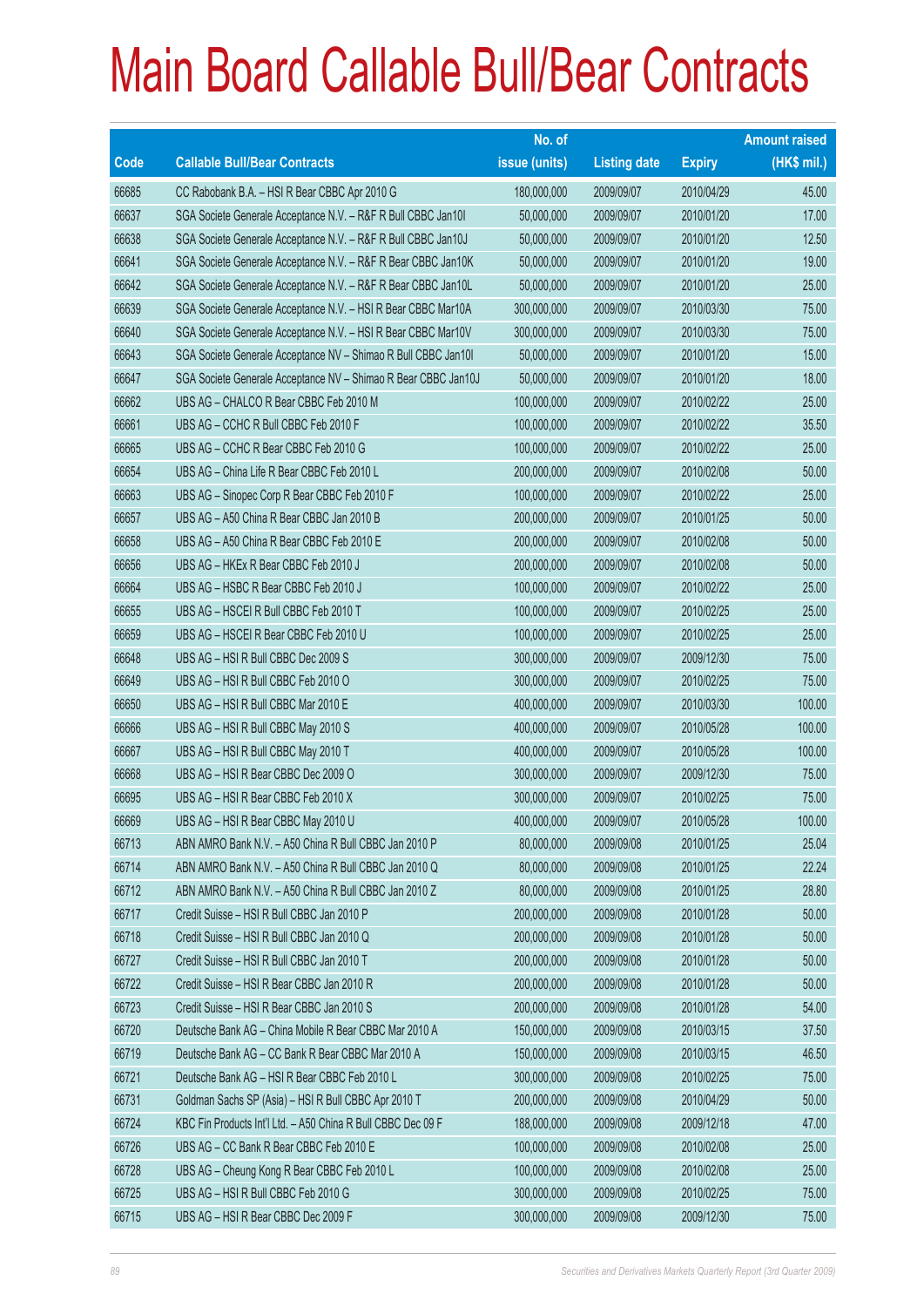# Main Board Callable Bull/Bear Contracts

| Code | Callable Bull/Bear Contracts | No. of issue (units) | Listing date | Expiry | Amount raised (HK$ mil.) |
|---|---|---|---|---|---|
| 66685 | CC Rabobank B.A. – HSI R Bear CBBC Apr 2010 G | 180,000,000 | 2009/09/07 | 2010/04/29 | 45.00 |
| 66637 | SGA Societe Generale Acceptance N.V. – R&F R Bull CBBC Jan10I | 50,000,000 | 2009/09/07 | 2010/01/20 | 17.00 |
| 66638 | SGA Societe Generale Acceptance N.V. – R&F R Bull CBBC Jan10J | 50,000,000 | 2009/09/07 | 2010/01/20 | 12.50 |
| 66641 | SGA Societe Generale Acceptance N.V. – R&F R Bear CBBC Jan10K | 50,000,000 | 2009/09/07 | 2010/01/20 | 19.00 |
| 66642 | SGA Societe Generale Acceptance N.V. – R&F R Bear CBBC Jan10L | 50,000,000 | 2009/09/07 | 2010/01/20 | 25.00 |
| 66639 | SGA Societe Generale Acceptance N.V. – HSI R Bear CBBC Mar10A | 300,000,000 | 2009/09/07 | 2010/03/30 | 75.00 |
| 66640 | SGA Societe Generale Acceptance N.V. – HSI R Bear CBBC Mar10V | 300,000,000 | 2009/09/07 | 2010/03/30 | 75.00 |
| 66643 | SGA Societe Generale Acceptance NV – Shimao R Bull CBBC Jan10I | 50,000,000 | 2009/09/07 | 2010/01/20 | 15.00 |
| 66647 | SGA Societe Generale Acceptance NV – Shimao R Bear CBBC Jan10J | 50,000,000 | 2009/09/07 | 2010/01/20 | 18.00 |
| 66662 | UBS AG – CHALCO R Bear CBBC Feb 2010 M | 100,000,000 | 2009/09/07 | 2010/02/22 | 25.00 |
| 66661 | UBS AG – CCHC R Bull CBBC Feb 2010 F | 100,000,000 | 2009/09/07 | 2010/02/22 | 35.50 |
| 66665 | UBS AG – CCHC R Bear CBBC Feb 2010 G | 100,000,000 | 2009/09/07 | 2010/02/22 | 25.00 |
| 66654 | UBS AG – China Life R Bear CBBC Feb 2010 L | 200,000,000 | 2009/09/07 | 2010/02/08 | 50.00 |
| 66663 | UBS AG – Sinopec Corp R Bear CBBC Feb 2010 F | 100,000,000 | 2009/09/07 | 2010/02/22 | 25.00 |
| 66657 | UBS AG – A50 China R Bear CBBC Jan 2010 B | 200,000,000 | 2009/09/07 | 2010/01/25 | 50.00 |
| 66658 | UBS AG – A50 China R Bear CBBC Feb 2010 E | 200,000,000 | 2009/09/07 | 2010/02/08 | 50.00 |
| 66656 | UBS AG – HKEx R Bear CBBC Feb 2010 J | 200,000,000 | 2009/09/07 | 2010/02/08 | 50.00 |
| 66664 | UBS AG – HSBC R Bear CBBC Feb 2010 J | 100,000,000 | 2009/09/07 | 2010/02/22 | 25.00 |
| 66655 | UBS AG – HSCEI R Bull CBBC Feb 2010 T | 100,000,000 | 2009/09/07 | 2010/02/25 | 25.00 |
| 66659 | UBS AG – HSCEI R Bear CBBC Feb 2010 U | 100,000,000 | 2009/09/07 | 2010/02/25 | 25.00 |
| 66648 | UBS AG – HSI R Bull CBBC Dec 2009 S | 300,000,000 | 2009/09/07 | 2009/12/30 | 75.00 |
| 66649 | UBS AG – HSI R Bull CBBC Feb 2010 O | 300,000,000 | 2009/09/07 | 2010/02/25 | 75.00 |
| 66650 | UBS AG – HSI R Bull CBBC Mar 2010 E | 400,000,000 | 2009/09/07 | 2010/03/30 | 100.00 |
| 66666 | UBS AG – HSI R Bull CBBC May 2010 S | 400,000,000 | 2009/09/07 | 2010/05/28 | 100.00 |
| 66667 | UBS AG – HSI R Bull CBBC May 2010 T | 400,000,000 | 2009/09/07 | 2010/05/28 | 100.00 |
| 66668 | UBS AG – HSI R Bear CBBC Dec 2009 O | 300,000,000 | 2009/09/07 | 2009/12/30 | 75.00 |
| 66695 | UBS AG – HSI R Bear CBBC Feb 2010 X | 300,000,000 | 2009/09/07 | 2010/02/25 | 75.00 |
| 66669 | UBS AG – HSI R Bear CBBC May 2010 U | 400,000,000 | 2009/09/07 | 2010/05/28 | 100.00 |
| 66713 | ABN AMRO Bank N.V. – A50 China R Bull CBBC Jan 2010 P | 80,000,000 | 2009/09/08 | 2010/01/25 | 25.04 |
| 66714 | ABN AMRO Bank N.V. – A50 China R Bull CBBC Jan 2010 Q | 80,000,000 | 2009/09/08 | 2010/01/25 | 22.24 |
| 66712 | ABN AMRO Bank N.V. – A50 China R Bull CBBC Jan 2010 Z | 80,000,000 | 2009/09/08 | 2010/01/25 | 28.80 |
| 66717 | Credit Suisse – HSI R Bull CBBC Jan 2010 P | 200,000,000 | 2009/09/08 | 2010/01/28 | 50.00 |
| 66718 | Credit Suisse – HSI R Bull CBBC Jan 2010 Q | 200,000,000 | 2009/09/08 | 2010/01/28 | 50.00 |
| 66727 | Credit Suisse – HSI R Bull CBBC Jan 2010 T | 200,000,000 | 2009/09/08 | 2010/01/28 | 50.00 |
| 66722 | Credit Suisse – HSI R Bear CBBC Jan 2010 R | 200,000,000 | 2009/09/08 | 2010/01/28 | 50.00 |
| 66723 | Credit Suisse – HSI R Bear CBBC Jan 2010 S | 200,000,000 | 2009/09/08 | 2010/01/28 | 54.00 |
| 66720 | Deutsche Bank AG – China Mobile R Bear CBBC Mar 2010 A | 150,000,000 | 2009/09/08 | 2010/03/15 | 37.50 |
| 66719 | Deutsche Bank AG – CC Bank R Bear CBBC Mar 2010 A | 150,000,000 | 2009/09/08 | 2010/03/15 | 46.50 |
| 66721 | Deutsche Bank AG – HSI R Bear CBBC Feb 2010 L | 300,000,000 | 2009/09/08 | 2010/02/25 | 75.00 |
| 66731 | Goldman Sachs SP (Asia) – HSI R Bull CBBC Apr 2010 T | 200,000,000 | 2009/09/08 | 2010/04/29 | 50.00 |
| 66724 | KBC Fin Products Int'l Ltd. – A50 China R Bull CBBC Dec 09 F | 188,000,000 | 2009/09/08 | 2009/12/18 | 47.00 |
| 66726 | UBS AG – CC Bank R Bear CBBC Feb 2010 E | 100,000,000 | 2009/09/08 | 2010/02/08 | 25.00 |
| 66728 | UBS AG – Cheung Kong R Bear CBBC Feb 2010 L | 100,000,000 | 2009/09/08 | 2010/02/08 | 25.00 |
| 66725 | UBS AG – HSI R Bull CBBC Feb 2010 G | 300,000,000 | 2009/09/08 | 2010/02/25 | 75.00 |
| 66715 | UBS AG – HSI R Bear CBBC Dec 2009 F | 300,000,000 | 2009/09/08 | 2009/12/30 | 75.00 |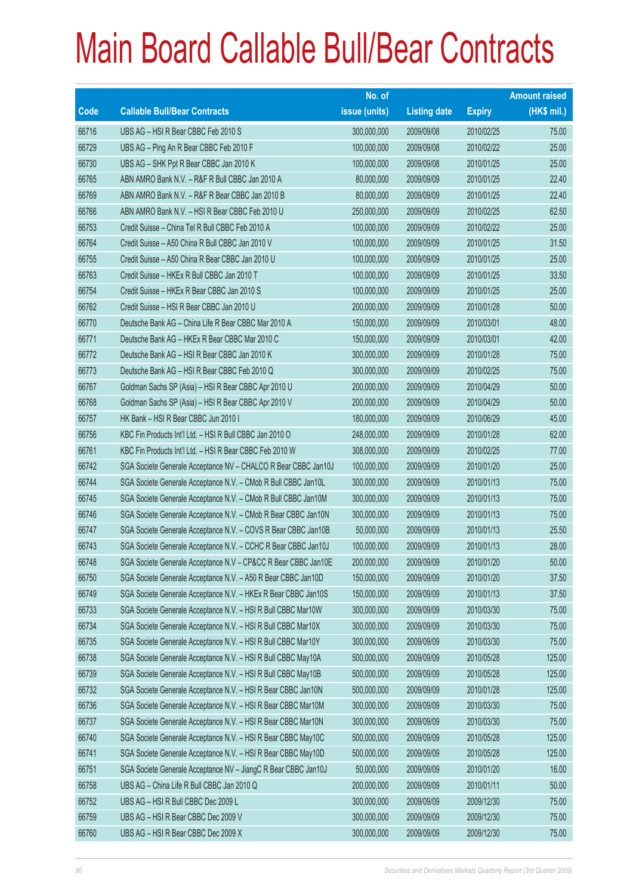# Main Board Callable Bull/Bear Contracts

| Code | Callable Bull/Bear Contracts | No. of issue (units) | Listing date | Expiry | Amount raised (HK$ mil.) |
|---|---|---|---|---|---|
| 66716 | UBS AG – HSI R Bear CBBC Feb 2010 S | 300,000,000 | 2009/09/08 | 2010/02/25 | 75.00 |
| 66729 | UBS AG – Ping An R Bear CBBC Feb 2010 F | 100,000,000 | 2009/09/08 | 2010/02/22 | 25.00 |
| 66730 | UBS AG – SHK Ppt R Bear CBBC Jan 2010 K | 100,000,000 | 2009/09/08 | 2010/01/25 | 25.00 |
| 66765 | ABN AMRO Bank N.V. – R&F R Bull CBBC Jan 2010 A | 80,000,000 | 2009/09/09 | 2010/01/25 | 22.40 |
| 66769 | ABN AMRO Bank N.V. – R&F R Bear CBBC Jan 2010 B | 80,000,000 | 2009/09/09 | 2010/01/25 | 22.40 |
| 66766 | ABN AMRO Bank N.V. – HSI R Bear CBBC Feb 2010 U | 250,000,000 | 2009/09/09 | 2010/02/25 | 62.50 |
| 66753 | Credit Suisse – China Tel R Bull CBBC Feb 2010 A | 100,000,000 | 2009/09/09 | 2010/02/22 | 25.00 |
| 66764 | Credit Suisse – A50 China R Bull CBBC Jan 2010 V | 100,000,000 | 2009/09/09 | 2010/01/25 | 31.50 |
| 66755 | Credit Suisse – A50 China R Bear CBBC Jan 2010 U | 100,000,000 | 2009/09/09 | 2010/01/25 | 25.00 |
| 66763 | Credit Suisse – HKEx R Bull CBBC Jan 2010 T | 100,000,000 | 2009/09/09 | 2010/01/25 | 33.50 |
| 66754 | Credit Suisse – HKEx R Bear CBBC Jan 2010 S | 100,000,000 | 2009/09/09 | 2010/01/25 | 25.00 |
| 66762 | Credit Suisse – HSI R Bear CBBC Jan 2010 U | 200,000,000 | 2009/09/09 | 2010/01/28 | 50.00 |
| 66770 | Deutsche Bank AG – China Life R Bear CBBC Mar 2010 A | 150,000,000 | 2009/09/09 | 2010/03/01 | 48.00 |
| 66771 | Deutsche Bank AG – HKEx R Bear CBBC Mar 2010 C | 150,000,000 | 2009/09/09 | 2010/03/01 | 42.00 |
| 66772 | Deutsche Bank AG – HSI R Bear CBBC Jan 2010 K | 300,000,000 | 2009/09/09 | 2010/01/28 | 75.00 |
| 66773 | Deutsche Bank AG – HSI R Bear CBBC Feb 2010 Q | 300,000,000 | 2009/09/09 | 2010/02/25 | 75.00 |
| 66767 | Goldman Sachs SP (Asia) – HSI R Bear CBBC Apr 2010 U | 200,000,000 | 2009/09/09 | 2010/04/29 | 50.00 |
| 66768 | Goldman Sachs SP (Asia) – HSI R Bear CBBC Apr 2010 V | 200,000,000 | 2009/09/09 | 2010/04/29 | 50.00 |
| 66757 | HK Bank – HSI R Bear CBBC Jun 2010 I | 180,000,000 | 2009/09/09 | 2010/06/29 | 45.00 |
| 66756 | KBC Fin Products Int'l Ltd. – HSI R Bull CBBC Jan 2010 O | 248,000,000 | 2009/09/09 | 2010/01/28 | 62.00 |
| 66761 | KBC Fin Products Int'l Ltd. – HSI R Bear CBBC Feb 2010 W | 308,000,000 | 2009/09/09 | 2010/02/25 | 77.00 |
| 66742 | SGA Societe Generale Acceptance NV – CHALCO R Bear CBBC Jan10J | 100,000,000 | 2009/09/09 | 2010/01/20 | 25.00 |
| 66744 | SGA Societe Generale Acceptance N.V. – CMob R Bull CBBC Jan10L | 300,000,000 | 2009/09/09 | 2010/01/13 | 75.00 |
| 66745 | SGA Societe Generale Acceptance N.V. – CMob R Bull CBBC Jan10M | 300,000,000 | 2009/09/09 | 2010/01/13 | 75.00 |
| 66746 | SGA Societe Generale Acceptance N.V. – CMob R Bear CBBC Jan10N | 300,000,000 | 2009/09/09 | 2010/01/13 | 75.00 |
| 66747 | SGA Societe Generale Acceptance N.V. – COVS R Bear CBBC Jan10B | 50,000,000 | 2009/09/09 | 2010/01/13 | 25.50 |
| 66743 | SGA Societe Generale Acceptance N.V. – CCHC R Bear CBBC Jan10J | 100,000,000 | 2009/09/09 | 2010/01/13 | 28.00 |
| 66748 | SGA Societe Generale Acceptance N.V – CP&CC R Bear CBBC Jan10E | 200,000,000 | 2009/09/09 | 2010/01/20 | 50.00 |
| 66750 | SGA Societe Generale Acceptance N.V. – A50 R Bear CBBC Jan10D | 150,000,000 | 2009/09/09 | 2010/01/20 | 37.50 |
| 66749 | SGA Societe Generale Acceptance N.V. – HKEx R Bear CBBC Jan10S | 150,000,000 | 2009/09/09 | 2010/01/13 | 37.50 |
| 66733 | SGA Societe Generale Acceptance N.V. – HSI R Bull CBBC Mar10W | 300,000,000 | 2009/09/09 | 2010/03/30 | 75.00 |
| 66734 | SGA Societe Generale Acceptance N.V. – HSI R Bull CBBC Mar10X | 300,000,000 | 2009/09/09 | 2010/03/30 | 75.00 |
| 66735 | SGA Societe Generale Acceptance N.V. – HSI R Bull CBBC Mar10Y | 300,000,000 | 2009/09/09 | 2010/03/30 | 75.00 |
| 66738 | SGA Societe Generale Acceptance N.V. – HSI R Bull CBBC May10A | 500,000,000 | 2009/09/09 | 2010/05/28 | 125.00 |
| 66739 | SGA Societe Generale Acceptance N.V. – HSI R Bull CBBC May10B | 500,000,000 | 2009/09/09 | 2010/05/28 | 125.00 |
| 66732 | SGA Societe Generale Acceptance N.V. – HSI R Bear CBBC Jan10N | 500,000,000 | 2009/09/09 | 2010/01/28 | 125.00 |
| 66736 | SGA Societe Generale Acceptance N.V. – HSI R Bear CBBC Mar10M | 300,000,000 | 2009/09/09 | 2010/03/30 | 75.00 |
| 66737 | SGA Societe Generale Acceptance N.V. – HSI R Bear CBBC Mar10N | 300,000,000 | 2009/09/09 | 2010/03/30 | 75.00 |
| 66740 | SGA Societe Generale Acceptance N.V. – HSI R Bear CBBC May10C | 500,000,000 | 2009/09/09 | 2010/05/28 | 125.00 |
| 66741 | SGA Societe Generale Acceptance N.V. – HSI R Bear CBBC May10D | 500,000,000 | 2009/09/09 | 2010/05/28 | 125.00 |
| 66751 | SGA Societe Generale Acceptance NV – JiangC R Bear CBBC Jan10J | 50,000,000 | 2009/09/09 | 2010/01/20 | 16.00 |
| 66758 | UBS AG – China Life R Bull CBBC Jan 2010 Q | 200,000,000 | 2009/09/09 | 2010/01/11 | 50.00 |
| 66752 | UBS AG – HSI R Bull CBBC Dec 2009 L | 300,000,000 | 2009/09/09 | 2009/12/30 | 75.00 |
| 66759 | UBS AG – HSI R Bear CBBC Dec 2009 V | 300,000,000 | 2009/09/09 | 2009/12/30 | 75.00 |
| 66760 | UBS AG – HSI R Bear CBBC Dec 2009 X | 300,000,000 | 2009/09/09 | 2009/12/30 | 75.00 |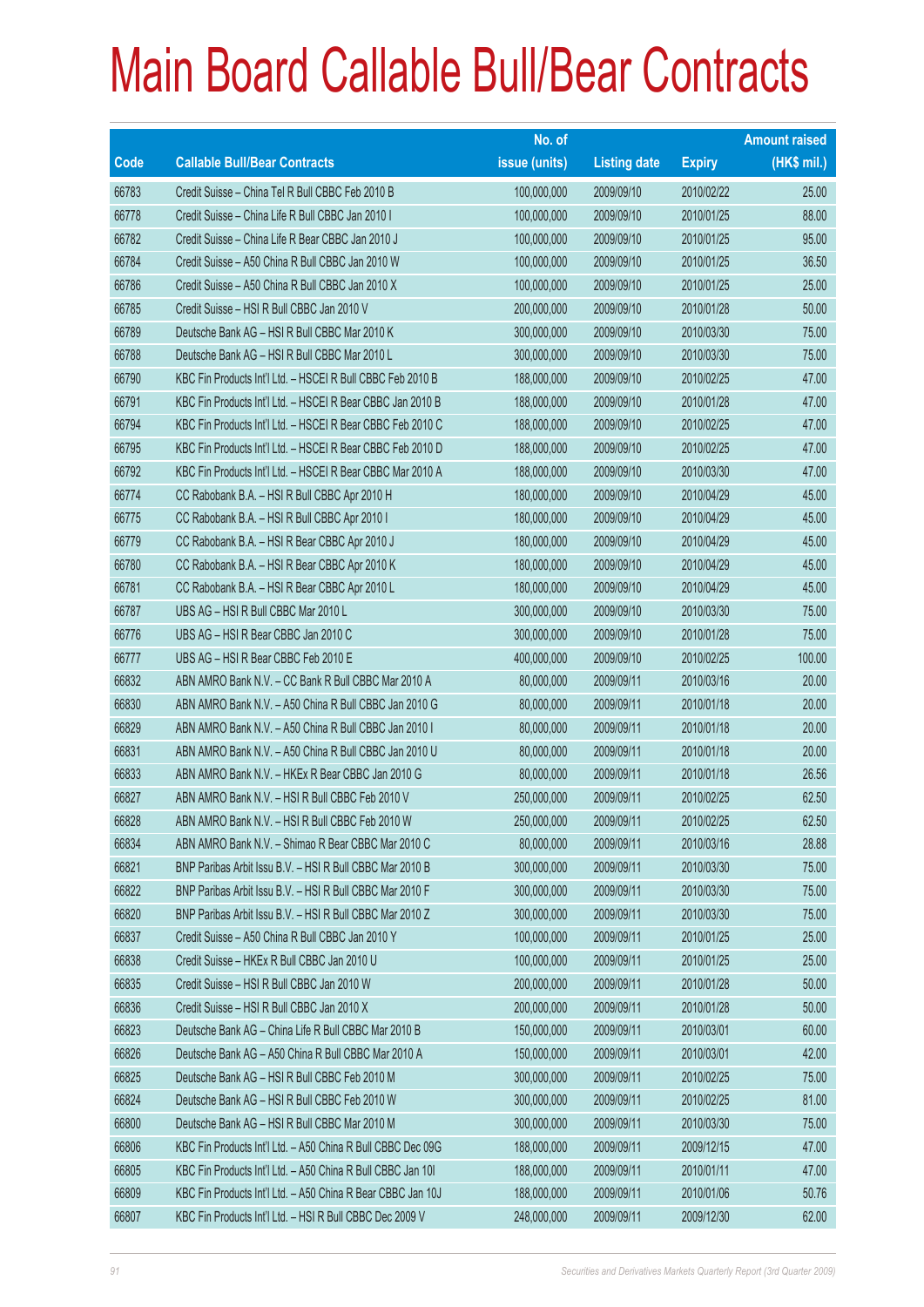# Main Board Callable Bull/Bear Contracts

| Code | Callable Bull/Bear Contracts | No. of issue (units) | Listing date | Expiry | Amount raised (HK$ mil.) |
|---|---|---|---|---|---|
| 66783 | Credit Suisse – China Tel R Bull CBBC Feb 2010 B | 100,000,000 | 2009/09/10 | 2010/02/22 | 25.00 |
| 66778 | Credit Suisse – China Life R Bull CBBC Jan 2010 I | 100,000,000 | 2009/09/10 | 2010/01/25 | 88.00 |
| 66782 | Credit Suisse – China Life R Bear CBBC Jan 2010 J | 100,000,000 | 2009/09/10 | 2010/01/25 | 95.00 |
| 66784 | Credit Suisse – A50 China R Bull CBBC Jan 2010 W | 100,000,000 | 2009/09/10 | 2010/01/25 | 36.50 |
| 66786 | Credit Suisse – A50 China R Bull CBBC Jan 2010 X | 100,000,000 | 2009/09/10 | 2010/01/25 | 25.00 |
| 66785 | Credit Suisse – HSI R Bull CBBC Jan 2010 V | 200,000,000 | 2009/09/10 | 2010/01/28 | 50.00 |
| 66789 | Deutsche Bank AG – HSI R Bull CBBC Mar 2010 K | 300,000,000 | 2009/09/10 | 2010/03/30 | 75.00 |
| 66788 | Deutsche Bank AG – HSI R Bull CBBC Mar 2010 L | 300,000,000 | 2009/09/10 | 2010/03/30 | 75.00 |
| 66790 | KBC Fin Products Int'l Ltd. – HSCEI R Bull CBBC Feb 2010 B | 188,000,000 | 2009/09/10 | 2010/02/25 | 47.00 |
| 66791 | KBC Fin Products Int'l Ltd. – HSCEI R Bear CBBC Jan 2010 B | 188,000,000 | 2009/09/10 | 2010/01/28 | 47.00 |
| 66794 | KBC Fin Products Int'l Ltd. – HSCEI R Bear CBBC Feb 2010 C | 188,000,000 | 2009/09/10 | 2010/02/25 | 47.00 |
| 66795 | KBC Fin Products Int'l Ltd. – HSCEI R Bear CBBC Feb 2010 D | 188,000,000 | 2009/09/10 | 2010/02/25 | 47.00 |
| 66792 | KBC Fin Products Int'l Ltd. – HSCEI R Bear CBBC Mar 2010 A | 188,000,000 | 2009/09/10 | 2010/03/30 | 47.00 |
| 66774 | CC Rabobank B.A. – HSI R Bull CBBC Apr 2010 H | 180,000,000 | 2009/09/10 | 2010/04/29 | 45.00 |
| 66775 | CC Rabobank B.A. – HSI R Bull CBBC Apr 2010 I | 180,000,000 | 2009/09/10 | 2010/04/29 | 45.00 |
| 66779 | CC Rabobank B.A. – HSI R Bear CBBC Apr 2010 J | 180,000,000 | 2009/09/10 | 2010/04/29 | 45.00 |
| 66780 | CC Rabobank B.A. – HSI R Bear CBBC Apr 2010 K | 180,000,000 | 2009/09/10 | 2010/04/29 | 45.00 |
| 66781 | CC Rabobank B.A. – HSI R Bear CBBC Apr 2010 L | 180,000,000 | 2009/09/10 | 2010/04/29 | 45.00 |
| 66787 | UBS AG – HSI R Bull CBBC Mar 2010 L | 300,000,000 | 2009/09/10 | 2010/03/30 | 75.00 |
| 66776 | UBS AG – HSI R Bear CBBC Jan 2010 C | 300,000,000 | 2009/09/10 | 2010/01/28 | 75.00 |
| 66777 | UBS AG – HSI R Bear CBBC Feb 2010 E | 400,000,000 | 2009/09/10 | 2010/02/25 | 100.00 |
| 66832 | ABN AMRO Bank N.V. – CC Bank R Bull CBBC Mar 2010 A | 80,000,000 | 2009/09/11 | 2010/03/16 | 20.00 |
| 66830 | ABN AMRO Bank N.V. – A50 China R Bull CBBC Jan 2010 G | 80,000,000 | 2009/09/11 | 2010/01/18 | 20.00 |
| 66829 | ABN AMRO Bank N.V. – A50 China R Bull CBBC Jan 2010 I | 80,000,000 | 2009/09/11 | 2010/01/18 | 20.00 |
| 66831 | ABN AMRO Bank N.V. – A50 China R Bull CBBC Jan 2010 U | 80,000,000 | 2009/09/11 | 2010/01/18 | 20.00 |
| 66833 | ABN AMRO Bank N.V. – HKEx R Bear CBBC Jan 2010 G | 80,000,000 | 2009/09/11 | 2010/01/18 | 26.56 |
| 66827 | ABN AMRO Bank N.V. – HSI R Bull CBBC Feb 2010 V | 250,000,000 | 2009/09/11 | 2010/02/25 | 62.50 |
| 66828 | ABN AMRO Bank N.V. – HSI R Bull CBBC Feb 2010 W | 250,000,000 | 2009/09/11 | 2010/02/25 | 62.50 |
| 66834 | ABN AMRO Bank N.V. – Shimao R Bear CBBC Mar 2010 C | 80,000,000 | 2009/09/11 | 2010/03/16 | 28.88 |
| 66821 | BNP Paribas Arbit Issu B.V. – HSI R Bull CBBC Mar 2010 B | 300,000,000 | 2009/09/11 | 2010/03/30 | 75.00 |
| 66822 | BNP Paribas Arbit Issu B.V. – HSI R Bull CBBC Mar 2010 F | 300,000,000 | 2009/09/11 | 2010/03/30 | 75.00 |
| 66820 | BNP Paribas Arbit Issu B.V. – HSI R Bull CBBC Mar 2010 Z | 300,000,000 | 2009/09/11 | 2010/03/30 | 75.00 |
| 66837 | Credit Suisse – A50 China R Bull CBBC Jan 2010 Y | 100,000,000 | 2009/09/11 | 2010/01/25 | 25.00 |
| 66838 | Credit Suisse – HKEx R Bull CBBC Jan 2010 U | 100,000,000 | 2009/09/11 | 2010/01/25 | 25.00 |
| 66835 | Credit Suisse – HSI R Bull CBBC Jan 2010 W | 200,000,000 | 2009/09/11 | 2010/01/28 | 50.00 |
| 66836 | Credit Suisse – HSI R Bull CBBC Jan 2010 X | 200,000,000 | 2009/09/11 | 2010/01/28 | 50.00 |
| 66823 | Deutsche Bank AG – China Life R Bull CBBC Mar 2010 B | 150,000,000 | 2009/09/11 | 2010/03/01 | 60.00 |
| 66826 | Deutsche Bank AG – A50 China R Bull CBBC Mar 2010 A | 150,000,000 | 2009/09/11 | 2010/03/01 | 42.00 |
| 66825 | Deutsche Bank AG – HSI R Bull CBBC Feb 2010 M | 300,000,000 | 2009/09/11 | 2010/02/25 | 75.00 |
| 66824 | Deutsche Bank AG – HSI R Bull CBBC Feb 2010 W | 300,000,000 | 2009/09/11 | 2010/02/25 | 81.00 |
| 66800 | Deutsche Bank AG – HSI R Bull CBBC Mar 2010 M | 300,000,000 | 2009/09/11 | 2010/03/30 | 75.00 |
| 66806 | KBC Fin Products Int'l Ltd. – A50 China R Bull CBBC Dec 09G | 188,000,000 | 2009/09/11 | 2009/12/15 | 47.00 |
| 66805 | KBC Fin Products Int'l Ltd. – A50 China R Bull CBBC Jan 10I | 188,000,000 | 2009/09/11 | 2010/01/11 | 47.00 |
| 66809 | KBC Fin Products Int'l Ltd. – A50 China R Bear CBBC Jan 10J | 188,000,000 | 2009/09/11 | 2010/01/06 | 50.76 |
| 66807 | KBC Fin Products Int'l Ltd. – HSI R Bull CBBC Dec 2009 V | 248,000,000 | 2009/09/11 | 2009/12/30 | 62.00 |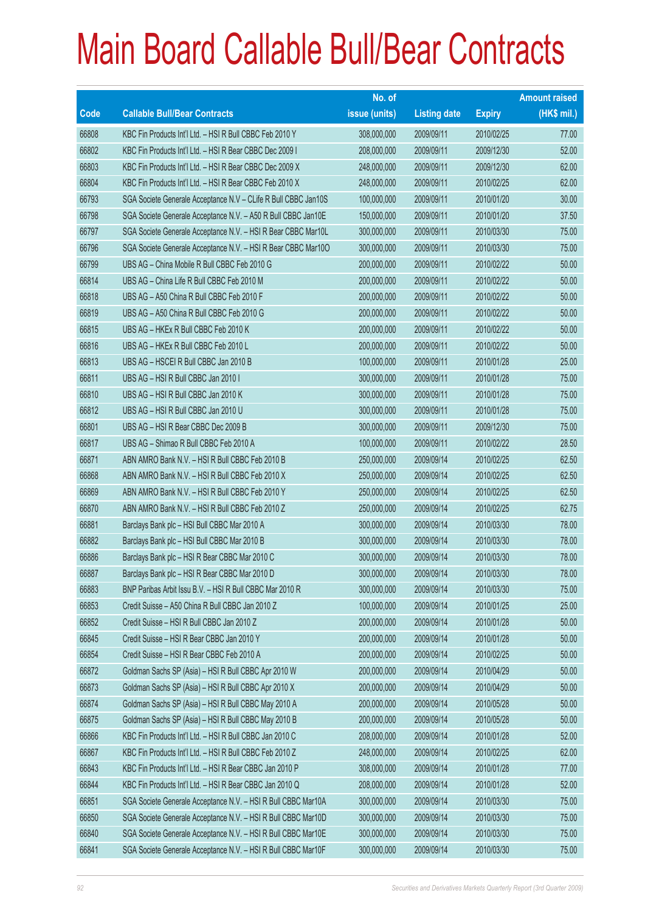# Main Board Callable Bull/Bear Contracts

| Code | Callable Bull/Bear Contracts | No. of issue (units) | Listing date | Expiry | Amount raised (HK$ mil.) |
|---|---|---|---|---|---|
| 66808 | KBC Fin Products Int'l Ltd. – HSI R Bull CBBC Feb 2010 Y | 308,000,000 | 2009/09/11 | 2010/02/25 | 77.00 |
| 66802 | KBC Fin Products Int'l Ltd. – HSI R Bear CBBC Dec 2009 I | 208,000,000 | 2009/09/11 | 2009/12/30 | 52.00 |
| 66803 | KBC Fin Products Int'l Ltd. – HSI R Bear CBBC Dec 2009 X | 248,000,000 | 2009/09/11 | 2009/12/30 | 62.00 |
| 66804 | KBC Fin Products Int'l Ltd. – HSI R Bear CBBC Feb 2010 X | 248,000,000 | 2009/09/11 | 2010/02/25 | 62.00 |
| 66793 | SGA Societe Generale Acceptance N.V – CLife R Bull CBBC Jan10S | 100,000,000 | 2009/09/11 | 2010/01/20 | 30.00 |
| 66798 | SGA Societe Generale Acceptance N.V. – A50 R Bull CBBC Jan10E | 150,000,000 | 2009/09/11 | 2010/01/20 | 37.50 |
| 66797 | SGA Societe Generale Acceptance N.V. – HSI R Bear CBBC Mar10L | 300,000,000 | 2009/09/11 | 2010/03/30 | 75.00 |
| 66796 | SGA Societe Generale Acceptance N.V. – HSI R Bear CBBC Mar10O | 300,000,000 | 2009/09/11 | 2010/03/30 | 75.00 |
| 66799 | UBS AG – China Mobile R Bull CBBC Feb 2010 G | 200,000,000 | 2009/09/11 | 2010/02/22 | 50.00 |
| 66814 | UBS AG – China Life R Bull CBBC Feb 2010 M | 200,000,000 | 2009/09/11 | 2010/02/22 | 50.00 |
| 66818 | UBS AG – A50 China R Bull CBBC Feb 2010 F | 200,000,000 | 2009/09/11 | 2010/02/22 | 50.00 |
| 66819 | UBS AG – A50 China R Bull CBBC Feb 2010 G | 200,000,000 | 2009/09/11 | 2010/02/22 | 50.00 |
| 66815 | UBS AG – HKEx R Bull CBBC Feb 2010 K | 200,000,000 | 2009/09/11 | 2010/02/22 | 50.00 |
| 66816 | UBS AG – HKEx R Bull CBBC Feb 2010 L | 200,000,000 | 2009/09/11 | 2010/02/22 | 50.00 |
| 66813 | UBS AG – HSCEI R Bull CBBC Jan 2010 B | 100,000,000 | 2009/09/11 | 2010/01/28 | 25.00 |
| 66811 | UBS AG – HSI R Bull CBBC Jan 2010 I | 300,000,000 | 2009/09/11 | 2010/01/28 | 75.00 |
| 66810 | UBS AG – HSI R Bull CBBC Jan 2010 K | 300,000,000 | 2009/09/11 | 2010/01/28 | 75.00 |
| 66812 | UBS AG – HSI R Bull CBBC Jan 2010 U | 300,000,000 | 2009/09/11 | 2010/01/28 | 75.00 |
| 66801 | UBS AG – HSI R Bear CBBC Dec 2009 B | 300,000,000 | 2009/09/11 | 2009/12/30 | 75.00 |
| 66817 | UBS AG – Shimao R Bull CBBC Feb 2010 A | 100,000,000 | 2009/09/11 | 2010/02/22 | 28.50 |
| 66871 | ABN AMRO Bank N.V. – HSI R Bull CBBC Feb 2010 B | 250,000,000 | 2009/09/14 | 2010/02/25 | 62.50 |
| 66868 | ABN AMRO Bank N.V. – HSI R Bull CBBC Feb 2010 X | 250,000,000 | 2009/09/14 | 2010/02/25 | 62.50 |
| 66869 | ABN AMRO Bank N.V. – HSI R Bull CBBC Feb 2010 Y | 250,000,000 | 2009/09/14 | 2010/02/25 | 62.50 |
| 66870 | ABN AMRO Bank N.V. – HSI R Bull CBBC Feb 2010 Z | 250,000,000 | 2009/09/14 | 2010/02/25 | 62.75 |
| 66881 | Barclays Bank plc – HSI Bull CBBC Mar 2010 A | 300,000,000 | 2009/09/14 | 2010/03/30 | 78.00 |
| 66882 | Barclays Bank plc – HSI Bull CBBC Mar 2010 B | 300,000,000 | 2009/09/14 | 2010/03/30 | 78.00 |
| 66886 | Barclays Bank plc – HSI R Bear CBBC Mar 2010 C | 300,000,000 | 2009/09/14 | 2010/03/30 | 78.00 |
| 66887 | Barclays Bank plc – HSI R Bear CBBC Mar 2010 D | 300,000,000 | 2009/09/14 | 2010/03/30 | 78.00 |
| 66883 | BNP Paribas Arbit Issu B.V. – HSI R Bull CBBC Mar 2010 R | 300,000,000 | 2009/09/14 | 2010/03/30 | 75.00 |
| 66853 | Credit Suisse – A50 China R Bull CBBC Jan 2010 Z | 100,000,000 | 2009/09/14 | 2010/01/25 | 25.00 |
| 66852 | Credit Suisse – HSI R Bull CBBC Jan 2010 Z | 200,000,000 | 2009/09/14 | 2010/01/28 | 50.00 |
| 66845 | Credit Suisse – HSI R Bear CBBC Jan 2010 Y | 200,000,000 | 2009/09/14 | 2010/01/28 | 50.00 |
| 66854 | Credit Suisse – HSI R Bear CBBC Feb 2010 A | 200,000,000 | 2009/09/14 | 2010/02/25 | 50.00 |
| 66872 | Goldman Sachs SP (Asia) – HSI R Bull CBBC Apr 2010 W | 200,000,000 | 2009/09/14 | 2010/04/29 | 50.00 |
| 66873 | Goldman Sachs SP (Asia) – HSI R Bull CBBC Apr 2010 X | 200,000,000 | 2009/09/14 | 2010/04/29 | 50.00 |
| 66874 | Goldman Sachs SP (Asia) – HSI R Bull CBBC May 2010 A | 200,000,000 | 2009/09/14 | 2010/05/28 | 50.00 |
| 66875 | Goldman Sachs SP (Asia) – HSI R Bull CBBC May 2010 B | 200,000,000 | 2009/09/14 | 2010/05/28 | 50.00 |
| 66866 | KBC Fin Products Int'l Ltd. – HSI R Bull CBBC Jan 2010 C | 208,000,000 | 2009/09/14 | 2010/01/28 | 52.00 |
| 66867 | KBC Fin Products Int'l Ltd. – HSI R Bull CBBC Feb 2010 Z | 248,000,000 | 2009/09/14 | 2010/02/25 | 62.00 |
| 66843 | KBC Fin Products Int'l Ltd. – HSI R Bear CBBC Jan 2010 P | 308,000,000 | 2009/09/14 | 2010/01/28 | 77.00 |
| 66844 | KBC Fin Products Int'l Ltd. – HSI R Bear CBBC Jan 2010 Q | 208,000,000 | 2009/09/14 | 2010/01/28 | 52.00 |
| 66851 | SGA Societe Generale Acceptance N.V. – HSI R Bull CBBC Mar10A | 300,000,000 | 2009/09/14 | 2010/03/30 | 75.00 |
| 66850 | SGA Societe Generale Acceptance N.V. – HSI R Bull CBBC Mar10D | 300,000,000 | 2009/09/14 | 2010/03/30 | 75.00 |
| 66840 | SGA Societe Generale Acceptance N.V. – HSI R Bull CBBC Mar10E | 300,000,000 | 2009/09/14 | 2010/03/30 | 75.00 |
| 66841 | SGA Societe Generale Acceptance N.V. – HSI R Bull CBBC Mar10F | 300,000,000 | 2009/09/14 | 2010/03/30 | 75.00 |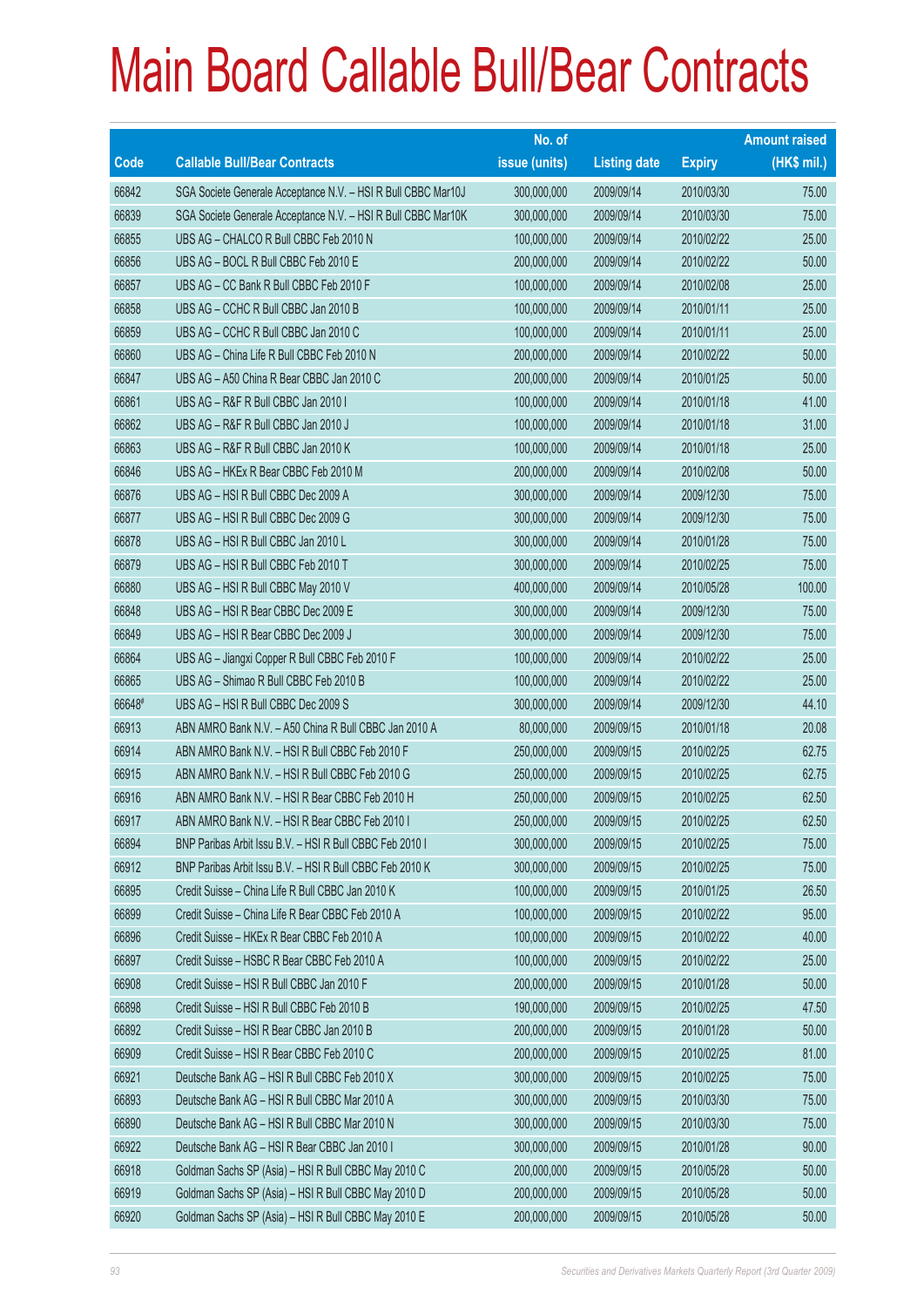# Main Board Callable Bull/Bear Contracts

| Code | Callable Bull/Bear Contracts | No. of issue (units) | Listing date | Expiry | Amount raised (HK$ mil.) |
|---|---|---|---|---|---|
| 66842 | SGA Societe Generale Acceptance N.V. – HSI R Bull CBBC Mar10J | 300,000,000 | 2009/09/14 | 2010/03/30 | 75.00 |
| 66839 | SGA Societe Generale Acceptance N.V. – HSI R Bull CBBC Mar10K | 300,000,000 | 2009/09/14 | 2010/03/30 | 75.00 |
| 66855 | UBS AG – CHALCO R Bull CBBC Feb 2010 N | 100,000,000 | 2009/09/14 | 2010/02/22 | 25.00 |
| 66856 | UBS AG – BOCL R Bull CBBC Feb 2010 E | 200,000,000 | 2009/09/14 | 2010/02/22 | 50.00 |
| 66857 | UBS AG – CC Bank R Bull CBBC Feb 2010 F | 100,000,000 | 2009/09/14 | 2010/02/08 | 25.00 |
| 66858 | UBS AG – CCHC R Bull CBBC Jan 2010 B | 100,000,000 | 2009/09/14 | 2010/01/11 | 25.00 |
| 66859 | UBS AG – CCHC R Bull CBBC Jan 2010 C | 100,000,000 | 2009/09/14 | 2010/01/11 | 25.00 |
| 66860 | UBS AG – China Life R Bull CBBC Feb 2010 N | 200,000,000 | 2009/09/14 | 2010/02/22 | 50.00 |
| 66847 | UBS AG – A50 China R Bear CBBC Jan 2010 C | 200,000,000 | 2009/09/14 | 2010/01/25 | 50.00 |
| 66861 | UBS AG – R&F R Bull CBBC Jan 2010 I | 100,000,000 | 2009/09/14 | 2010/01/18 | 41.00 |
| 66862 | UBS AG – R&F R Bull CBBC Jan 2010 J | 100,000,000 | 2009/09/14 | 2010/01/18 | 31.00 |
| 66863 | UBS AG – R&F R Bull CBBC Jan 2010 K | 100,000,000 | 2009/09/14 | 2010/01/18 | 25.00 |
| 66846 | UBS AG – HKEx R Bear CBBC Feb 2010 M | 200,000,000 | 2009/09/14 | 2010/02/08 | 50.00 |
| 66876 | UBS AG – HSI R Bull CBBC Dec 2009 A | 300,000,000 | 2009/09/14 | 2009/12/30 | 75.00 |
| 66877 | UBS AG – HSI R Bull CBBC Dec 2009 G | 300,000,000 | 2009/09/14 | 2009/12/30 | 75.00 |
| 66878 | UBS AG – HSI R Bull CBBC Jan 2010 L | 300,000,000 | 2009/09/14 | 2010/01/28 | 75.00 |
| 66879 | UBS AG – HSI R Bull CBBC Feb 2010 T | 300,000,000 | 2009/09/14 | 2010/02/25 | 75.00 |
| 66880 | UBS AG – HSI R Bull CBBC May 2010 V | 400,000,000 | 2009/09/14 | 2010/05/28 | 100.00 |
| 66848 | UBS AG – HSI R Bear CBBC Dec 2009 E | 300,000,000 | 2009/09/14 | 2009/12/30 | 75.00 |
| 66849 | UBS AG – HSI R Bear CBBC Dec 2009 J | 300,000,000 | 2009/09/14 | 2009/12/30 | 75.00 |
| 66864 | UBS AG – Jiangxi Copper R Bull CBBC Feb 2010 F | 100,000,000 | 2009/09/14 | 2010/02/22 | 25.00 |
| 66865 | UBS AG – Shimao R Bull CBBC Feb 2010 B | 100,000,000 | 2009/09/14 | 2010/02/22 | 25.00 |
| 66648# | UBS AG – HSI R Bull CBBC Dec 2009 S | 300,000,000 | 2009/09/14 | 2009/12/30 | 44.10 |
| 66913 | ABN AMRO Bank N.V. – A50 China R Bull CBBC Jan 2010 A | 80,000,000 | 2009/09/15 | 2010/01/18 | 20.08 |
| 66914 | ABN AMRO Bank N.V. – HSI R Bull CBBC Feb 2010 F | 250,000,000 | 2009/09/15 | 2010/02/25 | 62.75 |
| 66915 | ABN AMRO Bank N.V. – HSI R Bull CBBC Feb 2010 G | 250,000,000 | 2009/09/15 | 2010/02/25 | 62.75 |
| 66916 | ABN AMRO Bank N.V. – HSI R Bear CBBC Feb 2010 H | 250,000,000 | 2009/09/15 | 2010/02/25 | 62.50 |
| 66917 | ABN AMRO Bank N.V. – HSI R Bear CBBC Feb 2010 I | 250,000,000 | 2009/09/15 | 2010/02/25 | 62.50 |
| 66894 | BNP Paribas Arbit Issu B.V. – HSI R Bull CBBC Feb 2010 I | 300,000,000 | 2009/09/15 | 2010/02/25 | 75.00 |
| 66912 | BNP Paribas Arbit Issu B.V. – HSI R Bull CBBC Feb 2010 K | 300,000,000 | 2009/09/15 | 2010/02/25 | 75.00 |
| 66895 | Credit Suisse – China Life R Bull CBBC Jan 2010 K | 100,000,000 | 2009/09/15 | 2010/01/25 | 26.50 |
| 66899 | Credit Suisse – China Life R Bear CBBC Feb 2010 A | 100,000,000 | 2009/09/15 | 2010/02/22 | 95.00 |
| 66896 | Credit Suisse – HKEx R Bear CBBC Feb 2010 A | 100,000,000 | 2009/09/15 | 2010/02/22 | 40.00 |
| 66897 | Credit Suisse – HSBC R Bear CBBC Feb 2010 A | 100,000,000 | 2009/09/15 | 2010/02/22 | 25.00 |
| 66908 | Credit Suisse – HSI R Bull CBBC Jan 2010 F | 200,000,000 | 2009/09/15 | 2010/01/28 | 50.00 |
| 66898 | Credit Suisse – HSI R Bull CBBC Feb 2010 B | 190,000,000 | 2009/09/15 | 2010/02/25 | 47.50 |
| 66892 | Credit Suisse – HSI R Bear CBBC Jan 2010 B | 200,000,000 | 2009/09/15 | 2010/01/28 | 50.00 |
| 66909 | Credit Suisse – HSI R Bear CBBC Feb 2010 C | 200,000,000 | 2009/09/15 | 2010/02/25 | 81.00 |
| 66921 | Deutsche Bank AG – HSI R Bull CBBC Feb 2010 X | 300,000,000 | 2009/09/15 | 2010/02/25 | 75.00 |
| 66893 | Deutsche Bank AG – HSI R Bull CBBC Mar 2010 A | 300,000,000 | 2009/09/15 | 2010/03/30 | 75.00 |
| 66890 | Deutsche Bank AG – HSI R Bull CBBC Mar 2010 N | 300,000,000 | 2009/09/15 | 2010/03/30 | 75.00 |
| 66922 | Deutsche Bank AG – HSI R Bear CBBC Jan 2010 I | 300,000,000 | 2009/09/15 | 2010/01/28 | 90.00 |
| 66918 | Goldman Sachs SP (Asia) – HSI R Bull CBBC May 2010 C | 200,000,000 | 2009/09/15 | 2010/05/28 | 50.00 |
| 66919 | Goldman Sachs SP (Asia) – HSI R Bull CBBC May 2010 D | 200,000,000 | 2009/09/15 | 2010/05/28 | 50.00 |
| 66920 | Goldman Sachs SP (Asia) – HSI R Bull CBBC May 2010 E | 200,000,000 | 2009/09/15 | 2010/05/28 | 50.00 |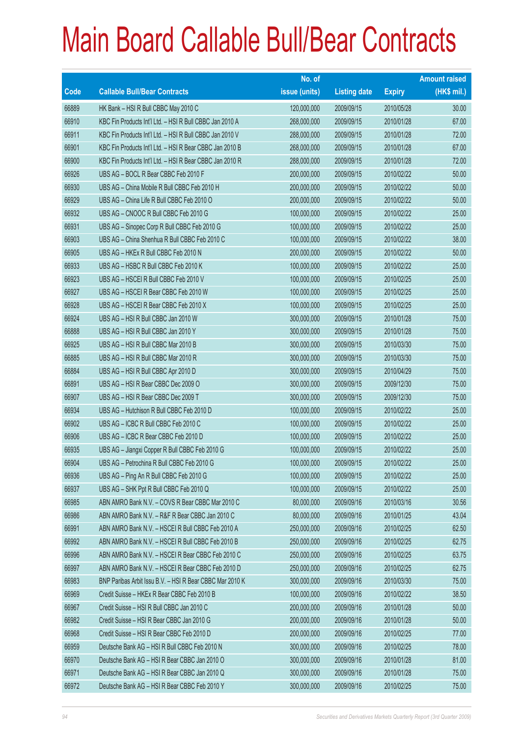# Main Board Callable Bull/Bear Contracts

| Code | Callable Bull/Bear Contracts | No. of issue (units) | Listing date | Expiry | Amount raised (HK$ mil.) |
|---|---|---|---|---|---|
| 66889 | HK Bank – HSI R Bull CBBC May 2010 C | 120,000,000 | 2009/09/15 | 2010/05/28 | 30.00 |
| 66910 | KBC Fin Products Int'l Ltd. – HSI R Bull CBBC Jan 2010 A | 268,000,000 | 2009/09/15 | 2010/01/28 | 67.00 |
| 66911 | KBC Fin Products Int'l Ltd. – HSI R Bull CBBC Jan 2010 V | 288,000,000 | 2009/09/15 | 2010/01/28 | 72.00 |
| 66901 | KBC Fin Products Int'l Ltd. – HSI R Bear CBBC Jan 2010 B | 268,000,000 | 2009/09/15 | 2010/01/28 | 67.00 |
| 66900 | KBC Fin Products Int'l Ltd. – HSI R Bear CBBC Jan 2010 R | 288,000,000 | 2009/09/15 | 2010/01/28 | 72.00 |
| 66926 | UBS AG – BOCL R Bear CBBC Feb 2010 F | 200,000,000 | 2009/09/15 | 2010/02/22 | 50.00 |
| 66930 | UBS AG – China Mobile R Bull CBBC Feb 2010 H | 200,000,000 | 2009/09/15 | 2010/02/22 | 50.00 |
| 66929 | UBS AG – China Life R Bull CBBC Feb 2010 O | 200,000,000 | 2009/09/15 | 2010/02/22 | 50.00 |
| 66932 | UBS AG – CNOOC R Bull CBBC Feb 2010 G | 100,000,000 | 2009/09/15 | 2010/02/22 | 25.00 |
| 66931 | UBS AG – Sinopec Corp R Bull CBBC Feb 2010 G | 100,000,000 | 2009/09/15 | 2010/02/22 | 25.00 |
| 66903 | UBS AG – China Shenhua R Bull CBBC Feb 2010 C | 100,000,000 | 2009/09/15 | 2010/02/22 | 38.00 |
| 66905 | UBS AG – HKEx R Bull CBBC Feb 2010 N | 200,000,000 | 2009/09/15 | 2010/02/22 | 50.00 |
| 66933 | UBS AG – HSBC R Bull CBBC Feb 2010 K | 100,000,000 | 2009/09/15 | 2010/02/22 | 25.00 |
| 66923 | UBS AG – HSCEI R Bull CBBC Feb 2010 V | 100,000,000 | 2009/09/15 | 2010/02/25 | 25.00 |
| 66927 | UBS AG – HSCEI R Bear CBBC Feb 2010 W | 100,000,000 | 2009/09/15 | 2010/02/25 | 25.00 |
| 66928 | UBS AG – HSCEI R Bear CBBC Feb 2010 X | 100,000,000 | 2009/09/15 | 2010/02/25 | 25.00 |
| 66924 | UBS AG – HSI R Bull CBBC Jan 2010 W | 300,000,000 | 2009/09/15 | 2010/01/28 | 75.00 |
| 66888 | UBS AG – HSI R Bull CBBC Jan 2010 Y | 300,000,000 | 2009/09/15 | 2010/01/28 | 75.00 |
| 66925 | UBS AG – HSI R Bull CBBC Mar 2010 B | 300,000,000 | 2009/09/15 | 2010/03/30 | 75.00 |
| 66885 | UBS AG – HSI R Bull CBBC Mar 2010 R | 300,000,000 | 2009/09/15 | 2010/03/30 | 75.00 |
| 66884 | UBS AG – HSI R Bull CBBC Apr 2010 D | 300,000,000 | 2009/09/15 | 2010/04/29 | 75.00 |
| 66891 | UBS AG – HSI R Bear CBBC Dec 2009 O | 300,000,000 | 2009/09/15 | 2009/12/30 | 75.00 |
| 66907 | UBS AG – HSI R Bear CBBC Dec 2009 T | 300,000,000 | 2009/09/15 | 2009/12/30 | 75.00 |
| 66934 | UBS AG – Hutchison R Bull CBBC Feb 2010 D | 100,000,000 | 2009/09/15 | 2010/02/22 | 25.00 |
| 66902 | UBS AG – ICBC R Bull CBBC Feb 2010 C | 100,000,000 | 2009/09/15 | 2010/02/22 | 25.00 |
| 66906 | UBS AG – ICBC R Bear CBBC Feb 2010 D | 100,000,000 | 2009/09/15 | 2010/02/22 | 25.00 |
| 66935 | UBS AG – Jiangxi Copper R Bull CBBC Feb 2010 G | 100,000,000 | 2009/09/15 | 2010/02/22 | 25.00 |
| 66904 | UBS AG – Petrochina R Bull CBBC Feb 2010 G | 100,000,000 | 2009/09/15 | 2010/02/22 | 25.00 |
| 66936 | UBS AG – Ping An R Bull CBBC Feb 2010 G | 100,000,000 | 2009/09/15 | 2010/02/22 | 25.00 |
| 66937 | UBS AG – SHK Ppt R Bull CBBC Feb 2010 Q | 100,000,000 | 2009/09/15 | 2010/02/22 | 25.00 |
| 66985 | ABN AMRO Bank N.V. – COVS R Bear CBBC Mar 2010 C | 80,000,000 | 2009/09/16 | 2010/03/16 | 30.56 |
| 66986 | ABN AMRO Bank N.V. – R&F R Bear CBBC Jan 2010 C | 80,000,000 | 2009/09/16 | 2010/01/25 | 43.04 |
| 66991 | ABN AMRO Bank N.V. – HSCEI R Bull CBBC Feb 2010 A | 250,000,000 | 2009/09/16 | 2010/02/25 | 62.50 |
| 66992 | ABN AMRO Bank N.V. – HSCEI R Bull CBBC Feb 2010 B | 250,000,000 | 2009/09/16 | 2010/02/25 | 62.75 |
| 66996 | ABN AMRO Bank N.V. – HSCEI R Bear CBBC Feb 2010 C | 250,000,000 | 2009/09/16 | 2010/02/25 | 63.75 |
| 66997 | ABN AMRO Bank N.V. – HSCEI R Bear CBBC Feb 2010 D | 250,000,000 | 2009/09/16 | 2010/02/25 | 62.75 |
| 66983 | BNP Paribas Arbit Issu B.V. – HSI R Bear CBBC Mar 2010 K | 300,000,000 | 2009/09/16 | 2010/03/30 | 75.00 |
| 66969 | Credit Suisse – HKEx R Bear CBBC Feb 2010 B | 100,000,000 | 2009/09/16 | 2010/02/22 | 38.50 |
| 66967 | Credit Suisse – HSI R Bull CBBC Jan 2010 C | 200,000,000 | 2009/09/16 | 2010/01/28 | 50.00 |
| 66982 | Credit Suisse – HSI R Bear CBBC Jan 2010 G | 200,000,000 | 2009/09/16 | 2010/01/28 | 50.00 |
| 66968 | Credit Suisse – HSI R Bear CBBC Feb 2010 D | 200,000,000 | 2009/09/16 | 2010/02/25 | 77.00 |
| 66959 | Deutsche Bank AG – HSI R Bull CBBC Feb 2010 N | 300,000,000 | 2009/09/16 | 2010/02/25 | 78.00 |
| 66970 | Deutsche Bank AG – HSI R Bear CBBC Jan 2010 O | 300,000,000 | 2009/09/16 | 2010/01/28 | 81.00 |
| 66971 | Deutsche Bank AG – HSI R Bear CBBC Jan 2010 Q | 300,000,000 | 2009/09/16 | 2010/01/28 | 75.00 |
| 66972 | Deutsche Bank AG – HSI R Bear CBBC Feb 2010 Y | 300,000,000 | 2009/09/16 | 2010/02/25 | 75.00 |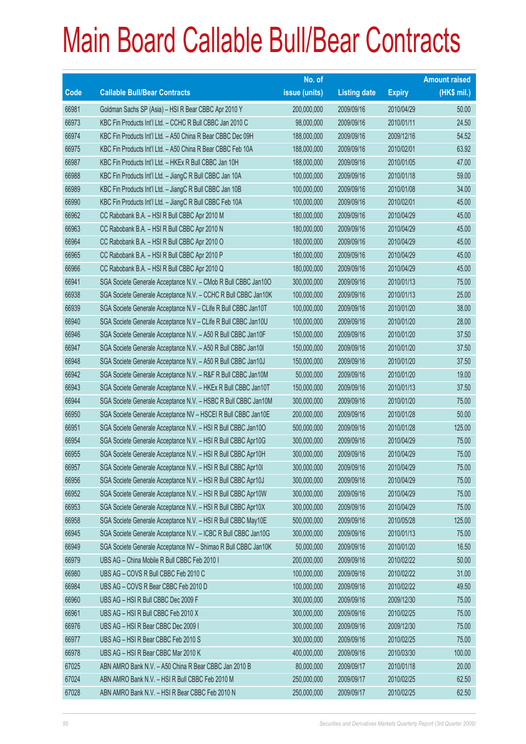# Main Board Callable Bull/Bear Contracts

| Code | Callable Bull/Bear Contracts | No. of issue (units) | Listing date | Expiry | Amount raised (HK$ mil.) |
|---|---|---|---|---|---|
| 66981 | Goldman Sachs SP (Asia) – HSI R Bear CBBC Apr 2010 Y | 200,000,000 | 2009/09/16 | 2010/04/29 | 50.00 |
| 66973 | KBC Fin Products Int'l Ltd. – CCHC R Bull CBBC Jan 2010 C | 98,000,000 | 2009/09/16 | 2010/01/11 | 24.50 |
| 66974 | KBC Fin Products Int'l Ltd. – A50 China R Bear CBBC Dec 09H | 188,000,000 | 2009/09/16 | 2009/12/16 | 54.52 |
| 66975 | KBC Fin Products Int'l Ltd. – A50 China R Bear CBBC Feb 10A | 188,000,000 | 2009/09/16 | 2010/02/01 | 63.92 |
| 66987 | KBC Fin Products Int'l Ltd. – HKEx R Bull CBBC Jan 10H | 188,000,000 | 2009/09/16 | 2010/01/05 | 47.00 |
| 66988 | KBC Fin Products Int'l Ltd. – JiangC R Bull CBBC Jan 10A | 100,000,000 | 2009/09/16 | 2010/01/18 | 59.00 |
| 66989 | KBC Fin Products Int'l Ltd. – JiangC R Bull CBBC Jan 10B | 100,000,000 | 2009/09/16 | 2010/01/08 | 34.00 |
| 66990 | KBC Fin Products Int'l Ltd. – JiangC R Bull CBBC Feb 10A | 100,000,000 | 2009/09/16 | 2010/02/01 | 45.00 |
| 66962 | CC Rabobank B.A. – HSI R Bull CBBC Apr 2010 M | 180,000,000 | 2009/09/16 | 2010/04/29 | 45.00 |
| 66963 | CC Rabobank B.A. – HSI R Bull CBBC Apr 2010 N | 180,000,000 | 2009/09/16 | 2010/04/29 | 45.00 |
| 66964 | CC Rabobank B.A. – HSI R Bull CBBC Apr 2010 O | 180,000,000 | 2009/09/16 | 2010/04/29 | 45.00 |
| 66965 | CC Rabobank B.A. – HSI R Bull CBBC Apr 2010 P | 180,000,000 | 2009/09/16 | 2010/04/29 | 45.00 |
| 66966 | CC Rabobank B.A. – HSI R Bull CBBC Apr 2010 Q | 180,000,000 | 2009/09/16 | 2010/04/29 | 45.00 |
| 66941 | SGA Societe Generale Acceptance N.V. – CMob R Bull CBBC Jan10O | 300,000,000 | 2009/09/16 | 2010/01/13 | 75.00 |
| 66938 | SGA Societe Generale Acceptance N.V. – CCHC R Bull CBBC Jan10K | 100,000,000 | 2009/09/16 | 2010/01/13 | 25.00 |
| 66939 | SGA Societe Generale Acceptance N.V – CLife R Bull CBBC Jan10T | 100,000,000 | 2009/09/16 | 2010/01/20 | 38.00 |
| 66940 | SGA Societe Generale Acceptance N.V – CLife R Bull CBBC Jan10U | 100,000,000 | 2009/09/16 | 2010/01/20 | 28.00 |
| 66946 | SGA Societe Generale Acceptance N.V. – A50 R Bull CBBC Jan10F | 150,000,000 | 2009/09/16 | 2010/01/20 | 37.50 |
| 66947 | SGA Societe Generale Acceptance N.V. – A50 R Bull CBBC Jan10I | 150,000,000 | 2009/09/16 | 2010/01/20 | 37.50 |
| 66948 | SGA Societe Generale Acceptance N.V. – A50 R Bull CBBC Jan10J | 150,000,000 | 2009/09/16 | 2010/01/20 | 37.50 |
| 66942 | SGA Societe Generale Acceptance N.V. – R&F R Bull CBBC Jan10M | 50,000,000 | 2009/09/16 | 2010/01/20 | 19.00 |
| 66943 | SGA Societe Generale Acceptance N.V. – HKEx R Bull CBBC Jan10T | 150,000,000 | 2009/09/16 | 2010/01/13 | 37.50 |
| 66944 | SGA Societe Generale Acceptance N.V. – HSBC R Bull CBBC Jan10M | 300,000,000 | 2009/09/16 | 2010/01/20 | 75.00 |
| 66950 | SGA Societe Generale Acceptance NV – HSCEI R Bull CBBC Jan10E | 200,000,000 | 2009/09/16 | 2010/01/28 | 50.00 |
| 66951 | SGA Societe Generale Acceptance N.V. – HSI R Bull CBBC Jan10O | 500,000,000 | 2009/09/16 | 2010/01/28 | 125.00 |
| 66954 | SGA Societe Generale Acceptance N.V. – HSI R Bull CBBC Apr10G | 300,000,000 | 2009/09/16 | 2010/04/29 | 75.00 |
| 66955 | SGA Societe Generale Acceptance N.V. – HSI R Bull CBBC Apr10H | 300,000,000 | 2009/09/16 | 2010/04/29 | 75.00 |
| 66957 | SGA Societe Generale Acceptance N.V. – HSI R Bull CBBC Apr10I | 300,000,000 | 2009/09/16 | 2010/04/29 | 75.00 |
| 66956 | SGA Societe Generale Acceptance N.V. – HSI R Bull CBBC Apr10J | 300,000,000 | 2009/09/16 | 2010/04/29 | 75.00 |
| 66952 | SGA Societe Generale Acceptance N.V. – HSI R Bull CBBC Apr10W | 300,000,000 | 2009/09/16 | 2010/04/29 | 75.00 |
| 66953 | SGA Societe Generale Acceptance N.V. – HSI R Bull CBBC Apr10X | 300,000,000 | 2009/09/16 | 2010/04/29 | 75.00 |
| 66958 | SGA Societe Generale Acceptance N.V. – HSI R Bull CBBC May10E | 500,000,000 | 2009/09/16 | 2010/05/28 | 125.00 |
| 66945 | SGA Societe Generale Acceptance N.V. – ICBC R Bull CBBC Jan10G | 300,000,000 | 2009/09/16 | 2010/01/13 | 75.00 |
| 66949 | SGA Societe Generale Acceptance NV – Shimao R Bull CBBC Jan10K | 50,000,000 | 2009/09/16 | 2010/01/20 | 16.50 |
| 66979 | UBS AG – China Mobile R Bull CBBC Feb 2010 I | 200,000,000 | 2009/09/16 | 2010/02/22 | 50.00 |
| 66980 | UBS AG – COVS R Bull CBBC Feb 2010 C | 100,000,000 | 2009/09/16 | 2010/02/22 | 31.00 |
| 66984 | UBS AG – COVS R Bear CBBC Feb 2010 D | 100,000,000 | 2009/09/16 | 2010/02/22 | 49.50 |
| 66960 | UBS AG – HSI R Bull CBBC Dec 2009 F | 300,000,000 | 2009/09/16 | 2009/12/30 | 75.00 |
| 66961 | UBS AG – HSI R Bull CBBC Feb 2010 X | 300,000,000 | 2009/09/16 | 2010/02/25 | 75.00 |
| 66976 | UBS AG – HSI R Bear CBBC Dec 2009 I | 300,000,000 | 2009/09/16 | 2009/12/30 | 75.00 |
| 66977 | UBS AG – HSI R Bear CBBC Feb 2010 S | 300,000,000 | 2009/09/16 | 2010/02/25 | 75.00 |
| 66978 | UBS AG – HSI R Bear CBBC Mar 2010 K | 400,000,000 | 2009/09/16 | 2010/03/30 | 100.00 |
| 67025 | ABN AMRO Bank N.V. – A50 China R Bear CBBC Jan 2010 B | 80,000,000 | 2009/09/17 | 2010/01/18 | 20.00 |
| 67024 | ABN AMRO Bank N.V. – HSI R Bull CBBC Feb 2010 M | 250,000,000 | 2009/09/17 | 2010/02/25 | 62.50 |
| 67028 | ABN AMRO Bank N.V. – HSI R Bear CBBC Feb 2010 N | 250,000,000 | 2009/09/17 | 2010/02/25 | 62.50 |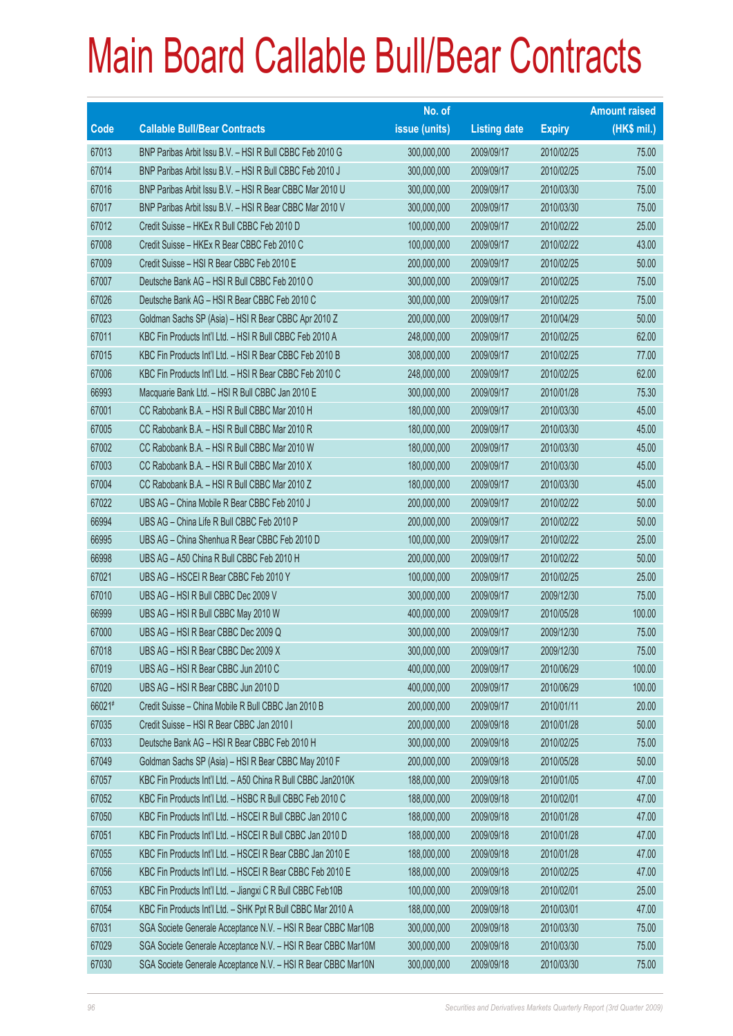# Main Board Callable Bull/Bear Contracts

| Code | Callable Bull/Bear Contracts | No. of issue (units) | Listing date | Expiry | Amount raised (HK$ mil.) |
|---|---|---|---|---|---|
| 67013 | BNP Paribas Arbit Issu B.V. – HSI R Bull CBBC Feb 2010 G | 300,000,000 | 2009/09/17 | 2010/02/25 | 75.00 |
| 67014 | BNP Paribas Arbit Issu B.V. – HSI R Bull CBBC Feb 2010 J | 300,000,000 | 2009/09/17 | 2010/02/25 | 75.00 |
| 67016 | BNP Paribas Arbit Issu B.V. – HSI R Bear CBBC Mar 2010 U | 300,000,000 | 2009/09/17 | 2010/03/30 | 75.00 |
| 67017 | BNP Paribas Arbit Issu B.V. – HSI R Bear CBBC Mar 2010 V | 300,000,000 | 2009/09/17 | 2010/03/30 | 75.00 |
| 67012 | Credit Suisse – HKEx R Bull CBBC Feb 2010 D | 100,000,000 | 2009/09/17 | 2010/02/22 | 25.00 |
| 67008 | Credit Suisse – HKEx R Bear CBBC Feb 2010 C | 100,000,000 | 2009/09/17 | 2010/02/22 | 43.00 |
| 67009 | Credit Suisse – HSI R Bear CBBC Feb 2010 E | 200,000,000 | 2009/09/17 | 2010/02/25 | 50.00 |
| 67007 | Deutsche Bank AG – HSI R Bull CBBC Feb 2010 O | 300,000,000 | 2009/09/17 | 2010/02/25 | 75.00 |
| 67026 | Deutsche Bank AG – HSI R Bear CBBC Feb 2010 C | 300,000,000 | 2009/09/17 | 2010/02/25 | 75.00 |
| 67023 | Goldman Sachs SP (Asia) – HSI R Bear CBBC Apr 2010 Z | 200,000,000 | 2009/09/17 | 2010/04/29 | 50.00 |
| 67011 | KBC Fin Products Int'l Ltd. – HSI R Bull CBBC Feb 2010 A | 248,000,000 | 2009/09/17 | 2010/02/25 | 62.00 |
| 67015 | KBC Fin Products Int'l Ltd. – HSI R Bear CBBC Feb 2010 B | 308,000,000 | 2009/09/17 | 2010/02/25 | 77.00 |
| 67006 | KBC Fin Products Int'l Ltd. – HSI R Bear CBBC Feb 2010 C | 248,000,000 | 2009/09/17 | 2010/02/25 | 62.00 |
| 66993 | Macquarie Bank Ltd. – HSI R Bull CBBC Jan 2010 E | 300,000,000 | 2009/09/17 | 2010/01/28 | 75.30 |
| 67001 | CC Rabobank B.A. – HSI R Bull CBBC Mar 2010 H | 180,000,000 | 2009/09/17 | 2010/03/30 | 45.00 |
| 67005 | CC Rabobank B.A. – HSI R Bull CBBC Mar 2010 R | 180,000,000 | 2009/09/17 | 2010/03/30 | 45.00 |
| 67002 | CC Rabobank B.A. – HSI R Bull CBBC Mar 2010 W | 180,000,000 | 2009/09/17 | 2010/03/30 | 45.00 |
| 67003 | CC Rabobank B.A. – HSI R Bull CBBC Mar 2010 X | 180,000,000 | 2009/09/17 | 2010/03/30 | 45.00 |
| 67004 | CC Rabobank B.A. – HSI R Bull CBBC Mar 2010 Z | 180,000,000 | 2009/09/17 | 2010/03/30 | 45.00 |
| 67022 | UBS AG – China Mobile R Bear CBBC Feb 2010 J | 200,000,000 | 2009/09/17 | 2010/02/22 | 50.00 |
| 66994 | UBS AG – China Life R Bull CBBC Feb 2010 P | 200,000,000 | 2009/09/17 | 2010/02/22 | 50.00 |
| 66995 | UBS AG – China Shenhua R Bear CBBC Feb 2010 D | 100,000,000 | 2009/09/17 | 2010/02/22 | 25.00 |
| 66998 | UBS AG – A50 China R Bull CBBC Feb 2010 H | 200,000,000 | 2009/09/17 | 2010/02/22 | 50.00 |
| 67021 | UBS AG – HSCEI R Bear CBBC Feb 2010 Y | 100,000,000 | 2009/09/17 | 2010/02/25 | 25.00 |
| 67010 | UBS AG – HSI R Bull CBBC Dec 2009 V | 300,000,000 | 2009/09/17 | 2009/12/30 | 75.00 |
| 66999 | UBS AG – HSI R Bull CBBC May 2010 W | 400,000,000 | 2009/09/17 | 2010/05/28 | 100.00 |
| 67000 | UBS AG – HSI R Bear CBBC Dec 2009 Q | 300,000,000 | 2009/09/17 | 2009/12/30 | 75.00 |
| 67018 | UBS AG – HSI R Bear CBBC Dec 2009 X | 300,000,000 | 2009/09/17 | 2009/12/30 | 75.00 |
| 67019 | UBS AG – HSI R Bear CBBC Jun 2010 C | 400,000,000 | 2009/09/17 | 2010/06/29 | 100.00 |
| 67020 | UBS AG – HSI R Bear CBBC Jun 2010 D | 400,000,000 | 2009/09/17 | 2010/06/29 | 100.00 |
| 66021# | Credit Suisse – China Mobile R Bull CBBC Jan 2010 B | 200,000,000 | 2009/09/17 | 2010/01/11 | 20.00 |
| 67035 | Credit Suisse – HSI R Bear CBBC Jan 2010 I | 200,000,000 | 2009/09/18 | 2010/01/28 | 50.00 |
| 67033 | Deutsche Bank AG – HSI R Bear CBBC Feb 2010 H | 300,000,000 | 2009/09/18 | 2010/02/25 | 75.00 |
| 67049 | Goldman Sachs SP (Asia) – HSI R Bear CBBC May 2010 F | 200,000,000 | 2009/09/18 | 2010/05/28 | 50.00 |
| 67057 | KBC Fin Products Int'l Ltd. – A50 China R Bull CBBC Jan2010K | 188,000,000 | 2009/09/18 | 2010/01/05 | 47.00 |
| 67052 | KBC Fin Products Int'l Ltd. – HSBC R Bull CBBC Feb 2010 C | 188,000,000 | 2009/09/18 | 2010/02/01 | 47.00 |
| 67050 | KBC Fin Products Int'l Ltd. – HSCEI R Bull CBBC Jan 2010 C | 188,000,000 | 2009/09/18 | 2010/01/28 | 47.00 |
| 67051 | KBC Fin Products Int'l Ltd. – HSCEI R Bull CBBC Jan 2010 D | 188,000,000 | 2009/09/18 | 2010/01/28 | 47.00 |
| 67055 | KBC Fin Products Int'l Ltd. – HSCEI R Bear CBBC Jan 2010 E | 188,000,000 | 2009/09/18 | 2010/01/28 | 47.00 |
| 67056 | KBC Fin Products Int'l Ltd. – HSCEI R Bear CBBC Feb 2010 E | 188,000,000 | 2009/09/18 | 2010/02/25 | 47.00 |
| 67053 | KBC Fin Products Int'l Ltd. – Jiangxi C R Bull CBBC Feb10B | 100,000,000 | 2009/09/18 | 2010/02/01 | 25.00 |
| 67054 | KBC Fin Products Int'l Ltd. – SHK Ppt R Bull CBBC Mar 2010 A | 188,000,000 | 2009/09/18 | 2010/03/01 | 47.00 |
| 67031 | SGA Societe Generale Acceptance N.V. – HSI R Bear CBBC Mar10B | 300,000,000 | 2009/09/18 | 2010/03/30 | 75.00 |
| 67029 | SGA Societe Generale Acceptance N.V. – HSI R Bear CBBC Mar10M | 300,000,000 | 2009/09/18 | 2010/03/30 | 75.00 |
| 67030 | SGA Societe Generale Acceptance N.V. – HSI R Bear CBBC Mar10N | 300,000,000 | 2009/09/18 | 2010/03/30 | 75.00 |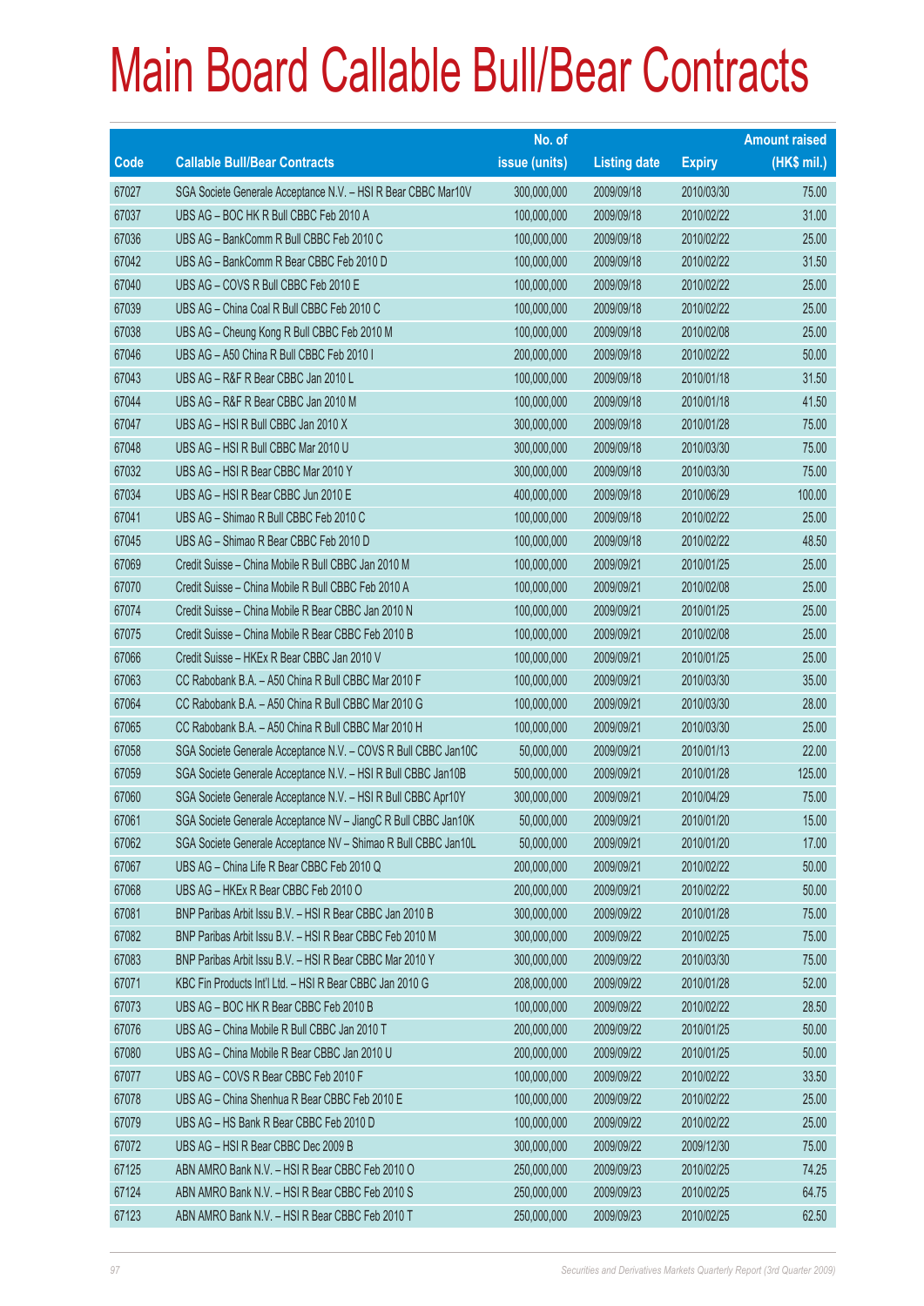# Main Board Callable Bull/Bear Contracts

| Code | Callable Bull/Bear Contracts | No. of issue (units) | Listing date | Expiry | Amount raised (HK$ mil.) |
|---|---|---|---|---|---|
| 67027 | SGA Societe Generale Acceptance N.V. – HSI R Bear CBBC Mar10V | 300,000,000 | 2009/09/18 | 2010/03/30 | 75.00 |
| 67037 | UBS AG – BOC HK R Bull CBBC Feb 2010 A | 100,000,000 | 2009/09/18 | 2010/02/22 | 31.00 |
| 67036 | UBS AG – BankComm R Bull CBBC Feb 2010 C | 100,000,000 | 2009/09/18 | 2010/02/22 | 25.00 |
| 67042 | UBS AG – BankComm R Bear CBBC Feb 2010 D | 100,000,000 | 2009/09/18 | 2010/02/22 | 31.50 |
| 67040 | UBS AG – COVS R Bull CBBC Feb 2010 E | 100,000,000 | 2009/09/18 | 2010/02/22 | 25.00 |
| 67039 | UBS AG – China Coal R Bull CBBC Feb 2010 C | 100,000,000 | 2009/09/18 | 2010/02/22 | 25.00 |
| 67038 | UBS AG – Cheung Kong R Bull CBBC Feb 2010 M | 100,000,000 | 2009/09/18 | 2010/02/08 | 25.00 |
| 67046 | UBS AG – A50 China R Bull CBBC Feb 2010 I | 200,000,000 | 2009/09/18 | 2010/02/22 | 50.00 |
| 67043 | UBS AG – R&F R Bear CBBC Jan 2010 L | 100,000,000 | 2009/09/18 | 2010/01/18 | 31.50 |
| 67044 | UBS AG – R&F R Bear CBBC Jan 2010 M | 100,000,000 | 2009/09/18 | 2010/01/18 | 41.50 |
| 67047 | UBS AG – HSI R Bull CBBC Jan 2010 X | 300,000,000 | 2009/09/18 | 2010/01/28 | 75.00 |
| 67048 | UBS AG – HSI R Bull CBBC Mar 2010 U | 300,000,000 | 2009/09/18 | 2010/03/30 | 75.00 |
| 67032 | UBS AG – HSI R Bear CBBC Mar 2010 Y | 300,000,000 | 2009/09/18 | 2010/03/30 | 75.00 |
| 67034 | UBS AG – HSI R Bear CBBC Jun 2010 E | 400,000,000 | 2009/09/18 | 2010/06/29 | 100.00 |
| 67041 | UBS AG – Shimao R Bull CBBC Feb 2010 C | 100,000,000 | 2009/09/18 | 2010/02/22 | 25.00 |
| 67045 | UBS AG – Shimao R Bear CBBC Feb 2010 D | 100,000,000 | 2009/09/18 | 2010/02/22 | 48.50 |
| 67069 | Credit Suisse – China Mobile R Bull CBBC Jan 2010 M | 100,000,000 | 2009/09/21 | 2010/01/25 | 25.00 |
| 67070 | Credit Suisse – China Mobile R Bull CBBC Feb 2010 A | 100,000,000 | 2009/09/21 | 2010/02/08 | 25.00 |
| 67074 | Credit Suisse – China Mobile R Bear CBBC Jan 2010 N | 100,000,000 | 2009/09/21 | 2010/01/25 | 25.00 |
| 67075 | Credit Suisse – China Mobile R Bear CBBC Feb 2010 B | 100,000,000 | 2009/09/21 | 2010/02/08 | 25.00 |
| 67066 | Credit Suisse – HKEx R Bear CBBC Jan 2010 V | 100,000,000 | 2009/09/21 | 2010/01/25 | 25.00 |
| 67063 | CC Rabobank B.A. – A50 China R Bull CBBC Mar 2010 F | 100,000,000 | 2009/09/21 | 2010/03/30 | 35.00 |
| 67064 | CC Rabobank B.A. – A50 China R Bull CBBC Mar 2010 G | 100,000,000 | 2009/09/21 | 2010/03/30 | 28.00 |
| 67065 | CC Rabobank B.A. – A50 China R Bull CBBC Mar 2010 H | 100,000,000 | 2009/09/21 | 2010/03/30 | 25.00 |
| 67058 | SGA Societe Generale Acceptance N.V. – COVS R Bull CBBC Jan10C | 50,000,000 | 2009/09/21 | 2010/01/13 | 22.00 |
| 67059 | SGA Societe Generale Acceptance N.V. – HSI R Bull CBBC Jan10B | 500,000,000 | 2009/09/21 | 2010/01/28 | 125.00 |
| 67060 | SGA Societe Generale Acceptance N.V. – HSI R Bull CBBC Apr10Y | 300,000,000 | 2009/09/21 | 2010/04/29 | 75.00 |
| 67061 | SGA Societe Generale Acceptance NV – JiangC R Bull CBBC Jan10K | 50,000,000 | 2009/09/21 | 2010/01/20 | 15.00 |
| 67062 | SGA Societe Generale Acceptance NV – Shimao R Bull CBBC Jan10L | 50,000,000 | 2009/09/21 | 2010/01/20 | 17.00 |
| 67067 | UBS AG – China Life R Bear CBBC Feb 2010 Q | 200,000,000 | 2009/09/21 | 2010/02/22 | 50.00 |
| 67068 | UBS AG – HKEx R Bear CBBC Feb 2010 O | 200,000,000 | 2009/09/21 | 2010/02/22 | 50.00 |
| 67081 | BNP Paribas Arbit Issu B.V. – HSI R Bear CBBC Jan 2010 B | 300,000,000 | 2009/09/22 | 2010/01/28 | 75.00 |
| 67082 | BNP Paribas Arbit Issu B.V. – HSI R Bear CBBC Feb 2010 M | 300,000,000 | 2009/09/22 | 2010/02/25 | 75.00 |
| 67083 | BNP Paribas Arbit Issu B.V. – HSI R Bear CBBC Mar 2010 Y | 300,000,000 | 2009/09/22 | 2010/03/30 | 75.00 |
| 67071 | KBC Fin Products Int'l Ltd. – HSI R Bear CBBC Jan 2010 G | 208,000,000 | 2009/09/22 | 2010/01/28 | 52.00 |
| 67073 | UBS AG – BOC HK R Bear CBBC Feb 2010 B | 100,000,000 | 2009/09/22 | 2010/02/22 | 28.50 |
| 67076 | UBS AG – China Mobile R Bull CBBC Jan 2010 T | 200,000,000 | 2009/09/22 | 2010/01/25 | 50.00 |
| 67080 | UBS AG – China Mobile R Bear CBBC Jan 2010 U | 200,000,000 | 2009/09/22 | 2010/01/25 | 50.00 |
| 67077 | UBS AG – COVS R Bear CBBC Feb 2010 F | 100,000,000 | 2009/09/22 | 2010/02/22 | 33.50 |
| 67078 | UBS AG – China Shenhua R Bear CBBC Feb 2010 E | 100,000,000 | 2009/09/22 | 2010/02/22 | 25.00 |
| 67079 | UBS AG – HS Bank R Bear CBBC Feb 2010 D | 100,000,000 | 2009/09/22 | 2010/02/22 | 25.00 |
| 67072 | UBS AG – HSI R Bear CBBC Dec 2009 B | 300,000,000 | 2009/09/22 | 2009/12/30 | 75.00 |
| 67125 | ABN AMRO Bank N.V. – HSI R Bear CBBC Feb 2010 O | 250,000,000 | 2009/09/23 | 2010/02/25 | 74.25 |
| 67124 | ABN AMRO Bank N.V. – HSI R Bear CBBC Feb 2010 S | 250,000,000 | 2009/09/23 | 2010/02/25 | 64.75 |
| 67123 | ABN AMRO Bank N.V. – HSI R Bear CBBC Feb 2010 T | 250,000,000 | 2009/09/23 | 2010/02/25 | 62.50 |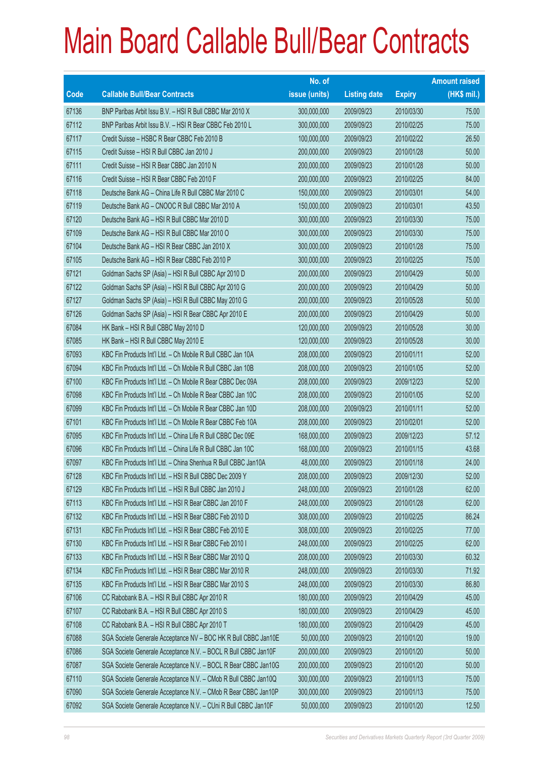# Main Board Callable Bull/Bear Contracts

| Code | Callable Bull/Bear Contracts | No. of issue (units) | Listing date | Expiry | Amount raised (HK$ mil.) |
|---|---|---|---|---|---|
| 67136 | BNP Paribas Arbit Issu B.V. – HSI R Bull CBBC Mar 2010 X | 300,000,000 | 2009/09/23 | 2010/03/30 | 75.00 |
| 67112 | BNP Paribas Arbit Issu B.V. – HSI R Bear CBBC Feb 2010 L | 300,000,000 | 2009/09/23 | 2010/02/25 | 75.00 |
| 67117 | Credit Suisse – HSBC R Bear CBBC Feb 2010 B | 100,000,000 | 2009/09/23 | 2010/02/22 | 26.50 |
| 67115 | Credit Suisse – HSI R Bull CBBC Jan 2010 J | 200,000,000 | 2009/09/23 | 2010/01/28 | 50.00 |
| 67111 | Credit Suisse – HSI R Bear CBBC Jan 2010 N | 200,000,000 | 2009/09/23 | 2010/01/28 | 50.00 |
| 67116 | Credit Suisse – HSI R Bear CBBC Feb 2010 F | 200,000,000 | 2009/09/23 | 2010/02/25 | 84.00 |
| 67118 | Deutsche Bank AG – China Life R Bull CBBC Mar 2010 C | 150,000,000 | 2009/09/23 | 2010/03/01 | 54.00 |
| 67119 | Deutsche Bank AG – CNOOC R Bull CBBC Mar 2010 A | 150,000,000 | 2009/09/23 | 2010/03/01 | 43.50 |
| 67120 | Deutsche Bank AG – HSI R Bull CBBC Mar 2010 D | 300,000,000 | 2009/09/23 | 2010/03/30 | 75.00 |
| 67109 | Deutsche Bank AG – HSI R Bull CBBC Mar 2010 O | 300,000,000 | 2009/09/23 | 2010/03/30 | 75.00 |
| 67104 | Deutsche Bank AG – HSI R Bear CBBC Jan 2010 X | 300,000,000 | 2009/09/23 | 2010/01/28 | 75.00 |
| 67105 | Deutsche Bank AG – HSI R Bear CBBC Feb 2010 P | 300,000,000 | 2009/09/23 | 2010/02/25 | 75.00 |
| 67121 | Goldman Sachs SP (Asia) – HSI R Bull CBBC Apr 2010 D | 200,000,000 | 2009/09/23 | 2010/04/29 | 50.00 |
| 67122 | Goldman Sachs SP (Asia) – HSI R Bull CBBC Apr 2010 G | 200,000,000 | 2009/09/23 | 2010/04/29 | 50.00 |
| 67127 | Goldman Sachs SP (Asia) – HSI R Bull CBBC May 2010 G | 200,000,000 | 2009/09/23 | 2010/05/28 | 50.00 |
| 67126 | Goldman Sachs SP (Asia) – HSI R Bear CBBC Apr 2010 E | 200,000,000 | 2009/09/23 | 2010/04/29 | 50.00 |
| 67084 | HK Bank – HSI R Bull CBBC May 2010 D | 120,000,000 | 2009/09/23 | 2010/05/28 | 30.00 |
| 67085 | HK Bank – HSI R Bull CBBC May 2010 E | 120,000,000 | 2009/09/23 | 2010/05/28 | 30.00 |
| 67093 | KBC Fin Products Int'l Ltd. – Ch Mobile R Bull CBBC Jan 10A | 208,000,000 | 2009/09/23 | 2010/01/11 | 52.00 |
| 67094 | KBC Fin Products Int'l Ltd. – Ch Mobile R Bull CBBC Jan 10B | 208,000,000 | 2009/09/23 | 2010/01/05 | 52.00 |
| 67100 | KBC Fin Products Int'l Ltd. – Ch Mobile R Bear CBBC Dec 09A | 208,000,000 | 2009/09/23 | 2009/12/23 | 52.00 |
| 67098 | KBC Fin Products Int'l Ltd. – Ch Mobile R Bear CBBC Jan 10C | 208,000,000 | 2009/09/23 | 2010/01/05 | 52.00 |
| 67099 | KBC Fin Products Int'l Ltd. – Ch Mobile R Bear CBBC Jan 10D | 208,000,000 | 2009/09/23 | 2010/01/11 | 52.00 |
| 67101 | KBC Fin Products Int'l Ltd. – Ch Mobile R Bear CBBC Feb 10A | 208,000,000 | 2009/09/23 | 2010/02/01 | 52.00 |
| 67095 | KBC Fin Products Int'l Ltd. – China Life R Bull CBBC Dec 09E | 168,000,000 | 2009/09/23 | 2009/12/23 | 57.12 |
| 67096 | KBC Fin Products Int'l Ltd. – China Life R Bull CBBC Jan 10C | 168,000,000 | 2009/09/23 | 2010/01/15 | 43.68 |
| 67097 | KBC Fin Products Int'l Ltd. – China Shenhua R Bull CBBC Jan10A | 48,000,000 | 2009/09/23 | 2010/01/18 | 24.00 |
| 67128 | KBC Fin Products Int'l Ltd. – HSI R Bull CBBC Dec 2009 Y | 208,000,000 | 2009/09/23 | 2009/12/30 | 52.00 |
| 67129 | KBC Fin Products Int'l Ltd. – HSI R Bull CBBC Jan 2010 J | 248,000,000 | 2009/09/23 | 2010/01/28 | 62.00 |
| 67113 | KBC Fin Products Int'l Ltd. – HSI R Bear CBBC Jan 2010 F | 248,000,000 | 2009/09/23 | 2010/01/28 | 62.00 |
| 67132 | KBC Fin Products Int'l Ltd. – HSI R Bear CBBC Feb 2010 D | 308,000,000 | 2009/09/23 | 2010/02/25 | 86.24 |
| 67131 | KBC Fin Products Int'l Ltd. – HSI R Bear CBBC Feb 2010 E | 308,000,000 | 2009/09/23 | 2010/02/25 | 77.00 |
| 67130 | KBC Fin Products Int'l Ltd. – HSI R Bear CBBC Feb 2010 I | 248,000,000 | 2009/09/23 | 2010/02/25 | 62.00 |
| 67133 | KBC Fin Products Int'l Ltd. – HSI R Bear CBBC Mar 2010 Q | 208,000,000 | 2009/09/23 | 2010/03/30 | 60.32 |
| 67134 | KBC Fin Products Int'l Ltd. – HSI R Bear CBBC Mar 2010 R | 248,000,000 | 2009/09/23 | 2010/03/30 | 71.92 |
| 67135 | KBC Fin Products Int'l Ltd. – HSI R Bear CBBC Mar 2010 S | 248,000,000 | 2009/09/23 | 2010/03/30 | 86.80 |
| 67106 | CC Rabobank B.A. – HSI R Bull CBBC Apr 2010 R | 180,000,000 | 2009/09/23 | 2010/04/29 | 45.00 |
| 67107 | CC Rabobank B.A. – HSI R Bull CBBC Apr 2010 S | 180,000,000 | 2009/09/23 | 2010/04/29 | 45.00 |
| 67108 | CC Rabobank B.A. – HSI R Bull CBBC Apr 2010 T | 180,000,000 | 2009/09/23 | 2010/04/29 | 45.00 |
| 67088 | SGA Societe Generale Acceptance NV – BOC HK R Bull CBBC Jan10E | 50,000,000 | 2009/09/23 | 2010/01/20 | 19.00 |
| 67086 | SGA Societe Generale Acceptance N.V. – BOCL R Bull CBBC Jan10F | 200,000,000 | 2009/09/23 | 2010/01/20 | 50.00 |
| 67087 | SGA Societe Generale Acceptance N.V. – BOCL R Bear CBBC Jan10G | 200,000,000 | 2009/09/23 | 2010/01/20 | 50.00 |
| 67110 | SGA Societe Generale Acceptance N.V. – CMob R Bull CBBC Jan10Q | 300,000,000 | 2009/09/23 | 2010/01/13 | 75.00 |
| 67090 | SGA Societe Generale Acceptance N.V. – CMob R Bear CBBC Jan10P | 300,000,000 | 2009/09/23 | 2010/01/13 | 75.00 |
| 67092 | SGA Societe Generale Acceptance N.V. – CUni R Bull CBBC Jan10F | 50,000,000 | 2009/09/23 | 2010/01/20 | 12.50 |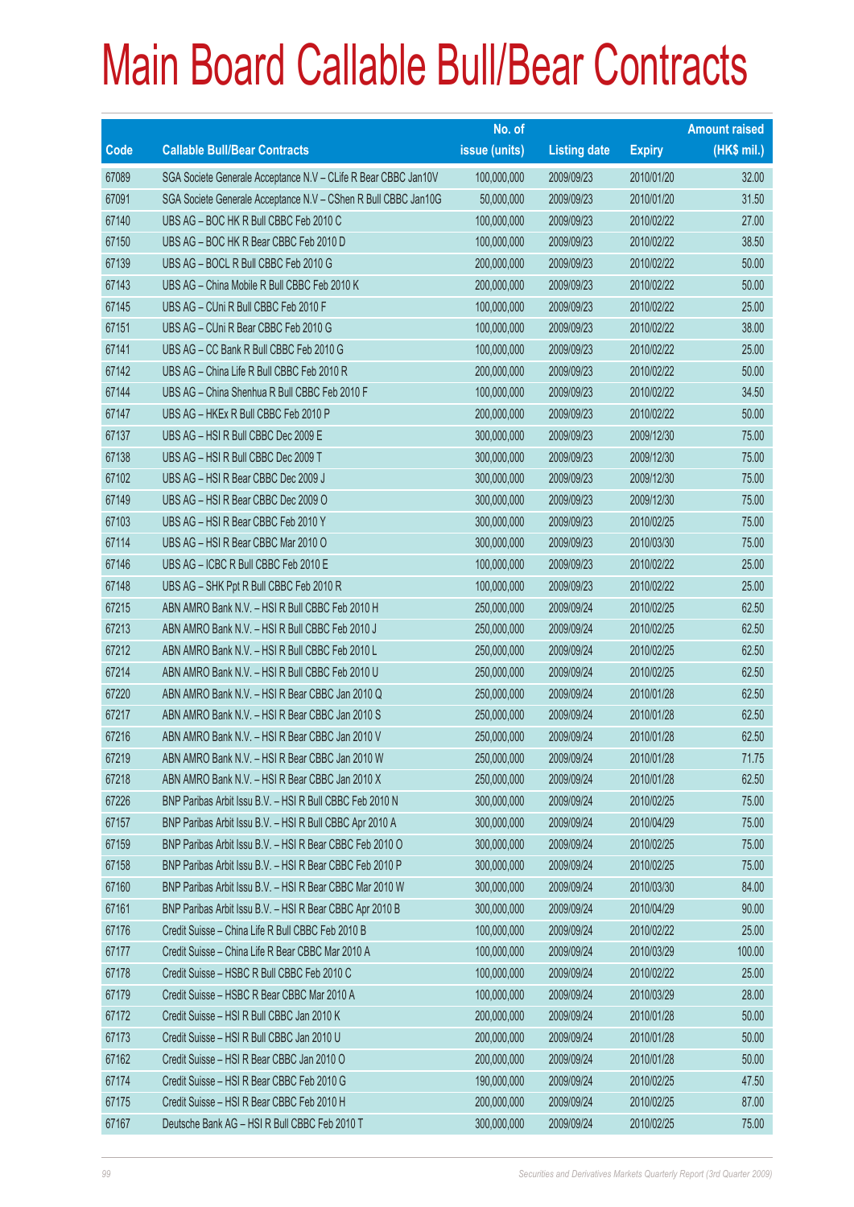# Main Board Callable Bull/Bear Contracts

| Code | Callable Bull/Bear Contracts | No. of issue (units) | Listing date | Expiry | Amount raised (HK$ mil.) |
|---|---|---|---|---|---|
| 67089 | SGA Societe Generale Acceptance N.V – CLife R Bear CBBC Jan10V | 100,000,000 | 2009/09/23 | 2010/01/20 | 32.00 |
| 67091 | SGA Societe Generale Acceptance N.V – CShen R Bull CBBC Jan10G | 50,000,000 | 2009/09/23 | 2010/01/20 | 31.50 |
| 67140 | UBS AG – BOC HK R Bull CBBC Feb 2010 C | 100,000,000 | 2009/09/23 | 2010/02/22 | 27.00 |
| 67150 | UBS AG – BOC HK R Bear CBBC Feb 2010 D | 100,000,000 | 2009/09/23 | 2010/02/22 | 38.50 |
| 67139 | UBS AG – BOCL R Bull CBBC Feb 2010 G | 200,000,000 | 2009/09/23 | 2010/02/22 | 50.00 |
| 67143 | UBS AG – China Mobile R Bull CBBC Feb 2010 K | 200,000,000 | 2009/09/23 | 2010/02/22 | 50.00 |
| 67145 | UBS AG – CUni R Bull CBBC Feb 2010 F | 100,000,000 | 2009/09/23 | 2010/02/22 | 25.00 |
| 67151 | UBS AG – CUni R Bear CBBC Feb 2010 G | 100,000,000 | 2009/09/23 | 2010/02/22 | 38.00 |
| 67141 | UBS AG – CC Bank R Bull CBBC Feb 2010 G | 100,000,000 | 2009/09/23 | 2010/02/22 | 25.00 |
| 67142 | UBS AG – China Life R Bull CBBC Feb 2010 R | 200,000,000 | 2009/09/23 | 2010/02/22 | 50.00 |
| 67144 | UBS AG – China Shenhua R Bull CBBC Feb 2010 F | 100,000,000 | 2009/09/23 | 2010/02/22 | 34.50 |
| 67147 | UBS AG – HKEx R Bull CBBC Feb 2010 P | 200,000,000 | 2009/09/23 | 2010/02/22 | 50.00 |
| 67137 | UBS AG – HSI R Bull CBBC Dec 2009 E | 300,000,000 | 2009/09/23 | 2009/12/30 | 75.00 |
| 67138 | UBS AG – HSI R Bull CBBC Dec 2009 T | 300,000,000 | 2009/09/23 | 2009/12/30 | 75.00 |
| 67102 | UBS AG – HSI R Bear CBBC Dec 2009 J | 300,000,000 | 2009/09/23 | 2009/12/30 | 75.00 |
| 67149 | UBS AG – HSI R Bear CBBC Dec 2009 O | 300,000,000 | 2009/09/23 | 2009/12/30 | 75.00 |
| 67103 | UBS AG – HSI R Bear CBBC Feb 2010 Y | 300,000,000 | 2009/09/23 | 2010/02/25 | 75.00 |
| 67114 | UBS AG – HSI R Bear CBBC Mar 2010 O | 300,000,000 | 2009/09/23 | 2010/03/30 | 75.00 |
| 67146 | UBS AG – ICBC R Bull CBBC Feb 2010 E | 100,000,000 | 2009/09/23 | 2010/02/22 | 25.00 |
| 67148 | UBS AG – SHK Ppt R Bull CBBC Feb 2010 R | 100,000,000 | 2009/09/23 | 2010/02/22 | 25.00 |
| 67215 | ABN AMRO Bank N.V. – HSI R Bull CBBC Feb 2010 H | 250,000,000 | 2009/09/24 | 2010/02/25 | 62.50 |
| 67213 | ABN AMRO Bank N.V. – HSI R Bull CBBC Feb 2010 J | 250,000,000 | 2009/09/24 | 2010/02/25 | 62.50 |
| 67212 | ABN AMRO Bank N.V. – HSI R Bull CBBC Feb 2010 L | 250,000,000 | 2009/09/24 | 2010/02/25 | 62.50 |
| 67214 | ABN AMRO Bank N.V. – HSI R Bull CBBC Feb 2010 U | 250,000,000 | 2009/09/24 | 2010/02/25 | 62.50 |
| 67220 | ABN AMRO Bank N.V. – HSI R Bear CBBC Jan 2010 Q | 250,000,000 | 2009/09/24 | 2010/01/28 | 62.50 |
| 67217 | ABN AMRO Bank N.V. – HSI R Bear CBBC Jan 2010 S | 250,000,000 | 2009/09/24 | 2010/01/28 | 62.50 |
| 67216 | ABN AMRO Bank N.V. – HSI R Bear CBBC Jan 2010 V | 250,000,000 | 2009/09/24 | 2010/01/28 | 62.50 |
| 67219 | ABN AMRO Bank N.V. – HSI R Bear CBBC Jan 2010 W | 250,000,000 | 2009/09/24 | 2010/01/28 | 71.75 |
| 67218 | ABN AMRO Bank N.V. – HSI R Bear CBBC Jan 2010 X | 250,000,000 | 2009/09/24 | 2010/01/28 | 62.50 |
| 67226 | BNP Paribas Arbit Issu B.V. – HSI R Bull CBBC Feb 2010 N | 300,000,000 | 2009/09/24 | 2010/02/25 | 75.00 |
| 67157 | BNP Paribas Arbit Issu B.V. – HSI R Bull CBBC Apr 2010 A | 300,000,000 | 2009/09/24 | 2010/04/29 | 75.00 |
| 67159 | BNP Paribas Arbit Issu B.V. – HSI R Bear CBBC Feb 2010 O | 300,000,000 | 2009/09/24 | 2010/02/25 | 75.00 |
| 67158 | BNP Paribas Arbit Issu B.V. – HSI R Bear CBBC Feb 2010 P | 300,000,000 | 2009/09/24 | 2010/02/25 | 75.00 |
| 67160 | BNP Paribas Arbit Issu B.V. – HSI R Bear CBBC Mar 2010 W | 300,000,000 | 2009/09/24 | 2010/03/30 | 84.00 |
| 67161 | BNP Paribas Arbit Issu B.V. – HSI R Bear CBBC Apr 2010 B | 300,000,000 | 2009/09/24 | 2010/04/29 | 90.00 |
| 67176 | Credit Suisse – China Life R Bull CBBC Feb 2010 B | 100,000,000 | 2009/09/24 | 2010/02/22 | 25.00 |
| 67177 | Credit Suisse – China Life R Bear CBBC Mar 2010 A | 100,000,000 | 2009/09/24 | 2010/03/29 | 100.00 |
| 67178 | Credit Suisse – HSBC R Bull CBBC Feb 2010 C | 100,000,000 | 2009/09/24 | 2010/02/22 | 25.00 |
| 67179 | Credit Suisse – HSBC R Bear CBBC Mar 2010 A | 100,000,000 | 2009/09/24 | 2010/03/29 | 28.00 |
| 67172 | Credit Suisse – HSI R Bull CBBC Jan 2010 K | 200,000,000 | 2009/09/24 | 2010/01/28 | 50.00 |
| 67173 | Credit Suisse – HSI R Bull CBBC Jan 2010 U | 200,000,000 | 2009/09/24 | 2010/01/28 | 50.00 |
| 67162 | Credit Suisse – HSI R Bear CBBC Jan 2010 O | 200,000,000 | 2009/09/24 | 2010/01/28 | 50.00 |
| 67174 | Credit Suisse – HSI R Bear CBBC Feb 2010 G | 190,000,000 | 2009/09/24 | 2010/02/25 | 47.50 |
| 67175 | Credit Suisse – HSI R Bear CBBC Feb 2010 H | 200,000,000 | 2009/09/24 | 2010/02/25 | 87.00 |
| 67167 | Deutsche Bank AG – HSI R Bull CBBC Feb 2010 T | 300,000,000 | 2009/09/24 | 2010/02/25 | 75.00 |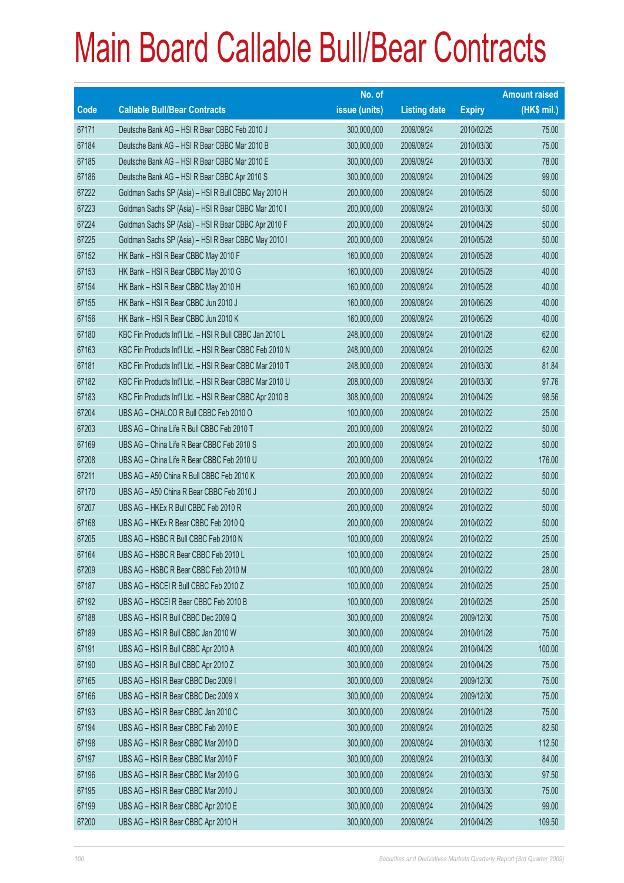# Main Board Callable Bull/Bear Contracts

| Code | Callable Bull/Bear Contracts | No. of issue (units) | Listing date | Expiry | Amount raised (HK$ mil.) |
|---|---|---|---|---|---|
| 67171 | Deutsche Bank AG – HSI R Bear CBBC Feb 2010 J | 300,000,000 | 2009/09/24 | 2010/02/25 | 75.00 |
| 67184 | Deutsche Bank AG – HSI R Bear CBBC Mar 2010 B | 300,000,000 | 2009/09/24 | 2010/03/30 | 75.00 |
| 67185 | Deutsche Bank AG – HSI R Bear CBBC Mar 2010 E | 300,000,000 | 2009/09/24 | 2010/03/30 | 78.00 |
| 67186 | Deutsche Bank AG – HSI R Bear CBBC Apr 2010 S | 300,000,000 | 2009/09/24 | 2010/04/29 | 99.00 |
| 67222 | Goldman Sachs SP (Asia) – HSI R Bull CBBC May 2010 H | 200,000,000 | 2009/09/24 | 2010/05/28 | 50.00 |
| 67223 | Goldman Sachs SP (Asia) – HSI R Bear CBBC Mar 2010 I | 200,000,000 | 2009/09/24 | 2010/03/30 | 50.00 |
| 67224 | Goldman Sachs SP (Asia) – HSI R Bear CBBC Apr 2010 F | 200,000,000 | 2009/09/24 | 2010/04/29 | 50.00 |
| 67225 | Goldman Sachs SP (Asia) – HSI R Bear CBBC May 2010 I | 200,000,000 | 2009/09/24 | 2010/05/28 | 50.00 |
| 67152 | HK Bank – HSI R Bear CBBC May 2010 F | 160,000,000 | 2009/09/24 | 2010/05/28 | 40.00 |
| 67153 | HK Bank – HSI R Bear CBBC May 2010 G | 160,000,000 | 2009/09/24 | 2010/05/28 | 40.00 |
| 67154 | HK Bank – HSI R Bear CBBC May 2010 H | 160,000,000 | 2009/09/24 | 2010/05/28 | 40.00 |
| 67155 | HK Bank – HSI R Bear CBBC Jun 2010 J | 160,000,000 | 2009/09/24 | 2010/06/29 | 40.00 |
| 67156 | HK Bank – HSI R Bear CBBC Jun 2010 K | 160,000,000 | 2009/09/24 | 2010/06/29 | 40.00 |
| 67180 | KBC Fin Products Int'l Ltd. – HSI R Bull CBBC Jan 2010 L | 248,000,000 | 2009/09/24 | 2010/01/28 | 62.00 |
| 67163 | KBC Fin Products Int'l Ltd. – HSI R Bear CBBC Feb 2010 N | 248,000,000 | 2009/09/24 | 2010/02/25 | 62.00 |
| 67181 | KBC Fin Products Int'l Ltd. – HSI R Bear CBBC Mar 2010 T | 248,000,000 | 2009/09/24 | 2010/03/30 | 81.84 |
| 67182 | KBC Fin Products Int'l Ltd. – HSI R Bear CBBC Mar 2010 U | 208,000,000 | 2009/09/24 | 2010/03/30 | 97.76 |
| 67183 | KBC Fin Products Int'l Ltd. – HSI R Bear CBBC Apr 2010 B | 308,000,000 | 2009/09/24 | 2010/04/29 | 98.56 |
| 67204 | UBS AG – CHALCO R Bull CBBC Feb 2010 O | 100,000,000 | 2009/09/24 | 2010/02/22 | 25.00 |
| 67203 | UBS AG – China Life R Bull CBBC Feb 2010 T | 200,000,000 | 2009/09/24 | 2010/02/22 | 50.00 |
| 67169 | UBS AG – China Life R Bear CBBC Feb 2010 S | 200,000,000 | 2009/09/24 | 2010/02/22 | 50.00 |
| 67208 | UBS AG – China Life R Bear CBBC Feb 2010 U | 200,000,000 | 2009/09/24 | 2010/02/22 | 176.00 |
| 67211 | UBS AG – A50 China R Bull CBBC Feb 2010 K | 200,000,000 | 2009/09/24 | 2010/02/22 | 50.00 |
| 67170 | UBS AG – A50 China R Bear CBBC Feb 2010 J | 200,000,000 | 2009/09/24 | 2010/02/22 | 50.00 |
| 67207 | UBS AG – HKEx R Bull CBBC Feb 2010 R | 200,000,000 | 2009/09/24 | 2010/02/22 | 50.00 |
| 67168 | UBS AG – HKEx R Bear CBBC Feb 2010 Q | 200,000,000 | 2009/09/24 | 2010/02/22 | 50.00 |
| 67205 | UBS AG – HSBC R Bull CBBC Feb 2010 N | 100,000,000 | 2009/09/24 | 2010/02/22 | 25.00 |
| 67164 | UBS AG – HSBC R Bear CBBC Feb 2010 L | 100,000,000 | 2009/09/24 | 2010/02/22 | 25.00 |
| 67209 | UBS AG – HSBC R Bear CBBC Feb 2010 M | 100,000,000 | 2009/09/24 | 2010/02/22 | 28.00 |
| 67187 | UBS AG – HSCEI R Bull CBBC Feb 2010 Z | 100,000,000 | 2009/09/24 | 2010/02/25 | 25.00 |
| 67192 | UBS AG – HSCEI R Bear CBBC Feb 2010 B | 100,000,000 | 2009/09/24 | 2010/02/25 | 25.00 |
| 67188 | UBS AG – HSI R Bull CBBC Dec 2009 Q | 300,000,000 | 2009/09/24 | 2009/12/30 | 75.00 |
| 67189 | UBS AG – HSI R Bull CBBC Jan 2010 W | 300,000,000 | 2009/09/24 | 2010/01/28 | 75.00 |
| 67191 | UBS AG – HSI R Bull CBBC Apr 2010 A | 400,000,000 | 2009/09/24 | 2010/04/29 | 100.00 |
| 67190 | UBS AG – HSI R Bull CBBC Apr 2010 Z | 300,000,000 | 2009/09/24 | 2010/04/29 | 75.00 |
| 67165 | UBS AG – HSI R Bear CBBC Dec 2009 I | 300,000,000 | 2009/09/24 | 2009/12/30 | 75.00 |
| 67166 | UBS AG – HSI R Bear CBBC Dec 2009 X | 300,000,000 | 2009/09/24 | 2009/12/30 | 75.00 |
| 67193 | UBS AG – HSI R Bear CBBC Jan 2010 C | 300,000,000 | 2009/09/24 | 2010/01/28 | 75.00 |
| 67194 | UBS AG – HSI R Bear CBBC Feb 2010 E | 300,000,000 | 2009/09/24 | 2010/02/25 | 82.50 |
| 67198 | UBS AG – HSI R Bear CBBC Mar 2010 D | 300,000,000 | 2009/09/24 | 2010/03/30 | 112.50 |
| 67197 | UBS AG – HSI R Bear CBBC Mar 2010 F | 300,000,000 | 2009/09/24 | 2010/03/30 | 84.00 |
| 67196 | UBS AG – HSI R Bear CBBC Mar 2010 G | 300,000,000 | 2009/09/24 | 2010/03/30 | 97.50 |
| 67195 | UBS AG – HSI R Bear CBBC Mar 2010 J | 300,000,000 | 2009/09/24 | 2010/03/30 | 75.00 |
| 67199 | UBS AG – HSI R Bear CBBC Apr 2010 E | 300,000,000 | 2009/09/24 | 2010/04/29 | 99.00 |
| 67200 | UBS AG – HSI R Bear CBBC Apr 2010 H | 300,000,000 | 2009/09/24 | 2010/04/29 | 109.50 |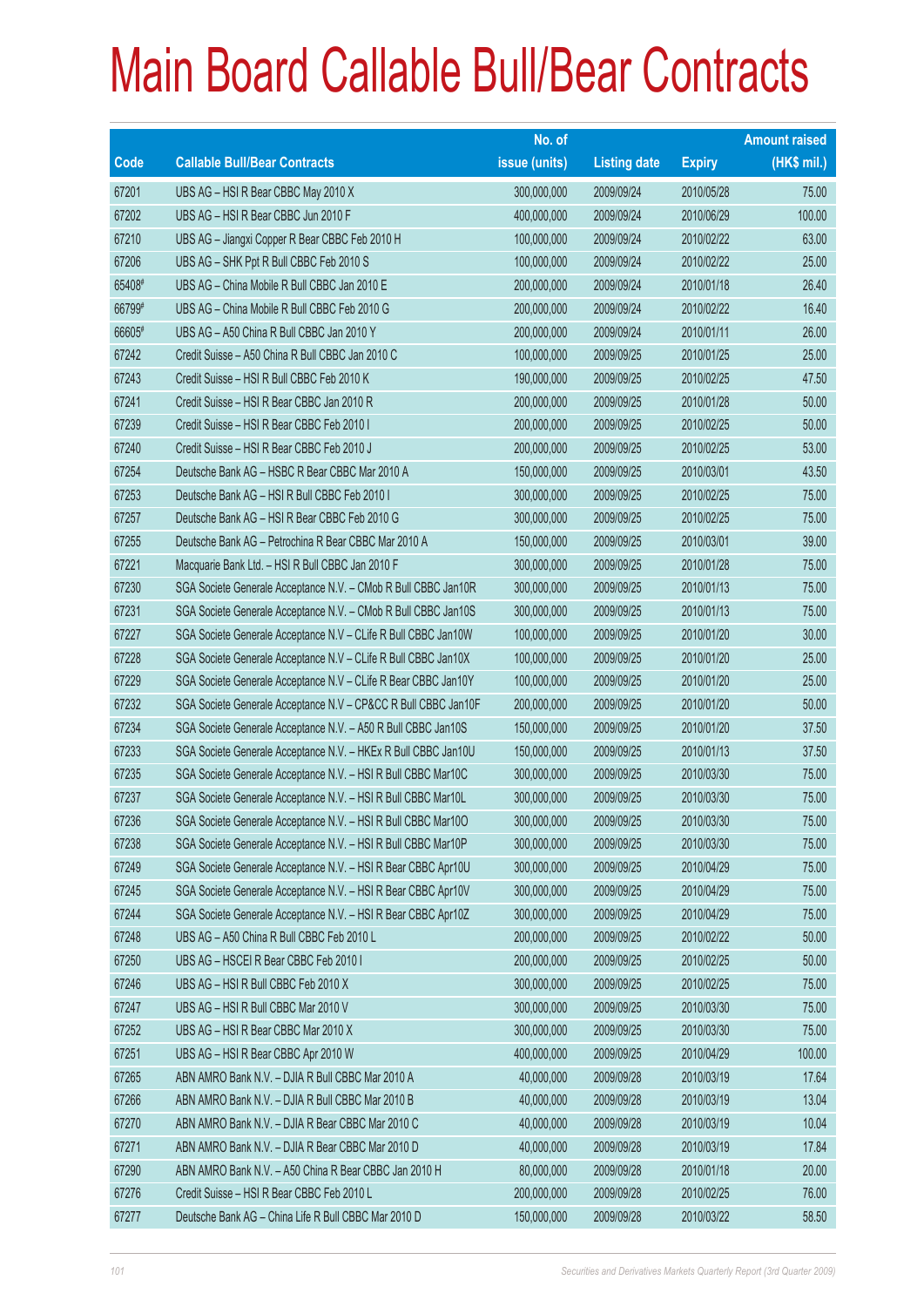# Main Board Callable Bull/Bear Contracts

| Code | Callable Bull/Bear Contracts | No. of issue (units) | Listing date | Expiry | Amount raised (HK$ mil.) |
|---|---|---|---|---|---|
| 67201 | UBS AG – HSI R Bear CBBC May 2010 X | 300,000,000 | 2009/09/24 | 2010/05/28 | 75.00 |
| 67202 | UBS AG – HSI R Bear CBBC Jun 2010 F | 400,000,000 | 2009/09/24 | 2010/06/29 | 100.00 |
| 67210 | UBS AG – Jiangxi Copper R Bear CBBC Feb 2010 H | 100,000,000 | 2009/09/24 | 2010/02/22 | 63.00 |
| 67206 | UBS AG – SHK Ppt R Bull CBBC Feb 2010 S | 100,000,000 | 2009/09/24 | 2010/02/22 | 25.00 |
| 65408# | UBS AG – China Mobile R Bull CBBC Jan 2010 E | 200,000,000 | 2009/09/24 | 2010/01/18 | 26.40 |
| 66799# | UBS AG – China Mobile R Bull CBBC Feb 2010 G | 200,000,000 | 2009/09/24 | 2010/02/22 | 16.40 |
| 66605# | UBS AG – A50 China R Bull CBBC Jan 2010 Y | 200,000,000 | 2009/09/24 | 2010/01/11 | 26.00 |
| 67242 | Credit Suisse – A50 China R Bull CBBC Jan 2010 C | 100,000,000 | 2009/09/25 | 2010/01/25 | 25.00 |
| 67243 | Credit Suisse – HSI R Bull CBBC Feb 2010 K | 190,000,000 | 2009/09/25 | 2010/02/25 | 47.50 |
| 67241 | Credit Suisse – HSI R Bear CBBC Jan 2010 R | 200,000,000 | 2009/09/25 | 2010/01/28 | 50.00 |
| 67239 | Credit Suisse – HSI R Bear CBBC Feb 2010 I | 200,000,000 | 2009/09/25 | 2010/02/25 | 50.00 |
| 67240 | Credit Suisse – HSI R Bear CBBC Feb 2010 J | 200,000,000 | 2009/09/25 | 2010/02/25 | 53.00 |
| 67254 | Deutsche Bank AG – HSBC R Bear CBBC Mar 2010 A | 150,000,000 | 2009/09/25 | 2010/03/01 | 43.50 |
| 67253 | Deutsche Bank AG – HSI R Bull CBBC Feb 2010 I | 300,000,000 | 2009/09/25 | 2010/02/25 | 75.00 |
| 67257 | Deutsche Bank AG – HSI R Bear CBBC Feb 2010 G | 300,000,000 | 2009/09/25 | 2010/02/25 | 75.00 |
| 67255 | Deutsche Bank AG – Petrochina R Bear CBBC Mar 2010 A | 150,000,000 | 2009/09/25 | 2010/03/01 | 39.00 |
| 67221 | Macquarie Bank Ltd. – HSI R Bull CBBC Jan 2010 F | 300,000,000 | 2009/09/25 | 2010/01/28 | 75.00 |
| 67230 | SGA Societe Generale Acceptance N.V. – CMob R Bull CBBC Jan10R | 300,000,000 | 2009/09/25 | 2010/01/13 | 75.00 |
| 67231 | SGA Societe Generale Acceptance N.V. – CMob R Bull CBBC Jan10S | 300,000,000 | 2009/09/25 | 2010/01/13 | 75.00 |
| 67227 | SGA Societe Generale Acceptance N.V – CLife R Bull CBBC Jan10W | 100,000,000 | 2009/09/25 | 2010/01/20 | 30.00 |
| 67228 | SGA Societe Generale Acceptance N.V – CLife R Bull CBBC Jan10X | 100,000,000 | 2009/09/25 | 2010/01/20 | 25.00 |
| 67229 | SGA Societe Generale Acceptance N.V – CLife R Bear CBBC Jan10Y | 100,000,000 | 2009/09/25 | 2010/01/20 | 25.00 |
| 67232 | SGA Societe Generale Acceptance N.V – CP&CC R Bull CBBC Jan10F | 200,000,000 | 2009/09/25 | 2010/01/20 | 50.00 |
| 67234 | SGA Societe Generale Acceptance N.V. – A50 R Bull CBBC Jan10S | 150,000,000 | 2009/09/25 | 2010/01/20 | 37.50 |
| 67233 | SGA Societe Generale Acceptance N.V. – HKEx R Bull CBBC Jan10U | 150,000,000 | 2009/09/25 | 2010/01/13 | 37.50 |
| 67235 | SGA Societe Generale Acceptance N.V. – HSI R Bull CBBC Mar10C | 300,000,000 | 2009/09/25 | 2010/03/30 | 75.00 |
| 67237 | SGA Societe Generale Acceptance N.V. – HSI R Bull CBBC Mar10L | 300,000,000 | 2009/09/25 | 2010/03/30 | 75.00 |
| 67236 | SGA Societe Generale Acceptance N.V. – HSI R Bull CBBC Mar10O | 300,000,000 | 2009/09/25 | 2010/03/30 | 75.00 |
| 67238 | SGA Societe Generale Acceptance N.V. – HSI R Bull CBBC Mar10P | 300,000,000 | 2009/09/25 | 2010/03/30 | 75.00 |
| 67249 | SGA Societe Generale Acceptance N.V. – HSI R Bear CBBC Apr10U | 300,000,000 | 2009/09/25 | 2010/04/29 | 75.00 |
| 67245 | SGA Societe Generale Acceptance N.V. – HSI R Bear CBBC Apr10V | 300,000,000 | 2009/09/25 | 2010/04/29 | 75.00 |
| 67244 | SGA Societe Generale Acceptance N.V. – HSI R Bear CBBC Apr10Z | 300,000,000 | 2009/09/25 | 2010/04/29 | 75.00 |
| 67248 | UBS AG – A50 China R Bull CBBC Feb 2010 L | 200,000,000 | 2009/09/25 | 2010/02/22 | 50.00 |
| 67250 | UBS AG – HSCEI R Bear CBBC Feb 2010 I | 200,000,000 | 2009/09/25 | 2010/02/25 | 50.00 |
| 67246 | UBS AG – HSI R Bull CBBC Feb 2010 X | 300,000,000 | 2009/09/25 | 2010/02/25 | 75.00 |
| 67247 | UBS AG – HSI R Bull CBBC Mar 2010 V | 300,000,000 | 2009/09/25 | 2010/03/30 | 75.00 |
| 67252 | UBS AG – HSI R Bear CBBC Mar 2010 X | 300,000,000 | 2009/09/25 | 2010/03/30 | 75.00 |
| 67251 | UBS AG – HSI R Bear CBBC Apr 2010 W | 400,000,000 | 2009/09/25 | 2010/04/29 | 100.00 |
| 67265 | ABN AMRO Bank N.V. – DJIA R Bull CBBC Mar 2010 A | 40,000,000 | 2009/09/28 | 2010/03/19 | 17.64 |
| 67266 | ABN AMRO Bank N.V. – DJIA R Bull CBBC Mar 2010 B | 40,000,000 | 2009/09/28 | 2010/03/19 | 13.04 |
| 67270 | ABN AMRO Bank N.V. – DJIA R Bear CBBC Mar 2010 C | 40,000,000 | 2009/09/28 | 2010/03/19 | 10.04 |
| 67271 | ABN AMRO Bank N.V. – DJIA R Bear CBBC Mar 2010 D | 40,000,000 | 2009/09/28 | 2010/03/19 | 17.84 |
| 67290 | ABN AMRO Bank N.V. – A50 China R Bear CBBC Jan 2010 H | 80,000,000 | 2009/09/28 | 2010/01/18 | 20.00 |
| 67276 | Credit Suisse – HSI R Bear CBBC Feb 2010 L | 200,000,000 | 2009/09/28 | 2010/02/25 | 76.00 |
| 67277 | Deutsche Bank AG – China Life R Bull CBBC Mar 2010 D | 150,000,000 | 2009/09/28 | 2010/03/22 | 58.50 |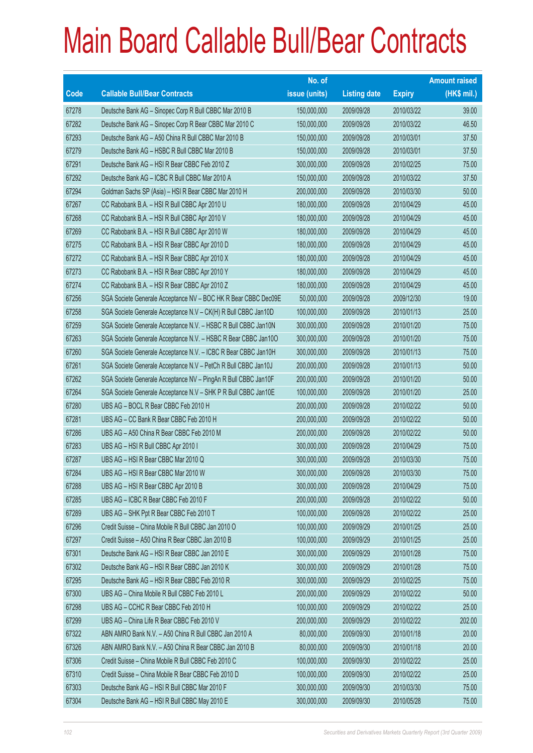# Main Board Callable Bull/Bear Contracts

| Code | Callable Bull/Bear Contracts | No. of issue (units) | Listing date | Expiry | Amount raised (HK$ mil.) |
|---|---|---|---|---|---|
| 67278 | Deutsche Bank AG – Sinopec Corp R Bull CBBC Mar 2010 B | 150,000,000 | 2009/09/28 | 2010/03/22 | 39.00 |
| 67282 | Deutsche Bank AG – Sinopec Corp R Bear CBBC Mar 2010 C | 150,000,000 | 2009/09/28 | 2010/03/22 | 46.50 |
| 67293 | Deutsche Bank AG – A50 China R Bull CBBC Mar 2010 B | 150,000,000 | 2009/09/28 | 2010/03/01 | 37.50 |
| 67279 | Deutsche Bank AG – HSBC R Bull CBBC Mar 2010 B | 150,000,000 | 2009/09/28 | 2010/03/01 | 37.50 |
| 67291 | Deutsche Bank AG – HSI R Bear CBBC Feb 2010 Z | 300,000,000 | 2009/09/28 | 2010/02/25 | 75.00 |
| 67292 | Deutsche Bank AG – ICBC R Bull CBBC Mar 2010 A | 150,000,000 | 2009/09/28 | 2010/03/22 | 37.50 |
| 67294 | Goldman Sachs SP (Asia) – HSI R Bear CBBC Mar 2010 H | 200,000,000 | 2009/09/28 | 2010/03/30 | 50.00 |
| 67267 | CC Rabobank B.A. – HSI R Bull CBBC Apr 2010 U | 180,000,000 | 2009/09/28 | 2010/04/29 | 45.00 |
| 67268 | CC Rabobank B.A. – HSI R Bull CBBC Apr 2010 V | 180,000,000 | 2009/09/28 | 2010/04/29 | 45.00 |
| 67269 | CC Rabobank B.A. – HSI R Bull CBBC Apr 2010 W | 180,000,000 | 2009/09/28 | 2010/04/29 | 45.00 |
| 67275 | CC Rabobank B.A. – HSI R Bear CBBC Apr 2010 D | 180,000,000 | 2009/09/28 | 2010/04/29 | 45.00 |
| 67272 | CC Rabobank B.A. – HSI R Bear CBBC Apr 2010 X | 180,000,000 | 2009/09/28 | 2010/04/29 | 45.00 |
| 67273 | CC Rabobank B.A. – HSI R Bear CBBC Apr 2010 Y | 180,000,000 | 2009/09/28 | 2010/04/29 | 45.00 |
| 67274 | CC Rabobank B.A. – HSI R Bear CBBC Apr 2010 Z | 180,000,000 | 2009/09/28 | 2010/04/29 | 45.00 |
| 67256 | SGA Societe Generale Acceptance NV – BOC HK R Bear CBBC Dec09E | 50,000,000 | 2009/09/28 | 2009/12/30 | 19.00 |
| 67258 | SGA Societe Generale Acceptance N.V – CK(H) R Bull CBBC Jan10D | 100,000,000 | 2009/09/28 | 2010/01/13 | 25.00 |
| 67259 | SGA Societe Generale Acceptance N.V. – HSBC R Bull CBBC Jan10N | 300,000,000 | 2009/09/28 | 2010/01/20 | 75.00 |
| 67263 | SGA Societe Generale Acceptance N.V. – HSBC R Bear CBBC Jan10O | 300,000,000 | 2009/09/28 | 2010/01/20 | 75.00 |
| 67260 | SGA Societe Generale Acceptance N.V. – ICBC R Bear CBBC Jan10H | 300,000,000 | 2009/09/28 | 2010/01/13 | 75.00 |
| 67261 | SGA Societe Generale Acceptance N.V – PetCh R Bull CBBC Jan10J | 200,000,000 | 2009/09/28 | 2010/01/13 | 50.00 |
| 67262 | SGA Societe Generale Acceptance NV – PingAn R Bull CBBC Jan10F | 200,000,000 | 2009/09/28 | 2010/01/20 | 50.00 |
| 67264 | SGA Societe Generale Acceptance N.V – SHK P R Bull CBBC Jan10E | 100,000,000 | 2009/09/28 | 2010/01/20 | 25.00 |
| 67280 | UBS AG – BOCL R Bear CBBC Feb 2010 H | 200,000,000 | 2009/09/28 | 2010/02/22 | 50.00 |
| 67281 | UBS AG – CC Bank R Bear CBBC Feb 2010 H | 200,000,000 | 2009/09/28 | 2010/02/22 | 50.00 |
| 67286 | UBS AG – A50 China R Bear CBBC Feb 2010 M | 200,000,000 | 2009/09/28 | 2010/02/22 | 50.00 |
| 67283 | UBS AG – HSI R Bull CBBC Apr 2010 I | 300,000,000 | 2009/09/28 | 2010/04/29 | 75.00 |
| 67287 | UBS AG – HSI R Bear CBBC Mar 2010 Q | 300,000,000 | 2009/09/28 | 2010/03/30 | 75.00 |
| 67284 | UBS AG – HSI R Bear CBBC Mar 2010 W | 300,000,000 | 2009/09/28 | 2010/03/30 | 75.00 |
| 67288 | UBS AG – HSI R Bear CBBC Apr 2010 B | 300,000,000 | 2009/09/28 | 2010/04/29 | 75.00 |
| 67285 | UBS AG – ICBC R Bear CBBC Feb 2010 F | 200,000,000 | 2009/09/28 | 2010/02/22 | 50.00 |
| 67289 | UBS AG – SHK Ppt R Bear CBBC Feb 2010 T | 100,000,000 | 2009/09/28 | 2010/02/22 | 25.00 |
| 67296 | Credit Suisse – China Mobile R Bull CBBC Jan 2010 O | 100,000,000 | 2009/09/29 | 2010/01/25 | 25.00 |
| 67297 | Credit Suisse – A50 China R Bear CBBC Jan 2010 B | 100,000,000 | 2009/09/29 | 2010/01/25 | 25.00 |
| 67301 | Deutsche Bank AG – HSI R Bear CBBC Jan 2010 E | 300,000,000 | 2009/09/29 | 2010/01/28 | 75.00 |
| 67302 | Deutsche Bank AG – HSI R Bear CBBC Jan 2010 K | 300,000,000 | 2009/09/29 | 2010/01/28 | 75.00 |
| 67295 | Deutsche Bank AG – HSI R Bear CBBC Feb 2010 R | 300,000,000 | 2009/09/29 | 2010/02/25 | 75.00 |
| 67300 | UBS AG – China Mobile R Bull CBBC Feb 2010 L | 200,000,000 | 2009/09/29 | 2010/02/22 | 50.00 |
| 67298 | UBS AG – CCHC R Bear CBBC Feb 2010 H | 100,000,000 | 2009/09/29 | 2010/02/22 | 25.00 |
| 67299 | UBS AG – China Life R Bear CBBC Feb 2010 V | 200,000,000 | 2009/09/29 | 2010/02/22 | 202.00 |
| 67322 | ABN AMRO Bank N.V. – A50 China R Bull CBBC Jan 2010 A | 80,000,000 | 2009/09/30 | 2010/01/18 | 20.00 |
| 67326 | ABN AMRO Bank N.V. – A50 China R Bear CBBC Jan 2010 B | 80,000,000 | 2009/09/30 | 2010/01/18 | 20.00 |
| 67306 | Credit Suisse – China Mobile R Bull CBBC Feb 2010 C | 100,000,000 | 2009/09/30 | 2010/02/22 | 25.00 |
| 67310 | Credit Suisse – China Mobile R Bear CBBC Feb 2010 D | 100,000,000 | 2009/09/30 | 2010/02/22 | 25.00 |
| 67303 | Deutsche Bank AG – HSI R Bull CBBC Mar 2010 F | 300,000,000 | 2009/09/30 | 2010/03/30 | 75.00 |
| 67304 | Deutsche Bank AG – HSI R Bull CBBC May 2010 E | 300,000,000 | 2009/09/30 | 2010/05/28 | 75.00 |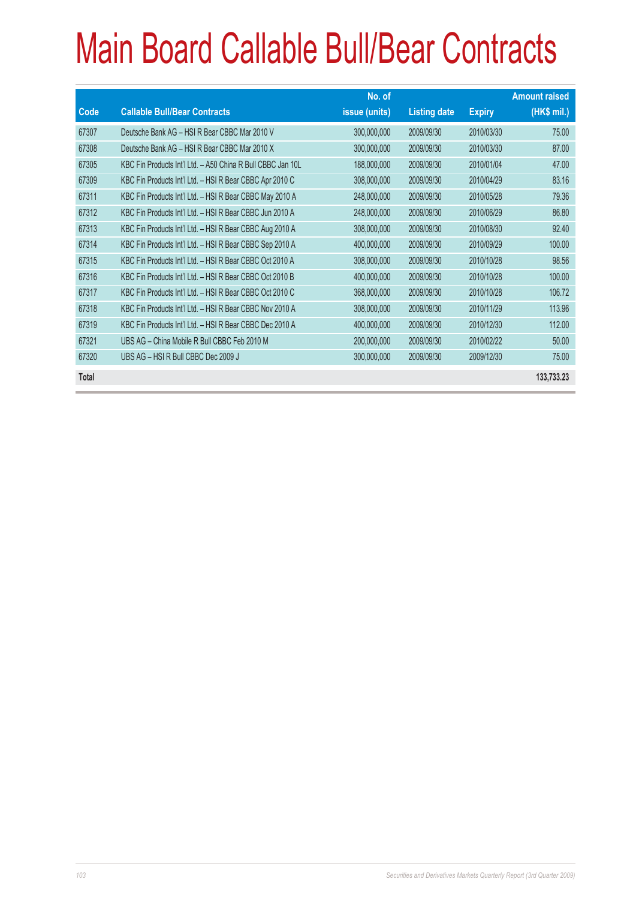# Main Board Callable Bull/Bear Contracts

| Code | Callable Bull/Bear Contracts | No. of issue (units) | Listing date | Expiry | Amount raised (HK$ mil.) |
|---|---|---|---|---|---|
| 67307 | Deutsche Bank AG – HSI R Bear CBBC Mar 2010 V | 300,000,000 | 2009/09/30 | 2010/03/30 | 75.00 |
| 67308 | Deutsche Bank AG – HSI R Bear CBBC Mar 2010 X | 300,000,000 | 2009/09/30 | 2010/03/30 | 87.00 |
| 67305 | KBC Fin Products Int'l Ltd. – A50 China R Bull CBBC Jan 10L | 188,000,000 | 2009/09/30 | 2010/01/04 | 47.00 |
| 67309 | KBC Fin Products Int'l Ltd. – HSI R Bear CBBC Apr 2010 C | 308,000,000 | 2009/09/30 | 2010/04/29 | 83.16 |
| 67311 | KBC Fin Products Int'l Ltd. – HSI R Bear CBBC May 2010 A | 248,000,000 | 2009/09/30 | 2010/05/28 | 79.36 |
| 67312 | KBC Fin Products Int'l Ltd. – HSI R Bear CBBC Jun 2010 A | 248,000,000 | 2009/09/30 | 2010/06/29 | 86.80 |
| 67313 | KBC Fin Products Int'l Ltd. – HSI R Bear CBBC Aug 2010 A | 308,000,000 | 2009/09/30 | 2010/08/30 | 92.40 |
| 67314 | KBC Fin Products Int'l Ltd. – HSI R Bear CBBC Sep 2010 A | 400,000,000 | 2009/09/30 | 2010/09/29 | 100.00 |
| 67315 | KBC Fin Products Int'l Ltd. – HSI R Bear CBBC Oct 2010 A | 308,000,000 | 2009/09/30 | 2010/10/28 | 98.56 |
| 67316 | KBC Fin Products Int'l Ltd. – HSI R Bear CBBC Oct 2010 B | 400,000,000 | 2009/09/30 | 2010/10/28 | 100.00 |
| 67317 | KBC Fin Products Int'l Ltd. – HSI R Bear CBBC Oct 2010 C | 368,000,000 | 2009/09/30 | 2010/10/28 | 106.72 |
| 67318 | KBC Fin Products Int'l Ltd. – HSI R Bear CBBC Nov 2010 A | 308,000,000 | 2009/09/30 | 2010/11/29 | 113.96 |
| 67319 | KBC Fin Products Int'l Ltd. – HSI R Bear CBBC Dec 2010 A | 400,000,000 | 2009/09/30 | 2010/12/30 | 112.00 |
| 67321 | UBS AG – China Mobile R Bull CBBC Feb 2010 M | 200,000,000 | 2009/09/30 | 2010/02/22 | 50.00 |
| 67320 | UBS AG – HSI R Bull CBBC Dec 2009 J | 300,000,000 | 2009/09/30 | 2009/12/30 | 75.00 |
| **Total** | | | | | **133,733.23** |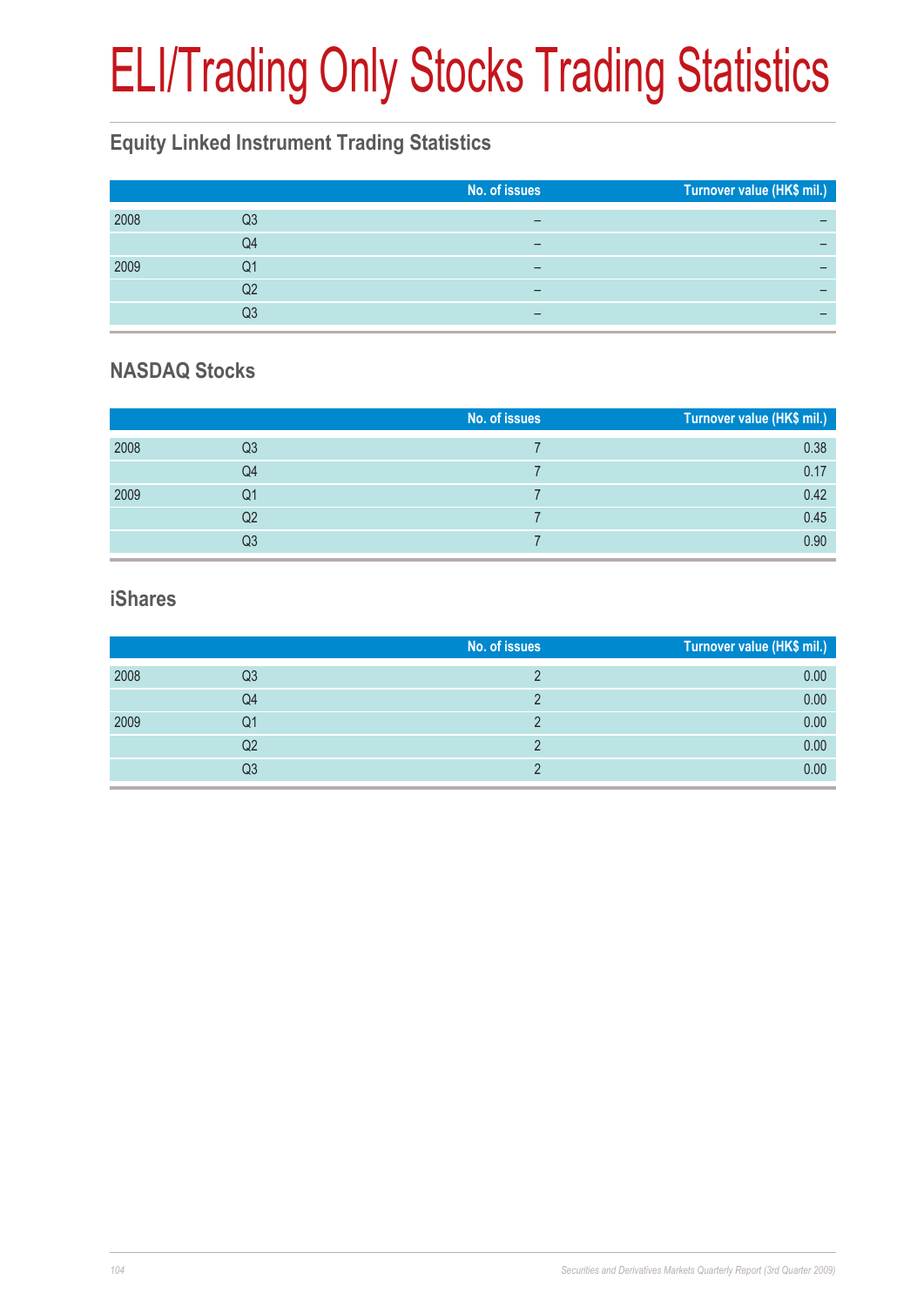# ELI/Trading Only Stocks Trading Statistics

## Equity Linked Instrument Trading Statistics

| | | No. of issues | Turnover value (HK$ mil.) |
|---|---|---|---|
| 2008 | Q3 | – | – |
| | Q4 | – | – |
| 2009 | Q1 | – | – |
| | Q2 | – | – |
| | Q3 | – | – |

## NASDAQ Stocks

| | | No. of issues | Turnover value (HK$ mil.) |
|---|---|---|---|
| 2008 | Q3 | 7 | 0.38 |
| | Q4 | 7 | 0.17 |
| 2009 | Q1 | 7 | 0.42 |
| | Q2 | 7 | 0.45 |
| | Q3 | 7 | 0.90 |

## iShares

| | | No. of issues | Turnover value (HK$ mil.) |
|---|---|---|---|
| 2008 | Q3 | 2 | 0.00 |
| | Q4 | 2 | 0.00 |
| 2009 | Q1 | 2 | 0.00 |
| | Q2 | 2 | 0.00 |
| | Q3 | 2 | 0.00 |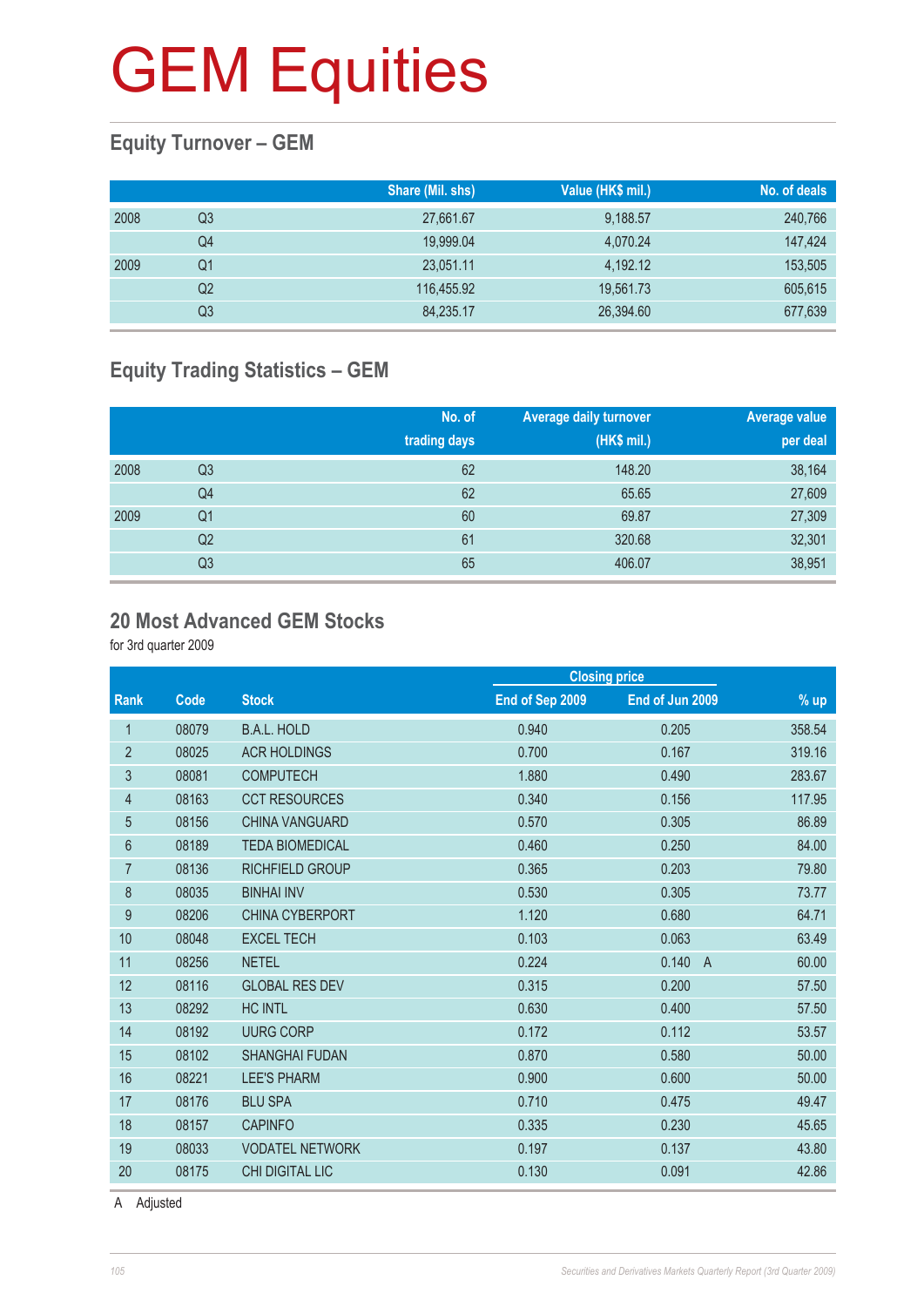# GEM Equities

## Equity Turnover – GEM

| | | Share (Mil. shs) | Value (HK$ mil.) | No. of deals |
|---|---|---|---|---|
| 2008 | Q3 | 27,661.67 | 9,188.57 | 240,766 |
| | Q4 | 19,999.04 | 4,070.24 | 147,424 |
| 2009 | Q1 | 23,051.11 | 4,192.12 | 153,505 |
| | Q2 | 116,455.92 | 19,561.73 | 605,615 |
| | Q3 | 84,235.17 | 26,394.60 | 677,639 |

## Equity Trading Statistics – GEM

| | | No. of trading days | Average daily turnover (HK$ mil.) | Average value per deal |
|---|---|---|---|---|
| 2008 | Q3 | 62 | 148.20 | 38,164 |
| | Q4 | 62 | 65.65 | 27,609 |
| 2009 | Q1 | 60 | 69.87 | 27,309 |
| | Q2 | 61 | 320.68 | 32,301 |
| | Q3 | 65 | 406.07 | 38,951 |

## 20 Most Advanced GEM Stocks

for 3rd quarter 2009

| | | | Closing price | | |
|---|---|---|---|---|---|
| Rank | Code | Stock | End of Sep 2009 | End of Jun 2009 | % up |
| 1 | 08079 | B.A.L. HOLD | 0.940 | 0.205 | 358.54 |
| 2 | 08025 | ACR HOLDINGS | 0.700 | 0.167 | 319.16 |
| 3 | 08081 | COMPUTECH | 1.880 | 0.490 | 283.67 |
| 4 | 08163 | CCT RESOURCES | 0.340 | 0.156 | 117.95 |
| 5 | 08156 | CHINA VANGUARD | 0.570 | 0.305 | 86.89 |
| 6 | 08189 | TEDA BIOMEDICAL | 0.460 | 0.250 | 84.00 |
| 7 | 08136 | RICHFIELD GROUP | 0.365 | 0.203 | 79.80 |
| 8 | 08035 | BINHAI INV | 0.530 | 0.305 | 73.77 |
| 9 | 08206 | CHINA CYBERPORT | 1.120 | 0.680 | 64.71 |
| 10 | 08048 | EXCEL TECH | 0.103 | 0.063 | 63.49 |
| 11 | 08256 | NETEL | 0.224 | 0.140 A | 60.00 |
| 12 | 08116 | GLOBAL RES DEV | 0.315 | 0.200 | 57.50 |
| 13 | 08292 | HC INTL | 0.630 | 0.400 | 57.50 |
| 14 | 08192 | UURG CORP | 0.172 | 0.112 | 53.57 |
| 15 | 08102 | SHANGHAI FUDAN | 0.870 | 0.580 | 50.00 |
| 16 | 08221 | LEE'S PHARM | 0.900 | 0.600 | 50.00 |
| 17 | 08176 | BLU SPA | 0.710 | 0.475 | 49.47 |
| 18 | 08157 | CAPINFO | 0.335 | 0.230 | 45.65 |
| 19 | 08033 | VODATEL NETWORK | 0.197 | 0.137 | 43.80 |
| 20 | 08175 | CHI DIGITAL LIC | 0.130 | 0.091 | 42.86 |

A Adjusted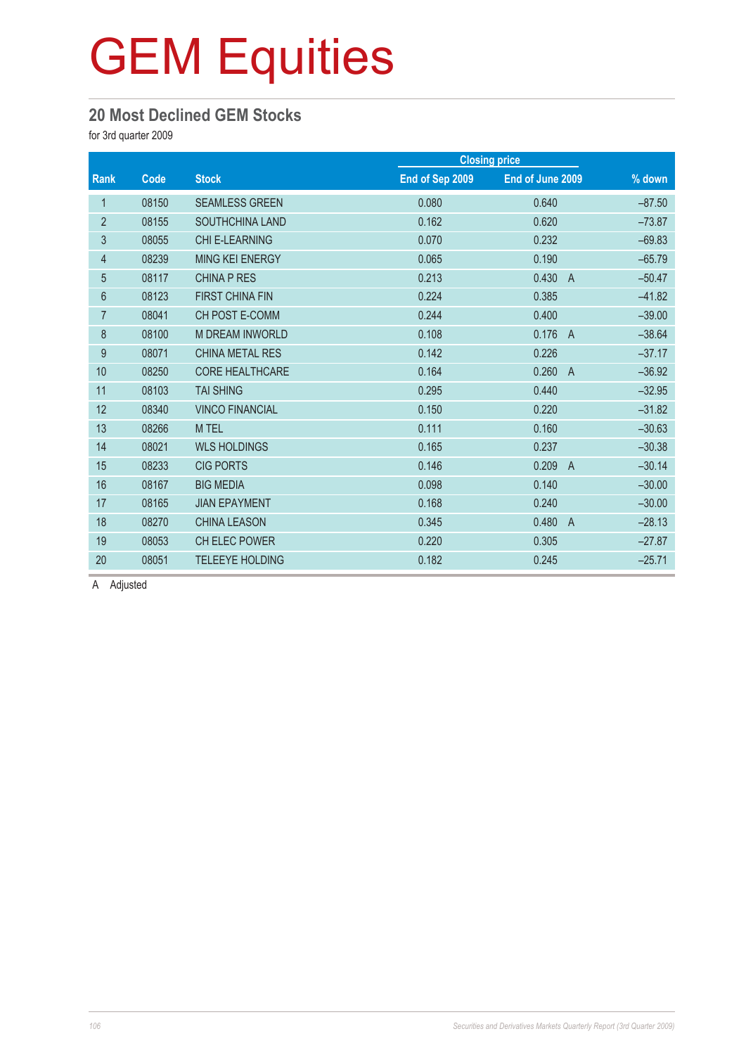# GEM Equities

## 20 Most Declined GEM Stocks

for 3rd quarter 2009

| Rank | Code | Stock | Closing price | | % down |
|---|---|---|---|---|---|
| | | | End of Sep 2009 | End of June 2009 | |
| 1 | 08150 | SEAMLESS GREEN | 0.080 | 0.640 | –87.50 |
| 2 | 08155 | SOUTHCHINA LAND | 0.162 | 0.620 | –73.87 |
| 3 | 08055 | CHI E-LEARNING | 0.070 | 0.232 | –69.83 |
| 4 | 08239 | MING KEI ENERGY | 0.065 | 0.190 | –65.79 |
| 5 | 08117 | CHINA P RES | 0.213 | 0.430 A | –50.47 |
| 6 | 08123 | FIRST CHINA FIN | 0.224 | 0.385 | –41.82 |
| 7 | 08041 | CH POST E-COMM | 0.244 | 0.400 | –39.00 |
| 8 | 08100 | M DREAM INWORLD | 0.108 | 0.176 A | –38.64 |
| 9 | 08071 | CHINA METAL RES | 0.142 | 0.226 | –37.17 |
| 10 | 08250 | CORE HEALTHCARE | 0.164 | 0.260 A | –36.92 |
| 11 | 08103 | TAI SHING | 0.295 | 0.440 | –32.95 |
| 12 | 08340 | VINCO FINANCIAL | 0.150 | 0.220 | –31.82 |
| 13 | 08266 | M TEL | 0.111 | 0.160 | –30.63 |
| 14 | 08021 | WLS HOLDINGS | 0.165 | 0.237 | –30.38 |
| 15 | 08233 | CIG PORTS | 0.146 | 0.209 A | –30.14 |
| 16 | 08167 | BIG MEDIA | 0.098 | 0.140 | –30.00 |
| 17 | 08165 | JIAN EPAYMENT | 0.168 | 0.240 | –30.00 |
| 18 | 08270 | CHINA LEASON | 0.345 | 0.480 A | –28.13 |
| 19 | 08053 | CH ELEC POWER | 0.220 | 0.305 | –27.87 |
| 20 | 08051 | TELEEYE HOLDING | 0.182 | 0.245 | –25.71 |

A Adjusted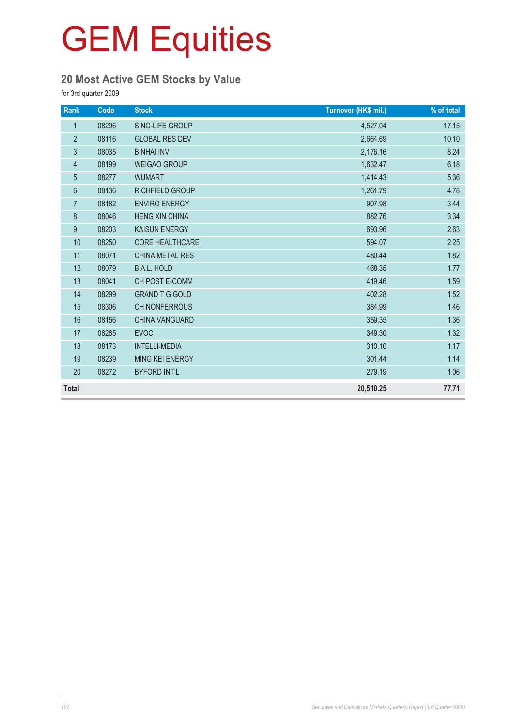# GEM Equities

## 20 Most Active GEM Stocks by Value

for 3rd quarter 2009

| Rank | Code | Stock | Turnover (HK$ mil.) | % of total |
|---|---|---|---|---|
| 1 | 08296 | SINO-LIFE GROUP | 4,527.04 | 17.15 |
| 2 | 08116 | GLOBAL RES DEV | 2,664.69 | 10.10 |
| 3 | 08035 | BINHAI INV | 2,176.16 | 8.24 |
| 4 | 08199 | WEIGAO GROUP | 1,632.47 | 6.18 |
| 5 | 08277 | WUMART | 1,414.43 | 5.36 |
| 6 | 08136 | RICHFIELD GROUP | 1,261.79 | 4.78 |
| 7 | 08182 | ENVIRO ENERGY | 907.98 | 3.44 |
| 8 | 08046 | HENG XIN CHINA | 882.76 | 3.34 |
| 9 | 08203 | KAISUN ENERGY | 693.96 | 2.63 |
| 10 | 08250 | CORE HEALTHCARE | 594.07 | 2.25 |
| 11 | 08071 | CHINA METAL RES | 480.44 | 1.82 |
| 12 | 08079 | B.A.L. HOLD | 468.35 | 1.77 |
| 13 | 08041 | CH POST E-COMM | 419.46 | 1.59 |
| 14 | 08299 | GRAND T G GOLD | 402.28 | 1.52 |
| 15 | 08306 | CH NONFERROUS | 384.99 | 1.46 |
| 16 | 08156 | CHINA VANGUARD | 359.35 | 1.36 |
| 17 | 08285 | EVOC | 349.30 | 1.32 |
| 18 | 08173 | INTELLI-MEDIA | 310.10 | 1.17 |
| 19 | 08239 | MING KEI ENERGY | 301.44 | 1.14 |
| 20 | 08272 | BYFORD INT'L | 279.19 | 1.06 |
| **Total** | | | **20,510.25** | **77.71** |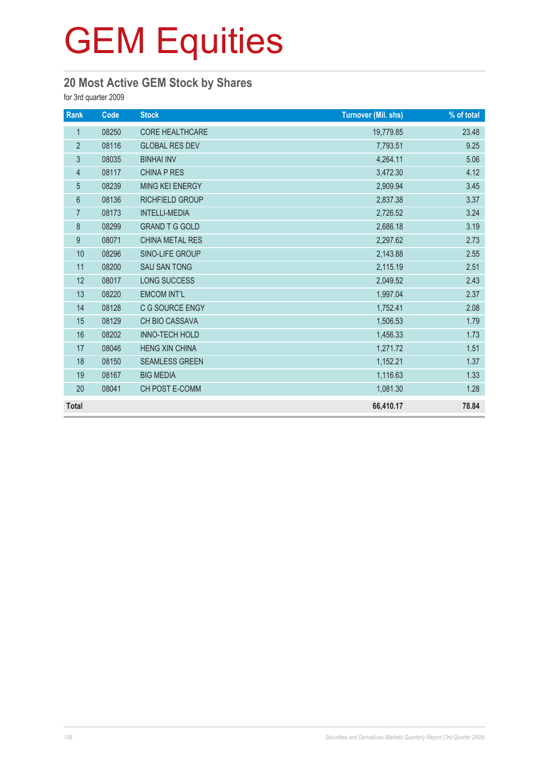# GEM Equities

## 20 Most Active GEM Stock by Shares

for 3rd quarter 2009

| Rank | Code | Stock | Turnover (Mil. shs) | % of total |
|---|---|---|---|---|
| 1 | 08250 | CORE HEALTHCARE | 19,779.85 | 23.48 |
| 2 | 08116 | GLOBAL RES DEV | 7,793.51 | 9.25 |
| 3 | 08035 | BINHAI INV | 4,264.11 | 5.06 |
| 4 | 08117 | CHINA P RES | 3,472.30 | 4.12 |
| 5 | 08239 | MING KEI ENERGY | 2,909.94 | 3.45 |
| 6 | 08136 | RICHFIELD GROUP | 2,837.38 | 3.37 |
| 7 | 08173 | INTELLI-MEDIA | 2,726.52 | 3.24 |
| 8 | 08299 | GRAND T G GOLD | 2,686.18 | 3.19 |
| 9 | 08071 | CHINA METAL RES | 2,297.62 | 2.73 |
| 10 | 08296 | SINO-LIFE GROUP | 2,143.88 | 2.55 |
| 11 | 08200 | SAU SAN TONG | 2,115.19 | 2.51 |
| 12 | 08017 | LONG SUCCESS | 2,049.52 | 2.43 |
| 13 | 08220 | EMCOM INT'L | 1,997.04 | 2.37 |
| 14 | 08128 | C G SOURCE ENGY | 1,752.41 | 2.08 |
| 15 | 08129 | CH BIO CASSAVA | 1,506.53 | 1.79 |
| 16 | 08202 | INNO-TECH HOLD | 1,456.33 | 1.73 |
| 17 | 08046 | HENG XIN CHINA | 1,271.72 | 1.51 |
| 18 | 08150 | SEAMLESS GREEN | 1,152.21 | 1.37 |
| 19 | 08167 | BIG MEDIA | 1,116.63 | 1.33 |
| 20 | 08041 | CH POST E-COMM | 1,081.30 | 1.28 |
| **Total** | | | **66,410.17** | **78.84** |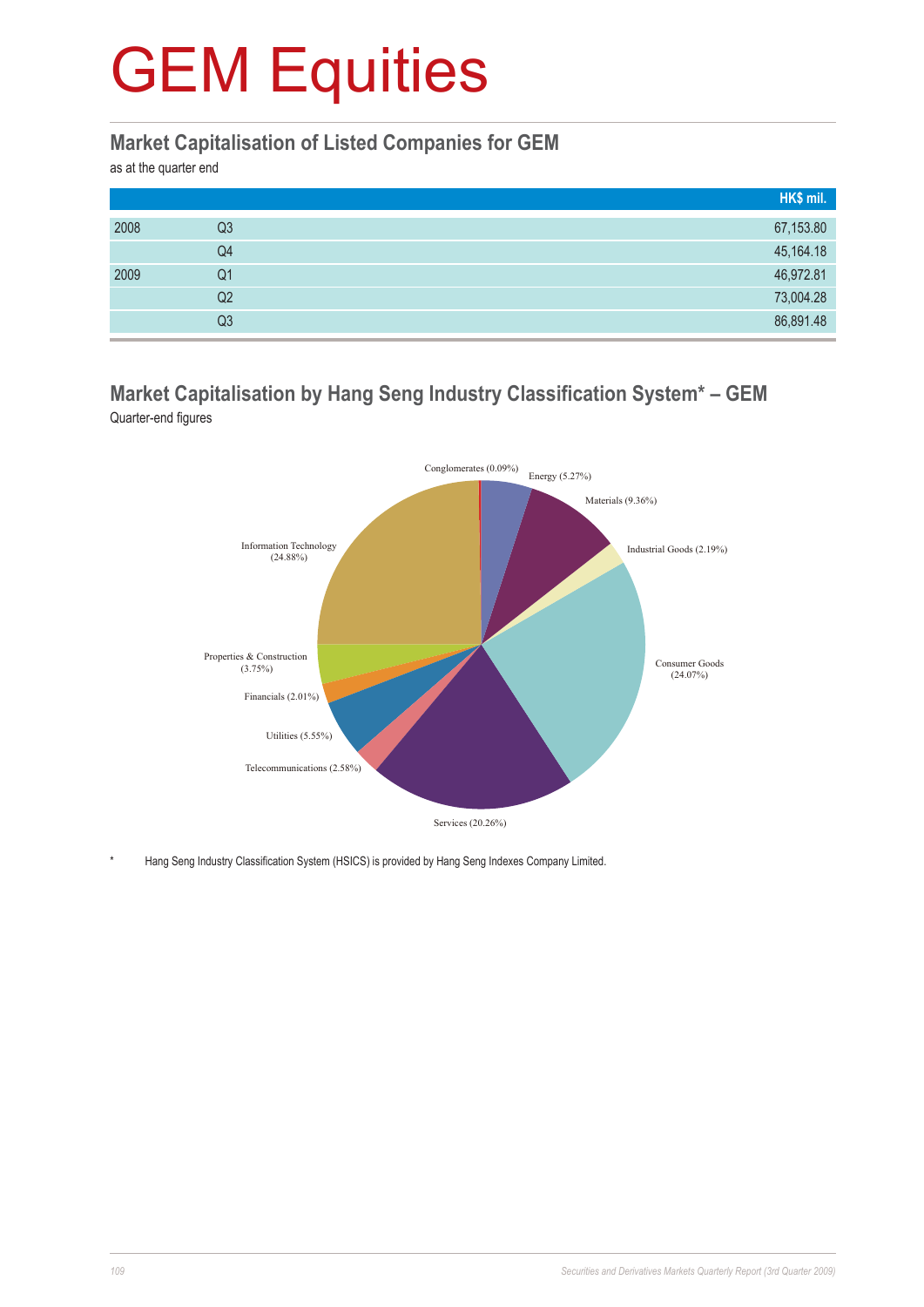# GEM Equities

## Market Capitalisation of Listed Companies for GEM

as at the quarter end

| | | HK$ mil. |
|---|---|---|
| 2008 | Q3 | 67,153.80 |
| | Q4 | 45,164.18 |
| 2009 | Q1 | 46,972.81 |
| | Q2 | 73,004.28 |
| | Q3 | 86,891.48 |

## Market Capitalisation by Hang Seng Industry Classification System* – GEM

Quarter-end figures

Conglomerates (0.09%)
Energy (5.27%)
Materials (9.36%)
Industrial Goods (2.19%)
Consumer Goods (24.07%)
Services (20.26%)
Telecommunications (2.58%)
Utilities (5.55%)
Financials (2.01%)
Properties & Construction (3.75%)
Information Technology (24.88%)

\* Hang Seng Industry Classification System (HSICS) is provided by Hang Seng Indexes Company Limited.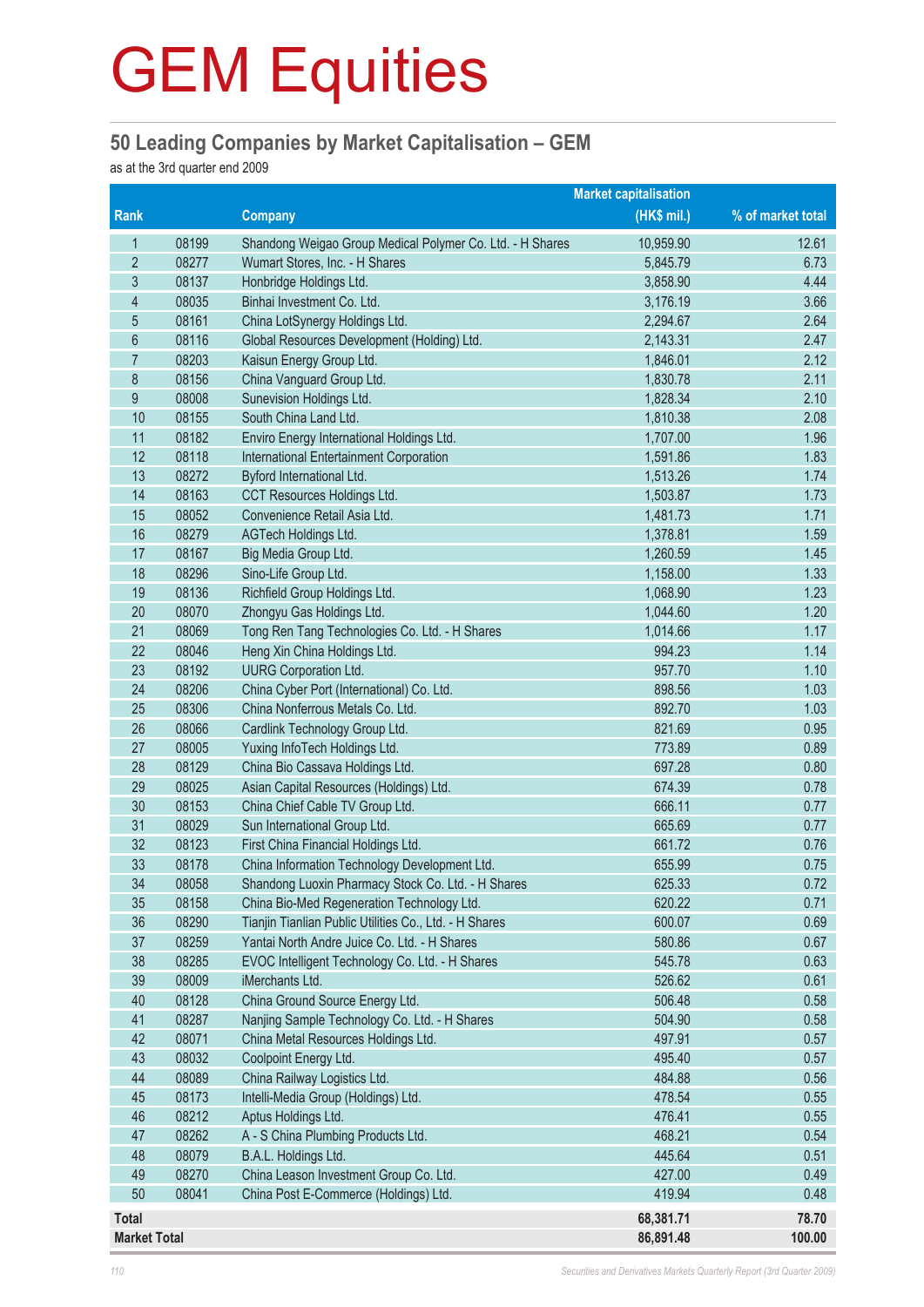# GEM Equities

## 50 Leading Companies by Market Capitalisation – GEM

as at the 3rd quarter end 2009

| Rank | | Company | Market capitalisation (HK$ mil.) | % of market total |
|---|---|---|---|---|
| 1 | 08199 | Shandong Weigao Group Medical Polymer Co. Ltd. - H Shares | 10,959.90 | 12.61 |
| 2 | 08277 | Wumart Stores, Inc. - H Shares | 5,845.79 | 6.73 |
| 3 | 08137 | Honbridge Holdings Ltd. | 3,858.90 | 4.44 |
| 4 | 08035 | Binhai Investment Co. Ltd. | 3,176.19 | 3.66 |
| 5 | 08161 | China LotSynergy Holdings Ltd. | 2,294.67 | 2.64 |
| 6 | 08116 | Global Resources Development (Holding) Ltd. | 2,143.31 | 2.47 |
| 7 | 08203 | Kaisun Energy Group Ltd. | 1,846.01 | 2.12 |
| 8 | 08156 | China Vanguard Group Ltd. | 1,830.78 | 2.11 |
| 9 | 08008 | Sunevision Holdings Ltd. | 1,828.34 | 2.10 |
| 10 | 08155 | South China Land Ltd. | 1,810.38 | 2.08 |
| 11 | 08182 | Enviro Energy International Holdings Ltd. | 1,707.00 | 1.96 |
| 12 | 08118 | International Entertainment Corporation | 1,591.86 | 1.83 |
| 13 | 08272 | Byford International Ltd. | 1,513.26 | 1.74 |
| 14 | 08163 | CCT Resources Holdings Ltd. | 1,503.87 | 1.73 |
| 15 | 08052 | Convenience Retail Asia Ltd. | 1,481.73 | 1.71 |
| 16 | 08279 | AGTech Holdings Ltd. | 1,378.81 | 1.59 |
| 17 | 08167 | Big Media Group Ltd. | 1,260.59 | 1.45 |
| 18 | 08296 | Sino-Life Group Ltd. | 1,158.00 | 1.33 |
| 19 | 08136 | Richfield Group Holdings Ltd. | 1,068.90 | 1.23 |
| 20 | 08070 | Zhongyu Gas Holdings Ltd. | 1,044.60 | 1.20 |
| 21 | 08069 | Tong Ren Tang Technologies Co. Ltd. - H Shares | 1,014.66 | 1.17 |
| 22 | 08046 | Heng Xin China Holdings Ltd. | 994.23 | 1.14 |
| 23 | 08192 | UURG Corporation Ltd. | 957.70 | 1.10 |
| 24 | 08206 | China Cyber Port (International) Co. Ltd. | 898.56 | 1.03 |
| 25 | 08306 | China Nonferrous Metals Co. Ltd. | 892.70 | 1.03 |
| 26 | 08066 | Cardlink Technology Group Ltd. | 821.69 | 0.95 |
| 27 | 08005 | Yuxing InfoTech Holdings Ltd. | 773.89 | 0.89 |
| 28 | 08129 | China Bio Cassava Holdings Ltd. | 697.28 | 0.80 |
| 29 | 08025 | Asian Capital Resources (Holdings) Ltd. | 674.39 | 0.78 |
| 30 | 08153 | China Chief Cable TV Group Ltd. | 666.11 | 0.77 |
| 31 | 08029 | Sun International Group Ltd. | 665.69 | 0.77 |
| 32 | 08123 | First China Financial Holdings Ltd. | 661.72 | 0.76 |
| 33 | 08178 | China Information Technology Development Ltd. | 655.99 | 0.75 |
| 34 | 08058 | Shandong Luoxin Pharmacy Stock Co. Ltd. - H Shares | 625.33 | 0.72 |
| 35 | 08158 | China Bio-Med Regeneration Technology Ltd. | 620.22 | 0.71 |
| 36 | 08290 | Tianjin Tianlian Public Utilities Co., Ltd. - H Shares | 600.07 | 0.69 |
| 37 | 08259 | Yantai North Andre Juice Co. Ltd. - H Shares | 580.86 | 0.67 |
| 38 | 08285 | EVOC Intelligent Technology Co. Ltd. - H Shares | 545.78 | 0.63 |
| 39 | 08009 | iMerchants Ltd. | 526.62 | 0.61 |
| 40 | 08128 | China Ground Source Energy Ltd. | 506.48 | 0.58 |
| 41 | 08287 | Nanjing Sample Technology Co. Ltd. - H Shares | 504.90 | 0.58 |
| 42 | 08071 | China Metal Resources Holdings Ltd. | 497.91 | 0.57 |
| 43 | 08032 | Coolpoint Energy Ltd. | 495.40 | 0.57 |
| 44 | 08089 | China Railway Logistics Ltd. | 484.88 | 0.56 |
| 45 | 08173 | Intelli-Media Group (Holdings) Ltd. | 478.54 | 0.55 |
| 46 | 08212 | Aptus Holdings Ltd. | 476.41 | 0.55 |
| 47 | 08262 | A - S China Plumbing Products Ltd. | 468.21 | 0.54 |
| 48 | 08079 | B.A.L. Holdings Ltd. | 445.64 | 0.51 |
| 49 | 08270 | China Leason Investment Group Co. Ltd. | 427.00 | 0.49 |
| 50 | 08041 | China Post E-Commerce (Holdings) Ltd. | 419.94 | 0.48 |
| **Total** | | | **68,381.71** | **78.70** |
| **Market Total** | | | **86,891.48** | **100.00** |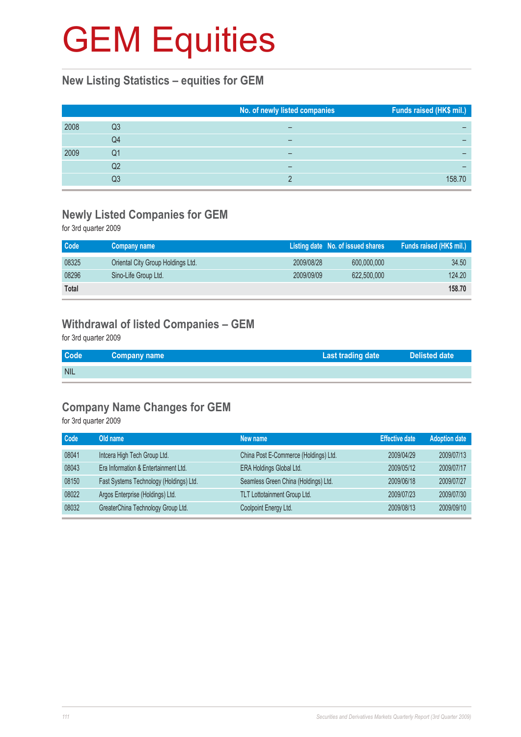# GEM Equities

## New Listing Statistics – equities for GEM

| | | No. of newly listed companies | Funds raised (HK$ mil.) |
|---|---|---|---|
| 2008 | Q3 | – | – |
| | Q4 | – | – |
| 2009 | Q1 | – | – |
| | Q2 | – | – |
| | Q3 | 2 | 158.70 |

## Newly Listed Companies for GEM

for 3rd quarter 2009

| Code | Company name | Listing date | No. of issued shares | Funds raised (HK$ mil.) |
|---|---|---|---|---|
| 08325 | Oriental City Group Holdings Ltd. | 2009/08/28 | 600,000,000 | 34.50 |
| 08296 | Sino-Life Group Ltd. | 2009/09/09 | 622,500,000 | 124.20 |
| **Total** | | | | **158.70** |

## Withdrawal of listed Companies – GEM

for 3rd quarter 2009

| Code | Company name | Last trading date | Delisted date |
|---|---|---|---|
| NIL | | | |

## Company Name Changes for GEM

for 3rd quarter 2009

| Code | Old name | New name | Effective date | Adoption date |
|---|---|---|---|---|
| 08041 | Intcera High Tech Group Ltd. | China Post E-Commerce (Holdings) Ltd. | 2009/04/29 | 2009/07/13 |
| 08043 | Era Information & Entertainment Ltd. | ERA Holdings Global Ltd. | 2009/05/12 | 2009/07/17 |
| 08150 | Fast Systems Technology (Holdings) Ltd. | Seamless Green China (Holdings) Ltd. | 2009/06/18 | 2009/07/27 |
| 08022 | Argos Enterprise (Holdings) Ltd. | TLT Lottotainment Group Ltd. | 2009/07/23 | 2009/07/30 |
| 08032 | GreaterChina Technology Group Ltd. | Coolpoint Energy Ltd. | 2009/08/13 | 2009/09/10 |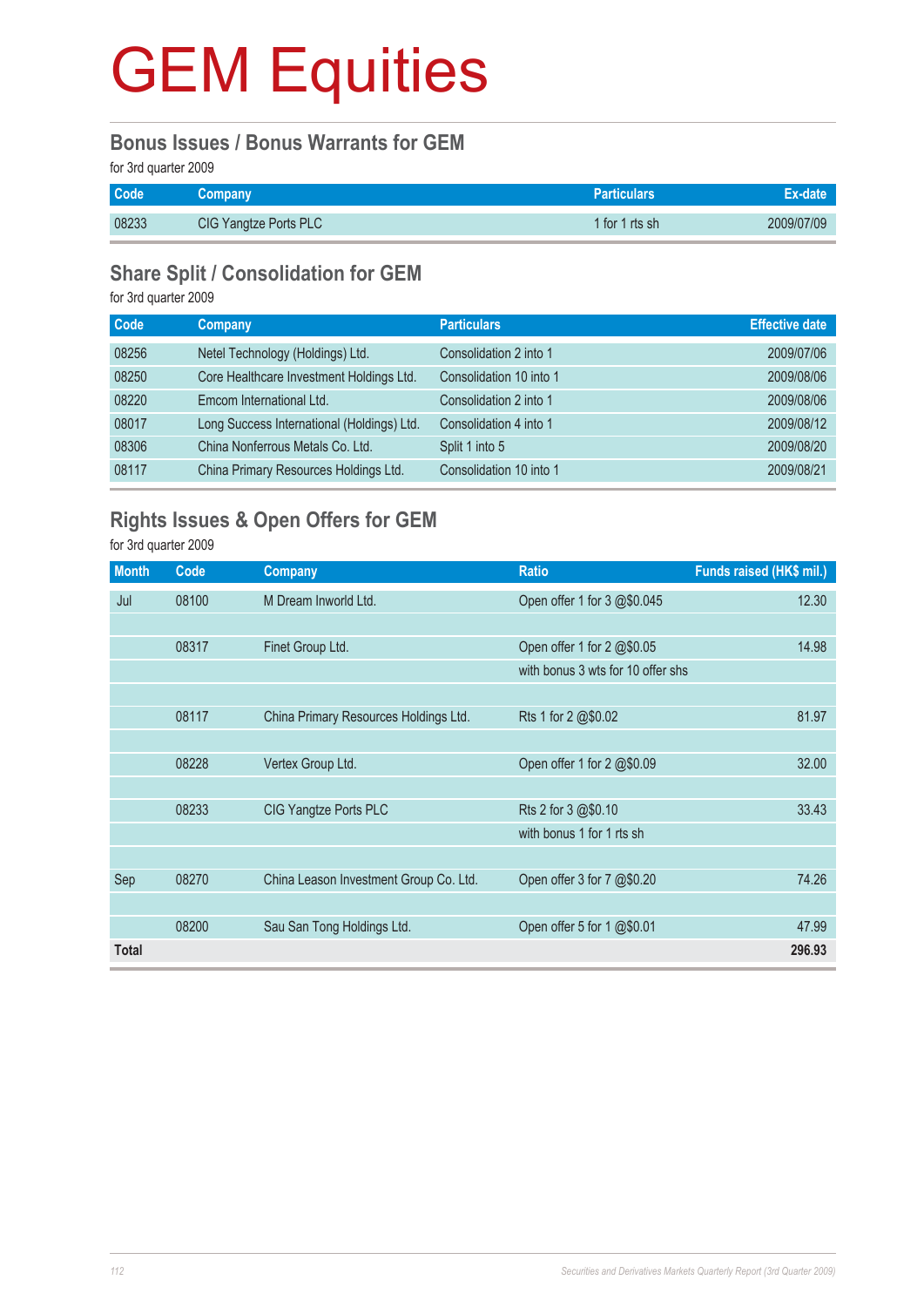# GEM Equities

## Bonus Issues / Bonus Warrants for GEM

for 3rd quarter 2009

| Code | Company | Particulars | Ex-date |
|---|---|---|---|
| 08233 | CIG Yangtze Ports PLC | 1 for 1 rts sh | 2009/07/09 |

## Share Split / Consolidation for GEM

for 3rd quarter 2009

| Code | Company | Particulars | Effective date |
|---|---|---|---|
| 08256 | Netel Technology (Holdings) Ltd. | Consolidation 2 into 1 | 2009/07/06 |
| 08250 | Core Healthcare Investment Holdings Ltd. | Consolidation 10 into 1 | 2009/08/06 |
| 08220 | Emcom International Ltd. | Consolidation 2 into 1 | 2009/08/06 |
| 08017 | Long Success International (Holdings) Ltd. | Consolidation 4 into 1 | 2009/08/12 |
| 08306 | China Nonferrous Metals Co. Ltd. | Split 1 into 5 | 2009/08/20 |
| 08117 | China Primary Resources Holdings Ltd. | Consolidation 10 into 1 | 2009/08/21 |

## Rights Issues & Open Offers for GEM

for 3rd quarter 2009

| Month | Code | Company | Ratio | Funds raised (HK$ mil.) |
|---|---|---|---|---|
| Jul | 08100 | M Dream Inworld Ltd. | Open offer 1 for 3 @$0.045 | 12.30 |
| | 08317 | Finet Group Ltd. | Open offer 1 for 2 @$0.05 | 14.98 |
| | | | with bonus 3 wts for 10 offer shs | |
| | 08117 | China Primary Resources Holdings Ltd. | Rts 1 for 2 @$0.02 | 81.97 |
| | 08228 | Vertex Group Ltd. | Open offer 1 for 2 @$0.09 | 32.00 |
| | 08233 | CIG Yangtze Ports PLC | Rts 2 for 3 @$0.10 | 33.43 |
| | | | with bonus 1 for 1 rts sh | |
| Sep | 08270 | China Leason Investment Group Co. Ltd. | Open offer 3 for 7 @$0.20 | 74.26 |
| | 08200 | Sau San Tong Holdings Ltd. | Open offer 5 for 1 @$0.01 | 47.99 |
| **Total** | | | | **296.93** |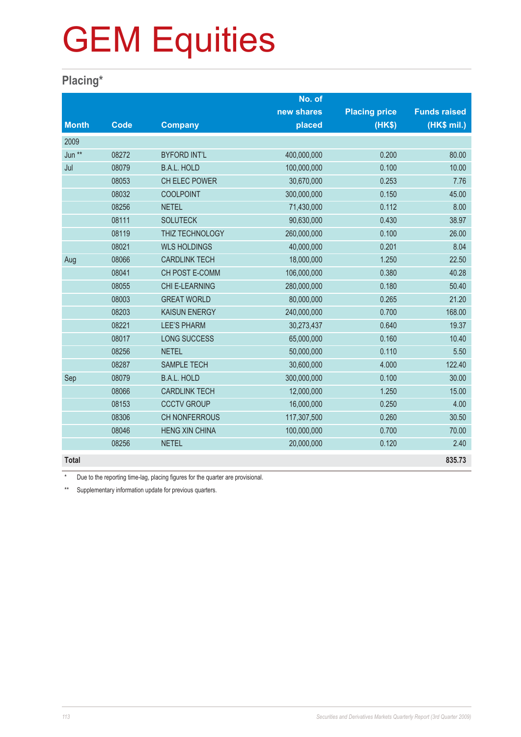# GEM Equities

## Placing*

| Month | Code | Company | No. of new shares placed | Placing price (HK$) | Funds raised (HK$ mil.) |
|---|---|---|---|---|---|
| 2009 | | | | | |
| Jun ** | 08272 | BYFORD INT'L | 400,000,000 | 0.200 | 80.00 |
| Jul | 08079 | B.A.L. HOLD | 100,000,000 | 0.100 | 10.00 |
| | 08053 | CH ELEC POWER | 30,670,000 | 0.253 | 7.76 |
| | 08032 | COOLPOINT | 300,000,000 | 0.150 | 45.00 |
| | 08256 | NETEL | 71,430,000 | 0.112 | 8.00 |
| | 08111 | SOLUTECK | 90,630,000 | 0.430 | 38.97 |
| | 08119 | THIZ TECHNOLOGY | 260,000,000 | 0.100 | 26.00 |
| | 08021 | WLS HOLDINGS | 40,000,000 | 0.201 | 8.04 |
| Aug | 08066 | CARDLINK TECH | 18,000,000 | 1.250 | 22.50 |
| | 08041 | CH POST E-COMM | 106,000,000 | 0.380 | 40.28 |
| | 08055 | CHI E-LEARNING | 280,000,000 | 0.180 | 50.40 |
| | 08003 | GREAT WORLD | 80,000,000 | 0.265 | 21.20 |
| | 08203 | KAISUN ENERGY | 240,000,000 | 0.700 | 168.00 |
| | 08221 | LEE'S PHARM | 30,273,437 | 0.640 | 19.37 |
| | 08017 | LONG SUCCESS | 65,000,000 | 0.160 | 10.40 |
| | 08256 | NETEL | 50,000,000 | 0.110 | 5.50 |
| | 08287 | SAMPLE TECH | 30,600,000 | 4.000 | 122.40 |
| Sep | 08079 | B.A.L. HOLD | 300,000,000 | 0.100 | 30.00 |
| | 08066 | CARDLINK TECH | 12,000,000 | 1.250 | 15.00 |
| | 08153 | CCCTV GROUP | 16,000,000 | 0.250 | 4.00 |
| | 08306 | CH NONFERROUS | 117,307,500 | 0.260 | 30.50 |
| | 08046 | HENG XIN CHINA | 100,000,000 | 0.700 | 70.00 |
| | 08256 | NETEL | 20,000,000 | 0.120 | 2.40 |
| **Total** | | | | | **835.73** |

\* Due to the reporting time-lag, placing figures for the quarter are provisional.

** Supplementary information update for previous quarters.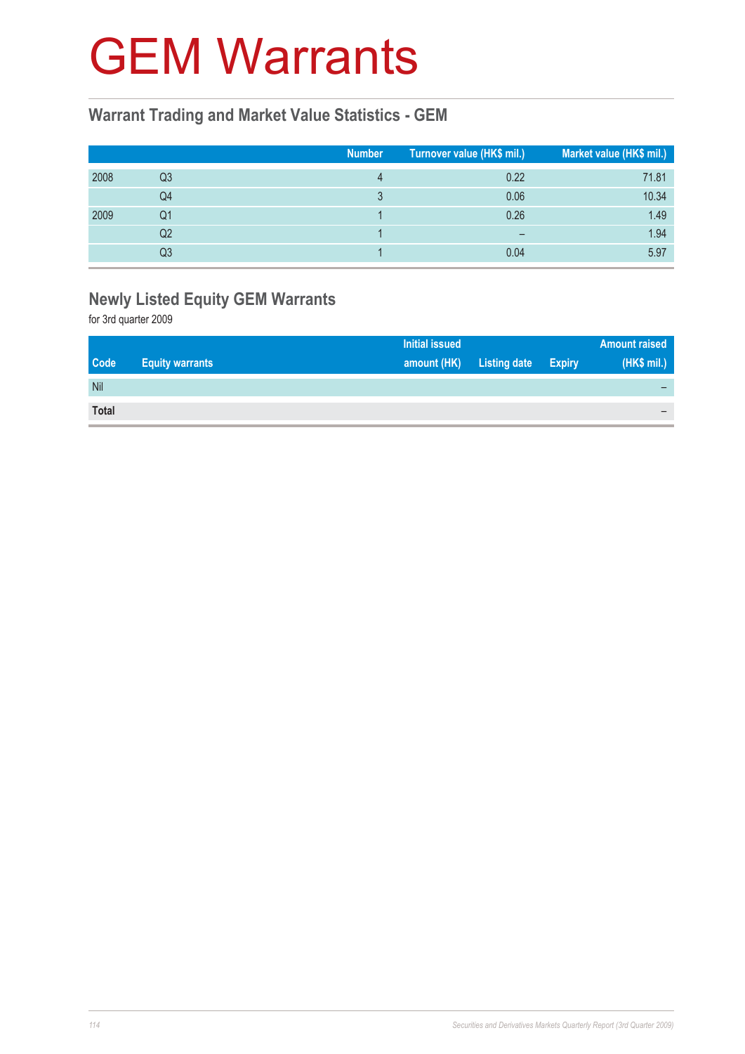# GEM Warrants

## Warrant Trading and Market Value Statistics - GEM

| | | Number | Turnover value (HK$ mil.) | Market value (HK$ mil.) |
|---|---|---|---|---|
| 2008 | Q3 | 4 | 0.22 | 71.81 |
| | Q4 | 3 | 0.06 | 10.34 |
| 2009 | Q1 | 1 | 0.26 | 1.49 |
| | Q2 | 1 | – | 1.94 |
| | Q3 | 1 | 0.04 | 5.97 |

## Newly Listed Equity GEM Warrants

for 3rd quarter 2009

| Code | Equity warrants | Initial issued amount (HK) | Listing date | Expiry | Amount raised (HK$ mil.) |
|---|---|---|---|---|---|
| Nil | | | | | – |
| **Total** | | | | | – |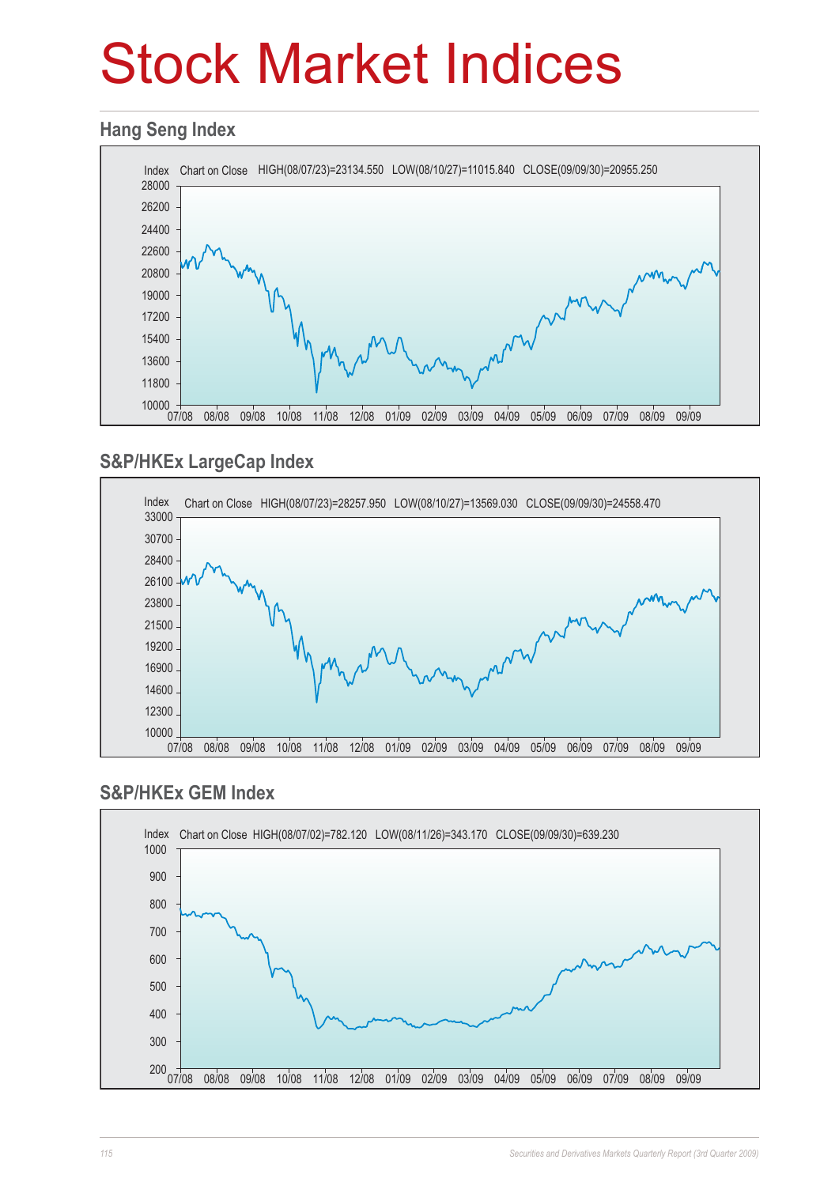# Stock Market Indices

## Hang Seng Index

Index Chart on Close HIGH(08/07/23)=23134.550 LOW(08/10/27)=11015.840 CLOSE(09/09/30)=20955.250

## S&P/HKEx LargeCap Index

Index Chart on Close HIGH(08/07/23)=28257.950 LOW(08/10/27)=13569.030 CLOSE(09/09/30)=24558.470

## S&P/HKEx GEM Index

Index Chart on Close HIGH(08/07/02)=782.120 LOW(08/11/26)=343.170 CLOSE(09/09/30)=639.230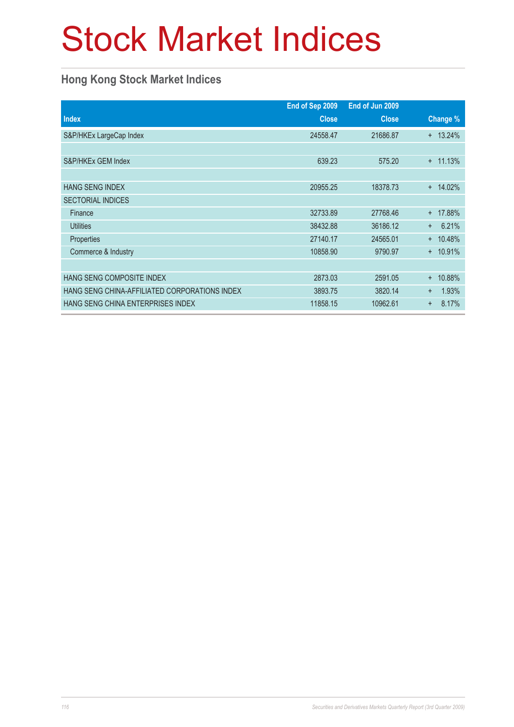# Stock Market Indices

## Hong Kong Stock Market Indices

| Index | End of Sep 2009 Close | End of Jun 2009 Close | Change % |
|---|---|---|---|
| S&P/HKEx LargeCap Index | 24558.47 | 21686.87 | + 13.24% |
| | | | |
| S&P/HKEx GEM Index | 639.23 | 575.20 | + 11.13% |
| | | | |
| HANG SENG INDEX | 20955.25 | 18378.73 | + 14.02% |
| SECTORIAL INDICES | | | |
| Finance | 32733.89 | 27768.46 | + 17.88% |
| Utilities | 38432.88 | 36186.12 | + 6.21% |
| Properties | 27140.17 | 24565.01 | + 10.48% |
| Commerce & Industry | 10858.90 | 9790.97 | + 10.91% |
| | | | |
| HANG SENG COMPOSITE INDEX | 2873.03 | 2591.05 | + 10.88% |
| HANG SENG CHINA-AFFILIATED CORPORATIONS INDEX | 3893.75 | 3820.14 | + 1.93% |
| HANG SENG CHINA ENTERPRISES INDEX | 11858.15 | 10962.61 | + 8.17% |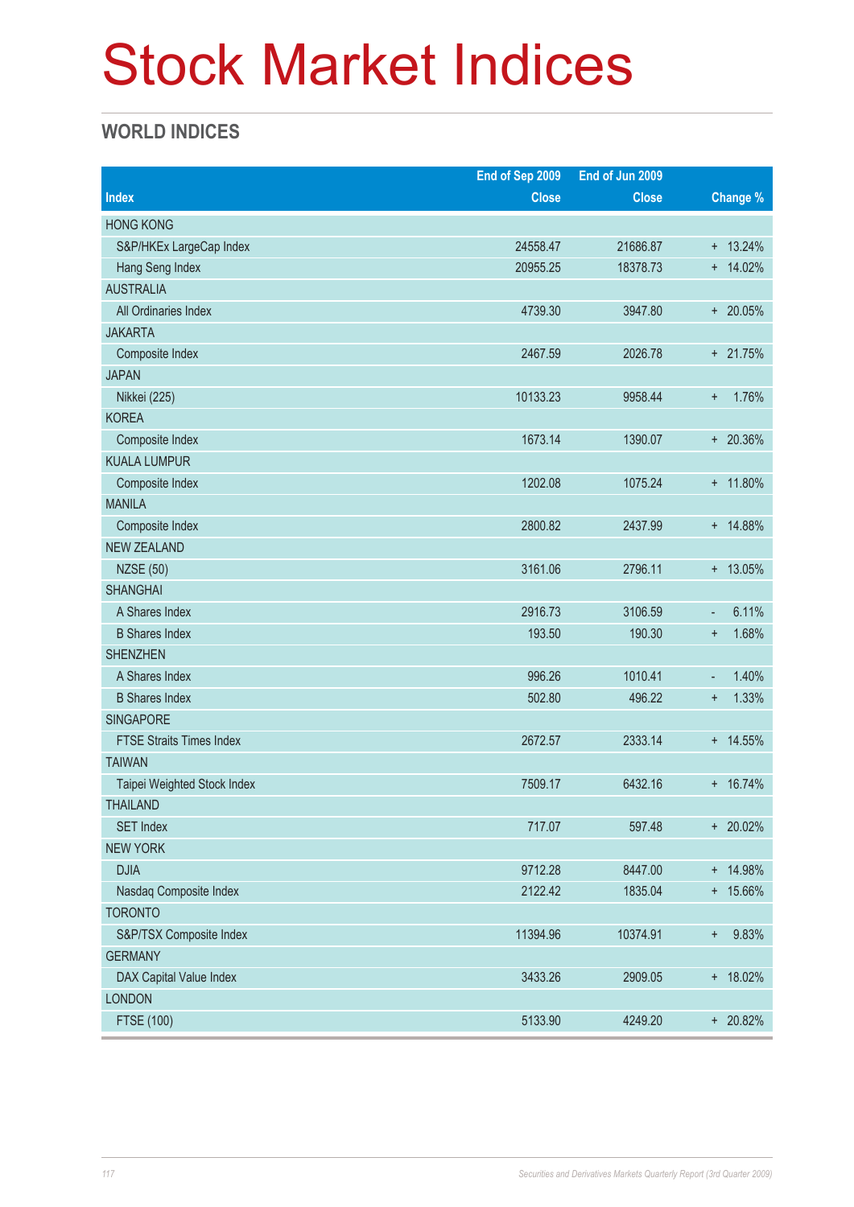# Stock Market Indices

## WORLD INDICES

| Index | End of Sep 2009 Close | End of Jun 2009 Close | Change % |
|---|---|---|---|
| HONG KONG | | | |
| S&P/HKEx LargeCap Index | 24558.47 | 21686.87 | + 13.24% |
| Hang Seng Index | 20955.25 | 18378.73 | + 14.02% |
| AUSTRALIA | | | |
| All Ordinaries Index | 4739.30 | 3947.80 | + 20.05% |
| JAKARTA | | | |
| Composite Index | 2467.59 | 2026.78 | + 21.75% |
| JAPAN | | | |
| Nikkei (225) | 10133.23 | 9958.44 | + 1.76% |
| KOREA | | | |
| Composite Index | 1673.14 | 1390.07 | + 20.36% |
| KUALA LUMPUR | | | |
| Composite Index | 1202.08 | 1075.24 | + 11.80% |
| MANILA | | | |
| Composite Index | 2800.82 | 2437.99 | + 14.88% |
| NEW ZEALAND | | | |
| NZSE (50) | 3161.06 | 2796.11 | + 13.05% |
| SHANGHAI | | | |
| A Shares Index | 2916.73 | 3106.59 | - 6.11% |
| B Shares Index | 193.50 | 190.30 | + 1.68% |
| SHENZHEN | | | |
| A Shares Index | 996.26 | 1010.41 | - 1.40% |
| B Shares Index | 502.80 | 496.22 | + 1.33% |
| SINGAPORE | | | |
| FTSE Straits Times Index | 2672.57 | 2333.14 | + 14.55% |
| TAIWAN | | | |
| Taipei Weighted Stock Index | 7509.17 | 6432.16 | + 16.74% |
| THAILAND | | | |
| SET Index | 717.07 | 597.48 | + 20.02% |
| NEW YORK | | | |
| DJIA | 9712.28 | 8447.00 | + 14.98% |
| Nasdaq Composite Index | 2122.42 | 1835.04 | + 15.66% |
| TORONTO | | | |
| S&P/TSX Composite Index | 11394.96 | 10374.91 | + 9.83% |
| GERMANY | | | |
| DAX Capital Value Index | 3433.26 | 2909.05 | + 18.02% |
| LONDON | | | |
| FTSE (100) | 5133.90 | 4249.20 | + 20.82% |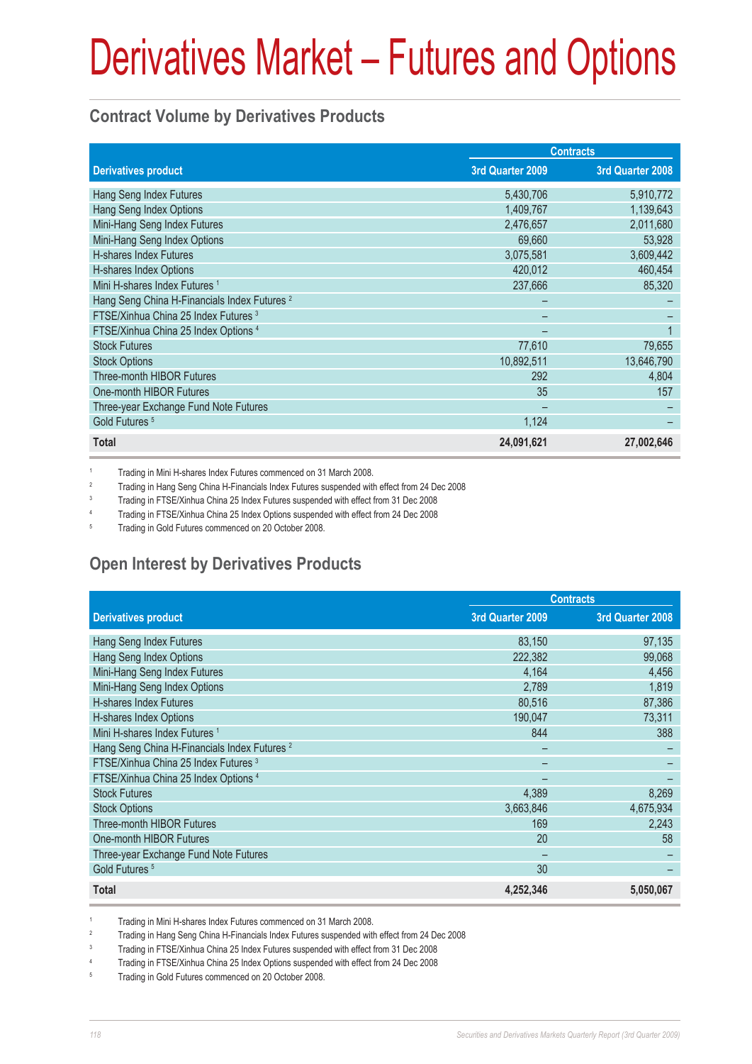# Derivatives Market – Futures and Options

## Contract Volume by Derivatives Products

| Derivatives product | Contracts | |
|---|---|---|
| | 3rd Quarter 2009 | 3rd Quarter 2008 |
| Hang Seng Index Futures | 5,430,706 | 5,910,772 |
| Hang Seng Index Options | 1,409,767 | 1,139,643 |
| Mini-Hang Seng Index Futures | 2,476,657 | 2,011,680 |
| Mini-Hang Seng Index Options | 69,660 | 53,928 |
| H-shares Index Futures | 3,075,581 | 3,609,442 |
| H-shares Index Options | 420,012 | 460,454 |
| Mini H-shares Index Futures [1] | 237,666 | 85,320 |
| Hang Seng China H-Financials Index Futures [2] | – | – |
| FTSE/Xinhua China 25 Index Futures [3] | – | – |
| FTSE/Xinhua China 25 Index Options [4] | – | 1 |
| Stock Futures | 77,610 | 79,655 |
| Stock Options | 10,892,511 | 13,646,790 |
| Three-month HIBOR Futures | 292 | 4,804 |
| One-month HIBOR Futures | 35 | 157 |
| Three-year Exchange Fund Note Futures | – | – |
| Gold Futures [5] | 1,124 | – |
| **Total** | **24,091,621** | **27,002,646** |

1 Trading in Mini H-shares Index Futures commenced on 31 March 2008.

2 Trading in Hang Seng China H-Financials Index Futures suspended with effect from 24 Dec 2008

3 Trading in FTSE/Xinhua China 25 Index Futures suspended with effect from 31 Dec 2008

4 Trading in FTSE/Xinhua China 25 Index Options suspended with effect from 24 Dec 2008

5 Trading in Gold Futures commenced on 20 October 2008.

## Open Interest by Derivatives Products

| Derivatives product | Contracts | |
|---|---|---|
| | 3rd Quarter 2009 | 3rd Quarter 2008 |
| Hang Seng Index Futures | 83,150 | 97,135 |
| Hang Seng Index Options | 222,382 | 99,068 |
| Mini-Hang Seng Index Futures | 4,164 | 4,456 |
| Mini-Hang Seng Index Options | 2,789 | 1,819 |
| H-shares Index Futures | 80,516 | 87,386 |
| H-shares Index Options | 190,047 | 73,311 |
| Mini H-shares Index Futures [1] | 844 | 388 |
| Hang Seng China H-Financials Index Futures [2] | – | – |
| FTSE/Xinhua China 25 Index Futures [3] | – | – |
| FTSE/Xinhua China 25 Index Options [4] | – | – |
| Stock Futures | 4,389 | 8,269 |
| Stock Options | 3,663,846 | 4,675,934 |
| Three-month HIBOR Futures | 169 | 2,243 |
| One-month HIBOR Futures | 20 | 58 |
| Three-year Exchange Fund Note Futures | – | – |
| Gold Futures [5] | 30 | – |
| **Total** | **4,252,346** | **5,050,067** |

1 Trading in Mini H-shares Index Futures commenced on 31 March 2008.

2 Trading in Hang Seng China H-Financials Index Futures suspended with effect from 24 Dec 2008

3 Trading in FTSE/Xinhua China 25 Index Futures suspended with effect from 31 Dec 2008

4 Trading in FTSE/Xinhua China 25 Index Options suspended with effect from 24 Dec 2008

5 Trading in Gold Futures commenced on 20 October 2008.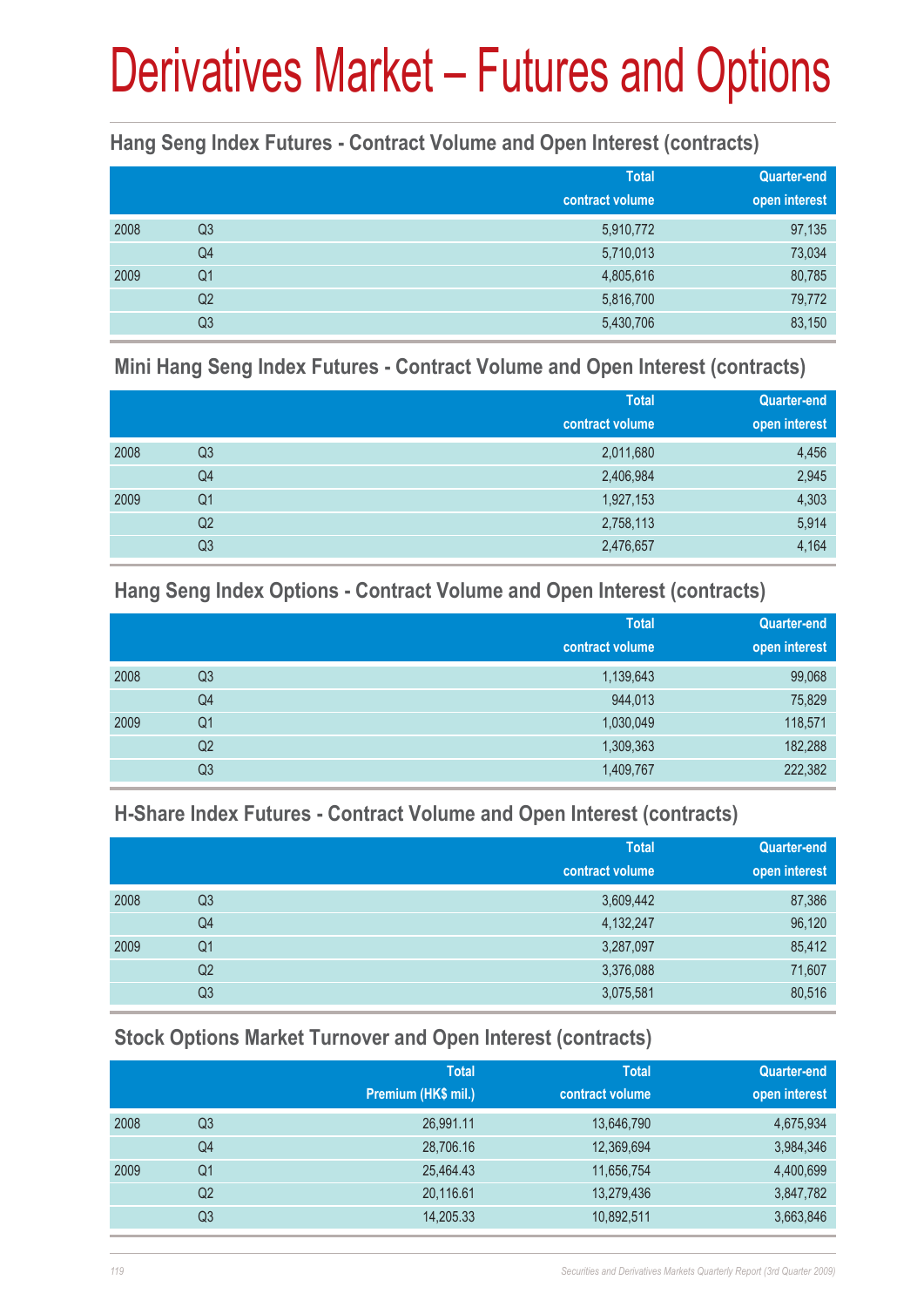# Derivatives Market – Futures and Options

## Hang Seng Index Futures - Contract Volume and Open Interest (contracts)

| | | Total contract volume | Quarter-end open interest |
|---|---|---|---|
| 2008 | Q3 | 5,910,772 | 97,135 |
| | Q4 | 5,710,013 | 73,034 |
| 2009 | Q1 | 4,805,616 | 80,785 |
| | Q2 | 5,816,700 | 79,772 |
| | Q3 | 5,430,706 | 83,150 |

## Mini Hang Seng Index Futures - Contract Volume and Open Interest (contracts)

| | | Total contract volume | Quarter-end open interest |
|---|---|---|---|
| 2008 | Q3 | 2,011,680 | 4,456 |
| | Q4 | 2,406,984 | 2,945 |
| 2009 | Q1 | 1,927,153 | 4,303 |
| | Q2 | 2,758,113 | 5,914 |
| | Q3 | 2,476,657 | 4,164 |

## Hang Seng Index Options - Contract Volume and Open Interest (contracts)

| | | Total contract volume | Quarter-end open interest |
|---|---|---|---|
| 2008 | Q3 | 1,139,643 | 99,068 |
| | Q4 | 944,013 | 75,829 |
| 2009 | Q1 | 1,030,049 | 118,571 |
| | Q2 | 1,309,363 | 182,288 |
| | Q3 | 1,409,767 | 222,382 |

## H-Share Index Futures - Contract Volume and Open Interest (contracts)

| | | Total contract volume | Quarter-end open interest |
|---|---|---|---|
| 2008 | Q3 | 3,609,442 | 87,386 |
| | Q4 | 4,132,247 | 96,120 |
| 2009 | Q1 | 3,287,097 | 85,412 |
| | Q2 | 3,376,088 | 71,607 |
| | Q3 | 3,075,581 | 80,516 |

## Stock Options Market Turnover and Open Interest (contracts)

| | | Total Premium (HK$ mil.) | Total contract volume | Quarter-end open interest |
|---|---|---|---|---|
| 2008 | Q3 | 26,991.11 | 13,646,790 | 4,675,934 |
| | Q4 | 28,706.16 | 12,369,694 | 3,984,346 |
| 2009 | Q1 | 25,464.43 | 11,656,754 | 4,400,699 |
| | Q2 | 20,116.61 | 13,279,436 | 3,847,782 |
| | Q3 | 14,205.33 | 10,892,511 | 3,663,846 |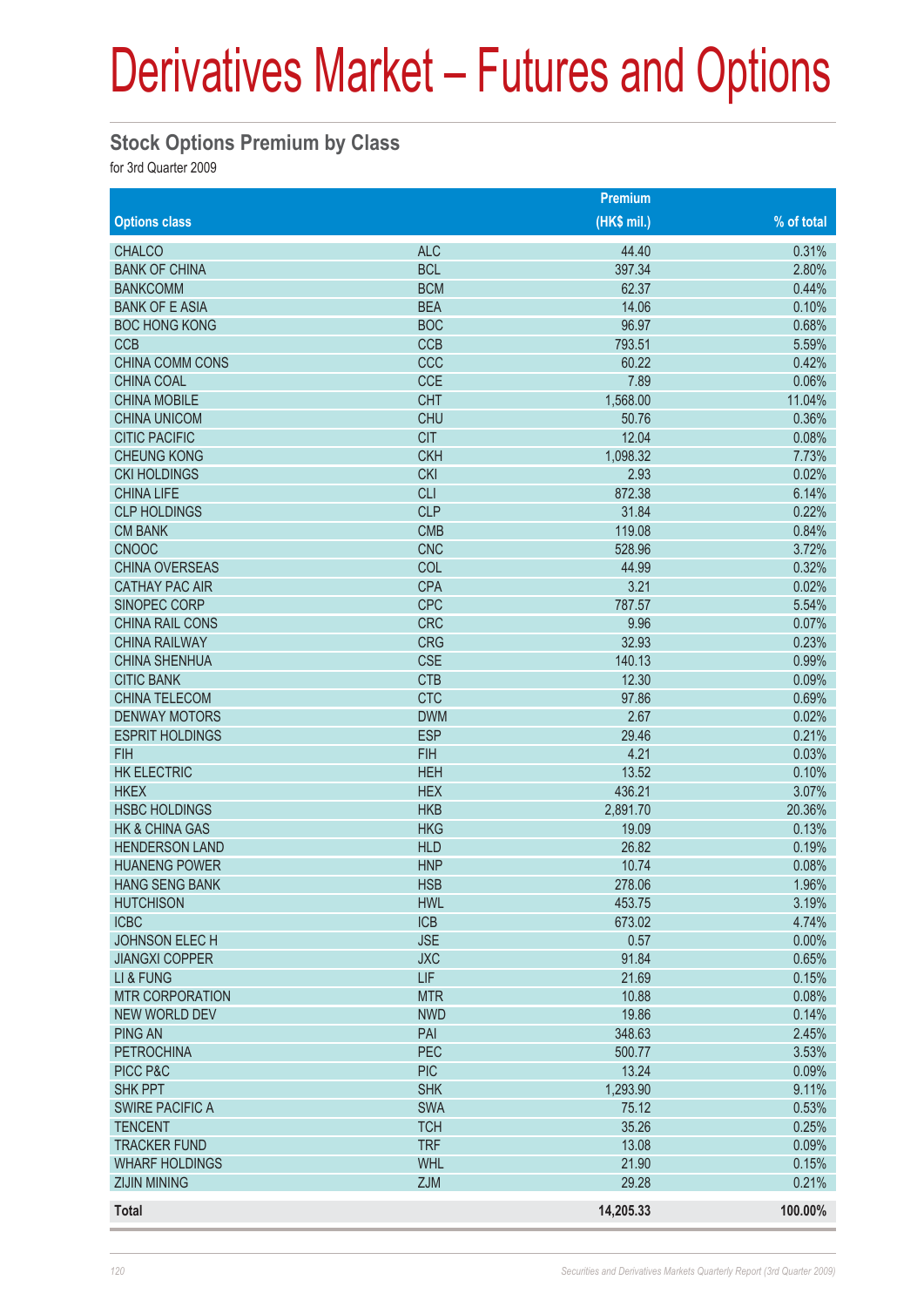# Derivatives Market – Futures and Options

## Stock Options Premium by Class

for 3rd Quarter 2009

| Options class | | Premium (HK$ mil.) | % of total |
|---|---|---|---|
| CHALCO | ALC | 44.40 | 0.31% |
| BANK OF CHINA | BCL | 397.34 | 2.80% |
| BANKCOMM | BCM | 62.37 | 0.44% |
| BANK OF E ASIA | BEA | 14.06 | 0.10% |
| BOC HONG KONG | BOC | 96.97 | 0.68% |
| CCB | CCB | 793.51 | 5.59% |
| CHINA COMM CONS | CCC | 60.22 | 0.42% |
| CHINA COAL | CCE | 7.89 | 0.06% |
| CHINA MOBILE | CHT | 1,568.00 | 11.04% |
| CHINA UNICOM | CHU | 50.76 | 0.36% |
| CITIC PACIFIC | CIT | 12.04 | 0.08% |
| CHEUNG KONG | CKH | 1,098.32 | 7.73% |
| CKI HOLDINGS | CKI | 2.93 | 0.02% |
| CHINA LIFE | CLI | 872.38 | 6.14% |
| CLP HOLDINGS | CLP | 31.84 | 0.22% |
| CM BANK | CMB | 119.08 | 0.84% |
| CNOOC | CNC | 528.96 | 3.72% |
| CHINA OVERSEAS | COL | 44.99 | 0.32% |
| CATHAY PAC AIR | CPA | 3.21 | 0.02% |
| SINOPEC CORP | CPC | 787.57 | 5.54% |
| CHINA RAIL CONS | CRC | 9.96 | 0.07% |
| CHINA RAILWAY | CRG | 32.93 | 0.23% |
| CHINA SHENHUA | CSE | 140.13 | 0.99% |
| CITIC BANK | CTB | 12.30 | 0.09% |
| CHINA TELECOM | CTC | 97.86 | 0.69% |
| DENWAY MOTORS | DWM | 2.67 | 0.02% |
| ESPRIT HOLDINGS | ESP | 29.46 | 0.21% |
| FIH | FIH | 4.21 | 0.03% |
| HK ELECTRIC | HEH | 13.52 | 0.10% |
| HKEX | HEX | 436.21 | 3.07% |
| HSBC HOLDINGS | HKB | 2,891.70 | 20.36% |
| HK & CHINA GAS | HKG | 19.09 | 0.13% |
| HENDERSON LAND | HLD | 26.82 | 0.19% |
| HUANENG POWER | HNP | 10.74 | 0.08% |
| HANG SENG BANK | HSB | 278.06 | 1.96% |
| HUTCHISON | HWL | 453.75 | 3.19% |
| ICBC | ICB | 673.02 | 4.74% |
| JOHNSON ELEC H | JSE | 0.57 | 0.00% |
| JIANGXI COPPER | JXC | 91.84 | 0.65% |
| LI & FUNG | LIF | 21.69 | 0.15% |
| MTR CORPORATION | MTR | 10.88 | 0.08% |
| NEW WORLD DEV | NWD | 19.86 | 0.14% |
| PING AN | PAI | 348.63 | 2.45% |
| PETROCHINA | PEC | 500.77 | 3.53% |
| PICC P&C | PIC | 13.24 | 0.09% |
| SHK PPT | SHK | 1,293.90 | 9.11% |
| SWIRE PACIFIC A | SWA | 75.12 | 0.53% |
| TENCENT | TCH | 35.26 | 0.25% |
| TRACKER FUND | TRF | 13.08 | 0.09% |
| WHARF HOLDINGS | WHL | 21.90 | 0.15% |
| ZIJIN MINING | ZJM | 29.28 | 0.21% |
| **Total** | | **14,205.33** | **100.00%** |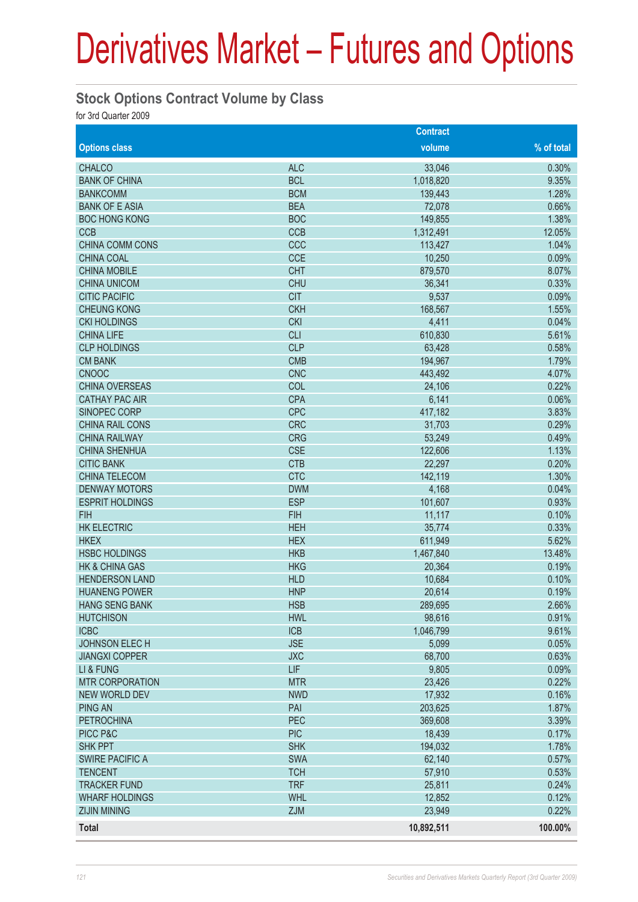# Derivatives Market – Futures and Options

## Stock Options Contract Volume by Class

for 3rd Quarter 2009

| Options class | | Contract volume | % of total |
|---|---|---|---|
| CHALCO | ALC | 33,046 | 0.30% |
| BANK OF CHINA | BCL | 1,018,820 | 9.35% |
| BANKCOMM | BCM | 139,443 | 1.28% |
| BANK OF E ASIA | BEA | 72,078 | 0.66% |
| BOC HONG KONG | BOC | 149,855 | 1.38% |
| CCB | CCB | 1,312,491 | 12.05% |
| CHINA COMM CONS | CCC | 113,427 | 1.04% |
| CHINA COAL | CCE | 10,250 | 0.09% |
| CHINA MOBILE | CHT | 879,570 | 8.07% |
| CHINA UNICOM | CHU | 36,341 | 0.33% |
| CITIC PACIFIC | CIT | 9,537 | 0.09% |
| CHEUNG KONG | CKH | 168,567 | 1.55% |
| CKI HOLDINGS | CKI | 4,411 | 0.04% |
| CHINA LIFE | CLI | 610,830 | 5.61% |
| CLP HOLDINGS | CLP | 63,428 | 0.58% |
| CM BANK | CMB | 194,967 | 1.79% |
| CNOOC | CNC | 443,492 | 4.07% |
| CHINA OVERSEAS | COL | 24,106 | 0.22% |
| CATHAY PAC AIR | CPA | 6,141 | 0.06% |
| SINOPEC CORP | CPC | 417,182 | 3.83% |
| CHINA RAIL CONS | CRC | 31,703 | 0.29% |
| CHINA RAILWAY | CRG | 53,249 | 0.49% |
| CHINA SHENHUA | CSE | 122,606 | 1.13% |
| CITIC BANK | CTB | 22,297 | 0.20% |
| CHINA TELECOM | CTC | 142,119 | 1.30% |
| DENWAY MOTORS | DWM | 4,168 | 0.04% |
| ESPRIT HOLDINGS | ESP | 101,607 | 0.93% |
| FIH | FIH | 11,117 | 0.10% |
| HK ELECTRIC | HEH | 35,774 | 0.33% |
| HKEX | HEX | 611,949 | 5.62% |
| HSBC HOLDINGS | HKB | 1,467,840 | 13.48% |
| HK & CHINA GAS | HKG | 20,364 | 0.19% |
| HENDERSON LAND | HLD | 10,684 | 0.10% |
| HUANENG POWER | HNP | 20,614 | 0.19% |
| HANG SENG BANK | HSB | 289,695 | 2.66% |
| HUTCHISON | HWL | 98,616 | 0.91% |
| ICBC | ICB | 1,046,799 | 9.61% |
| JOHNSON ELEC H | JSE | 5,099 | 0.05% |
| JIANGXI COPPER | JXC | 68,700 | 0.63% |
| LI & FUNG | LIF | 9,805 | 0.09% |
| MTR CORPORATION | MTR | 23,426 | 0.22% |
| NEW WORLD DEV | NWD | 17,932 | 0.16% |
| PING AN | PAI | 203,625 | 1.87% |
| PETROCHINA | PEC | 369,608 | 3.39% |
| PICC P&C | PIC | 18,439 | 0.17% |
| SHK PPT | SHK | 194,032 | 1.78% |
| SWIRE PACIFIC A | SWA | 62,140 | 0.57% |
| TENCENT | TCH | 57,910 | 0.53% |
| TRACKER FUND | TRF | 25,811 | 0.24% |
| WHARF HOLDINGS | WHL | 12,852 | 0.12% |
| ZIJIN MINING | ZJM | 23,949 | 0.22% |
| **Total** | | **10,892,511** | **100.00%** |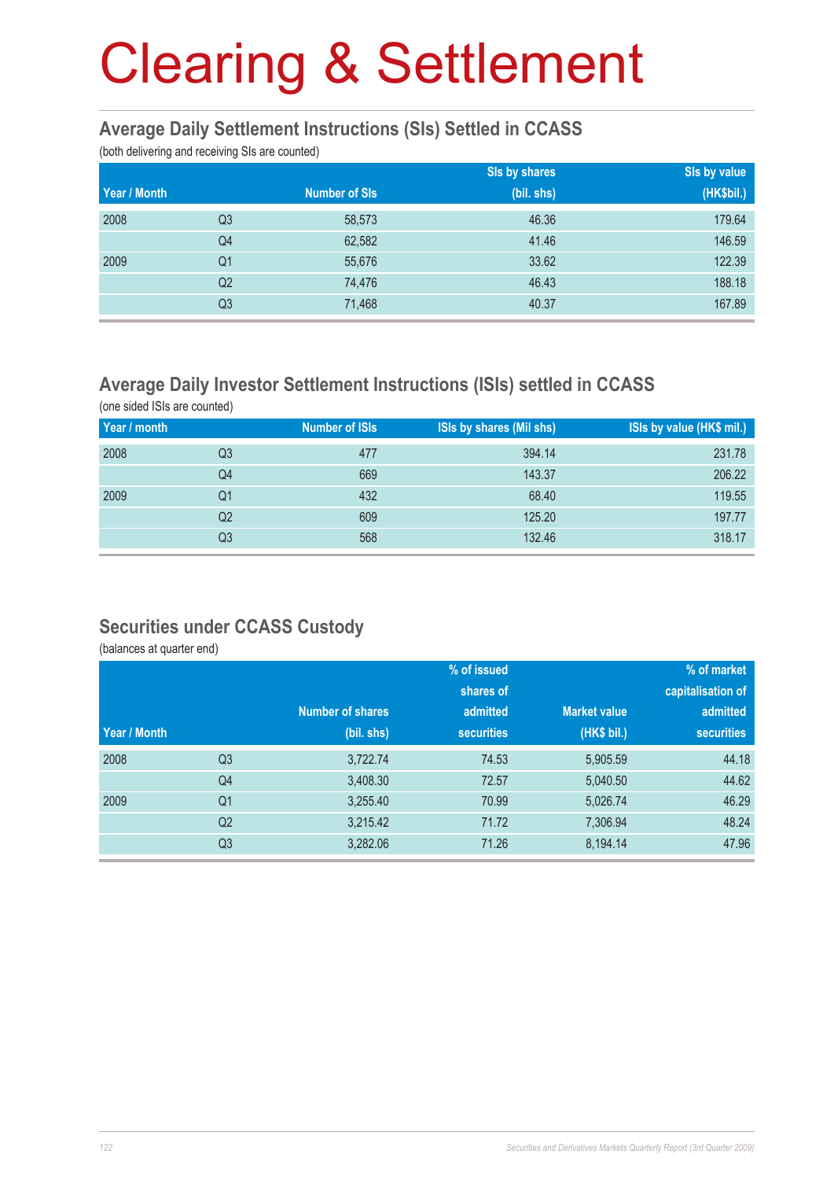# Clearing & Settlement

## Average Daily Settlement Instructions (SIs) Settled in CCASS

(both delivering and receiving SIs are counted)

| Year / Month | | Number of SIs | SIs by shares (bil. shs) | SIs by value (HK$bil.) |
|---|---|---|---|---|
| 2008 | Q3 | 58,573 | 46.36 | 179.64 |
| | Q4 | 62,582 | 41.46 | 146.59 |
| 2009 | Q1 | 55,676 | 33.62 | 122.39 |
| | Q2 | 74,476 | 46.43 | 188.18 |
| | Q3 | 71,468 | 40.37 | 167.89 |

## Average Daily Investor Settlement Instructions (ISIs) settled in CCASS

(one sided ISIs are counted)

| Year / month | | Number of ISIs | ISIs by shares (Mil shs) | ISIs by value (HK$ mil.) |
|---|---|---|---|---|
| 2008 | Q3 | 477 | 394.14 | 231.78 |
| | Q4 | 669 | 143.37 | 206.22 |
| 2009 | Q1 | 432 | 68.40 | 119.55 |
| | Q2 | 609 | 125.20 | 197.77 |
| | Q3 | 568 | 132.46 | 318.17 |

## Securities under CCASS Custody

(balances at quarter end)

| Year / Month | | Number of shares (bil. shs) | % of issued shares of admitted securities | Market value (HK$ bil.) | % of market capitalisation of admitted securities |
|---|---|---|---|---|---|
| 2008 | Q3 | 3,722.74 | 74.53 | 5,905.59 | 44.18 |
| | Q4 | 3,408.30 | 72.57 | 5,040.50 | 44.62 |
| 2009 | Q1 | 3,255.40 | 70.99 | 5,026.74 | 46.29 |
| | Q2 | 3,215.42 | 71.72 | 7,306.94 | 48.24 |
| | Q3 | 3,282.06 | 71.26 | 8,194.14 | 47.96 |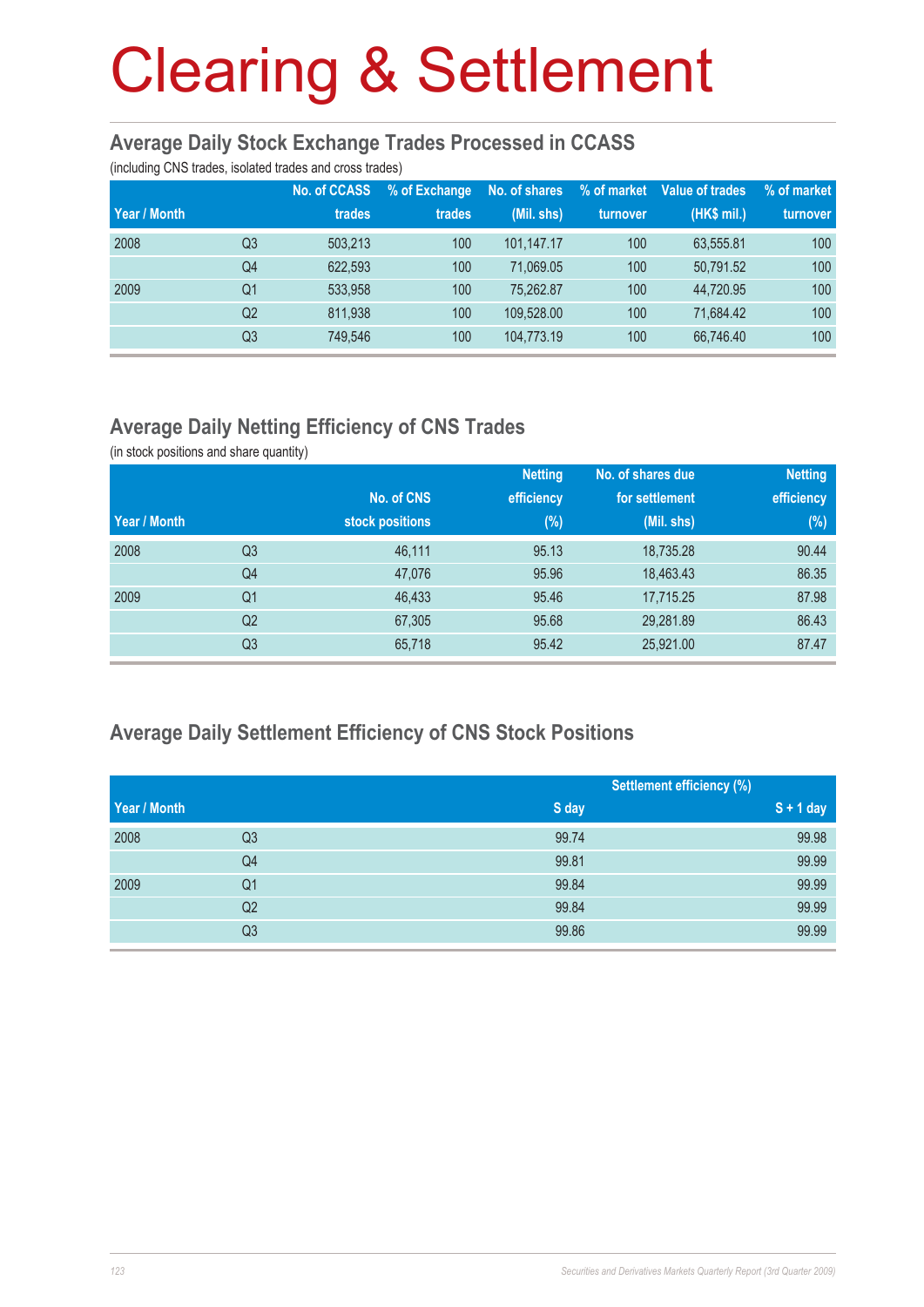# Clearing & Settlement

## Average Daily Stock Exchange Trades Processed in CCASS

(including CNS trades, isolated trades and cross trades)

| Year / Month | | No. of CCASS trades | % of Exchange trades | No. of shares (Mil. shs) | % of market turnover | Value of trades (HK$ mil.) | % of market turnover |
|---|---|---|---|---|---|---|---|
| 2008 | Q3 | 503,213 | 100 | 101,147.17 | 100 | 63,555.81 | 100 |
| | Q4 | 622,593 | 100 | 71,069.05 | 100 | 50,791.52 | 100 |
| 2009 | Q1 | 533,958 | 100 | 75,262.87 | 100 | 44,720.95 | 100 |
| | Q2 | 811,938 | 100 | 109,528.00 | 100 | 71,684.42 | 100 |
| | Q3 | 749,546 | 100 | 104,773.19 | 100 | 66,746.40 | 100 |

## Average Daily Netting Efficiency of CNS Trades

(in stock positions and share quantity)

| Year / Month | | No. of CNS stock positions | Netting efficiency (%) | No. of shares due for settlement (Mil. shs) | Netting efficiency (%) |
|---|---|---|---|---|---|
| 2008 | Q3 | 46,111 | 95.13 | 18,735.28 | 90.44 |
| | Q4 | 47,076 | 95.96 | 18,463.43 | 86.35 |
| 2009 | Q1 | 46,433 | 95.46 | 17,715.25 | 87.98 |
| | Q2 | 67,305 | 95.68 | 29,281.89 | 86.43 |
| | Q3 | 65,718 | 95.42 | 25,921.00 | 87.47 |

## Average Daily Settlement Efficiency of CNS Stock Positions

| Year / Month | | Settlement efficiency (%) | |
|---|---|---|---|
| | | S day | S + 1 day |
| 2008 | Q3 | 99.74 | 99.98 |
| | Q4 | 99.81 | 99.99 |
| 2009 | Q1 | 99.84 | 99.99 |
| | Q2 | 99.84 | 99.99 |
| | Q3 | 99.86 | 99.99 |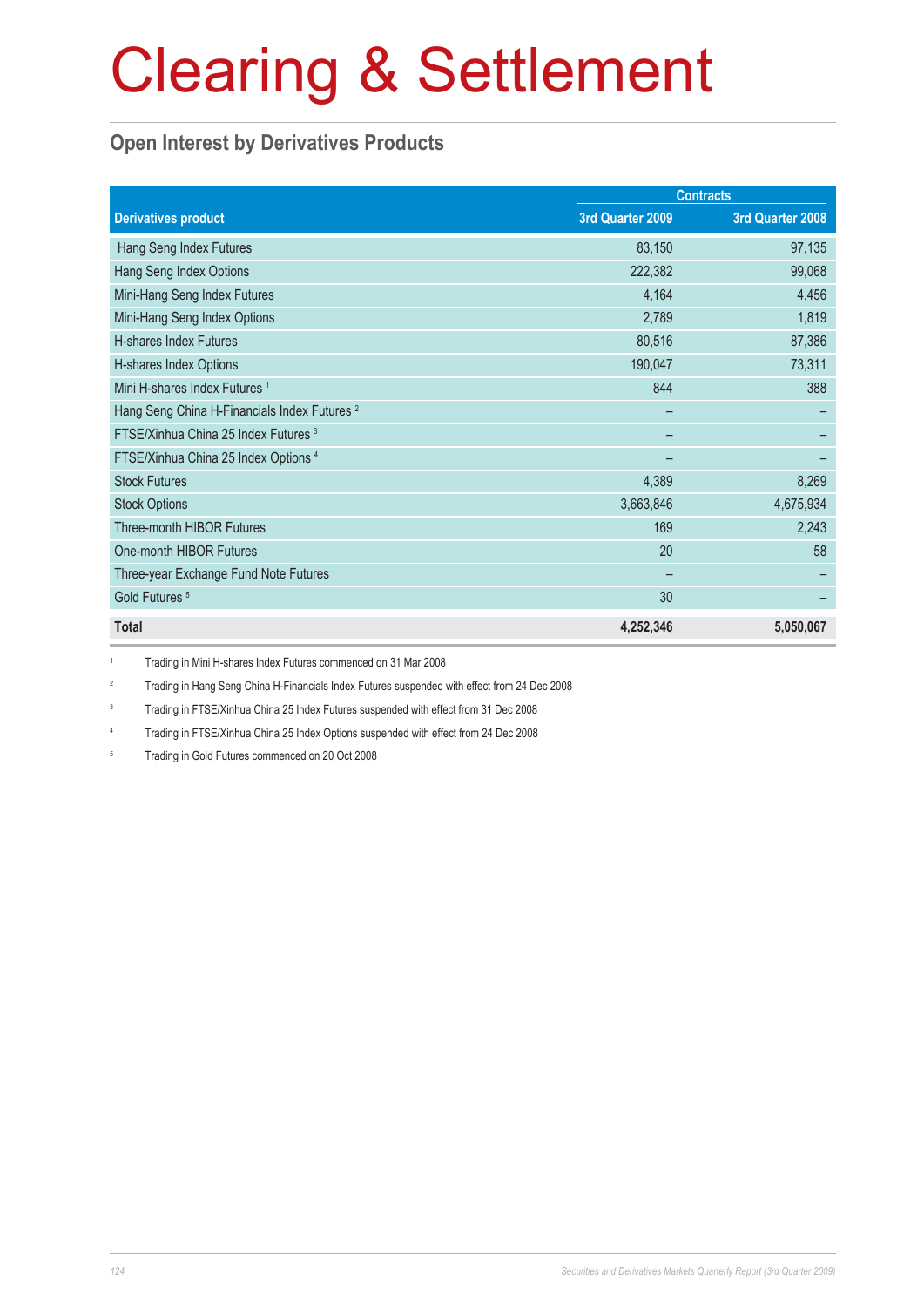# Clearing & Settlement

## Open Interest by Derivatives Products

| Derivatives product | Contracts | |
|---|---|---|
| | 3rd Quarter 2009 | 3rd Quarter 2008 |
| Hang Seng Index Futures | 83,150 | 97,135 |
| Hang Seng Index Options | 222,382 | 99,068 |
| Mini-Hang Seng Index Futures | 4,164 | 4,456 |
| Mini-Hang Seng Index Options | 2,789 | 1,819 |
| H-shares Index Futures | 80,516 | 87,386 |
| H-shares Index Options | 190,047 | 73,311 |
| Mini H-shares Index Futures [1] | 844 | 388 |
| Hang Seng China H-Financials Index Futures [2] | – | – |
| FTSE/Xinhua China 25 Index Futures [3] | – | – |
| FTSE/Xinhua China 25 Index Options [4] | – | – |
| Stock Futures | 4,389 | 8,269 |
| Stock Options | 3,663,846 | 4,675,934 |
| Three-month HIBOR Futures | 169 | 2,243 |
| One-month HIBOR Futures | 20 | 58 |
| Three-year Exchange Fund Note Futures | – | – |
| Gold Futures [5] | 30 | – |
| **Total** | **4,252,346** | **5,050,067** |

[1] Trading in Mini H-shares Index Futures commenced on 31 Mar 2008

[2] Trading in Hang Seng China H-Financials Index Futures suspended with effect from 24 Dec 2008

[3] Trading in FTSE/Xinhua China 25 Index Futures suspended with effect from 31 Dec 2008

[4] Trading in FTSE/Xinhua China 25 Index Options suspended with effect from 24 Dec 2008

[5] Trading in Gold Futures commenced on 20 Oct 2008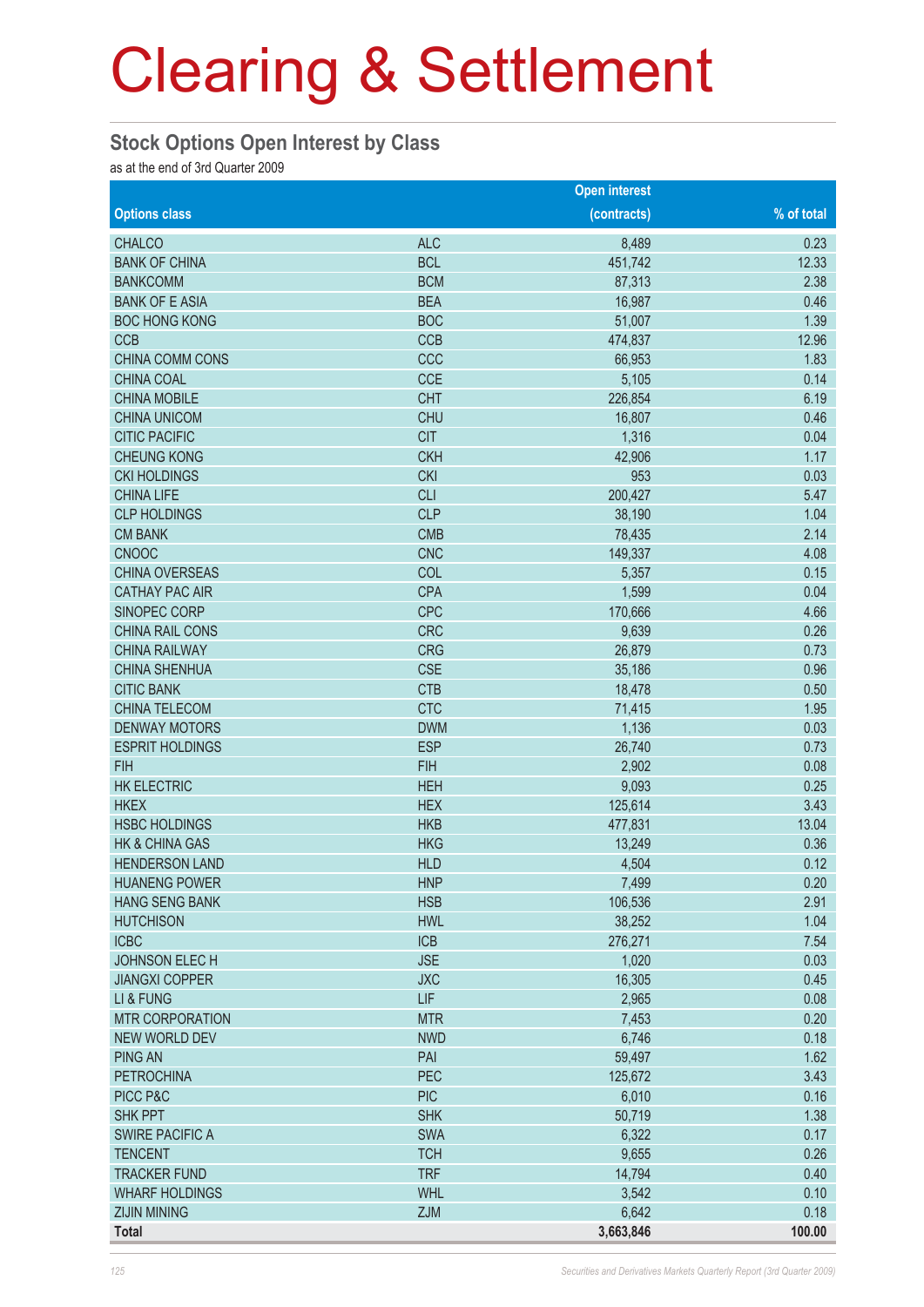# Clearing & Settlement

## Stock Options Open Interest by Class

as at the end of 3rd Quarter 2009

| Options class | | Open interest (contracts) | % of total |
|---|---|---|---|
| CHALCO | ALC | 8,489 | 0.23 |
| BANK OF CHINA | BCL | 451,742 | 12.33 |
| BANKCOMM | BCM | 87,313 | 2.38 |
| BANK OF E ASIA | BEA | 16,987 | 0.46 |
| BOC HONG KONG | BOC | 51,007 | 1.39 |
| CCB | CCB | 474,837 | 12.96 |
| CHINA COMM CONS | CCC | 66,953 | 1.83 |
| CHINA COAL | CCE | 5,105 | 0.14 |
| CHINA MOBILE | CHT | 226,854 | 6.19 |
| CHINA UNICOM | CHU | 16,807 | 0.46 |
| CITIC PACIFIC | CIT | 1,316 | 0.04 |
| CHEUNG KONG | CKH | 42,906 | 1.17 |
| CKI HOLDINGS | CKI | 953 | 0.03 |
| CHINA LIFE | CLI | 200,427 | 5.47 |
| CLP HOLDINGS | CLP | 38,190 | 1.04 |
| CM BANK | CMB | 78,435 | 2.14 |
| CNOOC | CNC | 149,337 | 4.08 |
| CHINA OVERSEAS | COL | 5,357 | 0.15 |
| CATHAY PAC AIR | CPA | 1,599 | 0.04 |
| SINOPEC CORP | CPC | 170,666 | 4.66 |
| CHINA RAIL CONS | CRC | 9,639 | 0.26 |
| CHINA RAILWAY | CRG | 26,879 | 0.73 |
| CHINA SHENHUA | CSE | 35,186 | 0.96 |
| CITIC BANK | CTB | 18,478 | 0.50 |
| CHINA TELECOM | CTC | 71,415 | 1.95 |
| DENWAY MOTORS | DWM | 1,136 | 0.03 |
| ESPRIT HOLDINGS | ESP | 26,740 | 0.73 |
| FIH | FIH | 2,902 | 0.08 |
| HK ELECTRIC | HEH | 9,093 | 0.25 |
| HKEX | HEX | 125,614 | 3.43 |
| HSBC HOLDINGS | HKB | 477,831 | 13.04 |
| HK & CHINA GAS | HKG | 13,249 | 0.36 |
| HENDERSON LAND | HLD | 4,504 | 0.12 |
| HUANENG POWER | HNP | 7,499 | 0.20 |
| HANG SENG BANK | HSB | 106,536 | 2.91 |
| HUTCHISON | HWL | 38,252 | 1.04 |
| ICBC | ICB | 276,271 | 7.54 |
| JOHNSON ELEC H | JSE | 1,020 | 0.03 |
| JIANGXI COPPER | JXC | 16,305 | 0.45 |
| LI & FUNG | LIF | 2,965 | 0.08 |
| MTR CORPORATION | MTR | 7,453 | 0.20 |
| NEW WORLD DEV | NWD | 6,746 | 0.18 |
| PING AN | PAI | 59,497 | 1.62 |
| PETROCHINA | PEC | 125,672 | 3.43 |
| PICC P&C | PIC | 6,010 | 0.16 |
| SHK PPT | SHK | 50,719 | 1.38 |
| SWIRE PACIFIC A | SWA | 6,322 | 0.17 |
| TENCENT | TCH | 9,655 | 0.26 |
| TRACKER FUND | TRF | 14,794 | 0.40 |
| WHARF HOLDINGS | WHL | 3,542 | 0.10 |
| ZIJIN MINING | ZJM | 6,642 | 0.18 |
| **Total** | | **3,663,846** | **100.00** |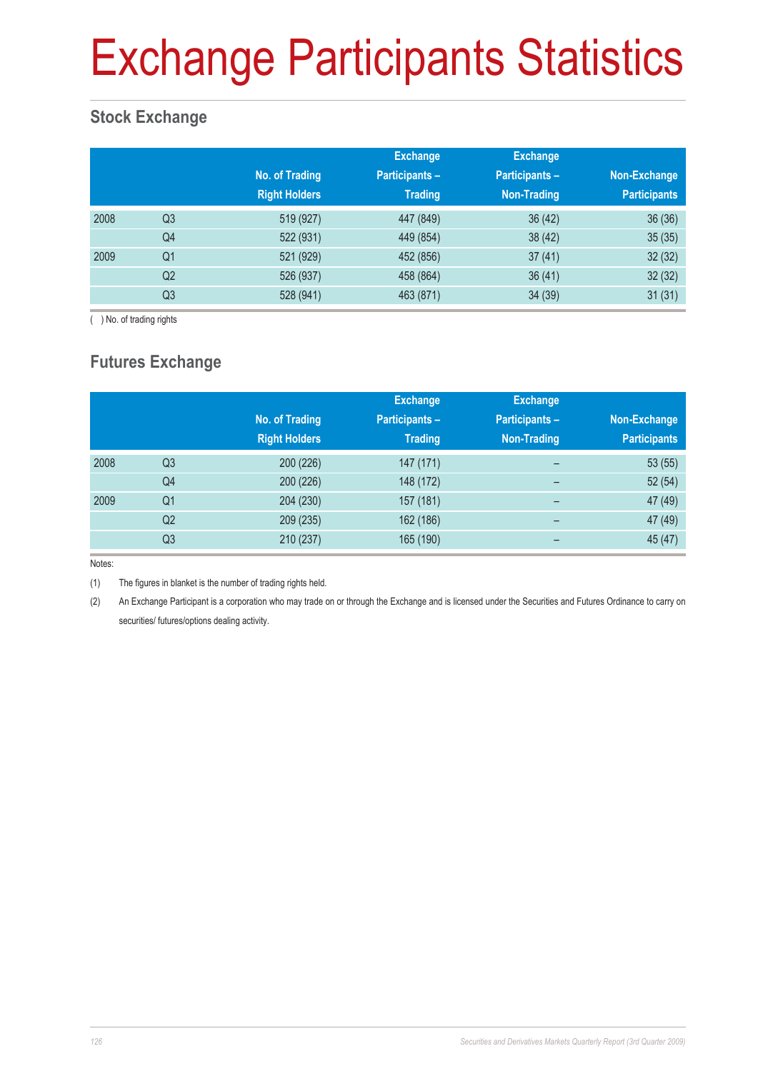# Exchange Participants Statistics

## Stock Exchange

| | | No. of Trading Right Holders | Exchange Participants – Trading | Exchange Participants – Non-Trading | Non-Exchange Participants |
|---|---|---|---|---|---|
| 2008 | Q3 | 519 (927) | 447 (849) | 36 (42) | 36 (36) |
| | Q4 | 522 (931) | 449 (854) | 38 (42) | 35 (35) |
| 2009 | Q1 | 521 (929) | 452 (856) | 37 (41) | 32 (32) |
| | Q2 | 526 (937) | 458 (864) | 36 (41) | 32 (32) |
| | Q3 | 528 (941) | 463 (871) | 34 (39) | 31 (31) |

( ) No. of trading rights

## Futures Exchange

| | | No. of Trading Right Holders | Exchange Participants – Trading | Exchange Participants – Non-Trading | Non-Exchange Participants |
|---|---|---|---|---|---|
| 2008 | Q3 | 200 (226) | 147 (171) | – | 53 (55) |
| | Q4 | 200 (226) | 148 (172) | – | 52 (54) |
| 2009 | Q1 | 204 (230) | 157 (181) | – | 47 (49) |
| | Q2 | 209 (235) | 162 (186) | – | 47 (49) |
| | Q3 | 210 (237) | 165 (190) | – | 45 (47) |

Notes:

(1) The figures in blanket is the number of trading rights held.

(2) An Exchange Participant is a corporation who may trade on or through the Exchange and is licensed under the Securities and Futures Ordinance to carry on securities/ futures/options dealing activity.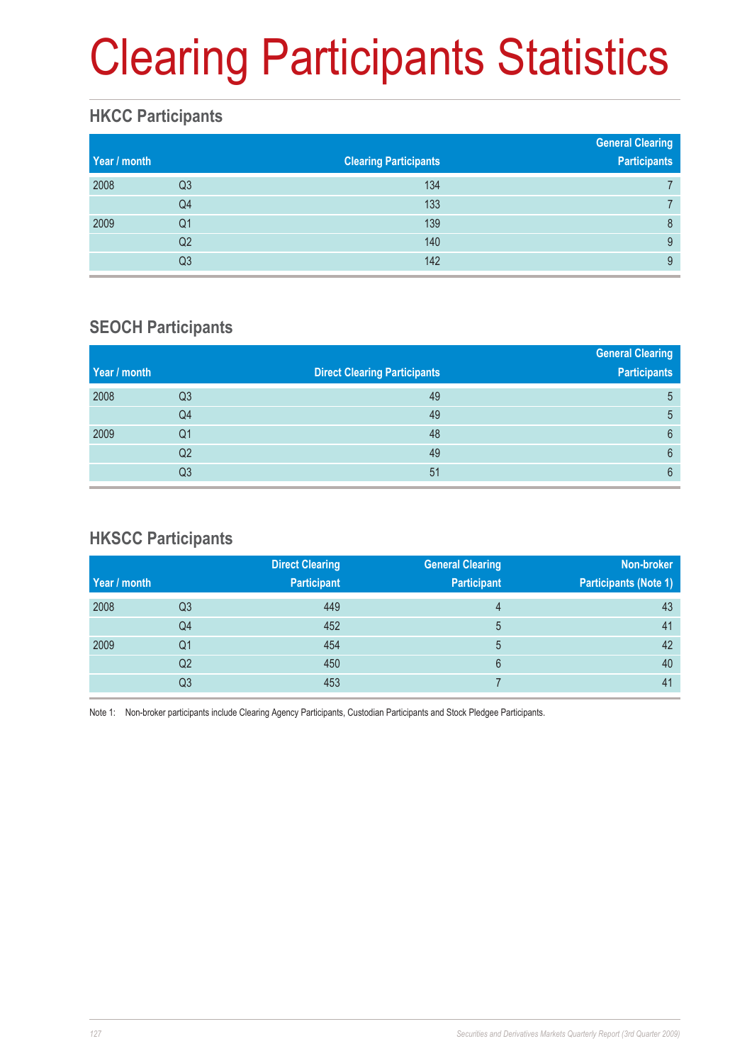# Clearing Participants Statistics

## HKCC Participants

| Year / month | | Clearing Participants | General Clearing Participants |
|---|---|---|---|
| 2008 | Q3 | 134 | 7 |
| | Q4 | 133 | 7 |
| 2009 | Q1 | 139 | 8 |
| | Q2 | 140 | 9 |
| | Q3 | 142 | 9 |

## SEOCH Participants

| Year / month | | Direct Clearing Participants | General Clearing Participants |
|---|---|---|---|
| 2008 | Q3 | 49 | 5 |
| | Q4 | 49 | 5 |
| 2009 | Q1 | 48 | 6 |
| | Q2 | 49 | 6 |
| | Q3 | 51 | 6 |

## HKSCC Participants

| Year / month | | Direct Clearing Participant | General Clearing Participant | Non-broker Participants (Note 1) |
|---|---|---|---|---|
| 2008 | Q3 | 449 | 4 | 43 |
| | Q4 | 452 | 5 | 41 |
| 2009 | Q1 | 454 | 5 | 42 |
| | Q2 | 450 | 6 | 40 |
| | Q3 | 453 | 7 | 41 |

Note 1: Non-broker participants include Clearing Agency Participants, Custodian Participants and Stock Pledgee Participants.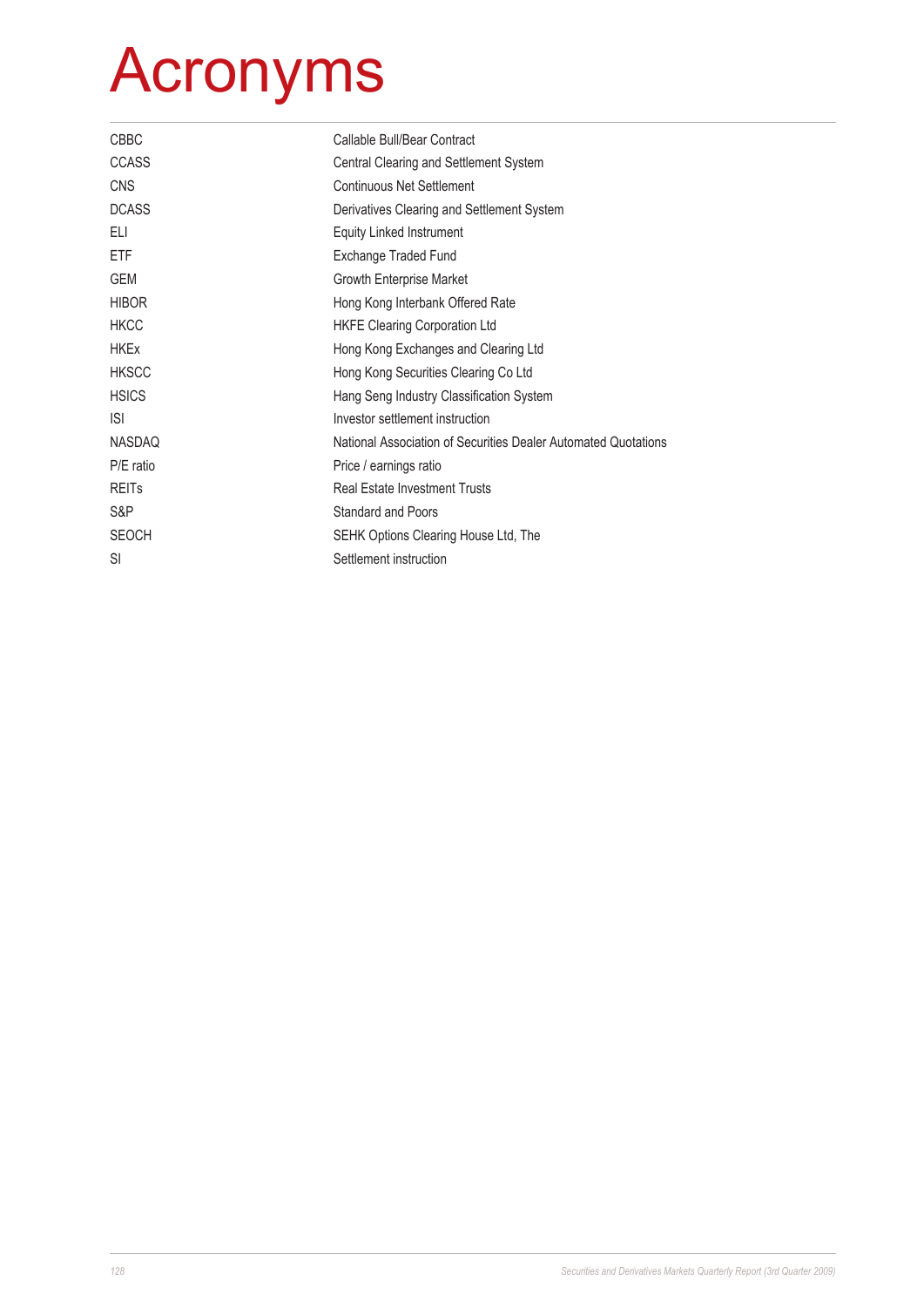# Acronyms

| | |
|---|---|
| CBBC | Callable Bull/Bear Contract |
| CCASS | Central Clearing and Settlement System |
| CNS | Continuous Net Settlement |
| DCASS | Derivatives Clearing and Settlement System |
| ELI | Equity Linked Instrument |
| ETF | Exchange Traded Fund |
| GEM | Growth Enterprise Market |
| HIBOR | Hong Kong Interbank Offered Rate |
| HKCC | HKFE Clearing Corporation Ltd |
| HKEx | Hong Kong Exchanges and Clearing Ltd |
| HKSCC | Hong Kong Securities Clearing Co Ltd |
| HSICS | Hang Seng Industry Classification System |
| ISI | Investor settlement instruction |
| NASDAQ | National Association of Securities Dealer Automated Quotations |
| P/E ratio | Price / earnings ratio |
| REITs | Real Estate Investment Trusts |
| S&P | Standard and Poors |
| SEOCH | SEHK Options Clearing House Ltd, The |
| SI | Settlement instruction |